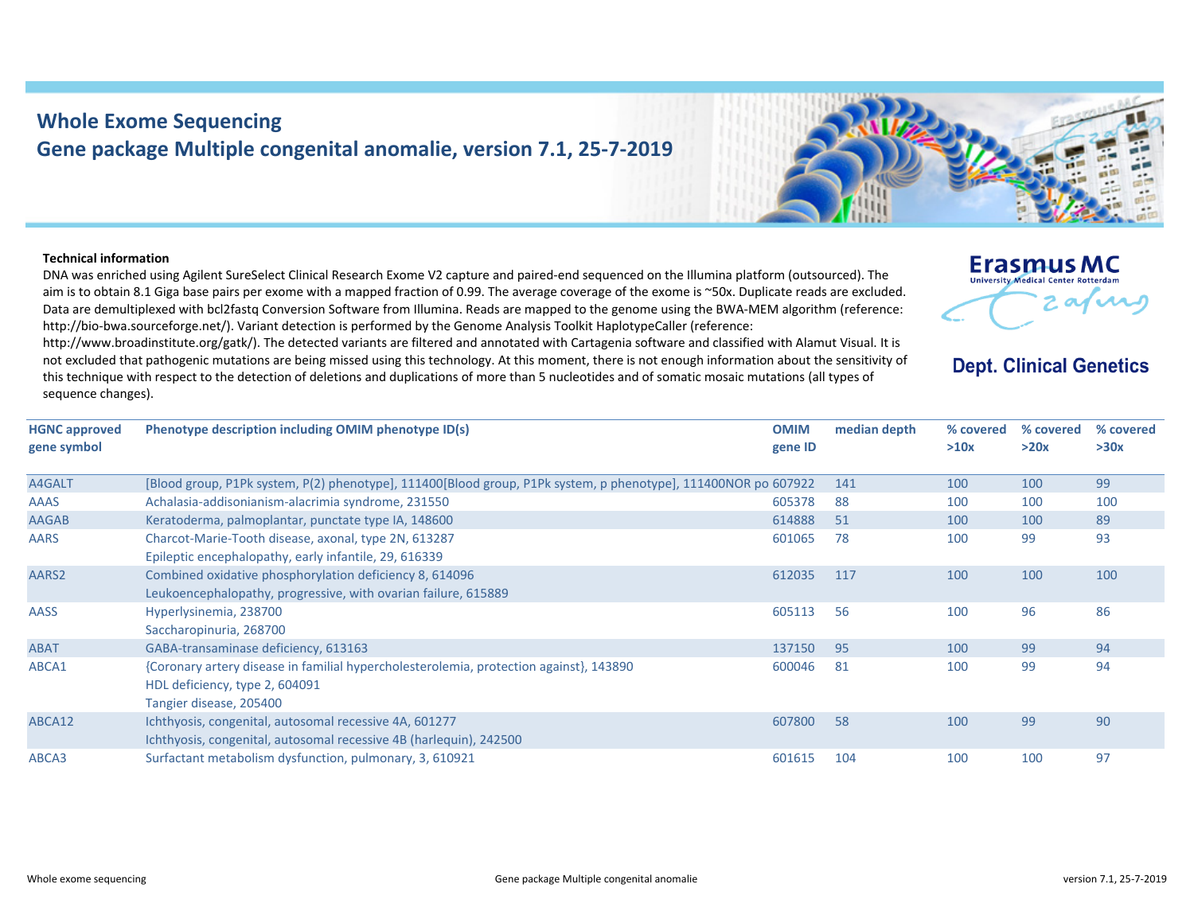# Whole Exome Sequencing
## Gene package Multiple congenital anomalie, version 7.1, 25-7-2019

Erasmus MC
University Medical Center Rotterdam

**Dept. Clinical Genetics**

**Technical information**

DNA was enriched using Agilent SureSelect Clinical Research Exome V2 capture and paired-end sequenced on the Illumina platform (outsourced). The aim is to obtain 8.1 Giga base pairs per exome with a mapped fraction of 0.99. The average coverage of the exome is ~50x. Duplicate reads are excluded. Data are demultiplexed with bcl2fastq Conversion Software from Illumina. Reads are mapped to the genome using the BWA-MEM algorithm (reference: http://bio-bwa.sourceforge.net/). Variant detection is performed by the Genome Analysis Toolkit HaplotypeCaller (reference: http://www.broadinstitute.org/gatk/). The detected variants are filtered and annotated with Cartagenia software and classified with Alamut Visual. It is not excluded that pathogenic mutations are being missed using this technology. At this moment, there is not enough information about the sensitivity of this technique with respect to the detection of deletions and duplications of more than 5 nucleotides and of somatic mosaic mutations (all types of sequence changes).

| HGNC approved gene symbol | Phenotype description including OMIM phenotype ID(s) | OMIM gene ID | median depth | % covered >10x | % covered >20x | % covered >30x |
|---|---|---|---|---|---|---|
| A4GALT | [Blood group, P1Pk system, P(2) phenotype], 111400[Blood group, P1Pk system, p phenotype], 111400NOR po | 607922 | 141 | 100 | 100 | 99 |
| AAAS | Achalasia-addisonianism-alacrimia syndrome, 231550 | 605378 | 88 | 100 | 100 | 100 |
| AAGAB | Keratoderma, palmoplantar, punctate type IA, 148600 | 614888 | 51 | 100 | 100 | 89 |
| AARS | Charcot-Marie-Tooth disease, axonal, type 2N, 613287<br>Epileptic encephalopathy, early infantile, 29, 616339 | 601065 | 78 | 100 | 99 | 93 |
| AARS2 | Combined oxidative phosphorylation deficiency 8, 614096<br>Leukoencephalopathy, progressive, with ovarian failure, 615889 | 612035 | 117 | 100 | 100 | 100 |
| AASS | Hyperlysinemia, 238700<br>Saccharopinuria, 268700 | 605113 | 56 | 100 | 96 | 86 |
| ABAT | GABA-transaminase deficiency, 613163 | 137150 | 95 | 100 | 99 | 94 |
| ABCA1 | {Coronary artery disease in familial hypercholesterolemia, protection against}, 143890<br>HDL deficiency, type 2, 604091<br>Tangier disease, 205400 | 600046 | 81 | 100 | 99 | 94 |
| ABCA12 | Ichthyosis, congenital, autosomal recessive 4A, 601277<br>Ichthyosis, congenital, autosomal recessive 4B (harlequin), 242500 | 607800 | 58 | 100 | 99 | 90 |
| ABCA3 | Surfactant metabolism dysfunction, pulmonary, 3, 610921 | 601615 | 104 | 100 | 100 | 97 |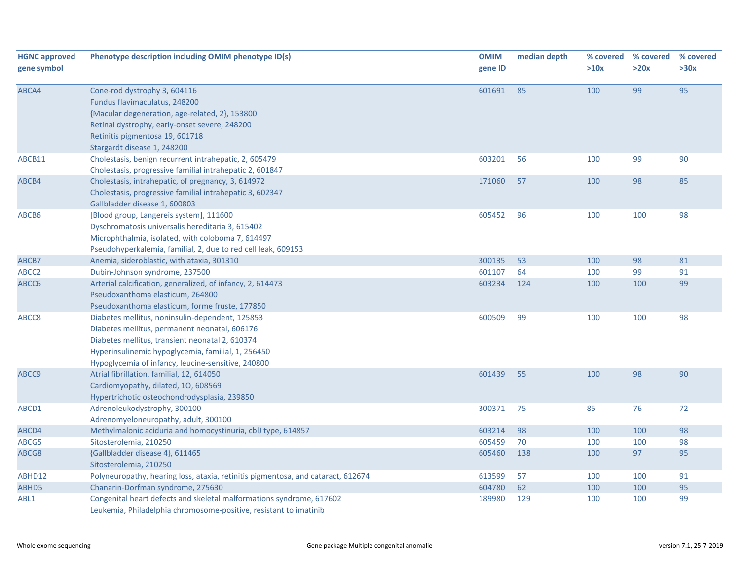| HGNC approved gene symbol | Phenotype description including OMIM phenotype ID(s) | OMIM gene ID | median depth | % covered >10x | % covered >20x | % covered >30x |
|---|---|---|---|---|---|---|
| ABCA4 | Cone-rod dystrophy 3, 604116<br>Fundus flavimaculatus, 248200<br>{Macular degeneration, age-related, 2}, 153800<br>Retinal dystrophy, early-onset severe, 248200<br>Retinitis pigmentosa 19, 601718<br>Stargardt disease 1, 248200 | 601691 | 85 | 100 | 99 | 95 |
| ABCB11 | Cholestasis, benign recurrent intrahepatic, 2, 605479<br>Cholestasis, progressive familial intrahepatic 2, 601847 | 603201 | 56 | 100 | 99 | 90 |
| ABCB4 | Cholestasis, intrahepatic, of pregnancy, 3, 614972<br>Cholestasis, progressive familial intrahepatic 3, 602347<br>Gallbladder disease 1, 600803 | 171060 | 57 | 100 | 98 | 85 |
| ABCB6 | [Blood group, Langereis system], 111600<br>Dyschromatosis universalis hereditaria 3, 615402<br>Microphthalmia, isolated, with coloboma 7, 614497<br>Pseudohyperkalemia, familial, 2, due to red cell leak, 609153 | 605452 | 96 | 100 | 100 | 98 |
| ABCB7 | Anemia, sideroblastic, with ataxia, 301310 | 300135 | 53 | 100 | 98 | 81 |
| ABCC2 | Dubin-Johnson syndrome, 237500 | 601107 | 64 | 100 | 99 | 91 |
| ABCC6 | Arterial calcification, generalized, of infancy, 2, 614473<br>Pseudoxanthoma elasticum, 264800<br>Pseudoxanthoma elasticum, forme fruste, 177850 | 603234 | 124 | 100 | 100 | 99 |
| ABCC8 | Diabetes mellitus, noninsulin-dependent, 125853<br>Diabetes mellitus, permanent neonatal, 606176<br>Diabetes mellitus, transient neonatal 2, 610374<br>Hyperinsulinemic hypoglycemia, familial, 1, 256450<br>Hypoglycemia of infancy, leucine-sensitive, 240800 | 600509 | 99 | 100 | 100 | 98 |
| ABCC9 | Atrial fibrillation, familial, 12, 614050<br>Cardiomyopathy, dilated, 1O, 608569<br>Hypertrichotic osteochondrodysplasia, 239850 | 601439 | 55 | 100 | 98 | 90 |
| ABCD1 | Adrenoleukodystrophy, 300100<br>Adrenomyeloneuropathy, adult, 300100 | 300371 | 75 | 85 | 76 | 72 |
| ABCD4 | Methylmalonic aciduria and homocystinuria, cblJ type, 614857 | 603214 | 98 | 100 | 100 | 98 |
| ABCG5 | Sitosterolemia, 210250 | 605459 | 70 | 100 | 100 | 98 |
| ABCG8 | {Gallbladder disease 4}, 611465<br>Sitosterolemia, 210250 | 605460 | 138 | 100 | 97 | 95 |
| ABHD12 | Polyneuropathy, hearing loss, ataxia, retinitis pigmentosa, and cataract, 612674 | 613599 | 57 | 100 | 100 | 91 |
| ABHD5 | Chanarin-Dorfman syndrome, 275630 | 604780 | 62 | 100 | 100 | 95 |
| ABL1 | Congenital heart defects and skeletal malformations syndrome, 617602<br>Leukemia, Philadelphia chromosome-positive, resistant to imatinib | 189980 | 129 | 100 | 100 | 99 |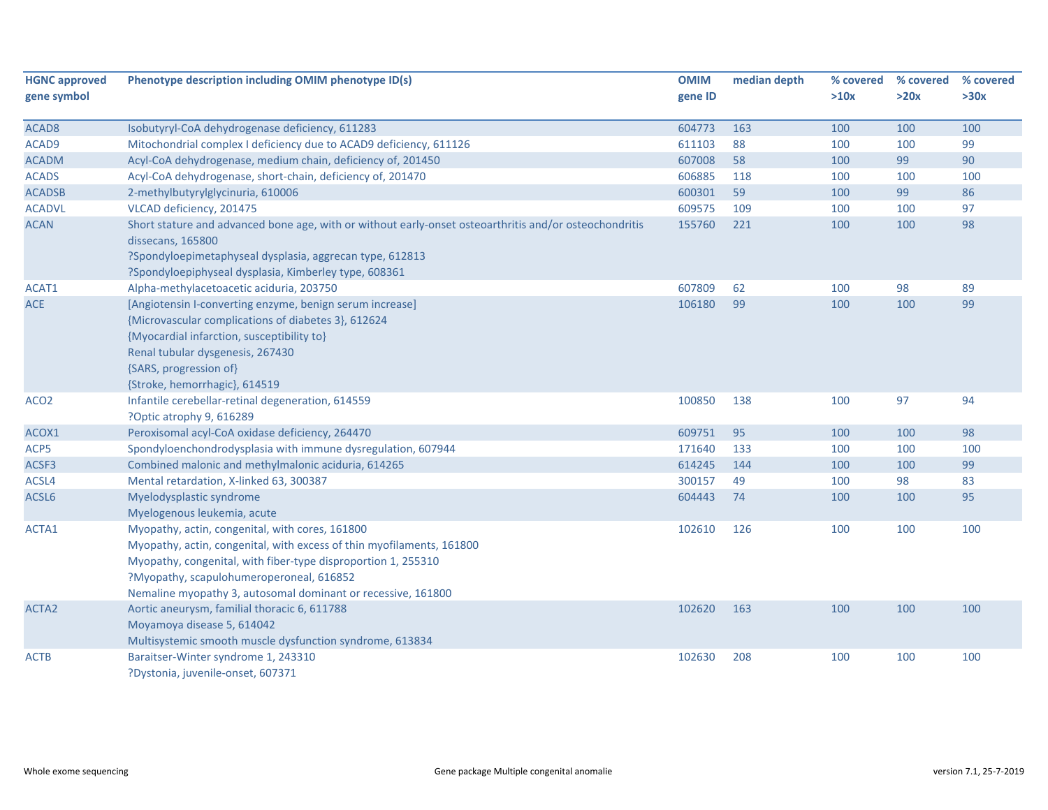| HGNC approved gene symbol | Phenotype description including OMIM phenotype ID(s) | OMIM gene ID | median depth | % covered >10x | % covered >20x | % covered >30x |
|---|---|---|---|---|---|---|
| ACAD8 | Isobutyryl-CoA dehydrogenase deficiency, 611283 | 604773 | 163 | 100 | 100 | 100 |
| ACAD9 | Mitochondrial complex I deficiency due to ACAD9 deficiency, 611126 | 611103 | 88 | 100 | 100 | 99 |
| ACADM | Acyl-CoA dehydrogenase, medium chain, deficiency of, 201450 | 607008 | 58 | 100 | 99 | 90 |
| ACADS | Acyl-CoA dehydrogenase, short-chain, deficiency of, 201470 | 606885 | 118 | 100 | 100 | 100 |
| ACADSB | 2-methylbutyrylglycinuria, 610006 | 600301 | 59 | 100 | 99 | 86 |
| ACADVL | VLCAD deficiency, 201475 | 609575 | 109 | 100 | 100 | 97 |
| ACAN | Short stature and advanced bone age, with or without early-onset osteoarthritis and/or osteochondritis dissecans, 165800<br>?Spondyloepimetaphyseal dysplasia, aggrecan type, 612813<br>?Spondyloepiphyseal dysplasia, Kimberley type, 608361 | 155760 | 221 | 100 | 100 | 98 |
| ACAT1 | Alpha-methylacetoacetic aciduria, 203750 | 607809 | 62 | 100 | 98 | 89 |
| ACE | [Angiotensin I-converting enzyme, benign serum increase]<br>{Microvascular complications of diabetes 3}, 612624<br>{Myocardial infarction, susceptibility to}<br>Renal tubular dysgenesis, 267430<br>{SARS, progression of}<br>{Stroke, hemorrhagic}, 614519 | 106180 | 99 | 100 | 100 | 99 |
| ACO2 | Infantile cerebellar-retinal degeneration, 614559<br>?Optic atrophy 9, 616289 | 100850 | 138 | 100 | 97 | 94 |
| ACOX1 | Peroxisomal acyl-CoA oxidase deficiency, 264470 | 609751 | 95 | 100 | 100 | 98 |
| ACP5 | Spondyloenchondrodysplasia with immune dysregulation, 607944 | 171640 | 133 | 100 | 100 | 100 |
| ACSF3 | Combined malonic and methylmalonic aciduria, 614265 | 614245 | 144 | 100 | 100 | 99 |
| ACSL4 | Mental retardation, X-linked 63, 300387 | 300157 | 49 | 100 | 98 | 83 |
| ACSL6 | Myelodysplastic syndrome<br>Myelogenous leukemia, acute | 604443 | 74 | 100 | 100 | 95 |
| ACTA1 | Myopathy, actin, congenital, with cores, 161800<br>Myopathy, actin, congenital, with excess of thin myofilaments, 161800<br>Myopathy, congenital, with fiber-type disproportion 1, 255310<br>?Myopathy, scapulohumeroperoneal, 616852<br>Nemaline myopathy 3, autosomal dominant or recessive, 161800 | 102610 | 126 | 100 | 100 | 100 |
| ACTA2 | Aortic aneurysm, familial thoracic 6, 611788<br>Moyamoya disease 5, 614042<br>Multisystemic smooth muscle dysfunction syndrome, 613834 | 102620 | 163 | 100 | 100 | 100 |
| ACTB | Baraitser-Winter syndrome 1, 243310<br>?Dystonia, juvenile-onset, 607371 | 102630 | 208 | 100 | 100 | 100 |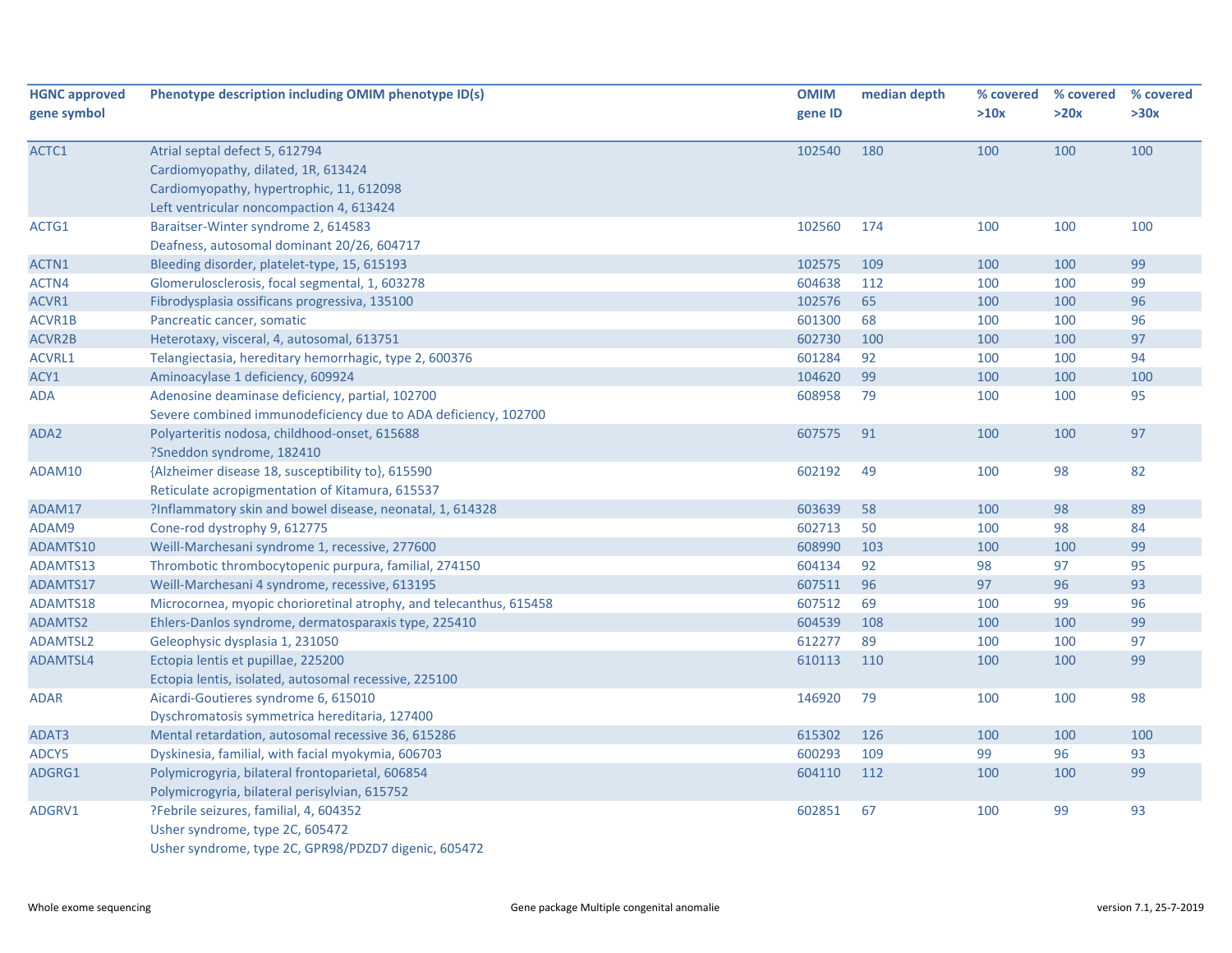| HGNC approved gene symbol | Phenotype description including OMIM phenotype ID(s) | OMIM gene ID | median depth | % covered >10x | % covered >20x | % covered >30x |
|---|---|---|---|---|---|---|
| ACTC1 | Atrial septal defect 5, 612794<br>Cardiomyopathy, dilated, 1R, 613424<br>Cardiomyopathy, hypertrophic, 11, 612098<br>Left ventricular noncompaction 4, 613424 | 102540 | 180 | 100 | 100 | 100 |
| ACTG1 | Baraitser-Winter syndrome 2, 614583<br>Deafness, autosomal dominant 20/26, 604717 | 102560 | 174 | 100 | 100 | 100 |
| ACTN1 | Bleeding disorder, platelet-type, 15, 615193 | 102575 | 109 | 100 | 100 | 99 |
| ACTN4 | Glomerulosclerosis, focal segmental, 1, 603278 | 604638 | 112 | 100 | 100 | 99 |
| ACVR1 | Fibrodysplasia ossificans progressiva, 135100 | 102576 | 65 | 100 | 100 | 96 |
| ACVR1B | Pancreatic cancer, somatic | 601300 | 68 | 100 | 100 | 96 |
| ACVR2B | Heterotaxy, visceral, 4, autosomal, 613751 | 602730 | 100 | 100 | 100 | 97 |
| ACVRL1 | Telangiectasia, hereditary hemorrhagic, type 2, 600376 | 601284 | 92 | 100 | 100 | 94 |
| ACY1 | Aminoacylase 1 deficiency, 609924 | 104620 | 99 | 100 | 100 | 100 |
| ADA | Adenosine deaminase deficiency, partial, 102700<br>Severe combined immunodeficiency due to ADA deficiency, 102700 | 608958 | 79 | 100 | 100 | 95 |
| ADA2 | Polyarteritis nodosa, childhood-onset, 615688<br>?Sneddon syndrome, 182410 | 607575 | 91 | 100 | 100 | 97 |
| ADAM10 | {Alzheimer disease 18, susceptibility to}, 615590<br>Reticulate acropigmentation of Kitamura, 615537 | 602192 | 49 | 100 | 98 | 82 |
| ADAM17 | ?Inflammatory skin and bowel disease, neonatal, 1, 614328 | 603639 | 58 | 100 | 98 | 89 |
| ADAM9 | Cone-rod dystrophy 9, 612775 | 602713 | 50 | 100 | 98 | 84 |
| ADAMTS10 | Weill-Marchesani syndrome 1, recessive, 277600 | 608990 | 103 | 100 | 100 | 99 |
| ADAMTS13 | Thrombotic thrombocytopenic purpura, familial, 274150 | 604134 | 92 | 98 | 97 | 95 |
| ADAMTS17 | Weill-Marchesani 4 syndrome, recessive, 613195 | 607511 | 96 | 97 | 96 | 93 |
| ADAMTS18 | Microcornea, myopic chorioretinal atrophy, and telecanthus, 615458 | 607512 | 69 | 100 | 99 | 96 |
| ADAMTS2 | Ehlers-Danlos syndrome, dermatosparaxis type, 225410 | 604539 | 108 | 100 | 100 | 99 |
| ADAMTSL2 | Geleophysic dysplasia 1, 231050 | 612277 | 89 | 100 | 100 | 97 |
| ADAMTSL4 | Ectopia lentis et pupillae, 225200<br>Ectopia lentis, isolated, autosomal recessive, 225100 | 610113 | 110 | 100 | 100 | 99 |
| ADAR | Aicardi-Goutieres syndrome 6, 615010<br>Dyschromatosis symmetrica hereditaria, 127400 | 146920 | 79 | 100 | 100 | 98 |
| ADAT3 | Mental retardation, autosomal recessive 36, 615286 | 615302 | 126 | 100 | 100 | 100 |
| ADCY5 | Dyskinesia, familial, with facial myokymia, 606703 | 600293 | 109 | 99 | 96 | 93 |
| ADGRG1 | Polymicrogyria, bilateral frontoparietal, 606854<br>Polymicrogyria, bilateral perisylvian, 615752 | 604110 | 112 | 100 | 100 | 99 |
| ADGRV1 | ?Febrile seizures, familial, 4, 604352<br>Usher syndrome, type 2C, 605472<br>Usher syndrome, type 2C, GPR98/PDZD7 digenic, 605472 | 602851 | 67 | 100 | 99 | 93 |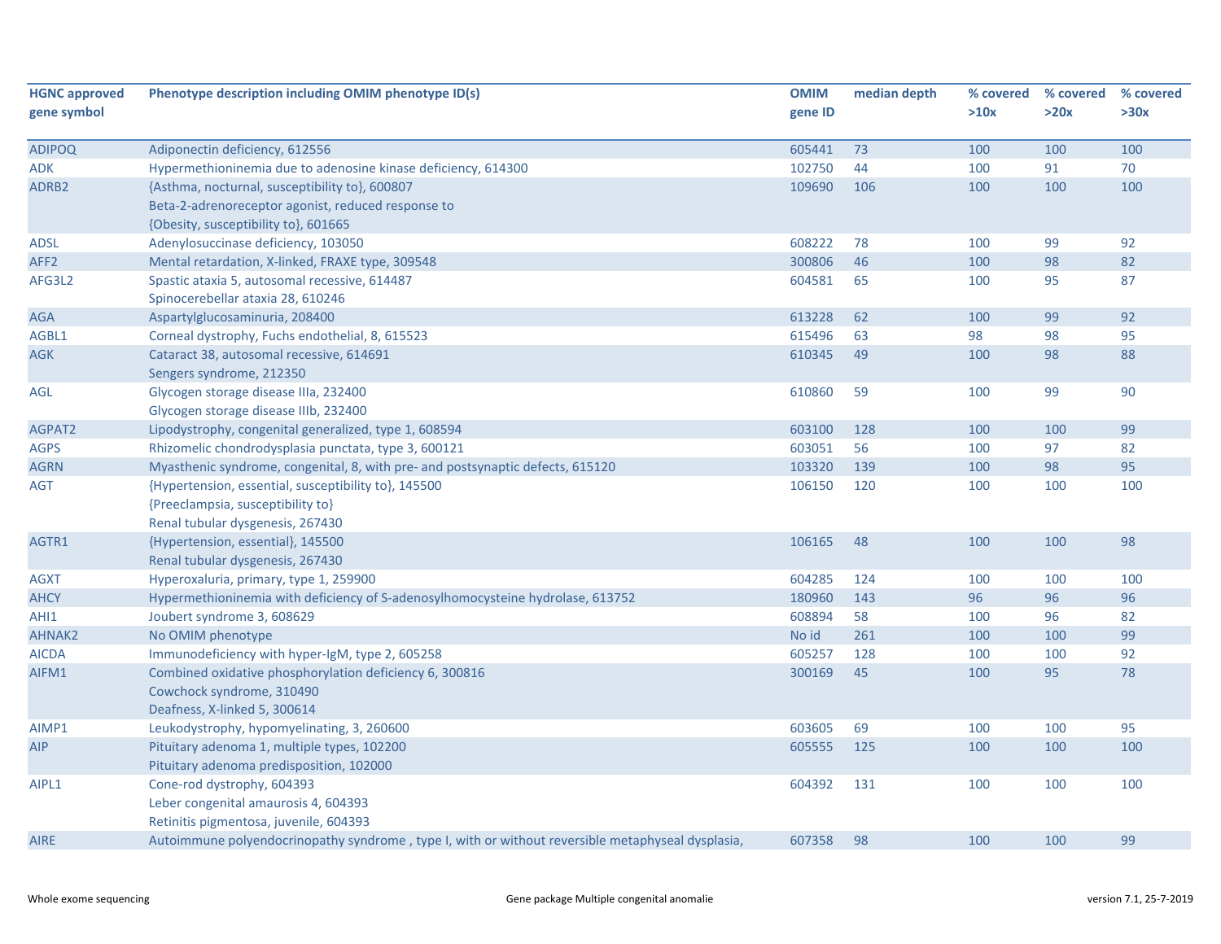| HGNC approved gene symbol | Phenotype description including OMIM phenotype ID(s) | OMIM gene ID | median depth | % covered >10x | % covered >20x | % covered >30x |
|---|---|---|---|---|---|---|
| ADIPOQ | Adiponectin deficiency, 612556 | 605441 | 73 | 100 | 100 | 100 |
| ADK | Hypermethioninemia due to adenosine kinase deficiency, 614300 | 102750 | 44 | 100 | 91 | 70 |
| ADRB2 | {Asthma, nocturnal, susceptibility to}, 600807<br>Beta-2-adrenoreceptor agonist, reduced response to<br>{Obesity, susceptibility to}, 601665 | 109690 | 106 | 100 | 100 | 100 |
| ADSL | Adenylosuccinase deficiency, 103050 | 608222 | 78 | 100 | 99 | 92 |
| AFF2 | Mental retardation, X-linked, FRAXE type, 309548 | 300806 | 46 | 100 | 98 | 82 |
| AFG3L2 | Spastic ataxia 5, autosomal recessive, 614487<br>Spinocerebellar ataxia 28, 610246 | 604581 | 65 | 100 | 95 | 87 |
| AGA | Aspartylglucosaminuria, 208400 | 613228 | 62 | 100 | 99 | 92 |
| AGBL1 | Corneal dystrophy, Fuchs endothelial, 8, 615523 | 615496 | 63 | 98 | 98 | 95 |
| AGK | Cataract 38, autosomal recessive, 614691<br>Sengers syndrome, 212350 | 610345 | 49 | 100 | 98 | 88 |
| AGL | Glycogen storage disease IIIa, 232400<br>Glycogen storage disease IIIb, 232400 | 610860 | 59 | 100 | 99 | 90 |
| AGPAT2 | Lipodystrophy, congenital generalized, type 1, 608594 | 603100 | 128 | 100 | 100 | 99 |
| AGPS | Rhizomelic chondrodysplasia punctata, type 3, 600121 | 603051 | 56 | 100 | 97 | 82 |
| AGRN | Myasthenic syndrome, congenital, 8, with pre- and postsynaptic defects, 615120 | 103320 | 139 | 100 | 98 | 95 |
| AGT | {Hypertension, essential, susceptibility to}, 145500<br>{Preeclampsia, susceptibility to}<br>Renal tubular dysgenesis, 267430 | 106150 | 120 | 100 | 100 | 100 |
| AGTR1 | {Hypertension, essential}, 145500<br>Renal tubular dysgenesis, 267430 | 106165 | 48 | 100 | 100 | 98 |
| AGXT | Hyperoxaluria, primary, type 1, 259900 | 604285 | 124 | 100 | 100 | 100 |
| AHCY | Hypermethioninemia with deficiency of S-adenosylhomocysteine hydrolase, 613752 | 180960 | 143 | 96 | 96 | 96 |
| AHI1 | Joubert syndrome 3, 608629 | 608894 | 58 | 100 | 96 | 82 |
| AHNAK2 | No OMIM phenotype | No id | 261 | 100 | 100 | 99 |
| AICDA | Immunodeficiency with hyper-IgM, type 2, 605258 | 605257 | 128 | 100 | 100 | 92 |
| AIFM1 | Combined oxidative phosphorylation deficiency 6, 300816<br>Cowchock syndrome, 310490<br>Deafness, X-linked 5, 300614 | 300169 | 45 | 100 | 95 | 78 |
| AIMP1 | Leukodystrophy, hypomyelinating, 3, 260600 | 603605 | 69 | 100 | 100 | 95 |
| AIP | Pituitary adenoma 1, multiple types, 102200<br>Pituitary adenoma predisposition, 102000 | 605555 | 125 | 100 | 100 | 100 |
| AIPL1 | Cone-rod dystrophy, 604393<br>Leber congenital amaurosis 4, 604393<br>Retinitis pigmentosa, juvenile, 604393 | 604392 | 131 | 100 | 100 | 100 |
| AIRE | Autoimmune polyendocrinopathy syndrome , type I, with or without reversible metaphyseal dysplasia, | 607358 | 98 | 100 | 100 | 99 |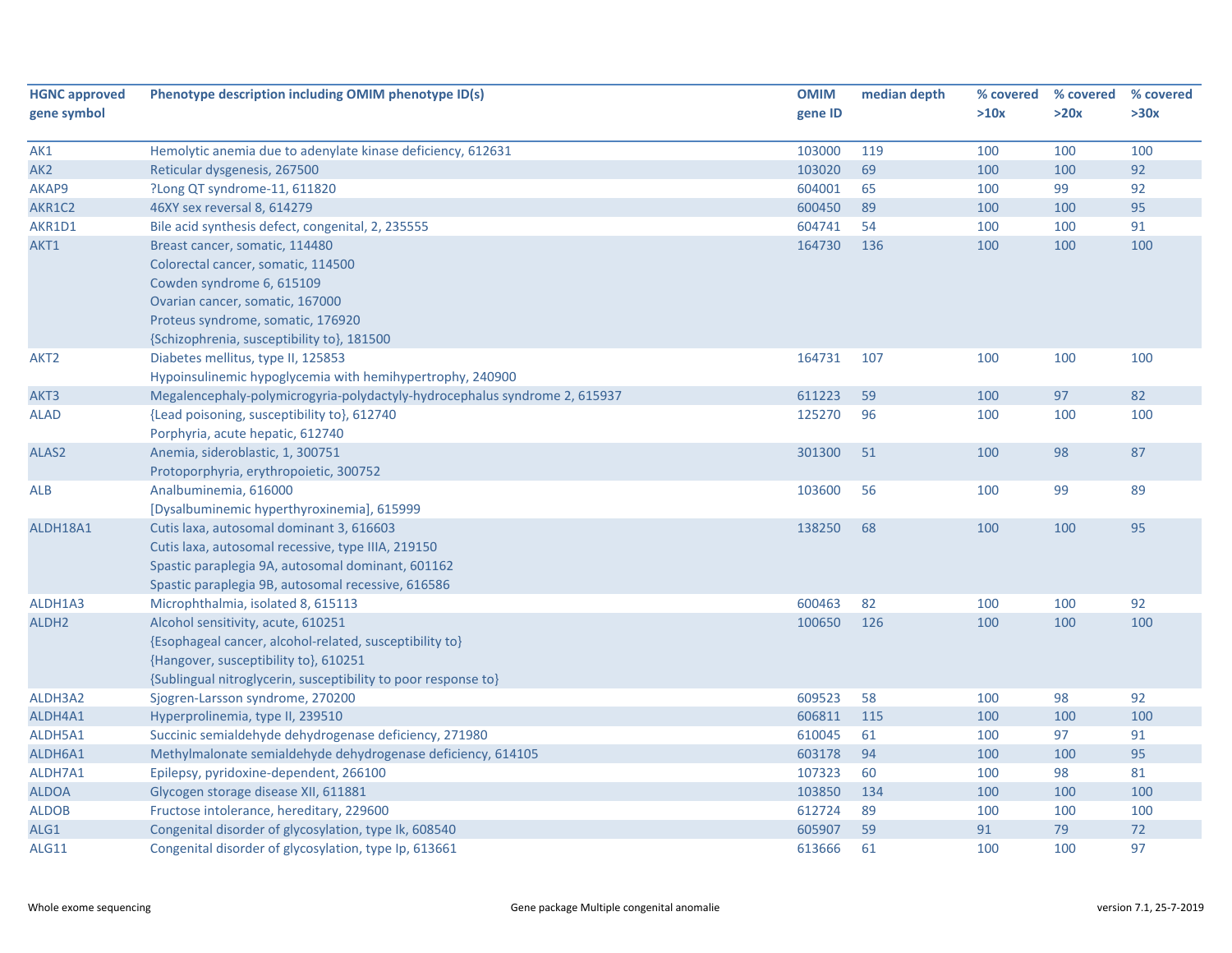| HGNC approved gene symbol | Phenotype description including OMIM phenotype ID(s) | OMIM gene ID | median depth | % covered >10x | % covered >20x | % covered >30x |
|---|---|---|---|---|---|---|
| AK1 | Hemolytic anemia due to adenylate kinase deficiency, 612631 | 103000 | 119 | 100 | 100 | 100 |
| AK2 | Reticular dysgenesis, 267500 | 103020 | 69 | 100 | 100 | 92 |
| AKAP9 | ?Long QT syndrome-11, 611820 | 604001 | 65 | 100 | 99 | 92 |
| AKR1C2 | 46XY sex reversal 8, 614279 | 600450 | 89 | 100 | 100 | 95 |
| AKR1D1 | Bile acid synthesis defect, congenital, 2, 235555 | 604741 | 54 | 100 | 100 | 91 |
| AKT1 | Breast cancer, somatic, 114480<br>Colorectal cancer, somatic, 114500<br>Cowden syndrome 6, 615109<br>Ovarian cancer, somatic, 167000<br>Proteus syndrome, somatic, 176920<br>{Schizophrenia, susceptibility to}, 181500 | 164730 | 136 | 100 | 100 | 100 |
| AKT2 | Diabetes mellitus, type II, 125853<br>Hypoinsulinemic hypoglycemia with hemihypertrophy, 240900 | 164731 | 107 | 100 | 100 | 100 |
| AKT3 | Megalencephaly-polymicrogyria-polydactyly-hydrocephalus syndrome 2, 615937 | 611223 | 59 | 100 | 97 | 82 |
| ALAD | {Lead poisoning, susceptibility to}, 612740<br>Porphyria, acute hepatic, 612740 | 125270 | 96 | 100 | 100 | 100 |
| ALAS2 | Anemia, sideroblastic, 1, 300751<br>Protoporphyria, erythropoietic, 300752 | 301300 | 51 | 100 | 98 | 87 |
| ALB | Analbuminemia, 616000<br>[Dysalbuminemic hyperthyroxinemia], 615999 | 103600 | 56 | 100 | 99 | 89 |
| ALDH18A1 | Cutis laxa, autosomal dominant 3, 616603<br>Cutis laxa, autosomal recessive, type IIIA, 219150<br>Spastic paraplegia 9A, autosomal dominant, 601162<br>Spastic paraplegia 9B, autosomal recessive, 616586 | 138250 | 68 | 100 | 100 | 95 |
| ALDH1A3 | Microphthalmia, isolated 8, 615113 | 600463 | 82 | 100 | 100 | 92 |
| ALDH2 | Alcohol sensitivity, acute, 610251<br>{Esophageal cancer, alcohol-related, susceptibility to}<br>{Hangover, susceptibility to}, 610251<br>{Sublingual nitroglycerin, susceptibility to poor response to} | 100650 | 126 | 100 | 100 | 100 |
| ALDH3A2 | Sjogren-Larsson syndrome, 270200 | 609523 | 58 | 100 | 98 | 92 |
| ALDH4A1 | Hyperprolinemia, type II, 239510 | 606811 | 115 | 100 | 100 | 100 |
| ALDH5A1 | Succinic semialdehyde dehydrogenase deficiency, 271980 | 610045 | 61 | 100 | 97 | 91 |
| ALDH6A1 | Methylmalonate semialdehyde dehydrogenase deficiency, 614105 | 603178 | 94 | 100 | 100 | 95 |
| ALDH7A1 | Epilepsy, pyridoxine-dependent, 266100 | 107323 | 60 | 100 | 98 | 81 |
| ALDOA | Glycogen storage disease XII, 611881 | 103850 | 134 | 100 | 100 | 100 |
| ALDOB | Fructose intolerance, hereditary, 229600 | 612724 | 89 | 100 | 100 | 100 |
| ALG1 | Congenital disorder of glycosylation, type Ik, 608540 | 605907 | 59 | 91 | 79 | 72 |
| ALG11 | Congenital disorder of glycosylation, type Ip, 613661 | 613666 | 61 | 100 | 100 | 97 |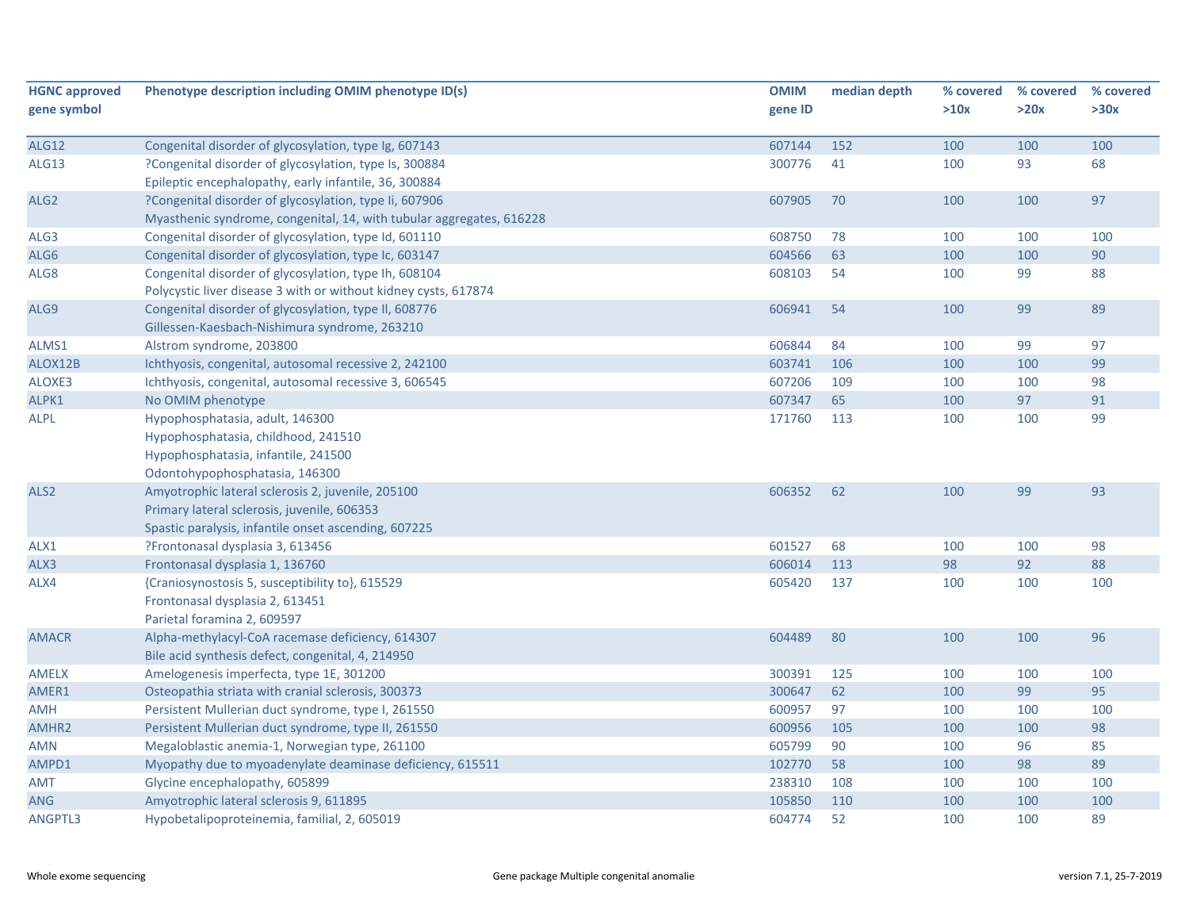| HGNC approved gene symbol | Phenotype description including OMIM phenotype ID(s) | OMIM gene ID | median depth | % covered >10x | % covered >20x | % covered >30x |
|---|---|---|---|---|---|---|
| ALG12 | Congenital disorder of glycosylation, type Ig, 607143 | 607144 | 152 | 100 | 100 | 100 |
| ALG13 | ?Congenital disorder of glycosylation, type Is, 300884<br>Epileptic encephalopathy, early infantile, 36, 300884 | 300776 | 41 | 100 | 93 | 68 |
| ALG2 | ?Congenital disorder of glycosylation, type Ii, 607906<br>Myasthenic syndrome, congenital, 14, with tubular aggregates, 616228 | 607905 | 70 | 100 | 100 | 97 |
| ALG3 | Congenital disorder of glycosylation, type Id, 601110 | 608750 | 78 | 100 | 100 | 100 |
| ALG6 | Congenital disorder of glycosylation, type Ic, 603147 | 604566 | 63 | 100 | 100 | 90 |
| ALG8 | Congenital disorder of glycosylation, type Ih, 608104<br>Polycystic liver disease 3 with or without kidney cysts, 617874 | 608103 | 54 | 100 | 99 | 88 |
| ALG9 | Congenital disorder of glycosylation, type Il, 608776<br>Gillessen-Kaesbach-Nishimura syndrome, 263210 | 606941 | 54 | 100 | 99 | 89 |
| ALMS1 | Alstrom syndrome, 203800 | 606844 | 84 | 100 | 99 | 97 |
| ALOX12B | Ichthyosis, congenital, autosomal recessive 2, 242100 | 603741 | 106 | 100 | 100 | 99 |
| ALOXE3 | Ichthyosis, congenital, autosomal recessive 3, 606545 | 607206 | 109 | 100 | 100 | 98 |
| ALPK1 | No OMIM phenotype | 607347 | 65 | 100 | 97 | 91 |
| ALPL | Hypophosphatasia, adult, 146300<br>Hypophosphatasia, childhood, 241510<br>Hypophosphatasia, infantile, 241500<br>Odontohypophosphatasia, 146300 | 171760 | 113 | 100 | 100 | 99 |
| ALS2 | Amyotrophic lateral sclerosis 2, juvenile, 205100<br>Primary lateral sclerosis, juvenile, 606353<br>Spastic paralysis, infantile onset ascending, 607225 | 606352 | 62 | 100 | 99 | 93 |
| ALX1 | ?Frontonasal dysplasia 3, 613456 | 601527 | 68 | 100 | 100 | 98 |
| ALX3 | Frontonasal dysplasia 1, 136760 | 606014 | 113 | 98 | 92 | 88 |
| ALX4 | {Craniosynostosis 5, susceptibility to}, 615529<br>Frontonasal dysplasia 2, 613451<br>Parietal foramina 2, 609597 | 605420 | 137 | 100 | 100 | 100 |
| AMACR | Alpha-methylacyl-CoA racemase deficiency, 614307<br>Bile acid synthesis defect, congenital, 4, 214950 | 604489 | 80 | 100 | 100 | 96 |
| AMELX | Amelogenesis imperfecta, type 1E, 301200 | 300391 | 125 | 100 | 100 | 100 |
| AMER1 | Osteopathia striata with cranial sclerosis, 300373 | 300647 | 62 | 100 | 99 | 95 |
| AMH | Persistent Mullerian duct syndrome, type I, 261550 | 600957 | 97 | 100 | 100 | 100 |
| AMHR2 | Persistent Mullerian duct syndrome, type II, 261550 | 600956 | 105 | 100 | 100 | 98 |
| AMN | Megaloblastic anemia-1, Norwegian type, 261100 | 605799 | 90 | 100 | 96 | 85 |
| AMPD1 | Myopathy due to myoadenylate deaminase deficiency, 615511 | 102770 | 58 | 100 | 98 | 89 |
| AMT | Glycine encephalopathy, 605899 | 238310 | 108 | 100 | 100 | 100 |
| ANG | Amyotrophic lateral sclerosis 9, 611895 | 105850 | 110 | 100 | 100 | 100 |
| ANGPTL3 | Hypobetalipoproteinemia, familial, 2, 605019 | 604774 | 52 | 100 | 100 | 89 |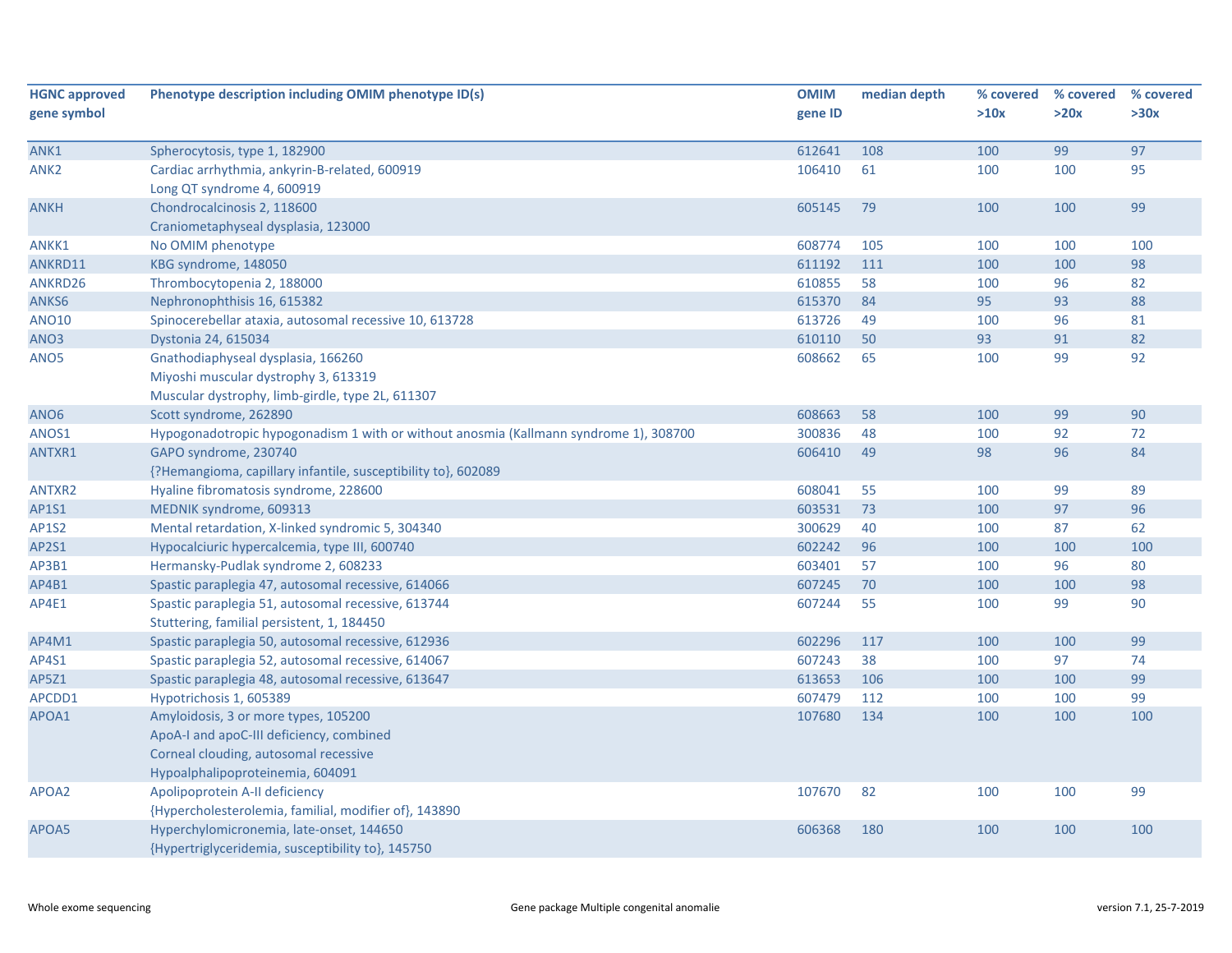| HGNC approved gene symbol | Phenotype description including OMIM phenotype ID(s) | OMIM gene ID | median depth | % covered >10x | % covered >20x | % covered >30x |
|---|---|---|---|---|---|---|
| ANK1 | Spherocytosis, type 1, 182900 | 612641 | 108 | 100 | 99 | 97 |
| ANK2 | Cardiac arrhythmia, ankyrin-B-related, 600919<br>Long QT syndrome 4, 600919 | 106410 | 61 | 100 | 100 | 95 |
| ANKH | Chondrocalcinosis 2, 118600<br>Craniometaphyseal dysplasia, 123000 | 605145 | 79 | 100 | 100 | 99 |
| ANKK1 | No OMIM phenotype | 608774 | 105 | 100 | 100 | 100 |
| ANKRD11 | KBG syndrome, 148050 | 611192 | 111 | 100 | 100 | 98 |
| ANKRD26 | Thrombocytopenia 2, 188000 | 610855 | 58 | 100 | 96 | 82 |
| ANKS6 | Nephronophthisis 16, 615382 | 615370 | 84 | 95 | 93 | 88 |
| ANO10 | Spinocerebellar ataxia, autosomal recessive 10, 613728 | 613726 | 49 | 100 | 96 | 81 |
| ANO3 | Dystonia 24, 615034 | 610110 | 50 | 93 | 91 | 82 |
| ANO5 | Gnathodiaphyseal dysplasia, 166260<br>Miyoshi muscular dystrophy 3, 613319<br>Muscular dystrophy, limb-girdle, type 2L, 611307 | 608662 | 65 | 100 | 99 | 92 |
| ANO6 | Scott syndrome, 262890 | 608663 | 58 | 100 | 99 | 90 |
| ANOS1 | Hypogonadotropic hypogonadism 1 with or without anosmia (Kallmann syndrome 1), 308700 | 300836 | 48 | 100 | 92 | 72 |
| ANTXR1 | GAPO syndrome, 230740<br>{?Hemangioma, capillary infantile, susceptibility to}, 602089 | 606410 | 49 | 98 | 96 | 84 |
| ANTXR2 | Hyaline fibromatosis syndrome, 228600 | 608041 | 55 | 100 | 99 | 89 |
| AP1S1 | MEDNIK syndrome, 609313 | 603531 | 73 | 100 | 97 | 96 |
| AP1S2 | Mental retardation, X-linked syndromic 5, 304340 | 300629 | 40 | 100 | 87 | 62 |
| AP2S1 | Hypocalciuric hypercalcemia, type III, 600740 | 602242 | 96 | 100 | 100 | 100 |
| AP3B1 | Hermansky-Pudlak syndrome 2, 608233 | 603401 | 57 | 100 | 96 | 80 |
| AP4B1 | Spastic paraplegia 47, autosomal recessive, 614066 | 607245 | 70 | 100 | 100 | 98 |
| AP4E1 | Spastic paraplegia 51, autosomal recessive, 613744<br>Stuttering, familial persistent, 1, 184450 | 607244 | 55 | 100 | 99 | 90 |
| AP4M1 | Spastic paraplegia 50, autosomal recessive, 612936 | 602296 | 117 | 100 | 100 | 99 |
| AP4S1 | Spastic paraplegia 52, autosomal recessive, 614067 | 607243 | 38 | 100 | 97 | 74 |
| AP5Z1 | Spastic paraplegia 48, autosomal recessive, 613647 | 613653 | 106 | 100 | 100 | 99 |
| APCDD1 | Hypotrichosis 1, 605389 | 607479 | 112 | 100 | 100 | 99 |
| APOA1 | Amyloidosis, 3 or more types, 105200<br>ApoA-I and apoC-III deficiency, combined<br>Corneal clouding, autosomal recessive<br>Hypoalphalipoproteinemia, 604091 | 107680 | 134 | 100 | 100 | 100 |
| APOA2 | Apolipoprotein A-II deficiency<br>{Hypercholesterolemia, familial, modifier of}, 143890 | 107670 | 82 | 100 | 100 | 99 |
| APOA5 | Hyperchylomicronemia, late-onset, 144650<br>{Hypertriglyceridemia, susceptibility to}, 145750 | 606368 | 180 | 100 | 100 | 100 |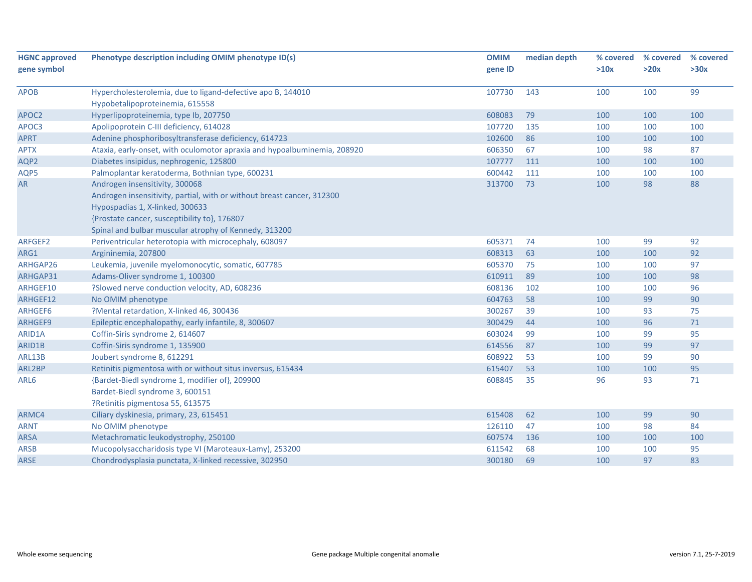| HGNC approved gene symbol | Phenotype description including OMIM phenotype ID(s) | OMIM gene ID | median depth | % covered >10x | % covered >20x | % covered >30x |
|---|---|---|---|---|---|---|
| APOB | Hypercholesterolemia, due to ligand-defective apo B, 144010<br>Hypobetalipoproteinemia, 615558 | 107730 | 143 | 100 | 100 | 99 |
| APOC2 | Hyperlipoproteinemia, type Ib, 207750 | 608083 | 79 | 100 | 100 | 100 |
| APOC3 | Apolipoprotein C-III deficiency, 614028 | 107720 | 135 | 100 | 100 | 100 |
| APRT | Adenine phosphoribosyltransferase deficiency, 614723 | 102600 | 86 | 100 | 100 | 100 |
| APTX | Ataxia, early-onset, with oculomotor apraxia and hypoalbuminemia, 208920 | 606350 | 67 | 100 | 98 | 87 |
| AQP2 | Diabetes insipidus, nephrogenic, 125800 | 107777 | 111 | 100 | 100 | 100 |
| AQP5 | Palmoplantar keratoderma, Bothnian type, 600231 | 600442 | 111 | 100 | 100 | 100 |
| AR | Androgen insensitivity, 300068<br>Androgen insensitivity, partial, with or without breast cancer, 312300<br>Hypospadias 1, X-linked, 300633<br>{Prostate cancer, susceptibility to}, 176807<br>Spinal and bulbar muscular atrophy of Kennedy, 313200 | 313700 | 73 | 100 | 98 | 88 |
| ARFGEF2 | Periventricular heterotopia with microcephaly, 608097 | 605371 | 74 | 100 | 99 | 92 |
| ARG1 | Argininemia, 207800 | 608313 | 63 | 100 | 100 | 92 |
| ARHGAP26 | Leukemia, juvenile myelomonocytic, somatic, 607785 | 605370 | 75 | 100 | 100 | 97 |
| ARHGAP31 | Adams-Oliver syndrome 1, 100300 | 610911 | 89 | 100 | 100 | 98 |
| ARHGEF10 | ?Slowed nerve conduction velocity, AD, 608236 | 608136 | 102 | 100 | 100 | 96 |
| ARHGEF12 | No OMIM phenotype | 604763 | 58 | 100 | 99 | 90 |
| ARHGEF6 | ?Mental retardation, X-linked 46, 300436 | 300267 | 39 | 100 | 93 | 75 |
| ARHGEF9 | Epileptic encephalopathy, early infantile, 8, 300607 | 300429 | 44 | 100 | 96 | 71 |
| ARID1A | Coffin-Siris syndrome 2, 614607 | 603024 | 99 | 100 | 99 | 95 |
| ARID1B | Coffin-Siris syndrome 1, 135900 | 614556 | 87 | 100 | 99 | 97 |
| ARL13B | Joubert syndrome 8, 612291 | 608922 | 53 | 100 | 99 | 90 |
| ARL2BP | Retinitis pigmentosa with or without situs inversus, 615434 | 615407 | 53 | 100 | 100 | 95 |
| ARL6 | {Bardet-Biedl syndrome 1, modifier of}, 209900<br>Bardet-Biedl syndrome 3, 600151<br>?Retinitis pigmentosa 55, 613575 | 608845 | 35 | 96 | 93 | 71 |
| ARMC4 | Ciliary dyskinesia, primary, 23, 615451 | 615408 | 62 | 100 | 99 | 90 |
| ARNT | No OMIM phenotype | 126110 | 47 | 100 | 98 | 84 |
| ARSA | Metachromatic leukodystrophy, 250100 | 607574 | 136 | 100 | 100 | 100 |
| ARSB | Mucopolysaccharidosis type VI (Maroteaux-Lamy), 253200 | 611542 | 68 | 100 | 100 | 95 |
| ARSE | Chondrodysplasia punctata, X-linked recessive, 302950 | 300180 | 69 | 100 | 97 | 83 |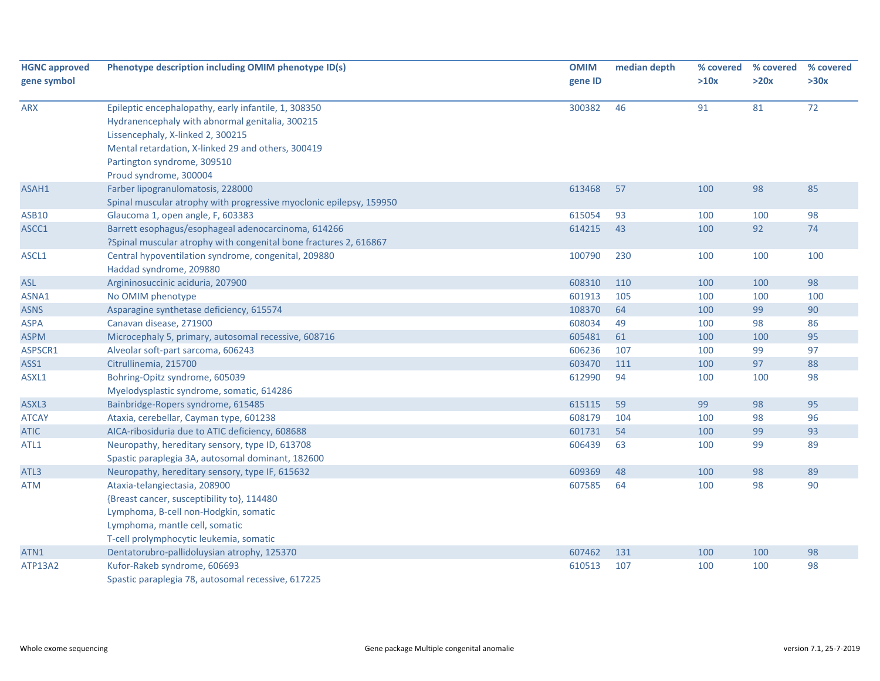| HGNC approved gene symbol | Phenotype description including OMIM phenotype ID(s) | OMIM gene ID | median depth | % covered >10x | % covered >20x | % covered >30x |
|---|---|---|---|---|---|---|
| ARX | Epileptic encephalopathy, early infantile, 1, 308350<br>Hydranencephaly with abnormal genitalia, 300215<br>Lissencephaly, X-linked 2, 300215<br>Mental retardation, X-linked 29 and others, 300419<br>Partington syndrome, 309510<br>Proud syndrome, 300004 | 300382 | 46 | 91 | 81 | 72 |
| ASAH1 | Farber lipogranulomatosis, 228000<br>Spinal muscular atrophy with progressive myoclonic epilepsy, 159950 | 613468 | 57 | 100 | 98 | 85 |
| ASB10 | Glaucoma 1, open angle, F, 603383 | 615054 | 93 | 100 | 100 | 98 |
| ASCC1 | Barrett esophagus/esophageal adenocarcinoma, 614266<br>?Spinal muscular atrophy with congenital bone fractures 2, 616867 | 614215 | 43 | 100 | 92 | 74 |
| ASCL1 | Central hypoventilation syndrome, congenital, 209880<br>Haddad syndrome, 209880 | 100790 | 230 | 100 | 100 | 100 |
| ASL | Argininosuccinic aciduria, 207900 | 608310 | 110 | 100 | 100 | 98 |
| ASNA1 | No OMIM phenotype | 601913 | 105 | 100 | 100 | 100 |
| ASNS | Asparagine synthetase deficiency, 615574 | 108370 | 64 | 100 | 99 | 90 |
| ASPA | Canavan disease, 271900 | 608034 | 49 | 100 | 98 | 86 |
| ASPM | Microcephaly 5, primary, autosomal recessive, 608716 | 605481 | 61 | 100 | 100 | 95 |
| ASPSCR1 | Alveolar soft-part sarcoma, 606243 | 606236 | 107 | 100 | 99 | 97 |
| ASS1 | Citrullinemia, 215700 | 603470 | 111 | 100 | 97 | 88 |
| ASXL1 | Bohring-Opitz syndrome, 605039<br>Myelodysplastic syndrome, somatic, 614286 | 612990 | 94 | 100 | 100 | 98 |
| ASXL3 | Bainbridge-Ropers syndrome, 615485 | 615115 | 59 | 99 | 98 | 95 |
| ATCAY | Ataxia, cerebellar, Cayman type, 601238 | 608179 | 104 | 100 | 98 | 96 |
| ATIC | AICA-ribosiduria due to ATIC deficiency, 608688 | 601731 | 54 | 100 | 99 | 93 |
| ATL1 | Neuropathy, hereditary sensory, type ID, 613708<br>Spastic paraplegia 3A, autosomal dominant, 182600 | 606439 | 63 | 100 | 99 | 89 |
| ATL3 | Neuropathy, hereditary sensory, type IF, 615632 | 609369 | 48 | 100 | 98 | 89 |
| ATM | Ataxia-telangiectasia, 208900<br>{Breast cancer, susceptibility to}, 114480<br>Lymphoma, B-cell non-Hodgkin, somatic<br>Lymphoma, mantle cell, somatic<br>T-cell prolymphocytic leukemia, somatic | 607585 | 64 | 100 | 98 | 90 |
| ATN1 | Dentatorubro-pallidoluysian atrophy, 125370 | 607462 | 131 | 100 | 100 | 98 |
| ATP13A2 | Kufor-Rakeb syndrome, 606693<br>Spastic paraplegia 78, autosomal recessive, 617225 | 610513 | 107 | 100 | 100 | 98 |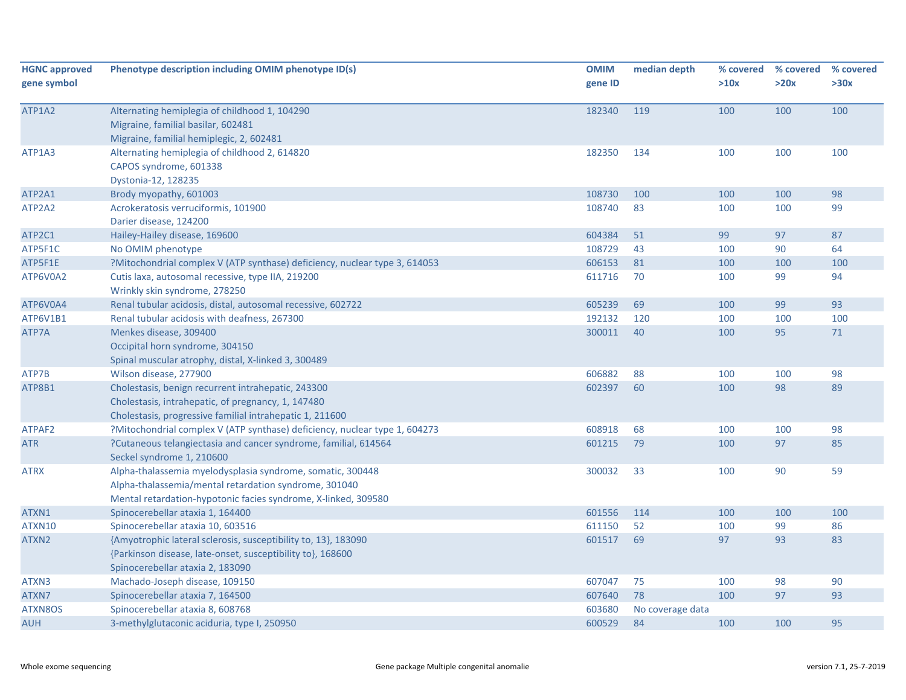| HGNC approved gene symbol | Phenotype description including OMIM phenotype ID(s) | OMIM gene ID | median depth | % covered >10x | % covered >20x | % covered >30x |
|---|---|---|---|---|---|---|
| ATP1A2 | Alternating hemiplegia of childhood 1, 104290<br>Migraine, familial basilar, 602481<br>Migraine, familial hemiplegic, 2, 602481 | 182340 | 119 | 100 | 100 | 100 |
| ATP1A3 | Alternating hemiplegia of childhood 2, 614820<br>CAPOS syndrome, 601338<br>Dystonia-12, 128235 | 182350 | 134 | 100 | 100 | 100 |
| ATP2A1 | Brody myopathy, 601003 | 108730 | 100 | 100 | 100 | 98 |
| ATP2A2 | Acrokeratosis verruciformis, 101900<br>Darier disease, 124200 | 108740 | 83 | 100 | 100 | 99 |
| ATP2C1 | Hailey-Hailey disease, 169600 | 604384 | 51 | 99 | 97 | 87 |
| ATP5F1C | No OMIM phenotype | 108729 | 43 | 100 | 90 | 64 |
| ATP5F1E | ?Mitochondrial complex V (ATP synthase) deficiency, nuclear type 3, 614053 | 606153 | 81 | 100 | 100 | 100 |
| ATP6V0A2 | Cutis laxa, autosomal recessive, type IIA, 219200<br>Wrinkly skin syndrome, 278250 | 611716 | 70 | 100 | 99 | 94 |
| ATP6V0A4 | Renal tubular acidosis, distal, autosomal recessive, 602722 | 605239 | 69 | 100 | 99 | 93 |
| ATP6V1B1 | Renal tubular acidosis with deafness, 267300 | 192132 | 120 | 100 | 100 | 100 |
| ATP7A | Menkes disease, 309400<br>Occipital horn syndrome, 304150<br>Spinal muscular atrophy, distal, X-linked 3, 300489 | 300011 | 40 | 100 | 95 | 71 |
| ATP7B | Wilson disease, 277900 | 606882 | 88 | 100 | 100 | 98 |
| ATP8B1 | Cholestasis, benign recurrent intrahepatic, 243300<br>Cholestasis, intrahepatic, of pregnancy, 1, 147480<br>Cholestasis, progressive familial intrahepatic 1, 211600 | 602397 | 60 | 100 | 98 | 89 |
| ATPAF2 | ?Mitochondrial complex V (ATP synthase) deficiency, nuclear type 1, 604273 | 608918 | 68 | 100 | 100 | 98 |
| ATR | ?Cutaneous telangiectasia and cancer syndrome, familial, 614564<br>Seckel syndrome 1, 210600 | 601215 | 79 | 100 | 97 | 85 |
| ATRX | Alpha-thalassemia myelodysplasia syndrome, somatic, 300448<br>Alpha-thalassemia/mental retardation syndrome, 301040<br>Mental retardation-hypotonic facies syndrome, X-linked, 309580 | 300032 | 33 | 100 | 90 | 59 |
| ATXN1 | Spinocerebellar ataxia 1, 164400 | 601556 | 114 | 100 | 100 | 100 |
| ATXN10 | Spinocerebellar ataxia 10, 603516 | 611150 | 52 | 100 | 99 | 86 |
| ATXN2 | {Amyotrophic lateral sclerosis, susceptibility to, 13}, 183090<br>{Parkinson disease, late-onset, susceptibility to}, 168600<br>Spinocerebellar ataxia 2, 183090 | 601517 | 69 | 97 | 93 | 83 |
| ATXN3 | Machado-Joseph disease, 109150 | 607047 | 75 | 100 | 98 | 90 |
| ATXN7 | Spinocerebellar ataxia 7, 164500 | 607640 | 78 | 100 | 97 | 93 |
| ATXN8OS | Spinocerebellar ataxia 8, 608768 | 603680 | No coverage data | | | |
| AUH | 3-methylglutaconic aciduria, type I, 250950 | 600529 | 84 | 100 | 100 | 95 |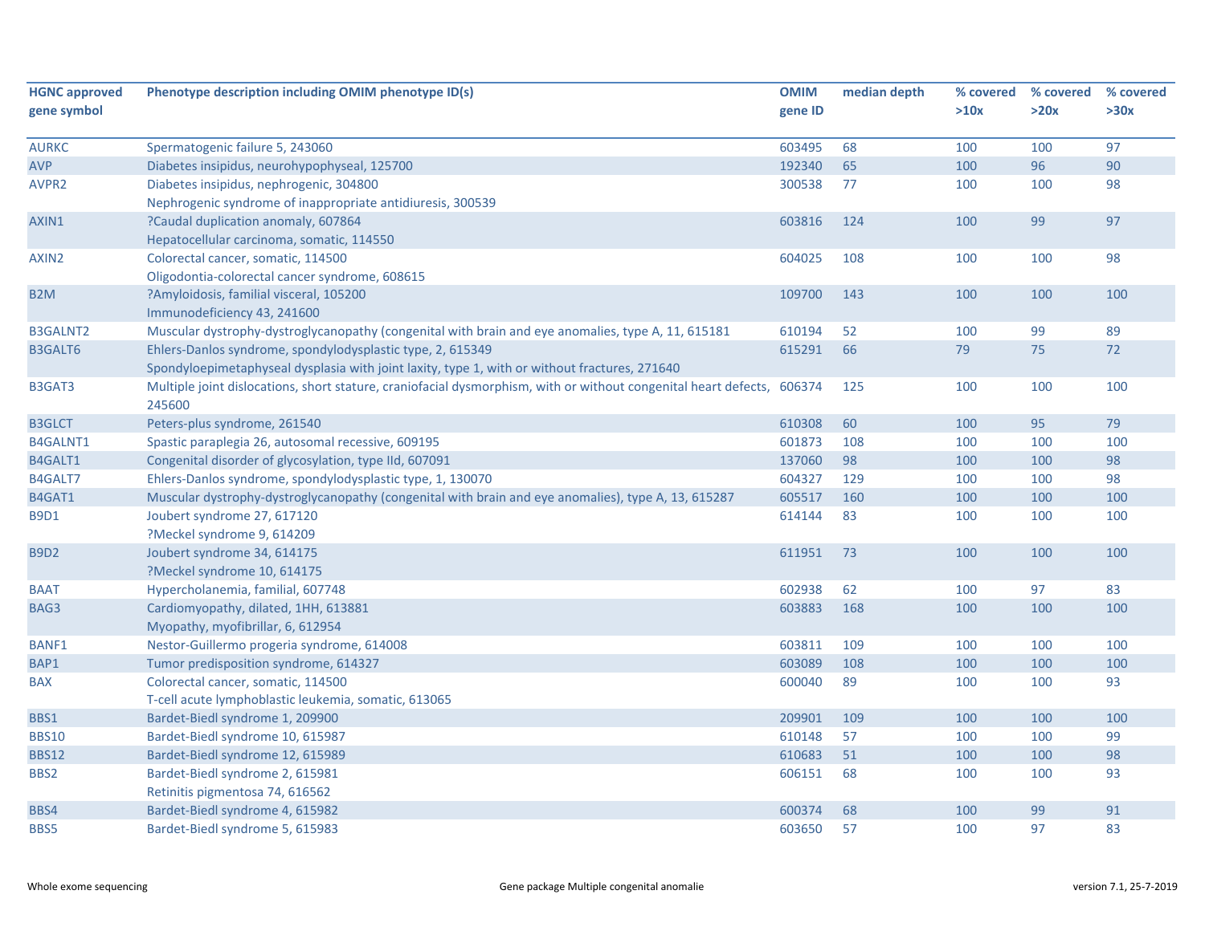| HGNC approved gene symbol | Phenotype description including OMIM phenotype ID(s) | OMIM gene ID | median depth | % covered >10x | % covered >20x | % covered >30x |
|---|---|---|---|---|---|---|
| AURKC | Spermatogenic failure 5, 243060 | 603495 | 68 | 100 | 100 | 97 |
| AVP | Diabetes insipidus, neurohypophyseal, 125700 | 192340 | 65 | 100 | 96 | 90 |
| AVPR2 | Diabetes insipidus, nephrogenic, 304800<br>Nephrogenic syndrome of inappropriate antidiuresis, 300539 | 300538 | 77 | 100 | 100 | 98 |
| AXIN1 | ?Caudal duplication anomaly, 607864<br>Hepatocellular carcinoma, somatic, 114550 | 603816 | 124 | 100 | 99 | 97 |
| AXIN2 | Colorectal cancer, somatic, 114500<br>Oligodontia-colorectal cancer syndrome, 608615 | 604025 | 108 | 100 | 100 | 98 |
| B2M | ?Amyloidosis, familial visceral, 105200<br>Immunodeficiency 43, 241600 | 109700 | 143 | 100 | 100 | 100 |
| B3GALNT2 | Muscular dystrophy-dystroglycanopathy (congenital with brain and eye anomalies, type A, 11, 615181 | 610194 | 52 | 100 | 99 | 89 |
| B3GALT6 | Ehlers-Danlos syndrome, spondylodysplastic type, 2, 615349<br>Spondyloepimetaphyseal dysplasia with joint laxity, type 1, with or without fractures, 271640 | 615291 | 66 | 79 | 75 | 72 |
| B3GAT3 | Multiple joint dislocations, short stature, craniofacial dysmorphism, with or without congenital heart defects, 245600 | 606374 | 125 | 100 | 100 | 100 |
| B3GLCT | Peters-plus syndrome, 261540 | 610308 | 60 | 100 | 95 | 79 |
| B4GALNT1 | Spastic paraplegia 26, autosomal recessive, 609195 | 601873 | 108 | 100 | 100 | 100 |
| B4GALT1 | Congenital disorder of glycosylation, type IId, 607091 | 137060 | 98 | 100 | 100 | 98 |
| B4GALT7 | Ehlers-Danlos syndrome, spondylodysplastic type, 1, 130070 | 604327 | 129 | 100 | 100 | 98 |
| B4GAT1 | Muscular dystrophy-dystroglycanopathy (congenital with brain and eye anomalies), type A, 13, 615287 | 605517 | 160 | 100 | 100 | 100 |
| B9D1 | Joubert syndrome 27, 617120<br>?Meckel syndrome 9, 614209 | 614144 | 83 | 100 | 100 | 100 |
| B9D2 | Joubert syndrome 34, 614175<br>?Meckel syndrome 10, 614175 | 611951 | 73 | 100 | 100 | 100 |
| BAAT | Hypercholanemia, familial, 607748 | 602938 | 62 | 100 | 97 | 83 |
| BAG3 | Cardiomyopathy, dilated, 1HH, 613881<br>Myopathy, myofibrillar, 6, 612954 | 603883 | 168 | 100 | 100 | 100 |
| BANF1 | Nestor-Guillermo progeria syndrome, 614008 | 603811 | 109 | 100 | 100 | 100 |
| BAP1 | Tumor predisposition syndrome, 614327 | 603089 | 108 | 100 | 100 | 100 |
| BAX | Colorectal cancer, somatic, 114500<br>T-cell acute lymphoblastic leukemia, somatic, 613065 | 600040 | 89 | 100 | 100 | 93 |
| BBS1 | Bardet-Biedl syndrome 1, 209900 | 209901 | 109 | 100 | 100 | 100 |
| BBS10 | Bardet-Biedl syndrome 10, 615987 | 610148 | 57 | 100 | 100 | 99 |
| BBS12 | Bardet-Biedl syndrome 12, 615989 | 610683 | 51 | 100 | 100 | 98 |
| BBS2 | Bardet-Biedl syndrome 2, 615981<br>Retinitis pigmentosa 74, 616562 | 606151 | 68 | 100 | 100 | 93 |
| BBS4 | Bardet-Biedl syndrome 4, 615982 | 600374 | 68 | 100 | 99 | 91 |
| BBS5 | Bardet-Biedl syndrome 5, 615983 | 603650 | 57 | 100 | 97 | 83 |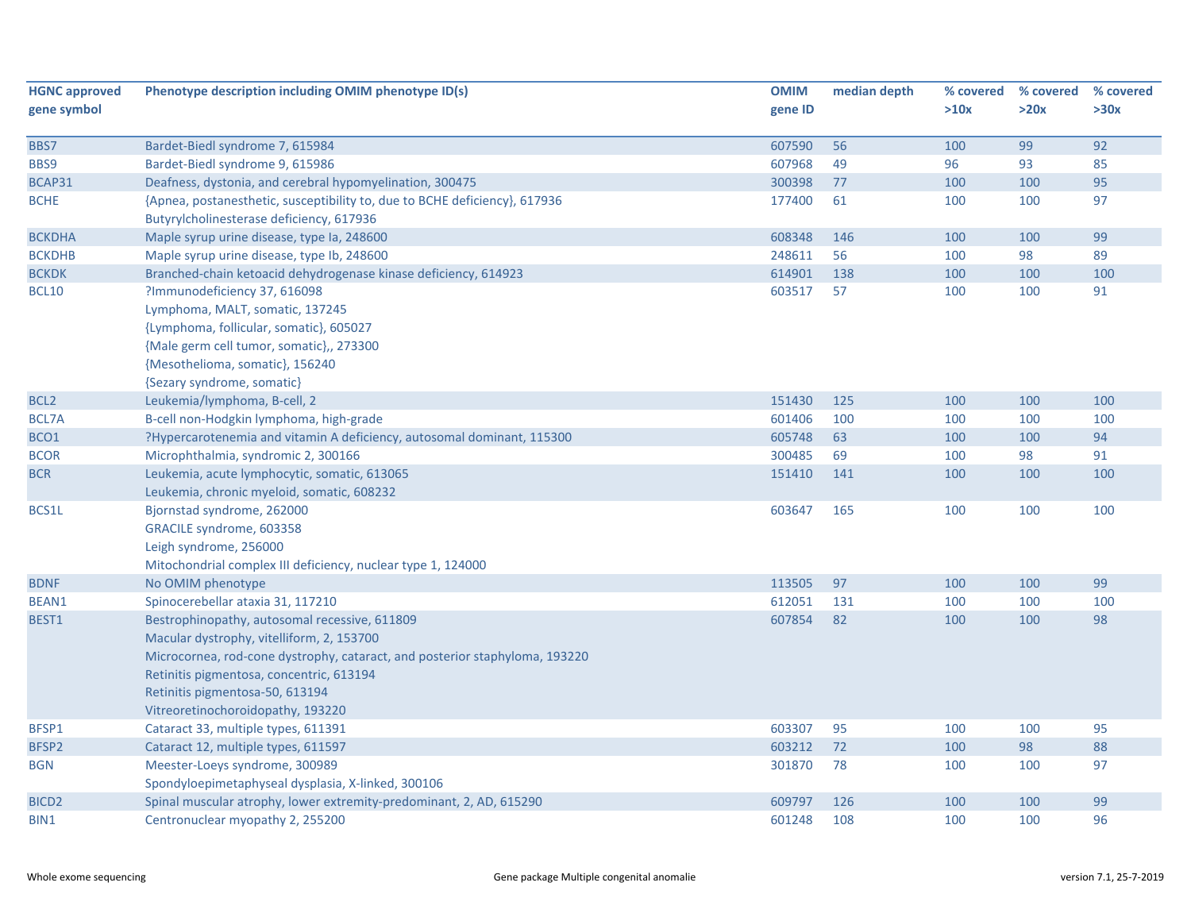| HGNC approved gene symbol | Phenotype description including OMIM phenotype ID(s) | OMIM gene ID | median depth | % covered >10x | % covered >20x | % covered >30x |
|---|---|---|---|---|---|---|
| BBS7 | Bardet-Biedl syndrome 7, 615984 | 607590 | 56 | 100 | 99 | 92 |
| BBS9 | Bardet-Biedl syndrome 9, 615986 | 607968 | 49 | 96 | 93 | 85 |
| BCAP31 | Deafness, dystonia, and cerebral hypomyelination, 300475 | 300398 | 77 | 100 | 100 | 95 |
| BCHE | {Apnea, postanesthetic, susceptibility to, due to BCHE deficiency}, 617936<br>Butyrylcholinesterase deficiency, 617936 | 177400 | 61 | 100 | 100 | 97 |
| BCKDHA | Maple syrup urine disease, type Ia, 248600 | 608348 | 146 | 100 | 100 | 99 |
| BCKDHB | Maple syrup urine disease, type Ib, 248600 | 248611 | 56 | 100 | 98 | 89 |
| BCKDK | Branched-chain ketoacid dehydrogenase kinase deficiency, 614923 | 614901 | 138 | 100 | 100 | 100 |
| BCL10 | ?Immunodeficiency 37, 616098<br>Lymphoma, MALT, somatic, 137245<br>{Lymphoma, follicular, somatic}, 605027<br>{Male germ cell tumor, somatic},, 273300<br>{Mesothelioma, somatic}, 156240<br>{Sezary syndrome, somatic} | 603517 | 57 | 100 | 100 | 91 |
| BCL2 | Leukemia/lymphoma, B-cell, 2 | 151430 | 125 | 100 | 100 | 100 |
| BCL7A | B-cell non-Hodgkin lymphoma, high-grade | 601406 | 100 | 100 | 100 | 100 |
| BCO1 | ?Hypercarotenemia and vitamin A deficiency, autosomal dominant, 115300 | 605748 | 63 | 100 | 100 | 94 |
| BCOR | Microphthalmia, syndromic 2, 300166 | 300485 | 69 | 100 | 98 | 91 |
| BCR | Leukemia, acute lymphocytic, somatic, 613065<br>Leukemia, chronic myeloid, somatic, 608232 | 151410 | 141 | 100 | 100 | 100 |
| BCS1L | Bjornstad syndrome, 262000<br>GRACILE syndrome, 603358<br>Leigh syndrome, 256000<br>Mitochondrial complex III deficiency, nuclear type 1, 124000 | 603647 | 165 | 100 | 100 | 100 |
| BDNF | No OMIM phenotype | 113505 | 97 | 100 | 100 | 99 |
| BEAN1 | Spinocerebellar ataxia 31, 117210 | 612051 | 131 | 100 | 100 | 100 |
| BEST1 | Bestrophinopathy, autosomal recessive, 611809<br>Macular dystrophy, vitelliform, 2, 153700<br>Microcornea, rod-cone dystrophy, cataract, and posterior staphyloma, 193220<br>Retinitis pigmentosa, concentric, 613194<br>Retinitis pigmentosa-50, 613194<br>Vitreoretinochoroidopathy, 193220 | 607854 | 82 | 100 | 100 | 98 |
| BFSP1 | Cataract 33, multiple types, 611391 | 603307 | 95 | 100 | 100 | 95 |
| BFSP2 | Cataract 12, multiple types, 611597 | 603212 | 72 | 100 | 98 | 88 |
| BGN | Meester-Loeys syndrome, 300989<br>Spondyloepimetaphyseal dysplasia, X-linked, 300106 | 301870 | 78 | 100 | 100 | 97 |
| BICD2 | Spinal muscular atrophy, lower extremity-predominant, 2, AD, 615290 | 609797 | 126 | 100 | 100 | 99 |
| BIN1 | Centronuclear myopathy 2, 255200 | 601248 | 108 | 100 | 100 | 96 |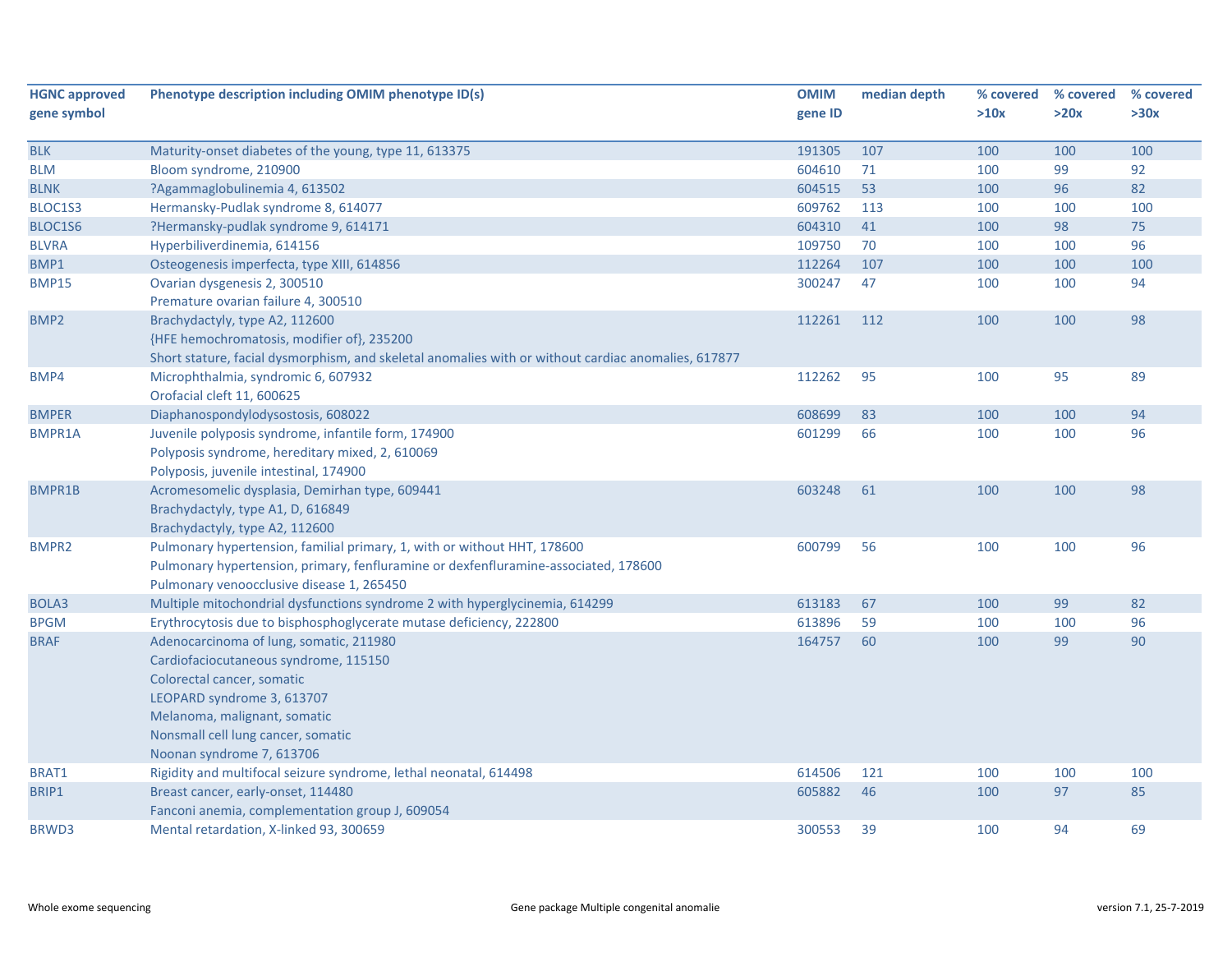| HGNC approved gene symbol | Phenotype description including OMIM phenotype ID(s) | OMIM gene ID | median depth | % covered >10x | % covered >20x | % covered >30x |
|---|---|---|---|---|---|---|
| BLK | Maturity-onset diabetes of the young, type 11, 613375 | 191305 | 107 | 100 | 100 | 100 |
| BLM | Bloom syndrome, 210900 | 604610 | 71 | 100 | 99 | 92 |
| BLNK | ?Agammaglobulinemia 4, 613502 | 604515 | 53 | 100 | 96 | 82 |
| BLOC1S3 | Hermansky-Pudlak syndrome 8, 614077 | 609762 | 113 | 100 | 100 | 100 |
| BLOC1S6 | ?Hermansky-pudlak syndrome 9, 614171 | 604310 | 41 | 100 | 98 | 75 |
| BLVRA | Hyperbiliverdinemia, 614156 | 109750 | 70 | 100 | 100 | 96 |
| BMP1 | Osteogenesis imperfecta, type XIII, 614856 | 112264 | 107 | 100 | 100 | 100 |
| BMP15 | Ovarian dysgenesis 2, 300510<br>Premature ovarian failure 4, 300510 | 300247 | 47 | 100 | 100 | 94 |
| BMP2 | Brachydactyly, type A2, 112600<br>{HFE hemochromatosis, modifier of}, 235200<br>Short stature, facial dysmorphism, and skeletal anomalies with or without cardiac anomalies, 617877 | 112261 | 112 | 100 | 100 | 98 |
| BMP4 | Microphthalmia, syndromic 6, 607932<br>Orofacial cleft 11, 600625 | 112262 | 95 | 100 | 95 | 89 |
| BMPER | Diaphanospondylodysostosis, 608022 | 608699 | 83 | 100 | 100 | 94 |
| BMPR1A | Juvenile polyposis syndrome, infantile form, 174900<br>Polyposis syndrome, hereditary mixed, 2, 610069<br>Polyposis, juvenile intestinal, 174900 | 601299 | 66 | 100 | 100 | 96 |
| BMPR1B | Acromesomelic dysplasia, Demirhan type, 609441<br>Brachydactyly, type A1, D, 616849<br>Brachydactyly, type A2, 112600 | 603248 | 61 | 100 | 100 | 98 |
| BMPR2 | Pulmonary hypertension, familial primary, 1, with or without HHT, 178600<br>Pulmonary hypertension, primary, fenfluramine or dexfenfluramine-associated, 178600<br>Pulmonary venoocclusive disease 1, 265450 | 600799 | 56 | 100 | 100 | 96 |
| BOLA3 | Multiple mitochondrial dysfunctions syndrome 2 with hyperglycinemia, 614299 | 613183 | 67 | 100 | 99 | 82 |
| BPGM | Erythrocytosis due to bisphosphoglycerate mutase deficiency, 222800 | 613896 | 59 | 100 | 100 | 96 |
| BRAF | Adenocarcinoma of lung, somatic, 211980<br>Cardiofaciocutaneous syndrome, 115150<br>Colorectal cancer, somatic<br>LEOPARD syndrome 3, 613707<br>Melanoma, malignant, somatic<br>Nonsmall cell lung cancer, somatic<br>Noonan syndrome 7, 613706 | 164757 | 60 | 100 | 99 | 90 |
| BRAT1 | Rigidity and multifocal seizure syndrome, lethal neonatal, 614498 | 614506 | 121 | 100 | 100 | 100 |
| BRIP1 | Breast cancer, early-onset, 114480<br>Fanconi anemia, complementation group J, 609054 | 605882 | 46 | 100 | 97 | 85 |
| BRWD3 | Mental retardation, X-linked 93, 300659 | 300553 | 39 | 100 | 94 | 69 |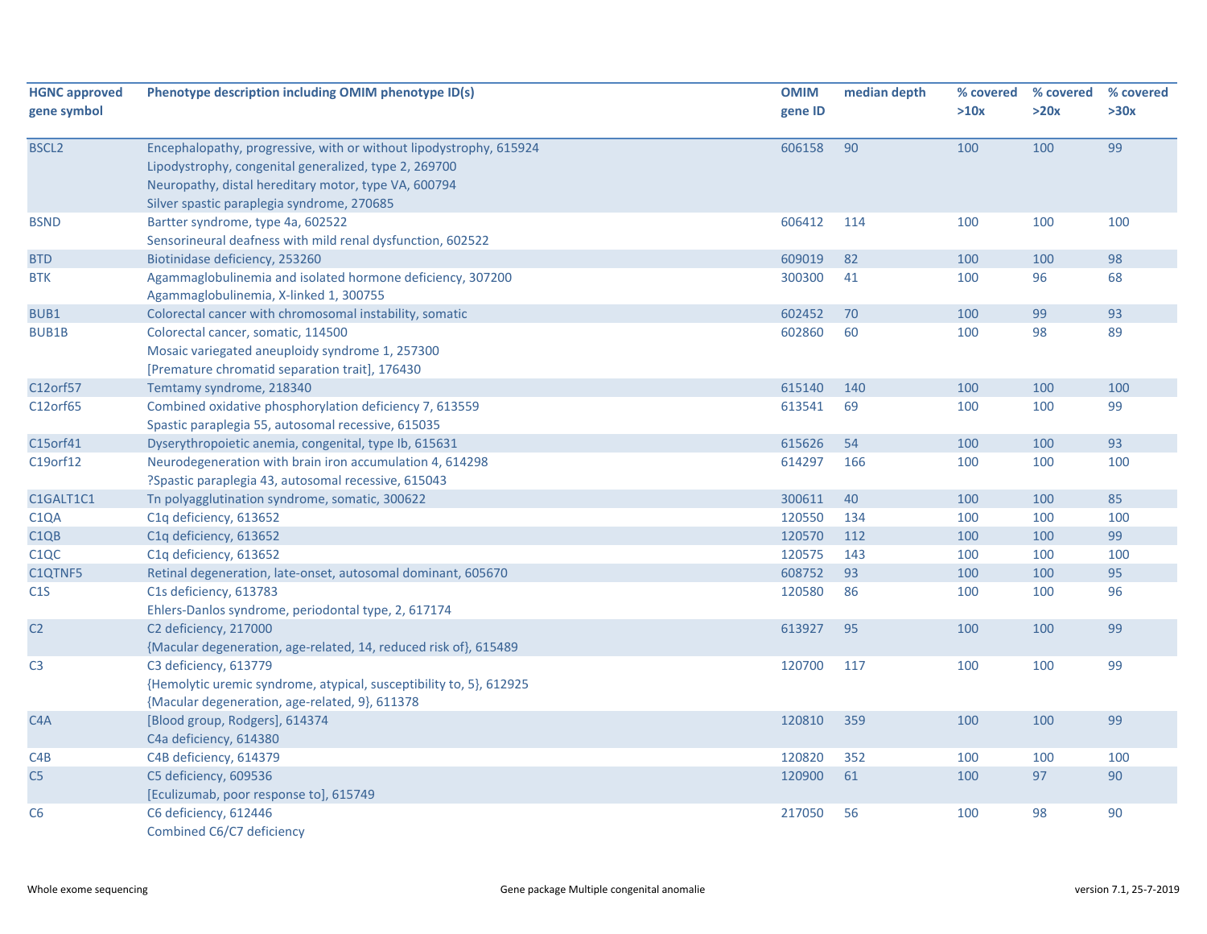| HGNC approved gene symbol | Phenotype description including OMIM phenotype ID(s) | OMIM gene ID | median depth | % covered >10x | % covered >20x | % covered >30x |
|---|---|---|---|---|---|---|
| BSCL2 | Encephalopathy, progressive, with or without lipodystrophy, 615924<br>Lipodystrophy, congenital generalized, type 2, 269700<br>Neuropathy, distal hereditary motor, type VA, 600794<br>Silver spastic paraplegia syndrome, 270685 | 606158 | 90 | 100 | 100 | 99 |
| BSND | Bartter syndrome, type 4a, 602522<br>Sensorineural deafness with mild renal dysfunction, 602522 | 606412 | 114 | 100 | 100 | 100 |
| BTD | Biotinidase deficiency, 253260 | 609019 | 82 | 100 | 100 | 98 |
| BTK | Agammaglobulinemia and isolated hormone deficiency, 307200<br>Agammaglobulinemia, X-linked 1, 300755 | 300300 | 41 | 100 | 96 | 68 |
| BUB1 | Colorectal cancer with chromosomal instability, somatic | 602452 | 70 | 100 | 99 | 93 |
| BUB1B | Colorectal cancer, somatic, 114500<br>Mosaic variegated aneuploidy syndrome 1, 257300<br>[Premature chromatid separation trait], 176430 | 602860 | 60 | 100 | 98 | 89 |
| C12orf57 | Temtamy syndrome, 218340 | 615140 | 140 | 100 | 100 | 100 |
| C12orf65 | Combined oxidative phosphorylation deficiency 7, 613559<br>Spastic paraplegia 55, autosomal recessive, 615035 | 613541 | 69 | 100 | 100 | 99 |
| C15orf41 | Dyserythropoietic anemia, congenital, type Ib, 615631 | 615626 | 54 | 100 | 100 | 93 |
| C19orf12 | Neurodegeneration with brain iron accumulation 4, 614298<br>?Spastic paraplegia 43, autosomal recessive, 615043 | 614297 | 166 | 100 | 100 | 100 |
| C1GALT1C1 | Tn polyagglutination syndrome, somatic, 300622 | 300611 | 40 | 100 | 100 | 85 |
| C1QA | C1q deficiency, 613652 | 120550 | 134 | 100 | 100 | 100 |
| C1QB | C1q deficiency, 613652 | 120570 | 112 | 100 | 100 | 99 |
| C1QC | C1q deficiency, 613652 | 120575 | 143 | 100 | 100 | 100 |
| C1QTNF5 | Retinal degeneration, late-onset, autosomal dominant, 605670 | 608752 | 93 | 100 | 100 | 95 |
| C1S | C1s deficiency, 613783<br>Ehlers-Danlos syndrome, periodontal type, 2, 617174 | 120580 | 86 | 100 | 100 | 96 |
| C2 | C2 deficiency, 217000<br>{Macular degeneration, age-related, 14, reduced risk of}, 615489 | 613927 | 95 | 100 | 100 | 99 |
| C3 | C3 deficiency, 613779<br>{Hemolytic uremic syndrome, atypical, susceptibility to, 5}, 612925<br>{Macular degeneration, age-related, 9}, 611378 | 120700 | 117 | 100 | 100 | 99 |
| C4A | [Blood group, Rodgers], 614374<br>C4a deficiency, 614380 | 120810 | 359 | 100 | 100 | 99 |
| C4B | C4B deficiency, 614379 | 120820 | 352 | 100 | 100 | 100 |
| C5 | C5 deficiency, 609536<br>[Eculizumab, poor response to], 615749 | 120900 | 61 | 100 | 97 | 90 |
| C6 | C6 deficiency, 612446<br>Combined C6/C7 deficiency | 217050 | 56 | 100 | 98 | 90 |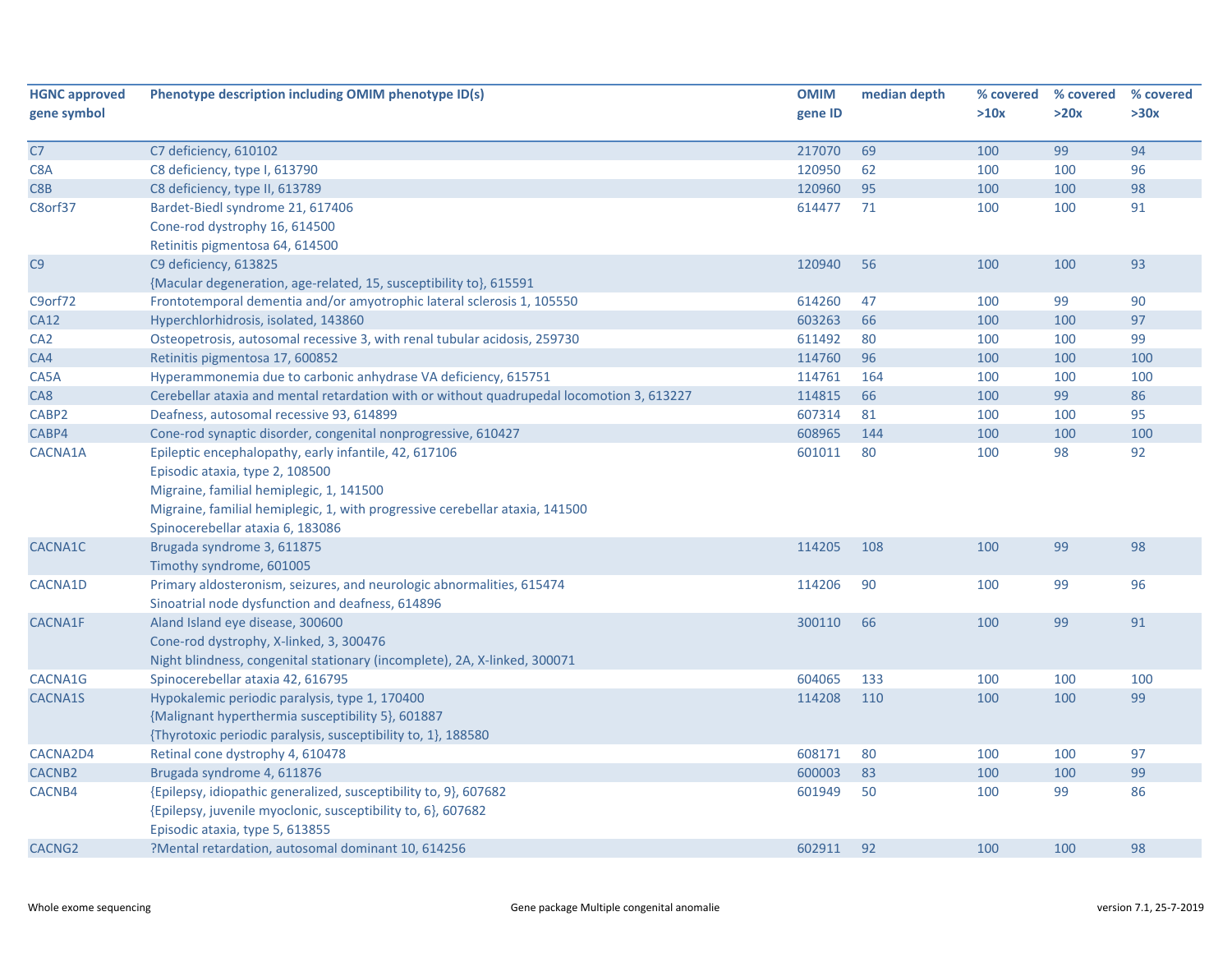| HGNC approved gene symbol | Phenotype description including OMIM phenotype ID(s) | OMIM gene ID | median depth | % covered >10x | % covered >20x | % covered >30x |
|---|---|---|---|---|---|---|
| C7 | C7 deficiency, 610102 | 217070 | 69 | 100 | 99 | 94 |
| C8A | C8 deficiency, type I, 613790 | 120950 | 62 | 100 | 100 | 96 |
| C8B | C8 deficiency, type II, 613789 | 120960 | 95 | 100 | 100 | 98 |
| C8orf37 | Bardet-Biedl syndrome 21, 617406<br>Cone-rod dystrophy 16, 614500<br>Retinitis pigmentosa 64, 614500 | 614477 | 71 | 100 | 100 | 91 |
| C9 | C9 deficiency, 613825<br>{Macular degeneration, age-related, 15, susceptibility to}, 615591 | 120940 | 56 | 100 | 100 | 93 |
| C9orf72 | Frontotemporal dementia and/or amyotrophic lateral sclerosis 1, 105550 | 614260 | 47 | 100 | 99 | 90 |
| CA12 | Hyperchlorhidrosis, isolated, 143860 | 603263 | 66 | 100 | 100 | 97 |
| CA2 | Osteopetrosis, autosomal recessive 3, with renal tubular acidosis, 259730 | 611492 | 80 | 100 | 100 | 99 |
| CA4 | Retinitis pigmentosa 17, 600852 | 114760 | 96 | 100 | 100 | 100 |
| CA5A | Hyperammonemia due to carbonic anhydrase VA deficiency, 615751 | 114761 | 164 | 100 | 100 | 100 |
| CA8 | Cerebellar ataxia and mental retardation with or without quadrupedal locomotion 3, 613227 | 114815 | 66 | 100 | 99 | 86 |
| CABP2 | Deafness, autosomal recessive 93, 614899 | 607314 | 81 | 100 | 100 | 95 |
| CABP4 | Cone-rod synaptic disorder, congenital nonprogressive, 610427 | 608965 | 144 | 100 | 100 | 100 |
| CACNA1A | Epileptic encephalopathy, early infantile, 42, 617106<br>Episodic ataxia, type 2, 108500<br>Migraine, familial hemiplegic, 1, 141500<br>Migraine, familial hemiplegic, 1, with progressive cerebellar ataxia, 141500<br>Spinocerebellar ataxia 6, 183086 | 601011 | 80 | 100 | 98 | 92 |
| CACNA1C | Brugada syndrome 3, 611875<br>Timothy syndrome, 601005 | 114205 | 108 | 100 | 99 | 98 |
| CACNA1D | Primary aldosteronism, seizures, and neurologic abnormalities, 615474<br>Sinoatrial node dysfunction and deafness, 614896 | 114206 | 90 | 100 | 99 | 96 |
| CACNA1F | Aland Island eye disease, 300600<br>Cone-rod dystrophy, X-linked, 3, 300476<br>Night blindness, congenital stationary (incomplete), 2A, X-linked, 300071 | 300110 | 66 | 100 | 99 | 91 |
| CACNA1G | Spinocerebellar ataxia 42, 616795 | 604065 | 133 | 100 | 100 | 100 |
| CACNA1S | Hypokalemic periodic paralysis, type 1, 170400<br>{Malignant hyperthermia susceptibility 5}, 601887<br>{Thyrotoxic periodic paralysis, susceptibility to, 1}, 188580 | 114208 | 110 | 100 | 100 | 99 |
| CACNA2D4 | Retinal cone dystrophy 4, 610478 | 608171 | 80 | 100 | 100 | 97 |
| CACNB2 | Brugada syndrome 4, 611876 | 600003 | 83 | 100 | 100 | 99 |
| CACNB4 | {Epilepsy, idiopathic generalized, susceptibility to, 9}, 607682<br>{Epilepsy, juvenile myoclonic, susceptibility to, 6}, 607682<br>Episodic ataxia, type 5, 613855 | 601949 | 50 | 100 | 99 | 86 |
| CACNG2 | ?Mental retardation, autosomal dominant 10, 614256 | 602911 | 92 | 100 | 100 | 98 |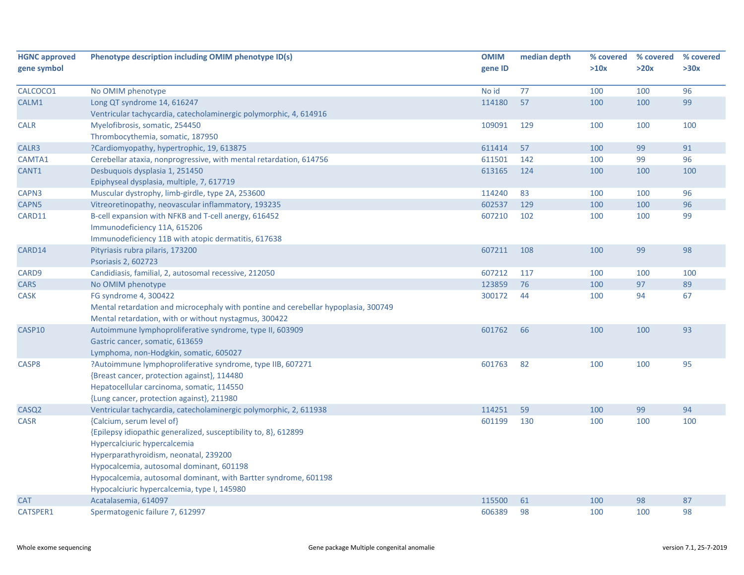| HGNC approved gene symbol | Phenotype description including OMIM phenotype ID(s) | OMIM gene ID | median depth | % covered >10x | % covered >20x | % covered >30x |
|---|---|---|---|---|---|---|
| CALCOCO1 | No OMIM phenotype | No id | 77 | 100 | 100 | 96 |
| CALM1 | Long QT syndrome 14, 616247<br>Ventricular tachycardia, catecholaminergic polymorphic, 4, 614916 | 114180 | 57 | 100 | 100 | 99 |
| CALR | Myelofibrosis, somatic, 254450<br>Thrombocythemia, somatic, 187950 | 109091 | 129 | 100 | 100 | 100 |
| CALR3 | ?Cardiomyopathy, hypertrophic, 19, 613875 | 611414 | 57 | 100 | 99 | 91 |
| CAMTA1 | Cerebellar ataxia, nonprogressive, with mental retardation, 614756 | 611501 | 142 | 100 | 99 | 96 |
| CANT1 | Desbuquois dysplasia 1, 251450<br>Epiphyseal dysplasia, multiple, 7, 617719 | 613165 | 124 | 100 | 100 | 100 |
| CAPN3 | Muscular dystrophy, limb-girdle, type 2A, 253600 | 114240 | 83 | 100 | 100 | 96 |
| CAPN5 | Vitreoretinopathy, neovascular inflammatory, 193235 | 602537 | 129 | 100 | 100 | 96 |
| CARD11 | B-cell expansion with NFKB and T-cell anergy, 616452<br>Immunodeficiency 11A, 615206<br>Immunodeficiency 11B with atopic dermatitis, 617638 | 607210 | 102 | 100 | 100 | 99 |
| CARD14 | Pityriasis rubra pilaris, 173200<br>Psoriasis 2, 602723 | 607211 | 108 | 100 | 99 | 98 |
| CARD9 | Candidiasis, familial, 2, autosomal recessive, 212050 | 607212 | 117 | 100 | 100 | 100 |
| CARS | No OMIM phenotype | 123859 | 76 | 100 | 97 | 89 |
| CASK | FG syndrome 4, 300422<br>Mental retardation and microcephaly with pontine and cerebellar hypoplasia, 300749<br>Mental retardation, with or without nystagmus, 300422 | 300172 | 44 | 100 | 94 | 67 |
| CASP10 | Autoimmune lymphoproliferative syndrome, type II, 603909<br>Gastric cancer, somatic, 613659<br>Lymphoma, non-Hodgkin, somatic, 605027 | 601762 | 66 | 100 | 100 | 93 |
| CASP8 | ?Autoimmune lymphoproliferative syndrome, type IIB, 607271<br>{Breast cancer, protection against}, 114480<br>Hepatocellular carcinoma, somatic, 114550<br>{Lung cancer, protection against}, 211980 | 601763 | 82 | 100 | 100 | 95 |
| CASQ2 | Ventricular tachycardia, catecholaminergic polymorphic, 2, 611938 | 114251 | 59 | 100 | 99 | 94 |
| CASR | {Calcium, serum level of}<br>{Epilepsy idiopathic generalized, susceptibility to, 8}, 612899<br>Hypercalciuric hypercalcemia<br>Hyperparathyroidism, neonatal, 239200<br>Hypocalcemia, autosomal dominant, 601198<br>Hypocalcemia, autosomal dominant, with Bartter syndrome, 601198<br>Hypocalciuric hypercalcemia, type I, 145980 | 601199 | 130 | 100 | 100 | 100 |
| CAT | Acatalasemia, 614097 | 115500 | 61 | 100 | 98 | 87 |
| CATSPER1 | Spermatogenic failure 7, 612997 | 606389 | 98 | 100 | 100 | 98 |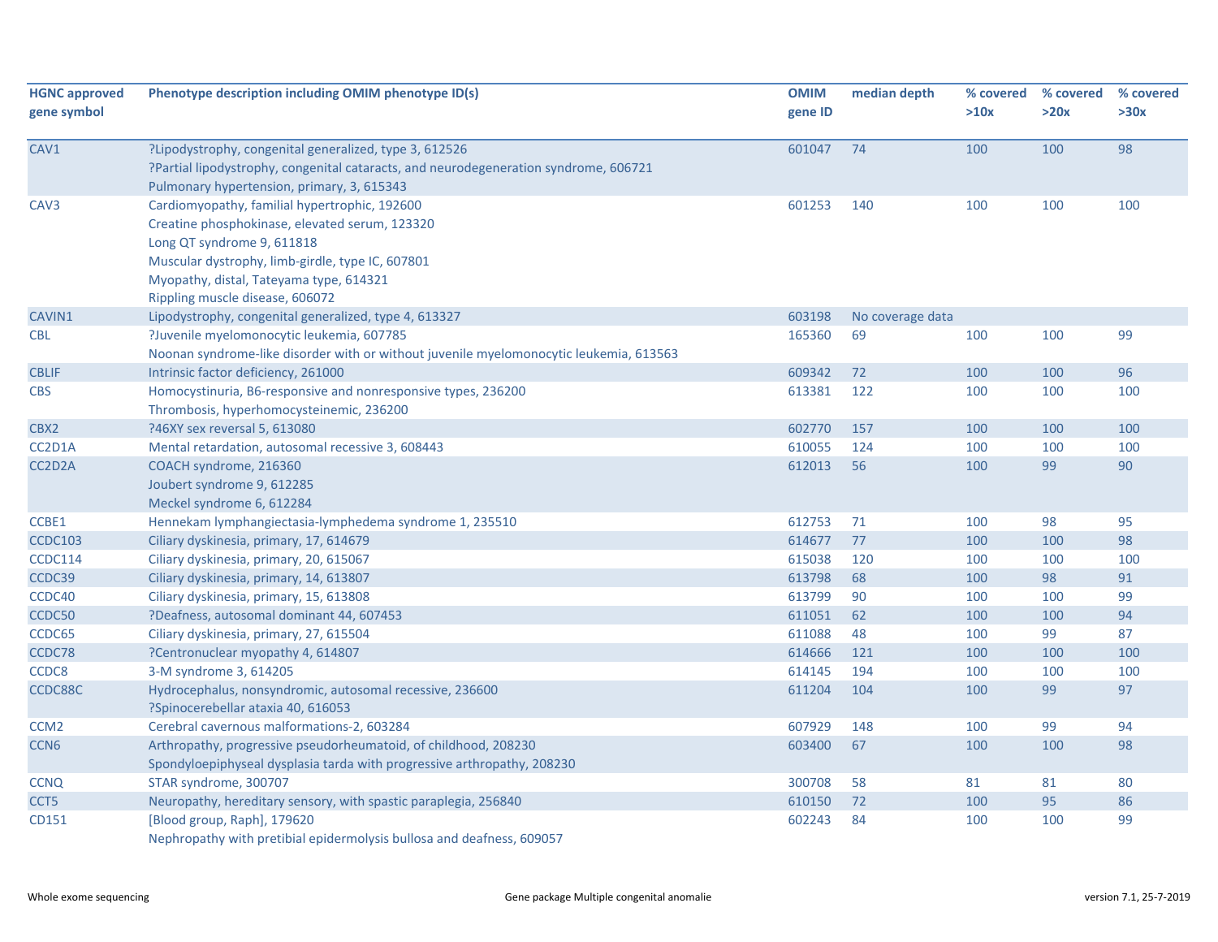| HGNC approved gene symbol | Phenotype description including OMIM phenotype ID(s) | OMIM gene ID | median depth | % covered >10x | % covered >20x | % covered >30x |
|---|---|---|---|---|---|---|
| CAV1 | ?Lipodystrophy, congenital generalized, type 3, 612526<br>?Partial lipodystrophy, congenital cataracts, and neurodegeneration syndrome, 606721<br>Pulmonary hypertension, primary, 3, 615343 | 601047 | 74 | 100 | 100 | 98 |
| CAV3 | Cardiomyopathy, familial hypertrophic, 192600<br>Creatine phosphokinase, elevated serum, 123320<br>Long QT syndrome 9, 611818<br>Muscular dystrophy, limb-girdle, type IC, 607801<br>Myopathy, distal, Tateyama type, 614321<br>Rippling muscle disease, 606072 | 601253 | 140 | 100 | 100 | 100 |
| CAVIN1 | Lipodystrophy, congenital generalized, type 4, 613327 | 603198 | No coverage data | | | |
| CBL | ?Juvenile myelomonocytic leukemia, 607785<br>Noonan syndrome-like disorder with or without juvenile myelomonocytic leukemia, 613563 | 165360 | 69 | 100 | 100 | 99 |
| CBLIF | Intrinsic factor deficiency, 261000 | 609342 | 72 | 100 | 100 | 96 |
| CBS | Homocystinuria, B6-responsive and nonresponsive types, 236200<br>Thrombosis, hyperhomocysteinemic, 236200 | 613381 | 122 | 100 | 100 | 100 |
| CBX2 | ?46XY sex reversal 5, 613080 | 602770 | 157 | 100 | 100 | 100 |
| CC2D1A | Mental retardation, autosomal recessive 3, 608443 | 610055 | 124 | 100 | 100 | 100 |
| CC2D2A | COACH syndrome, 216360<br>Joubert syndrome 9, 612285<br>Meckel syndrome 6, 612284 | 612013 | 56 | 100 | 99 | 90 |
| CCBE1 | Hennekam lymphangiectasia-lymphedema syndrome 1, 235510 | 612753 | 71 | 100 | 98 | 95 |
| CCDC103 | Ciliary dyskinesia, primary, 17, 614679 | 614677 | 77 | 100 | 100 | 98 |
| CCDC114 | Ciliary dyskinesia, primary, 20, 615067 | 615038 | 120 | 100 | 100 | 100 |
| CCDC39 | Ciliary dyskinesia, primary, 14, 613807 | 613798 | 68 | 100 | 98 | 91 |
| CCDC40 | Ciliary dyskinesia, primary, 15, 613808 | 613799 | 90 | 100 | 100 | 99 |
| CCDC50 | ?Deafness, autosomal dominant 44, 607453 | 611051 | 62 | 100 | 100 | 94 |
| CCDC65 | Ciliary dyskinesia, primary, 27, 615504 | 611088 | 48 | 100 | 99 | 87 |
| CCDC78 | ?Centronuclear myopathy 4, 614807 | 614666 | 121 | 100 | 100 | 100 |
| CCDC8 | 3-M syndrome 3, 614205 | 614145 | 194 | 100 | 100 | 100 |
| CCDC88C | Hydrocephalus, nonsyndromic, autosomal recessive, 236600<br>?Spinocerebellar ataxia 40, 616053 | 611204 | 104 | 100 | 99 | 97 |
| CCM2 | Cerebral cavernous malformations-2, 603284 | 607929 | 148 | 100 | 99 | 94 |
| CCN6 | Arthropathy, progressive pseudorheumatoid, of childhood, 208230<br>Spondyloepiphyseal dysplasia tarda with progressive arthropathy, 208230 | 603400 | 67 | 100 | 100 | 98 |
| CCNQ | STAR syndrome, 300707 | 300708 | 58 | 81 | 81 | 80 |
| CCT5 | Neuropathy, hereditary sensory, with spastic paraplegia, 256840 | 610150 | 72 | 100 | 95 | 86 |
| CD151 | [Blood group, Raph], 179620<br>Nephropathy with pretibial epidermolysis bullosa and deafness, 609057 | 602243 | 84 | 100 | 100 | 99 |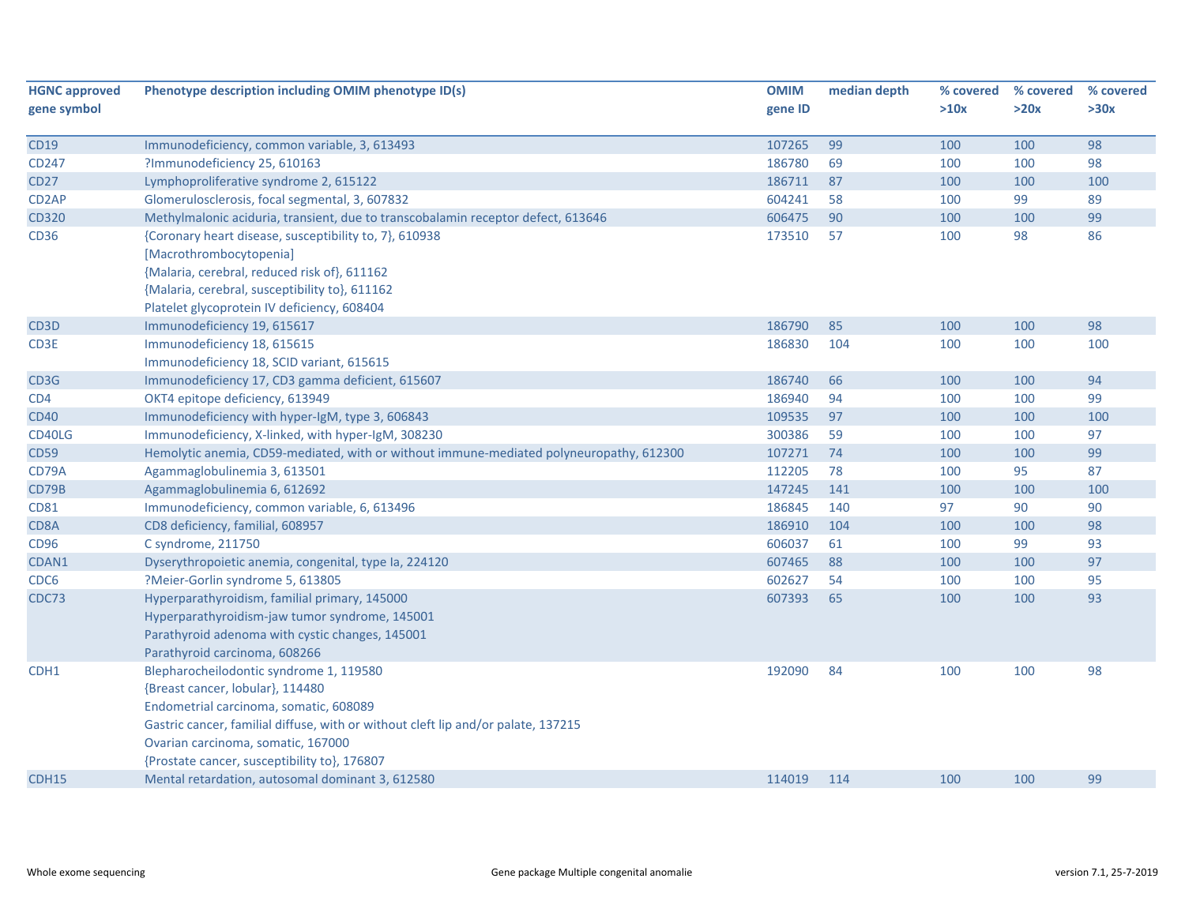| HGNC approved gene symbol | Phenotype description including OMIM phenotype ID(s) | OMIM gene ID | median depth | % covered >10x | % covered >20x | % covered >30x |
|---|---|---|---|---|---|---|
| CD19 | Immunodeficiency, common variable, 3, 613493 | 107265 | 99 | 100 | 100 | 98 |
| CD247 | ?Immunodeficiency 25, 610163 | 186780 | 69 | 100 | 100 | 98 |
| CD27 | Lymphoproliferative syndrome 2, 615122 | 186711 | 87 | 100 | 100 | 100 |
| CD2AP | Glomerulosclerosis, focal segmental, 3, 607832 | 604241 | 58 | 100 | 99 | 89 |
| CD320 | Methylmalonic aciduria, transient, due to transcobalamin receptor defect, 613646 | 606475 | 90 | 100 | 100 | 99 |
| CD36 | {Coronary heart disease, susceptibility to, 7}, 610938<br>[Macrothrombocytopenia]<br>{Malaria, cerebral, reduced risk of}, 611162<br>{Malaria, cerebral, susceptibility to}, 611162<br>Platelet glycoprotein IV deficiency, 608404 | 173510 | 57 | 100 | 98 | 86 |
| CD3D | Immunodeficiency 19, 615617 | 186790 | 85 | 100 | 100 | 98 |
| CD3E | Immunodeficiency 18, 615615<br>Immunodeficiency 18, SCID variant, 615615 | 186830 | 104 | 100 | 100 | 100 |
| CD3G | Immunodeficiency 17, CD3 gamma deficient, 615607 | 186740 | 66 | 100 | 100 | 94 |
| CD4 | OKT4 epitope deficiency, 613949 | 186940 | 94 | 100 | 100 | 99 |
| CD40 | Immunodeficiency with hyper-IgM, type 3, 606843 | 109535 | 97 | 100 | 100 | 100 |
| CD40LG | Immunodeficiency, X-linked, with hyper-IgM, 308230 | 300386 | 59 | 100 | 100 | 97 |
| CD59 | Hemolytic anemia, CD59-mediated, with or without immune-mediated polyneuropathy, 612300 | 107271 | 74 | 100 | 100 | 99 |
| CD79A | Agammaglobulinemia 3, 613501 | 112205 | 78 | 100 | 95 | 87 |
| CD79B | Agammaglobulinemia 6, 612692 | 147245 | 141 | 100 | 100 | 100 |
| CD81 | Immunodeficiency, common variable, 6, 613496 | 186845 | 140 | 97 | 90 | 90 |
| CD8A | CD8 deficiency, familial, 608957 | 186910 | 104 | 100 | 100 | 98 |
| CD96 | C syndrome, 211750 | 606037 | 61 | 100 | 99 | 93 |
| CDAN1 | Dyserythropoietic anemia, congenital, type Ia, 224120 | 607465 | 88 | 100 | 100 | 97 |
| CDC6 | ?Meier-Gorlin syndrome 5, 613805 | 602627 | 54 | 100 | 100 | 95 |
| CDC73 | Hyperparathyroidism, familial primary, 145000<br>Hyperparathyroidism-jaw tumor syndrome, 145001<br>Parathyroid adenoma with cystic changes, 145001<br>Parathyroid carcinoma, 608266 | 607393 | 65 | 100 | 100 | 93 |
| CDH1 | Blepharocheilodontic syndrome 1, 119580<br>{Breast cancer, lobular}, 114480<br>Endometrial carcinoma, somatic, 608089<br>Gastric cancer, familial diffuse, with or without cleft lip and/or palate, 137215<br>Ovarian carcinoma, somatic, 167000<br>{Prostate cancer, susceptibility to}, 176807 | 192090 | 84 | 100 | 100 | 98 |
| CDH15 | Mental retardation, autosomal dominant 3, 612580 | 114019 | 114 | 100 | 100 | 99 |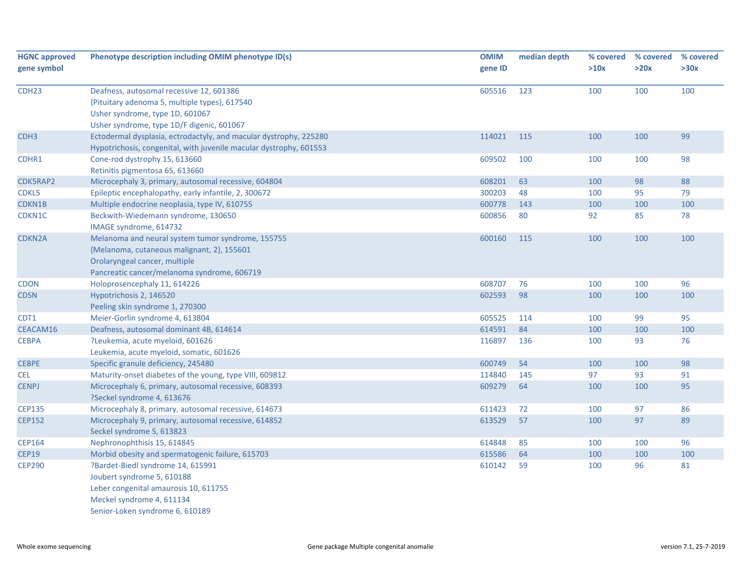| HGNC approved gene symbol | Phenotype description including OMIM phenotype ID(s) | OMIM gene ID | median depth | % covered >10x | % covered >20x | % covered >30x |
|---|---|---|---|---|---|---|
| CDH23 | Deafness, autosomal recessive 12, 601386<br>{Pituitary adenoma 5, multiple types}, 617540<br>Usher syndrome, type 1D, 601067<br>Usher syndrome, type 1D/F digenic, 601067 | 605516 | 123 | 100 | 100 | 100 |
| CDH3 | Ectodermal dysplasia, ectrodactyly, and macular dystrophy, 225280<br>Hypotrichosis, congenital, with juvenile macular dystrophy, 601553 | 114021 | 115 | 100 | 100 | 99 |
| CDHR1 | Cone-rod dystrophy 15, 613660<br>Retinitis pigmentosa 65, 613660 | 609502 | 100 | 100 | 100 | 98 |
| CDK5RAP2 | Microcephaly 3, primary, autosomal recessive, 604804 | 608201 | 63 | 100 | 98 | 88 |
| CDKL5 | Epileptic encephalopathy, early infantile, 2, 300672 | 300203 | 48 | 100 | 95 | 79 |
| CDKN1B | Multiple endocrine neoplasia, type IV, 610755 | 600778 | 143 | 100 | 100 | 100 |
| CDKN1C | Beckwith-Wiedemann syndrome, 130650<br>IMAGE syndrome, 614732 | 600856 | 80 | 92 | 85 | 78 |
| CDKN2A | Melanoma and neural system tumor syndrome, 155755<br>{Melanoma, cutaneous malignant, 2}, 155601<br>Orolaryngeal cancer, multiple<br>Pancreatic cancer/melanoma syndrome, 606719 | 600160 | 115 | 100 | 100 | 100 |
| CDON | Holoprosencephaly 11, 614226 | 608707 | 76 | 100 | 100 | 96 |
| CDSN | Hypotrichosis 2, 146520<br>Peeling skin syndrome 1, 270300 | 602593 | 98 | 100 | 100 | 100 |
| CDT1 | Meier-Gorlin syndrome 4, 613804 | 605525 | 114 | 100 | 99 | 95 |
| CEACAM16 | Deafness, autosomal dominant 4B, 614614 | 614591 | 84 | 100 | 100 | 100 |
| CEBPA | ?Leukemia, acute myeloid, 601626<br>Leukemia, acute myeloid, somatic, 601626 | 116897 | 136 | 100 | 93 | 76 |
| CEBPE | Specific granule deficiency, 245480 | 600749 | 54 | 100 | 100 | 98 |
| CEL | Maturity-onset diabetes of the young, type VIII, 609812 | 114840 | 145 | 97 | 93 | 91 |
| CENPJ | Microcephaly 6, primary, autosomal recessive, 608393<br>?Seckel syndrome 4, 613676 | 609279 | 64 | 100 | 100 | 95 |
| CEP135 | Microcephaly 8, primary, autosomal recessive, 614673 | 611423 | 72 | 100 | 97 | 86 |
| CEP152 | Microcephaly 9, primary, autosomal recessive, 614852<br>Seckel syndrome 5, 613823 | 613529 | 57 | 100 | 97 | 89 |
| CEP164 | Nephronophthisis 15, 614845 | 614848 | 85 | 100 | 100 | 96 |
| CEP19 | Morbid obesity and spermatogenic failure, 615703 | 615586 | 64 | 100 | 100 | 100 |
| CEP290 | ?Bardet-Biedl syndrome 14, 615991<br>Joubert syndrome 5, 610188<br>Leber congenital amaurosis 10, 611755<br>Meckel syndrome 4, 611134<br>Senior-Loken syndrome 6, 610189 | 610142 | 59 | 100 | 96 | 81 |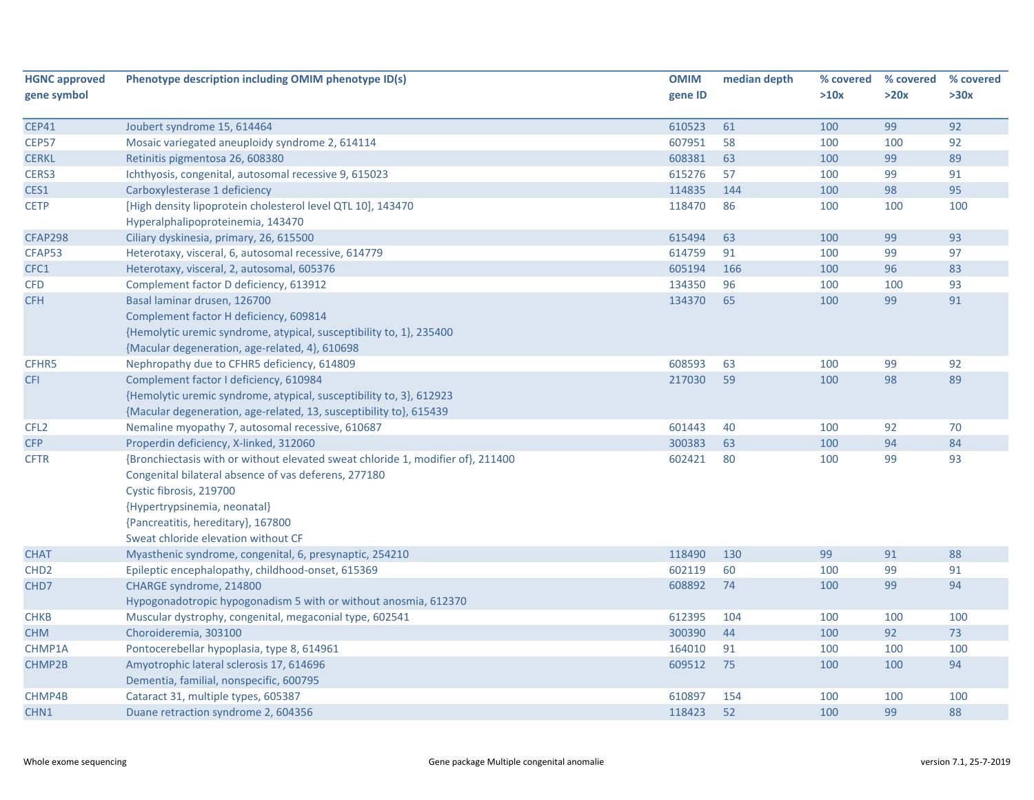| HGNC approved gene symbol | Phenotype description including OMIM phenotype ID(s) | OMIM gene ID | median depth | % covered >10x | % covered >20x | % covered >30x |
|---|---|---|---|---|---|---|
| CEP41 | Joubert syndrome 15, 614464 | 610523 | 61 | 100 | 99 | 92 |
| CEP57 | Mosaic variegated aneuploidy syndrome 2, 614114 | 607951 | 58 | 100 | 100 | 92 |
| CERKL | Retinitis pigmentosa 26, 608380 | 608381 | 63 | 100 | 99 | 89 |
| CERS3 | Ichthyosis, congenital, autosomal recessive 9, 615023 | 615276 | 57 | 100 | 99 | 91 |
| CES1 | Carboxylesterase 1 deficiency | 114835 | 144 | 100 | 98 | 95 |
| CETP | [High density lipoprotein cholesterol level QTL 10], 143470<br>Hyperalphalipoproteinemia, 143470 | 118470 | 86 | 100 | 100 | 100 |
| CFAP298 | Ciliary dyskinesia, primary, 26, 615500 | 615494 | 63 | 100 | 99 | 93 |
| CFAP53 | Heterotaxy, visceral, 6, autosomal recessive, 614779 | 614759 | 91 | 100 | 99 | 97 |
| CFC1 | Heterotaxy, visceral, 2, autosomal, 605376 | 605194 | 166 | 100 | 96 | 83 |
| CFD | Complement factor D deficiency, 613912 | 134350 | 96 | 100 | 100 | 93 |
| CFH | Basal laminar drusen, 126700<br>Complement factor H deficiency, 609814<br>{Hemolytic uremic syndrome, atypical, susceptibility to, 1}, 235400<br>{Macular degeneration, age-related, 4}, 610698 | 134370 | 65 | 100 | 99 | 91 |
| CFHR5 | Nephropathy due to CFHR5 deficiency, 614809 | 608593 | 63 | 100 | 99 | 92 |
| CFI | Complement factor I deficiency, 610984<br>{Hemolytic uremic syndrome, atypical, susceptibility to, 3}, 612923<br>{Macular degeneration, age-related, 13, susceptibility to}, 615439 | 217030 | 59 | 100 | 98 | 89 |
| CFL2 | Nemaline myopathy 7, autosomal recessive, 610687 | 601443 | 40 | 100 | 92 | 70 |
| CFP | Properdin deficiency, X-linked, 312060 | 300383 | 63 | 100 | 94 | 84 |
| CFTR | {Bronchiectasis with or without elevated sweat chloride 1, modifier of}, 211400<br>Congenital bilateral absence of vas deferens, 277180<br>Cystic fibrosis, 219700<br>{Hypertrypsinemia, neonatal}<br>{Pancreatitis, hereditary}, 167800<br>Sweat chloride elevation without CF | 602421 | 80 | 100 | 99 | 93 |
| CHAT | Myasthenic syndrome, congenital, 6, presynaptic, 254210 | 118490 | 130 | 99 | 91 | 88 |
| CHD2 | Epileptic encephalopathy, childhood-onset, 615369 | 602119 | 60 | 100 | 99 | 91 |
| CHD7 | CHARGE syndrome, 214800<br>Hypogonadotropic hypogonadism 5 with or without anosmia, 612370 | 608892 | 74 | 100 | 99 | 94 |
| CHKB | Muscular dystrophy, congenital, megaconial type, 602541 | 612395 | 104 | 100 | 100 | 100 |
| CHM | Choroideremia, 303100 | 300390 | 44 | 100 | 92 | 73 |
| CHMP1A | Pontocerebellar hypoplasia, type 8, 614961 | 164010 | 91 | 100 | 100 | 100 |
| CHMP2B | Amyotrophic lateral sclerosis 17, 614696<br>Dementia, familial, nonspecific, 600795 | 609512 | 75 | 100 | 100 | 94 |
| CHMP4B | Cataract 31, multiple types, 605387 | 610897 | 154 | 100 | 100 | 100 |
| CHN1 | Duane retraction syndrome 2, 604356 | 118423 | 52 | 100 | 99 | 88 |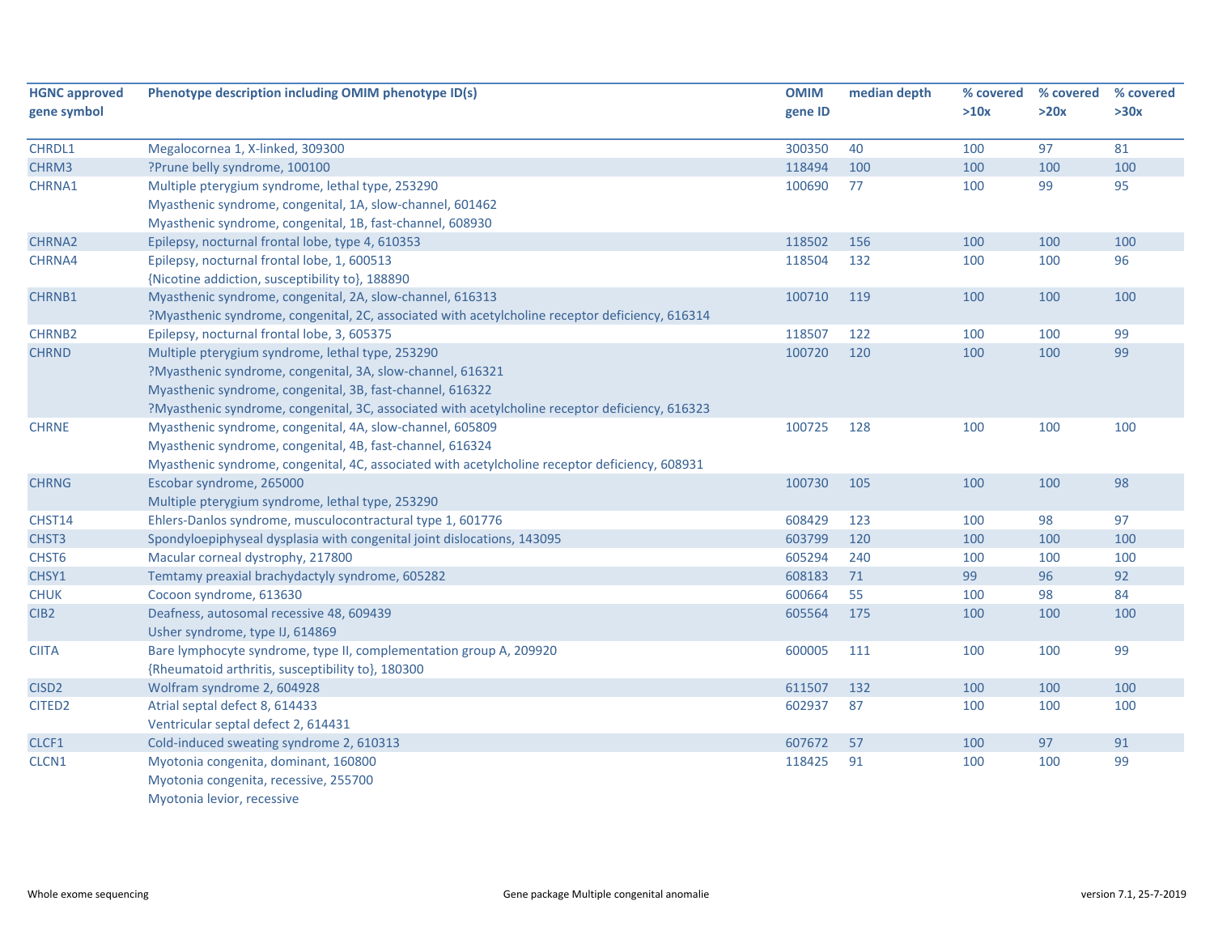| HGNC approved gene symbol | Phenotype description including OMIM phenotype ID(s) | OMIM gene ID | median depth | % covered >10x | % covered >20x | % covered >30x |
|---|---|---|---|---|---|---|
| CHRDL1 | Megalocornea 1, X-linked, 309300 | 300350 | 40 | 100 | 97 | 81 |
| CHRM3 | ?Prune belly syndrome, 100100 | 118494 | 100 | 100 | 100 | 100 |
| CHRNA1 | Multiple pterygium syndrome, lethal type, 253290<br>Myasthenic syndrome, congenital, 1A, slow-channel, 601462<br>Myasthenic syndrome, congenital, 1B, fast-channel, 608930 | 100690 | 77 | 100 | 99 | 95 |
| CHRNA2 | Epilepsy, nocturnal frontal lobe, type 4, 610353 | 118502 | 156 | 100 | 100 | 100 |
| CHRNA4 | Epilepsy, nocturnal frontal lobe, 1, 600513<br>{Nicotine addiction, susceptibility to}, 188890 | 118504 | 132 | 100 | 100 | 96 |
| CHRNB1 | Myasthenic syndrome, congenital, 2A, slow-channel, 616313<br>?Myasthenic syndrome, congenital, 2C, associated with acetylcholine receptor deficiency, 616314 | 100710 | 119 | 100 | 100 | 100 |
| CHRNB2 | Epilepsy, nocturnal frontal lobe, 3, 605375 | 118507 | 122 | 100 | 100 | 99 |
| CHRND | Multiple pterygium syndrome, lethal type, 253290<br>?Myasthenic syndrome, congenital, 3A, slow-channel, 616321<br>Myasthenic syndrome, congenital, 3B, fast-channel, 616322<br>?Myasthenic syndrome, congenital, 3C, associated with acetylcholine receptor deficiency, 616323 | 100720 | 120 | 100 | 100 | 99 |
| CHRNE | Myasthenic syndrome, congenital, 4A, slow-channel, 605809<br>Myasthenic syndrome, congenital, 4B, fast-channel, 616324<br>Myasthenic syndrome, congenital, 4C, associated with acetylcholine receptor deficiency, 608931 | 100725 | 128 | 100 | 100 | 100 |
| CHRNG | Escobar syndrome, 265000<br>Multiple pterygium syndrome, lethal type, 253290 | 100730 | 105 | 100 | 100 | 98 |
| CHST14 | Ehlers-Danlos syndrome, musculocontractural type 1, 601776 | 608429 | 123 | 100 | 98 | 97 |
| CHST3 | Spondyloepiphyseal dysplasia with congenital joint dislocations, 143095 | 603799 | 120 | 100 | 100 | 100 |
| CHST6 | Macular corneal dystrophy, 217800 | 605294 | 240 | 100 | 100 | 100 |
| CHSY1 | Temtamy preaxial brachydactyly syndrome, 605282 | 608183 | 71 | 99 | 96 | 92 |
| CHUK | Cocoon syndrome, 613630 | 600664 | 55 | 100 | 98 | 84 |
| CIB2 | Deafness, autosomal recessive 48, 609439<br>Usher syndrome, type IJ, 614869 | 605564 | 175 | 100 | 100 | 100 |
| CIITA | Bare lymphocyte syndrome, type II, complementation group A, 209920<br>{Rheumatoid arthritis, susceptibility to}, 180300 | 600005 | 111 | 100 | 100 | 99 |
| CISD2 | Wolfram syndrome 2, 604928 | 611507 | 132 | 100 | 100 | 100 |
| CITED2 | Atrial septal defect 8, 614433<br>Ventricular septal defect 2, 614431 | 602937 | 87 | 100 | 100 | 100 |
| CLCF1 | Cold-induced sweating syndrome 2, 610313 | 607672 | 57 | 100 | 97 | 91 |
| CLCN1 | Myotonia congenita, dominant, 160800<br>Myotonia congenita, recessive, 255700<br>Myotonia levior, recessive | 118425 | 91 | 100 | 100 | 99 |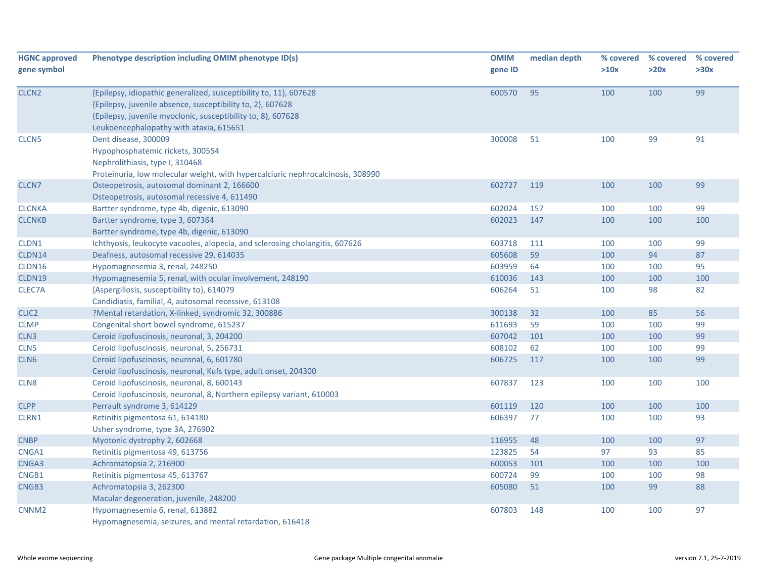| HGNC approved gene symbol | Phenotype description including OMIM phenotype ID(s) | OMIM gene ID | median depth | % covered >10x | % covered >20x | % covered >30x |
|---|---|---|---|---|---|---|
| CLCN2 | {Epilepsy, idiopathic generalized, susceptibility to, 11}, 607628<br>{Epilepsy, juvenile absence, susceptibility to, 2}, 607628<br>{Epilepsy, juvenile myoclonic, susceptibility to, 8}, 607628<br>Leukoencephalopathy with ataxia, 615651 | 600570 | 95 | 100 | 100 | 99 |
| CLCN5 | Dent disease, 300009<br>Hypophosphatemic rickets, 300554<br>Nephrolithiasis, type I, 310468<br>Proteinuria, low molecular weight, with hypercalciuric nephrocalcinosis, 308990 | 300008 | 51 | 100 | 99 | 91 |
| CLCN7 | Osteopetrosis, autosomal dominant 2, 166600<br>Osteopetrosis, autosomal recessive 4, 611490 | 602727 | 119 | 100 | 100 | 99 |
| CLCNKA | Bartter syndrome, type 4b, digenic, 613090 | 602024 | 157 | 100 | 100 | 99 |
| CLCNKB | Bartter syndrome, type 3, 607364<br>Bartter syndrome, type 4b, digenic, 613090 | 602023 | 147 | 100 | 100 | 100 |
| CLDN1 | Ichthyosis, leukocyte vacuoles, alopecia, and sclerosing cholangitis, 607626 | 603718 | 111 | 100 | 100 | 99 |
| CLDN14 | Deafness, autosomal recessive 29, 614035 | 605608 | 59 | 100 | 94 | 87 |
| CLDN16 | Hypomagnesemia 3, renal, 248250 | 603959 | 64 | 100 | 100 | 95 |
| CLDN19 | Hypomagnesemia 5, renal, with ocular involvement, 248190 | 610036 | 143 | 100 | 100 | 100 |
| CLEC7A | {Aspergillosis, susceptibility to}, 614079<br>Candidiasis, familial, 4, autosomal recessive, 613108 | 606264 | 51 | 100 | 98 | 82 |
| CLIC2 | ?Mental retardation, X-linked, syndromic 32, 300886 | 300138 | 32 | 100 | 85 | 56 |
| CLMP | Congenital short bowel syndrome, 615237 | 611693 | 59 | 100 | 100 | 99 |
| CLN3 | Ceroid lipofuscinosis, neuronal, 3, 204200 | 607042 | 101 | 100 | 100 | 99 |
| CLN5 | Ceroid lipofuscinosis, neuronal, 5, 256731 | 608102 | 62 | 100 | 100 | 99 |
| CLN6 | Ceroid lipofuscinosis, neuronal, 6, 601780<br>Ceroid lipofuscinosis, neuronal, Kufs type, adult onset, 204300 | 606725 | 117 | 100 | 100 | 99 |
| CLN8 | Ceroid lipofuscinosis, neuronal, 8, 600143<br>Ceroid lipofuscinosis, neuronal, 8, Northern epilepsy variant, 610003 | 607837 | 123 | 100 | 100 | 100 |
| CLPP | Perrault syndrome 3, 614129 | 601119 | 120 | 100 | 100 | 100 |
| CLRN1 | Retinitis pigmentosa 61, 614180<br>Usher syndrome, type 3A, 276902 | 606397 | 77 | 100 | 100 | 93 |
| CNBP | Myotonic dystrophy 2, 602668 | 116955 | 48 | 100 | 100 | 97 |
| CNGA1 | Retinitis pigmentosa 49, 613756 | 123825 | 54 | 97 | 93 | 85 |
| CNGA3 | Achromatopsia 2, 216900 | 600053 | 101 | 100 | 100 | 100 |
| CNGB1 | Retinitis pigmentosa 45, 613767 | 600724 | 99 | 100 | 100 | 98 |
| CNGB3 | Achromatopsia 3, 262300<br>Macular degeneration, juvenile, 248200 | 605080 | 51 | 100 | 99 | 88 |
| CNNM2 | Hypomagnesemia 6, renal, 613882<br>Hypomagnesemia, seizures, and mental retardation, 616418 | 607803 | 148 | 100 | 100 | 97 |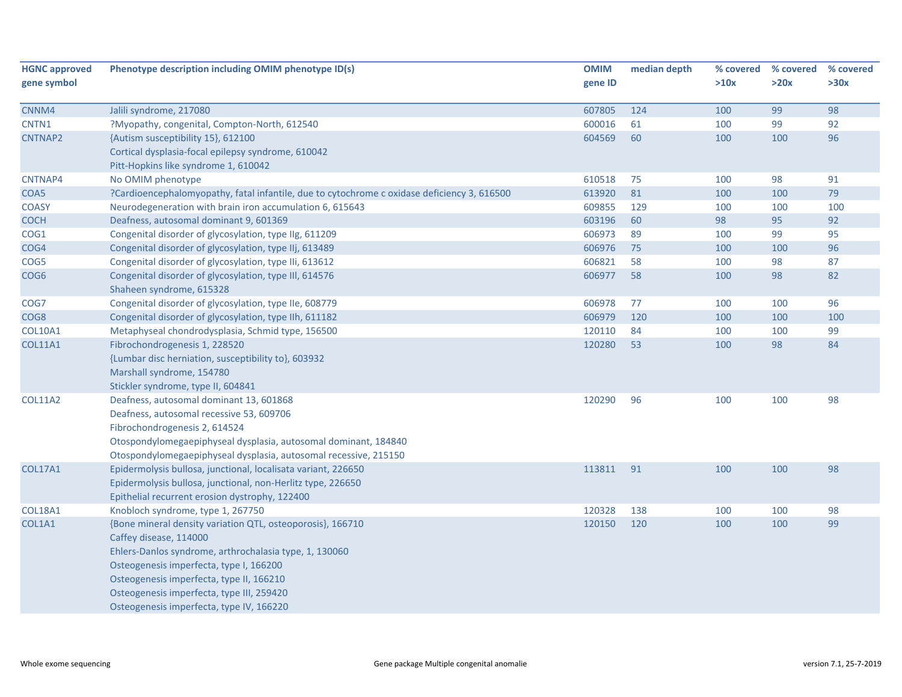| HGNC approved gene symbol | Phenotype description including OMIM phenotype ID(s) | OMIM gene ID | median depth | % covered >10x | % covered >20x | % covered >30x |
|---|---|---|---|---|---|---|
| CNNM4 | Jalili syndrome, 217080 | 607805 | 124 | 100 | 99 | 98 |
| CNTN1 | ?Myopathy, congenital, Compton-North, 612540 | 600016 | 61 | 100 | 99 | 92 |
| CNTNAP2 | {Autism susceptibility 15}, 612100<br>Cortical dysplasia-focal epilepsy syndrome, 610042<br>Pitt-Hopkins like syndrome 1, 610042 | 604569 | 60 | 100 | 100 | 96 |
| CNTNAP4 | No OMIM phenotype | 610518 | 75 | 100 | 98 | 91 |
| COA5 | ?Cardioencephalomyopathy, fatal infantile, due to cytochrome c oxidase deficiency 3, 616500 | 613920 | 81 | 100 | 100 | 79 |
| COASY | Neurodegeneration with brain iron accumulation 6, 615643 | 609855 | 129 | 100 | 100 | 100 |
| COCH | Deafness, autosomal dominant 9, 601369 | 603196 | 60 | 98 | 95 | 92 |
| COG1 | Congenital disorder of glycosylation, type IIg, 611209 | 606973 | 89 | 100 | 99 | 95 |
| COG4 | Congenital disorder of glycosylation, type IIj, 613489 | 606976 | 75 | 100 | 100 | 96 |
| COG5 | Congenital disorder of glycosylation, type IIi, 613612 | 606821 | 58 | 100 | 98 | 87 |
| COG6 | Congenital disorder of glycosylation, type III, 614576<br>Shaheen syndrome, 615328 | 606977 | 58 | 100 | 98 | 82 |
| COG7 | Congenital disorder of glycosylation, type IIe, 608779 | 606978 | 77 | 100 | 100 | 96 |
| COG8 | Congenital disorder of glycosylation, type IIh, 611182 | 606979 | 120 | 100 | 100 | 100 |
| COL10A1 | Metaphyseal chondrodysplasia, Schmid type, 156500 | 120110 | 84 | 100 | 100 | 99 |
| COL11A1 | Fibrochondrogenesis 1, 228520<br>{Lumbar disc herniation, susceptibility to}, 603932<br>Marshall syndrome, 154780<br>Stickler syndrome, type II, 604841 | 120280 | 53 | 100 | 98 | 84 |
| COL11A2 | Deafness, autosomal dominant 13, 601868<br>Deafness, autosomal recessive 53, 609706<br>Fibrochondrogenesis 2, 614524<br>Otospondylomegaepiphyseal dysplasia, autosomal dominant, 184840<br>Otospondylomegaepiphyseal dysplasia, autosomal recessive, 215150 | 120290 | 96 | 100 | 100 | 98 |
| COL17A1 | Epidermolysis bullosa, junctional, localisata variant, 226650<br>Epidermolysis bullosa, junctional, non-Herlitz type, 226650<br>Epithelial recurrent erosion dystrophy, 122400 | 113811 | 91 | 100 | 100 | 98 |
| COL18A1 | Knobloch syndrome, type 1, 267750 | 120328 | 138 | 100 | 100 | 98 |
| COL1A1 | {Bone mineral density variation QTL, osteoporosis}, 166710<br>Caffey disease, 114000<br>Ehlers-Danlos syndrome, arthrochalasia type, 1, 130060<br>Osteogenesis imperfecta, type I, 166200<br>Osteogenesis imperfecta, type II, 166210<br>Osteogenesis imperfecta, type III, 259420<br>Osteogenesis imperfecta, type IV, 166220 | 120150 | 120 | 100 | 100 | 99 |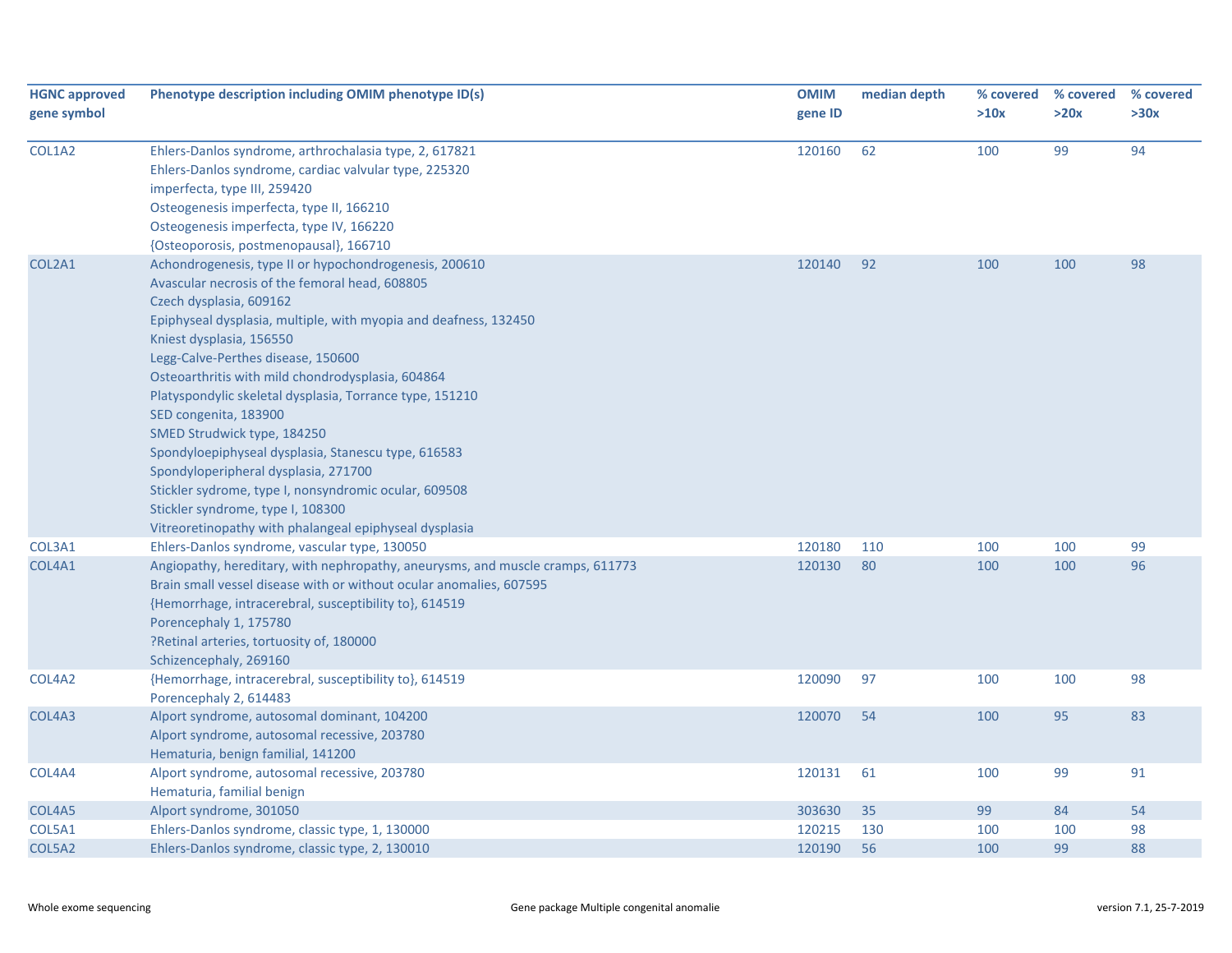| HGNC approved gene symbol | Phenotype description including OMIM phenotype ID(s) | OMIM gene ID | median depth | % covered >10x | % covered >20x | % covered >30x |
|---|---|---|---|---|---|---|
| COL1A2 | Ehlers-Danlos syndrome, arthrochalasia type, 2, 617821<br>Ehlers-Danlos syndrome, cardiac valvular type, 225320<br>imperfecta, type III, 259420<br>Osteogenesis imperfecta, type II, 166210<br>Osteogenesis imperfecta, type IV, 166220<br>{Osteoporosis, postmenopausal}, 166710 | 120160 | 62 | 100 | 99 | 94 |
| COL2A1 | Achondrogenesis, type II or hypochondrogenesis, 200610<br>Avascular necrosis of the femoral head, 608805<br>Czech dysplasia, 609162<br>Epiphyseal dysplasia, multiple, with myopia and deafness, 132450<br>Kniest dysplasia, 156550<br>Legg-Calve-Perthes disease, 150600<br>Osteoarthritis with mild chondrodysplasia, 604864<br>Platyspondylic skeletal dysplasia, Torrance type, 151210<br>SED congenita, 183900<br>SMED Strudwick type, 184250<br>Spondyloepiphyseal dysplasia, Stanescu type, 616583<br>Spondyloperipheral dysplasia, 271700<br>Stickler sydrome, type I, nonsyndromic ocular, 609508<br>Stickler syndrome, type I, 108300<br>Vitreoretinopathy with phalangeal epiphyseal dysplasia | 120140 | 92 | 100 | 100 | 98 |
| COL3A1 | Ehlers-Danlos syndrome, vascular type, 130050 | 120180 | 110 | 100 | 100 | 99 |
| COL4A1 | Angiopathy, hereditary, with nephropathy, aneurysms, and muscle cramps, 611773<br>Brain small vessel disease with or without ocular anomalies, 607595<br>{Hemorrhage, intracerebral, susceptibility to}, 614519<br>Porencephaly 1, 175780<br>?Retinal arteries, tortuosity of, 180000<br>Schizencephaly, 269160 | 120130 | 80 | 100 | 100 | 96 |
| COL4A2 | {Hemorrhage, intracerebral, susceptibility to}, 614519<br>Porencephaly 2, 614483 | 120090 | 97 | 100 | 100 | 98 |
| COL4A3 | Alport syndrome, autosomal dominant, 104200<br>Alport syndrome, autosomal recessive, 203780<br>Hematuria, benign familial, 141200 | 120070 | 54 | 100 | 95 | 83 |
| COL4A4 | Alport syndrome, autosomal recessive, 203780<br>Hematuria, familial benign | 120131 | 61 | 100 | 99 | 91 |
| COL4A5 | Alport syndrome, 301050 | 303630 | 35 | 99 | 84 | 54 |
| COL5A1 | Ehlers-Danlos syndrome, classic type, 1, 130000 | 120215 | 130 | 100 | 100 | 98 |
| COL5A2 | Ehlers-Danlos syndrome, classic type, 2, 130010 | 120190 | 56 | 100 | 99 | 88 |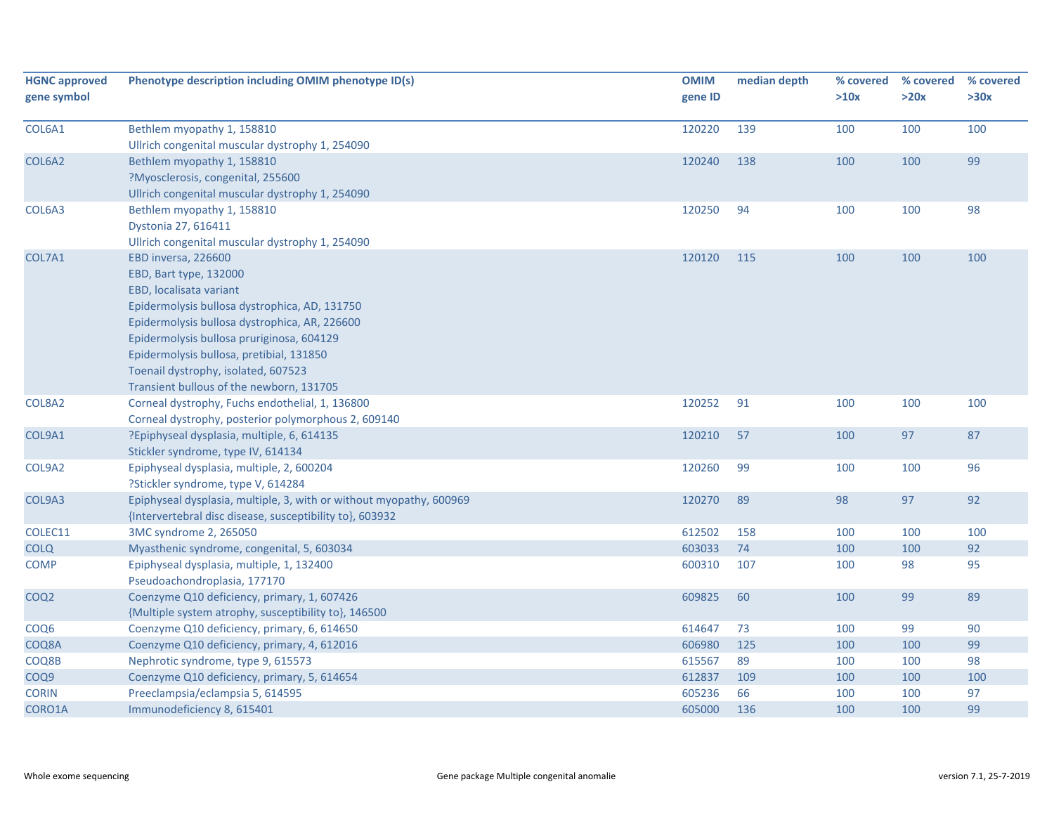| HGNC approved gene symbol | Phenotype description including OMIM phenotype ID(s) | OMIM gene ID | median depth | % covered >10x | % covered >20x | % covered >30x |
|---|---|---|---|---|---|---|
| COL6A1 | Bethlem myopathy 1, 158810<br>Ullrich congenital muscular dystrophy 1, 254090 | 120220 | 139 | 100 | 100 | 100 |
| COL6A2 | Bethlem myopathy 1, 158810<br>?Myosclerosis, congenital, 255600<br>Ullrich congenital muscular dystrophy 1, 254090 | 120240 | 138 | 100 | 100 | 99 |
| COL6A3 | Bethlem myopathy 1, 158810<br>Dystonia 27, 616411<br>Ullrich congenital muscular dystrophy 1, 254090 | 120250 | 94 | 100 | 100 | 98 |
| COL7A1 | EBD inversa, 226600<br>EBD, Bart type, 132000<br>EBD, localisata variant<br>Epidermolysis bullosa dystrophica, AD, 131750<br>Epidermolysis bullosa dystrophica, AR, 226600<br>Epidermolysis bullosa pruriginosa, 604129<br>Epidermolysis bullosa, pretibial, 131850<br>Toenail dystrophy, isolated, 607523<br>Transient bullous of the newborn, 131705 | 120120 | 115 | 100 | 100 | 100 |
| COL8A2 | Corneal dystrophy, Fuchs endothelial, 1, 136800<br>Corneal dystrophy, posterior polymorphous 2, 609140 | 120252 | 91 | 100 | 100 | 100 |
| COL9A1 | ?Epiphyseal dysplasia, multiple, 6, 614135<br>Stickler syndrome, type IV, 614134 | 120210 | 57 | 100 | 97 | 87 |
| COL9A2 | Epiphyseal dysplasia, multiple, 2, 600204<br>?Stickler syndrome, type V, 614284 | 120260 | 99 | 100 | 100 | 96 |
| COL9A3 | Epiphyseal dysplasia, multiple, 3, with or without myopathy, 600969<br>{Intervertebral disc disease, susceptibility to}, 603932 | 120270 | 89 | 98 | 97 | 92 |
| COLEC11 | 3MC syndrome 2, 265050 | 612502 | 158 | 100 | 100 | 100 |
| COLQ | Myasthenic syndrome, congenital, 5, 603034 | 603033 | 74 | 100 | 100 | 92 |
| COMP | Epiphyseal dysplasia, multiple, 1, 132400<br>Pseudoachondroplasia, 177170 | 600310 | 107 | 100 | 98 | 95 |
| COQ2 | Coenzyme Q10 deficiency, primary, 1, 607426<br>{Multiple system atrophy, susceptibility to}, 146500 | 609825 | 60 | 100 | 99 | 89 |
| COQ6 | Coenzyme Q10 deficiency, primary, 6, 614650 | 614647 | 73 | 100 | 99 | 90 |
| COQ8A | Coenzyme Q10 deficiency, primary, 4, 612016 | 606980 | 125 | 100 | 100 | 99 |
| COQ8B | Nephrotic syndrome, type 9, 615573 | 615567 | 89 | 100 | 100 | 98 |
| COQ9 | Coenzyme Q10 deficiency, primary, 5, 614654 | 612837 | 109 | 100 | 100 | 100 |
| CORIN | Preeclampsia/eclampsia 5, 614595 | 605236 | 66 | 100 | 100 | 97 |
| CORO1A | Immunodeficiency 8, 615401 | 605000 | 136 | 100 | 100 | 99 |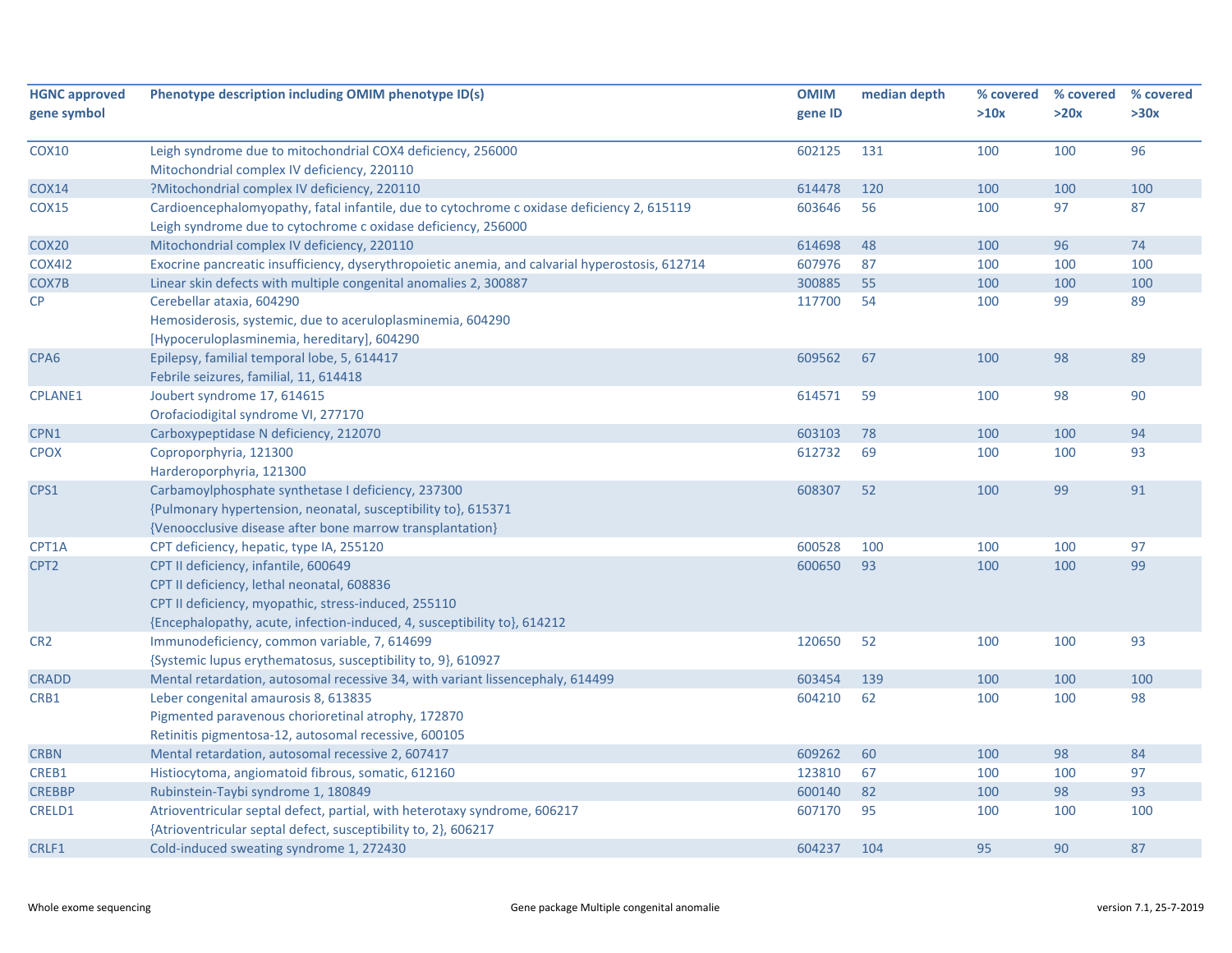| HGNC approved gene symbol | Phenotype description including OMIM phenotype ID(s) | OMIM gene ID | median depth | % covered >10x | % covered >20x | % covered >30x |
|---|---|---|---|---|---|---|
| COX10 | Leigh syndrome due to mitochondrial COX4 deficiency, 256000<br>Mitochondrial complex IV deficiency, 220110 | 602125 | 131 | 100 | 100 | 96 |
| COX14 | ?Mitochondrial complex IV deficiency, 220110 | 614478 | 120 | 100 | 100 | 100 |
| COX15 | Cardioencephalomyopathy, fatal infantile, due to cytochrome c oxidase deficiency 2, 615119<br>Leigh syndrome due to cytochrome c oxidase deficiency, 256000 | 603646 | 56 | 100 | 97 | 87 |
| COX20 | Mitochondrial complex IV deficiency, 220110 | 614698 | 48 | 100 | 96 | 74 |
| COX4I2 | Exocrine pancreatic insufficiency, dyserythropoietic anemia, and calvarial hyperostosis, 612714 | 607976 | 87 | 100 | 100 | 100 |
| COX7B | Linear skin defects with multiple congenital anomalies 2, 300887 | 300885 | 55 | 100 | 100 | 100 |
| CP | Cerebellar ataxia, 604290<br>Hemosiderosis, systemic, due to aceruloplasminemia, 604290<br>[Hypoceruloplasminemia, hereditary], 604290 | 117700 | 54 | 100 | 99 | 89 |
| CPA6 | Epilepsy, familial temporal lobe, 5, 614417<br>Febrile seizures, familial, 11, 614418 | 609562 | 67 | 100 | 98 | 89 |
| CPLANE1 | Joubert syndrome 17, 614615<br>Orofaciodigital syndrome VI, 277170 | 614571 | 59 | 100 | 98 | 90 |
| CPN1 | Carboxypeptidase N deficiency, 212070 | 603103 | 78 | 100 | 100 | 94 |
| CPOX | Coproporphyria, 121300<br>Harderoporphyria, 121300 | 612732 | 69 | 100 | 100 | 93 |
| CPS1 | Carbamoylphosphate synthetase I deficiency, 237300<br>{Pulmonary hypertension, neonatal, susceptibility to}, 615371<br>{Venoocclusive disease after bone marrow transplantation} | 608307 | 52 | 100 | 99 | 91 |
| CPT1A | CPT deficiency, hepatic, type IA, 255120 | 600528 | 100 | 100 | 100 | 97 |
| CPT2 | CPT II deficiency, infantile, 600649<br>CPT II deficiency, lethal neonatal, 608836<br>CPT II deficiency, myopathic, stress-induced, 255110<br>{Encephalopathy, acute, infection-induced, 4, susceptibility to}, 614212 | 600650 | 93 | 100 | 100 | 99 |
| CR2 | Immunodeficiency, common variable, 7, 614699<br>{Systemic lupus erythematosus, susceptibility to, 9}, 610927 | 120650 | 52 | 100 | 100 | 93 |
| CRADD | Mental retardation, autosomal recessive 34, with variant lissencephaly, 614499 | 603454 | 139 | 100 | 100 | 100 |
| CRB1 | Leber congenital amaurosis 8, 613835<br>Pigmented paravenous chorioretinal atrophy, 172870<br>Retinitis pigmentosa-12, autosomal recessive, 600105 | 604210 | 62 | 100 | 100 | 98 |
| CRBN | Mental retardation, autosomal recessive 2, 607417 | 609262 | 60 | 100 | 98 | 84 |
| CREB1 | Histiocytoma, angiomatoid fibrous, somatic, 612160 | 123810 | 67 | 100 | 100 | 97 |
| CREBBP | Rubinstein-Taybi syndrome 1, 180849 | 600140 | 82 | 100 | 98 | 93 |
| CRELD1 | Atrioventricular septal defect, partial, with heterotaxy syndrome, 606217<br>{Atrioventricular septal defect, susceptibility to, 2}, 606217 | 607170 | 95 | 100 | 100 | 100 |
| CRLF1 | Cold-induced sweating syndrome 1, 272430 | 604237 | 104 | 95 | 90 | 87 |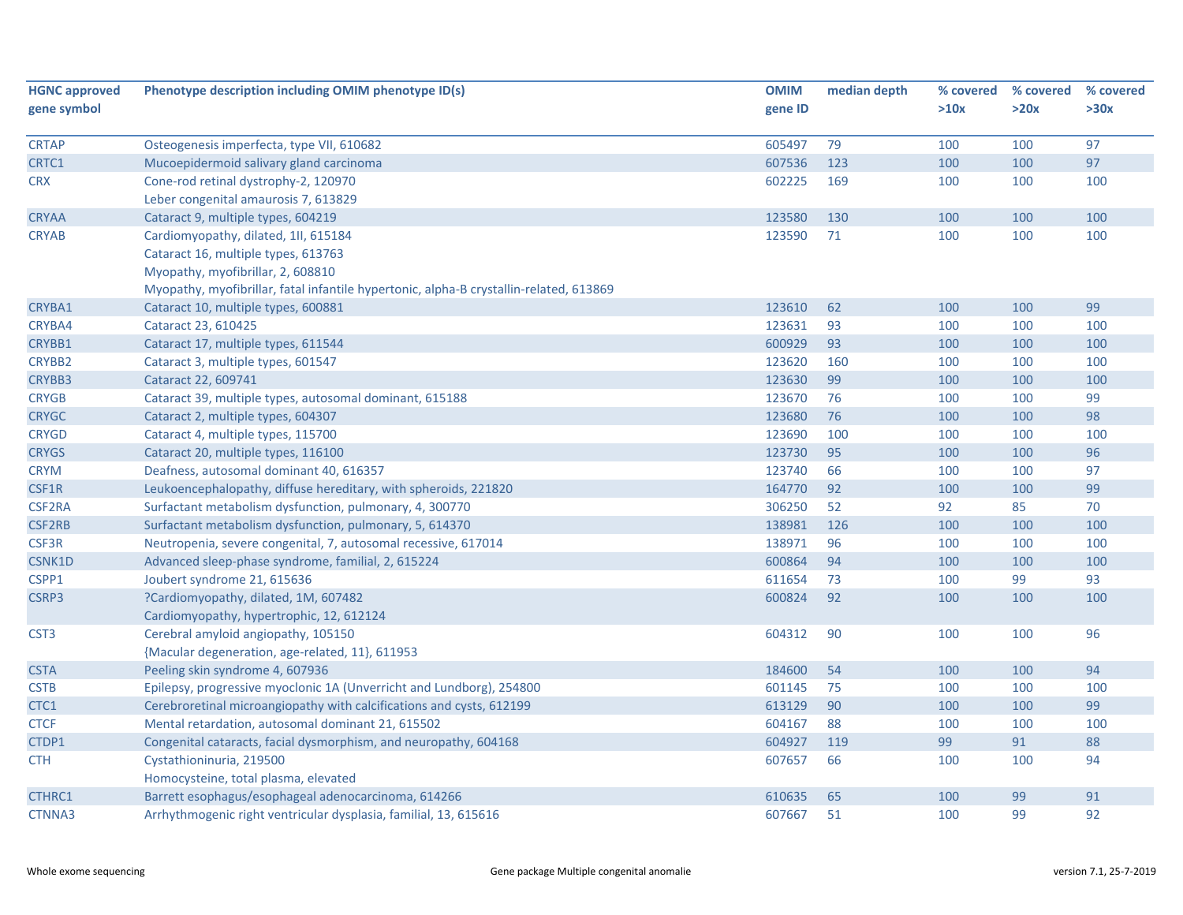| HGNC approved gene symbol | Phenotype description including OMIM phenotype ID(s) | OMIM gene ID | median depth | % covered >10x | % covered >20x | % covered >30x |
|---|---|---|---|---|---|---|
| CRTAP | Osteogenesis imperfecta, type VII, 610682 | 605497 | 79 | 100 | 100 | 97 |
| CRTC1 | Mucoepidermoid salivary gland carcinoma | 607536 | 123 | 100 | 100 | 97 |
| CRX | Cone-rod retinal dystrophy-2, 120970<br>Leber congenital amaurosis 7, 613829 | 602225 | 169 | 100 | 100 | 100 |
| CRYAA | Cataract 9, multiple types, 604219 | 123580 | 130 | 100 | 100 | 100 |
| CRYAB | Cardiomyopathy, dilated, 1II, 615184<br>Cataract 16, multiple types, 613763<br>Myopathy, myofibrillar, 2, 608810<br>Myopathy, myofibrillar, fatal infantile hypertonic, alpha-B crystallin-related, 613869 | 123590 | 71 | 100 | 100 | 100 |
| CRYBA1 | Cataract 10, multiple types, 600881 | 123610 | 62 | 100 | 100 | 99 |
| CRYBA4 | Cataract 23, 610425 | 123631 | 93 | 100 | 100 | 100 |
| CRYBB1 | Cataract 17, multiple types, 611544 | 600929 | 93 | 100 | 100 | 100 |
| CRYBB2 | Cataract 3, multiple types, 601547 | 123620 | 160 | 100 | 100 | 100 |
| CRYBB3 | Cataract 22, 609741 | 123630 | 99 | 100 | 100 | 100 |
| CRYGB | Cataract 39, multiple types, autosomal dominant, 615188 | 123670 | 76 | 100 | 100 | 99 |
| CRYGC | Cataract 2, multiple types, 604307 | 123680 | 76 | 100 | 100 | 98 |
| CRYGD | Cataract 4, multiple types, 115700 | 123690 | 100 | 100 | 100 | 100 |
| CRYGS | Cataract 20, multiple types, 116100 | 123730 | 95 | 100 | 100 | 96 |
| CRYM | Deafness, autosomal dominant 40, 616357 | 123740 | 66 | 100 | 100 | 97 |
| CSF1R | Leukoencephalopathy, diffuse hereditary, with spheroids, 221820 | 164770 | 92 | 100 | 100 | 99 |
| CSF2RA | Surfactant metabolism dysfunction, pulmonary, 4, 300770 | 306250 | 52 | 92 | 85 | 70 |
| CSF2RB | Surfactant metabolism dysfunction, pulmonary, 5, 614370 | 138981 | 126 | 100 | 100 | 100 |
| CSF3R | Neutropenia, severe congenital, 7, autosomal recessive, 617014 | 138971 | 96 | 100 | 100 | 100 |
| CSNK1D | Advanced sleep-phase syndrome, familial, 2, 615224 | 600864 | 94 | 100 | 100 | 100 |
| CSPP1 | Joubert syndrome 21, 615636 | 611654 | 73 | 100 | 99 | 93 |
| CSRP3 | ?Cardiomyopathy, dilated, 1M, 607482<br>Cardiomyopathy, hypertrophic, 12, 612124 | 600824 | 92 | 100 | 100 | 100 |
| CST3 | Cerebral amyloid angiopathy, 105150<br>{Macular degeneration, age-related, 11}, 611953 | 604312 | 90 | 100 | 100 | 96 |
| CSTA | Peeling skin syndrome 4, 607936 | 184600 | 54 | 100 | 100 | 94 |
| CSTB | Epilepsy, progressive myoclonic 1A (Unverricht and Lundborg), 254800 | 601145 | 75 | 100 | 100 | 100 |
| CTC1 | Cerebroretinal microangiopathy with calcifications and cysts, 612199 | 613129 | 90 | 100 | 100 | 99 |
| CTCF | Mental retardation, autosomal dominant 21, 615502 | 604167 | 88 | 100 | 100 | 100 |
| CTDP1 | Congenital cataracts, facial dysmorphism, and neuropathy, 604168 | 604927 | 119 | 99 | 91 | 88 |
| CTH | Cystathioninuria, 219500<br>Homocysteine, total plasma, elevated | 607657 | 66 | 100 | 100 | 94 |
| CTHRC1 | Barrett esophagus/esophageal adenocarcinoma, 614266 | 610635 | 65 | 100 | 99 | 91 |
| CTNNA3 | Arrhythmogenic right ventricular dysplasia, familial, 13, 615616 | 607667 | 51 | 100 | 99 | 92 |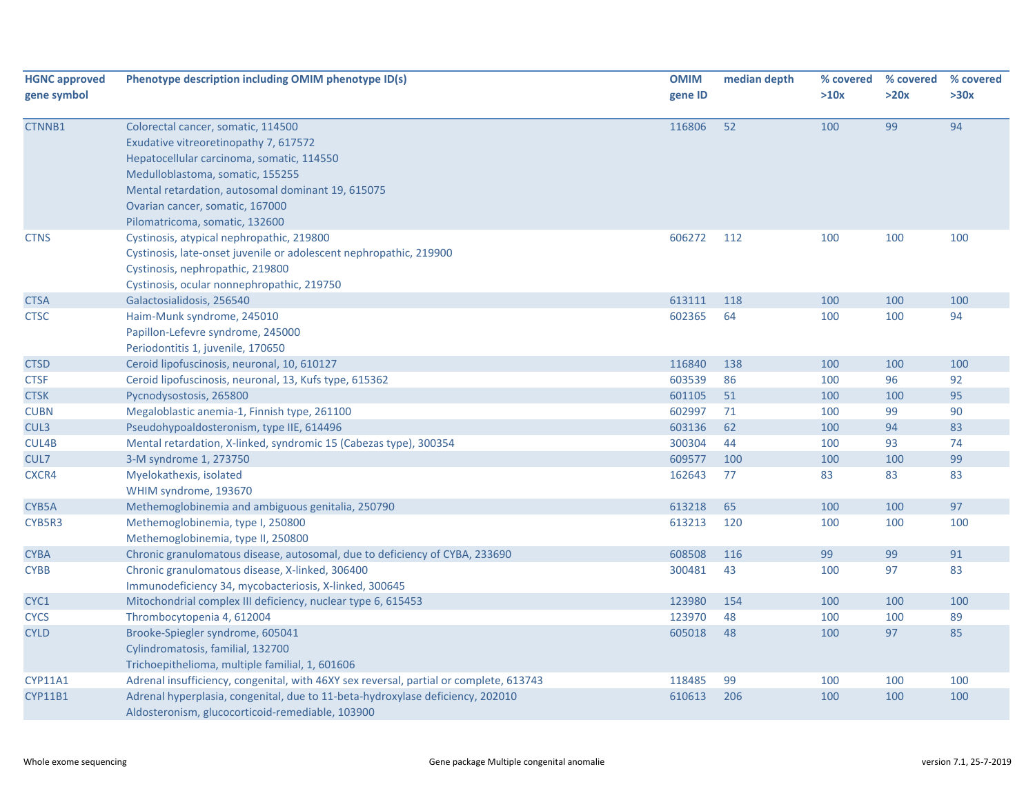| HGNC approved gene symbol | Phenotype description including OMIM phenotype ID(s) | OMIM gene ID | median depth | % covered >10x | % covered >20x | % covered >30x |
|---|---|---|---|---|---|---|
| CTNNB1 | Colorectal cancer, somatic, 114500<br>Exudative vitreoretinopathy 7, 617572<br>Hepatocellular carcinoma, somatic, 114550<br>Medulloblastoma, somatic, 155255<br>Mental retardation, autosomal dominant 19, 615075<br>Ovarian cancer, somatic, 167000<br>Pilomatricoma, somatic, 132600 | 116806 | 52 | 100 | 99 | 94 |
| CTNS | Cystinosis, atypical nephropathic, 219800<br>Cystinosis, late-onset juvenile or adolescent nephropathic, 219900<br>Cystinosis, nephropathic, 219800<br>Cystinosis, ocular nonnephropathic, 219750 | 606272 | 112 | 100 | 100 | 100 |
| CTSA | Galactosialidosis, 256540 | 613111 | 118 | 100 | 100 | 100 |
| CTSC | Haim-Munk syndrome, 245010<br>Papillon-Lefevre syndrome, 245000<br>Periodontitis 1, juvenile, 170650 | 602365 | 64 | 100 | 100 | 94 |
| CTSD | Ceroid lipofuscinosis, neuronal, 10, 610127 | 116840 | 138 | 100 | 100 | 100 |
| CTSF | Ceroid lipofuscinosis, neuronal, 13, Kufs type, 615362 | 603539 | 86 | 100 | 96 | 92 |
| CTSK | Pycnodysostosis, 265800 | 601105 | 51 | 100 | 100 | 95 |
| CUBN | Megaloblastic anemia-1, Finnish type, 261100 | 602997 | 71 | 100 | 99 | 90 |
| CUL3 | Pseudohypoaldosteronism, type IIE, 614496 | 603136 | 62 | 100 | 94 | 83 |
| CUL4B | Mental retardation, X-linked, syndromic 15 (Cabezas type), 300354 | 300304 | 44 | 100 | 93 | 74 |
| CUL7 | 3-M syndrome 1, 273750 | 609577 | 100 | 100 | 100 | 99 |
| CXCR4 | Myelokathexis, isolated<br>WHIM syndrome, 193670 | 162643 | 77 | 83 | 83 | 83 |
| CYB5A | Methemoglobinemia and ambiguous genitalia, 250790 | 613218 | 65 | 100 | 100 | 97 |
| CYB5R3 | Methemoglobinemia, type I, 250800<br>Methemoglobinemia, type II, 250800 | 613213 | 120 | 100 | 100 | 100 |
| CYBA | Chronic granulomatous disease, autosomal, due to deficiency of CYBA, 233690 | 608508 | 116 | 99 | 99 | 91 |
| CYBB | Chronic granulomatous disease, X-linked, 306400<br>Immunodeficiency 34, mycobacteriosis, X-linked, 300645 | 300481 | 43 | 100 | 97 | 83 |
| CYC1 | Mitochondrial complex III deficiency, nuclear type 6, 615453 | 123980 | 154 | 100 | 100 | 100 |
| CYCS | Thrombocytopenia 4, 612004 | 123970 | 48 | 100 | 100 | 89 |
| CYLD | Brooke-Spiegler syndrome, 605041<br>Cylindromatosis, familial, 132700<br>Trichoepithelioma, multiple familial, 1, 601606 | 605018 | 48 | 100 | 97 | 85 |
| CYP11A1 | Adrenal insufficiency, congenital, with 46XY sex reversal, partial or complete, 613743 | 118485 | 99 | 100 | 100 | 100 |
| CYP11B1 | Adrenal hyperplasia, congenital, due to 11-beta-hydroxylase deficiency, 202010<br>Aldosteronism, glucocorticoid-remediable, 103900 | 610613 | 206 | 100 | 100 | 100 |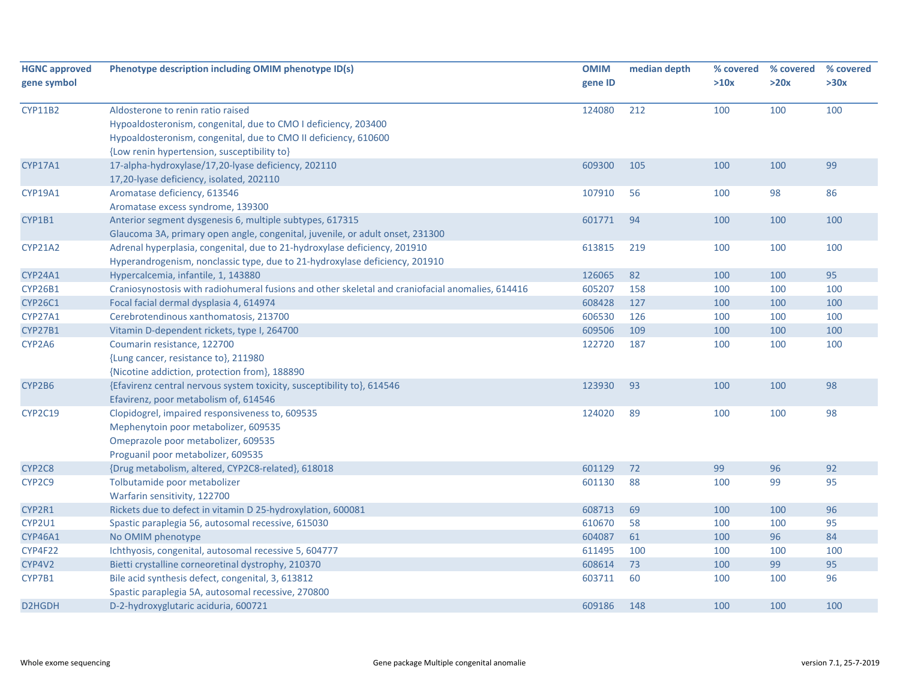| HGNC approved gene symbol | Phenotype description including OMIM phenotype ID(s) | OMIM gene ID | median depth | % covered >10x | % covered >20x | % covered >30x |
|---|---|---|---|---|---|---|
| CYP11B2 | Aldosterone to renin ratio raised<br>Hypoaldosteronism, congenital, due to CMO I deficiency, 203400<br>Hypoaldosteronism, congenital, due to CMO II deficiency, 610600<br>{Low renin hypertension, susceptibility to} | 124080 | 212 | 100 | 100 | 100 |
| CYP17A1 | 17-alpha-hydroxylase/17,20-lyase deficiency, 202110<br>17,20-lyase deficiency, isolated, 202110 | 609300 | 105 | 100 | 100 | 99 |
| CYP19A1 | Aromatase deficiency, 613546<br>Aromatase excess syndrome, 139300 | 107910 | 56 | 100 | 98 | 86 |
| CYP1B1 | Anterior segment dysgenesis 6, multiple subtypes, 617315<br>Glaucoma 3A, primary open angle, congenital, juvenile, or adult onset, 231300 | 601771 | 94 | 100 | 100 | 100 |
| CYP21A2 | Adrenal hyperplasia, congenital, due to 21-hydroxylase deficiency, 201910<br>Hyperandrogenism, nonclassic type, due to 21-hydroxylase deficiency, 201910 | 613815 | 219 | 100 | 100 | 100 |
| CYP24A1 | Hypercalcemia, infantile, 1, 143880 | 126065 | 82 | 100 | 100 | 95 |
| CYP26B1 | Craniosynostosis with radiohumeral fusions and other skeletal and craniofacial anomalies, 614416 | 605207 | 158 | 100 | 100 | 100 |
| CYP26C1 | Focal facial dermal dysplasia 4, 614974 | 608428 | 127 | 100 | 100 | 100 |
| CYP27A1 | Cerebrotendinous xanthomatosis, 213700 | 606530 | 126 | 100 | 100 | 100 |
| CYP27B1 | Vitamin D-dependent rickets, type I, 264700 | 609506 | 109 | 100 | 100 | 100 |
| CYP2A6 | Coumarin resistance, 122700<br>{Lung cancer, resistance to}, 211980<br>{Nicotine addiction, protection from}, 188890 | 122720 | 187 | 100 | 100 | 100 |
| CYP2B6 | {Efavirenz central nervous system toxicity, susceptibility to}, 614546<br>Efavirenz, poor metabolism of, 614546 | 123930 | 93 | 100 | 100 | 98 |
| CYP2C19 | Clopidogrel, impaired responsiveness to, 609535<br>Mephenytoin poor metabolizer, 609535<br>Omeprazole poor metabolizer, 609535<br>Proguanil poor metabolizer, 609535 | 124020 | 89 | 100 | 100 | 98 |
| CYP2C8 | {Drug metabolism, altered, CYP2C8-related}, 618018 | 601129 | 72 | 99 | 96 | 92 |
| CYP2C9 | Tolbutamide poor metabolizer<br>Warfarin sensitivity, 122700 | 601130 | 88 | 100 | 99 | 95 |
| CYP2R1 | Rickets due to defect in vitamin D 25-hydroxylation, 600081 | 608713 | 69 | 100 | 100 | 96 |
| CYP2U1 | Spastic paraplegia 56, autosomal recessive, 615030 | 610670 | 58 | 100 | 100 | 95 |
| CYP46A1 | No OMIM phenotype | 604087 | 61 | 100 | 96 | 84 |
| CYP4F22 | Ichthyosis, congenital, autosomal recessive 5, 604777 | 611495 | 100 | 100 | 100 | 100 |
| CYP4V2 | Bietti crystalline corneoretinal dystrophy, 210370 | 608614 | 73 | 100 | 99 | 95 |
| CYP7B1 | Bile acid synthesis defect, congenital, 3, 613812<br>Spastic paraplegia 5A, autosomal recessive, 270800 | 603711 | 60 | 100 | 100 | 96 |
| D2HGDH | D-2-hydroxyglutaric aciduria, 600721 | 609186 | 148 | 100 | 100 | 100 |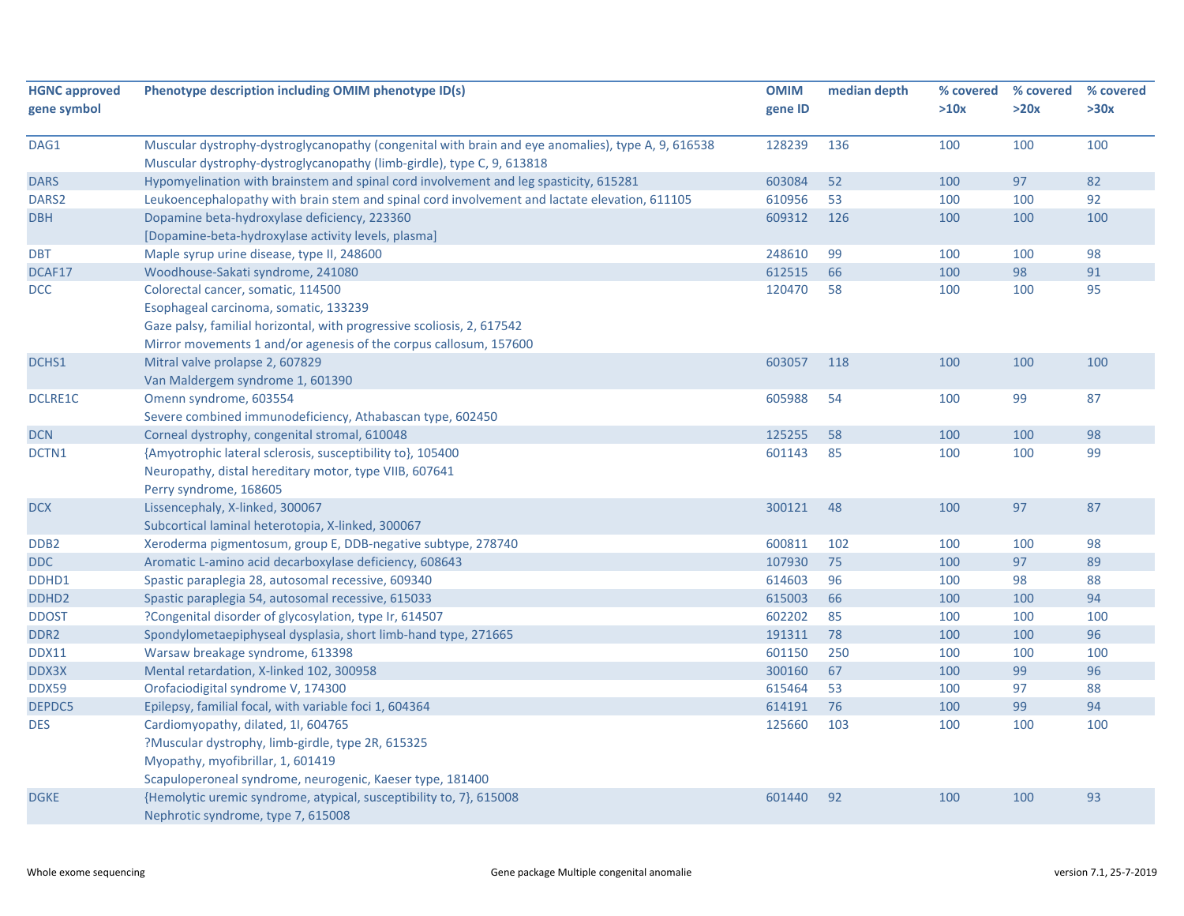| HGNC approved gene symbol | Phenotype description including OMIM phenotype ID(s) | OMIM gene ID | median depth | % covered >10x | % covered >20x | % covered >30x |
|---|---|---|---|---|---|---|
| DAG1 | Muscular dystrophy-dystroglycanopathy (congenital with brain and eye anomalies), type A, 9, 616538<br>Muscular dystrophy-dystroglycanopathy (limb-girdle), type C, 9, 613818 | 128239 | 136 | 100 | 100 | 100 |
| DARS | Hypomyelination with brainstem and spinal cord involvement and leg spasticity, 615281 | 603084 | 52 | 100 | 97 | 82 |
| DARS2 | Leukoencephalopathy with brain stem and spinal cord involvement and lactate elevation, 611105 | 610956 | 53 | 100 | 100 | 92 |
| DBH | Dopamine beta-hydroxylase deficiency, 223360<br>[Dopamine-beta-hydroxylase activity levels, plasma] | 609312 | 126 | 100 | 100 | 100 |
| DBT | Maple syrup urine disease, type II, 248600 | 248610 | 99 | 100 | 100 | 98 |
| DCAF17 | Woodhouse-Sakati syndrome, 241080 | 612515 | 66 | 100 | 98 | 91 |
| DCC | Colorectal cancer, somatic, 114500<br>Esophageal carcinoma, somatic, 133239<br>Gaze palsy, familial horizontal, with progressive scoliosis, 2, 617542<br>Mirror movements 1 and/or agenesis of the corpus callosum, 157600 | 120470 | 58 | 100 | 100 | 95 |
| DCHS1 | Mitral valve prolapse 2, 607829<br>Van Maldergem syndrome 1, 601390 | 603057 | 118 | 100 | 100 | 100 |
| DCLRE1C | Omenn syndrome, 603554<br>Severe combined immunodeficiency, Athabascan type, 602450 | 605988 | 54 | 100 | 99 | 87 |
| DCN | Corneal dystrophy, congenital stromal, 610048 | 125255 | 58 | 100 | 100 | 98 |
| DCTN1 | {Amyotrophic lateral sclerosis, susceptibility to}, 105400<br>Neuropathy, distal hereditary motor, type VIIB, 607641<br>Perry syndrome, 168605 | 601143 | 85 | 100 | 100 | 99 |
| DCX | Lissencephaly, X-linked, 300067<br>Subcortical laminal heterotopia, X-linked, 300067 | 300121 | 48 | 100 | 97 | 87 |
| DDB2 | Xeroderma pigmentosum, group E, DDB-negative subtype, 278740 | 600811 | 102 | 100 | 100 | 98 |
| DDC | Aromatic L-amino acid decarboxylase deficiency, 608643 | 107930 | 75 | 100 | 97 | 89 |
| DDHD1 | Spastic paraplegia 28, autosomal recessive, 609340 | 614603 | 96 | 100 | 98 | 88 |
| DDHD2 | Spastic paraplegia 54, autosomal recessive, 615033 | 615003 | 66 | 100 | 100 | 94 |
| DDOST | ?Congenital disorder of glycosylation, type Ir, 614507 | 602202 | 85 | 100 | 100 | 100 |
| DDR2 | Spondylometaepiphyseal dysplasia, short limb-hand type, 271665 | 191311 | 78 | 100 | 100 | 96 |
| DDX11 | Warsaw breakage syndrome, 613398 | 601150 | 250 | 100 | 100 | 100 |
| DDX3X | Mental retardation, X-linked 102, 300958 | 300160 | 67 | 100 | 99 | 96 |
| DDX59 | Orofaciodigital syndrome V, 174300 | 615464 | 53 | 100 | 97 | 88 |
| DEPDC5 | Epilepsy, familial focal, with variable foci 1, 604364 | 614191 | 76 | 100 | 99 | 94 |
| DES | Cardiomyopathy, dilated, 1I, 604765<br>?Muscular dystrophy, limb-girdle, type 2R, 615325<br>Myopathy, myofibrillar, 1, 601419<br>Scapuloperoneal syndrome, neurogenic, Kaeser type, 181400 | 125660 | 103 | 100 | 100 | 100 |
| DGKE | {Hemolytic uremic syndrome, atypical, susceptibility to, 7}, 615008<br>Nephrotic syndrome, type 7, 615008 | 601440 | 92 | 100 | 100 | 93 |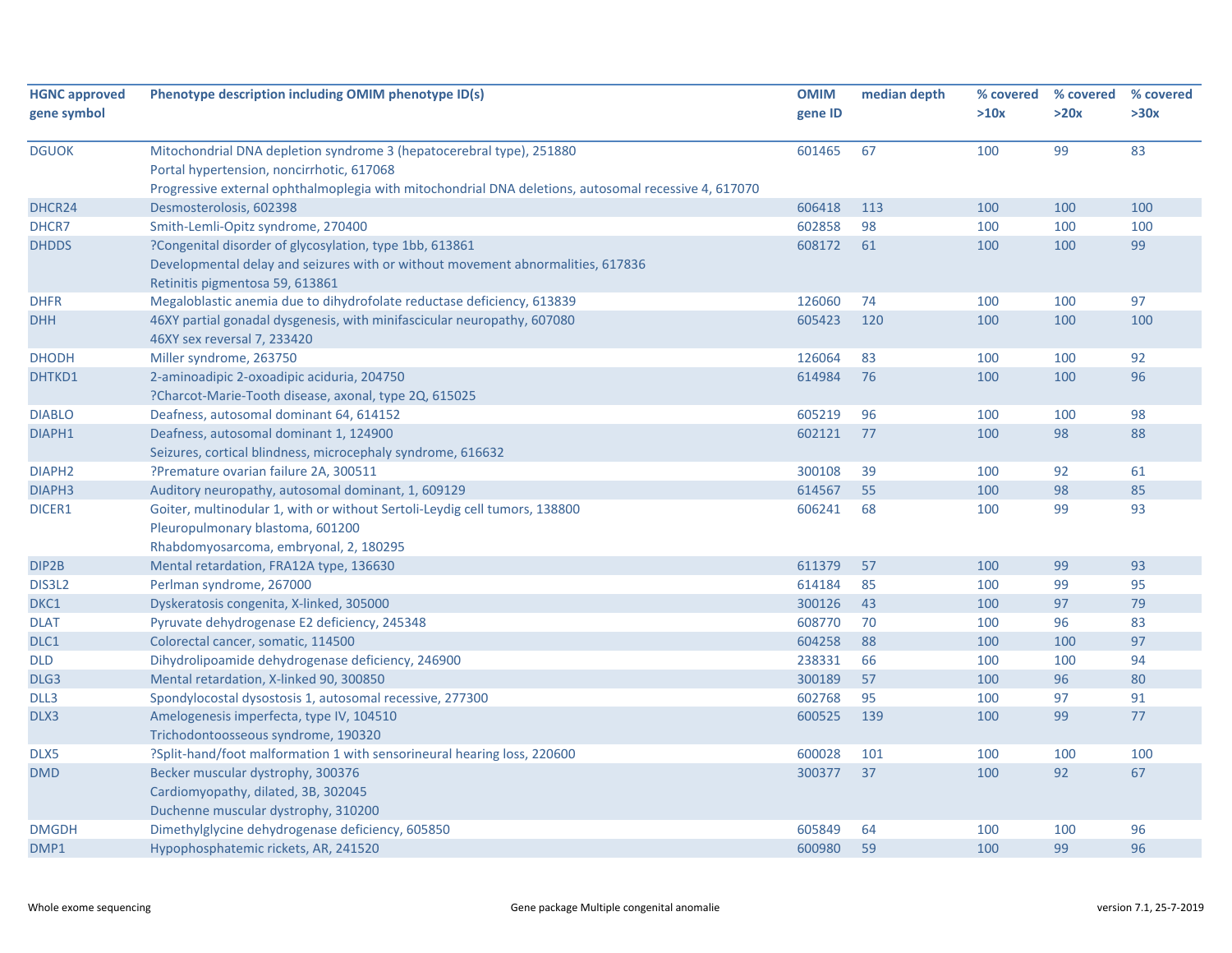| HGNC approved gene symbol | Phenotype description including OMIM phenotype ID(s) | OMIM gene ID | median depth | % covered >10x | % covered >20x | % covered >30x |
|---|---|---|---|---|---|---|
| DGUOK | Mitochondrial DNA depletion syndrome 3 (hepatocerebral type), 251880<br>Portal hypertension, noncirrhotic, 617068<br>Progressive external ophthalmoplegia with mitochondrial DNA deletions, autosomal recessive 4, 617070 | 601465 | 67 | 100 | 99 | 83 |
| DHCR24 | Desmosterolosis, 602398 | 606418 | 113 | 100 | 100 | 100 |
| DHCR7 | Smith-Lemli-Opitz syndrome, 270400 | 602858 | 98 | 100 | 100 | 100 |
| DHDDS | ?Congenital disorder of glycosylation, type 1bb, 613861<br>Developmental delay and seizures with or without movement abnormalities, 617836<br>Retinitis pigmentosa 59, 613861 | 608172 | 61 | 100 | 100 | 99 |
| DHFR | Megaloblastic anemia due to dihydrofolate reductase deficiency, 613839 | 126060 | 74 | 100 | 100 | 97 |
| DHH | 46XY partial gonadal dysgenesis, with minifascicular neuropathy, 607080<br>46XY sex reversal 7, 233420 | 605423 | 120 | 100 | 100 | 100 |
| DHODH | Miller syndrome, 263750 | 126064 | 83 | 100 | 100 | 92 |
| DHTKD1 | 2-aminoadipic 2-oxoadipic aciduria, 204750<br>?Charcot-Marie-Tooth disease, axonal, type 2Q, 615025 | 614984 | 76 | 100 | 100 | 96 |
| DIABLO | Deafness, autosomal dominant 64, 614152 | 605219 | 96 | 100 | 100 | 98 |
| DIAPH1 | Deafness, autosomal dominant 1, 124900<br>Seizures, cortical blindness, microcephaly syndrome, 616632 | 602121 | 77 | 100 | 98 | 88 |
| DIAPH2 | ?Premature ovarian failure 2A, 300511 | 300108 | 39 | 100 | 92 | 61 |
| DIAPH3 | Auditory neuropathy, autosomal dominant, 1, 609129 | 614567 | 55 | 100 | 98 | 85 |
| DICER1 | Goiter, multinodular 1, with or without Sertoli-Leydig cell tumors, 138800<br>Pleuropulmonary blastoma, 601200<br>Rhabdomyosarcoma, embryonal, 2, 180295 | 606241 | 68 | 100 | 99 | 93 |
| DIP2B | Mental retardation, FRA12A type, 136630 | 611379 | 57 | 100 | 99 | 93 |
| DIS3L2 | Perlman syndrome, 267000 | 614184 | 85 | 100 | 99 | 95 |
| DKC1 | Dyskeratosis congenita, X-linked, 305000 | 300126 | 43 | 100 | 97 | 79 |
| DLAT | Pyruvate dehydrogenase E2 deficiency, 245348 | 608770 | 70 | 100 | 96 | 83 |
| DLC1 | Colorectal cancer, somatic, 114500 | 604258 | 88 | 100 | 100 | 97 |
| DLD | Dihydrolipoamide dehydrogenase deficiency, 246900 | 238331 | 66 | 100 | 100 | 94 |
| DLG3 | Mental retardation, X-linked 90, 300850 | 300189 | 57 | 100 | 96 | 80 |
| DLL3 | Spondylocostal dysostosis 1, autosomal recessive, 277300 | 602768 | 95 | 100 | 97 | 91 |
| DLX3 | Amelogenesis imperfecta, type IV, 104510<br>Trichodontoosseous syndrome, 190320 | 600525 | 139 | 100 | 99 | 77 |
| DLX5 | ?Split-hand/foot malformation 1 with sensorineural hearing loss, 220600 | 600028 | 101 | 100 | 100 | 100 |
| DMD | Becker muscular dystrophy, 300376<br>Cardiomyopathy, dilated, 3B, 302045<br>Duchenne muscular dystrophy, 310200 | 300377 | 37 | 100 | 92 | 67 |
| DMGDH | Dimethylglycine dehydrogenase deficiency, 605850 | 605849 | 64 | 100 | 100 | 96 |
| DMP1 | Hypophosphatemic rickets, AR, 241520 | 600980 | 59 | 100 | 99 | 96 |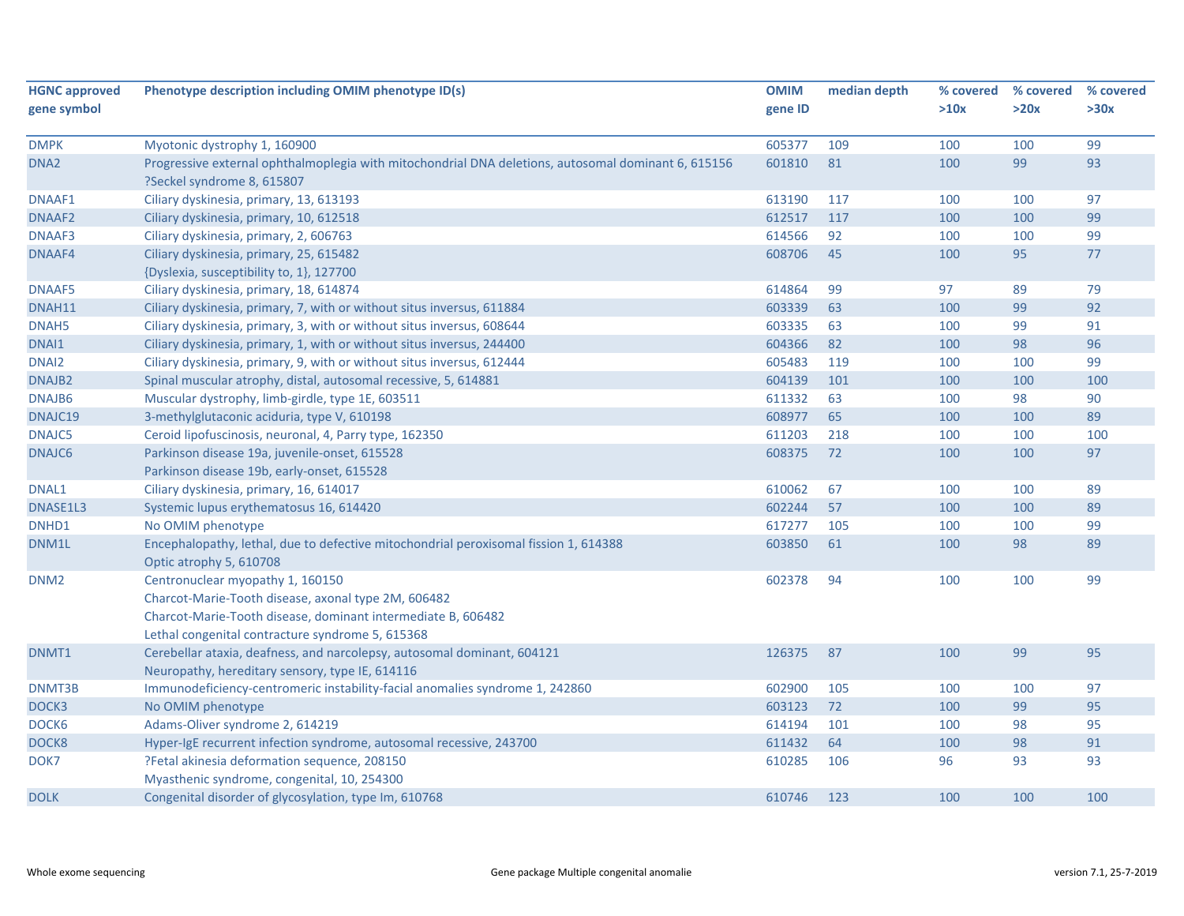| HGNC approved gene symbol | Phenotype description including OMIM phenotype ID(s) | OMIM gene ID | median depth | % covered >10x | % covered >20x | % covered >30x |
|---|---|---|---|---|---|---|
| DMPK | Myotonic dystrophy 1, 160900 | 605377 | 109 | 100 | 100 | 99 |
| DNA2 | Progressive external ophthalmoplegia with mitochondrial DNA deletions, autosomal dominant 6, 615156<br>?Seckel syndrome 8, 615807 | 601810 | 81 | 100 | 99 | 93 |
| DNAAF1 | Ciliary dyskinesia, primary, 13, 613193 | 613190 | 117 | 100 | 100 | 97 |
| DNAAF2 | Ciliary dyskinesia, primary, 10, 612518 | 612517 | 117 | 100 | 100 | 99 |
| DNAAF3 | Ciliary dyskinesia, primary, 2, 606763 | 614566 | 92 | 100 | 100 | 99 |
| DNAAF4 | Ciliary dyskinesia, primary, 25, 615482<br>{Dyslexia, susceptibility to, 1}, 127700 | 608706 | 45 | 100 | 95 | 77 |
| DNAAF5 | Ciliary dyskinesia, primary, 18, 614874 | 614864 | 99 | 97 | 89 | 79 |
| DNAH11 | Ciliary dyskinesia, primary, 7, with or without situs inversus, 611884 | 603339 | 63 | 100 | 99 | 92 |
| DNAH5 | Ciliary dyskinesia, primary, 3, with or without situs inversus, 608644 | 603335 | 63 | 100 | 99 | 91 |
| DNAI1 | Ciliary dyskinesia, primary, 1, with or without situs inversus, 244400 | 604366 | 82 | 100 | 98 | 96 |
| DNAI2 | Ciliary dyskinesia, primary, 9, with or without situs inversus, 612444 | 605483 | 119 | 100 | 100 | 99 |
| DNAJB2 | Spinal muscular atrophy, distal, autosomal recessive, 5, 614881 | 604139 | 101 | 100 | 100 | 100 |
| DNAJB6 | Muscular dystrophy, limb-girdle, type 1E, 603511 | 611332 | 63 | 100 | 98 | 90 |
| DNAJC19 | 3-methylglutaconic aciduria, type V, 610198 | 608977 | 65 | 100 | 100 | 89 |
| DNAJC5 | Ceroid lipofuscinosis, neuronal, 4, Parry type, 162350 | 611203 | 218 | 100 | 100 | 100 |
| DNAJC6 | Parkinson disease 19a, juvenile-onset, 615528<br>Parkinson disease 19b, early-onset, 615528 | 608375 | 72 | 100 | 100 | 97 |
| DNAL1 | Ciliary dyskinesia, primary, 16, 614017 | 610062 | 67 | 100 | 100 | 89 |
| DNASE1L3 | Systemic lupus erythematosus 16, 614420 | 602244 | 57 | 100 | 100 | 89 |
| DNHD1 | No OMIM phenotype | 617277 | 105 | 100 | 100 | 99 |
| DNM1L | Encephalopathy, lethal, due to defective mitochondrial peroxisomal fission 1, 614388<br>Optic atrophy 5, 610708 | 603850 | 61 | 100 | 98 | 89 |
| DNM2 | Centronuclear myopathy 1, 160150<br>Charcot-Marie-Tooth disease, axonal type 2M, 606482<br>Charcot-Marie-Tooth disease, dominant intermediate B, 606482<br>Lethal congenital contracture syndrome 5, 615368 | 602378 | 94 | 100 | 100 | 99 |
| DNMT1 | Cerebellar ataxia, deafness, and narcolepsy, autosomal dominant, 604121<br>Neuropathy, hereditary sensory, type IE, 614116 | 126375 | 87 | 100 | 99 | 95 |
| DNMT3B | Immunodeficiency-centromeric instability-facial anomalies syndrome 1, 242860 | 602900 | 105 | 100 | 100 | 97 |
| DOCK3 | No OMIM phenotype | 603123 | 72 | 100 | 99 | 95 |
| DOCK6 | Adams-Oliver syndrome 2, 614219 | 614194 | 101 | 100 | 98 | 95 |
| DOCK8 | Hyper-IgE recurrent infection syndrome, autosomal recessive, 243700 | 611432 | 64 | 100 | 98 | 91 |
| DOK7 | ?Fetal akinesia deformation sequence, 208150<br>Myasthenic syndrome, congenital, 10, 254300 | 610285 | 106 | 96 | 93 | 93 |
| DOLK | Congenital disorder of glycosylation, type Im, 610768 | 610746 | 123 | 100 | 100 | 100 |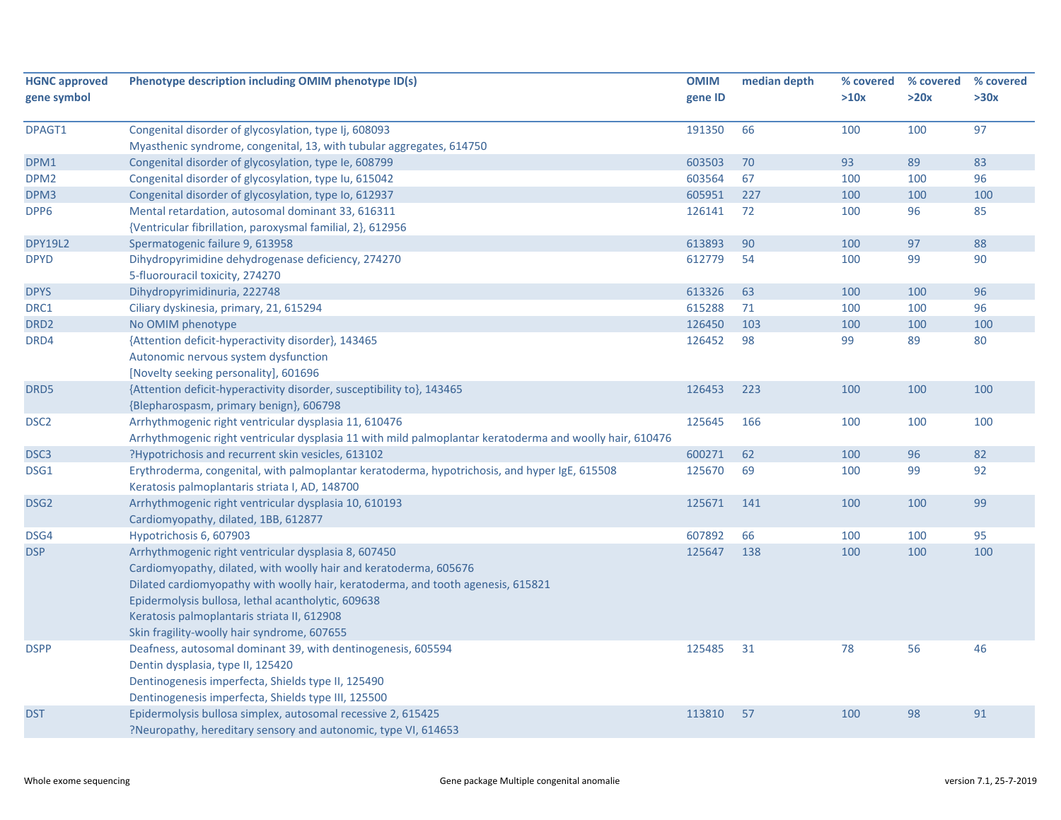| HGNC approved gene symbol | Phenotype description including OMIM phenotype ID(s) | OMIM gene ID | median depth | % covered >10x | % covered >20x | % covered >30x |
|---|---|---|---|---|---|---|
| DPAGT1 | Congenital disorder of glycosylation, type Ij, 608093<br>Myasthenic syndrome, congenital, 13, with tubular aggregates, 614750 | 191350 | 66 | 100 | 100 | 97 |
| DPM1 | Congenital disorder of glycosylation, type Ie, 608799 | 603503 | 70 | 93 | 89 | 83 |
| DPM2 | Congenital disorder of glycosylation, type Iu, 615042 | 603564 | 67 | 100 | 100 | 96 |
| DPM3 | Congenital disorder of glycosylation, type Io, 612937 | 605951 | 227 | 100 | 100 | 100 |
| DPP6 | Mental retardation, autosomal dominant 33, 616311<br>{Ventricular fibrillation, paroxysmal familial, 2}, 612956 | 126141 | 72 | 100 | 96 | 85 |
| DPY19L2 | Spermatogenic failure 9, 613958 | 613893 | 90 | 100 | 97 | 88 |
| DPYD | Dihydropyrimidine dehydrogenase deficiency, 274270<br>5-fluorouracil toxicity, 274270 | 612779 | 54 | 100 | 99 | 90 |
| DPYS | Dihydropyrimidinuria, 222748 | 613326 | 63 | 100 | 100 | 96 |
| DRC1 | Ciliary dyskinesia, primary, 21, 615294 | 615288 | 71 | 100 | 100 | 96 |
| DRD2 | No OMIM phenotype | 126450 | 103 | 100 | 100 | 100 |
| DRD4 | {Attention deficit-hyperactivity disorder}, 143465<br>Autonomic nervous system dysfunction<br>[Novelty seeking personality], 601696 | 126452 | 98 | 99 | 89 | 80 |
| DRD5 | {Attention deficit-hyperactivity disorder, susceptibility to}, 143465<br>{Blepharospasm, primary benign}, 606798 | 126453 | 223 | 100 | 100 | 100 |
| DSC2 | Arrhythmogenic right ventricular dysplasia 11, 610476<br>Arrhythmogenic right ventricular dysplasia 11 with mild palmoplantar keratoderma and woolly hair, 610476 | 125645 | 166 | 100 | 100 | 100 |
| DSC3 | ?Hypotrichosis and recurrent skin vesicles, 613102 | 600271 | 62 | 100 | 96 | 82 |
| DSG1 | Erythroderma, congenital, with palmoplantar keratoderma, hypotrichosis, and hyper IgE, 615508<br>Keratosis palmoplantaris striata I, AD, 148700 | 125670 | 69 | 100 | 99 | 92 |
| DSG2 | Arrhythmogenic right ventricular dysplasia 10, 610193<br>Cardiomyopathy, dilated, 1BB, 612877 | 125671 | 141 | 100 | 100 | 99 |
| DSG4 | Hypotrichosis 6, 607903 | 607892 | 66 | 100 | 100 | 95 |
| DSP | Arrhythmogenic right ventricular dysplasia 8, 607450<br>Cardiomyopathy, dilated, with woolly hair and keratoderma, 605676<br>Dilated cardiomyopathy with woolly hair, keratoderma, and tooth agenesis, 615821<br>Epidermolysis bullosa, lethal acantholytic, 609638<br>Keratosis palmoplantaris striata II, 612908<br>Skin fragility-woolly hair syndrome, 607655 | 125647 | 138 | 100 | 100 | 100 |
| DSPP | Deafness, autosomal dominant 39, with dentinogenesis, 605594<br>Dentin dysplasia, type II, 125420<br>Dentinogenesis imperfecta, Shields type II, 125490<br>Dentinogenesis imperfecta, Shields type III, 125500 | 125485 | 31 | 78 | 56 | 46 |
| DST | Epidermolysis bullosa simplex, autosomal recessive 2, 615425<br>?Neuropathy, hereditary sensory and autonomic, type VI, 614653 | 113810 | 57 | 100 | 98 | 91 |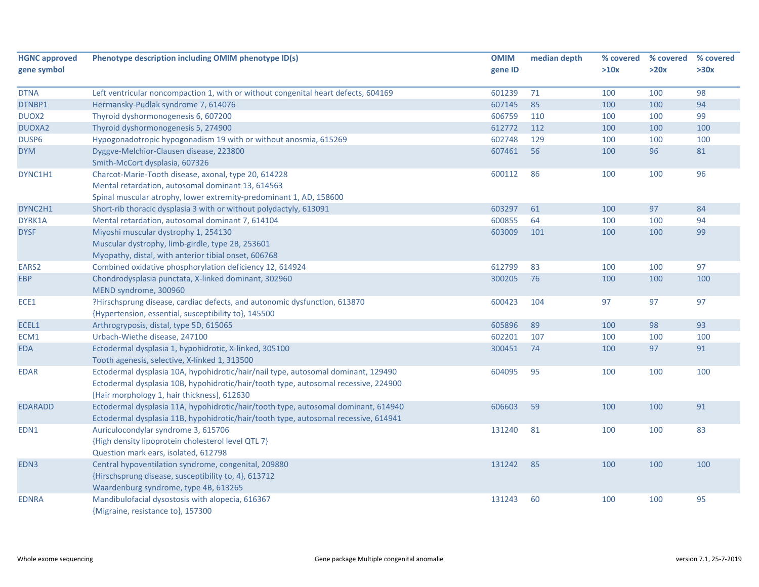| HGNC approved gene symbol | Phenotype description including OMIM phenotype ID(s) | OMIM gene ID | median depth | % covered >10x | % covered >20x | % covered >30x |
|---|---|---|---|---|---|---|
| DTNA | Left ventricular noncompaction 1, with or without congenital heart defects, 604169 | 601239 | 71 | 100 | 100 | 98 |
| DTNBP1 | Hermansky-Pudlak syndrome 7, 614076 | 607145 | 85 | 100 | 100 | 94 |
| DUOX2 | Thyroid dyshormonogenesis 6, 607200 | 606759 | 110 | 100 | 100 | 99 |
| DUOXA2 | Thyroid dyshormonogenesis 5, 274900 | 612772 | 112 | 100 | 100 | 100 |
| DUSP6 | Hypogonadotropic hypogonadism 19 with or without anosmia, 615269 | 602748 | 129 | 100 | 100 | 100 |
| DYM | Dyggve-Melchior-Clausen disease, 223800<br>Smith-McCort dysplasia, 607326 | 607461 | 56 | 100 | 96 | 81 |
| DYNC1H1 | Charcot-Marie-Tooth disease, axonal, type 20, 614228<br>Mental retardation, autosomal dominant 13, 614563<br>Spinal muscular atrophy, lower extremity-predominant 1, AD, 158600 | 600112 | 86 | 100 | 100 | 96 |
| DYNC2H1 | Short-rib thoracic dysplasia 3 with or without polydactyly, 613091 | 603297 | 61 | 100 | 97 | 84 |
| DYRK1A | Mental retardation, autosomal dominant 7, 614104 | 600855 | 64 | 100 | 100 | 94 |
| DYSF | Miyoshi muscular dystrophy 1, 254130<br>Muscular dystrophy, limb-girdle, type 2B, 253601<br>Myopathy, distal, with anterior tibial onset, 606768 | 603009 | 101 | 100 | 100 | 99 |
| EARS2 | Combined oxidative phosphorylation deficiency 12, 614924 | 612799 | 83 | 100 | 100 | 97 |
| EBP | Chondrodysplasia punctata, X-linked dominant, 302960<br>MEND syndrome, 300960 | 300205 | 76 | 100 | 100 | 100 |
| ECE1 | ?Hirschsprung disease, cardiac defects, and autonomic dysfunction, 613870<br>{Hypertension, essential, susceptibility to}, 145500 | 600423 | 104 | 97 | 97 | 97 |
| ECEL1 | Arthrogryposis, distal, type 5D, 615065 | 605896 | 89 | 100 | 98 | 93 |
| ECM1 | Urbach-Wiethe disease, 247100 | 602201 | 107 | 100 | 100 | 100 |
| EDA | Ectodermal dysplasia 1, hypohidrotic, X-linked, 305100<br>Tooth agenesis, selective, X-linked 1, 313500 | 300451 | 74 | 100 | 97 | 91 |
| EDAR | Ectodermal dysplasia 10A, hypohidrotic/hair/nail type, autosomal dominant, 129490<br>Ectodermal dysplasia 10B, hypohidrotic/hair/tooth type, autosomal recessive, 224900<br>[Hair morphology 1, hair thickness], 612630 | 604095 | 95 | 100 | 100 | 100 |
| EDARADD | Ectodermal dysplasia 11A, hypohidrotic/hair/tooth type, autosomal dominant, 614940<br>Ectodermal dysplasia 11B, hypohidrotic/hair/tooth type, autosomal recessive, 614941 | 606603 | 59 | 100 | 100 | 91 |
| EDN1 | Auriculocondylar syndrome 3, 615706<br>{High density lipoprotein cholesterol level QTL 7}<br>Question mark ears, isolated, 612798 | 131240 | 81 | 100 | 100 | 83 |
| EDN3 | Central hypoventilation syndrome, congenital, 209880<br>{Hirschsprung disease, susceptibility to, 4}, 613712<br>Waardenburg syndrome, type 4B, 613265 | 131242 | 85 | 100 | 100 | 100 |
| EDNRA | Mandibulofacial dysostosis with alopecia, 616367<br>{Migraine, resistance to}, 157300 | 131243 | 60 | 100 | 100 | 95 |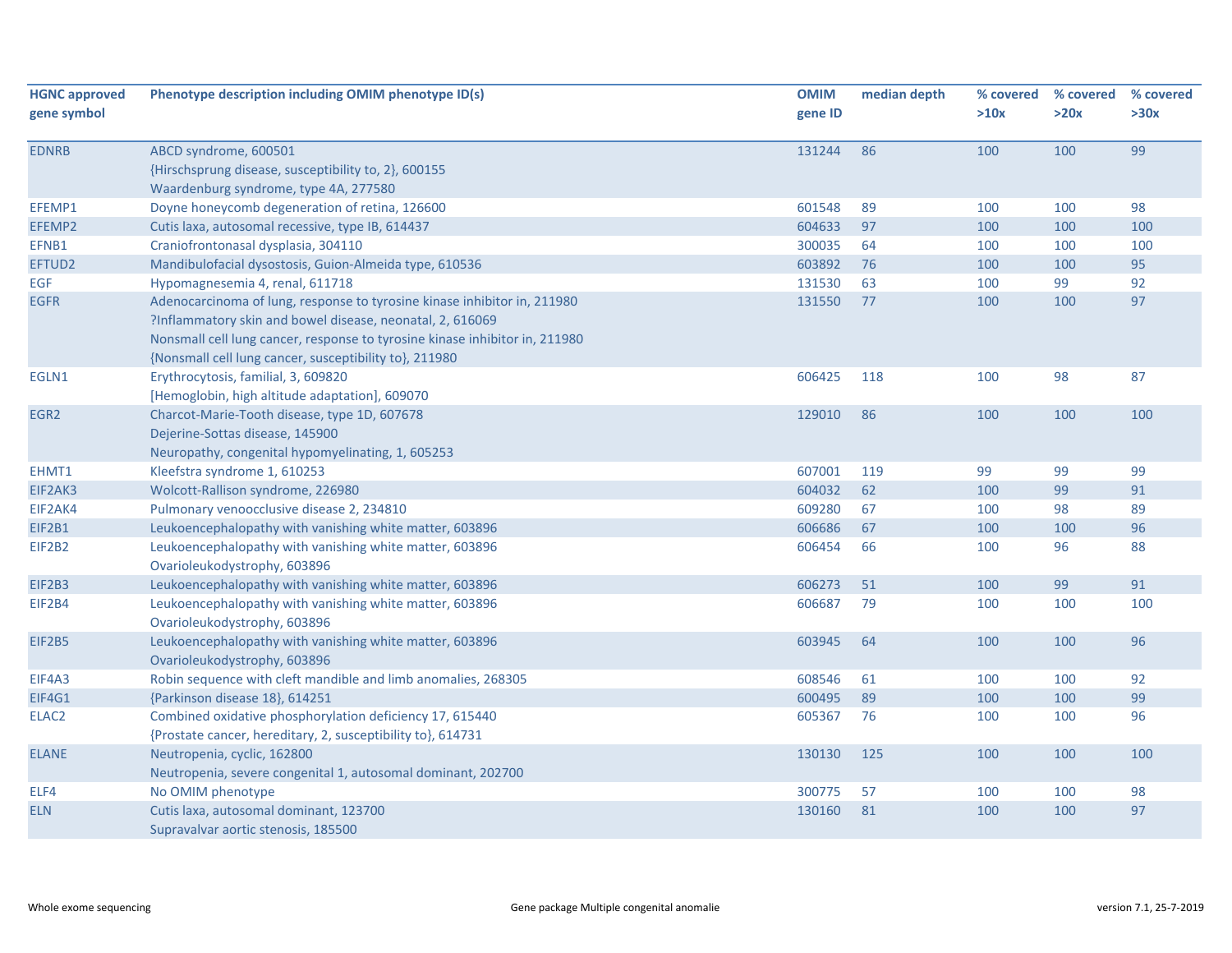| HGNC approved gene symbol | Phenotype description including OMIM phenotype ID(s) | OMIM gene ID | median depth | % covered >10x | % covered >20x | % covered >30x |
|---|---|---|---|---|---|---|
| EDNRB | ABCD syndrome, 600501<br>{Hirschsprung disease, susceptibility to, 2}, 600155<br>Waardenburg syndrome, type 4A, 277580 | 131244 | 86 | 100 | 100 | 99 |
| EFEMP1 | Doyne honeycomb degeneration of retina, 126600 | 601548 | 89 | 100 | 100 | 98 |
| EFEMP2 | Cutis laxa, autosomal recessive, type IB, 614437 | 604633 | 97 | 100 | 100 | 100 |
| EFNB1 | Craniofrontonasal dysplasia, 304110 | 300035 | 64 | 100 | 100 | 100 |
| EFTUD2 | Mandibulofacial dysostosis, Guion-Almeida type, 610536 | 603892 | 76 | 100 | 100 | 95 |
| EGF | Hypomagnesemia 4, renal, 611718 | 131530 | 63 | 100 | 99 | 92 |
| EGFR | Adenocarcinoma of lung, response to tyrosine kinase inhibitor in, 211980<br>?Inflammatory skin and bowel disease, neonatal, 2, 616069<br>Nonsmall cell lung cancer, response to tyrosine kinase inhibitor in, 211980<br>{Nonsmall cell lung cancer, susceptibility to}, 211980 | 131550 | 77 | 100 | 100 | 97 |
| EGLN1 | Erythrocytosis, familial, 3, 609820<br>[Hemoglobin, high altitude adaptation], 609070 | 606425 | 118 | 100 | 98 | 87 |
| EGR2 | Charcot-Marie-Tooth disease, type 1D, 607678<br>Dejerine-Sottas disease, 145900<br>Neuropathy, congenital hypomyelinating, 1, 605253 | 129010 | 86 | 100 | 100 | 100 |
| EHMT1 | Kleefstra syndrome 1, 610253 | 607001 | 119 | 99 | 99 | 99 |
| EIF2AK3 | Wolcott-Rallison syndrome, 226980 | 604032 | 62 | 100 | 99 | 91 |
| EIF2AK4 | Pulmonary venoocclusive disease 2, 234810 | 609280 | 67 | 100 | 98 | 89 |
| EIF2B1 | Leukoencephalopathy with vanishing white matter, 603896 | 606686 | 67 | 100 | 100 | 96 |
| EIF2B2 | Leukoencephalopathy with vanishing white matter, 603896<br>Ovarioleukodystrophy, 603896 | 606454 | 66 | 100 | 96 | 88 |
| EIF2B3 | Leukoencephalopathy with vanishing white matter, 603896 | 606273 | 51 | 100 | 99 | 91 |
| EIF2B4 | Leukoencephalopathy with vanishing white matter, 603896<br>Ovarioleukodystrophy, 603896 | 606687 | 79 | 100 | 100 | 100 |
| EIF2B5 | Leukoencephalopathy with vanishing white matter, 603896<br>Ovarioleukodystrophy, 603896 | 603945 | 64 | 100 | 100 | 96 |
| EIF4A3 | Robin sequence with cleft mandible and limb anomalies, 268305 | 608546 | 61 | 100 | 100 | 92 |
| EIF4G1 | {Parkinson disease 18}, 614251 | 600495 | 89 | 100 | 100 | 99 |
| ELAC2 | Combined oxidative phosphorylation deficiency 17, 615440<br>{Prostate cancer, hereditary, 2, susceptibility to}, 614731 | 605367 | 76 | 100 | 100 | 96 |
| ELANE | Neutropenia, cyclic, 162800<br>Neutropenia, severe congenital 1, autosomal dominant, 202700 | 130130 | 125 | 100 | 100 | 100 |
| ELF4 | No OMIM phenotype | 300775 | 57 | 100 | 100 | 98 |
| ELN | Cutis laxa, autosomal dominant, 123700<br>Supravalvar aortic stenosis, 185500 | 130160 | 81 | 100 | 100 | 97 |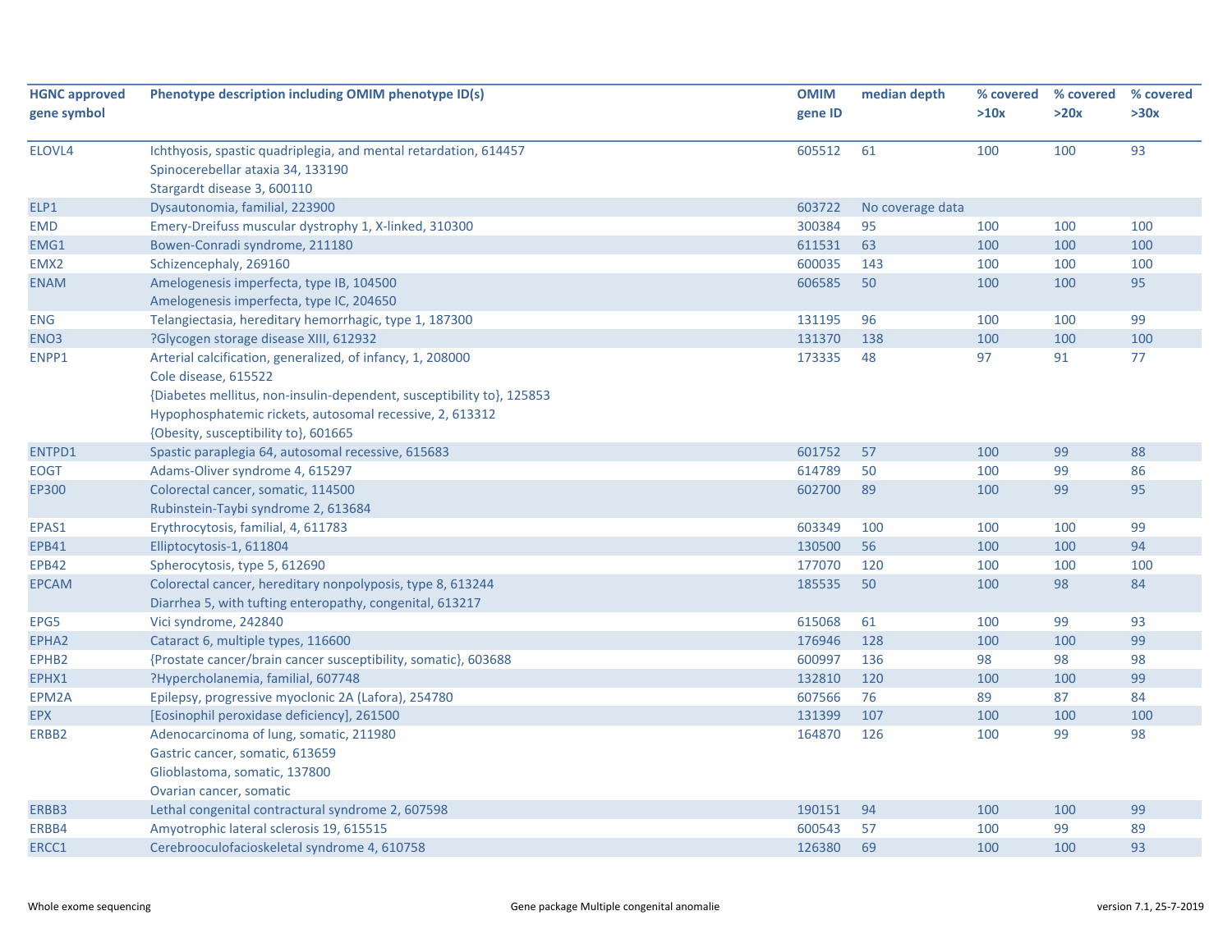| HGNC approved gene symbol | Phenotype description including OMIM phenotype ID(s) | OMIM gene ID | median depth | % covered >10x | % covered >20x | % covered >30x |
|---|---|---|---|---|---|---|
| ELOVL4 | Ichthyosis, spastic quadriplegia, and mental retardation, 614457<br>Spinocerebellar ataxia 34, 133190<br>Stargardt disease 3, 600110 | 605512 | 61 | 100 | 100 | 93 |
| ELP1 | Dysautonomia, familial, 223900 | 603722 | No coverage data | | | |
| EMD | Emery-Dreifuss muscular dystrophy 1, X-linked, 310300 | 300384 | 95 | 100 | 100 | 100 |
| EMG1 | Bowen-Conradi syndrome, 211180 | 611531 | 63 | 100 | 100 | 100 |
| EMX2 | Schizencephaly, 269160 | 600035 | 143 | 100 | 100 | 100 |
| ENAM | Amelogenesis imperfecta, type IB, 104500<br>Amelogenesis imperfecta, type IC, 204650 | 606585 | 50 | 100 | 100 | 95 |
| ENG | Telangiectasia, hereditary hemorrhagic, type 1, 187300 | 131195 | 96 | 100 | 100 | 99 |
| ENO3 | ?Glycogen storage disease XIII, 612932 | 131370 | 138 | 100 | 100 | 100 |
| ENPP1 | Arterial calcification, generalized, of infancy, 1, 208000<br>Cole disease, 615522<br>{Diabetes mellitus, non-insulin-dependent, susceptibility to}, 125853<br>Hypophosphatemic rickets, autosomal recessive, 2, 613312<br>{Obesity, susceptibility to}, 601665 | 173335 | 48 | 97 | 91 | 77 |
| ENTPD1 | Spastic paraplegia 64, autosomal recessive, 615683 | 601752 | 57 | 100 | 99 | 88 |
| EOGT | Adams-Oliver syndrome 4, 615297 | 614789 | 50 | 100 | 99 | 86 |
| EP300 | Colorectal cancer, somatic, 114500<br>Rubinstein-Taybi syndrome 2, 613684 | 602700 | 89 | 100 | 99 | 95 |
| EPAS1 | Erythrocytosis, familial, 4, 611783 | 603349 | 100 | 100 | 100 | 99 |
| EPB41 | Elliptocytosis-1, 611804 | 130500 | 56 | 100 | 100 | 94 |
| EPB42 | Spherocytosis, type 5, 612690 | 177070 | 120 | 100 | 100 | 100 |
| EPCAM | Colorectal cancer, hereditary nonpolyposis, type 8, 613244<br>Diarrhea 5, with tufting enteropathy, congenital, 613217 | 185535 | 50 | 100 | 98 | 84 |
| EPG5 | Vici syndrome, 242840 | 615068 | 61 | 100 | 99 | 93 |
| EPHA2 | Cataract 6, multiple types, 116600 | 176946 | 128 | 100 | 100 | 99 |
| EPHB2 | {Prostate cancer/brain cancer susceptibility, somatic}, 603688 | 600997 | 136 | 98 | 98 | 98 |
| EPHX1 | ?Hypercholanemia, familial, 607748 | 132810 | 120 | 100 | 100 | 99 |
| EPM2A | Epilepsy, progressive myoclonic 2A (Lafora), 254780 | 607566 | 76 | 89 | 87 | 84 |
| EPX | [Eosinophil peroxidase deficiency], 261500 | 131399 | 107 | 100 | 100 | 100 |
| ERBB2 | Adenocarcinoma of lung, somatic, 211980<br>Gastric cancer, somatic, 613659<br>Glioblastoma, somatic, 137800<br>Ovarian cancer, somatic | 164870 | 126 | 100 | 99 | 98 |
| ERBB3 | Lethal congenital contractural syndrome 2, 607598 | 190151 | 94 | 100 | 100 | 99 |
| ERBB4 | Amyotrophic lateral sclerosis 19, 615515 | 600543 | 57 | 100 | 99 | 89 |
| ERCC1 | Cerebrooculofacioskeletal syndrome 4, 610758 | 126380 | 69 | 100 | 100 | 93 |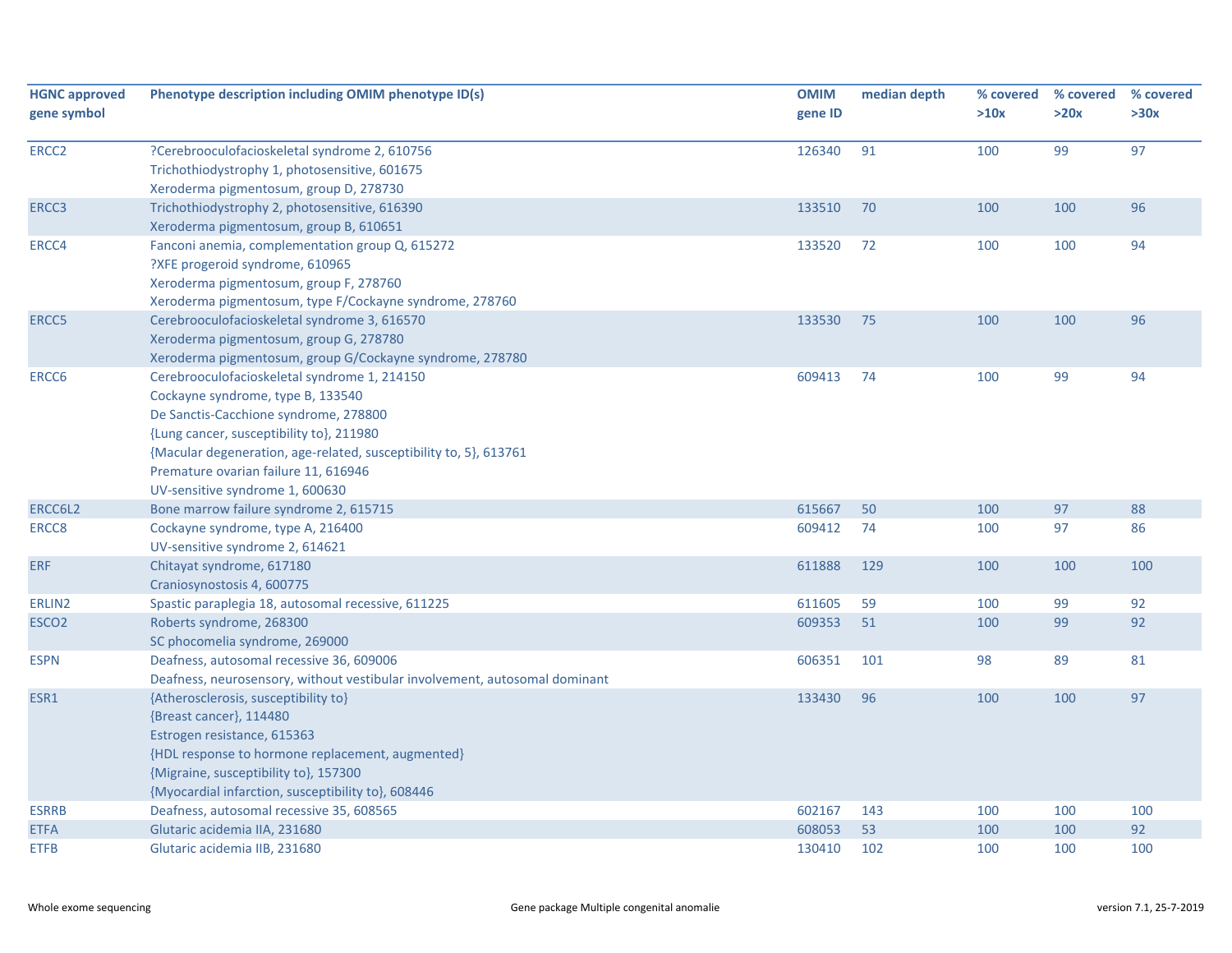| HGNC approved gene symbol | Phenotype description including OMIM phenotype ID(s) | OMIM gene ID | median depth | % covered >10x | % covered >20x | % covered >30x |
|---|---|---|---|---|---|---|
| ERCC2 | ?Cerebrooculofacioskeletal syndrome 2, 610756<br>Trichothiodystrophy 1, photosensitive, 601675<br>Xeroderma pigmentosum, group D, 278730 | 126340 | 91 | 100 | 99 | 97 |
| ERCC3 | Trichothiodystrophy 2, photosensitive, 616390<br>Xeroderma pigmentosum, group B, 610651 | 133510 | 70 | 100 | 100 | 96 |
| ERCC4 | Fanconi anemia, complementation group Q, 615272<br>?XFE progeroid syndrome, 610965<br>Xeroderma pigmentosum, group F, 278760<br>Xeroderma pigmentosum, type F/Cockayne syndrome, 278760 | 133520 | 72 | 100 | 100 | 94 |
| ERCC5 | Cerebrooculofacioskeletal syndrome 3, 616570<br>Xeroderma pigmentosum, group G, 278780<br>Xeroderma pigmentosum, group G/Cockayne syndrome, 278780 | 133530 | 75 | 100 | 100 | 96 |
| ERCC6 | Cerebrooculofacioskeletal syndrome 1, 214150<br>Cockayne syndrome, type B, 133540<br>De Sanctis-Cacchione syndrome, 278800<br>{Lung cancer, susceptibility to}, 211980<br>{Macular degeneration, age-related, susceptibility to, 5}, 613761<br>Premature ovarian failure 11, 616946<br>UV-sensitive syndrome 1, 600630 | 609413 | 74 | 100 | 99 | 94 |
| ERCC6L2 | Bone marrow failure syndrome 2, 615715 | 615667 | 50 | 100 | 97 | 88 |
| ERCC8 | Cockayne syndrome, type A, 216400<br>UV-sensitive syndrome 2, 614621 | 609412 | 74 | 100 | 97 | 86 |
| ERF | Chitayat syndrome, 617180<br>Craniosynostosis 4, 600775 | 611888 | 129 | 100 | 100 | 100 |
| ERLIN2 | Spastic paraplegia 18, autosomal recessive, 611225 | 611605 | 59 | 100 | 99 | 92 |
| ESCO2 | Roberts syndrome, 268300<br>SC phocomelia syndrome, 269000 | 609353 | 51 | 100 | 99 | 92 |
| ESPN | Deafness, autosomal recessive 36, 609006<br>Deafness, neurosensory, without vestibular involvement, autosomal dominant | 606351 | 101 | 98 | 89 | 81 |
| ESR1 | {Atherosclerosis, susceptibility to}<br>{Breast cancer}, 114480<br>Estrogen resistance, 615363<br>{HDL response to hormone replacement, augmented}<br>{Migraine, susceptibility to}, 157300<br>{Myocardial infarction, susceptibility to}, 608446 | 133430 | 96 | 100 | 100 | 97 |
| ESRRB | Deafness, autosomal recessive 35, 608565 | 602167 | 143 | 100 | 100 | 100 |
| ETFA | Glutaric acidemia IIA, 231680 | 608053 | 53 | 100 | 100 | 92 |
| ETFB | Glutaric acidemia IIB, 231680 | 130410 | 102 | 100 | 100 | 100 |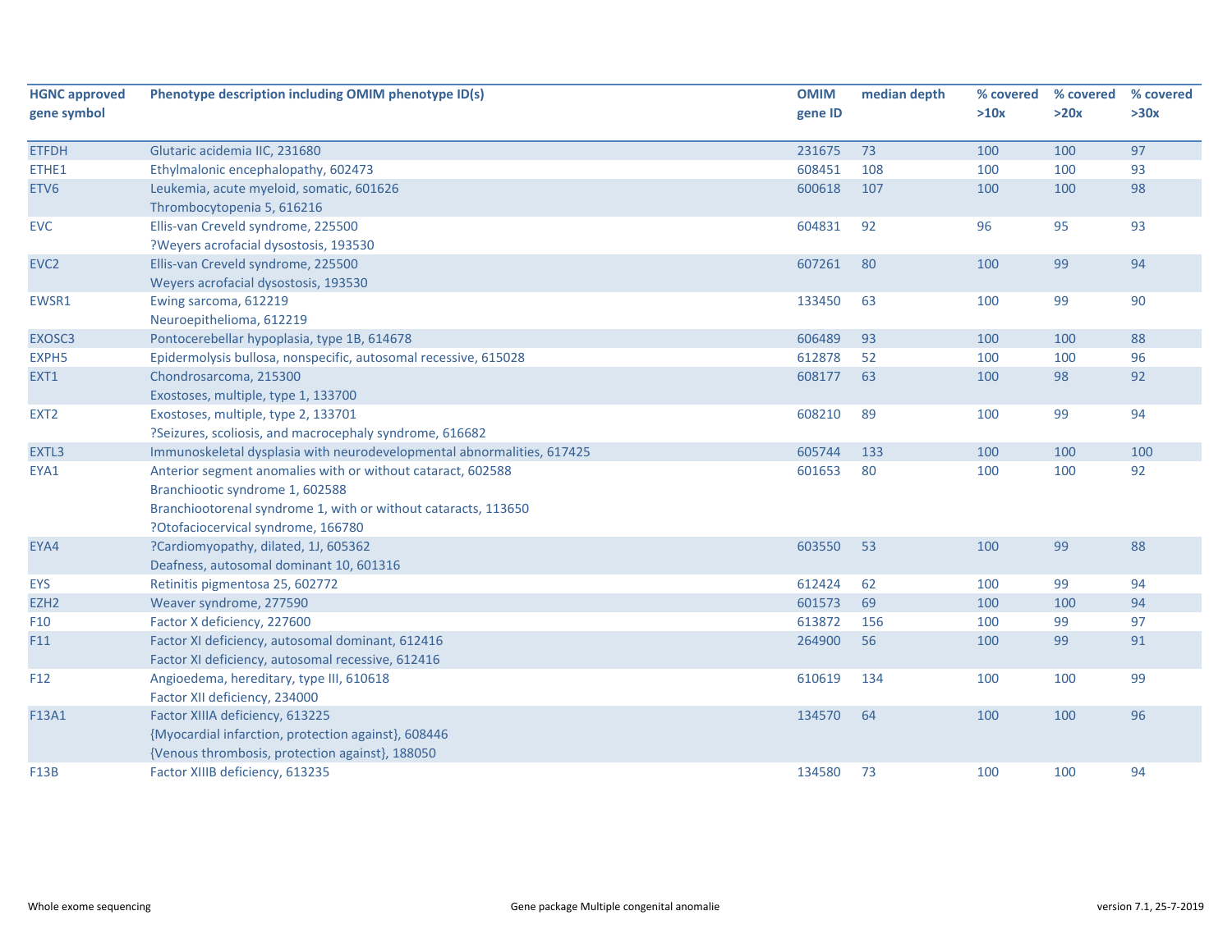| HGNC approved gene symbol | Phenotype description including OMIM phenotype ID(s) | OMIM gene ID | median depth | % covered >10x | % covered >20x | % covered >30x |
|---|---|---|---|---|---|---|
| ETFDH | Glutaric acidemia IIC, 231680 | 231675 | 73 | 100 | 100 | 97 |
| ETHE1 | Ethylmalonic encephalopathy, 602473 | 608451 | 108 | 100 | 100 | 93 |
| ETV6 | Leukemia, acute myeloid, somatic, 601626<br>Thrombocytopenia 5, 616216 | 600618 | 107 | 100 | 100 | 98 |
| EVC | Ellis-van Creveld syndrome, 225500<br>?Weyers acrofacial dysostosis, 193530 | 604831 | 92 | 96 | 95 | 93 |
| EVC2 | Ellis-van Creveld syndrome, 225500<br>Weyers acrofacial dysostosis, 193530 | 607261 | 80 | 100 | 99 | 94 |
| EWSR1 | Ewing sarcoma, 612219<br>Neuroepithelioma, 612219 | 133450 | 63 | 100 | 99 | 90 |
| EXOSC3 | Pontocerebellar hypoplasia, type 1B, 614678 | 606489 | 93 | 100 | 100 | 88 |
| EXPH5 | Epidermolysis bullosa, nonspecific, autosomal recessive, 615028 | 612878 | 52 | 100 | 100 | 96 |
| EXT1 | Chondrosarcoma, 215300<br>Exostoses, multiple, type 1, 133700 | 608177 | 63 | 100 | 98 | 92 |
| EXT2 | Exostoses, multiple, type 2, 133701<br>?Seizures, scoliosis, and macrocephaly syndrome, 616682 | 608210 | 89 | 100 | 99 | 94 |
| EXTL3 | Immunoskeletal dysplasia with neurodevelopmental abnormalities, 617425 | 605744 | 133 | 100 | 100 | 100 |
| EYA1 | Anterior segment anomalies with or without cataract, 602588<br>Branchiootic syndrome 1, 602588<br>Branchiootorenal syndrome 1, with or without cataracts, 113650<br>?Otofaciocervical syndrome, 166780 | 601653 | 80 | 100 | 100 | 92 |
| EYA4 | ?Cardiomyopathy, dilated, 1J, 605362<br>Deafness, autosomal dominant 10, 601316 | 603550 | 53 | 100 | 99 | 88 |
| EYS | Retinitis pigmentosa 25, 602772 | 612424 | 62 | 100 | 99 | 94 |
| EZH2 | Weaver syndrome, 277590 | 601573 | 69 | 100 | 100 | 94 |
| F10 | Factor X deficiency, 227600 | 613872 | 156 | 100 | 99 | 97 |
| F11 | Factor XI deficiency, autosomal dominant, 612416<br>Factor XI deficiency, autosomal recessive, 612416 | 264900 | 56 | 100 | 99 | 91 |
| F12 | Angioedema, hereditary, type III, 610618<br>Factor XII deficiency, 234000 | 610619 | 134 | 100 | 100 | 99 |
| F13A1 | Factor XIIIA deficiency, 613225<br>{Myocardial infarction, protection against}, 608446<br>{Venous thrombosis, protection against}, 188050 | 134570 | 64 | 100 | 100 | 96 |
| F13B | Factor XIIIB deficiency, 613235 | 134580 | 73 | 100 | 100 | 94 |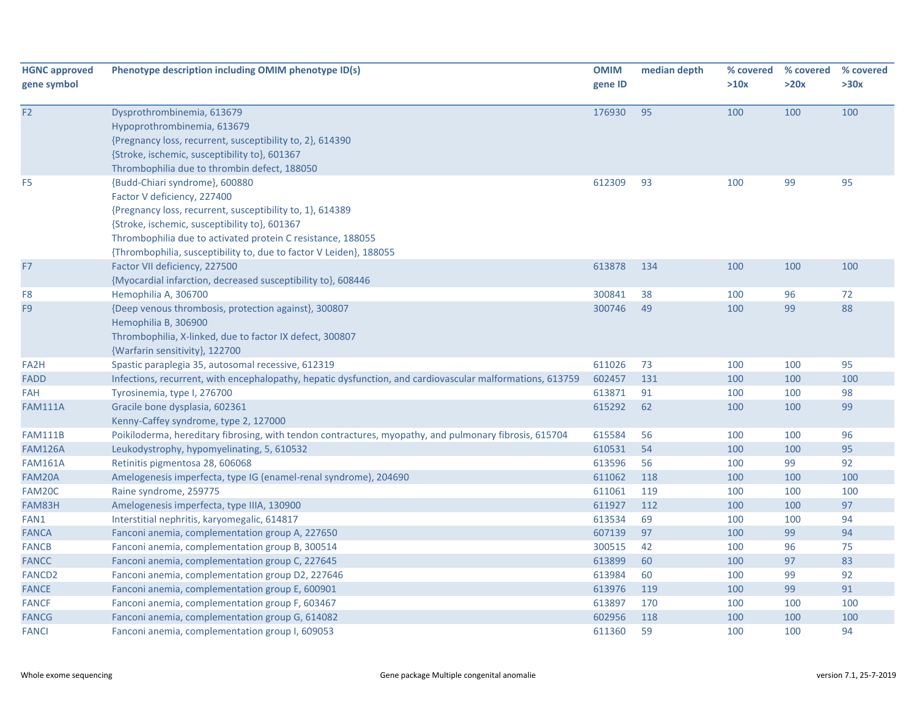| HGNC approved gene symbol | Phenotype description including OMIM phenotype ID(s) | OMIM gene ID | median depth | % covered >10x | % covered >20x | % covered >30x |
|---|---|---|---|---|---|---|
| F2 | Dysprothrombinemia, 613679<br>Hypoprothrombinemia, 613679<br>{Pregnancy loss, recurrent, susceptibility to, 2}, 614390<br>{Stroke, ischemic, susceptibility to}, 601367<br>Thrombophilia due to thrombin defect, 188050 | 176930 | 95 | 100 | 100 | 100 |
| F5 | {Budd-Chiari syndrome}, 600880<br>Factor V deficiency, 227400<br>{Pregnancy loss, recurrent, susceptibility to, 1}, 614389<br>{Stroke, ischemic, susceptibility to}, 601367<br>Thrombophilia due to activated protein C resistance, 188055<br>{Thrombophilia, susceptibility to, due to factor V Leiden}, 188055 | 612309 | 93 | 100 | 99 | 95 |
| F7 | Factor VII deficiency, 227500<br>{Myocardial infarction, decreased susceptibility to}, 608446 | 613878 | 134 | 100 | 100 | 100 |
| F8 | Hemophilia A, 306700 | 300841 | 38 | 100 | 96 | 72 |
| F9 | {Deep venous thrombosis, protection against}, 300807<br>Hemophilia B, 306900<br>Thrombophilia, X-linked, due to factor IX defect, 300807<br>{Warfarin sensitivity}, 122700 | 300746 | 49 | 100 | 99 | 88 |
| FA2H | Spastic paraplegia 35, autosomal recessive, 612319 | 611026 | 73 | 100 | 100 | 95 |
| FADD | Infections, recurrent, with encephalopathy, hepatic dysfunction, and cardiovascular malformations, 613759 | 602457 | 131 | 100 | 100 | 100 |
| FAH | Tyrosinemia, type I, 276700 | 613871 | 91 | 100 | 100 | 98 |
| FAM111A | Gracile bone dysplasia, 602361<br>Kenny-Caffey syndrome, type 2, 127000 | 615292 | 62 | 100 | 100 | 99 |
| FAM111B | Poikiloderma, hereditary fibrosing, with tendon contractures, myopathy, and pulmonary fibrosis, 615704 | 615584 | 56 | 100 | 100 | 96 |
| FAM126A | Leukodystrophy, hypomyelinating, 5, 610532 | 610531 | 54 | 100 | 100 | 95 |
| FAM161A | Retinitis pigmentosa 28, 606068 | 613596 | 56 | 100 | 99 | 92 |
| FAM20A | Amelogenesis imperfecta, type IG (enamel-renal syndrome), 204690 | 611062 | 118 | 100 | 100 | 100 |
| FAM20C | Raine syndrome, 259775 | 611061 | 119 | 100 | 100 | 100 |
| FAM83H | Amelogenesis imperfecta, type IIIA, 130900 | 611927 | 112 | 100 | 100 | 97 |
| FAN1 | Interstitial nephritis, karyomegalic, 614817 | 613534 | 69 | 100 | 100 | 94 |
| FANCA | Fanconi anemia, complementation group A, 227650 | 607139 | 97 | 100 | 99 | 94 |
| FANCB | Fanconi anemia, complementation group B, 300514 | 300515 | 42 | 100 | 96 | 75 |
| FANCC | Fanconi anemia, complementation group C, 227645 | 613899 | 60 | 100 | 97 | 83 |
| FANCD2 | Fanconi anemia, complementation group D2, 227646 | 613984 | 60 | 100 | 99 | 92 |
| FANCE | Fanconi anemia, complementation group E, 600901 | 613976 | 119 | 100 | 99 | 91 |
| FANCF | Fanconi anemia, complementation group F, 603467 | 613897 | 170 | 100 | 100 | 100 |
| FANCG | Fanconi anemia, complementation group G, 614082 | 602956 | 118 | 100 | 100 | 100 |
| FANCI | Fanconi anemia, complementation group I, 609053 | 611360 | 59 | 100 | 100 | 94 |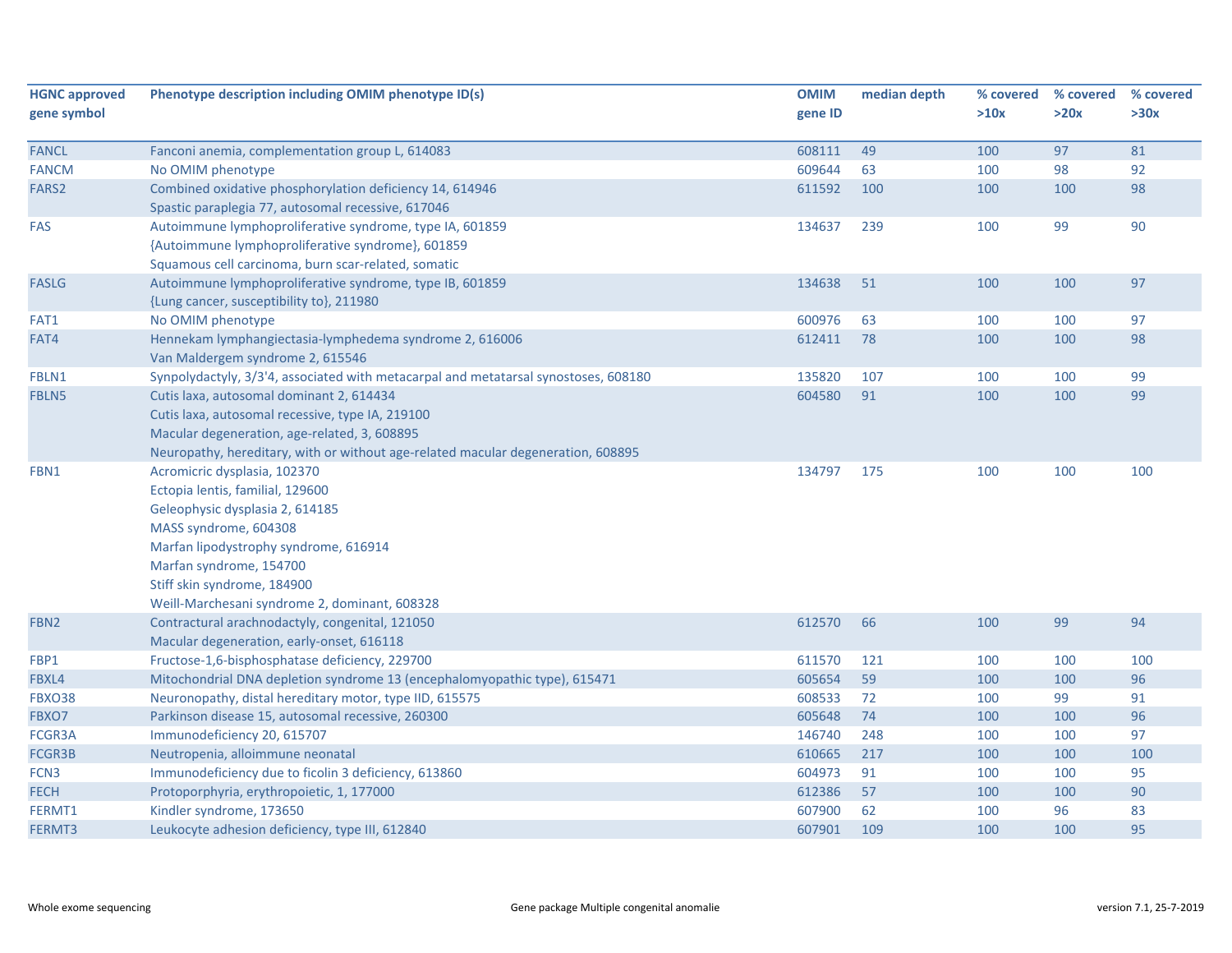| HGNC approved gene symbol | Phenotype description including OMIM phenotype ID(s) | OMIM gene ID | median depth | % covered >10x | % covered >20x | % covered >30x |
|---|---|---|---|---|---|---|
| FANCL | Fanconi anemia, complementation group L, 614083 | 608111 | 49 | 100 | 97 | 81 |
| FANCM | No OMIM phenotype | 609644 | 63 | 100 | 98 | 92 |
| FARS2 | Combined oxidative phosphorylation deficiency 14, 614946<br>Spastic paraplegia 77, autosomal recessive, 617046 | 611592 | 100 | 100 | 100 | 98 |
| FAS | Autoimmune lymphoproliferative syndrome, type IA, 601859<br>{Autoimmune lymphoproliferative syndrome}, 601859<br>Squamous cell carcinoma, burn scar-related, somatic | 134637 | 239 | 100 | 99 | 90 |
| FASLG | Autoimmune lymphoproliferative syndrome, type IB, 601859<br>{Lung cancer, susceptibility to}, 211980 | 134638 | 51 | 100 | 100 | 97 |
| FAT1 | No OMIM phenotype | 600976 | 63 | 100 | 100 | 97 |
| FAT4 | Hennekam lymphangiectasia-lymphedema syndrome 2, 616006<br>Van Maldergem syndrome 2, 615546 | 612411 | 78 | 100 | 100 | 98 |
| FBLN1 | Synpolydactyly, 3/3'4, associated with metacarpal and metatarsal synostoses, 608180 | 135820 | 107 | 100 | 100 | 99 |
| FBLN5 | Cutis laxa, autosomal dominant 2, 614434<br>Cutis laxa, autosomal recessive, type IA, 219100<br>Macular degeneration, age-related, 3, 608895<br>Neuropathy, hereditary, with or without age-related macular degeneration, 608895 | 604580 | 91 | 100 | 100 | 99 |
| FBN1 | Acromicric dysplasia, 102370<br>Ectopia lentis, familial, 129600<br>Geleophysic dysplasia 2, 614185<br>MASS syndrome, 604308<br>Marfan lipodystrophy syndrome, 616914<br>Marfan syndrome, 154700<br>Stiff skin syndrome, 184900<br>Weill-Marchesani syndrome 2, dominant, 608328 | 134797 | 175 | 100 | 100 | 100 |
| FBN2 | Contractural arachnodactyly, congenital, 121050<br>Macular degeneration, early-onset, 616118 | 612570 | 66 | 100 | 99 | 94 |
| FBP1 | Fructose-1,6-bisphosphatase deficiency, 229700 | 611570 | 121 | 100 | 100 | 100 |
| FBXL4 | Mitochondrial DNA depletion syndrome 13 (encephalomyopathic type), 615471 | 605654 | 59 | 100 | 100 | 96 |
| FBXO38 | Neuronopathy, distal hereditary motor, type IID, 615575 | 608533 | 72 | 100 | 99 | 91 |
| FBXO7 | Parkinson disease 15, autosomal recessive, 260300 | 605648 | 74 | 100 | 100 | 96 |
| FCGR3A | Immunodeficiency 20, 615707 | 146740 | 248 | 100 | 100 | 97 |
| FCGR3B | Neutropenia, alloimmune neonatal | 610665 | 217 | 100 | 100 | 100 |
| FCN3 | Immunodeficiency due to ficolin 3 deficiency, 613860 | 604973 | 91 | 100 | 100 | 95 |
| FECH | Protoporphyria, erythropoietic, 1, 177000 | 612386 | 57 | 100 | 100 | 90 |
| FERMT1 | Kindler syndrome, 173650 | 607900 | 62 | 100 | 96 | 83 |
| FERMT3 | Leukocyte adhesion deficiency, type III, 612840 | 607901 | 109 | 100 | 100 | 95 |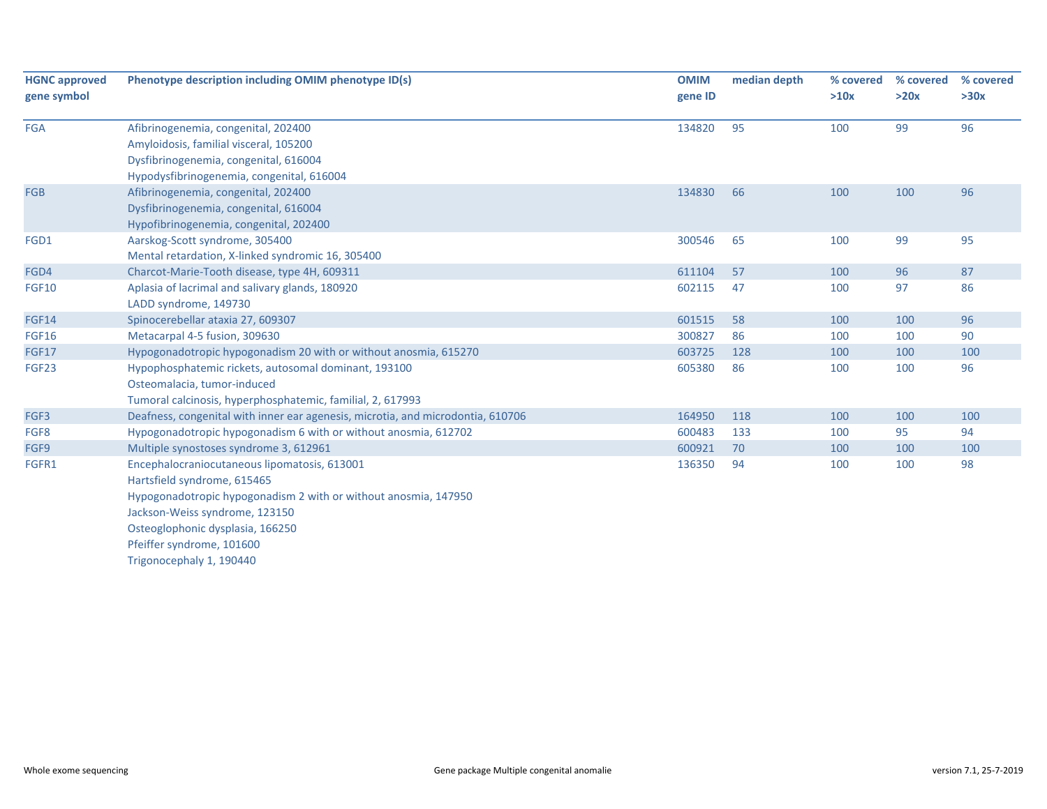| HGNC approved gene symbol | Phenotype description including OMIM phenotype ID(s) | OMIM gene ID | median depth | % covered >10x | % covered >20x | % covered >30x |
|---|---|---|---|---|---|---|
| FGA | Afibrinogenemia, congenital, 202400<br>Amyloidosis, familial visceral, 105200<br>Dysfibrinogenemia, congenital, 616004<br>Hypodysfibrinogenemia, congenital, 616004 | 134820 | 95 | 100 | 99 | 96 |
| FGB | Afibrinogenemia, congenital, 202400<br>Dysfibrinogenemia, congenital, 616004<br>Hypofibrinogenemia, congenital, 202400 | 134830 | 66 | 100 | 100 | 96 |
| FGD1 | Aarskog-Scott syndrome, 305400<br>Mental retardation, X-linked syndromic 16, 305400 | 300546 | 65 | 100 | 99 | 95 |
| FGD4 | Charcot-Marie-Tooth disease, type 4H, 609311 | 611104 | 57 | 100 | 96 | 87 |
| FGF10 | Aplasia of lacrimal and salivary glands, 180920<br>LADD syndrome, 149730 | 602115 | 47 | 100 | 97 | 86 |
| FGF14 | Spinocerebellar ataxia 27, 609307 | 601515 | 58 | 100 | 100 | 96 |
| FGF16 | Metacarpal 4-5 fusion, 309630 | 300827 | 86 | 100 | 100 | 90 |
| FGF17 | Hypogonadotropic hypogonadism 20 with or without anosmia, 615270 | 603725 | 128 | 100 | 100 | 100 |
| FGF23 | Hypophosphatemic rickets, autosomal dominant, 193100<br>Osteomalacia, tumor-induced<br>Tumoral calcinosis, hyperphosphatemic, familial, 2, 617993 | 605380 | 86 | 100 | 100 | 96 |
| FGF3 | Deafness, congenital with inner ear agenesis, microtia, and microdontia, 610706 | 164950 | 118 | 100 | 100 | 100 |
| FGF8 | Hypogonadotropic hypogonadism 6 with or without anosmia, 612702 | 600483 | 133 | 100 | 95 | 94 |
| FGF9 | Multiple synostoses syndrome 3, 612961 | 600921 | 70 | 100 | 100 | 100 |
| FGFR1 | Encephalocraniocutaneous lipomatosis, 613001<br>Hartsfield syndrome, 615465<br>Hypogonadotropic hypogonadism 2 with or without anosmia, 147950<br>Jackson-Weiss syndrome, 123150<br>Osteoglophonic dysplasia, 166250<br>Pfeiffer syndrome, 101600<br>Trigonocephaly 1, 190440 | 136350 | 94 | 100 | 100 | 98 |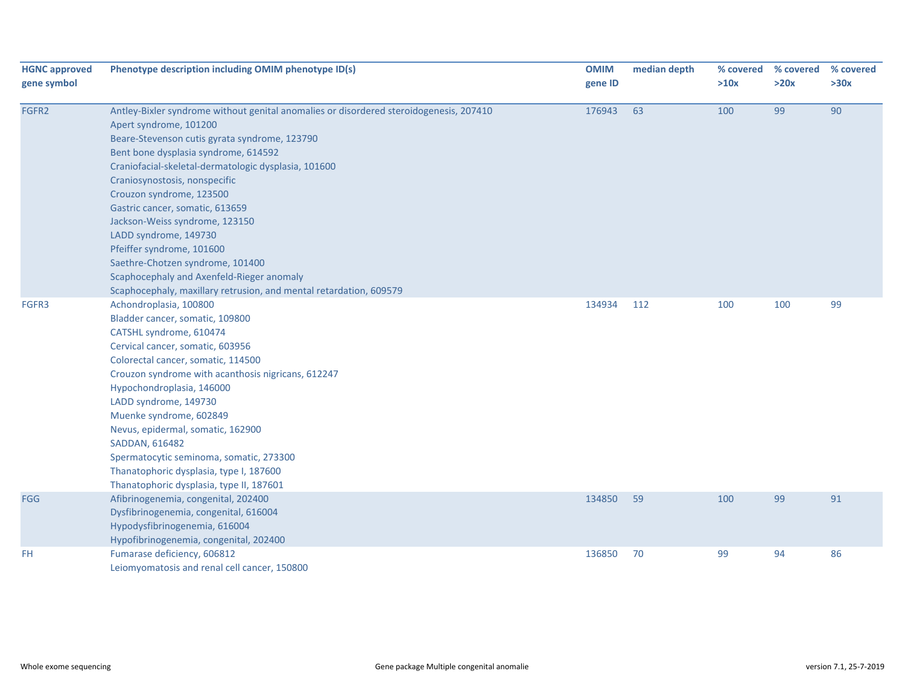| HGNC approved gene symbol | Phenotype description including OMIM phenotype ID(s) | OMIM gene ID | median depth | % covered >10x | % covered >20x | % covered >30x |
|---|---|---|---|---|---|---|
| FGFR2 | Antley-Bixler syndrome without genital anomalies or disordered steroidogenesis, 207410<br>Apert syndrome, 101200<br>Beare-Stevenson cutis gyrata syndrome, 123790<br>Bent bone dysplasia syndrome, 614592<br>Craniofacial-skeletal-dermatologic dysplasia, 101600<br>Craniosynostosis, nonspecific<br>Crouzon syndrome, 123500<br>Gastric cancer, somatic, 613659<br>Jackson-Weiss syndrome, 123150<br>LADD syndrome, 149730<br>Pfeiffer syndrome, 101600<br>Saethre-Chotzen syndrome, 101400<br>Scaphocephaly and Axenfeld-Rieger anomaly<br>Scaphocephaly, maxillary retrusion, and mental retardation, 609579 | 176943 | 63 | 100 | 99 | 90 |
| FGFR3 | Achondroplasia, 100800<br>Bladder cancer, somatic, 109800<br>CATSHL syndrome, 610474<br>Cervical cancer, somatic, 603956<br>Colorectal cancer, somatic, 114500<br>Crouzon syndrome with acanthosis nigricans, 612247<br>Hypochondroplasia, 146000<br>LADD syndrome, 149730<br>Muenke syndrome, 602849<br>Nevus, epidermal, somatic, 162900<br>SADDAN, 616482<br>Spermatocytic seminoma, somatic, 273300<br>Thanatophoric dysplasia, type I, 187600<br>Thanatophoric dysplasia, type II, 187601 | 134934 | 112 | 100 | 100 | 99 |
| FGG | Afibrinogenemia, congenital, 202400<br>Dysfibrinogenemia, congenital, 616004<br>Hypodysfibrinogenemia, 616004<br>Hypofibrinogenemia, congenital, 202400 | 134850 | 59 | 100 | 99 | 91 |
| FH | Fumarase deficiency, 606812<br>Leiomyomatosis and renal cell cancer, 150800 | 136850 | 70 | 99 | 94 | 86 |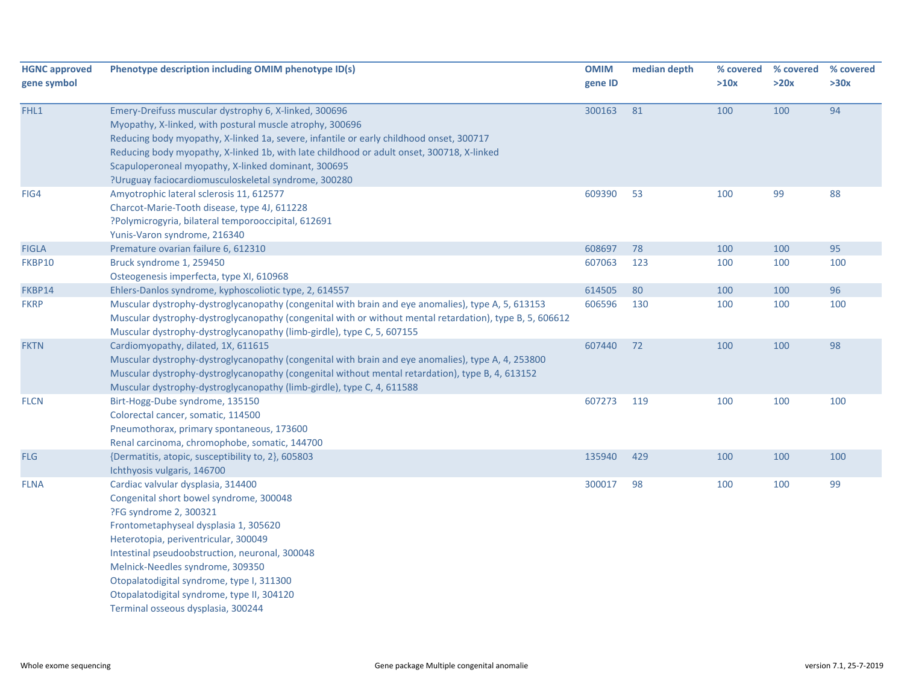| HGNC approved gene symbol | Phenotype description including OMIM phenotype ID(s) | OMIM gene ID | median depth | % covered >10x | % covered >20x | % covered >30x |
|---|---|---|---|---|---|---|
| FHL1 | Emery-Dreifuss muscular dystrophy 6, X-linked, 300696<br>Myopathy, X-linked, with postural muscle atrophy, 300696<br>Reducing body myopathy, X-linked 1a, severe, infantile or early childhood onset, 300717<br>Reducing body myopathy, X-linked 1b, with late childhood or adult onset, 300718, X-linked<br>Scapuloperoneal myopathy, X-linked dominant, 300695<br>?Uruguay faciocardiomusculoskeletal syndrome, 300280 | 300163 | 81 | 100 | 100 | 94 |
| FIG4 | Amyotrophic lateral sclerosis 11, 612577<br>Charcot-Marie-Tooth disease, type 4J, 611228<br>?Polymicrogyria, bilateral temporooccipital, 612691<br>Yunis-Varon syndrome, 216340 | 609390 | 53 | 100 | 99 | 88 |
| FIGLA | Premature ovarian failure 6, 612310 | 608697 | 78 | 100 | 100 | 95 |
| FKBP10 | Bruck syndrome 1, 259450<br>Osteogenesis imperfecta, type XI, 610968 | 607063 | 123 | 100 | 100 | 100 |
| FKBP14 | Ehlers-Danlos syndrome, kyphoscoliotic type, 2, 614557 | 614505 | 80 | 100 | 100 | 96 |
| FKRP | Muscular dystrophy-dystroglycanopathy (congenital with brain and eye anomalies), type A, 5, 613153<br>Muscular dystrophy-dystroglycanopathy (congenital with or without mental retardation), type B, 5, 606612<br>Muscular dystrophy-dystroglycanopathy (limb-girdle), type C, 5, 607155 | 606596 | 130 | 100 | 100 | 100 |
| FKTN | Cardiomyopathy, dilated, 1X, 611615<br>Muscular dystrophy-dystroglycanopathy (congenital with brain and eye anomalies), type A, 4, 253800<br>Muscular dystrophy-dystroglycanopathy (congenital without mental retardation), type B, 4, 613152<br>Muscular dystrophy-dystroglycanopathy (limb-girdle), type C, 4, 611588 | 607440 | 72 | 100 | 100 | 98 |
| FLCN | Birt-Hogg-Dube syndrome, 135150<br>Colorectal cancer, somatic, 114500<br>Pneumothorax, primary spontaneous, 173600<br>Renal carcinoma, chromophobe, somatic, 144700 | 607273 | 119 | 100 | 100 | 100 |
| FLG | {Dermatitis, atopic, susceptibility to, 2}, 605803<br>Ichthyosis vulgaris, 146700 | 135940 | 429 | 100 | 100 | 100 |
| FLNA | Cardiac valvular dysplasia, 314400<br>Congenital short bowel syndrome, 300048<br>?FG syndrome 2, 300321<br>Frontometaphyseal dysplasia 1, 305620<br>Heterotopia, periventricular, 300049<br>Intestinal pseudoobstruction, neuronal, 300048<br>Melnick-Needles syndrome, 309350<br>Otopalatodigital syndrome, type I, 311300<br>Otopalatodigital syndrome, type II, 304120<br>Terminal osseous dysplasia, 300244 | 300017 | 98 | 100 | 100 | 99 |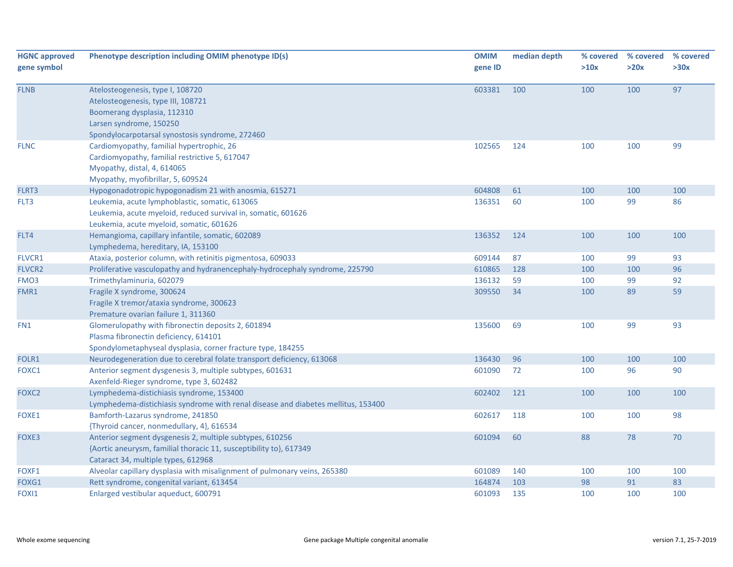| HGNC approved gene symbol | Phenotype description including OMIM phenotype ID(s) | OMIM gene ID | median depth | % covered >10x | % covered >20x | % covered >30x |
|---|---|---|---|---|---|---|
| FLNB | Atelosteogenesis, type I, 108720<br>Atelosteogenesis, type III, 108721<br>Boomerang dysplasia, 112310<br>Larsen syndrome, 150250<br>Spondylocarpotarsal synostosis syndrome, 272460 | 603381 | 100 | 100 | 100 | 97 |
| FLNC | Cardiomyopathy, familial hypertrophic, 26<br>Cardiomyopathy, familial restrictive 5, 617047<br>Myopathy, distal, 4, 614065<br>Myopathy, myofibrillar, 5, 609524 | 102565 | 124 | 100 | 100 | 99 |
| FLRT3 | Hypogonadotropic hypogonadism 21 with anosmia, 615271 | 604808 | 61 | 100 | 100 | 100 |
| FLT3 | Leukemia, acute lymphoblastic, somatic, 613065<br>Leukemia, acute myeloid, reduced survival in, somatic, 601626<br>Leukemia, acute myeloid, somatic, 601626 | 136351 | 60 | 100 | 99 | 86 |
| FLT4 | Hemangioma, capillary infantile, somatic, 602089<br>Lymphedema, hereditary, IA, 153100 | 136352 | 124 | 100 | 100 | 100 |
| FLVCR1 | Ataxia, posterior column, with retinitis pigmentosa, 609033 | 609144 | 87 | 100 | 99 | 93 |
| FLVCR2 | Proliferative vasculopathy and hydranencephaly-hydrocephaly syndrome, 225790 | 610865 | 128 | 100 | 100 | 96 |
| FMO3 | Trimethylaminuria, 602079 | 136132 | 59 | 100 | 99 | 92 |
| FMR1 | Fragile X syndrome, 300624<br>Fragile X tremor/ataxia syndrome, 300623<br>Premature ovarian failure 1, 311360 | 309550 | 34 | 100 | 89 | 59 |
| FN1 | Glomerulopathy with fibronectin deposits 2, 601894<br>Plasma fibronectin deficiency, 614101<br>Spondylometaphyseal dysplasia, corner fracture type, 184255 | 135600 | 69 | 100 | 99 | 93 |
| FOLR1 | Neurodegeneration due to cerebral folate transport deficiency, 613068 | 136430 | 96 | 100 | 100 | 100 |
| FOXC1 | Anterior segment dysgenesis 3, multiple subtypes, 601631<br>Axenfeld-Rieger syndrome, type 3, 602482 | 601090 | 72 | 100 | 96 | 90 |
| FOXC2 | Lymphedema-distichiasis syndrome, 153400<br>Lymphedema-distichiasis syndrome with renal disease and diabetes mellitus, 153400 | 602402 | 121 | 100 | 100 | 100 |
| FOXE1 | Bamforth-Lazarus syndrome, 241850<br>{Thyroid cancer, nonmedullary, 4}, 616534 | 602617 | 118 | 100 | 100 | 98 |
| FOXE3 | Anterior segment dysgenesis 2, multiple subtypes, 610256<br>{Aortic aneurysm, familial thoracic 11, susceptibility to}, 617349<br>Cataract 34, multiple types, 612968 | 601094 | 60 | 88 | 78 | 70 |
| FOXF1 | Alveolar capillary dysplasia with misalignment of pulmonary veins, 265380 | 601089 | 140 | 100 | 100 | 100 |
| FOXG1 | Rett syndrome, congenital variant, 613454 | 164874 | 103 | 98 | 91 | 83 |
| FOXI1 | Enlarged vestibular aqueduct, 600791 | 601093 | 135 | 100 | 100 | 100 |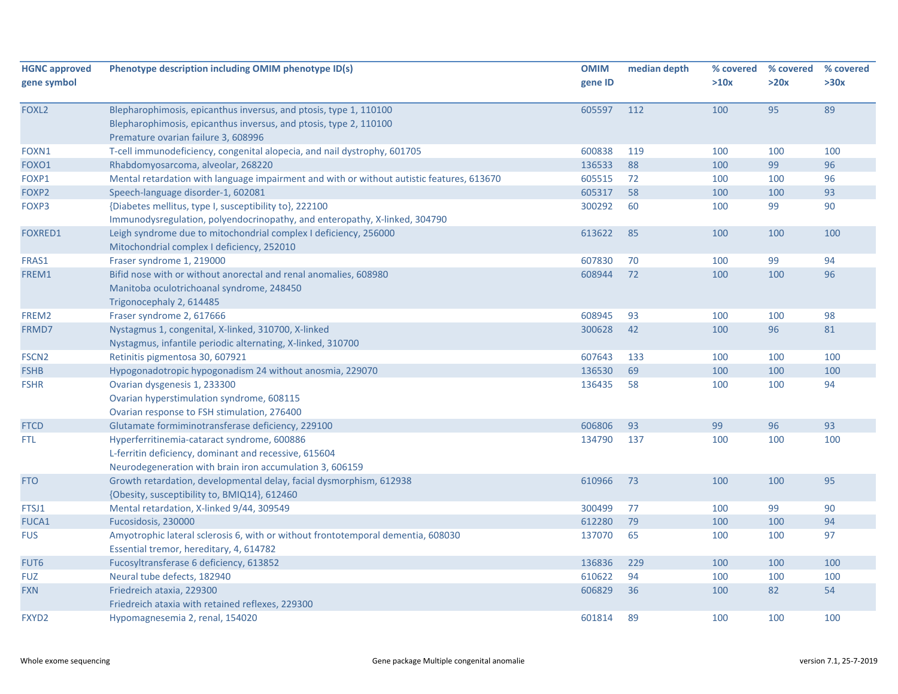| HGNC approved gene symbol | Phenotype description including OMIM phenotype ID(s) | OMIM gene ID | median depth | % covered >10x | % covered >20x | % covered >30x |
|---|---|---|---|---|---|---|
| FOXL2 | Blepharophimosis, epicanthus inversus, and ptosis, type 1, 110100<br>Blepharophimosis, epicanthus inversus, and ptosis, type 2, 110100<br>Premature ovarian failure 3, 608996 | 605597 | 112 | 100 | 95 | 89 |
| FOXN1 | T-cell immunodeficiency, congenital alopecia, and nail dystrophy, 601705 | 600838 | 119 | 100 | 100 | 100 |
| FOXO1 | Rhabdomyosarcoma, alveolar, 268220 | 136533 | 88 | 100 | 99 | 96 |
| FOXP1 | Mental retardation with language impairment and with or without autistic features, 613670 | 605515 | 72 | 100 | 100 | 96 |
| FOXP2 | Speech-language disorder-1, 602081 | 605317 | 58 | 100 | 100 | 93 |
| FOXP3 | {Diabetes mellitus, type I, susceptibility to}, 222100<br>Immunodysregulation, polyendocrinopathy, and enteropathy, X-linked, 304790 | 300292 | 60 | 100 | 99 | 90 |
| FOXRED1 | Leigh syndrome due to mitochondrial complex I deficiency, 256000<br>Mitochondrial complex I deficiency, 252010 | 613622 | 85 | 100 | 100 | 100 |
| FRAS1 | Fraser syndrome 1, 219000 | 607830 | 70 | 100 | 99 | 94 |
| FREM1 | Bifid nose with or without anorectal and renal anomalies, 608980<br>Manitoba oculotrichoanal syndrome, 248450<br>Trigonocephaly 2, 614485 | 608944 | 72 | 100 | 100 | 96 |
| FREM2 | Fraser syndrome 2, 617666 | 608945 | 93 | 100 | 100 | 98 |
| FRMD7 | Nystagmus 1, congenital, X-linked, 310700, X-linked<br>Nystagmus, infantile periodic alternating, X-linked, 310700 | 300628 | 42 | 100 | 96 | 81 |
| FSCN2 | Retinitis pigmentosa 30, 607921 | 607643 | 133 | 100 | 100 | 100 |
| FSHB | Hypogonadotropic hypogonadism 24 without anosmia, 229070 | 136530 | 69 | 100 | 100 | 100 |
| FSHR | Ovarian dysgenesis 1, 233300<br>Ovarian hyperstimulation syndrome, 608115<br>Ovarian response to FSH stimulation, 276400 | 136435 | 58 | 100 | 100 | 94 |
| FTCD | Glutamate formiminotransferase deficiency, 229100 | 606806 | 93 | 99 | 96 | 93 |
| FTL | Hyperferritinemia-cataract syndrome, 600886<br>L-ferritin deficiency, dominant and recessive, 615604<br>Neurodegeneration with brain iron accumulation 3, 606159 | 134790 | 137 | 100 | 100 | 100 |
| FTO | Growth retardation, developmental delay, facial dysmorphism, 612938<br>{Obesity, susceptibility to, BMIQ14}, 612460 | 610966 | 73 | 100 | 100 | 95 |
| FTSJ1 | Mental retardation, X-linked 9/44, 309549 | 300499 | 77 | 100 | 99 | 90 |
| FUCA1 | Fucosidosis, 230000 | 612280 | 79 | 100 | 100 | 94 |
| FUS | Amyotrophic lateral sclerosis 6, with or without frontotemporal dementia, 608030<br>Essential tremor, hereditary, 4, 614782 | 137070 | 65 | 100 | 100 | 97 |
| FUT6 | Fucosyltransferase 6 deficiency, 613852 | 136836 | 229 | 100 | 100 | 100 |
| FUZ | Neural tube defects, 182940 | 610622 | 94 | 100 | 100 | 100 |
| FXN | Friedreich ataxia, 229300<br>Friedreich ataxia with retained reflexes, 229300 | 606829 | 36 | 100 | 82 | 54 |
| FXYD2 | Hypomagnesemia 2, renal, 154020 | 601814 | 89 | 100 | 100 | 100 |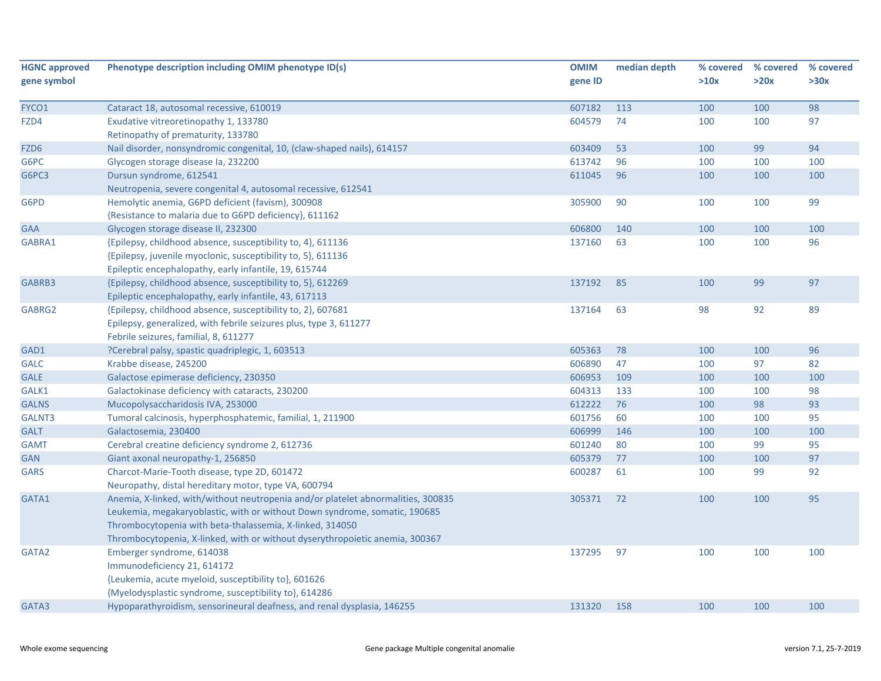| HGNC approved gene symbol | Phenotype description including OMIM phenotype ID(s) | OMIM gene ID | median depth | % covered >10x | % covered >20x | % covered >30x |
|---|---|---|---|---|---|---|
| FYCO1 | Cataract 18, autosomal recessive, 610019 | 607182 | 113 | 100 | 100 | 98 |
| FZD4 | Exudative vitreoretinopathy 1, 133780<br>Retinopathy of prematurity, 133780 | 604579 | 74 | 100 | 100 | 97 |
| FZD6 | Nail disorder, nonsyndromic congenital, 10, (claw-shaped nails), 614157 | 603409 | 53 | 100 | 99 | 94 |
| G6PC | Glycogen storage disease Ia, 232200 | 613742 | 96 | 100 | 100 | 100 |
| G6PC3 | Dursun syndrome, 612541<br>Neutropenia, severe congenital 4, autosomal recessive, 612541 | 611045 | 96 | 100 | 100 | 100 |
| G6PD | Hemolytic anemia, G6PD deficient (favism), 300908<br>{Resistance to malaria due to G6PD deficiency}, 611162 | 305900 | 90 | 100 | 100 | 99 |
| GAA | Glycogen storage disease II, 232300 | 606800 | 140 | 100 | 100 | 100 |
| GABRA1 | {Epilepsy, childhood absence, susceptibility to, 4}, 611136<br>{Epilepsy, juvenile myoclonic, susceptibility to, 5}, 611136<br>Epileptic encephalopathy, early infantile, 19, 615744 | 137160 | 63 | 100 | 100 | 96 |
| GABRB3 | {Epilepsy, childhood absence, susceptibility to, 5}, 612269<br>Epileptic encephalopathy, early infantile, 43, 617113 | 137192 | 85 | 100 | 99 | 97 |
| GABRG2 | {Epilepsy, childhood absence, susceptibility to, 2}, 607681<br>Epilepsy, generalized, with febrile seizures plus, type 3, 611277<br>Febrile seizures, familial, 8, 611277 | 137164 | 63 | 98 | 92 | 89 |
| GAD1 | ?Cerebral palsy, spastic quadriplegic, 1, 603513 | 605363 | 78 | 100 | 100 | 96 |
| GALC | Krabbe disease, 245200 | 606890 | 47 | 100 | 97 | 82 |
| GALE | Galactose epimerase deficiency, 230350 | 606953 | 109 | 100 | 100 | 100 |
| GALK1 | Galactokinase deficiency with cataracts, 230200 | 604313 | 133 | 100 | 100 | 98 |
| GALNS | Mucopolysaccharidosis IVA, 253000 | 612222 | 76 | 100 | 98 | 93 |
| GALNT3 | Tumoral calcinosis, hyperphosphatemic, familial, 1, 211900 | 601756 | 60 | 100 | 100 | 95 |
| GALT | Galactosemia, 230400 | 606999 | 146 | 100 | 100 | 100 |
| GAMT | Cerebral creatine deficiency syndrome 2, 612736 | 601240 | 80 | 100 | 99 | 95 |
| GAN | Giant axonal neuropathy-1, 256850 | 605379 | 77 | 100 | 100 | 97 |
| GARS | Charcot-Marie-Tooth disease, type 2D, 601472<br>Neuropathy, distal hereditary motor, type VA, 600794 | 600287 | 61 | 100 | 99 | 92 |
| GATA1 | Anemia, X-linked, with/without neutropenia and/or platelet abnormalities, 300835<br>Leukemia, megakaryoblastic, with or without Down syndrome, somatic, 190685<br>Thrombocytopenia with beta-thalassemia, X-linked, 314050<br>Thrombocytopenia, X-linked, with or without dyserythropoietic anemia, 300367 | 305371 | 72 | 100 | 100 | 95 |
| GATA2 | Emberger syndrome, 614038<br>Immunodeficiency 21, 614172<br>{Leukemia, acute myeloid, susceptibility to}, 601626<br>{Myelodysplastic syndrome, susceptibility to}, 614286 | 137295 | 97 | 100 | 100 | 100 |
| GATA3 | Hypoparathyroidism, sensorineural deafness, and renal dysplasia, 146255 | 131320 | 158 | 100 | 100 | 100 |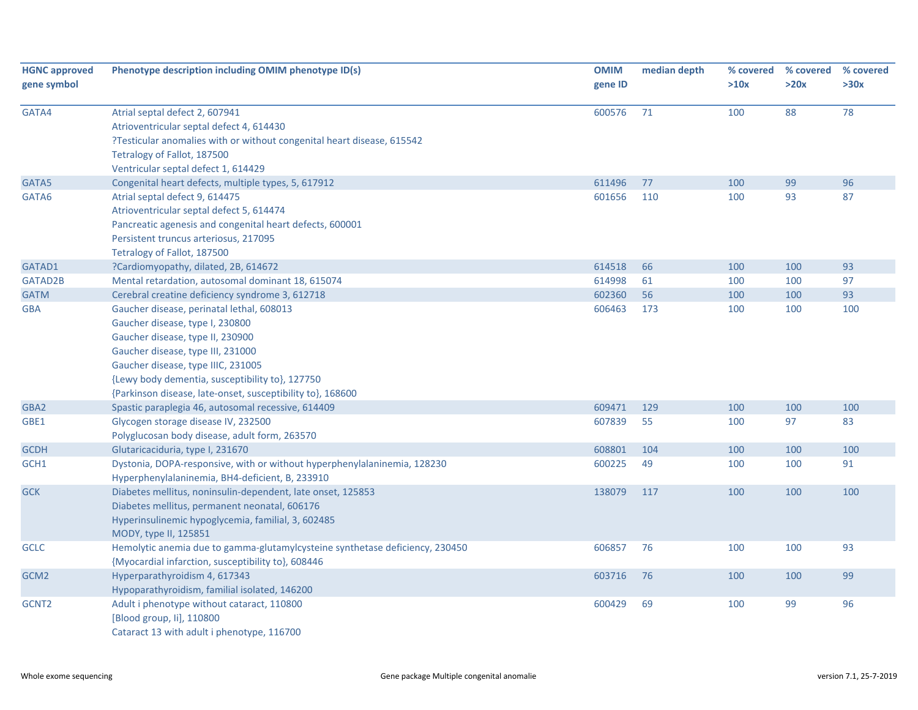| HGNC approved gene symbol | Phenotype description including OMIM phenotype ID(s) | OMIM gene ID | median depth | % covered >10x | % covered >20x | % covered >30x |
|---|---|---|---|---|---|---|
| GATA4 | Atrial septal defect 2, 607941<br>Atrioventricular septal defect 4, 614430<br>?Testicular anomalies with or without congenital heart disease, 615542<br>Tetralogy of Fallot, 187500<br>Ventricular septal defect 1, 614429 | 600576 | 71 | 100 | 88 | 78 |
| GATA5 | Congenital heart defects, multiple types, 5, 617912 | 611496 | 77 | 100 | 99 | 96 |
| GATA6 | Atrial septal defect 9, 614475<br>Atrioventricular septal defect 5, 614474<br>Pancreatic agenesis and congenital heart defects, 600001<br>Persistent truncus arteriosus, 217095<br>Tetralogy of Fallot, 187500 | 601656 | 110 | 100 | 93 | 87 |
| GATAD1 | ?Cardiomyopathy, dilated, 2B, 614672 | 614518 | 66 | 100 | 100 | 93 |
| GATAD2B | Mental retardation, autosomal dominant 18, 615074 | 614998 | 61 | 100 | 100 | 97 |
| GATM | Cerebral creatine deficiency syndrome 3, 612718 | 602360 | 56 | 100 | 100 | 93 |
| GBA | Gaucher disease, perinatal lethal, 608013<br>Gaucher disease, type I, 230800<br>Gaucher disease, type II, 230900<br>Gaucher disease, type III, 231000<br>Gaucher disease, type IIIC, 231005<br>{Lewy body dementia, susceptibility to}, 127750<br>{Parkinson disease, late-onset, susceptibility to}, 168600 | 606463 | 173 | 100 | 100 | 100 |
| GBA2 | Spastic paraplegia 46, autosomal recessive, 614409 | 609471 | 129 | 100 | 100 | 100 |
| GBE1 | Glycogen storage disease IV, 232500<br>Polyglucosan body disease, adult form, 263570 | 607839 | 55 | 100 | 97 | 83 |
| GCDH | Glutaricaciduria, type I, 231670 | 608801 | 104 | 100 | 100 | 100 |
| GCH1 | Dystonia, DOPA-responsive, with or without hyperphenylalaninemia, 128230<br>Hyperphenylalaninemia, BH4-deficient, B, 233910 | 600225 | 49 | 100 | 100 | 91 |
| GCK | Diabetes mellitus, noninsulin-dependent, late onset, 125853<br>Diabetes mellitus, permanent neonatal, 606176<br>Hyperinsulinemic hypoglycemia, familial, 3, 602485<br>MODY, type II, 125851 | 138079 | 117 | 100 | 100 | 100 |
| GCLC | Hemolytic anemia due to gamma-glutamylcysteine synthetase deficiency, 230450<br>{Myocardial infarction, susceptibility to}, 608446 | 606857 | 76 | 100 | 100 | 93 |
| GCM2 | Hyperparathyroidism 4, 617343<br>Hypoparathyroidism, familial isolated, 146200 | 603716 | 76 | 100 | 100 | 99 |
| GCNT2 | Adult i phenotype without cataract, 110800<br>[Blood group, Ii], 110800<br>Cataract 13 with adult i phenotype, 116700 | 600429 | 69 | 100 | 99 | 96 |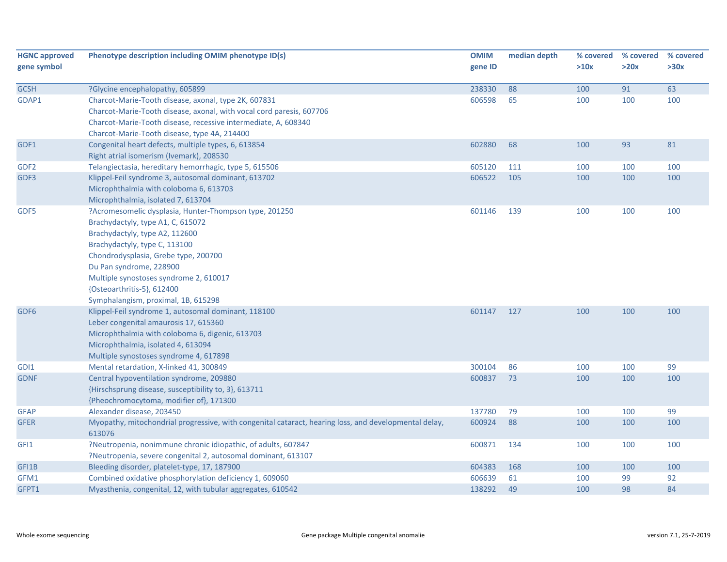| HGNC approved gene symbol | Phenotype description including OMIM phenotype ID(s) | OMIM gene ID | median depth | % covered >10x | % covered >20x | % covered >30x |
|---|---|---|---|---|---|---|
| GCSH | ?Glycine encephalopathy, 605899 | 238330 | 88 | 100 | 91 | 63 |
| GDAP1 | Charcot-Marie-Tooth disease, axonal, type 2K, 607831<br>Charcot-Marie-Tooth disease, axonal, with vocal cord paresis, 607706<br>Charcot-Marie-Tooth disease, recessive intermediate, A, 608340<br>Charcot-Marie-Tooth disease, type 4A, 214400 | 606598 | 65 | 100 | 100 | 100 |
| GDF1 | Congenital heart defects, multiple types, 6, 613854<br>Right atrial isomerism (Ivemark), 208530 | 602880 | 68 | 100 | 93 | 81 |
| GDF2 | Telangiectasia, hereditary hemorrhagic, type 5, 615506 | 605120 | 111 | 100 | 100 | 100 |
| GDF3 | Klippel-Feil syndrome 3, autosomal dominant, 613702<br>Microphthalmia with coloboma 6, 613703<br>Microphthalmia, isolated 7, 613704 | 606522 | 105 | 100 | 100 | 100 |
| GDF5 | ?Acromesomelic dysplasia, Hunter-Thompson type, 201250<br>Brachydactyly, type A1, C, 615072<br>Brachydactyly, type A2, 112600<br>Brachydactyly, type C, 113100<br>Chondrodysplasia, Grebe type, 200700<br>Du Pan syndrome, 228900<br>Multiple synostoses syndrome 2, 610017<br>{Osteoarthritis-5}, 612400<br>Symphalangism, proximal, 1B, 615298 | 601146 | 139 | 100 | 100 | 100 |
| GDF6 | Klippel-Feil syndrome 1, autosomal dominant, 118100<br>Leber congenital amaurosis 17, 615360<br>Microphthalmia with coloboma 6, digenic, 613703<br>Microphthalmia, isolated 4, 613094<br>Multiple synostoses syndrome 4, 617898 | 601147 | 127 | 100 | 100 | 100 |
| GDI1 | Mental retardation, X-linked 41, 300849 | 300104 | 86 | 100 | 100 | 99 |
| GDNF | Central hypoventilation syndrome, 209880<br>{Hirschsprung disease, susceptibility to, 3}, 613711<br>{Pheochromocytoma, modifier of}, 171300 | 600837 | 73 | 100 | 100 | 100 |
| GFAP | Alexander disease, 203450 | 137780 | 79 | 100 | 100 | 99 |
| GFER | Myopathy, mitochondrial progressive, with congenital cataract, hearing loss, and developmental delay, 613076 | 600924 | 88 | 100 | 100 | 100 |
| GFI1 | ?Neutropenia, nonimmune chronic idiopathic, of adults, 607847<br>?Neutropenia, severe congenital 2, autosomal dominant, 613107 | 600871 | 134 | 100 | 100 | 100 |
| GFI1B | Bleeding disorder, platelet-type, 17, 187900 | 604383 | 168 | 100 | 100 | 100 |
| GFM1 | Combined oxidative phosphorylation deficiency 1, 609060 | 606639 | 61 | 100 | 99 | 92 |
| GFPT1 | Myasthenia, congenital, 12, with tubular aggregates, 610542 | 138292 | 49 | 100 | 98 | 84 |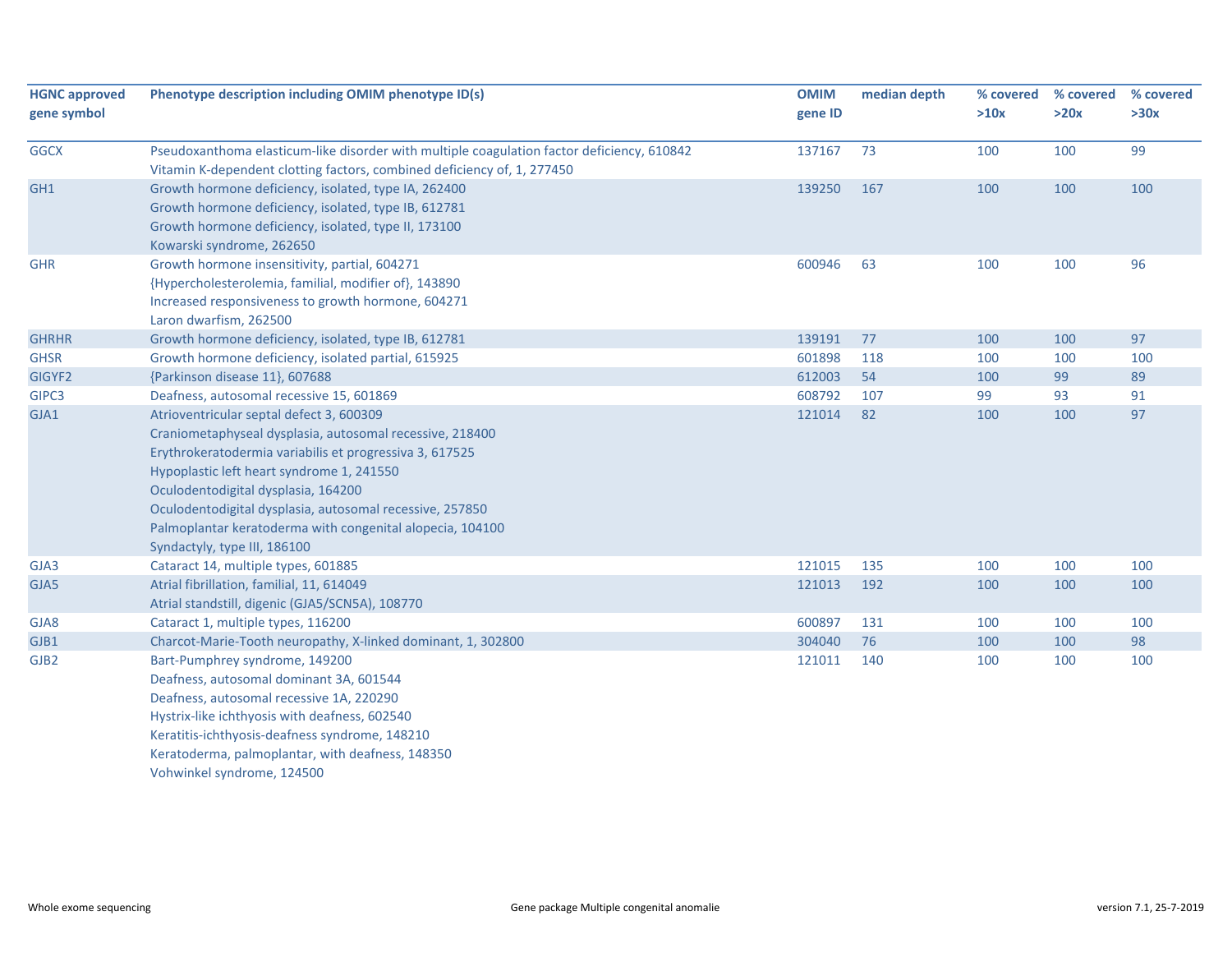| HGNC approved gene symbol | Phenotype description including OMIM phenotype ID(s) | OMIM gene ID | median depth | % covered >10x | % covered >20x | % covered >30x |
|---|---|---|---|---|---|---|
| GGCX | Pseudoxanthoma elasticum-like disorder with multiple coagulation factor deficiency, 610842<br>Vitamin K-dependent clotting factors, combined deficiency of, 1, 277450 | 137167 | 73 | 100 | 100 | 99 |
| GH1 | Growth hormone deficiency, isolated, type IA, 262400<br>Growth hormone deficiency, isolated, type IB, 612781<br>Growth hormone deficiency, isolated, type II, 173100<br>Kowarski syndrome, 262650 | 139250 | 167 | 100 | 100 | 100 |
| GHR | Growth hormone insensitivity, partial, 604271<br>{Hypercholesterolemia, familial, modifier of}, 143890<br>Increased responsiveness to growth hormone, 604271<br>Laron dwarfism, 262500 | 600946 | 63 | 100 | 100 | 96 |
| GHRHR | Growth hormone deficiency, isolated, type IB, 612781 | 139191 | 77 | 100 | 100 | 97 |
| GHSR | Growth hormone deficiency, isolated partial, 615925 | 601898 | 118 | 100 | 100 | 100 |
| GIGYF2 | {Parkinson disease 11}, 607688 | 612003 | 54 | 100 | 99 | 89 |
| GIPC3 | Deafness, autosomal recessive 15, 601869 | 608792 | 107 | 99 | 93 | 91 |
| GJA1 | Atrioventricular septal defect 3, 600309<br>Craniometaphyseal dysplasia, autosomal recessive, 218400<br>Erythrokeratodermia variabilis et progressiva 3, 617525<br>Hypoplastic left heart syndrome 1, 241550<br>Oculodentodigital dysplasia, 164200<br>Oculodentodigital dysplasia, autosomal recessive, 257850<br>Palmoplantar keratoderma with congenital alopecia, 104100<br>Syndactyly, type III, 186100 | 121014 | 82 | 100 | 100 | 97 |
| GJA3 | Cataract 14, multiple types, 601885 | 121015 | 135 | 100 | 100 | 100 |
| GJA5 | Atrial fibrillation, familial, 11, 614049<br>Atrial standstill, digenic (GJA5/SCN5A), 108770 | 121013 | 192 | 100 | 100 | 100 |
| GJA8 | Cataract 1, multiple types, 116200 | 600897 | 131 | 100 | 100 | 100 |
| GJB1 | Charcot-Marie-Tooth neuropathy, X-linked dominant, 1, 302800 | 304040 | 76 | 100 | 100 | 98 |
| GJB2 | Bart-Pumphrey syndrome, 149200<br>Deafness, autosomal dominant 3A, 601544<br>Deafness, autosomal recessive 1A, 220290<br>Hystrix-like ichthyosis with deafness, 602540<br>Keratitis-ichthyosis-deafness syndrome, 148210<br>Keratoderma, palmoplantar, with deafness, 148350<br>Vohwinkel syndrome, 124500 | 121011 | 140 | 100 | 100 | 100 |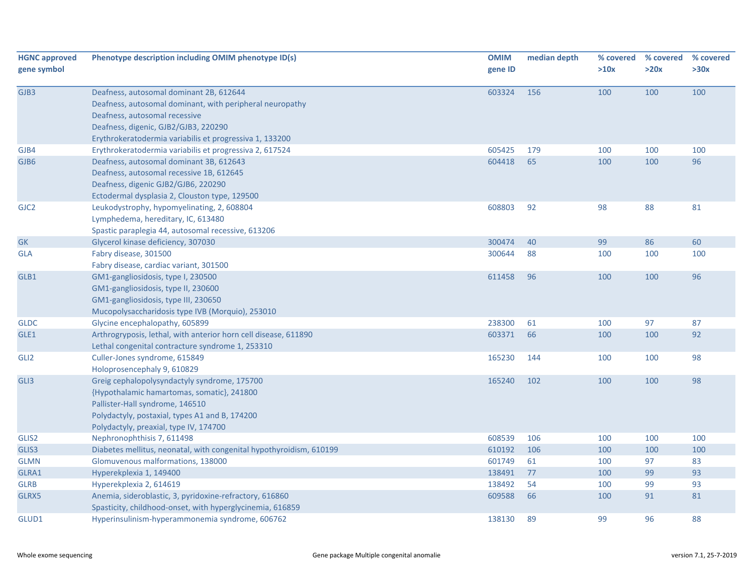| HGNC approved gene symbol | Phenotype description including OMIM phenotype ID(s) | OMIM gene ID | median depth | % covered >10x | % covered >20x | % covered >30x |
|---|---|---|---|---|---|---|
| GJB3 | Deafness, autosomal dominant 2B, 612644<br>Deafness, autosomal dominant, with peripheral neuropathy<br>Deafness, autosomal recessive<br>Deafness, digenic, GJB2/GJB3, 220290<br>Erythrokeratodermia variabilis et progressiva 1, 133200 | 603324 | 156 | 100 | 100 | 100 |
| GJB4 | Erythrokeratodermia variabilis et progressiva 2, 617524 | 605425 | 179 | 100 | 100 | 100 |
| GJB6 | Deafness, autosomal dominant 3B, 612643<br>Deafness, autosomal recessive 1B, 612645<br>Deafness, digenic GJB2/GJB6, 220290<br>Ectodermal dysplasia 2, Clouston type, 129500 | 604418 | 65 | 100 | 100 | 96 |
| GJC2 | Leukodystrophy, hypomyelinating, 2, 608804<br>Lymphedema, hereditary, IC, 613480<br>Spastic paraplegia 44, autosomal recessive, 613206 | 608803 | 92 | 98 | 88 | 81 |
| GK | Glycerol kinase deficiency, 307030 | 300474 | 40 | 99 | 86 | 60 |
| GLA | Fabry disease, 301500<br>Fabry disease, cardiac variant, 301500 | 300644 | 88 | 100 | 100 | 100 |
| GLB1 | GM1-gangliosidosis, type I, 230500<br>GM1-gangliosidosis, type II, 230600<br>GM1-gangliosidosis, type III, 230650<br>Mucopolysaccharidosis type IVB (Morquio), 253010 | 611458 | 96 | 100 | 100 | 96 |
| GLDC | Glycine encephalopathy, 605899 | 238300 | 61 | 100 | 97 | 87 |
| GLE1 | Arthrogryposis, lethal, with anterior horn cell disease, 611890<br>Lethal congenital contracture syndrome 1, 253310 | 603371 | 66 | 100 | 100 | 92 |
| GLI2 | Culler-Jones syndrome, 615849<br>Holoprosencephaly 9, 610829 | 165230 | 144 | 100 | 100 | 98 |
| GLI3 | Greig cephalopolysyndactyly syndrome, 175700<br>{Hypothalamic hamartomas, somatic}, 241800<br>Pallister-Hall syndrome, 146510<br>Polydactyly, postaxial, types A1 and B, 174200<br>Polydactyly, preaxial, type IV, 174700 | 165240 | 102 | 100 | 100 | 98 |
| GLIS2 | Nephronophthisis 7, 611498 | 608539 | 106 | 100 | 100 | 100 |
| GLIS3 | Diabetes mellitus, neonatal, with congenital hypothyroidism, 610199 | 610192 | 106 | 100 | 100 | 100 |
| GLMN | Glomuvenous malformations, 138000 | 601749 | 61 | 100 | 97 | 83 |
| GLRA1 | Hyperekplexia 1, 149400 | 138491 | 77 | 100 | 99 | 93 |
| GLRB | Hyperekplexia 2, 614619 | 138492 | 54 | 100 | 99 | 93 |
| GLRX5 | Anemia, sideroblastic, 3, pyridoxine-refractory, 616860<br>Spasticity, childhood-onset, with hyperglycinemia, 616859 | 609588 | 66 | 100 | 91 | 81 |
| GLUD1 | Hyperinsulinism-hyperammonemia syndrome, 606762 | 138130 | 89 | 99 | 96 | 88 |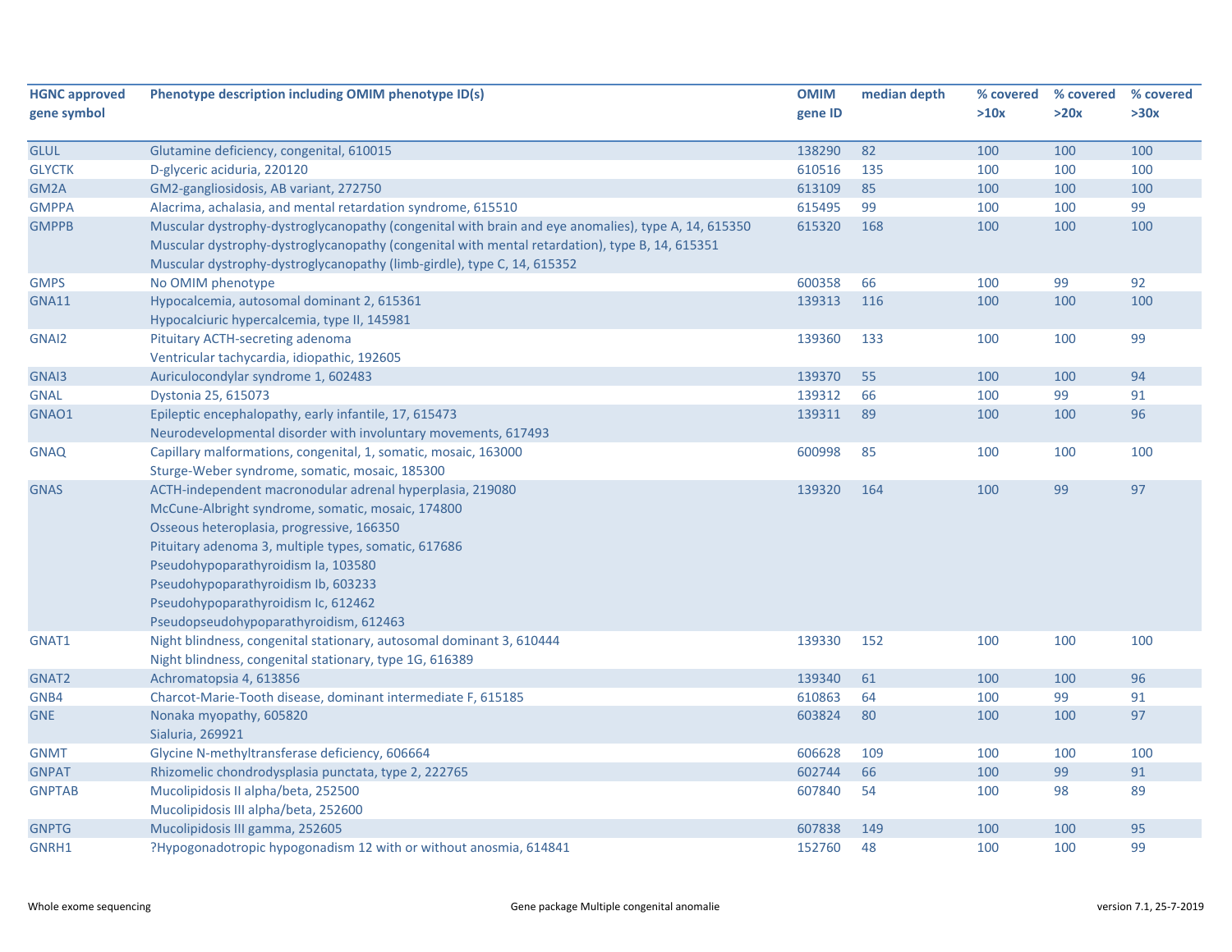| HGNC approved gene symbol | Phenotype description including OMIM phenotype ID(s) | OMIM gene ID | median depth | % covered >10x | % covered >20x | % covered >30x |
|---|---|---|---|---|---|---|
| GLUL | Glutamine deficiency, congenital, 610015 | 138290 | 82 | 100 | 100 | 100 |
| GLYCTK | D-glyceric aciduria, 220120 | 610516 | 135 | 100 | 100 | 100 |
| GM2A | GM2-gangliosidosis, AB variant, 272750 | 613109 | 85 | 100 | 100 | 100 |
| GMPPA | Alacrima, achalasia, and mental retardation syndrome, 615510 | 615495 | 99 | 100 | 100 | 99 |
| GMPPB | Muscular dystrophy-dystroglycanopathy (congenital with brain and eye anomalies), type A, 14, 615350<br>Muscular dystrophy-dystroglycanopathy (congenital with mental retardation), type B, 14, 615351<br>Muscular dystrophy-dystroglycanopathy (limb-girdle), type C, 14, 615352 | 615320 | 168 | 100 | 100 | 100 |
| GMPS | No OMIM phenotype | 600358 | 66 | 100 | 99 | 92 |
| GNA11 | Hypocalcemia, autosomal dominant 2, 615361<br>Hypocalciuric hypercalcemia, type II, 145981 | 139313 | 116 | 100 | 100 | 100 |
| GNAI2 | Pituitary ACTH-secreting adenoma<br>Ventricular tachycardia, idiopathic, 192605 | 139360 | 133 | 100 | 100 | 99 |
| GNAI3 | Auriculocondylar syndrome 1, 602483 | 139370 | 55 | 100 | 100 | 94 |
| GNAL | Dystonia 25, 615073 | 139312 | 66 | 100 | 99 | 91 |
| GNAO1 | Epileptic encephalopathy, early infantile, 17, 615473<br>Neurodevelopmental disorder with involuntary movements, 617493 | 139311 | 89 | 100 | 100 | 96 |
| GNAQ | Capillary malformations, congenital, 1, somatic, mosaic, 163000<br>Sturge-Weber syndrome, somatic, mosaic, 185300 | 600998 | 85 | 100 | 100 | 100 |
| GNAS | ACTH-independent macronodular adrenal hyperplasia, 219080<br>McCune-Albright syndrome, somatic, mosaic, 174800<br>Osseous heteroplasia, progressive, 166350<br>Pituitary adenoma 3, multiple types, somatic, 617686<br>Pseudohypoparathyroidism Ia, 103580<br>Pseudohypoparathyroidism Ib, 603233<br>Pseudohypoparathyroidism Ic, 612462<br>Pseudopseudohypoparathyroidism, 612463 | 139320 | 164 | 100 | 99 | 97 |
| GNAT1 | Night blindness, congenital stationary, autosomal dominant 3, 610444<br>Night blindness, congenital stationary, type 1G, 616389 | 139330 | 152 | 100 | 100 | 100 |
| GNAT2 | Achromatopsia 4, 613856 | 139340 | 61 | 100 | 100 | 96 |
| GNB4 | Charcot-Marie-Tooth disease, dominant intermediate F, 615185 | 610863 | 64 | 100 | 99 | 91 |
| GNE | Nonaka myopathy, 605820<br>Sialuria, 269921 | 603824 | 80 | 100 | 100 | 97 |
| GNMT | Glycine N-methyltransferase deficiency, 606664 | 606628 | 109 | 100 | 100 | 100 |
| GNPAT | Rhizomelic chondrodysplasia punctata, type 2, 222765 | 602744 | 66 | 100 | 99 | 91 |
| GNPTAB | Mucolipidosis II alpha/beta, 252500<br>Mucolipidosis III alpha/beta, 252600 | 607840 | 54 | 100 | 98 | 89 |
| GNPTG | Mucolipidosis III gamma, 252605 | 607838 | 149 | 100 | 100 | 95 |
| GNRH1 | ?Hypogonadotropic hypogonadism 12 with or without anosmia, 614841 | 152760 | 48 | 100 | 100 | 99 |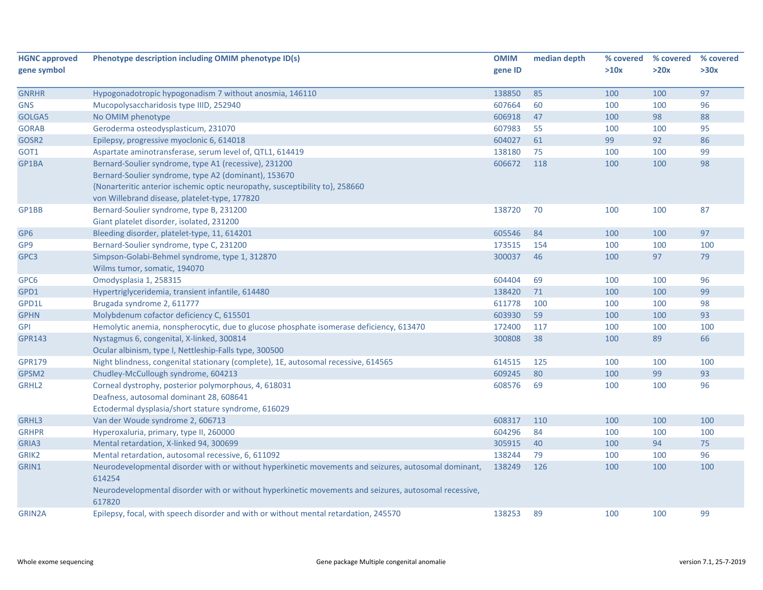| HGNC approved gene symbol | Phenotype description including OMIM phenotype ID(s) | OMIM gene ID | median depth | % covered >10x | % covered >20x | % covered >30x |
|---|---|---|---|---|---|---|
| GNRHR | Hypogonadotropic hypogonadism 7 without anosmia, 146110 | 138850 | 85 | 100 | 100 | 97 |
| GNS | Mucopolysaccharidosis type IIID, 252940 | 607664 | 60 | 100 | 100 | 96 |
| GOLGA5 | No OMIM phenotype | 606918 | 47 | 100 | 98 | 88 |
| GORAB | Geroderma osteodysplasticum, 231070 | 607983 | 55 | 100 | 100 | 95 |
| GOSR2 | Epilepsy, progressive myoclonic 6, 614018 | 604027 | 61 | 99 | 92 | 86 |
| GOT1 | Aspartate aminotransferase, serum level of, QTL1, 614419 | 138180 | 75 | 100 | 100 | 99 |
| GP1BA | Bernard-Soulier syndrome, type A1 (recessive), 231200<br>Bernard-Soulier syndrome, type A2 (dominant), 153670<br>{Nonarteritic anterior ischemic optic neuropathy, susceptibility to}, 258660<br>von Willebrand disease, platelet-type, 177820 | 606672 | 118 | 100 | 100 | 98 |
| GP1BB | Bernard-Soulier syndrome, type B, 231200<br>Giant platelet disorder, isolated, 231200 | 138720 | 70 | 100 | 100 | 87 |
| GP6 | Bleeding disorder, platelet-type, 11, 614201 | 605546 | 84 | 100 | 100 | 97 |
| GP9 | Bernard-Soulier syndrome, type C, 231200 | 173515 | 154 | 100 | 100 | 100 |
| GPC3 | Simpson-Golabi-Behmel syndrome, type 1, 312870<br>Wilms tumor, somatic, 194070 | 300037 | 46 | 100 | 97 | 79 |
| GPC6 | Omodysplasia 1, 258315 | 604404 | 69 | 100 | 100 | 96 |
| GPD1 | Hypertriglyceridemia, transient infantile, 614480 | 138420 | 71 | 100 | 100 | 99 |
| GPD1L | Brugada syndrome 2, 611777 | 611778 | 100 | 100 | 100 | 98 |
| GPHN | Molybdenum cofactor deficiency C, 615501 | 603930 | 59 | 100 | 100 | 93 |
| GPI | Hemolytic anemia, nonspherocytic, due to glucose phosphate isomerase deficiency, 613470 | 172400 | 117 | 100 | 100 | 100 |
| GPR143 | Nystagmus 6, congenital, X-linked, 300814<br>Ocular albinism, type I, Nettleship-Falls type, 300500 | 300808 | 38 | 100 | 89 | 66 |
| GPR179 | Night blindness, congenital stationary (complete), 1E, autosomal recessive, 614565 | 614515 | 125 | 100 | 100 | 100 |
| GPSM2 | Chudley-McCullough syndrome, 604213 | 609245 | 80 | 100 | 99 | 93 |
| GRHL2 | Corneal dystrophy, posterior polymorphous, 4, 618031<br>Deafness, autosomal dominant 28, 608641<br>Ectodermal dysplasia/short stature syndrome, 616029 | 608576 | 69 | 100 | 100 | 96 |
| GRHL3 | Van der Woude syndrome 2, 606713 | 608317 | 110 | 100 | 100 | 100 |
| GRHPR | Hyperoxaluria, primary, type II, 260000 | 604296 | 84 | 100 | 100 | 100 |
| GRIA3 | Mental retardation, X-linked 94, 300699 | 305915 | 40 | 100 | 94 | 75 |
| GRIK2 | Mental retardation, autosomal recessive, 6, 611092 | 138244 | 79 | 100 | 100 | 96 |
| GRIN1 | Neurodevelopmental disorder with or without hyperkinetic movements and seizures, autosomal dominant, 614254<br>Neurodevelopmental disorder with or without hyperkinetic movements and seizures, autosomal recessive, 617820 | 138249 | 126 | 100 | 100 | 100 |
| GRIN2A | Epilepsy, focal, with speech disorder and with or without mental retardation, 245570 | 138253 | 89 | 100 | 100 | 99 |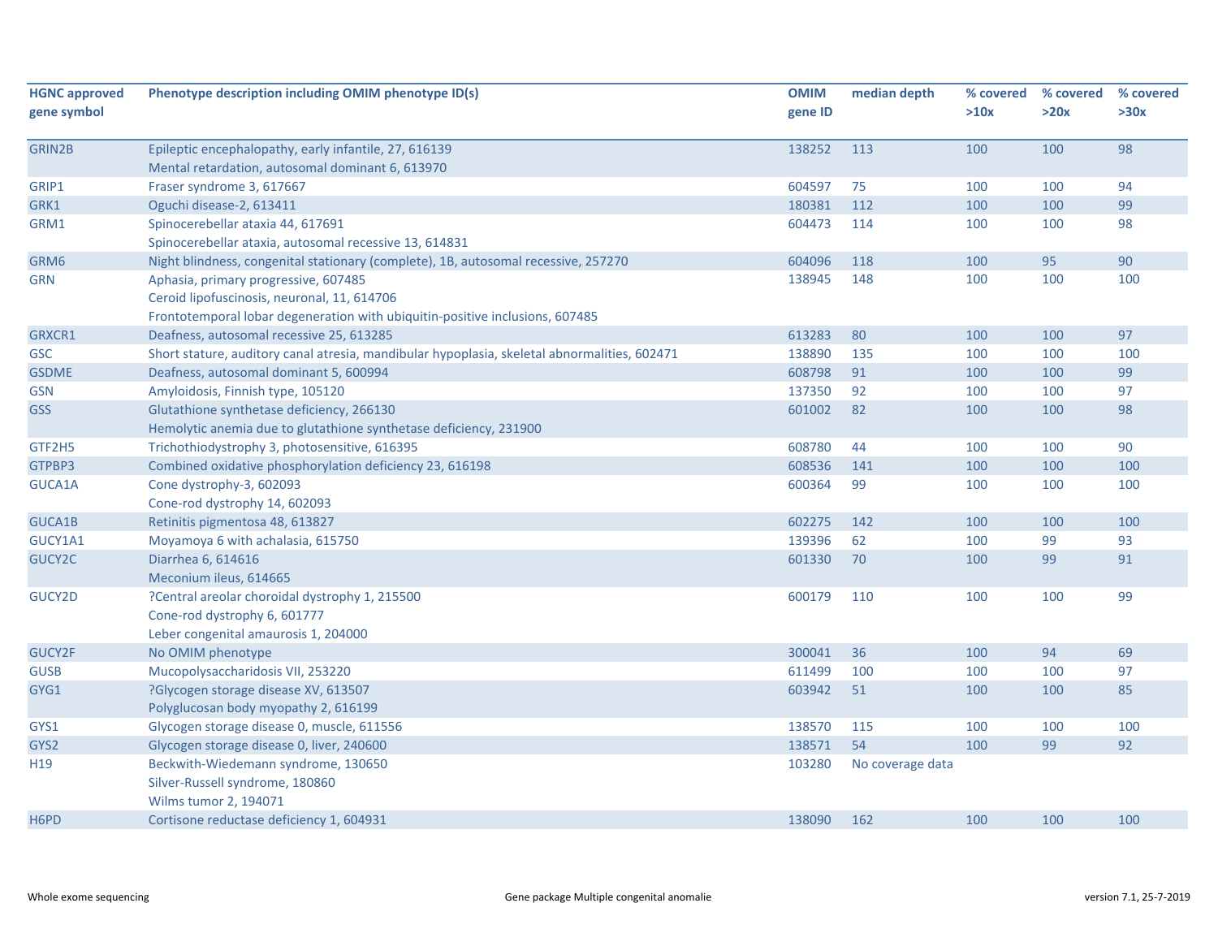| HGNC approved gene symbol | Phenotype description including OMIM phenotype ID(s) | OMIM gene ID | median depth | % covered >10x | % covered >20x | % covered >30x |
|---|---|---|---|---|---|---|
| GRIN2B | Epileptic encephalopathy, early infantile, 27, 616139<br>Mental retardation, autosomal dominant 6, 613970 | 138252 | 113 | 100 | 100 | 98 |
| GRIP1 | Fraser syndrome 3, 617667 | 604597 | 75 | 100 | 100 | 94 |
| GRK1 | Oguchi disease-2, 613411 | 180381 | 112 | 100 | 100 | 99 |
| GRM1 | Spinocerebellar ataxia 44, 617691<br>Spinocerebellar ataxia, autosomal recessive 13, 614831 | 604473 | 114 | 100 | 100 | 98 |
| GRM6 | Night blindness, congenital stationary (complete), 1B, autosomal recessive, 257270 | 604096 | 118 | 100 | 95 | 90 |
| GRN | Aphasia, primary progressive, 607485<br>Ceroid lipofuscinosis, neuronal, 11, 614706<br>Frontotemporal lobar degeneration with ubiquitin-positive inclusions, 607485 | 138945 | 148 | 100 | 100 | 100 |
| GRXCR1 | Deafness, autosomal recessive 25, 613285 | 613283 | 80 | 100 | 100 | 97 |
| GSC | Short stature, auditory canal atresia, mandibular hypoplasia, skeletal abnormalities, 602471 | 138890 | 135 | 100 | 100 | 100 |
| GSDME | Deafness, autosomal dominant 5, 600994 | 608798 | 91 | 100 | 100 | 99 |
| GSN | Amyloidosis, Finnish type, 105120 | 137350 | 92 | 100 | 100 | 97 |
| GSS | Glutathione synthetase deficiency, 266130<br>Hemolytic anemia due to glutathione synthetase deficiency, 231900 | 601002 | 82 | 100 | 100 | 98 |
| GTF2H5 | Trichothiodystrophy 3, photosensitive, 616395 | 608780 | 44 | 100 | 100 | 90 |
| GTPBP3 | Combined oxidative phosphorylation deficiency 23, 616198 | 608536 | 141 | 100 | 100 | 100 |
| GUCA1A | Cone dystrophy-3, 602093<br>Cone-rod dystrophy 14, 602093 | 600364 | 99 | 100 | 100 | 100 |
| GUCA1B | Retinitis pigmentosa 48, 613827 | 602275 | 142 | 100 | 100 | 100 |
| GUCY1A1 | Moyamoya 6 with achalasia, 615750 | 139396 | 62 | 100 | 99 | 93 |
| GUCY2C | Diarrhea 6, 614616<br>Meconium ileus, 614665 | 601330 | 70 | 100 | 99 | 91 |
| GUCY2D | ?Central areolar choroidal dystrophy 1, 215500<br>Cone-rod dystrophy 6, 601777<br>Leber congenital amaurosis 1, 204000 | 600179 | 110 | 100 | 100 | 99 |
| GUCY2F | No OMIM phenotype | 300041 | 36 | 100 | 94 | 69 |
| GUSB | Mucopolysaccharidosis VII, 253220 | 611499 | 100 | 100 | 100 | 97 |
| GYG1 | ?Glycogen storage disease XV, 613507<br>Polyglucosan body myopathy 2, 616199 | 603942 | 51 | 100 | 100 | 85 |
| GYS1 | Glycogen storage disease 0, muscle, 611556 | 138570 | 115 | 100 | 100 | 100 |
| GYS2 | Glycogen storage disease 0, liver, 240600 | 138571 | 54 | 100 | 99 | 92 |
| H19 | Beckwith-Wiedemann syndrome, 130650<br>Silver-Russell syndrome, 180860<br>Wilms tumor 2, 194071 | 103280 | No coverage data | | | |
| H6PD | Cortisone reductase deficiency 1, 604931 | 138090 | 162 | 100 | 100 | 100 |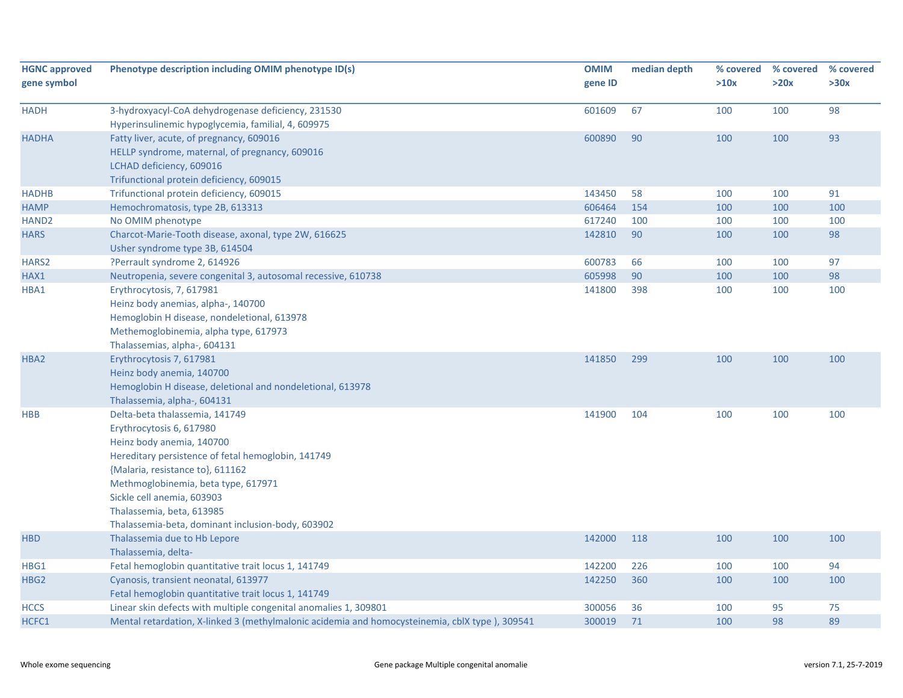| HGNC approved gene symbol | Phenotype description including OMIM phenotype ID(s) | OMIM gene ID | median depth | % covered >10x | % covered >20x | % covered >30x |
|---|---|---|---|---|---|---|
| HADH | 3-hydroxyacyl-CoA dehydrogenase deficiency, 231530<br>Hyperinsulinemic hypoglycemia, familial, 4, 609975 | 601609 | 67 | 100 | 100 | 98 |
| HADHA | Fatty liver, acute, of pregnancy, 609016<br>HELLP syndrome, maternal, of pregnancy, 609016<br>LCHAD deficiency, 609016<br>Trifunctional protein deficiency, 609015 | 600890 | 90 | 100 | 100 | 93 |
| HADHB | Trifunctional protein deficiency, 609015 | 143450 | 58 | 100 | 100 | 91 |
| HAMP | Hemochromatosis, type 2B, 613313 | 606464 | 154 | 100 | 100 | 100 |
| HAND2 | No OMIM phenotype | 617240 | 100 | 100 | 100 | 100 |
| HARS | Charcot-Marie-Tooth disease, axonal, type 2W, 616625<br>Usher syndrome type 3B, 614504 | 142810 | 90 | 100 | 100 | 98 |
| HARS2 | ?Perrault syndrome 2, 614926 | 600783 | 66 | 100 | 100 | 97 |
| HAX1 | Neutropenia, severe congenital 3, autosomal recessive, 610738 | 605998 | 90 | 100 | 100 | 98 |
| HBA1 | Erythrocytosis, 7, 617981<br>Heinz body anemias, alpha-, 140700<br>Hemoglobin H disease, nondeletional, 613978<br>Methemoglobinemia, alpha type, 617973<br>Thalassemias, alpha-, 604131 | 141800 | 398 | 100 | 100 | 100 |
| HBA2 | Erythrocytosis 7, 617981<br>Heinz body anemia, 140700<br>Hemoglobin H disease, deletional and nondeletional, 613978<br>Thalassemia, alpha-, 604131 | 141850 | 299 | 100 | 100 | 100 |
| HBB | Delta-beta thalassemia, 141749<br>Erythrocytosis 6, 617980<br>Heinz body anemia, 140700<br>Hereditary persistence of fetal hemoglobin, 141749<br>{Malaria, resistance to}, 611162<br>Methmoglobinemia, beta type, 617971<br>Sickle cell anemia, 603903<br>Thalassemia, beta, 613985<br>Thalassemia-beta, dominant inclusion-body, 603902 | 141900 | 104 | 100 | 100 | 100 |
| HBD | Thalassemia due to Hb Lepore<br>Thalassemia, delta- | 142000 | 118 | 100 | 100 | 100 |
| HBG1 | Fetal hemoglobin quantitative trait locus 1, 141749 | 142200 | 226 | 100 | 100 | 94 |
| HBG2 | Cyanosis, transient neonatal, 613977<br>Fetal hemoglobin quantitative trait locus 1, 141749 | 142250 | 360 | 100 | 100 | 100 |
| HCCS | Linear skin defects with multiple congenital anomalies 1, 309801 | 300056 | 36 | 100 | 95 | 75 |
| HCFC1 | Mental retardation, X-linked 3 (methylmalonic acidemia and homocysteinemia, cblX type ), 309541 | 300019 | 71 | 100 | 98 | 89 |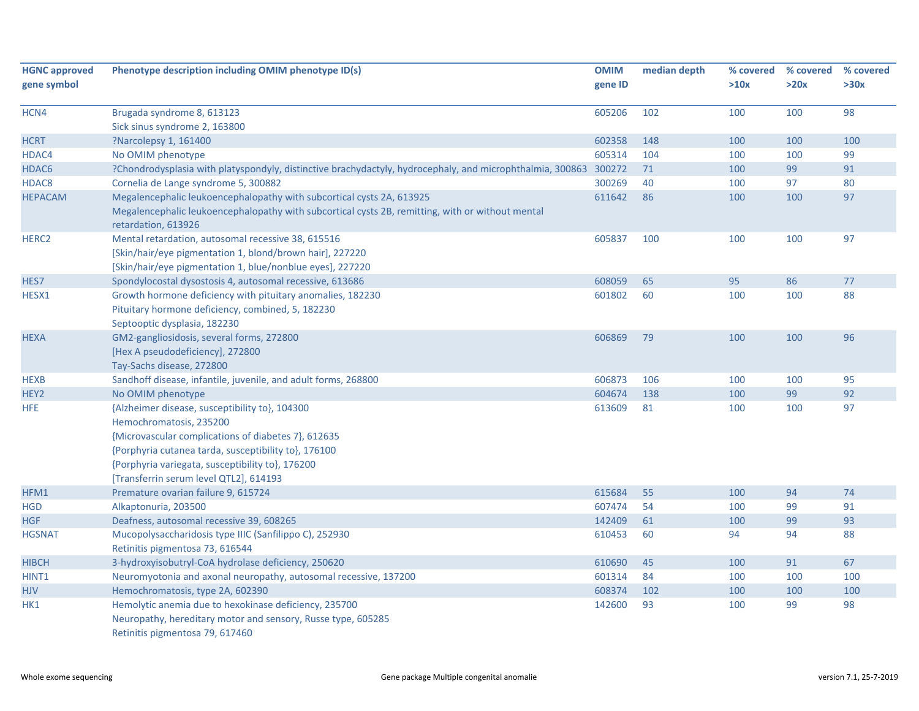| HGNC approved gene symbol | Phenotype description including OMIM phenotype ID(s) | OMIM gene ID | median depth | % covered >10x | % covered >20x | % covered >30x |
|---|---|---|---|---|---|---|
| HCN4 | Brugada syndrome 8, 613123<br>Sick sinus syndrome 2, 163800 | 605206 | 102 | 100 | 100 | 98 |
| HCRT | ?Narcolepsy 1, 161400 | 602358 | 148 | 100 | 100 | 100 |
| HDAC4 | No OMIM phenotype | 605314 | 104 | 100 | 100 | 99 |
| HDAC6 | ?Chondrodysplasia with platyspondyly, distinctive brachydactyly, hydrocephaly, and microphthalmia, 300863 | 300272 | 71 | 100 | 99 | 91 |
| HDAC8 | Cornelia de Lange syndrome 5, 300882 | 300269 | 40 | 100 | 97 | 80 |
| HEPACAM | Megalencephalic leukoencephalopathy with subcortical cysts 2A, 613925<br>Megalencephalic leukoencephalopathy with subcortical cysts 2B, remitting, with or without mental retardation, 613926 | 611642 | 86 | 100 | 100 | 97 |
| HERC2 | Mental retardation, autosomal recessive 38, 615516<br>[Skin/hair/eye pigmentation 1, blond/brown hair], 227220<br>[Skin/hair/eye pigmentation 1, blue/nonblue eyes], 227220 | 605837 | 100 | 100 | 100 | 97 |
| HES7 | Spondylocostal dysostosis 4, autosomal recessive, 613686 | 608059 | 65 | 95 | 86 | 77 |
| HESX1 | Growth hormone deficiency with pituitary anomalies, 182230<br>Pituitary hormone deficiency, combined, 5, 182230<br>Septooptic dysplasia, 182230 | 601802 | 60 | 100 | 100 | 88 |
| HEXA | GM2-gangliosidosis, several forms, 272800<br>[Hex A pseudodeficiency], 272800<br>Tay-Sachs disease, 272800 | 606869 | 79 | 100 | 100 | 96 |
| HEXB | Sandhoff disease, infantile, juvenile, and adult forms, 268800 | 606873 | 106 | 100 | 100 | 95 |
| HEY2 | No OMIM phenotype | 604674 | 138 | 100 | 99 | 92 |
| HFE | {Alzheimer disease, susceptibility to}, 104300<br>Hemochromatosis, 235200<br>{Microvascular complications of diabetes 7}, 612635<br>{Porphyria cutanea tarda, susceptibility to}, 176100<br>{Porphyria variegata, susceptibility to}, 176200<br>[Transferrin serum level QTL2], 614193 | 613609 | 81 | 100 | 100 | 97 |
| HFM1 | Premature ovarian failure 9, 615724 | 615684 | 55 | 100 | 94 | 74 |
| HGD | Alkaptonuria, 203500 | 607474 | 54 | 100 | 99 | 91 |
| HGF | Deafness, autosomal recessive 39, 608265 | 142409 | 61 | 100 | 99 | 93 |
| HGSNAT | Mucopolysaccharidosis type IIIC (Sanfilippo C), 252930<br>Retinitis pigmentosa 73, 616544 | 610453 | 60 | 94 | 94 | 88 |
| HIBCH | 3-hydroxyisobutyryl-CoA hydrolase deficiency, 250620 | 610690 | 45 | 100 | 91 | 67 |
| HINT1 | Neuromyotonia and axonal neuropathy, autosomal recessive, 137200 | 601314 | 84 | 100 | 100 | 100 |
| HJV | Hemochromatosis, type 2A, 602390 | 608374 | 102 | 100 | 100 | 100 |
| HK1 | Hemolytic anemia due to hexokinase deficiency, 235700<br>Neuropathy, hereditary motor and sensory, Russe type, 605285<br>Retinitis pigmentosa 79, 617460 | 142600 | 93 | 100 | 99 | 98 |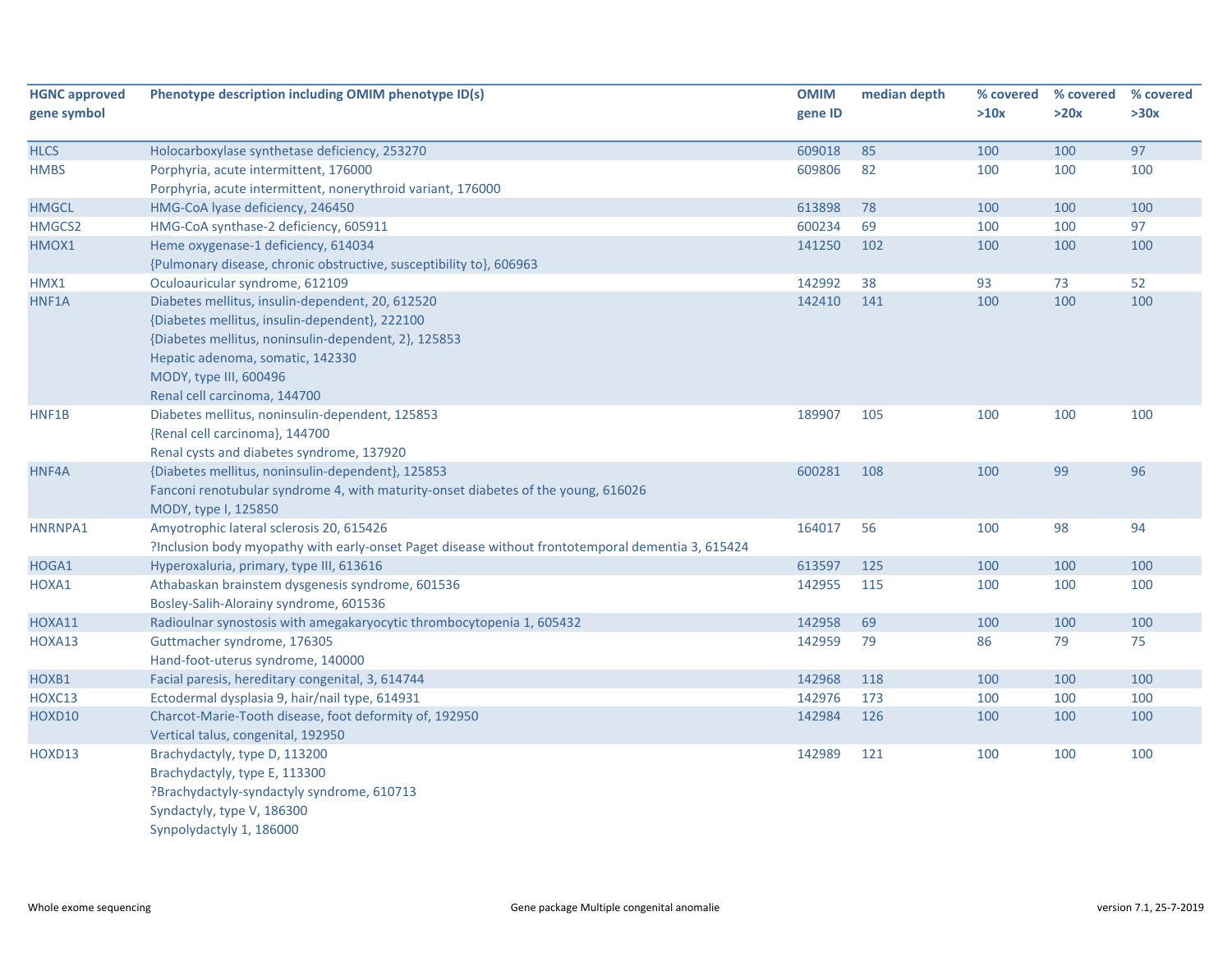| HGNC approved gene symbol | Phenotype description including OMIM phenotype ID(s) | OMIM gene ID | median depth | % covered >10x | % covered >20x | % covered >30x |
|---|---|---|---|---|---|---|
| HLCS | Holocarboxylase synthetase deficiency, 253270 | 609018 | 85 | 100 | 100 | 97 |
| HMBS | Porphyria, acute intermittent, 176000<br>Porphyria, acute intermittent, nonerythroid variant, 176000 | 609806 | 82 | 100 | 100 | 100 |
| HMGCL | HMG-CoA lyase deficiency, 246450 | 613898 | 78 | 100 | 100 | 100 |
| HMGCS2 | HMG-CoA synthase-2 deficiency, 605911 | 600234 | 69 | 100 | 100 | 97 |
| HMOX1 | Heme oxygenase-1 deficiency, 614034<br>{Pulmonary disease, chronic obstructive, susceptibility to}, 606963 | 141250 | 102 | 100 | 100 | 100 |
| HMX1 | Oculoauricular syndrome, 612109 | 142992 | 38 | 93 | 73 | 52 |
| HNF1A | Diabetes mellitus, insulin-dependent, 20, 612520<br>{Diabetes mellitus, insulin-dependent}, 222100<br>{Diabetes mellitus, noninsulin-dependent, 2}, 125853<br>Hepatic adenoma, somatic, 142330<br>MODY, type III, 600496<br>Renal cell carcinoma, 144700 | 142410 | 141 | 100 | 100 | 100 |
| HNF1B | Diabetes mellitus, noninsulin-dependent, 125853<br>{Renal cell carcinoma}, 144700<br>Renal cysts and diabetes syndrome, 137920 | 189907 | 105 | 100 | 100 | 100 |
| HNF4A | {Diabetes mellitus, noninsulin-dependent}, 125853<br>Fanconi renotubular syndrome 4, with maturity-onset diabetes of the young, 616026<br>MODY, type I, 125850 | 600281 | 108 | 100 | 99 | 96 |
| HNRNPA1 | Amyotrophic lateral sclerosis 20, 615426<br>?Inclusion body myopathy with early-onset Paget disease without frontotemporal dementia 3, 615424 | 164017 | 56 | 100 | 98 | 94 |
| HOGA1 | Hyperoxaluria, primary, type III, 613616 | 613597 | 125 | 100 | 100 | 100 |
| HOXA1 | Athabaskan brainstem dysgenesis syndrome, 601536<br>Bosley-Salih-Alorainy syndrome, 601536 | 142955 | 115 | 100 | 100 | 100 |
| HOXA11 | Radioulnar synostosis with amegakaryocytic thrombocytopenia 1, 605432 | 142958 | 69 | 100 | 100 | 100 |
| HOXA13 | Guttmacher syndrome, 176305<br>Hand-foot-uterus syndrome, 140000 | 142959 | 79 | 86 | 79 | 75 |
| HOXB1 | Facial paresis, hereditary congenital, 3, 614744 | 142968 | 118 | 100 | 100 | 100 |
| HOXC13 | Ectodermal dysplasia 9, hair/nail type, 614931 | 142976 | 173 | 100 | 100 | 100 |
| HOXD10 | Charcot-Marie-Tooth disease, foot deformity of, 192950<br>Vertical talus, congenital, 192950 | 142984 | 126 | 100 | 100 | 100 |
| HOXD13 | Brachydactyly, type D, 113200<br>Brachydactyly, type E, 113300<br>?Brachydactyly-syndactyly syndrome, 610713<br>Syndactyly, type V, 186300<br>Synpolydactyly 1, 186000 | 142989 | 121 | 100 | 100 | 100 |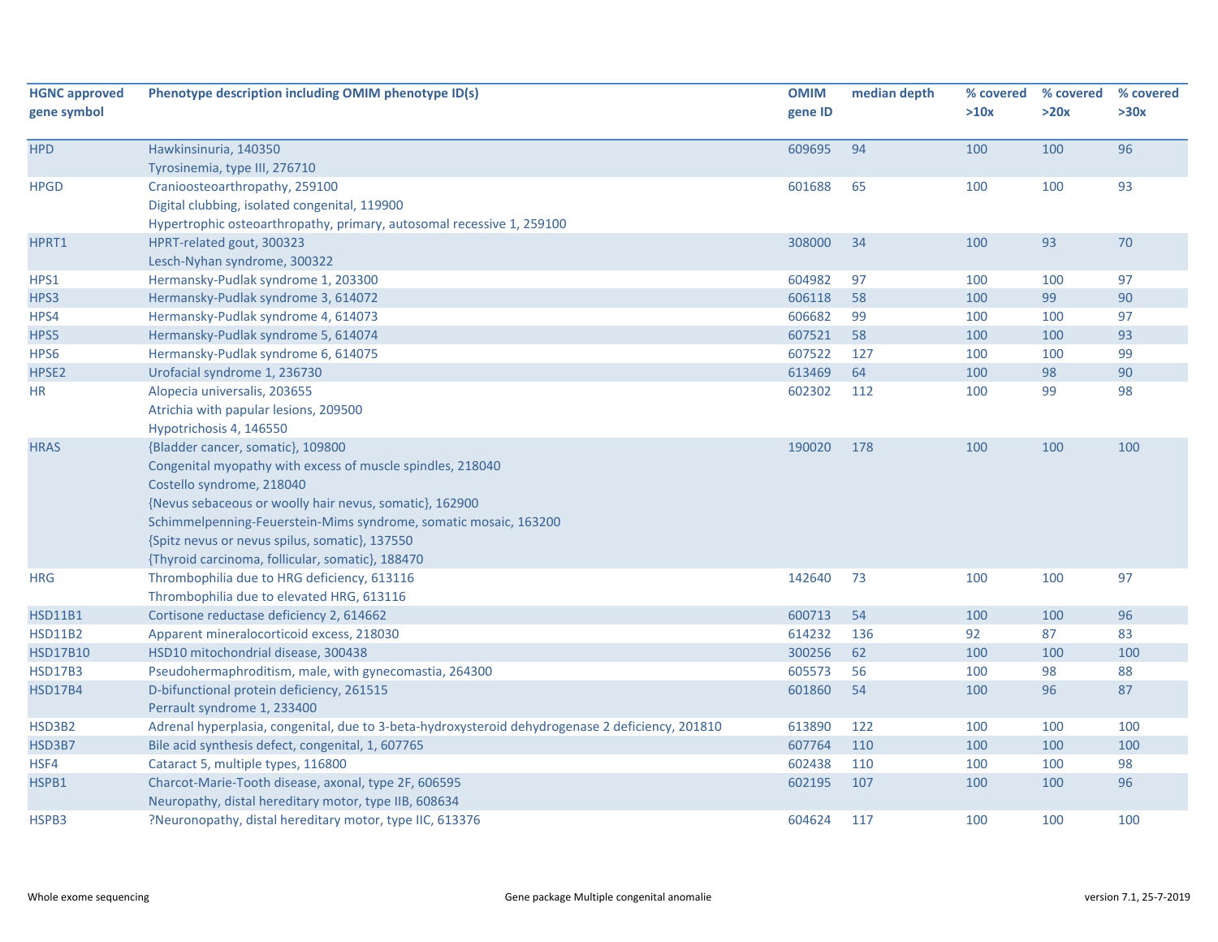| HGNC approved gene symbol | Phenotype description including OMIM phenotype ID(s) | OMIM gene ID | median depth | % covered >10x | % covered >20x | % covered >30x |
|---|---|---|---|---|---|---|
| HPD | Hawkinsinuria, 140350<br>Tyrosinemia, type III, 276710 | 609695 | 94 | 100 | 100 | 96 |
| HPGD | Cranioosteoarthropathy, 259100<br>Digital clubbing, isolated congenital, 119900<br>Hypertrophic osteoarthropathy, primary, autosomal recessive 1, 259100 | 601688 | 65 | 100 | 100 | 93 |
| HPRT1 | HPRT-related gout, 300323<br>Lesch-Nyhan syndrome, 300322 | 308000 | 34 | 100 | 93 | 70 |
| HPS1 | Hermansky-Pudlak syndrome 1, 203300 | 604982 | 97 | 100 | 100 | 97 |
| HPS3 | Hermansky-Pudlak syndrome 3, 614072 | 606118 | 58 | 100 | 99 | 90 |
| HPS4 | Hermansky-Pudlak syndrome 4, 614073 | 606682 | 99 | 100 | 100 | 97 |
| HPS5 | Hermansky-Pudlak syndrome 5, 614074 | 607521 | 58 | 100 | 100 | 93 |
| HPS6 | Hermansky-Pudlak syndrome 6, 614075 | 607522 | 127 | 100 | 100 | 99 |
| HPSE2 | Urofacial syndrome 1, 236730 | 613469 | 64 | 100 | 98 | 90 |
| HR | Alopecia universalis, 203655<br>Atrichia with papular lesions, 209500<br>Hypotrichosis 4, 146550 | 602302 | 112 | 100 | 99 | 98 |
| HRAS | {Bladder cancer, somatic}, 109800<br>Congenital myopathy with excess of muscle spindles, 218040<br>Costello syndrome, 218040<br>{Nevus sebaceous or woolly hair nevus, somatic}, 162900<br>Schimmelpenning-Feuerstein-Mims syndrome, somatic mosaic, 163200<br>{Spitz nevus or nevus spilus, somatic}, 137550<br>{Thyroid carcinoma, follicular, somatic}, 188470 | 190020 | 178 | 100 | 100 | 100 |
| HRG | Thrombophilia due to HRG deficiency, 613116<br>Thrombophilia due to elevated HRG, 613116 | 142640 | 73 | 100 | 100 | 97 |
| HSD11B1 | Cortisone reductase deficiency 2, 614662 | 600713 | 54 | 100 | 100 | 96 |
| HSD11B2 | Apparent mineralocorticoid excess, 218030 | 614232 | 136 | 92 | 87 | 83 |
| HSD17B10 | HSD10 mitochondrial disease, 300438 | 300256 | 62 | 100 | 100 | 100 |
| HSD17B3 | Pseudohermaphroditism, male, with gynecomastia, 264300 | 605573 | 56 | 100 | 98 | 88 |
| HSD17B4 | D-bifunctional protein deficiency, 261515<br>Perrault syndrome 1, 233400 | 601860 | 54 | 100 | 96 | 87 |
| HSD3B2 | Adrenal hyperplasia, congenital, due to 3-beta-hydroxysteroid dehydrogenase 2 deficiency, 201810 | 613890 | 122 | 100 | 100 | 100 |
| HSD3B7 | Bile acid synthesis defect, congenital, 1, 607765 | 607764 | 110 | 100 | 100 | 100 |
| HSF4 | Cataract 5, multiple types, 116800 | 602438 | 110 | 100 | 100 | 98 |
| HSPB1 | Charcot-Marie-Tooth disease, axonal, type 2F, 606595<br>Neuropathy, distal hereditary motor, type IIB, 608634 | 602195 | 107 | 100 | 100 | 96 |
| HSPB3 | ?Neuronopathy, distal hereditary motor, type IIC, 613376 | 604624 | 117 | 100 | 100 | 100 |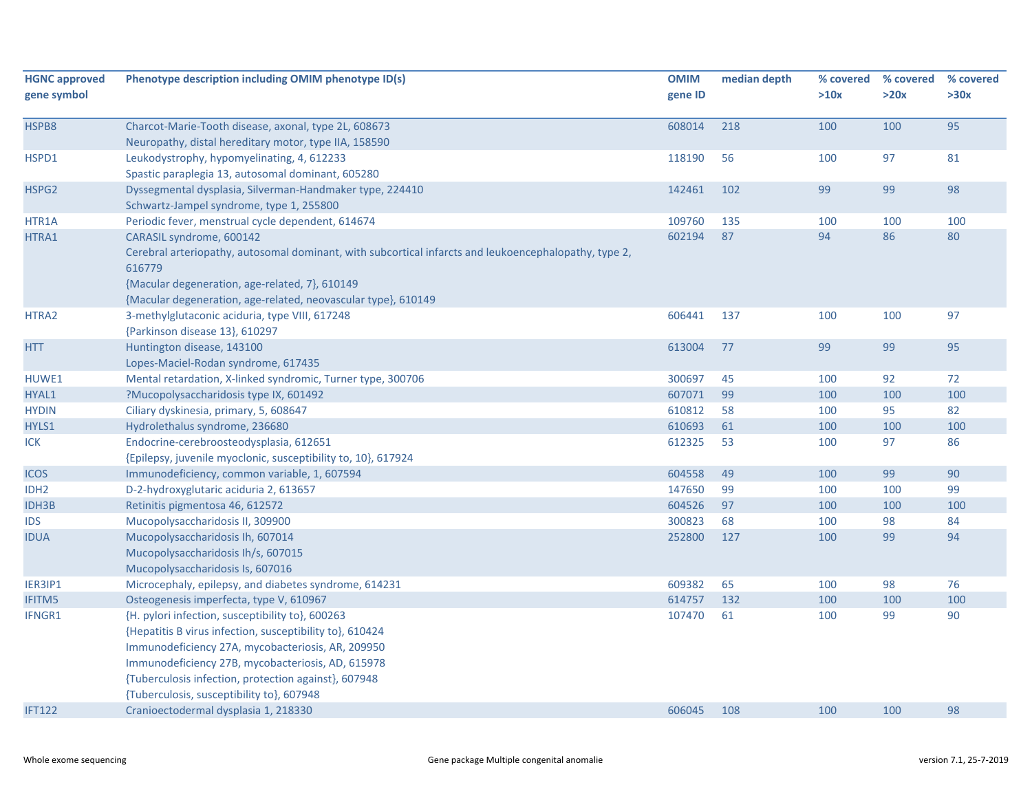| HGNC approved gene symbol | Phenotype description including OMIM phenotype ID(s) | OMIM gene ID | median depth | % covered >10x | % covered >20x | % covered >30x |
|---|---|---|---|---|---|---|
| HSPB8 | Charcot-Marie-Tooth disease, axonal, type 2L, 608673<br>Neuropathy, distal hereditary motor, type IIA, 158590 | 608014 | 218 | 100 | 100 | 95 |
| HSPD1 | Leukodystrophy, hypomyelinating, 4, 612233<br>Spastic paraplegia 13, autosomal dominant, 605280 | 118190 | 56 | 100 | 97 | 81 |
| HSPG2 | Dyssegmental dysplasia, Silverman-Handmaker type, 224410<br>Schwartz-Jampel syndrome, type 1, 255800 | 142461 | 102 | 99 | 99 | 98 |
| HTR1A | Periodic fever, menstrual cycle dependent, 614674 | 109760 | 135 | 100 | 100 | 100 |
| HTRA1 | CARASIL syndrome, 600142<br>Cerebral arteriopathy, autosomal dominant, with subcortical infarcts and leukoencephalopathy, type 2, 616779<br>{Macular degeneration, age-related, 7}, 610149<br>{Macular degeneration, age-related, neovascular type}, 610149 | 602194 | 87 | 94 | 86 | 80 |
| HTRA2 | 3-methylglutaconic aciduria, type VIII, 617248<br>{Parkinson disease 13}, 610297 | 606441 | 137 | 100 | 100 | 97 |
| HTT | Huntington disease, 143100<br>Lopes-Maciel-Rodan syndrome, 617435 | 613004 | 77 | 99 | 99 | 95 |
| HUWE1 | Mental retardation, X-linked syndromic, Turner type, 300706 | 300697 | 45 | 100 | 92 | 72 |
| HYAL1 | ?Mucopolysaccharidosis type IX, 601492 | 607071 | 99 | 100 | 100 | 100 |
| HYDIN | Ciliary dyskinesia, primary, 5, 608647 | 610812 | 58 | 100 | 95 | 82 |
| HYLS1 | Hydrolethalus syndrome, 236680 | 610693 | 61 | 100 | 100 | 100 |
| ICK | Endocrine-cerebroosteodysplasia, 612651<br>{Epilepsy, juvenile myoclonic, susceptibility to, 10}, 617924 | 612325 | 53 | 100 | 97 | 86 |
| ICOS | Immunodeficiency, common variable, 1, 607594 | 604558 | 49 | 100 | 99 | 90 |
| IDH2 | D-2-hydroxyglutaric aciduria 2, 613657 | 147650 | 99 | 100 | 100 | 99 |
| IDH3B | Retinitis pigmentosa 46, 612572 | 604526 | 97 | 100 | 100 | 100 |
| IDS | Mucopolysaccharidosis II, 309900 | 300823 | 68 | 100 | 98 | 84 |
| IDUA | Mucopolysaccharidosis Ih, 607014<br>Mucopolysaccharidosis Ih/s, 607015<br>Mucopolysaccharidosis Is, 607016 | 252800 | 127 | 100 | 99 | 94 |
| IER3IP1 | Microcephaly, epilepsy, and diabetes syndrome, 614231 | 609382 | 65 | 100 | 98 | 76 |
| IFITM5 | Osteogenesis imperfecta, type V, 610967 | 614757 | 132 | 100 | 100 | 100 |
| IFNGR1 | {H. pylori infection, susceptibility to}, 600263<br>{Hepatitis B virus infection, susceptibility to}, 610424<br>Immunodeficiency 27A, mycobacteriosis, AR, 209950<br>Immunodeficiency 27B, mycobacteriosis, AD, 615978<br>{Tuberculosis infection, protection against}, 607948<br>{Tuberculosis, susceptibility to}, 607948 | 107470 | 61 | 100 | 99 | 90 |
| IFT122 | Cranioectodermal dysplasia 1, 218330 | 606045 | 108 | 100 | 100 | 98 |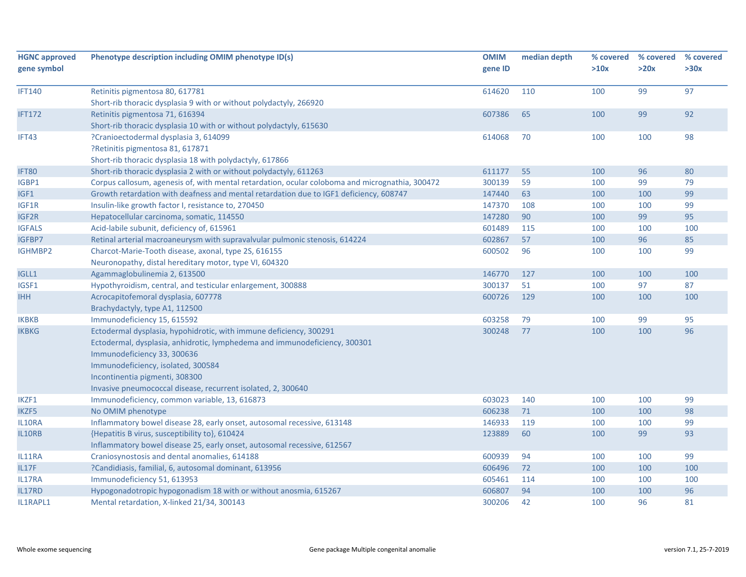| HGNC approved gene symbol | Phenotype description including OMIM phenotype ID(s) | OMIM gene ID | median depth | % covered >10x | % covered >20x | % covered >30x |
|---|---|---|---|---|---|---|
| IFT140 | Retinitis pigmentosa 80, 617781<br>Short-rib thoracic dysplasia 9 with or without polydactyly, 266920 | 614620 | 110 | 100 | 99 | 97 |
| IFT172 | Retinitis pigmentosa 71, 616394<br>Short-rib thoracic dysplasia 10 with or without polydactyly, 615630 | 607386 | 65 | 100 | 99 | 92 |
| IFT43 | ?Cranioectodermal dysplasia 3, 614099<br>?Retinitis pigmentosa 81, 617871<br>Short-rib thoracic dysplasia 18 with polydactyly, 617866 | 614068 | 70 | 100 | 100 | 98 |
| IFT80 | Short-rib thoracic dysplasia 2 with or without polydactyly, 611263 | 611177 | 55 | 100 | 96 | 80 |
| IGBP1 | Corpus callosum, agenesis of, with mental retardation, ocular coloboma and micrognathia, 300472 | 300139 | 59 | 100 | 99 | 79 |
| IGF1 | Growth retardation with deafness and mental retardation due to IGF1 deficiency, 608747 | 147440 | 63 | 100 | 100 | 99 |
| IGF1R | Insulin-like growth factor I, resistance to, 270450 | 147370 | 108 | 100 | 100 | 99 |
| IGF2R | Hepatocellular carcinoma, somatic, 114550 | 147280 | 90 | 100 | 99 | 95 |
| IGFALS | Acid-labile subunit, deficiency of, 615961 | 601489 | 115 | 100 | 100 | 100 |
| IGFBP7 | Retinal arterial macroaneurysm with supravalvular pulmonic stenosis, 614224 | 602867 | 57 | 100 | 96 | 85 |
| IGHMBP2 | Charcot-Marie-Tooth disease, axonal, type 2S, 616155<br>Neuronopathy, distal hereditary motor, type VI, 604320 | 600502 | 96 | 100 | 100 | 99 |
| IGLL1 | Agammaglobulinemia 2, 613500 | 146770 | 127 | 100 | 100 | 100 |
| IGSF1 | Hypothyroidism, central, and testicular enlargement, 300888 | 300137 | 51 | 100 | 97 | 87 |
| IHH | Acrocapitofemoral dysplasia, 607778<br>Brachydactyly, type A1, 112500 | 600726 | 129 | 100 | 100 | 100 |
| IKBKB | Immunodeficiency 15, 615592 | 603258 | 79 | 100 | 99 | 95 |
| IKBKG | Ectodermal dysplasia, hypohidrotic, with immune deficiency, 300291<br>Ectodermal, dysplasia, anhidrotic, lymphedema and immunodeficiency, 300301<br>Immunodeficiency 33, 300636<br>Immunodeficiency, isolated, 300584<br>Incontinentia pigmenti, 308300<br>Invasive pneumococcal disease, recurrent isolated, 2, 300640 | 300248 | 77 | 100 | 100 | 96 |
| IKZF1 | Immunodeficiency, common variable, 13, 616873 | 603023 | 140 | 100 | 100 | 99 |
| IKZF5 | No OMIM phenotype | 606238 | 71 | 100 | 100 | 98 |
| IL10RA | Inflammatory bowel disease 28, early onset, autosomal recessive, 613148 | 146933 | 119 | 100 | 100 | 99 |
| IL10RB | {Hepatitis B virus, susceptibility to}, 610424<br>Inflammatory bowel disease 25, early onset, autosomal recessive, 612567 | 123889 | 60 | 100 | 99 | 93 |
| IL11RA | Craniosynostosis and dental anomalies, 614188 | 600939 | 94 | 100 | 100 | 99 |
| IL17F | ?Candidiasis, familial, 6, autosomal dominant, 613956 | 606496 | 72 | 100 | 100 | 100 |
| IL17RA | Immunodeficiency 51, 613953 | 605461 | 114 | 100 | 100 | 100 |
| IL17RD | Hypogonadotropic hypogonadism 18 with or without anosmia, 615267 | 606807 | 94 | 100 | 100 | 96 |
| IL1RAPL1 | Mental retardation, X-linked 21/34, 300143 | 300206 | 42 | 100 | 96 | 81 |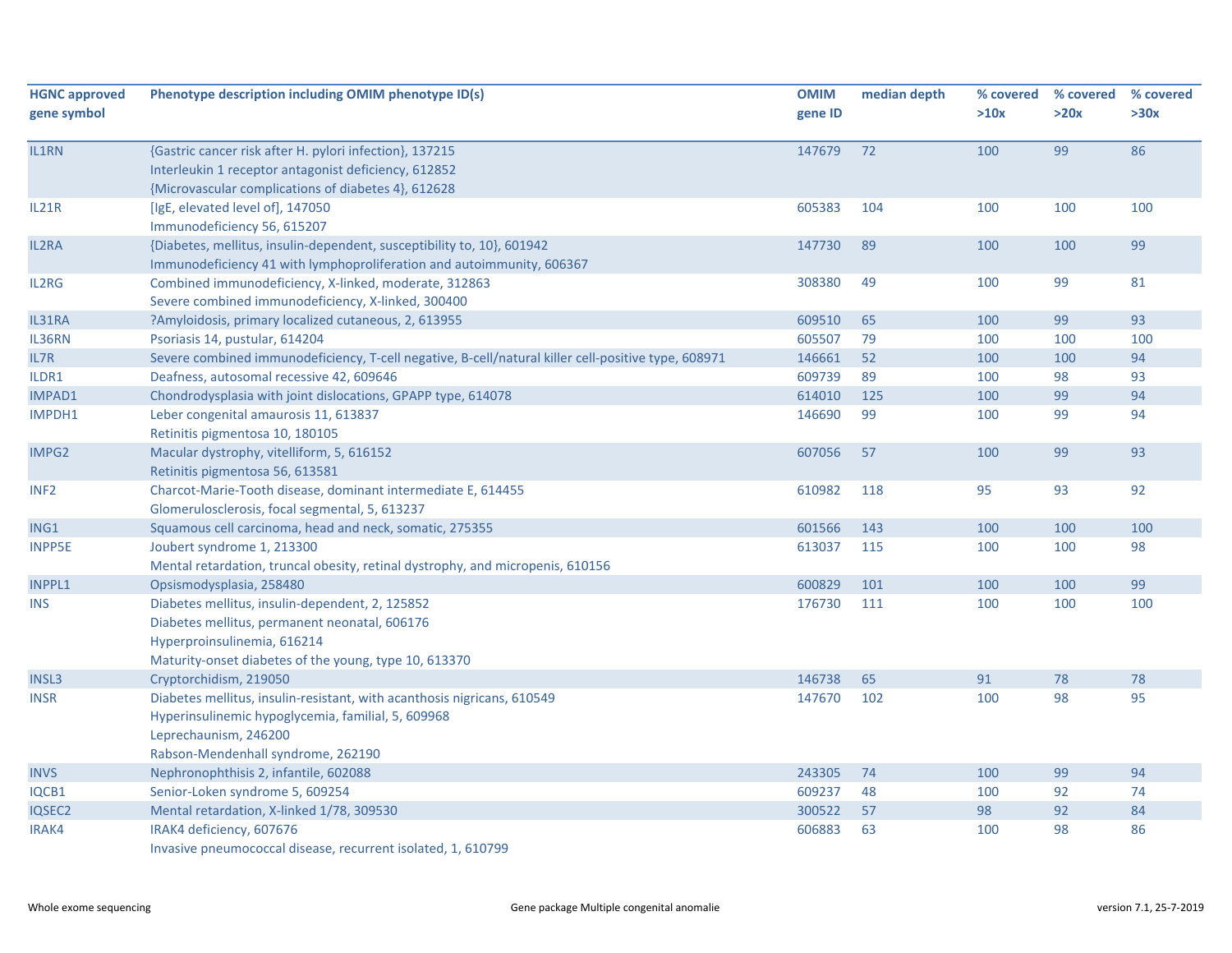| HGNC approved gene symbol | Phenotype description including OMIM phenotype ID(s) | OMIM gene ID | median depth | % covered >10x | % covered >20x | % covered >30x |
|---|---|---|---|---|---|---|
| IL1RN | {Gastric cancer risk after H. pylori infection}, 137215<br>Interleukin 1 receptor antagonist deficiency, 612852<br>{Microvascular complications of diabetes 4}, 612628 | 147679 | 72 | 100 | 99 | 86 |
| IL21R | [IgE, elevated level of], 147050<br>Immunodeficiency 56, 615207 | 605383 | 104 | 100 | 100 | 100 |
| IL2RA | {Diabetes, mellitus, insulin-dependent, susceptibility to, 10}, 601942<br>Immunodeficiency 41 with lymphoproliferation and autoimmunity, 606367 | 147730 | 89 | 100 | 100 | 99 |
| IL2RG | Combined immunodeficiency, X-linked, moderate, 312863<br>Severe combined immunodeficiency, X-linked, 300400 | 308380 | 49 | 100 | 99 | 81 |
| IL31RA | ?Amyloidosis, primary localized cutaneous, 2, 613955 | 609510 | 65 | 100 | 99 | 93 |
| IL36RN | Psoriasis 14, pustular, 614204 | 605507 | 79 | 100 | 100 | 100 |
| IL7R | Severe combined immunodeficiency, T-cell negative, B-cell/natural killer cell-positive type, 608971 | 146661 | 52 | 100 | 100 | 94 |
| ILDR1 | Deafness, autosomal recessive 42, 609646 | 609739 | 89 | 100 | 98 | 93 |
| IMPAD1 | Chondrodysplasia with joint dislocations, GPAPP type, 614078 | 614010 | 125 | 100 | 99 | 94 |
| IMPDH1 | Leber congenital amaurosis 11, 613837<br>Retinitis pigmentosa 10, 180105 | 146690 | 99 | 100 | 99 | 94 |
| IMPG2 | Macular dystrophy, vitelliform, 5, 616152<br>Retinitis pigmentosa 56, 613581 | 607056 | 57 | 100 | 99 | 93 |
| INF2 | Charcot-Marie-Tooth disease, dominant intermediate E, 614455<br>Glomerulosclerosis, focal segmental, 5, 613237 | 610982 | 118 | 95 | 93 | 92 |
| ING1 | Squamous cell carcinoma, head and neck, somatic, 275355 | 601566 | 143 | 100 | 100 | 100 |
| INPP5E | Joubert syndrome 1, 213300<br>Mental retardation, truncal obesity, retinal dystrophy, and micropenis, 610156 | 613037 | 115 | 100 | 100 | 98 |
| INPPL1 | Opsismodysplasia, 258480 | 600829 | 101 | 100 | 100 | 99 |
| INS | Diabetes mellitus, insulin-dependent, 2, 125852<br>Diabetes mellitus, permanent neonatal, 606176<br>Hyperproinsulinemia, 616214<br>Maturity-onset diabetes of the young, type 10, 613370 | 176730 | 111 | 100 | 100 | 100 |
| INSL3 | Cryptorchidism, 219050 | 146738 | 65 | 91 | 78 | 78 |
| INSR | Diabetes mellitus, insulin-resistant, with acanthosis nigricans, 610549<br>Hyperinsulinemic hypoglycemia, familial, 5, 609968<br>Leprechaunism, 246200<br>Rabson-Mendenhall syndrome, 262190 | 147670 | 102 | 100 | 98 | 95 |
| INVS | Nephronophthisis 2, infantile, 602088 | 243305 | 74 | 100 | 99 | 94 |
| IQCB1 | Senior-Loken syndrome 5, 609254 | 609237 | 48 | 100 | 92 | 74 |
| IQSEC2 | Mental retardation, X-linked 1/78, 309530 | 300522 | 57 | 98 | 92 | 84 |
| IRAK4 | IRAK4 deficiency, 607676<br>Invasive pneumococcal disease, recurrent isolated, 1, 610799 | 606883 | 63 | 100 | 98 | 86 |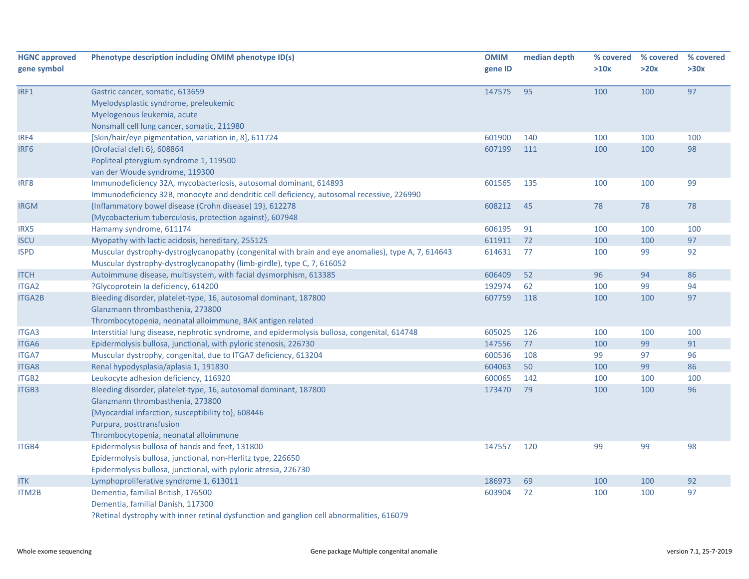| HGNC approved gene symbol | Phenotype description including OMIM phenotype ID(s) | OMIM gene ID | median depth | % covered >10x | % covered >20x | % covered >30x |
|---|---|---|---|---|---|---|
| IRF1 | Gastric cancer, somatic, 613659<br>Myelodysplastic syndrome, preleukemic<br>Myelogenous leukemia, acute<br>Nonsmall cell lung cancer, somatic, 211980 | 147575 | 95 | 100 | 100 | 97 |
| IRF4 | [Skin/hair/eye pigmentation, variation in, 8], 611724 | 601900 | 140 | 100 | 100 | 100 |
| IRF6 | {Orofacial cleft 6}, 608864<br>Popliteal pterygium syndrome 1, 119500<br>van der Woude syndrome, 119300 | 607199 | 111 | 100 | 100 | 98 |
| IRF8 | Immunodeficiency 32A, mycobacteriosis, autosomal dominant, 614893<br>Immunodeficiency 32B, monocyte and dendritic cell deficiency, autosomal recessive, 226990 | 601565 | 135 | 100 | 100 | 99 |
| IRGM | {Inflammatory bowel disease (Crohn disease) 19}, 612278<br>{Mycobacterium tuberculosis, protection against}, 607948 | 608212 | 45 | 78 | 78 | 78 |
| IRX5 | Hamamy syndrome, 611174 | 606195 | 91 | 100 | 100 | 100 |
| ISCU | Myopathy with lactic acidosis, hereditary, 255125 | 611911 | 72 | 100 | 100 | 97 |
| ISPD | Muscular dystrophy-dystroglycanopathy (congenital with brain and eye anomalies), type A, 7, 614643<br>Muscular dystrophy-dystroglycanopathy (limb-girdle), type C, 7, 616052 | 614631 | 77 | 100 | 99 | 92 |
| ITCH | Autoimmune disease, multisystem, with facial dysmorphism, 613385 | 606409 | 52 | 96 | 94 | 86 |
| ITGA2 | ?Glycoprotein Ia deficiency, 614200 | 192974 | 62 | 100 | 99 | 94 |
| ITGA2B | Bleeding disorder, platelet-type, 16, autosomal dominant, 187800<br>Glanzmann thrombasthenia, 273800<br>Thrombocytopenia, neonatal alloimmune, BAK antigen related | 607759 | 118 | 100 | 100 | 97 |
| ITGA3 | Interstitial lung disease, nephrotic syndrome, and epidermolysis bullosa, congenital, 614748 | 605025 | 126 | 100 | 100 | 100 |
| ITGA6 | Epidermolysis bullosa, junctional, with pyloric stenosis, 226730 | 147556 | 77 | 100 | 99 | 91 |
| ITGA7 | Muscular dystrophy, congenital, due to ITGA7 deficiency, 613204 | 600536 | 108 | 99 | 97 | 96 |
| ITGA8 | Renal hypodysplasia/aplasia 1, 191830 | 604063 | 50 | 100 | 99 | 86 |
| ITGB2 | Leukocyte adhesion deficiency, 116920 | 600065 | 142 | 100 | 100 | 100 |
| ITGB3 | Bleeding disorder, platelet-type, 16, autosomal dominant, 187800<br>Glanzmann thrombasthenia, 273800<br>{Myocardial infarction, susceptibility to}, 608446<br>Purpura, posttransfusion<br>Thrombocytopenia, neonatal alloimmune | 173470 | 79 | 100 | 100 | 96 |
| ITGB4 | Epidermolysis bullosa of hands and feet, 131800<br>Epidermolysis bullosa, junctional, non-Herlitz type, 226650<br>Epidermolysis bullosa, junctional, with pyloric atresia, 226730 | 147557 | 120 | 99 | 99 | 98 |
| ITK | Lymphoproliferative syndrome 1, 613011 | 186973 | 69 | 100 | 100 | 92 |
| ITM2B | Dementia, familial British, 176500<br>Dementia, familial Danish, 117300<br>?Retinal dystrophy with inner retinal dysfunction and ganglion cell abnormalities, 616079 | 603904 | 72 | 100 | 100 | 97 |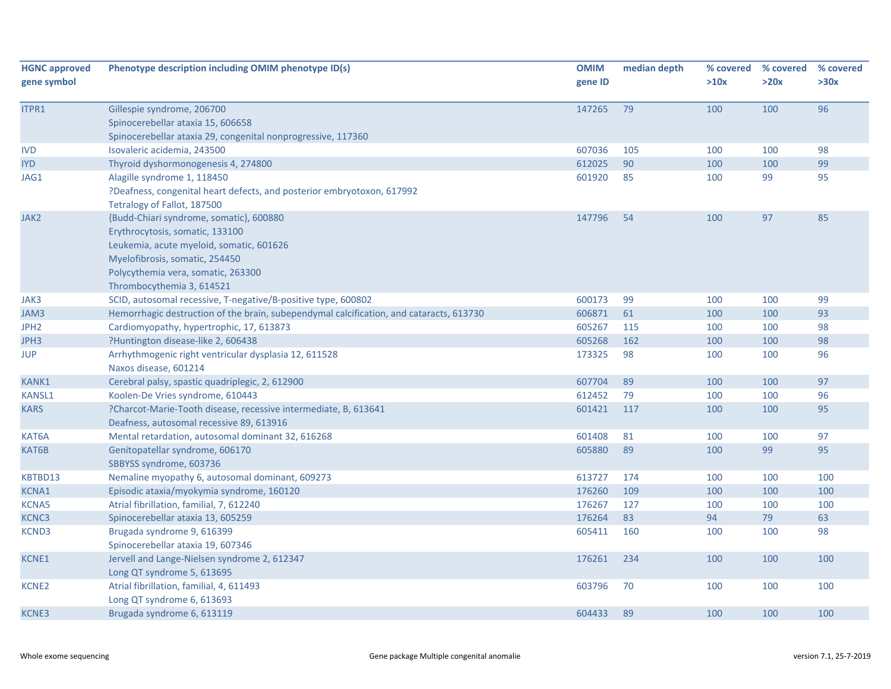| HGNC approved gene symbol | Phenotype description including OMIM phenotype ID(s) | OMIM gene ID | median depth | % covered >10x | % covered >20x | % covered >30x |
|---|---|---|---|---|---|---|
| ITPR1 | Gillespie syndrome, 206700<br>Spinocerebellar ataxia 15, 606658<br>Spinocerebellar ataxia 29, congenital nonprogressive, 117360 | 147265 | 79 | 100 | 100 | 96 |
| IVD | Isovaleric acidemia, 243500 | 607036 | 105 | 100 | 100 | 98 |
| IYD | Thyroid dyshormonogenesis 4, 274800 | 612025 | 90 | 100 | 100 | 99 |
| JAG1 | Alagille syndrome 1, 118450<br>?Deafness, congenital heart defects, and posterior embryotoxon, 617992<br>Tetralogy of Fallot, 187500 | 601920 | 85 | 100 | 99 | 95 |
| JAK2 | {Budd-Chiari syndrome, somatic}, 600880<br>Erythrocytosis, somatic, 133100<br>Leukemia, acute myeloid, somatic, 601626<br>Myelofibrosis, somatic, 254450<br>Polycythemia vera, somatic, 263300<br>Thrombocythemia 3, 614521 | 147796 | 54 | 100 | 97 | 85 |
| JAK3 | SCID, autosomal recessive, T-negative/B-positive type, 600802 | 600173 | 99 | 100 | 100 | 99 |
| JAM3 | Hemorrhagic destruction of the brain, subependymal calcification, and cataracts, 613730 | 606871 | 61 | 100 | 100 | 93 |
| JPH2 | Cardiomyopathy, hypertrophic, 17, 613873 | 605267 | 115 | 100 | 100 | 98 |
| JPH3 | ?Huntington disease-like 2, 606438 | 605268 | 162 | 100 | 100 | 98 |
| JUP | Arrhythmogenic right ventricular dysplasia 12, 611528<br>Naxos disease, 601214 | 173325 | 98 | 100 | 100 | 96 |
| KANK1 | Cerebral palsy, spastic quadriplegic, 2, 612900 | 607704 | 89 | 100 | 100 | 97 |
| KANSL1 | Koolen-De Vries syndrome, 610443 | 612452 | 79 | 100 | 100 | 96 |
| KARS | ?Charcot-Marie-Tooth disease, recessive intermediate, B, 613641<br>Deafness, autosomal recessive 89, 613916 | 601421 | 117 | 100 | 100 | 95 |
| KAT6A | Mental retardation, autosomal dominant 32, 616268 | 601408 | 81 | 100 | 100 | 97 |
| KAT6B | Genitopatellar syndrome, 606170<br>SBBYSS syndrome, 603736 | 605880 | 89 | 100 | 99 | 95 |
| KBTBD13 | Nemaline myopathy 6, autosomal dominant, 609273 | 613727 | 174 | 100 | 100 | 100 |
| KCNA1 | Episodic ataxia/myokymia syndrome, 160120 | 176260 | 109 | 100 | 100 | 100 |
| KCNA5 | Atrial fibrillation, familial, 7, 612240 | 176267 | 127 | 100 | 100 | 100 |
| KCNC3 | Spinocerebellar ataxia 13, 605259 | 176264 | 83 | 94 | 79 | 63 |
| KCND3 | Brugada syndrome 9, 616399<br>Spinocerebellar ataxia 19, 607346 | 605411 | 160 | 100 | 100 | 98 |
| KCNE1 | Jervell and Lange-Nielsen syndrome 2, 612347<br>Long QT syndrome 5, 613695 | 176261 | 234 | 100 | 100 | 100 |
| KCNE2 | Atrial fibrillation, familial, 4, 611493<br>Long QT syndrome 6, 613693 | 603796 | 70 | 100 | 100 | 100 |
| KCNE3 | Brugada syndrome 6, 613119 | 604433 | 89 | 100 | 100 | 100 |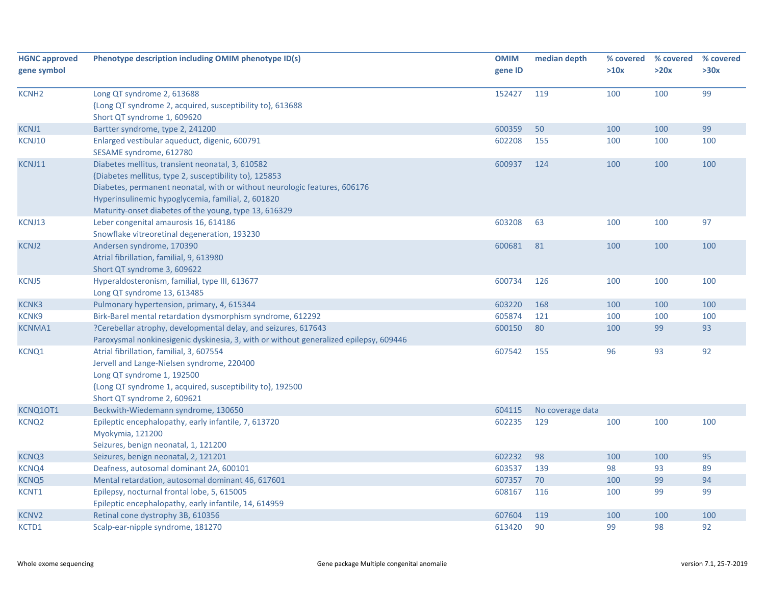| HGNC approved gene symbol | Phenotype description including OMIM phenotype ID(s) | OMIM gene ID | median depth | % covered >10x | % covered >20x | % covered >30x |
|---|---|---|---|---|---|---|
| KCNH2 | Long QT syndrome 2, 613688<br>{Long QT syndrome 2, acquired, susceptibility to}, 613688<br>Short QT syndrome 1, 609620 | 152427 | 119 | 100 | 100 | 99 |
| KCNJ1 | Bartter syndrome, type 2, 241200 | 600359 | 50 | 100 | 100 | 99 |
| KCNJ10 | Enlarged vestibular aqueduct, digenic, 600791<br>SESAME syndrome, 612780 | 602208 | 155 | 100 | 100 | 100 |
| KCNJ11 | Diabetes mellitus, transient neonatal, 3, 610582<br>{Diabetes mellitus, type 2, susceptibility to}, 125853<br>Diabetes, permanent neonatal, with or without neurologic features, 606176<br>Hyperinsulinemic hypoglycemia, familial, 2, 601820<br>Maturity-onset diabetes of the young, type 13, 616329 | 600937 | 124 | 100 | 100 | 100 |
| KCNJ13 | Leber congenital amaurosis 16, 614186<br>Snowflake vitreoretinal degeneration, 193230 | 603208 | 63 | 100 | 100 | 97 |
| KCNJ2 | Andersen syndrome, 170390<br>Atrial fibrillation, familial, 9, 613980<br>Short QT syndrome 3, 609622 | 600681 | 81 | 100 | 100 | 100 |
| KCNJ5 | Hyperaldosteronism, familial, type III, 613677<br>Long QT syndrome 13, 613485 | 600734 | 126 | 100 | 100 | 100 |
| KCNK3 | Pulmonary hypertension, primary, 4, 615344 | 603220 | 168 | 100 | 100 | 100 |
| KCNK9 | Birk-Barel mental retardation dysmorphism syndrome, 612292 | 605874 | 121 | 100 | 100 | 100 |
| KCNMA1 | ?Cerebellar atrophy, developmental delay, and seizures, 617643<br>Paroxysmal nonkinesigenic dyskinesia, 3, with or without generalized epilepsy, 609446 | 600150 | 80 | 100 | 99 | 93 |
| KCNQ1 | Atrial fibrillation, familial, 3, 607554<br>Jervell and Lange-Nielsen syndrome, 220400<br>Long QT syndrome 1, 192500<br>{Long QT syndrome 1, acquired, susceptibility to}, 192500<br>Short QT syndrome 2, 609621 | 607542 | 155 | 96 | 93 | 92 |
| KCNQ1OT1 | Beckwith-Wiedemann syndrome, 130650 | 604115 | No coverage data | | | |
| KCNQ2 | Epileptic encephalopathy, early infantile, 7, 613720<br>Myokymia, 121200<br>Seizures, benign neonatal, 1, 121200 | 602235 | 129 | 100 | 100 | 100 |
| KCNQ3 | Seizures, benign neonatal, 2, 121201 | 602232 | 98 | 100 | 100 | 95 |
| KCNQ4 | Deafness, autosomal dominant 2A, 600101 | 603537 | 139 | 98 | 93 | 89 |
| KCNQ5 | Mental retardation, autosomal dominant 46, 617601 | 607357 | 70 | 100 | 99 | 94 |
| KCNT1 | Epilepsy, nocturnal frontal lobe, 5, 615005<br>Epileptic encephalopathy, early infantile, 14, 614959 | 608167 | 116 | 100 | 99 | 99 |
| KCNV2 | Retinal cone dystrophy 3B, 610356 | 607604 | 119 | 100 | 100 | 100 |
| KCTD1 | Scalp-ear-nipple syndrome, 181270 | 613420 | 90 | 99 | 98 | 92 |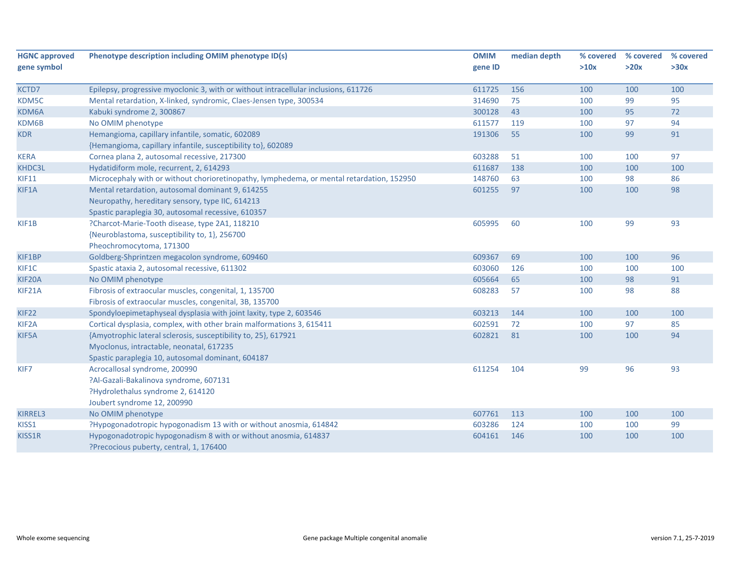| HGNC approved gene symbol | Phenotype description including OMIM phenotype ID(s) | OMIM gene ID | median depth | % covered >10x | % covered >20x | % covered >30x |
|---|---|---|---|---|---|---|
| KCTD7 | Epilepsy, progressive myoclonic 3, with or without intracellular inclusions, 611726 | 611725 | 156 | 100 | 100 | 100 |
| KDM5C | Mental retardation, X-linked, syndromic, Claes-Jensen type, 300534 | 314690 | 75 | 100 | 99 | 95 |
| KDM6A | Kabuki syndrome 2, 300867 | 300128 | 43 | 100 | 95 | 72 |
| KDM6B | No OMIM phenotype | 611577 | 119 | 100 | 97 | 94 |
| KDR | Hemangioma, capillary infantile, somatic, 602089<br>{Hemangioma, capillary infantile, susceptibility to}, 602089 | 191306 | 55 | 100 | 99 | 91 |
| KERA | Cornea plana 2, autosomal recessive, 217300 | 603288 | 51 | 100 | 100 | 97 |
| KHDC3L | Hydatidiform mole, recurrent, 2, 614293 | 611687 | 138 | 100 | 100 | 100 |
| KIF11 | Microcephaly with or without chorioretinopathy, lymphedema, or mental retardation, 152950 | 148760 | 63 | 100 | 98 | 86 |
| KIF1A | Mental retardation, autosomal dominant 9, 614255<br>Neuropathy, hereditary sensory, type IIC, 614213<br>Spastic paraplegia 30, autosomal recessive, 610357 | 601255 | 97 | 100 | 100 | 98 |
| KIF1B | ?Charcot-Marie-Tooth disease, type 2A1, 118210<br>{Neuroblastoma, susceptibility to, 1}, 256700<br>Pheochromocytoma, 171300 | 605995 | 60 | 100 | 99 | 93 |
| KIF1BP | Goldberg-Shprintzen megacolon syndrome, 609460 | 609367 | 69 | 100 | 100 | 96 |
| KIF1C | Spastic ataxia 2, autosomal recessive, 611302 | 603060 | 126 | 100 | 100 | 100 |
| KIF20A | No OMIM phenotype | 605664 | 65 | 100 | 98 | 91 |
| KIF21A | Fibrosis of extraocular muscles, congenital, 1, 135700<br>Fibrosis of extraocular muscles, congenital, 3B, 135700 | 608283 | 57 | 100 | 98 | 88 |
| KIF22 | Spondyloepimetaphyseal dysplasia with joint laxity, type 2, 603546 | 603213 | 144 | 100 | 100 | 100 |
| KIF2A | Cortical dysplasia, complex, with other brain malformations 3, 615411 | 602591 | 72 | 100 | 97 | 85 |
| KIF5A | {Amyotrophic lateral sclerosis, susceptibility to, 25}, 617921<br>Myoclonus, intractable, neonatal, 617235<br>Spastic paraplegia 10, autosomal dominant, 604187 | 602821 | 81 | 100 | 100 | 94 |
| KIF7 | Acrocallosal syndrome, 200990<br>?Al-Gazali-Bakalinova syndrome, 607131<br>?Hydrolethalus syndrome 2, 614120<br>Joubert syndrome 12, 200990 | 611254 | 104 | 99 | 96 | 93 |
| KIRREL3 | No OMIM phenotype | 607761 | 113 | 100 | 100 | 100 |
| KISS1 | ?Hypogonadotropic hypogonadism 13 with or without anosmia, 614842 | 603286 | 124 | 100 | 100 | 99 |
| KISS1R | Hypogonadotropic hypogonadism 8 with or without anosmia, 614837<br>?Precocious puberty, central, 1, 176400 | 604161 | 146 | 100 | 100 | 100 |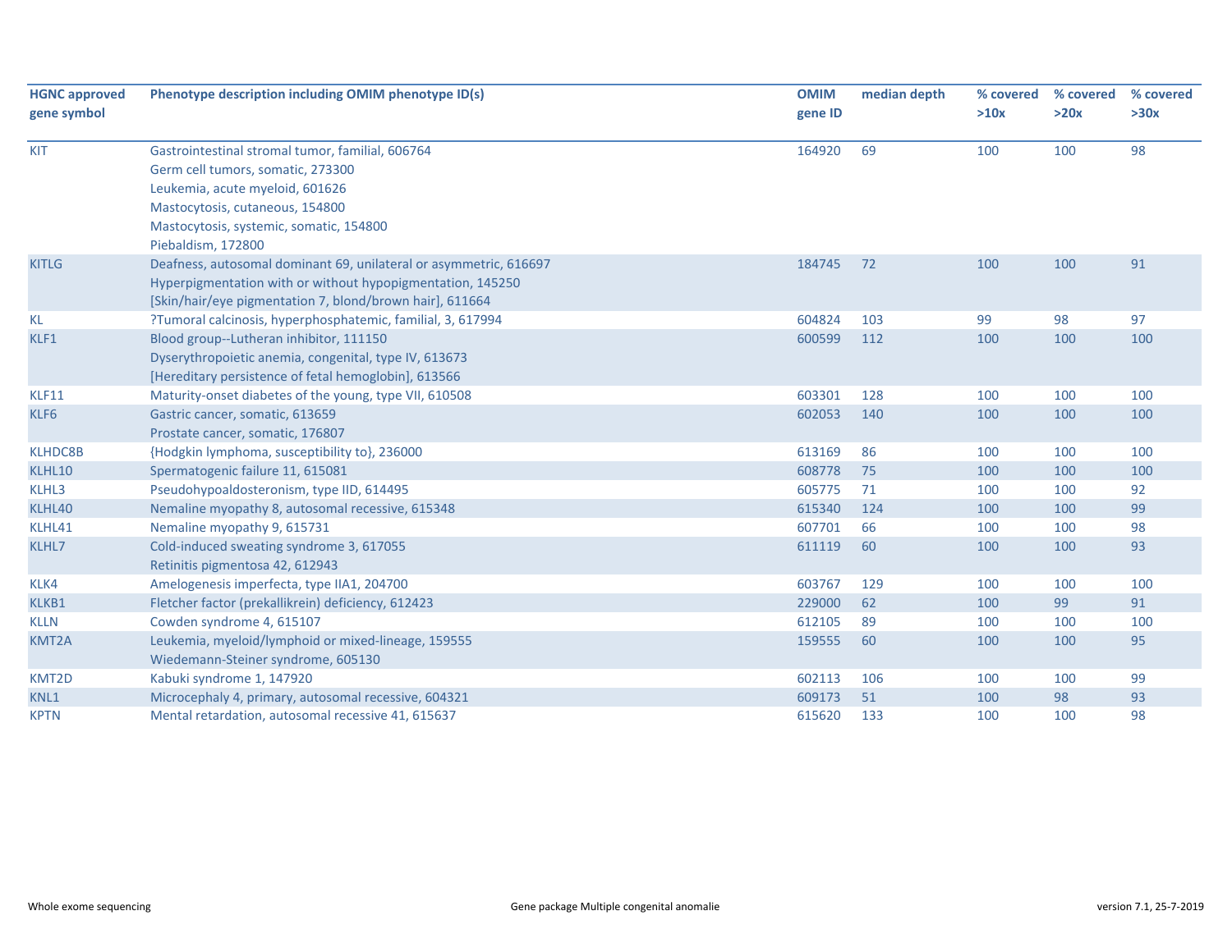| HGNC approved gene symbol | Phenotype description including OMIM phenotype ID(s) | OMIM gene ID | median depth | % covered >10x | % covered >20x | % covered >30x |
|---|---|---|---|---|---|---|
| KIT | Gastrointestinal stromal tumor, familial, 606764<br>Germ cell tumors, somatic, 273300<br>Leukemia, acute myeloid, 601626<br>Mastocytosis, cutaneous, 154800<br>Mastocytosis, systemic, somatic, 154800<br>Piebaldism, 172800 | 164920 | 69 | 100 | 100 | 98 |
| KITLG | Deafness, autosomal dominant 69, unilateral or asymmetric, 616697<br>Hyperpigmentation with or without hypopigmentation, 145250<br>[Skin/hair/eye pigmentation 7, blond/brown hair], 611664 | 184745 | 72 | 100 | 100 | 91 |
| KL | ?Tumoral calcinosis, hyperphosphatemic, familial, 3, 617994 | 604824 | 103 | 99 | 98 | 97 |
| KLF1 | Blood group--Lutheran inhibitor, 111150<br>Dyserythropoietic anemia, congenital, type IV, 613673<br>[Hereditary persistence of fetal hemoglobin], 613566 | 600599 | 112 | 100 | 100 | 100 |
| KLF11 | Maturity-onset diabetes of the young, type VII, 610508 | 603301 | 128 | 100 | 100 | 100 |
| KLF6 | Gastric cancer, somatic, 613659<br>Prostate cancer, somatic, 176807 | 602053 | 140 | 100 | 100 | 100 |
| KLHDC8B | {Hodgkin lymphoma, susceptibility to}, 236000 | 613169 | 86 | 100 | 100 | 100 |
| KLHL10 | Spermatogenic failure 11, 615081 | 608778 | 75 | 100 | 100 | 100 |
| KLHL3 | Pseudohypoaldosteronism, type IID, 614495 | 605775 | 71 | 100 | 100 | 92 |
| KLHL40 | Nemaline myopathy 8, autosomal recessive, 615348 | 615340 | 124 | 100 | 100 | 99 |
| KLHL41 | Nemaline myopathy 9, 615731 | 607701 | 66 | 100 | 100 | 98 |
| KLHL7 | Cold-induced sweating syndrome 3, 617055<br>Retinitis pigmentosa 42, 612943 | 611119 | 60 | 100 | 100 | 93 |
| KLK4 | Amelogenesis imperfecta, type IIA1, 204700 | 603767 | 129 | 100 | 100 | 100 |
| KLKB1 | Fletcher factor (prekallikrein) deficiency, 612423 | 229000 | 62 | 100 | 99 | 91 |
| KLLN | Cowden syndrome 4, 615107 | 612105 | 89 | 100 | 100 | 100 |
| KMT2A | Leukemia, myeloid/lymphoid or mixed-lineage, 159555<br>Wiedemann-Steiner syndrome, 605130 | 159555 | 60 | 100 | 100 | 95 |
| KMT2D | Kabuki syndrome 1, 147920 | 602113 | 106 | 100 | 100 | 99 |
| KNL1 | Microcephaly 4, primary, autosomal recessive, 604321 | 609173 | 51 | 100 | 98 | 93 |
| KPTN | Mental retardation, autosomal recessive 41, 615637 | 615620 | 133 | 100 | 100 | 98 |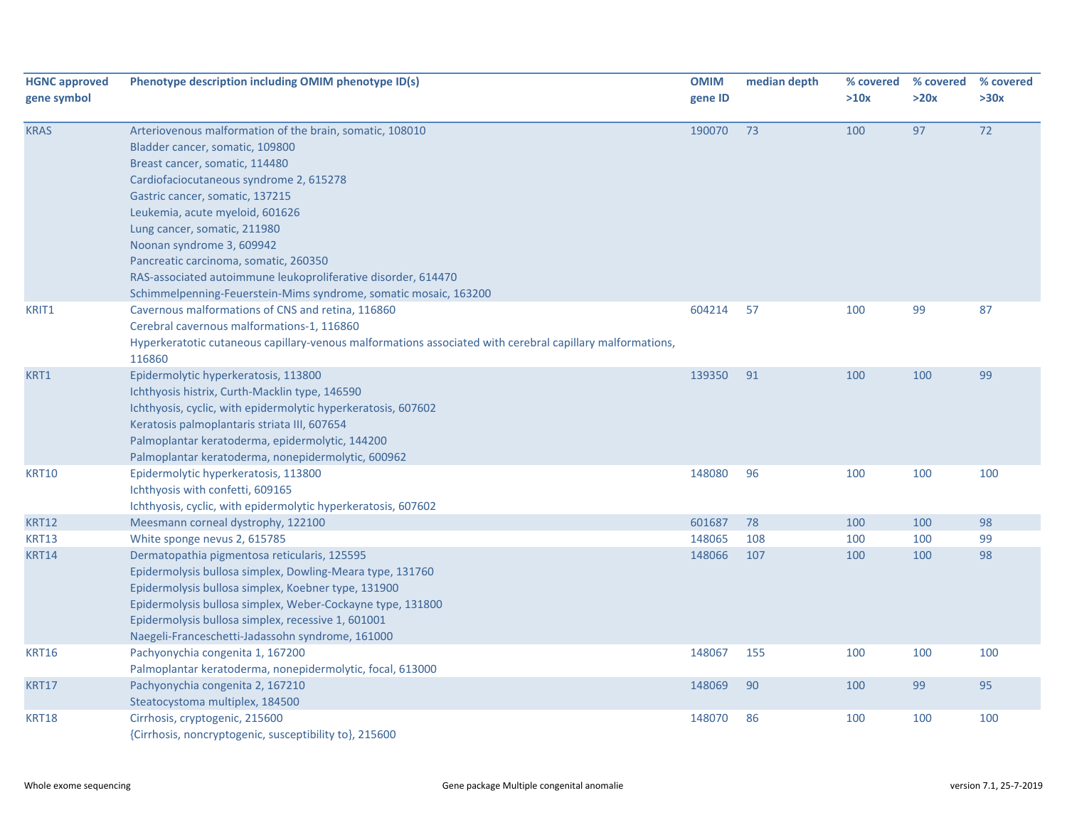| HGNC approved gene symbol | Phenotype description including OMIM phenotype ID(s) | OMIM gene ID | median depth | % covered >10x | % covered >20x | % covered >30x |
|---|---|---|---|---|---|---|
| KRAS | Arteriovenous malformation of the brain, somatic, 108010<br>Bladder cancer, somatic, 109800<br>Breast cancer, somatic, 114480<br>Cardiofaciocutaneous syndrome 2, 615278<br>Gastric cancer, somatic, 137215<br>Leukemia, acute myeloid, 601626<br>Lung cancer, somatic, 211980<br>Noonan syndrome 3, 609942<br>Pancreatic carcinoma, somatic, 260350<br>RAS-associated autoimmune leukoproliferative disorder, 614470<br>Schimmelpenning-Feuerstein-Mims syndrome, somatic mosaic, 163200 | 190070 | 73 | 100 | 97 | 72 |
| KRIT1 | Cavernous malformations of CNS and retina, 116860<br>Cerebral cavernous malformations-1, 116860<br>Hyperkeratotic cutaneous capillary-venous malformations associated with cerebral capillary malformations, 116860 | 604214 | 57 | 100 | 99 | 87 |
| KRT1 | Epidermolytic hyperkeratosis, 113800<br>Ichthyosis histrix, Curth-Macklin type, 146590<br>Ichthyosis, cyclic, with epidermolytic hyperkeratosis, 607602<br>Keratosis palmoplantaris striata III, 607654<br>Palmoplantar keratoderma, epidermolytic, 144200<br>Palmoplantar keratoderma, nonepidermolytic, 600962 | 139350 | 91 | 100 | 100 | 99 |
| KRT10 | Epidermolytic hyperkeratosis, 113800<br>Ichthyosis with confetti, 609165<br>Ichthyosis, cyclic, with epidermolytic hyperkeratosis, 607602 | 148080 | 96 | 100 | 100 | 100 |
| KRT12 | Meesmann corneal dystrophy, 122100 | 601687 | 78 | 100 | 100 | 98 |
| KRT13 | White sponge nevus 2, 615785 | 148065 | 108 | 100 | 100 | 99 |
| KRT14 | Dermatopathia pigmentosa reticularis, 125595<br>Epidermolysis bullosa simplex, Dowling-Meara type, 131760<br>Epidermolysis bullosa simplex, Koebner type, 131900<br>Epidermolysis bullosa simplex, Weber-Cockayne type, 131800<br>Epidermolysis bullosa simplex, recessive 1, 601001<br>Naegeli-Franceschetti-Jadassohn syndrome, 161000 | 148066 | 107 | 100 | 100 | 98 |
| KRT16 | Pachyonychia congenita 1, 167200<br>Palmoplantar keratoderma, nonepidermolytic, focal, 613000 | 148067 | 155 | 100 | 100 | 100 |
| KRT17 | Pachyonychia congenita 2, 167210<br>Steatocystoma multiplex, 184500 | 148069 | 90 | 100 | 99 | 95 |
| KRT18 | Cirrhosis, cryptogenic, 215600<br>{Cirrhosis, noncryptogenic, susceptibility to}, 215600 | 148070 | 86 | 100 | 100 | 100 |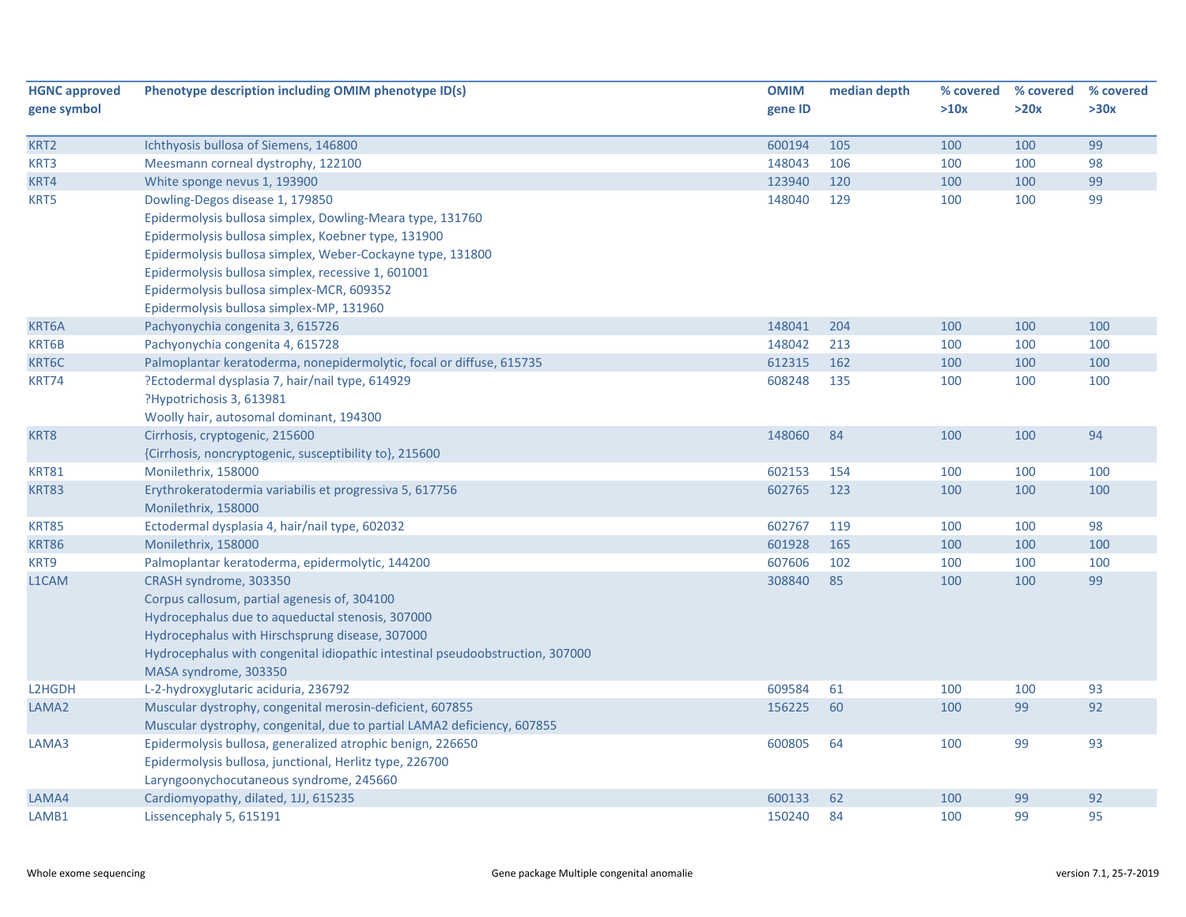| HGNC approved gene symbol | Phenotype description including OMIM phenotype ID(s) | OMIM gene ID | median depth | % covered >10x | % covered >20x | % covered >30x |
|---|---|---|---|---|---|---|
| KRT2 | Ichthyosis bullosa of Siemens, 146800 | 600194 | 105 | 100 | 100 | 99 |
| KRT3 | Meesmann corneal dystrophy, 122100 | 148043 | 106 | 100 | 100 | 98 |
| KRT4 | White sponge nevus 1, 193900 | 123940 | 120 | 100 | 100 | 99 |
| KRT5 | Dowling-Degos disease 1, 179850<br>Epidermolysis bullosa simplex, Dowling-Meara type, 131760<br>Epidermolysis bullosa simplex, Koebner type, 131900<br>Epidermolysis bullosa simplex, Weber-Cockayne type, 131800<br>Epidermolysis bullosa simplex, recessive 1, 601001<br>Epidermolysis bullosa simplex-MCR, 609352<br>Epidermolysis bullosa simplex-MP, 131960 | 148040 | 129 | 100 | 100 | 99 |
| KRT6A | Pachyonychia congenita 3, 615726 | 148041 | 204 | 100 | 100 | 100 |
| KRT6B | Pachyonychia congenita 4, 615728 | 148042 | 213 | 100 | 100 | 100 |
| KRT6C | Palmoplantar keratoderma, nonepidermolytic, focal or diffuse, 615735 | 612315 | 162 | 100 | 100 | 100 |
| KRT74 | ?Ectodermal dysplasia 7, hair/nail type, 614929<br>?Hypotrichosis 3, 613981<br>Woolly hair, autosomal dominant, 194300 | 608248 | 135 | 100 | 100 | 100 |
| KRT8 | Cirrhosis, cryptogenic, 215600<br>{Cirrhosis, noncryptogenic, susceptibility to}, 215600 | 148060 | 84 | 100 | 100 | 94 |
| KRT81 | Monilethrix, 158000 | 602153 | 154 | 100 | 100 | 100 |
| KRT83 | Erythrokeratodermia variabilis et progressiva 5, 617756<br>Monilethrix, 158000 | 602765 | 123 | 100 | 100 | 100 |
| KRT85 | Ectodermal dysplasia 4, hair/nail type, 602032 | 602767 | 119 | 100 | 100 | 98 |
| KRT86 | Monilethrix, 158000 | 601928 | 165 | 100 | 100 | 100 |
| KRT9 | Palmoplantar keratoderma, epidermolytic, 144200 | 607606 | 102 | 100 | 100 | 100 |
| L1CAM | CRASH syndrome, 303350<br>Corpus callosum, partial agenesis of, 304100<br>Hydrocephalus due to aqueductal stenosis, 307000<br>Hydrocephalus with Hirschsprung disease, 307000<br>Hydrocephalus with congenital idiopathic intestinal pseudoobstruction, 307000<br>MASA syndrome, 303350 | 308840 | 85 | 100 | 100 | 99 |
| L2HGDH | L-2-hydroxyglutaric aciduria, 236792 | 609584 | 61 | 100 | 100 | 93 |
| LAMA2 | Muscular dystrophy, congenital merosin-deficient, 607855<br>Muscular dystrophy, congenital, due to partial LAMA2 deficiency, 607855 | 156225 | 60 | 100 | 99 | 92 |
| LAMA3 | Epidermolysis bullosa, generalized atrophic benign, 226650<br>Epidermolysis bullosa, junctional, Herlitz type, 226700<br>Laryngoonychocutaneous syndrome, 245660 | 600805 | 64 | 100 | 99 | 93 |
| LAMA4 | Cardiomyopathy, dilated, 1JJ, 615235 | 600133 | 62 | 100 | 99 | 92 |
| LAMB1 | Lissencephaly 5, 615191 | 150240 | 84 | 100 | 99 | 95 |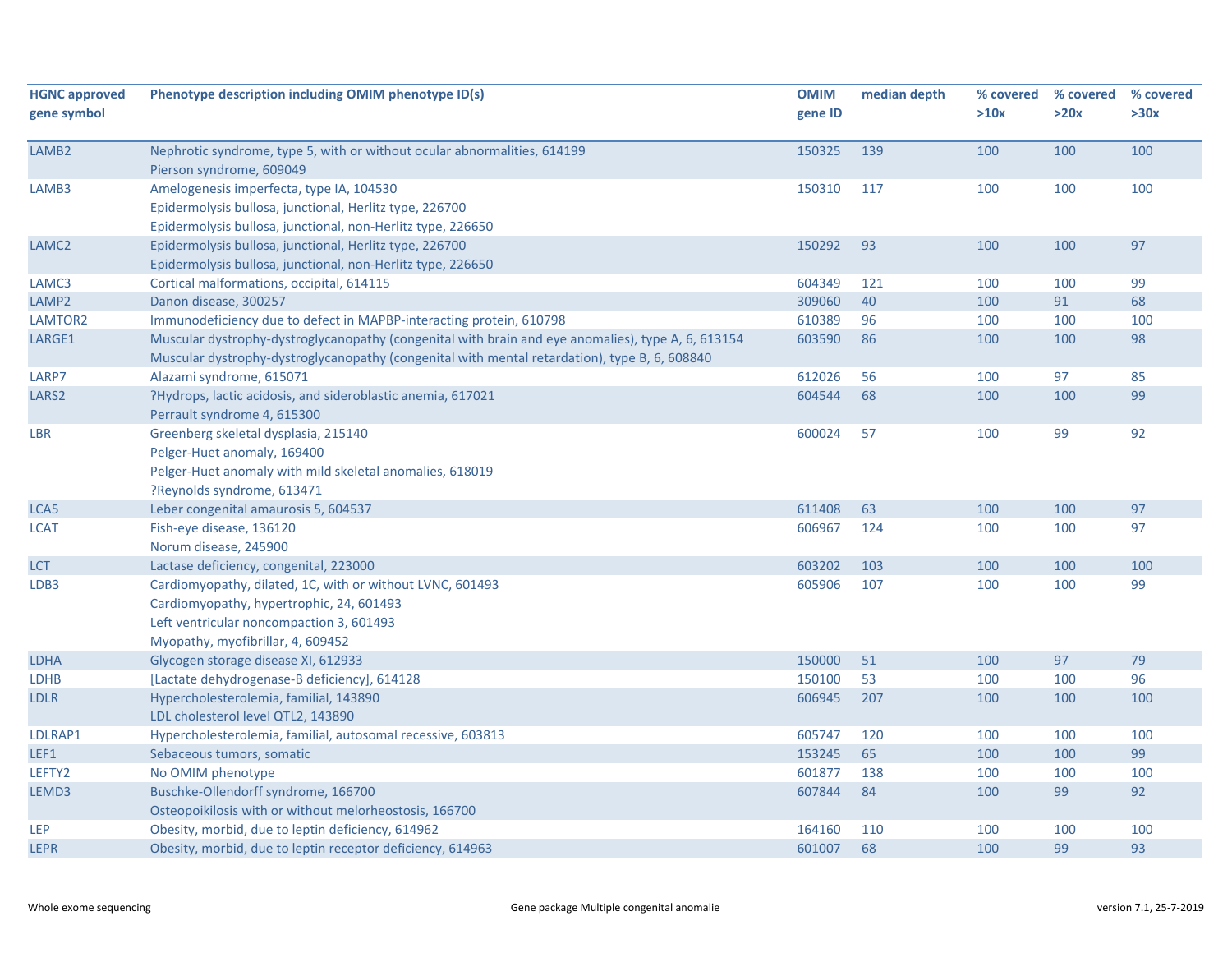| HGNC approved gene symbol | Phenotype description including OMIM phenotype ID(s) | OMIM gene ID | median depth | % covered >10x | % covered >20x | % covered >30x |
|---|---|---|---|---|---|---|
| LAMB2 | Nephrotic syndrome, type 5, with or without ocular abnormalities, 614199<br>Pierson syndrome, 609049 | 150325 | 139 | 100 | 100 | 100 |
| LAMB3 | Amelogenesis imperfecta, type IA, 104530<br>Epidermolysis bullosa, junctional, Herlitz type, 226700<br>Epidermolysis bullosa, junctional, non-Herlitz type, 226650 | 150310 | 117 | 100 | 100 | 100 |
| LAMC2 | Epidermolysis bullosa, junctional, Herlitz type, 226700<br>Epidermolysis bullosa, junctional, non-Herlitz type, 226650 | 150292 | 93 | 100 | 100 | 97 |
| LAMC3 | Cortical malformations, occipital, 614115 | 604349 | 121 | 100 | 100 | 99 |
| LAMP2 | Danon disease, 300257 | 309060 | 40 | 100 | 91 | 68 |
| LAMTOR2 | Immunodeficiency due to defect in MAPBP-interacting protein, 610798 | 610389 | 96 | 100 | 100 | 100 |
| LARGE1 | Muscular dystrophy-dystroglycanopathy (congenital with brain and eye anomalies), type A, 6, 613154<br>Muscular dystrophy-dystroglycanopathy (congenital with mental retardation), type B, 6, 608840 | 603590 | 86 | 100 | 100 | 98 |
| LARP7 | Alazami syndrome, 615071 | 612026 | 56 | 100 | 97 | 85 |
| LARS2 | ?Hydrops, lactic acidosis, and sideroblastic anemia, 617021<br>Perrault syndrome 4, 615300 | 604544 | 68 | 100 | 100 | 99 |
| LBR | Greenberg skeletal dysplasia, 215140<br>Pelger-Huet anomaly, 169400<br>Pelger-Huet anomaly with mild skeletal anomalies, 618019<br>?Reynolds syndrome, 613471 | 600024 | 57 | 100 | 99 | 92 |
| LCA5 | Leber congenital amaurosis 5, 604537 | 611408 | 63 | 100 | 100 | 97 |
| LCAT | Fish-eye disease, 136120<br>Norum disease, 245900 | 606967 | 124 | 100 | 100 | 97 |
| LCT | Lactase deficiency, congenital, 223000 | 603202 | 103 | 100 | 100 | 100 |
| LDB3 | Cardiomyopathy, dilated, 1C, with or without LVNC, 601493<br>Cardiomyopathy, hypertrophic, 24, 601493<br>Left ventricular noncompaction 3, 601493<br>Myopathy, myofibrillar, 4, 609452 | 605906 | 107 | 100 | 100 | 99 |
| LDHA | Glycogen storage disease XI, 612933 | 150000 | 51 | 100 | 97 | 79 |
| LDHB | [Lactate dehydrogenase-B deficiency], 614128 | 150100 | 53 | 100 | 100 | 96 |
| LDLR | Hypercholesterolemia, familial, 143890<br>LDL cholesterol level QTL2, 143890 | 606945 | 207 | 100 | 100 | 100 |
| LDLRAP1 | Hypercholesterolemia, familial, autosomal recessive, 603813 | 605747 | 120 | 100 | 100 | 100 |
| LEF1 | Sebaceous tumors, somatic | 153245 | 65 | 100 | 100 | 99 |
| LEFTY2 | No OMIM phenotype | 601877 | 138 | 100 | 100 | 100 |
| LEMD3 | Buschke-Ollendorff syndrome, 166700<br>Osteopoikilosis with or without melorheostosis, 166700 | 607844 | 84 | 100 | 99 | 92 |
| LEP | Obesity, morbid, due to leptin deficiency, 614962 | 164160 | 110 | 100 | 100 | 100 |
| LEPR | Obesity, morbid, due to leptin receptor deficiency, 614963 | 601007 | 68 | 100 | 99 | 93 |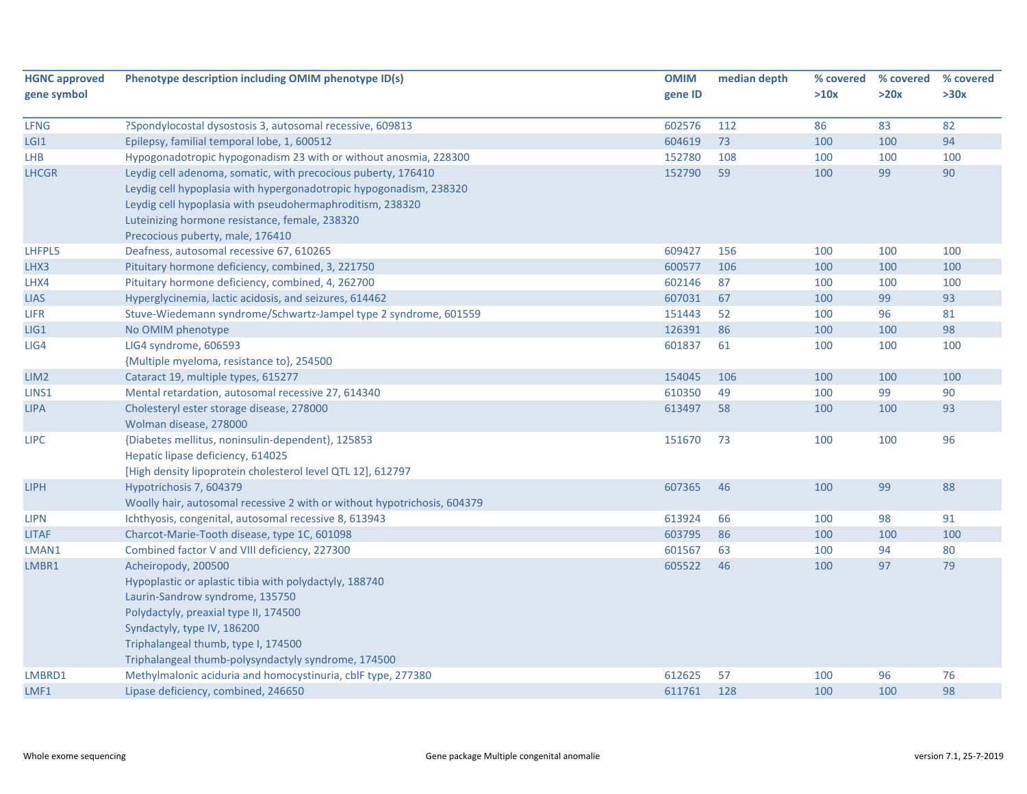| HGNC approved gene symbol | Phenotype description including OMIM phenotype ID(s) | OMIM gene ID | median depth | % covered >10x | % covered >20x | % covered >30x |
|---|---|---|---|---|---|---|
| LFNG | ?Spondylocostal dysostosis 3, autosomal recessive, 609813 | 602576 | 112 | 86 | 83 | 82 |
| LGI1 | Epilepsy, familial temporal lobe, 1, 600512 | 604619 | 73 | 100 | 100 | 94 |
| LHB | Hypogonadotropic hypogonadism 23 with or without anosmia, 228300 | 152780 | 108 | 100 | 100 | 100 |
| LHCGR | Leydig cell adenoma, somatic, with precocious puberty, 176410<br>Leydig cell hypoplasia with hypergonadotropic hypogonadism, 238320<br>Leydig cell hypoplasia with pseudohermaphroditism, 238320<br>Luteinizing hormone resistance, female, 238320<br>Precocious puberty, male, 176410 | 152790 | 59 | 100 | 99 | 90 |
| LHFPL5 | Deafness, autosomal recessive 67, 610265 | 609427 | 156 | 100 | 100 | 100 |
| LHX3 | Pituitary hormone deficiency, combined, 3, 221750 | 600577 | 106 | 100 | 100 | 100 |
| LHX4 | Pituitary hormone deficiency, combined, 4, 262700 | 602146 | 87 | 100 | 100 | 100 |
| LIAS | Hyperglycinemia, lactic acidosis, and seizures, 614462 | 607031 | 67 | 100 | 99 | 93 |
| LIFR | Stuve-Wiedemann syndrome/Schwartz-Jampel type 2 syndrome, 601559 | 151443 | 52 | 100 | 96 | 81 |
| LIG1 | No OMIM phenotype | 126391 | 86 | 100 | 100 | 98 |
| LIG4 | LIG4 syndrome, 606593<br>{Multiple myeloma, resistance to}, 254500 | 601837 | 61 | 100 | 100 | 100 |
| LIM2 | Cataract 19, multiple types, 615277 | 154045 | 106 | 100 | 100 | 100 |
| LINS1 | Mental retardation, autosomal recessive 27, 614340 | 610350 | 49 | 100 | 99 | 90 |
| LIPA | Cholesteryl ester storage disease, 278000<br>Wolman disease, 278000 | 613497 | 58 | 100 | 100 | 93 |
| LIPC | {Diabetes mellitus, noninsulin-dependent}, 125853<br>Hepatic lipase deficiency, 614025<br>[High density lipoprotein cholesterol level QTL 12], 612797 | 151670 | 73 | 100 | 100 | 96 |
| LIPH | Hypotrichosis 7, 604379<br>Woolly hair, autosomal recessive 2 with or without hypotrichosis, 604379 | 607365 | 46 | 100 | 99 | 88 |
| LIPN | Ichthyosis, congenital, autosomal recessive 8, 613943 | 613924 | 66 | 100 | 98 | 91 |
| LITAF | Charcot-Marie-Tooth disease, type 1C, 601098 | 603795 | 86 | 100 | 100 | 100 |
| LMAN1 | Combined factor V and VIII deficiency, 227300 | 601567 | 63 | 100 | 94 | 80 |
| LMBR1 | Acheiropody, 200500<br>Hypoplastic or aplastic tibia with polydactyly, 188740<br>Laurin-Sandrow syndrome, 135750<br>Polydactyly, preaxial type II, 174500<br>Syndactyly, type IV, 186200<br>Triphalangeal thumb, type I, 174500<br>Triphalangeal thumb-polysyndactyly syndrome, 174500 | 605522 | 46 | 100 | 97 | 79 |
| LMBRD1 | Methylmalonic aciduria and homocystinuria, cblF type, 277380 | 612625 | 57 | 100 | 96 | 76 |
| LMF1 | Lipase deficiency, combined, 246650 | 611761 | 128 | 100 | 100 | 98 |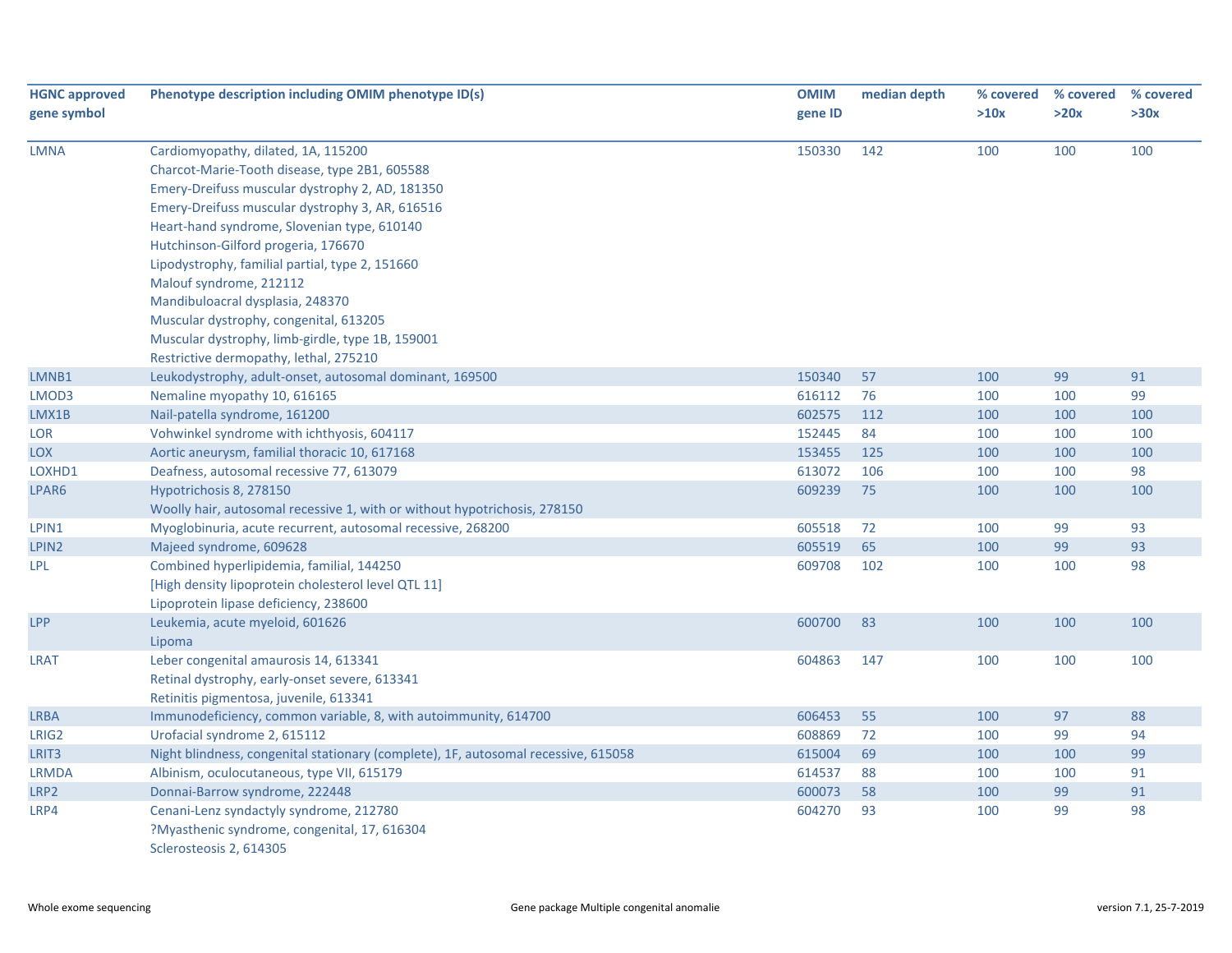| HGNC approved gene symbol | Phenotype description including OMIM phenotype ID(s) | OMIM gene ID | median depth | % covered >10x | % covered >20x | % covered >30x |
|---|---|---|---|---|---|---|
| LMNA | Cardiomyopathy, dilated, 1A, 115200 | 150330 | 142 | 100 | 100 | 100 |
| | Charcot-Marie-Tooth disease, type 2B1, 605588 | | | | | |
| | Emery-Dreifuss muscular dystrophy 2, AD, 181350 | | | | | |
| | Emery-Dreifuss muscular dystrophy 3, AR, 616516 | | | | | |
| | Heart-hand syndrome, Slovenian type, 610140 | | | | | |
| | Hutchinson-Gilford progeria, 176670 | | | | | |
| | Lipodystrophy, familial partial, type 2, 151660 | | | | | |
| | Malouf syndrome, 212112 | | | | | |
| | Mandibuloacral dysplasia, 248370 | | | | | |
| | Muscular dystrophy, congenital, 613205 | | | | | |
| | Muscular dystrophy, limb-girdle, type 1B, 159001 | | | | | |
| | Restrictive dermopathy, lethal, 275210 | | | | | |
| LMNB1 | Leukodystrophy, adult-onset, autosomal dominant, 169500 | 150340 | 57 | 100 | 99 | 91 |
| LMOD3 | Nemaline myopathy 10, 616165 | 616112 | 76 | 100 | 100 | 99 |
| LMX1B | Nail-patella syndrome, 161200 | 602575 | 112 | 100 | 100 | 100 |
| LOR | Vohwinkel syndrome with ichthyosis, 604117 | 152445 | 84 | 100 | 100 | 100 |
| LOX | Aortic aneurysm, familial thoracic 10, 617168 | 153455 | 125 | 100 | 100 | 100 |
| LOXHD1 | Deafness, autosomal recessive 77, 613079 | 613072 | 106 | 100 | 100 | 98 |
| LPAR6 | Hypotrichosis 8, 278150 | 609239 | 75 | 100 | 100 | 100 |
| | Woolly hair, autosomal recessive 1, with or without hypotrichosis, 278150 | | | | | |
| LPIN1 | Myoglobinuria, acute recurrent, autosomal recessive, 268200 | 605518 | 72 | 100 | 99 | 93 |
| LPIN2 | Majeed syndrome, 609628 | 605519 | 65 | 100 | 99 | 93 |
| LPL | Combined hyperlipidemia, familial, 144250 | 609708 | 102 | 100 | 100 | 98 |
| | [High density lipoprotein cholesterol level QTL 11] | | | | | |
| | Lipoprotein lipase deficiency, 238600 | | | | | |
| LPP | Leukemia, acute myeloid, 601626 | 600700 | 83 | 100 | 100 | 100 |
| | Lipoma | | | | | |
| LRAT | Leber congenital amaurosis 14, 613341 | 604863 | 147 | 100 | 100 | 100 |
| | Retinal dystrophy, early-onset severe, 613341 | | | | | |
| | Retinitis pigmentosa, juvenile, 613341 | | | | | |
| LRBA | Immunodeficiency, common variable, 8, with autoimmunity, 614700 | 606453 | 55 | 100 | 97 | 88 |
| LRIG2 | Urofacial syndrome 2, 615112 | 608869 | 72 | 100 | 99 | 94 |
| LRIT3 | Night blindness, congenital stationary (complete), 1F, autosomal recessive, 615058 | 615004 | 69 | 100 | 100 | 99 |
| LRMDA | Albinism, oculocutaneous, type VII, 615179 | 614537 | 88 | 100 | 100 | 91 |
| LRP2 | Donnai-Barrow syndrome, 222448 | 600073 | 58 | 100 | 99 | 91 |
| LRP4 | Cenani-Lenz syndactyly syndrome, 212780 | 604270 | 93 | 100 | 99 | 98 |
| | ?Myasthenic syndrome, congenital, 17, 616304 | | | | | |
| | Sclerosteosis 2, 614305 | | | | | |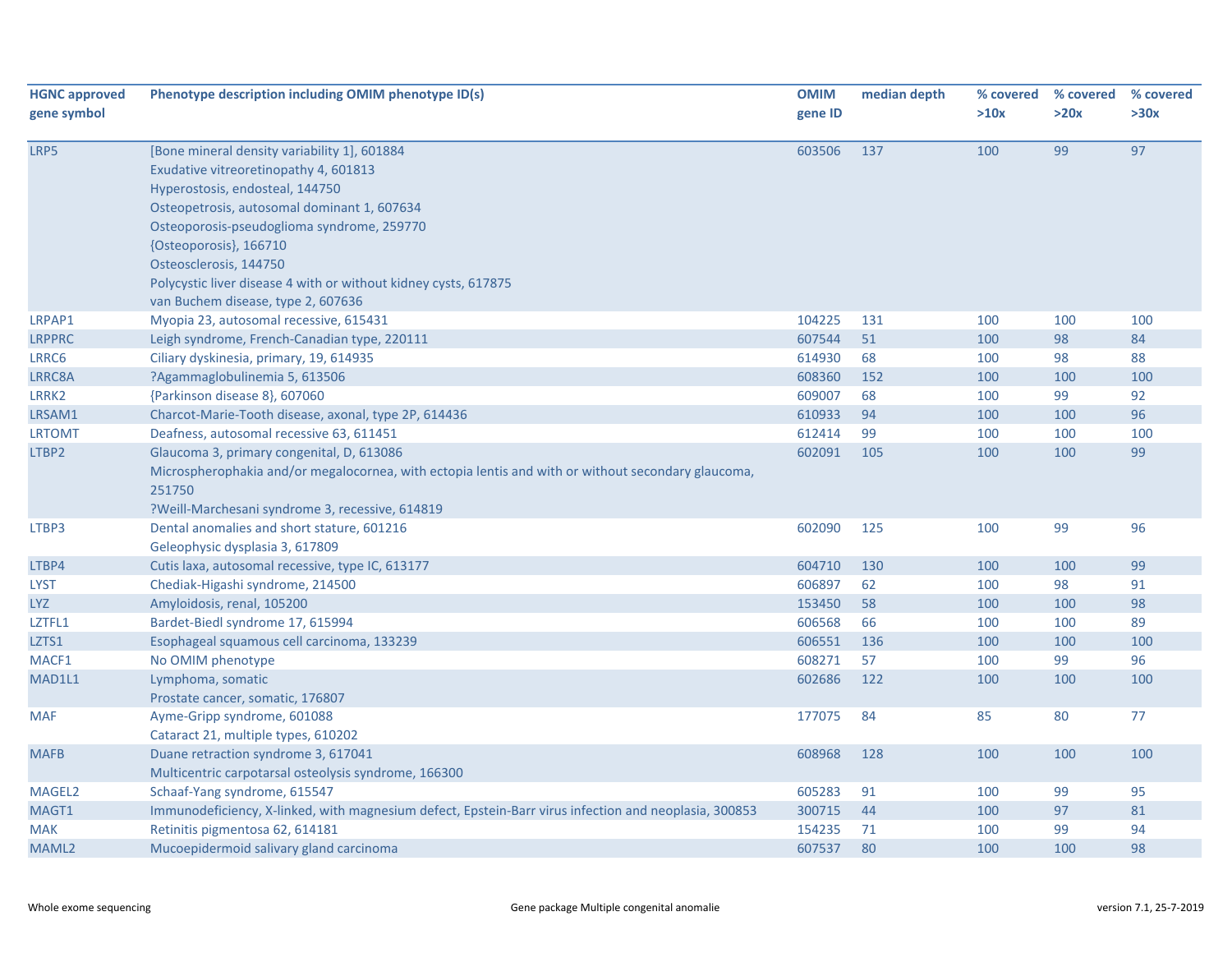| HGNC approved gene symbol | Phenotype description including OMIM phenotype ID(s) | OMIM gene ID | median depth | % covered >10x | % covered >20x | % covered >30x |
|---|---|---|---|---|---|---|
| LRP5 | [Bone mineral density variability 1], 601884<br>Exudative vitreoretinopathy 4, 601813<br>Hyperostosis, endosteal, 144750<br>Osteopetrosis, autosomal dominant 1, 607634<br>Osteoporosis-pseudoglioma syndrome, 259770<br>{Osteoporosis}, 166710<br>Osteosclerosis, 144750<br>Polycystic liver disease 4 with or without kidney cysts, 617875<br>van Buchem disease, type 2, 607636 | 603506 | 137 | 100 | 99 | 97 |
| LRPAP1 | Myopia 23, autosomal recessive, 615431 | 104225 | 131 | 100 | 100 | 100 |
| LRPPRC | Leigh syndrome, French-Canadian type, 220111 | 607544 | 51 | 100 | 98 | 84 |
| LRRC6 | Ciliary dyskinesia, primary, 19, 614935 | 614930 | 68 | 100 | 98 | 88 |
| LRRC8A | ?Agammaglobulinemia 5, 613506 | 608360 | 152 | 100 | 100 | 100 |
| LRRK2 | {Parkinson disease 8}, 607060 | 609007 | 68 | 100 | 99 | 92 |
| LRSAM1 | Charcot-Marie-Tooth disease, axonal, type 2P, 614436 | 610933 | 94 | 100 | 100 | 96 |
| LRTOMT | Deafness, autosomal recessive 63, 611451 | 612414 | 99 | 100 | 100 | 100 |
| LTBP2 | Glaucoma 3, primary congenital, D, 613086<br>Microspherophakia and/or megalocornea, with ectopia lentis and with or without secondary glaucoma, 251750<br>?Weill-Marchesani syndrome 3, recessive, 614819 | 602091 | 105 | 100 | 100 | 99 |
| LTBP3 | Dental anomalies and short stature, 601216<br>Geleophysic dysplasia 3, 617809 | 602090 | 125 | 100 | 99 | 96 |
| LTBP4 | Cutis laxa, autosomal recessive, type IC, 613177 | 604710 | 130 | 100 | 100 | 99 |
| LYST | Chediak-Higashi syndrome, 214500 | 606897 | 62 | 100 | 98 | 91 |
| LYZ | Amyloidosis, renal, 105200 | 153450 | 58 | 100 | 100 | 98 |
| LZTFL1 | Bardet-Biedl syndrome 17, 615994 | 606568 | 66 | 100 | 100 | 89 |
| LZTS1 | Esophageal squamous cell carcinoma, 133239 | 606551 | 136 | 100 | 100 | 100 |
| MACF1 | No OMIM phenotype | 608271 | 57 | 100 | 99 | 96 |
| MAD1L1 | Lymphoma, somatic<br>Prostate cancer, somatic, 176807 | 602686 | 122 | 100 | 100 | 100 |
| MAF | Ayme-Gripp syndrome, 601088<br>Cataract 21, multiple types, 610202 | 177075 | 84 | 85 | 80 | 77 |
| MAFB | Duane retraction syndrome 3, 617041<br>Multicentric carpotarsal osteolysis syndrome, 166300 | 608968 | 128 | 100 | 100 | 100 |
| MAGEL2 | Schaaf-Yang syndrome, 615547 | 605283 | 91 | 100 | 99 | 95 |
| MAGT1 | Immunodeficiency, X-linked, with magnesium defect, Epstein-Barr virus infection and neoplasia, 300853 | 300715 | 44 | 100 | 97 | 81 |
| MAK | Retinitis pigmentosa 62, 614181 | 154235 | 71 | 100 | 99 | 94 |
| MAML2 | Mucoepidermoid salivary gland carcinoma | 607537 | 80 | 100 | 100 | 98 |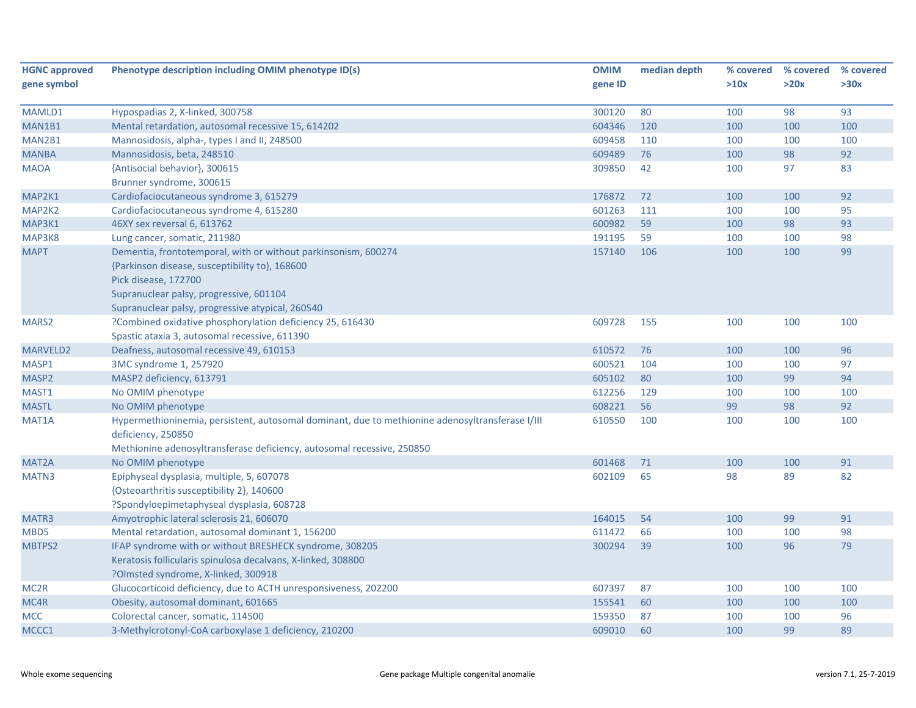| HGNC approved gene symbol | Phenotype description including OMIM phenotype ID(s) | OMIM gene ID | median depth | % covered >10x | % covered >20x | % covered >30x |
|---|---|---|---|---|---|---|
| MAMLD1 | Hypospadias 2, X-linked, 300758 | 300120 | 80 | 100 | 98 | 93 |
| MAN1B1 | Mental retardation, autosomal recessive 15, 614202 | 604346 | 120 | 100 | 100 | 100 |
| MAN2B1 | Mannosidosis, alpha-, types I and II, 248500 | 609458 | 110 | 100 | 100 | 100 |
| MANBA | Mannosidosis, beta, 248510 | 609489 | 76 | 100 | 98 | 92 |
| MAOA | {Antisocial behavior}, 300615<br>Brunner syndrome, 300615 | 309850 | 42 | 100 | 97 | 83 |
| MAP2K1 | Cardiofaciocutaneous syndrome 3, 615279 | 176872 | 72 | 100 | 100 | 92 |
| MAP2K2 | Cardiofaciocutaneous syndrome 4, 615280 | 601263 | 111 | 100 | 100 | 95 |
| MAP3K1 | 46XY sex reversal 6, 613762 | 600982 | 59 | 100 | 98 | 93 |
| MAP3K8 | Lung cancer, somatic, 211980 | 191195 | 59 | 100 | 100 | 98 |
| MAPT | Dementia, frontotemporal, with or without parkinsonism, 600274<br>{Parkinson disease, susceptibility to}, 168600<br>Pick disease, 172700<br>Supranuclear palsy, progressive, 601104<br>Supranuclear palsy, progressive atypical, 260540 | 157140 | 106 | 100 | 100 | 99 |
| MARS2 | ?Combined oxidative phosphorylation deficiency 25, 616430<br>Spastic ataxia 3, autosomal recessive, 611390 | 609728 | 155 | 100 | 100 | 100 |
| MARVELD2 | Deafness, autosomal recessive 49, 610153 | 610572 | 76 | 100 | 100 | 96 |
| MASP1 | 3MC syndrome 1, 257920 | 600521 | 104 | 100 | 100 | 97 |
| MASP2 | MASP2 deficiency, 613791 | 605102 | 80 | 100 | 99 | 94 |
| MAST1 | No OMIM phenotype | 612256 | 129 | 100 | 100 | 100 |
| MASTL | No OMIM phenotype | 608221 | 56 | 99 | 98 | 92 |
| MAT1A | Hypermethioninemia, persistent, autosomal dominant, due to methionine adenosyltransferase I/III deficiency, 250850<br>Methionine adenosyltransferase deficiency, autosomal recessive, 250850 | 610550 | 100 | 100 | 100 | 100 |
| MAT2A | No OMIM phenotype | 601468 | 71 | 100 | 100 | 91 |
| MATN3 | Epiphyseal dysplasia, multiple, 5, 607078<br>{Osteoarthritis susceptibility 2}, 140600<br>?Spondyloepimetaphyseal dysplasia, 608728 | 602109 | 65 | 98 | 89 | 82 |
| MATR3 | Amyotrophic lateral sclerosis 21, 606070 | 164015 | 54 | 100 | 99 | 91 |
| MBD5 | Mental retardation, autosomal dominant 1, 156200 | 611472 | 66 | 100 | 100 | 98 |
| MBTPS2 | IFAP syndrome with or without BRESHECK syndrome, 308205<br>Keratosis follicularis spinulosa decalvans, X-linked, 308800<br>?Olmsted syndrome, X-linked, 300918 | 300294 | 39 | 100 | 96 | 79 |
| MC2R | Glucocorticoid deficiency, due to ACTH unresponsiveness, 202200 | 607397 | 87 | 100 | 100 | 100 |
| MC4R | Obesity, autosomal dominant, 601665 | 155541 | 60 | 100 | 100 | 100 |
| MCC | Colorectal cancer, somatic, 114500 | 159350 | 87 | 100 | 100 | 96 |
| MCCC1 | 3-Methylcrotonyl-CoA carboxylase 1 deficiency, 210200 | 609010 | 60 | 100 | 99 | 89 |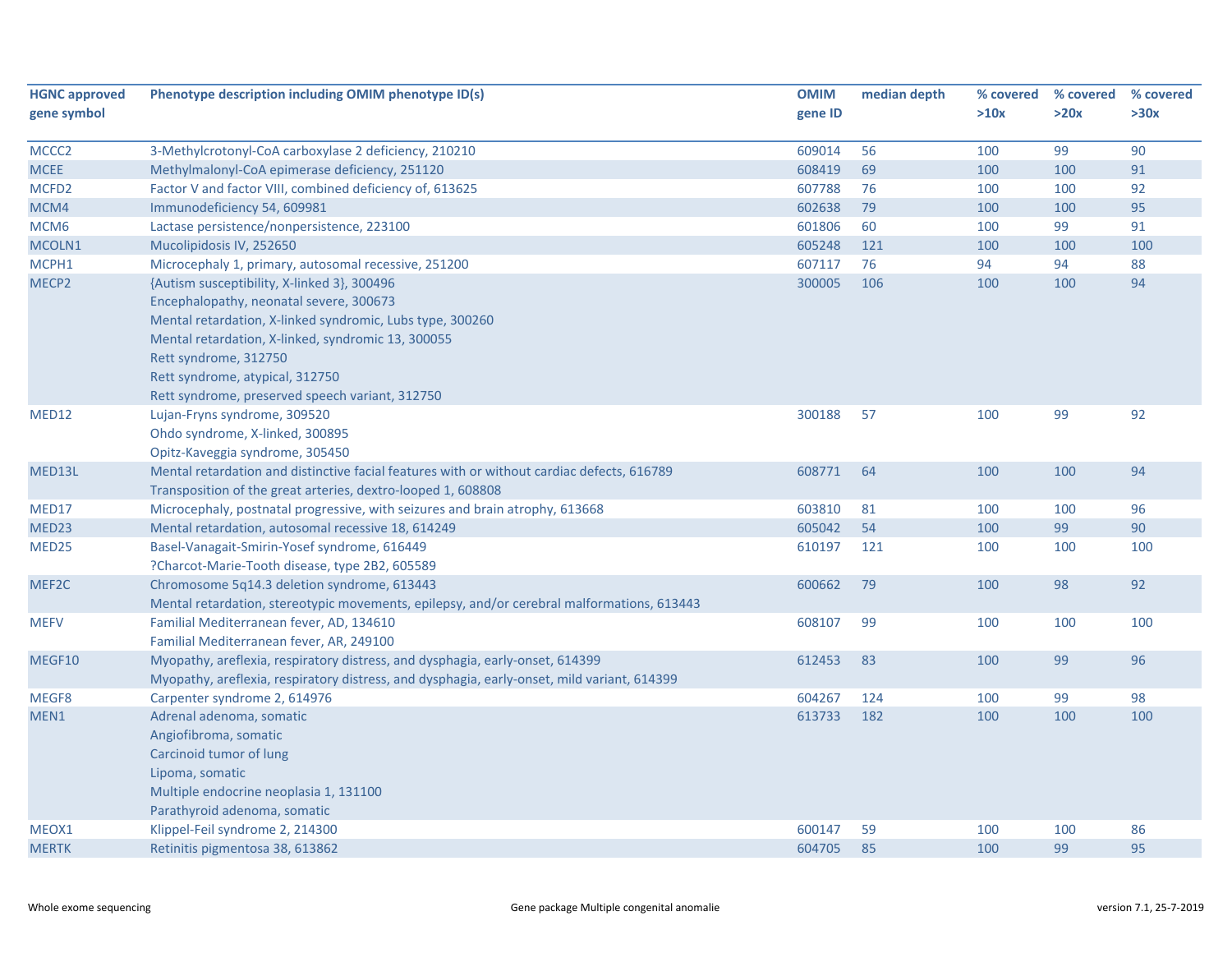| HGNC approved gene symbol | Phenotype description including OMIM phenotype ID(s) | OMIM gene ID | median depth | % covered >10x | % covered >20x | % covered >30x |
|---|---|---|---|---|---|---|
| MCCC2 | 3-Methylcrotonyl-CoA carboxylase 2 deficiency, 210210 | 609014 | 56 | 100 | 99 | 90 |
| MCEE | Methylmalonyl-CoA epimerase deficiency, 251120 | 608419 | 69 | 100 | 100 | 91 |
| MCFD2 | Factor V and factor VIII, combined deficiency of, 613625 | 607788 | 76 | 100 | 100 | 92 |
| MCM4 | Immunodeficiency 54, 609981 | 602638 | 79 | 100 | 100 | 95 |
| MCM6 | Lactase persistence/nonpersistence, 223100 | 601806 | 60 | 100 | 99 | 91 |
| MCOLN1 | Mucolipidosis IV, 252650 | 605248 | 121 | 100 | 100 | 100 |
| MCPH1 | Microcephaly 1, primary, autosomal recessive, 251200 | 607117 | 76 | 94 | 94 | 88 |
| MECP2 | {Autism susceptibility, X-linked 3}, 300496<br>Encephalopathy, neonatal severe, 300673<br>Mental retardation, X-linked syndromic, Lubs type, 300260<br>Mental retardation, X-linked, syndromic 13, 300055<br>Rett syndrome, 312750<br>Rett syndrome, atypical, 312750<br>Rett syndrome, preserved speech variant, 312750 | 300005 | 106 | 100 | 100 | 94 |
| MED12 | Lujan-Fryns syndrome, 309520<br>Ohdo syndrome, X-linked, 300895<br>Opitz-Kaveggia syndrome, 305450 | 300188 | 57 | 100 | 99 | 92 |
| MED13L | Mental retardation and distinctive facial features with or without cardiac defects, 616789<br>Transposition of the great arteries, dextro-looped 1, 608808 | 608771 | 64 | 100 | 100 | 94 |
| MED17 | Microcephaly, postnatal progressive, with seizures and brain atrophy, 613668 | 603810 | 81 | 100 | 100 | 96 |
| MED23 | Mental retardation, autosomal recessive 18, 614249 | 605042 | 54 | 100 | 99 | 90 |
| MED25 | Basel-Vanagait-Smirin-Yosef syndrome, 616449<br>?Charcot-Marie-Tooth disease, type 2B2, 605589 | 610197 | 121 | 100 | 100 | 100 |
| MEF2C | Chromosome 5q14.3 deletion syndrome, 613443<br>Mental retardation, stereotypic movements, epilepsy, and/or cerebral malformations, 613443 | 600662 | 79 | 100 | 98 | 92 |
| MEFV | Familial Mediterranean fever, AD, 134610<br>Familial Mediterranean fever, AR, 249100 | 608107 | 99 | 100 | 100 | 100 |
| MEGF10 | Myopathy, areflexia, respiratory distress, and dysphagia, early-onset, 614399<br>Myopathy, areflexia, respiratory distress, and dysphagia, early-onset, mild variant, 614399 | 612453 | 83 | 100 | 99 | 96 |
| MEGF8 | Carpenter syndrome 2, 614976 | 604267 | 124 | 100 | 99 | 98 |
| MEN1 | Adrenal adenoma, somatic<br>Angiofibroma, somatic<br>Carcinoid tumor of lung<br>Lipoma, somatic<br>Multiple endocrine neoplasia 1, 131100<br>Parathyroid adenoma, somatic | 613733 | 182 | 100 | 100 | 100 |
| MEOX1 | Klippel-Feil syndrome 2, 214300 | 600147 | 59 | 100 | 100 | 86 |
| MERTK | Retinitis pigmentosa 38, 613862 | 604705 | 85 | 100 | 99 | 95 |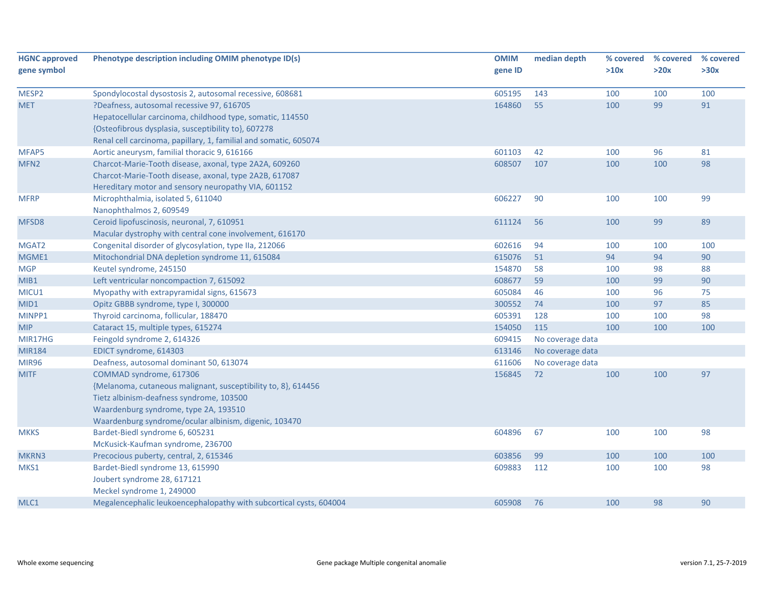| HGNC approved gene symbol | Phenotype description including OMIM phenotype ID(s) | OMIM gene ID | median depth | % covered >10x | % covered >20x | % covered >30x |
|---|---|---|---|---|---|---|
| MESP2 | Spondylocostal dysostosis 2, autosomal recessive, 608681 | 605195 | 143 | 100 | 100 | 100 |
| MET | ?Deafness, autosomal recessive 97, 616705<br>Hepatocellular carcinoma, childhood type, somatic, 114550<br>{Osteofibrous dysplasia, susceptibility to}, 607278<br>Renal cell carcinoma, papillary, 1, familial and somatic, 605074 | 164860 | 55 | 100 | 99 | 91 |
| MFAP5 | Aortic aneurysm, familial thoracic 9, 616166 | 601103 | 42 | 100 | 96 | 81 |
| MFN2 | Charcot-Marie-Tooth disease, axonal, type 2A2A, 609260<br>Charcot-Marie-Tooth disease, axonal, type 2A2B, 617087<br>Hereditary motor and sensory neuropathy VIA, 601152 | 608507 | 107 | 100 | 100 | 98 |
| MFRP | Microphthalmia, isolated 5, 611040<br>Nanophthalmos 2, 609549 | 606227 | 90 | 100 | 100 | 99 |
| MFSD8 | Ceroid lipofuscinosis, neuronal, 7, 610951<br>Macular dystrophy with central cone involvement, 616170 | 611124 | 56 | 100 | 99 | 89 |
| MGAT2 | Congenital disorder of glycosylation, type IIa, 212066 | 602616 | 94 | 100 | 100 | 100 |
| MGME1 | Mitochondrial DNA depletion syndrome 11, 615084 | 615076 | 51 | 94 | 94 | 90 |
| MGP | Keutel syndrome, 245150 | 154870 | 58 | 100 | 98 | 88 |
| MIB1 | Left ventricular noncompaction 7, 615092 | 608677 | 59 | 100 | 99 | 90 |
| MICU1 | Myopathy with extrapyramidal signs, 615673 | 605084 | 46 | 100 | 96 | 75 |
| MID1 | Opitz GBBB syndrome, type I, 300000 | 300552 | 74 | 100 | 97 | 85 |
| MINPP1 | Thyroid carcinoma, follicular, 188470 | 605391 | 128 | 100 | 100 | 98 |
| MIP | Cataract 15, multiple types, 615274 | 154050 | 115 | 100 | 100 | 100 |
| MIR17HG | Feingold syndrome 2, 614326 | 609415 | No coverage data | | | |
| MIR184 | EDICT syndrome, 614303 | 613146 | No coverage data | | | |
| MIR96 | Deafness, autosomal dominant 50, 613074 | 611606 | No coverage data | | | |
| MITF | COMMAD syndrome, 617306<br>{Melanoma, cutaneous malignant, susceptibility to, 8}, 614456<br>Tietz albinism-deafness syndrome, 103500<br>Waardenburg syndrome, type 2A, 193510<br>Waardenburg syndrome/ocular albinism, digenic, 103470 | 156845 | 72 | 100 | 100 | 97 |
| MKKS | Bardet-Biedl syndrome 6, 605231<br>McKusick-Kaufman syndrome, 236700 | 604896 | 67 | 100 | 100 | 98 |
| MKRN3 | Precocious puberty, central, 2, 615346 | 603856 | 99 | 100 | 100 | 100 |
| MKS1 | Bardet-Biedl syndrome 13, 615990<br>Joubert syndrome 28, 617121<br>Meckel syndrome 1, 249000 | 609883 | 112 | 100 | 100 | 98 |
| MLC1 | Megalencephalic leukoencephalopathy with subcortical cysts, 604004 | 605908 | 76 | 100 | 98 | 90 |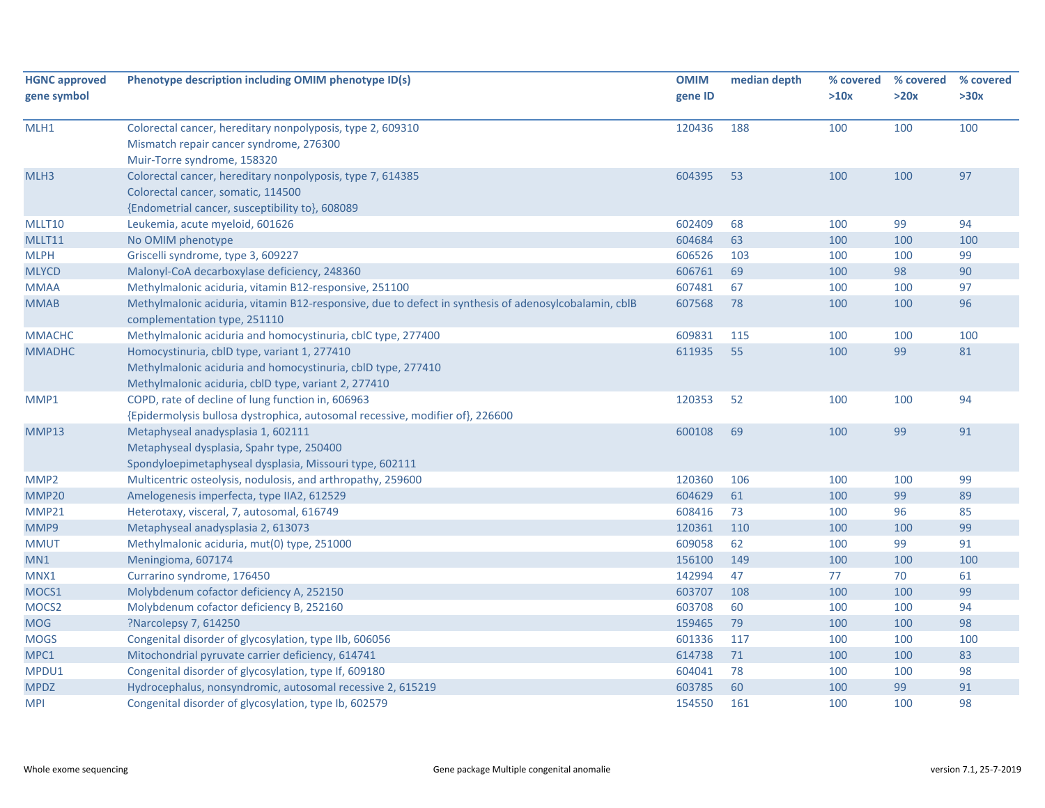| HGNC approved gene symbol | Phenotype description including OMIM phenotype ID(s) | OMIM gene ID | median depth | % covered >10x | % covered >20x | % covered >30x |
|---|---|---|---|---|---|---|
| MLH1 | Colorectal cancer, hereditary nonpolyposis, type 2, 609310<br>Mismatch repair cancer syndrome, 276300<br>Muir-Torre syndrome, 158320 | 120436 | 188 | 100 | 100 | 100 |
| MLH3 | Colorectal cancer, hereditary nonpolyposis, type 7, 614385<br>Colorectal cancer, somatic, 114500<br>{Endometrial cancer, susceptibility to}, 608089 | 604395 | 53 | 100 | 100 | 97 |
| MLLT10 | Leukemia, acute myeloid, 601626 | 602409 | 68 | 100 | 99 | 94 |
| MLLT11 | No OMIM phenotype | 604684 | 63 | 100 | 100 | 100 |
| MLPH | Griscelli syndrome, type 3, 609227 | 606526 | 103 | 100 | 100 | 99 |
| MLYCD | Malonyl-CoA decarboxylase deficiency, 248360 | 606761 | 69 | 100 | 98 | 90 |
| MMAA | Methylmalonic aciduria, vitamin B12-responsive, 251100 | 607481 | 67 | 100 | 100 | 97 |
| MMAB | Methylmalonic aciduria, vitamin B12-responsive, due to defect in synthesis of adenosylcobalamin, cblB complementation type, 251110 | 607568 | 78 | 100 | 100 | 96 |
| MMACHC | Methylmalonic aciduria and homocystinuria, cblC type, 277400 | 609831 | 115 | 100 | 100 | 100 |
| MMADHC | Homocystinuria, cblD type, variant 1, 277410<br>Methylmalonic aciduria and homocystinuria, cblD type, 277410<br>Methylmalonic aciduria, cblD type, variant 2, 277410 | 611935 | 55 | 100 | 99 | 81 |
| MMP1 | COPD, rate of decline of lung function in, 606963<br>{Epidermolysis bullosa dystrophica, autosomal recessive, modifier of}, 226600 | 120353 | 52 | 100 | 100 | 94 |
| MMP13 | Metaphyseal anadysplasia 1, 602111<br>Metaphyseal dysplasia, Spahr type, 250400<br>Spondyloepimetaphyseal dysplasia, Missouri type, 602111 | 600108 | 69 | 100 | 99 | 91 |
| MMP2 | Multicentric osteolysis, nodulosis, and arthropathy, 259600 | 120360 | 106 | 100 | 100 | 99 |
| MMP20 | Amelogenesis imperfecta, type IIA2, 612529 | 604629 | 61 | 100 | 99 | 89 |
| MMP21 | Heterotaxy, visceral, 7, autosomal, 616749 | 608416 | 73 | 100 | 96 | 85 |
| MMP9 | Metaphyseal anadysplasia 2, 613073 | 120361 | 110 | 100 | 100 | 99 |
| MMUT | Methylmalonic aciduria, mut(0) type, 251000 | 609058 | 62 | 100 | 99 | 91 |
| MN1 | Meningioma, 607174 | 156100 | 149 | 100 | 100 | 100 |
| MNX1 | Currarino syndrome, 176450 | 142994 | 47 | 77 | 70 | 61 |
| MOCS1 | Molybdenum cofactor deficiency A, 252150 | 603707 | 108 | 100 | 100 | 99 |
| MOCS2 | Molybdenum cofactor deficiency B, 252160 | 603708 | 60 | 100 | 100 | 94 |
| MOG | ?Narcolepsy 7, 614250 | 159465 | 79 | 100 | 100 | 98 |
| MOGS | Congenital disorder of glycosylation, type IIb, 606056 | 601336 | 117 | 100 | 100 | 100 |
| MPC1 | Mitochondrial pyruvate carrier deficiency, 614741 | 614738 | 71 | 100 | 100 | 83 |
| MPDU1 | Congenital disorder of glycosylation, type If, 609180 | 604041 | 78 | 100 | 100 | 98 |
| MPDZ | Hydrocephalus, nonsyndromic, autosomal recessive 2, 615219 | 603785 | 60 | 100 | 99 | 91 |
| MPI | Congenital disorder of glycosylation, type Ib, 602579 | 154550 | 161 | 100 | 100 | 98 |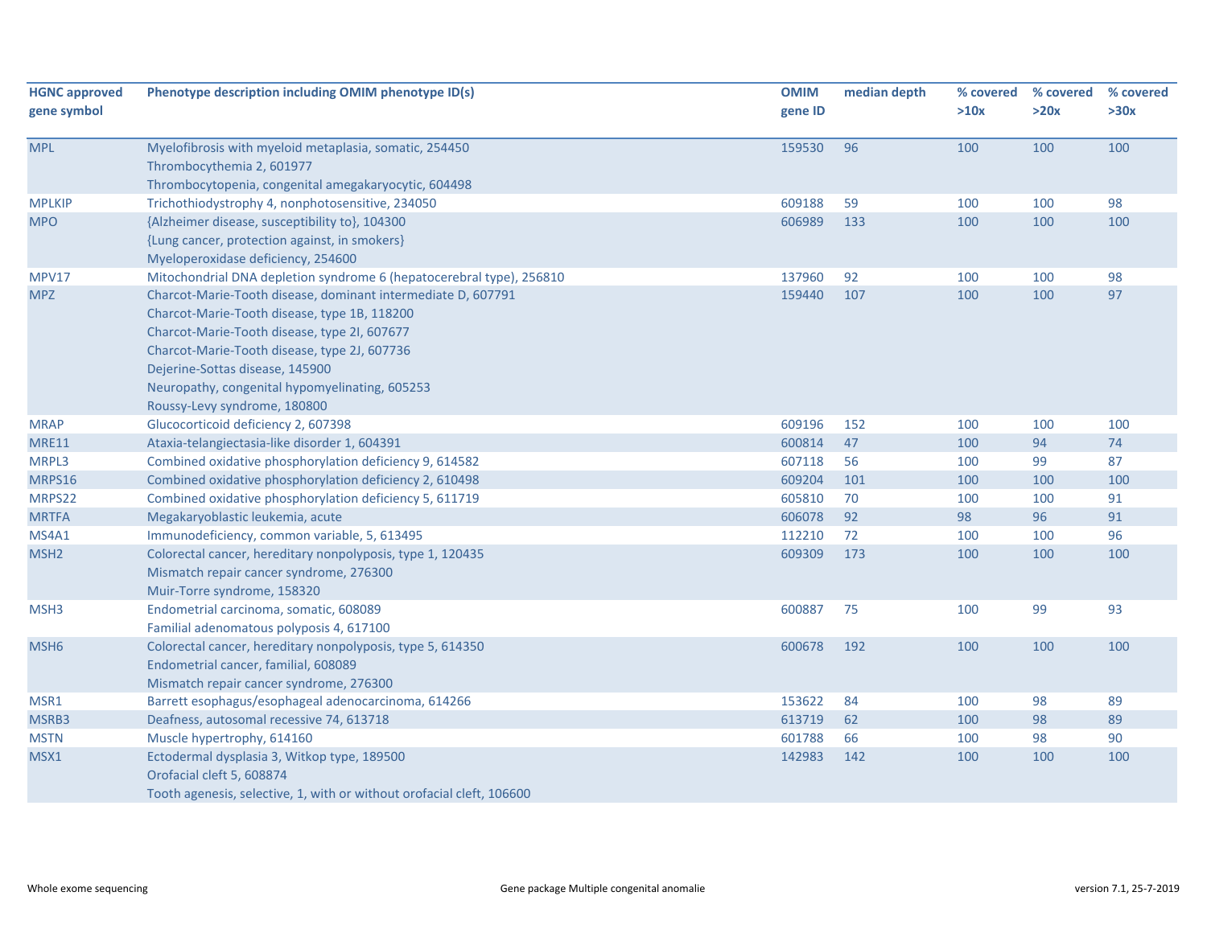| HGNC approved gene symbol | Phenotype description including OMIM phenotype ID(s) | OMIM gene ID | median depth | % covered >10x | % covered >20x | % covered >30x |
|---|---|---|---|---|---|---|
| MPL | Myelofibrosis with myeloid metaplasia, somatic, 254450<br>Thrombocythemia 2, 601977<br>Thrombocytopenia, congenital amegakaryocytic, 604498 | 159530 | 96 | 100 | 100 | 100 |
| MPLKIP | Trichothiodystrophy 4, nonphotosensitive, 234050 | 609188 | 59 | 100 | 100 | 98 |
| MPO | {Alzheimer disease, susceptibility to}, 104300<br>{Lung cancer, protection against, in smokers}<br>Myeloperoxidase deficiency, 254600 | 606989 | 133 | 100 | 100 | 100 |
| MPV17 | Mitochondrial DNA depletion syndrome 6 (hepatocerebral type), 256810 | 137960 | 92 | 100 | 100 | 98 |
| MPZ | Charcot-Marie-Tooth disease, dominant intermediate D, 607791<br>Charcot-Marie-Tooth disease, type 1B, 118200<br>Charcot-Marie-Tooth disease, type 2I, 607677<br>Charcot-Marie-Tooth disease, type 2J, 607736<br>Dejerine-Sottas disease, 145900<br>Neuropathy, congenital hypomyelinating, 605253<br>Roussy-Levy syndrome, 180800 | 159440 | 107 | 100 | 100 | 97 |
| MRAP | Glucocorticoid deficiency 2, 607398 | 609196 | 152 | 100 | 100 | 100 |
| MRE11 | Ataxia-telangiectasia-like disorder 1, 604391 | 600814 | 47 | 100 | 94 | 74 |
| MRPL3 | Combined oxidative phosphorylation deficiency 9, 614582 | 607118 | 56 | 100 | 99 | 87 |
| MRPS16 | Combined oxidative phosphorylation deficiency 2, 610498 | 609204 | 101 | 100 | 100 | 100 |
| MRPS22 | Combined oxidative phosphorylation deficiency 5, 611719 | 605810 | 70 | 100 | 100 | 91 |
| MRTFA | Megakaryoblastic leukemia, acute | 606078 | 92 | 98 | 96 | 91 |
| MS4A1 | Immunodeficiency, common variable, 5, 613495 | 112210 | 72 | 100 | 100 | 96 |
| MSH2 | Colorectal cancer, hereditary nonpolyposis, type 1, 120435<br>Mismatch repair cancer syndrome, 276300<br>Muir-Torre syndrome, 158320 | 609309 | 173 | 100 | 100 | 100 |
| MSH3 | Endometrial carcinoma, somatic, 608089<br>Familial adenomatous polyposis 4, 617100 | 600887 | 75 | 100 | 99 | 93 |
| MSH6 | Colorectal cancer, hereditary nonpolyposis, type 5, 614350<br>Endometrial cancer, familial, 608089<br>Mismatch repair cancer syndrome, 276300 | 600678 | 192 | 100 | 100 | 100 |
| MSR1 | Barrett esophagus/esophageal adenocarcinoma, 614266 | 153622 | 84 | 100 | 98 | 89 |
| MSRB3 | Deafness, autosomal recessive 74, 613718 | 613719 | 62 | 100 | 98 | 89 |
| MSTN | Muscle hypertrophy, 614160 | 601788 | 66 | 100 | 98 | 90 |
| MSX1 | Ectodermal dysplasia 3, Witkop type, 189500<br>Orofacial cleft 5, 608874<br>Tooth agenesis, selective, 1, with or without orofacial cleft, 106600 | 142983 | 142 | 100 | 100 | 100 |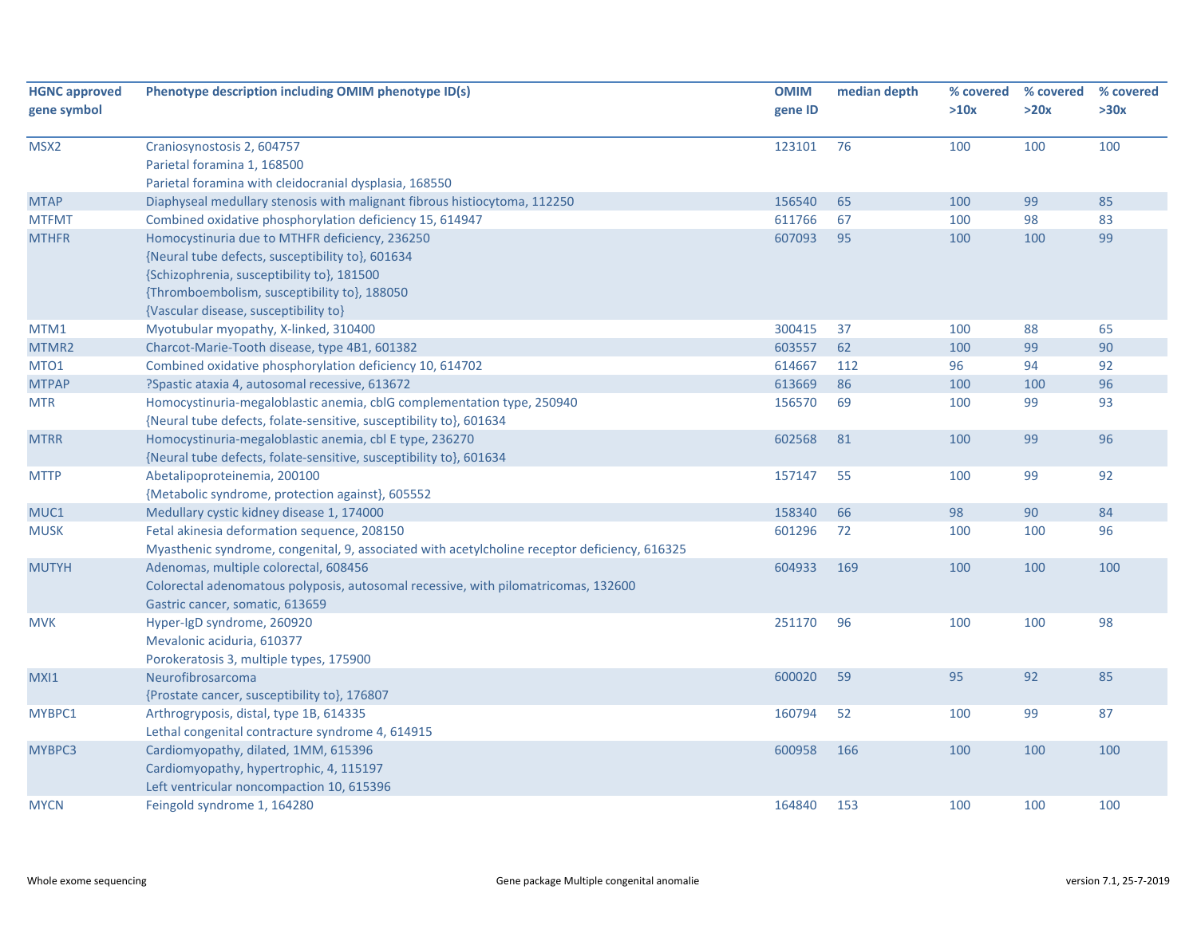| HGNC approved gene symbol | Phenotype description including OMIM phenotype ID(s) | OMIM gene ID | median depth | % covered >10x | % covered >20x | % covered >30x |
|---|---|---|---|---|---|---|
| MSX2 | Craniosynostosis 2, 604757<br>Parietal foramina 1, 168500<br>Parietal foramina with cleidocranial dysplasia, 168550 | 123101 | 76 | 100 | 100 | 100 |
| MTAP | Diaphyseal medullary stenosis with malignant fibrous histiocytoma, 112250 | 156540 | 65 | 100 | 99 | 85 |
| MTFMT | Combined oxidative phosphorylation deficiency 15, 614947 | 611766 | 67 | 100 | 98 | 83 |
| MTHFR | Homocystinuria due to MTHFR deficiency, 236250<br>{Neural tube defects, susceptibility to}, 601634<br>{Schizophrenia, susceptibility to}, 181500<br>{Thromboembolism, susceptibility to}, 188050<br>{Vascular disease, susceptibility to} | 607093 | 95 | 100 | 100 | 99 |
| MTM1 | Myotubular myopathy, X-linked, 310400 | 300415 | 37 | 100 | 88 | 65 |
| MTMR2 | Charcot-Marie-Tooth disease, type 4B1, 601382 | 603557 | 62 | 100 | 99 | 90 |
| MTO1 | Combined oxidative phosphorylation deficiency 10, 614702 | 614667 | 112 | 96 | 94 | 92 |
| MTPAP | ?Spastic ataxia 4, autosomal recessive, 613672 | 613669 | 86 | 100 | 100 | 96 |
| MTR | Homocystinuria-megaloblastic anemia, cblG complementation type, 250940<br>{Neural tube defects, folate-sensitive, susceptibility to}, 601634 | 156570 | 69 | 100 | 99 | 93 |
| MTRR | Homocystinuria-megaloblastic anemia, cbl E type, 236270<br>{Neural tube defects, folate-sensitive, susceptibility to}, 601634 | 602568 | 81 | 100 | 99 | 96 |
| MTTP | Abetalipoproteinemia, 200100<br>{Metabolic syndrome, protection against}, 605552 | 157147 | 55 | 100 | 99 | 92 |
| MUC1 | Medullary cystic kidney disease 1, 174000 | 158340 | 66 | 98 | 90 | 84 |
| MUSK | Fetal akinesia deformation sequence, 208150<br>Myasthenic syndrome, congenital, 9, associated with acetylcholine receptor deficiency, 616325 | 601296 | 72 | 100 | 100 | 96 |
| MUTYH | Adenomas, multiple colorectal, 608456<br>Colorectal adenomatous polyposis, autosomal recessive, with pilomatricomas, 132600<br>Gastric cancer, somatic, 613659 | 604933 | 169 | 100 | 100 | 100 |
| MVK | Hyper-IgD syndrome, 260920<br>Mevalonic aciduria, 610377<br>Porokeratosis 3, multiple types, 175900 | 251170 | 96 | 100 | 100 | 98 |
| MXI1 | Neurofibrosarcoma<br>{Prostate cancer, susceptibility to}, 176807 | 600020 | 59 | 95 | 92 | 85 |
| MYBPC1 | Arthrogryposis, distal, type 1B, 614335<br>Lethal congenital contracture syndrome 4, 614915 | 160794 | 52 | 100 | 99 | 87 |
| MYBPC3 | Cardiomyopathy, dilated, 1MM, 615396<br>Cardiomyopathy, hypertrophic, 4, 115197<br>Left ventricular noncompaction 10, 615396 | 600958 | 166 | 100 | 100 | 100 |
| MYCN | Feingold syndrome 1, 164280 | 164840 | 153 | 100 | 100 | 100 |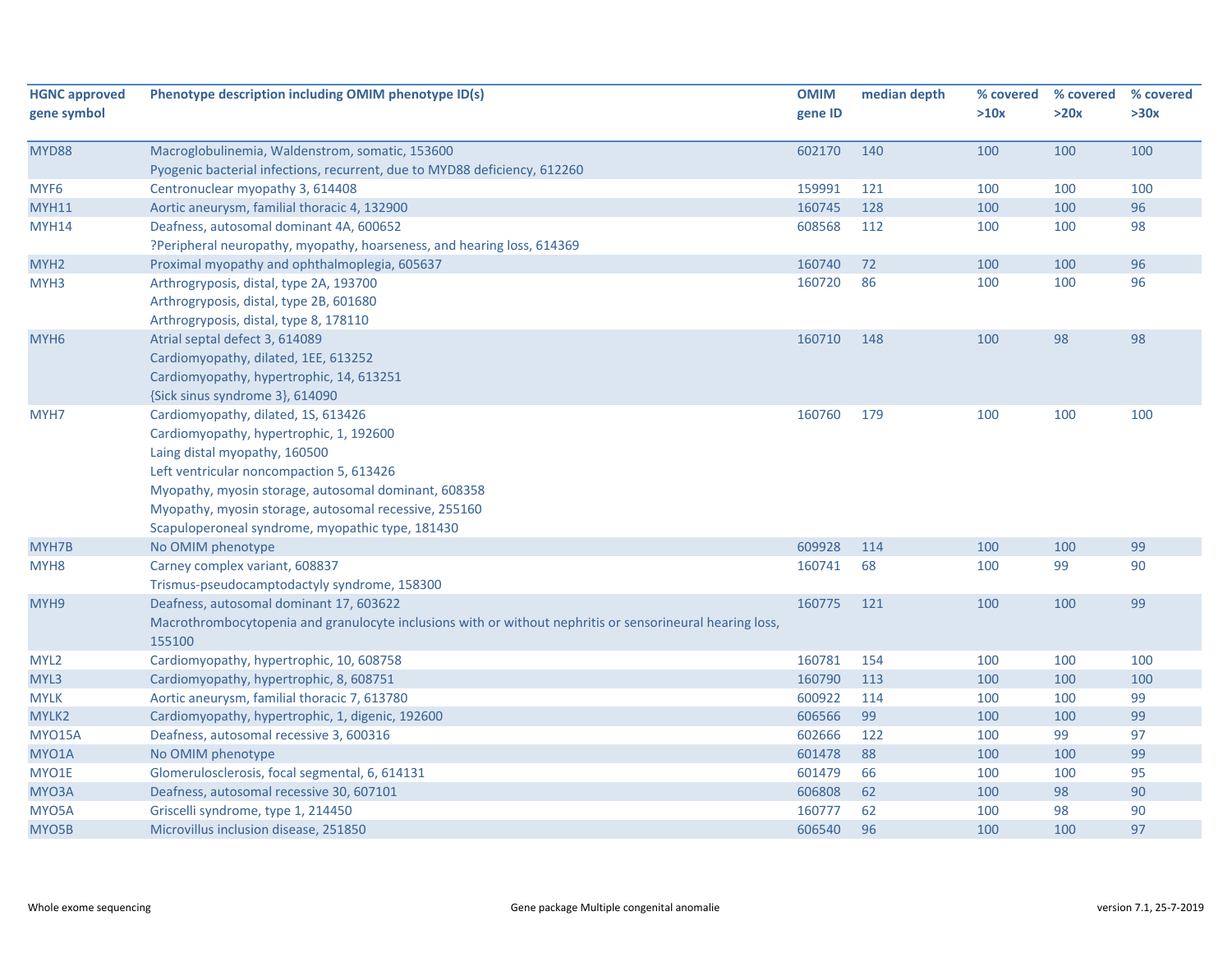| HGNC approved gene symbol | Phenotype description including OMIM phenotype ID(s) | OMIM gene ID | median depth | % covered >10x | % covered >20x | % covered >30x |
|---|---|---|---|---|---|---|
| MYD88 | Macroglobulinemia, Waldenstrom, somatic, 153600<br>Pyogenic bacterial infections, recurrent, due to MYD88 deficiency, 612260 | 602170 | 140 | 100 | 100 | 100 |
| MYF6 | Centronuclear myopathy 3, 614408 | 159991 | 121 | 100 | 100 | 100 |
| MYH11 | Aortic aneurysm, familial thoracic 4, 132900 | 160745 | 128 | 100 | 100 | 96 |
| MYH14 | Deafness, autosomal dominant 4A, 600652<br>?Peripheral neuropathy, myopathy, hoarseness, and hearing loss, 614369 | 608568 | 112 | 100 | 100 | 98 |
| MYH2 | Proximal myopathy and ophthalmoplegia, 605637 | 160740 | 72 | 100 | 100 | 96 |
| MYH3 | Arthrogryposis, distal, type 2A, 193700<br>Arthrogryposis, distal, type 2B, 601680<br>Arthrogryposis, distal, type 8, 178110 | 160720 | 86 | 100 | 100 | 96 |
| MYH6 | Atrial septal defect 3, 614089<br>Cardiomyopathy, dilated, 1EE, 613252<br>Cardiomyopathy, hypertrophic, 14, 613251<br>{Sick sinus syndrome 3}, 614090 | 160710 | 148 | 100 | 98 | 98 |
| MYH7 | Cardiomyopathy, dilated, 1S, 613426<br>Cardiomyopathy, hypertrophic, 1, 192600<br>Laing distal myopathy, 160500<br>Left ventricular noncompaction 5, 613426<br>Myopathy, myosin storage, autosomal dominant, 608358<br>Myopathy, myosin storage, autosomal recessive, 255160<br>Scapuloperoneal syndrome, myopathic type, 181430 | 160760 | 179 | 100 | 100 | 100 |
| MYH7B | No OMIM phenotype | 609928 | 114 | 100 | 100 | 99 |
| MYH8 | Carney complex variant, 608837<br>Trismus-pseudocamptodactyly syndrome, 158300 | 160741 | 68 | 100 | 99 | 90 |
| MYH9 | Deafness, autosomal dominant 17, 603622<br>Macrothrombocytopenia and granulocyte inclusions with or without nephritis or sensorineural hearing loss, 155100 | 160775 | 121 | 100 | 100 | 99 |
| MYL2 | Cardiomyopathy, hypertrophic, 10, 608758 | 160781 | 154 | 100 | 100 | 100 |
| MYL3 | Cardiomyopathy, hypertrophic, 8, 608751 | 160790 | 113 | 100 | 100 | 100 |
| MYLK | Aortic aneurysm, familial thoracic 7, 613780 | 600922 | 114 | 100 | 100 | 99 |
| MYLK2 | Cardiomyopathy, hypertrophic, 1, digenic, 192600 | 606566 | 99 | 100 | 100 | 99 |
| MYO15A | Deafness, autosomal recessive 3, 600316 | 602666 | 122 | 100 | 99 | 97 |
| MYO1A | No OMIM phenotype | 601478 | 88 | 100 | 100 | 99 |
| MYO1E | Glomerulosclerosis, focal segmental, 6, 614131 | 601479 | 66 | 100 | 100 | 95 |
| MYO3A | Deafness, autosomal recessive 30, 607101 | 606808 | 62 | 100 | 98 | 90 |
| MYO5A | Griscelli syndrome, type 1, 214450 | 160777 | 62 | 100 | 98 | 90 |
| MYO5B | Microvillus inclusion disease, 251850 | 606540 | 96 | 100 | 100 | 97 |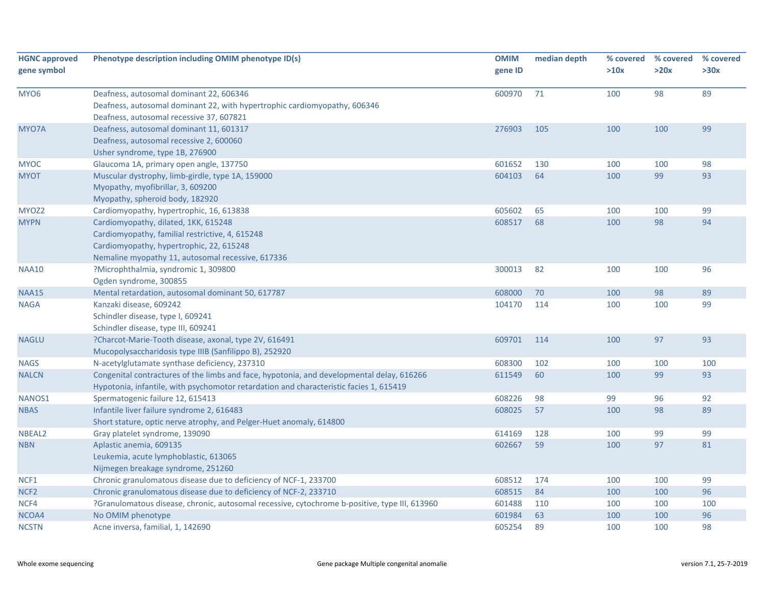| HGNC approved gene symbol | Phenotype description including OMIM phenotype ID(s) | OMIM gene ID | median depth | % covered >10x | % covered >20x | % covered >30x |
|---|---|---|---|---|---|---|
| MYO6 | Deafness, autosomal dominant 22, 606346<br>Deafness, autosomal dominant 22, with hypertrophic cardiomyopathy, 606346<br>Deafness, autosomal recessive 37, 607821 | 600970 | 71 | 100 | 98 | 89 |
| MYO7A | Deafness, autosomal dominant 11, 601317<br>Deafness, autosomal recessive 2, 600060<br>Usher syndrome, type 1B, 276900 | 276903 | 105 | 100 | 100 | 99 |
| MYOC | Glaucoma 1A, primary open angle, 137750 | 601652 | 130 | 100 | 100 | 98 |
| MYOT | Muscular dystrophy, limb-girdle, type 1A, 159000<br>Myopathy, myofibrillar, 3, 609200<br>Myopathy, spheroid body, 182920 | 604103 | 64 | 100 | 99 | 93 |
| MYOZ2 | Cardiomyopathy, hypertrophic, 16, 613838 | 605602 | 65 | 100 | 100 | 99 |
| MYPN | Cardiomyopathy, dilated, 1KK, 615248<br>Cardiomyopathy, familial restrictive, 4, 615248<br>Cardiomyopathy, hypertrophic, 22, 615248<br>Nemaline myopathy 11, autosomal recessive, 617336 | 608517 | 68 | 100 | 98 | 94 |
| NAA10 | ?Microphthalmia, syndromic 1, 309800<br>Ogden syndrome, 300855 | 300013 | 82 | 100 | 100 | 96 |
| NAA15 | Mental retardation, autosomal dominant 50, 617787 | 608000 | 70 | 100 | 98 | 89 |
| NAGA | Kanzaki disease, 609242<br>Schindler disease, type I, 609241<br>Schindler disease, type III, 609241 | 104170 | 114 | 100 | 100 | 99 |
| NAGLU | ?Charcot-Marie-Tooth disease, axonal, type 2V, 616491<br>Mucopolysaccharidosis type IIIB (Sanfilippo B), 252920 | 609701 | 114 | 100 | 97 | 93 |
| NAGS | N-acetylglutamate synthase deficiency, 237310 | 608300 | 102 | 100 | 100 | 100 |
| NALCN | Congenital contractures of the limbs and face, hypotonia, and developmental delay, 616266<br>Hypotonia, infantile, with psychomotor retardation and characteristic facies 1, 615419 | 611549 | 60 | 100 | 99 | 93 |
| NANOS1 | Spermatogenic failure 12, 615413 | 608226 | 98 | 99 | 96 | 92 |
| NBAS | Infantile liver failure syndrome 2, 616483<br>Short stature, optic nerve atrophy, and Pelger-Huet anomaly, 614800 | 608025 | 57 | 100 | 98 | 89 |
| NBEAL2 | Gray platelet syndrome, 139090 | 614169 | 128 | 100 | 99 | 99 |
| NBN | Aplastic anemia, 609135<br>Leukemia, acute lymphoblastic, 613065<br>Nijmegen breakage syndrome, 251260 | 602667 | 59 | 100 | 97 | 81 |
| NCF1 | Chronic granulomatous disease due to deficiency of NCF-1, 233700 | 608512 | 174 | 100 | 100 | 99 |
| NCF2 | Chronic granulomatous disease due to deficiency of NCF-2, 233710 | 608515 | 84 | 100 | 100 | 96 |
| NCF4 | ?Granulomatous disease, chronic, autosomal recessive, cytochrome b-positive, type III, 613960 | 601488 | 110 | 100 | 100 | 100 |
| NCOA4 | No OMIM phenotype | 601984 | 63 | 100 | 100 | 96 |
| NCSTN | Acne inversa, familial, 1, 142690 | 605254 | 89 | 100 | 100 | 98 |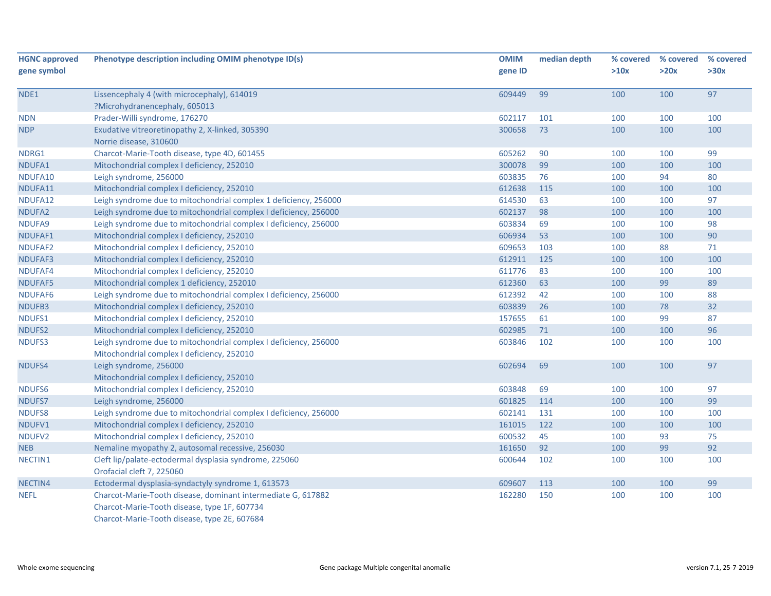| HGNC approved gene symbol | Phenotype description including OMIM phenotype ID(s) | OMIM gene ID | median depth | % covered >10x | % covered >20x | % covered >30x |
|---|---|---|---|---|---|---|
| NDE1 | Lissencephaly 4 (with microcephaly), 614019<br>?Microhydranencephaly, 605013 | 609449 | 99 | 100 | 100 | 97 |
| NDN | Prader-Willi syndrome, 176270 | 602117 | 101 | 100 | 100 | 100 |
| NDP | Exudative vitreoretinopathy 2, X-linked, 305390<br>Norrie disease, 310600 | 300658 | 73 | 100 | 100 | 100 |
| NDRG1 | Charcot-Marie-Tooth disease, type 4D, 601455 | 605262 | 90 | 100 | 100 | 99 |
| NDUFA1 | Mitochondrial complex I deficiency, 252010 | 300078 | 99 | 100 | 100 | 100 |
| NDUFA10 | Leigh syndrome, 256000 | 603835 | 76 | 100 | 94 | 80 |
| NDUFA11 | Mitochondrial complex I deficiency, 252010 | 612638 | 115 | 100 | 100 | 100 |
| NDUFA12 | Leigh syndrome due to mitochondrial complex 1 deficiency, 256000 | 614530 | 63 | 100 | 100 | 97 |
| NDUFA2 | Leigh syndrome due to mitochondrial complex I deficiency, 256000 | 602137 | 98 | 100 | 100 | 100 |
| NDUFA9 | Leigh syndrome due to mitochondrial complex I deficiency, 256000 | 603834 | 69 | 100 | 100 | 98 |
| NDUFAF1 | Mitochondrial complex I deficiency, 252010 | 606934 | 53 | 100 | 100 | 90 |
| NDUFAF2 | Mitochondrial complex I deficiency, 252010 | 609653 | 103 | 100 | 88 | 71 |
| NDUFAF3 | Mitochondrial complex I deficiency, 252010 | 612911 | 125 | 100 | 100 | 100 |
| NDUFAF4 | Mitochondrial complex I deficiency, 252010 | 611776 | 83 | 100 | 100 | 100 |
| NDUFAF5 | Mitochondrial complex 1 deficiency, 252010 | 612360 | 63 | 100 | 99 | 89 |
| NDUFAF6 | Leigh syndrome due to mitochondrial complex I deficiency, 256000 | 612392 | 42 | 100 | 100 | 88 |
| NDUFB3 | Mitochondrial complex I deficiency, 252010 | 603839 | 26 | 100 | 78 | 32 |
| NDUFS1 | Mitochondrial complex I deficiency, 252010 | 157655 | 61 | 100 | 99 | 87 |
| NDUFS2 | Mitochondrial complex I deficiency, 252010 | 602985 | 71 | 100 | 100 | 96 |
| NDUFS3 | Leigh syndrome due to mitochondrial complex I deficiency, 256000<br>Mitochondrial complex I deficiency, 252010 | 603846 | 102 | 100 | 100 | 100 |
| NDUFS4 | Leigh syndrome, 256000<br>Mitochondrial complex I deficiency, 252010 | 602694 | 69 | 100 | 100 | 97 |
| NDUFS6 | Mitochondrial complex I deficiency, 252010 | 603848 | 69 | 100 | 100 | 97 |
| NDUFS7 | Leigh syndrome, 256000 | 601825 | 114 | 100 | 100 | 99 |
| NDUFS8 | Leigh syndrome due to mitochondrial complex I deficiency, 256000 | 602141 | 131 | 100 | 100 | 100 |
| NDUFV1 | Mitochondrial complex I deficiency, 252010 | 161015 | 122 | 100 | 100 | 100 |
| NDUFV2 | Mitochondrial complex I deficiency, 252010 | 600532 | 45 | 100 | 93 | 75 |
| NEB | Nemaline myopathy 2, autosomal recessive, 256030 | 161650 | 92 | 100 | 99 | 92 |
| NECTIN1 | Cleft lip/palate-ectodermal dysplasia syndrome, 225060<br>Orofacial cleft 7, 225060 | 600644 | 102 | 100 | 100 | 100 |
| NECTIN4 | Ectodermal dysplasia-syndactyly syndrome 1, 613573 | 609607 | 113 | 100 | 100 | 99 |
| NEFL | Charcot-Marie-Tooth disease, dominant intermediate G, 617882<br>Charcot-Marie-Tooth disease, type 1F, 607734<br>Charcot-Marie-Tooth disease, type 2E, 607684 | 162280 | 150 | 100 | 100 | 100 |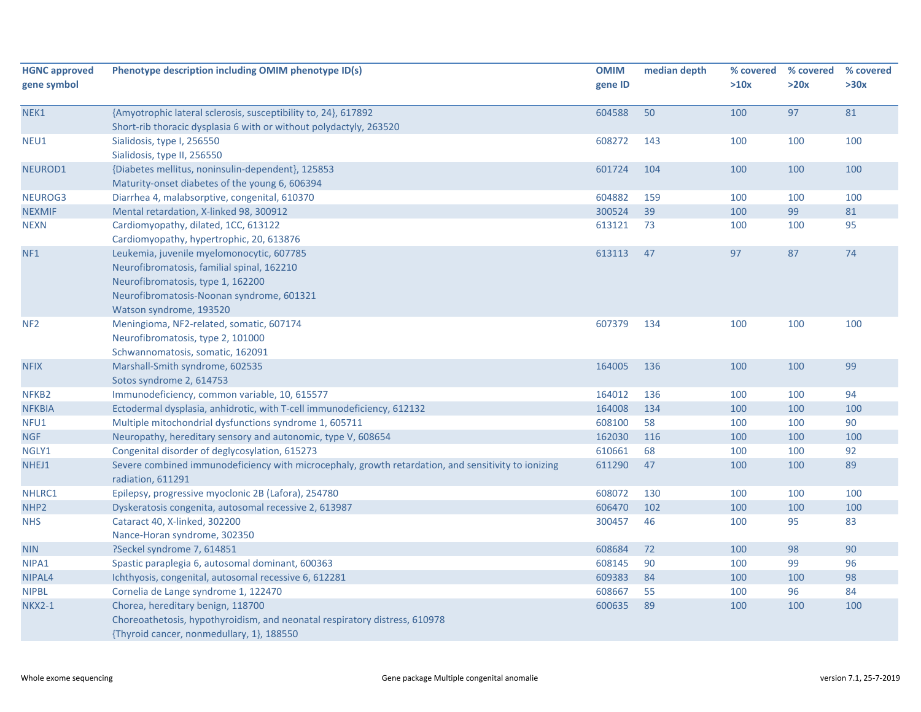| HGNC approved gene symbol | Phenotype description including OMIM phenotype ID(s) | OMIM gene ID | median depth | % covered >10x | % covered >20x | % covered >30x |
|---|---|---|---|---|---|---|
| NEK1 | {Amyotrophic lateral sclerosis, susceptibility to, 24}, 617892<br>Short-rib thoracic dysplasia 6 with or without polydactyly, 263520 | 604588 | 50 | 100 | 97 | 81 |
| NEU1 | Sialidosis, type I, 256550<br>Sialidosis, type II, 256550 | 608272 | 143 | 100 | 100 | 100 |
| NEUROD1 | {Diabetes mellitus, noninsulin-dependent}, 125853<br>Maturity-onset diabetes of the young 6, 606394 | 601724 | 104 | 100 | 100 | 100 |
| NEUROG3 | Diarrhea 4, malabsorptive, congenital, 610370 | 604882 | 159 | 100 | 100 | 100 |
| NEXMIF | Mental retardation, X-linked 98, 300912 | 300524 | 39 | 100 | 99 | 81 |
| NEXN | Cardiomyopathy, dilated, 1CC, 613122<br>Cardiomyopathy, hypertrophic, 20, 613876 | 613121 | 73 | 100 | 100 | 95 |
| NF1 | Leukemia, juvenile myelomonocytic, 607785<br>Neurofibromatosis, familial spinal, 162210<br>Neurofibromatosis, type 1, 162200<br>Neurofibromatosis-Noonan syndrome, 601321<br>Watson syndrome, 193520 | 613113 | 47 | 97 | 87 | 74 |
| NF2 | Meningioma, NF2-related, somatic, 607174<br>Neurofibromatosis, type 2, 101000<br>Schwannomatosis, somatic, 162091 | 607379 | 134 | 100 | 100 | 100 |
| NFIX | Marshall-Smith syndrome, 602535<br>Sotos syndrome 2, 614753 | 164005 | 136 | 100 | 100 | 99 |
| NFKB2 | Immunodeficiency, common variable, 10, 615577 | 164012 | 136 | 100 | 100 | 94 |
| NFKBIA | Ectodermal dysplasia, anhidrotic, with T-cell immunodeficiency, 612132 | 164008 | 134 | 100 | 100 | 100 |
| NFU1 | Multiple mitochondrial dysfunctions syndrome 1, 605711 | 608100 | 58 | 100 | 100 | 90 |
| NGF | Neuropathy, hereditary sensory and autonomic, type V, 608654 | 162030 | 116 | 100 | 100 | 100 |
| NGLY1 | Congenital disorder of deglycosylation, 615273 | 610661 | 68 | 100 | 100 | 92 |
| NHEJ1 | Severe combined immunodeficiency with microcephaly, growth retardation, and sensitivity to ionizing radiation, 611291 | 611290 | 47 | 100 | 100 | 89 |
| NHLRC1 | Epilepsy, progressive myoclonic 2B (Lafora), 254780 | 608072 | 130 | 100 | 100 | 100 |
| NHP2 | Dyskeratosis congenita, autosomal recessive 2, 613987 | 606470 | 102 | 100 | 100 | 100 |
| NHS | Cataract 40, X-linked, 302200<br>Nance-Horan syndrome, 302350 | 300457 | 46 | 100 | 95 | 83 |
| NIN | ?Seckel syndrome 7, 614851 | 608684 | 72 | 100 | 98 | 90 |
| NIPA1 | Spastic paraplegia 6, autosomal dominant, 600363 | 608145 | 90 | 100 | 99 | 96 |
| NIPAL4 | Ichthyosis, congenital, autosomal recessive 6, 612281 | 609383 | 84 | 100 | 100 | 98 |
| NIPBL | Cornelia de Lange syndrome 1, 122470 | 608667 | 55 | 100 | 96 | 84 |
| NKX2-1 | Chorea, hereditary benign, 118700<br>Choreoathetosis, hypothyroidism, and neonatal respiratory distress, 610978<br>{Thyroid cancer, nonmedullary, 1}, 188550 | 600635 | 89 | 100 | 100 | 100 |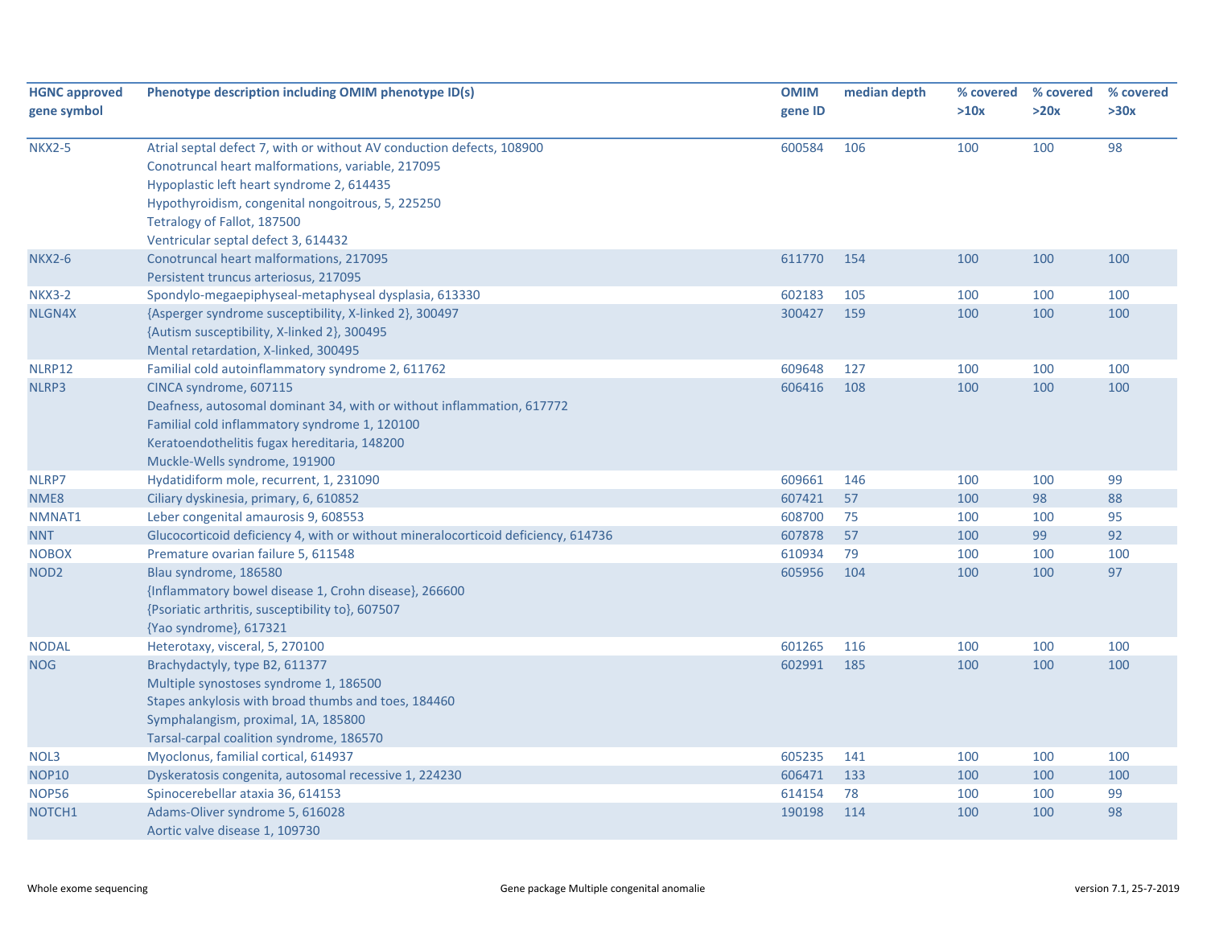| HGNC approved gene symbol | Phenotype description including OMIM phenotype ID(s) | OMIM gene ID | median depth | % covered >10x | % covered >20x | % covered >30x |
|---|---|---|---|---|---|---|
| NKX2-5 | Atrial septal defect 7, with or without AV conduction defects, 108900<br>Conotruncal heart malformations, variable, 217095<br>Hypoplastic left heart syndrome 2, 614435<br>Hypothyroidism, congenital nongoitrous, 5, 225250<br>Tetralogy of Fallot, 187500<br>Ventricular septal defect 3, 614432 | 600584 | 106 | 100 | 100 | 98 |
| NKX2-6 | Conotruncal heart malformations, 217095<br>Persistent truncus arteriosus, 217095 | 611770 | 154 | 100 | 100 | 100 |
| NKX3-2 | Spondylo-megaepiphyseal-metaphyseal dysplasia, 613330 | 602183 | 105 | 100 | 100 | 100 |
| NLGN4X | {Asperger syndrome susceptibility, X-linked 2}, 300497<br>{Autism susceptibility, X-linked 2}, 300495<br>Mental retardation, X-linked, 300495 | 300427 | 159 | 100 | 100 | 100 |
| NLRP12 | Familial cold autoinflammatory syndrome 2, 611762 | 609648 | 127 | 100 | 100 | 100 |
| NLRP3 | CINCA syndrome, 607115<br>Deafness, autosomal dominant 34, with or without inflammation, 617772<br>Familial cold inflammatory syndrome 1, 120100<br>Keratoendothelitis fugax hereditaria, 148200<br>Muckle-Wells syndrome, 191900 | 606416 | 108 | 100 | 100 | 100 |
| NLRP7 | Hydatidiform mole, recurrent, 1, 231090 | 609661 | 146 | 100 | 100 | 99 |
| NME8 | Ciliary dyskinesia, primary, 6, 610852 | 607421 | 57 | 100 | 98 | 88 |
| NMNAT1 | Leber congenital amaurosis 9, 608553 | 608700 | 75 | 100 | 100 | 95 |
| NNT | Glucocorticoid deficiency 4, with or without mineralocorticoid deficiency, 614736 | 607878 | 57 | 100 | 99 | 92 |
| NOBOX | Premature ovarian failure 5, 611548 | 610934 | 79 | 100 | 100 | 100 |
| NOD2 | Blau syndrome, 186580<br>{Inflammatory bowel disease 1, Crohn disease}, 266600<br>{Psoriatic arthritis, susceptibility to}, 607507<br>{Yao syndrome}, 617321 | 605956 | 104 | 100 | 100 | 97 |
| NODAL | Heterotaxy, visceral, 5, 270100 | 601265 | 116 | 100 | 100 | 100 |
| NOG | Brachydactyly, type B2, 611377<br>Multiple synostoses syndrome 1, 186500<br>Stapes ankylosis with broad thumbs and toes, 184460<br>Symphalangism, proximal, 1A, 185800<br>Tarsal-carpal coalition syndrome, 186570 | 602991 | 185 | 100 | 100 | 100 |
| NOL3 | Myoclonus, familial cortical, 614937 | 605235 | 141 | 100 | 100 | 100 |
| NOP10 | Dyskeratosis congenita, autosomal recessive 1, 224230 | 606471 | 133 | 100 | 100 | 100 |
| NOP56 | Spinocerebellar ataxia 36, 614153 | 614154 | 78 | 100 | 100 | 99 |
| NOTCH1 | Adams-Oliver syndrome 5, 616028<br>Aortic valve disease 1, 109730 | 190198 | 114 | 100 | 100 | 98 |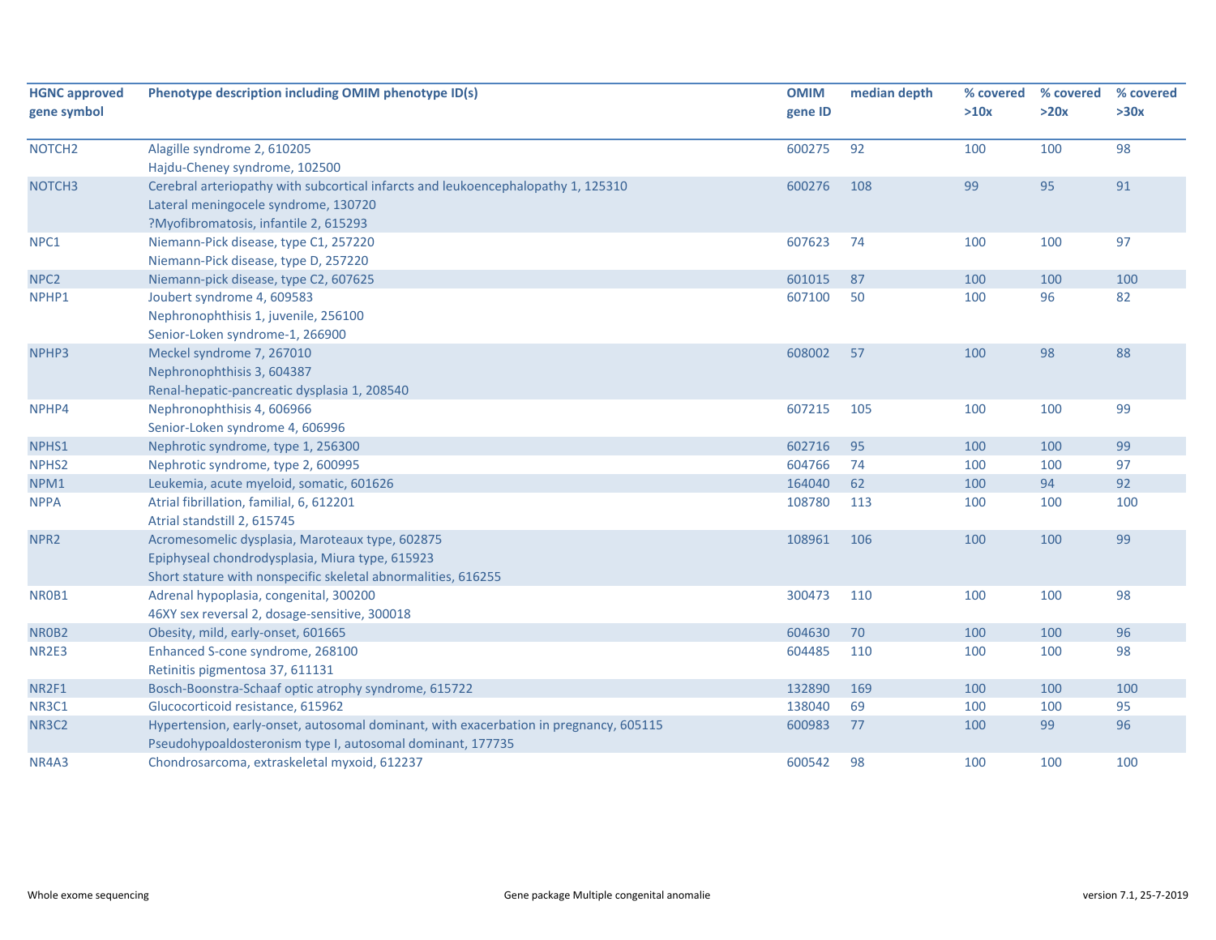| HGNC approved gene symbol | Phenotype description including OMIM phenotype ID(s) | OMIM gene ID | median depth | % covered >10x | % covered >20x | % covered >30x |
|---|---|---|---|---|---|---|
| NOTCH2 | Alagille syndrome 2, 610205<br>Hajdu-Cheney syndrome, 102500 | 600275 | 92 | 100 | 100 | 98 |
| NOTCH3 | Cerebral arteriopathy with subcortical infarcts and leukoencephalopathy 1, 125310<br>Lateral meningocele syndrome, 130720<br>?Myofibromatosis, infantile 2, 615293 | 600276 | 108 | 99 | 95 | 91 |
| NPC1 | Niemann-Pick disease, type C1, 257220<br>Niemann-Pick disease, type D, 257220 | 607623 | 74 | 100 | 100 | 97 |
| NPC2 | Niemann-pick disease, type C2, 607625 | 601015 | 87 | 100 | 100 | 100 |
| NPHP1 | Joubert syndrome 4, 609583<br>Nephronophthisis 1, juvenile, 256100<br>Senior-Loken syndrome-1, 266900 | 607100 | 50 | 100 | 96 | 82 |
| NPHP3 | Meckel syndrome 7, 267010<br>Nephronophthisis 3, 604387<br>Renal-hepatic-pancreatic dysplasia 1, 208540 | 608002 | 57 | 100 | 98 | 88 |
| NPHP4 | Nephronophthisis 4, 606966<br>Senior-Loken syndrome 4, 606996 | 607215 | 105 | 100 | 100 | 99 |
| NPHS1 | Nephrotic syndrome, type 1, 256300 | 602716 | 95 | 100 | 100 | 99 |
| NPHS2 | Nephrotic syndrome, type 2, 600995 | 604766 | 74 | 100 | 100 | 97 |
| NPM1 | Leukemia, acute myeloid, somatic, 601626 | 164040 | 62 | 100 | 94 | 92 |
| NPPA | Atrial fibrillation, familial, 6, 612201<br>Atrial standstill 2, 615745 | 108780 | 113 | 100 | 100 | 100 |
| NPR2 | Acromesomelic dysplasia, Maroteaux type, 602875<br>Epiphyseal chondrodysplasia, Miura type, 615923<br>Short stature with nonspecific skeletal abnormalities, 616255 | 108961 | 106 | 100 | 100 | 99 |
| NR0B1 | Adrenal hypoplasia, congenital, 300200<br>46XY sex reversal 2, dosage-sensitive, 300018 | 300473 | 110 | 100 | 100 | 98 |
| NR0B2 | Obesity, mild, early-onset, 601665 | 604630 | 70 | 100 | 100 | 96 |
| NR2E3 | Enhanced S-cone syndrome, 268100<br>Retinitis pigmentosa 37, 611131 | 604485 | 110 | 100 | 100 | 98 |
| NR2F1 | Bosch-Boonstra-Schaaf optic atrophy syndrome, 615722 | 132890 | 169 | 100 | 100 | 100 |
| NR3C1 | Glucocorticoid resistance, 615962 | 138040 | 69 | 100 | 100 | 95 |
| NR3C2 | Hypertension, early-onset, autosomal dominant, with exacerbation in pregnancy, 605115<br>Pseudohypoaldosteronism type I, autosomal dominant, 177735 | 600983 | 77 | 100 | 99 | 96 |
| NR4A3 | Chondrosarcoma, extraskeletal myxoid, 612237 | 600542 | 98 | 100 | 100 | 100 |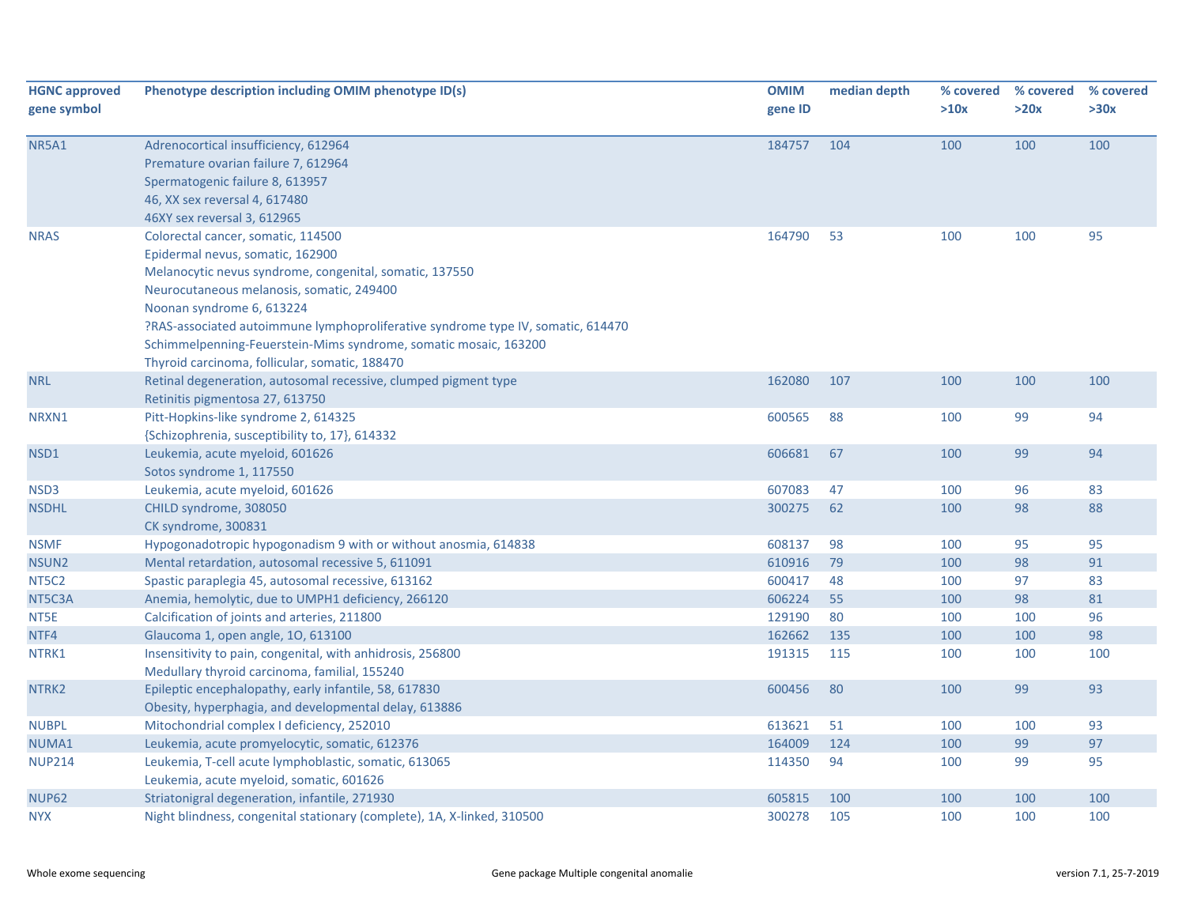| HGNC approved gene symbol | Phenotype description including OMIM phenotype ID(s) | OMIM gene ID | median depth | % covered >10x | % covered >20x | % covered >30x |
|---|---|---|---|---|---|---|
| NR5A1 | Adrenocortical insufficiency, 612964<br>Premature ovarian failure 7, 612964<br>Spermatogenic failure 8, 613957<br>46, XX sex reversal 4, 617480<br>46XY sex reversal 3, 612965 | 184757 | 104 | 100 | 100 | 100 |
| NRAS | Colorectal cancer, somatic, 114500<br>Epidermal nevus, somatic, 162900<br>Melanocytic nevus syndrome, congenital, somatic, 137550<br>Neurocutaneous melanosis, somatic, 249400<br>Noonan syndrome 6, 613224<br>?RAS-associated autoimmune lymphoproliferative syndrome type IV, somatic, 614470<br>Schimmelpenning-Feuerstein-Mims syndrome, somatic mosaic, 163200<br>Thyroid carcinoma, follicular, somatic, 188470 | 164790 | 53 | 100 | 100 | 95 |
| NRL | Retinal degeneration, autosomal recessive, clumped pigment type<br>Retinitis pigmentosa 27, 613750 | 162080 | 107 | 100 | 100 | 100 |
| NRXN1 | Pitt-Hopkins-like syndrome 2, 614325<br>{Schizophrenia, susceptibility to, 17}, 614332 | 600565 | 88 | 100 | 99 | 94 |
| NSD1 | Leukemia, acute myeloid, 601626<br>Sotos syndrome 1, 117550 | 606681 | 67 | 100 | 99 | 94 |
| NSD3 | Leukemia, acute myeloid, 601626 | 607083 | 47 | 100 | 96 | 83 |
| NSDHL | CHILD syndrome, 308050<br>CK syndrome, 300831 | 300275 | 62 | 100 | 98 | 88 |
| NSMF | Hypogonadotropic hypogonadism 9 with or without anosmia, 614838 | 608137 | 98 | 100 | 95 | 95 |
| NSUN2 | Mental retardation, autosomal recessive 5, 611091 | 610916 | 79 | 100 | 98 | 91 |
| NT5C2 | Spastic paraplegia 45, autosomal recessive, 613162 | 600417 | 48 | 100 | 97 | 83 |
| NT5C3A | Anemia, hemolytic, due to UMPH1 deficiency, 266120 | 606224 | 55 | 100 | 98 | 81 |
| NT5E | Calcification of joints and arteries, 211800 | 129190 | 80 | 100 | 100 | 96 |
| NTF4 | Glaucoma 1, open angle, 1O, 613100 | 162662 | 135 | 100 | 100 | 98 |
| NTRK1 | Insensitivity to pain, congenital, with anhidrosis, 256800<br>Medullary thyroid carcinoma, familial, 155240 | 191315 | 115 | 100 | 100 | 100 |
| NTRK2 | Epileptic encephalopathy, early infantile, 58, 617830<br>Obesity, hyperphagia, and developmental delay, 613886 | 600456 | 80 | 100 | 99 | 93 |
| NUBPL | Mitochondrial complex I deficiency, 252010 | 613621 | 51 | 100 | 100 | 93 |
| NUMA1 | Leukemia, acute promyelocytic, somatic, 612376 | 164009 | 124 | 100 | 99 | 97 |
| NUP214 | Leukemia, T-cell acute lymphoblastic, somatic, 613065<br>Leukemia, acute myeloid, somatic, 601626 | 114350 | 94 | 100 | 99 | 95 |
| NUP62 | Striatonigral degeneration, infantile, 271930 | 605815 | 100 | 100 | 100 | 100 |
| NYX | Night blindness, congenital stationary (complete), 1A, X-linked, 310500 | 300278 | 105 | 100 | 100 | 100 |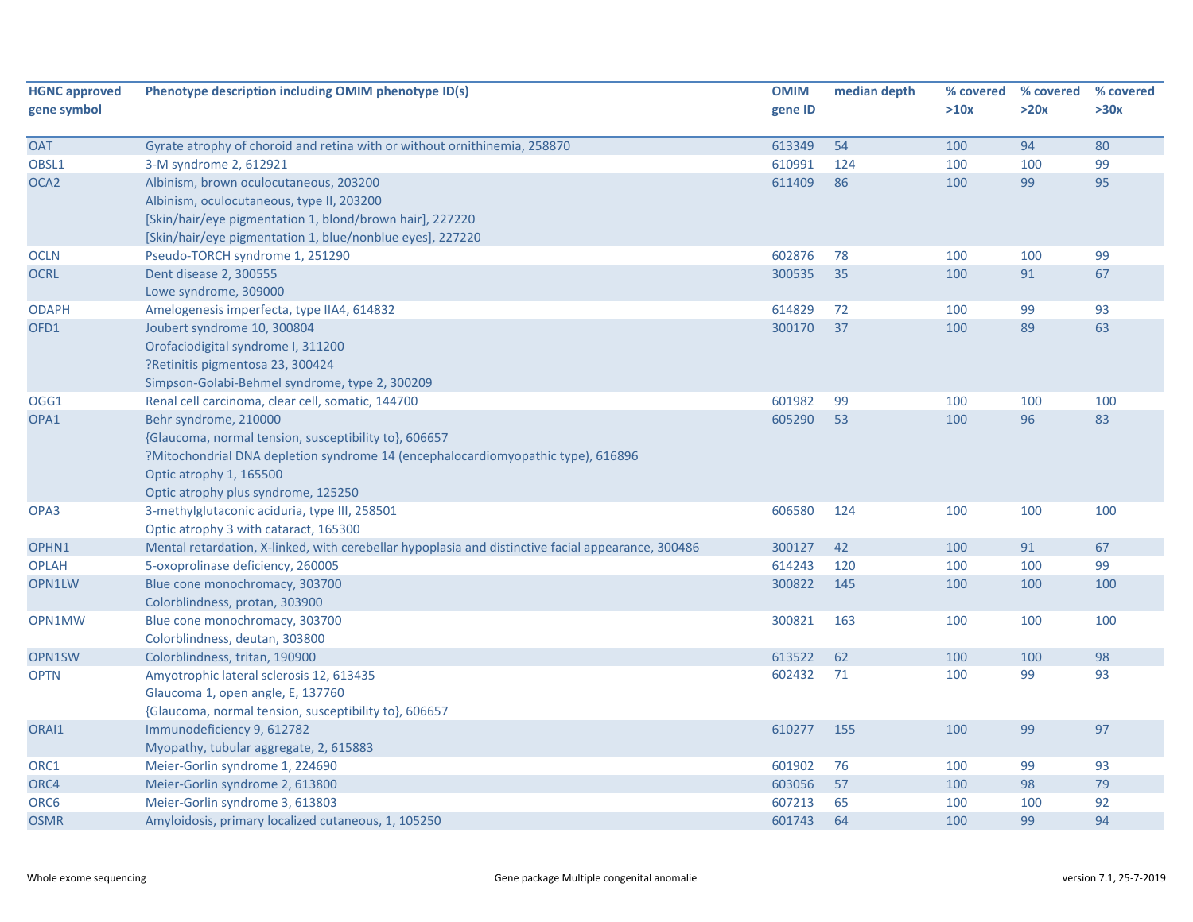| HGNC approved gene symbol | Phenotype description including OMIM phenotype ID(s) | OMIM gene ID | median depth | % covered >10x | % covered >20x | % covered >30x |
|---|---|---|---|---|---|---|
| OAT | Gyrate atrophy of choroid and retina with or without ornithinemia, 258870 | 613349 | 54 | 100 | 94 | 80 |
| OBSL1 | 3-M syndrome 2, 612921 | 610991 | 124 | 100 | 100 | 99 |
| OCA2 | Albinism, brown oculocutaneous, 203200<br>Albinism, oculocutaneous, type II, 203200<br>[Skin/hair/eye pigmentation 1, blond/brown hair], 227220<br>[Skin/hair/eye pigmentation 1, blue/nonblue eyes], 227220 | 611409 | 86 | 100 | 99 | 95 |
| OCLN | Pseudo-TORCH syndrome 1, 251290 | 602876 | 78 | 100 | 100 | 99 |
| OCRL | Dent disease 2, 300555<br>Lowe syndrome, 309000 | 300535 | 35 | 100 | 91 | 67 |
| ODAPH | Amelogenesis imperfecta, type IIA4, 614832 | 614829 | 72 | 100 | 99 | 93 |
| OFD1 | Joubert syndrome 10, 300804<br>Orofaciodigital syndrome I, 311200<br>?Retinitis pigmentosa 23, 300424<br>Simpson-Golabi-Behmel syndrome, type 2, 300209 | 300170 | 37 | 100 | 89 | 63 |
| OGG1 | Renal cell carcinoma, clear cell, somatic, 144700 | 601982 | 99 | 100 | 100 | 100 |
| OPA1 | Behr syndrome, 210000<br>{Glaucoma, normal tension, susceptibility to}, 606657<br>?Mitochondrial DNA depletion syndrome 14 (encephalocardiomyopathic type), 616896<br>Optic atrophy 1, 165500<br>Optic atrophy plus syndrome, 125250 | 605290 | 53 | 100 | 96 | 83 |
| OPA3 | 3-methylglutaconic aciduria, type III, 258501<br>Optic atrophy 3 with cataract, 165300 | 606580 | 124 | 100 | 100 | 100 |
| OPHN1 | Mental retardation, X-linked, with cerebellar hypoplasia and distinctive facial appearance, 300486 | 300127 | 42 | 100 | 91 | 67 |
| OPLAH | 5-oxoprolinase deficiency, 260005 | 614243 | 120 | 100 | 100 | 99 |
| OPN1LW | Blue cone monochromacy, 303700<br>Colorblindness, protan, 303900 | 300822 | 145 | 100 | 100 | 100 |
| OPN1MW | Blue cone monochromacy, 303700<br>Colorblindness, deutan, 303800 | 300821 | 163 | 100 | 100 | 100 |
| OPN1SW | Colorblindness, tritan, 190900 | 613522 | 62 | 100 | 100 | 98 |
| OPTN | Amyotrophic lateral sclerosis 12, 613435<br>Glaucoma 1, open angle, E, 137760<br>{Glaucoma, normal tension, susceptibility to}, 606657 | 602432 | 71 | 100 | 99 | 93 |
| ORAI1 | Immunodeficiency 9, 612782<br>Myopathy, tubular aggregate, 2, 615883 | 610277 | 155 | 100 | 99 | 97 |
| ORC1 | Meier-Gorlin syndrome 1, 224690 | 601902 | 76 | 100 | 99 | 93 |
| ORC4 | Meier-Gorlin syndrome 2, 613800 | 603056 | 57 | 100 | 98 | 79 |
| ORC6 | Meier-Gorlin syndrome 3, 613803 | 607213 | 65 | 100 | 100 | 92 |
| OSMR | Amyloidosis, primary localized cutaneous, 1, 105250 | 601743 | 64 | 100 | 99 | 94 |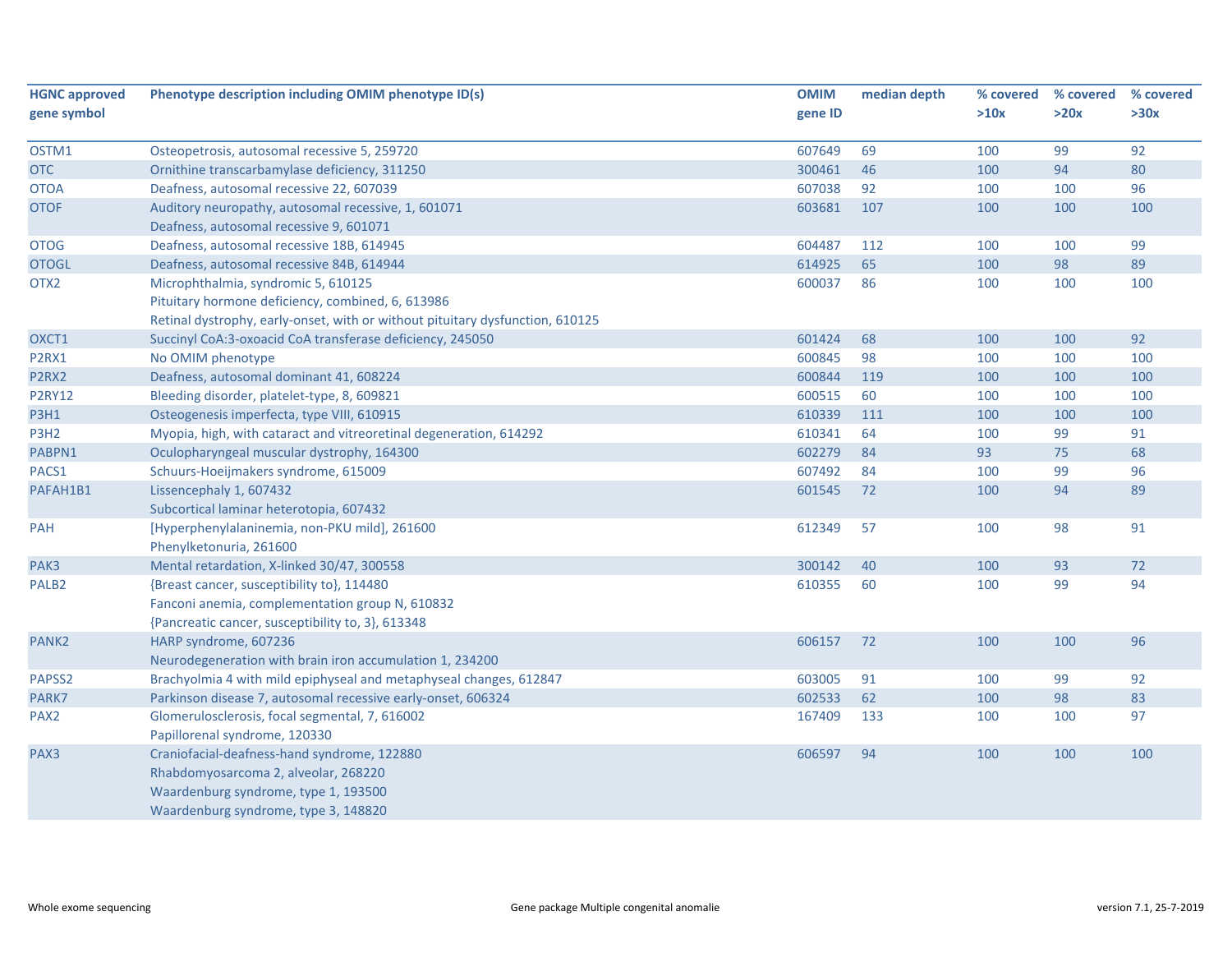| HGNC approved gene symbol | Phenotype description including OMIM phenotype ID(s) | OMIM gene ID | median depth | % covered >10x | % covered >20x | % covered >30x |
|---|---|---|---|---|---|---|
| OSTM1 | Osteopetrosis, autosomal recessive 5, 259720 | 607649 | 69 | 100 | 99 | 92 |
| OTC | Ornithine transcarbamylase deficiency, 311250 | 300461 | 46 | 100 | 94 | 80 |
| OTOA | Deafness, autosomal recessive 22, 607039 | 607038 | 92 | 100 | 100 | 96 |
| OTOF | Auditory neuropathy, autosomal recessive, 1, 601071<br>Deafness, autosomal recessive 9, 601071 | 603681 | 107 | 100 | 100 | 100 |
| OTOG | Deafness, autosomal recessive 18B, 614945 | 604487 | 112 | 100 | 100 | 99 |
| OTOGL | Deafness, autosomal recessive 84B, 614944 | 614925 | 65 | 100 | 98 | 89 |
| OTX2 | Microphthalmia, syndromic 5, 610125<br>Pituitary hormone deficiency, combined, 6, 613986<br>Retinal dystrophy, early-onset, with or without pituitary dysfunction, 610125 | 600037 | 86 | 100 | 100 | 100 |
| OXCT1 | Succinyl CoA:3-oxoacid CoA transferase deficiency, 245050 | 601424 | 68 | 100 | 100 | 92 |
| P2RX1 | No OMIM phenotype | 600845 | 98 | 100 | 100 | 100 |
| P2RX2 | Deafness, autosomal dominant 41, 608224 | 600844 | 119 | 100 | 100 | 100 |
| P2RY12 | Bleeding disorder, platelet-type, 8, 609821 | 600515 | 60 | 100 | 100 | 100 |
| P3H1 | Osteogenesis imperfecta, type VIII, 610915 | 610339 | 111 | 100 | 100 | 100 |
| P3H2 | Myopia, high, with cataract and vitreoretinal degeneration, 614292 | 610341 | 64 | 100 | 99 | 91 |
| PABPN1 | Oculopharyngeal muscular dystrophy, 164300 | 602279 | 84 | 93 | 75 | 68 |
| PACS1 | Schuurs-Hoeijmakers syndrome, 615009 | 607492 | 84 | 100 | 99 | 96 |
| PAFAH1B1 | Lissencephaly 1, 607432<br>Subcortical laminar heterotopia, 607432 | 601545 | 72 | 100 | 94 | 89 |
| PAH | [Hyperphenylalaninemia, non-PKU mild], 261600<br>Phenylketonuria, 261600 | 612349 | 57 | 100 | 98 | 91 |
| PAK3 | Mental retardation, X-linked 30/47, 300558 | 300142 | 40 | 100 | 93 | 72 |
| PALB2 | {Breast cancer, susceptibility to}, 114480<br>Fanconi anemia, complementation group N, 610832<br>{Pancreatic cancer, susceptibility to, 3}, 613348 | 610355 | 60 | 100 | 99 | 94 |
| PANK2 | HARP syndrome, 607236<br>Neurodegeneration with brain iron accumulation 1, 234200 | 606157 | 72 | 100 | 100 | 96 |
| PAPSS2 | Brachyolmia 4 with mild epiphyseal and metaphyseal changes, 612847 | 603005 | 91 | 100 | 99 | 92 |
| PARK7 | Parkinson disease 7, autosomal recessive early-onset, 606324 | 602533 | 62 | 100 | 98 | 83 |
| PAX2 | Glomerulosclerosis, focal segmental, 7, 616002<br>Papillorenal syndrome, 120330 | 167409 | 133 | 100 | 100 | 97 |
| PAX3 | Craniofacial-deafness-hand syndrome, 122880<br>Rhabdomyosarcoma 2, alveolar, 268220<br>Waardenburg syndrome, type 1, 193500<br>Waardenburg syndrome, type 3, 148820 | 606597 | 94 | 100 | 100 | 100 |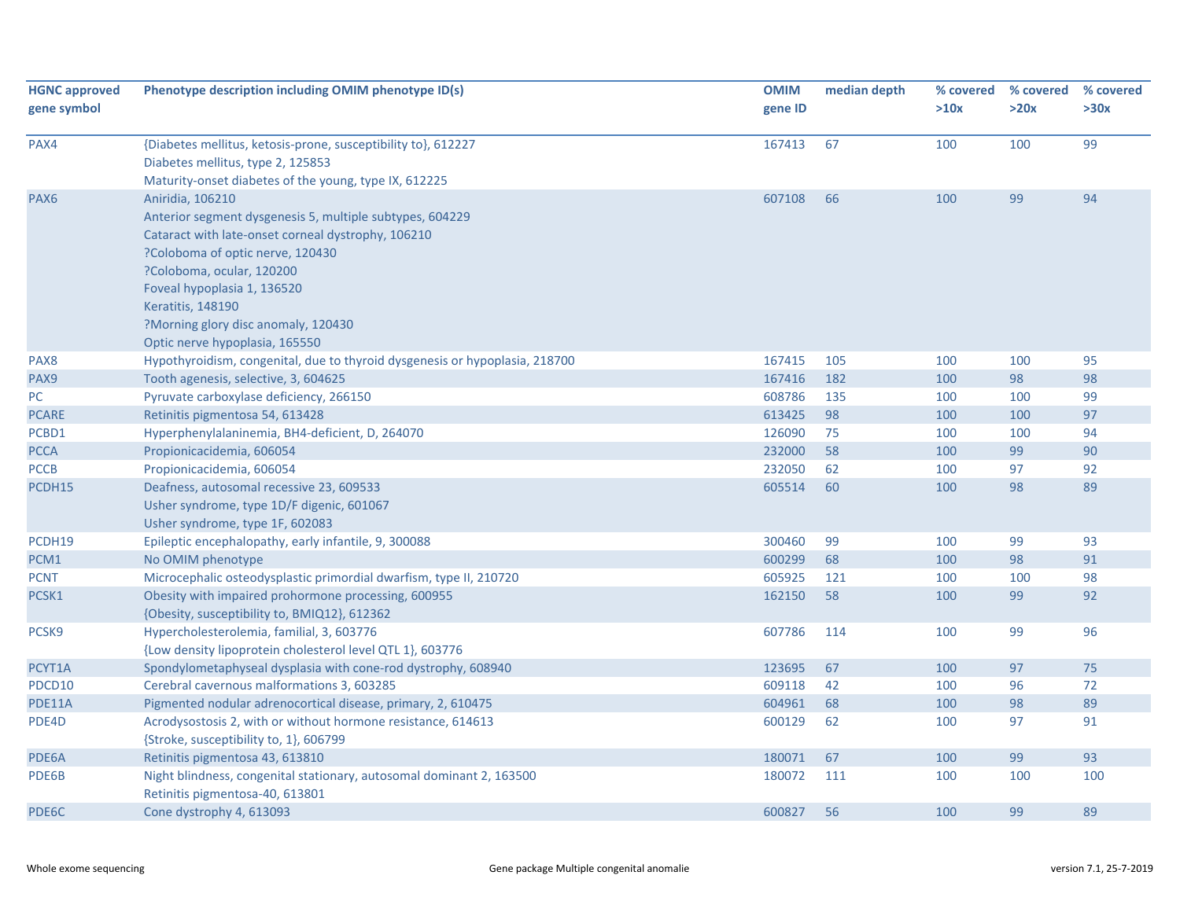| HGNC approved gene symbol | Phenotype description including OMIM phenotype ID(s) | OMIM gene ID | median depth | % covered >10x | % covered >20x | % covered >30x |
|---|---|---|---|---|---|---|
| PAX4 | {Diabetes mellitus, ketosis-prone, susceptibility to}, 612227<br>Diabetes mellitus, type 2, 125853<br>Maturity-onset diabetes of the young, type IX, 612225 | 167413 | 67 | 100 | 100 | 99 |
| PAX6 | Aniridia, 106210<br>Anterior segment dysgenesis 5, multiple subtypes, 604229<br>Cataract with late-onset corneal dystrophy, 106210<br>?Coloboma of optic nerve, 120430<br>?Coloboma, ocular, 120200<br>Foveal hypoplasia 1, 136520<br>Keratitis, 148190<br>?Morning glory disc anomaly, 120430<br>Optic nerve hypoplasia, 165550 | 607108 | 66 | 100 | 99 | 94 |
| PAX8 | Hypothyroidism, congenital, due to thyroid dysgenesis or hypoplasia, 218700 | 167415 | 105 | 100 | 100 | 95 |
| PAX9 | Tooth agenesis, selective, 3, 604625 | 167416 | 182 | 100 | 98 | 98 |
| PC | Pyruvate carboxylase deficiency, 266150 | 608786 | 135 | 100 | 100 | 99 |
| PCARE | Retinitis pigmentosa 54, 613428 | 613425 | 98 | 100 | 100 | 97 |
| PCBD1 | Hyperphenylalaninemia, BH4-deficient, D, 264070 | 126090 | 75 | 100 | 100 | 94 |
| PCCA | Propionicacidemia, 606054 | 232000 | 58 | 100 | 99 | 90 |
| PCCB | Propionicacidemia, 606054 | 232050 | 62 | 100 | 97 | 92 |
| PCDH15 | Deafness, autosomal recessive 23, 609533<br>Usher syndrome, type 1D/F digenic, 601067<br>Usher syndrome, type 1F, 602083 | 605514 | 60 | 100 | 98 | 89 |
| PCDH19 | Epileptic encephalopathy, early infantile, 9, 300088 | 300460 | 99 | 100 | 99 | 93 |
| PCM1 | No OMIM phenotype | 600299 | 68 | 100 | 98 | 91 |
| PCNT | Microcephalic osteodysplastic primordial dwarfism, type II, 210720 | 605925 | 121 | 100 | 100 | 98 |
| PCSK1 | Obesity with impaired prohormone processing, 600955<br>{Obesity, susceptibility to, BMIQ12}, 612362 | 162150 | 58 | 100 | 99 | 92 |
| PCSK9 | Hypercholesterolemia, familial, 3, 603776<br>{Low density lipoprotein cholesterol level QTL 1}, 603776 | 607786 | 114 | 100 | 99 | 96 |
| PCYT1A | Spondylometaphyseal dysplasia with cone-rod dystrophy, 608940 | 123695 | 67 | 100 | 97 | 75 |
| PDCD10 | Cerebral cavernous malformations 3, 603285 | 609118 | 42 | 100 | 96 | 72 |
| PDE11A | Pigmented nodular adrenocortical disease, primary, 2, 610475 | 604961 | 68 | 100 | 98 | 89 |
| PDE4D | Acrodysostosis 2, with or without hormone resistance, 614613<br>{Stroke, susceptibility to, 1}, 606799 | 600129 | 62 | 100 | 97 | 91 |
| PDE6A | Retinitis pigmentosa 43, 613810 | 180071 | 67 | 100 | 99 | 93 |
| PDE6B | Night blindness, congenital stationary, autosomal dominant 2, 163500<br>Retinitis pigmentosa-40, 613801 | 180072 | 111 | 100 | 100 | 100 |
| PDE6C | Cone dystrophy 4, 613093 | 600827 | 56 | 100 | 99 | 89 |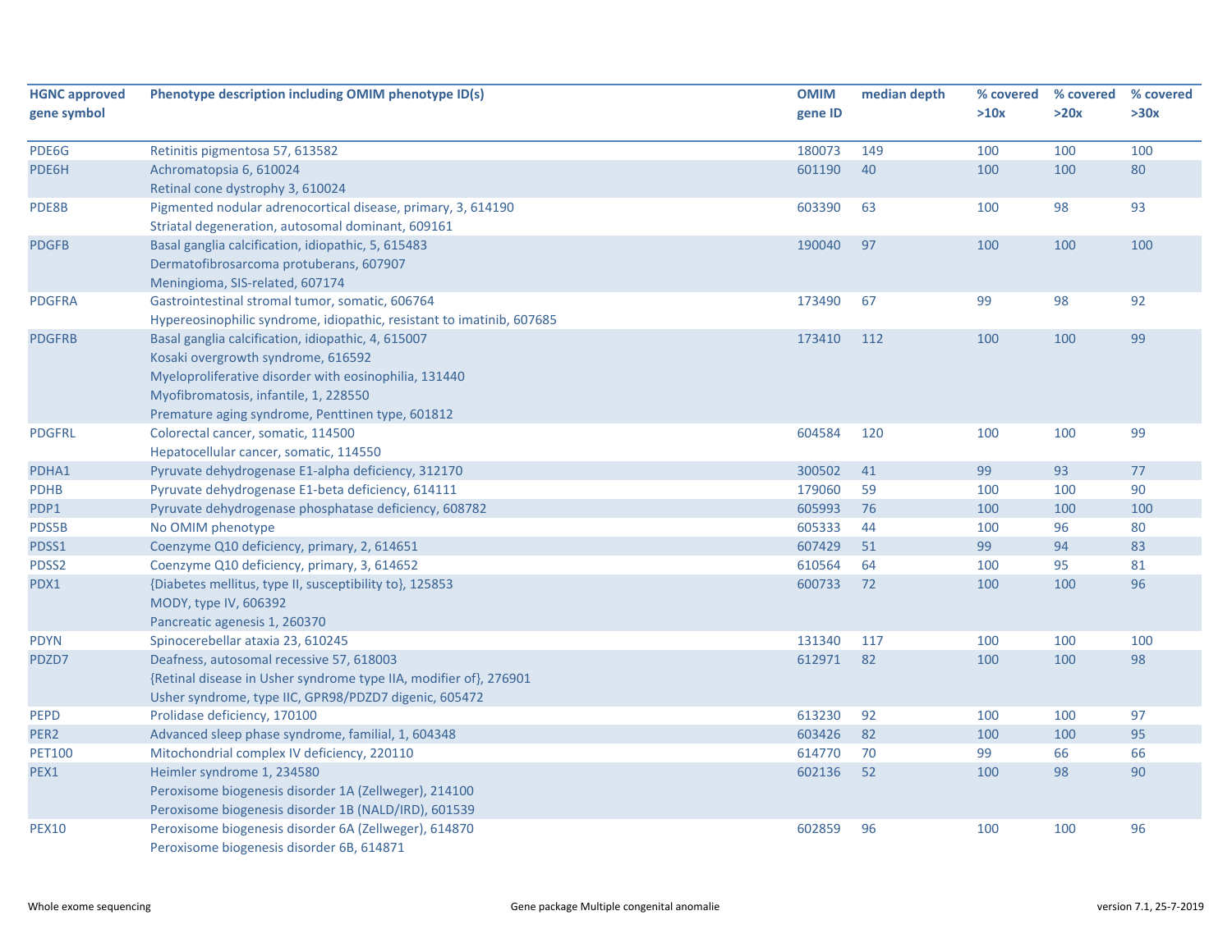| HGNC approved gene symbol | Phenotype description including OMIM phenotype ID(s) | OMIM gene ID | median depth | % covered >10x | % covered >20x | % covered >30x |
|---|---|---|---|---|---|---|
| PDE6G | Retinitis pigmentosa 57, 613582 | 180073 | 149 | 100 | 100 | 100 |
| PDE6H | Achromatopsia 6, 610024<br>Retinal cone dystrophy 3, 610024 | 601190 | 40 | 100 | 100 | 80 |
| PDE8B | Pigmented nodular adrenocortical disease, primary, 3, 614190<br>Striatal degeneration, autosomal dominant, 609161 | 603390 | 63 | 100 | 98 | 93 |
| PDGFB | Basal ganglia calcification, idiopathic, 5, 615483<br>Dermatofibrosarcoma protuberans, 607907<br>Meningioma, SIS-related, 607174 | 190040 | 97 | 100 | 100 | 100 |
| PDGFRA | Gastrointestinal stromal tumor, somatic, 606764<br>Hypereosinophilic syndrome, idiopathic, resistant to imatinib, 607685 | 173490 | 67 | 99 | 98 | 92 |
| PDGFRB | Basal ganglia calcification, idiopathic, 4, 615007<br>Kosaki overgrowth syndrome, 616592<br>Myeloproliferative disorder with eosinophilia, 131440<br>Myofibromatosis, infantile, 1, 228550<br>Premature aging syndrome, Penttinen type, 601812 | 173410 | 112 | 100 | 100 | 99 |
| PDGFRL | Colorectal cancer, somatic, 114500<br>Hepatocellular cancer, somatic, 114550 | 604584 | 120 | 100 | 100 | 99 |
| PDHA1 | Pyruvate dehydrogenase E1-alpha deficiency, 312170 | 300502 | 41 | 99 | 93 | 77 |
| PDHB | Pyruvate dehydrogenase E1-beta deficiency, 614111 | 179060 | 59 | 100 | 100 | 90 |
| PDP1 | Pyruvate dehydrogenase phosphatase deficiency, 608782 | 605993 | 76 | 100 | 100 | 100 |
| PDS5B | No OMIM phenotype | 605333 | 44 | 100 | 96 | 80 |
| PDSS1 | Coenzyme Q10 deficiency, primary, 2, 614651 | 607429 | 51 | 99 | 94 | 83 |
| PDSS2 | Coenzyme Q10 deficiency, primary, 3, 614652 | 610564 | 64 | 100 | 95 | 81 |
| PDX1 | {Diabetes mellitus, type II, susceptibility to}, 125853<br>MODY, type IV, 606392<br>Pancreatic agenesis 1, 260370 | 600733 | 72 | 100 | 100 | 96 |
| PDYN | Spinocerebellar ataxia 23, 610245 | 131340 | 117 | 100 | 100 | 100 |
| PDZD7 | Deafness, autosomal recessive 57, 618003<br>{Retinal disease in Usher syndrome type IIA, modifier of}, 276901<br>Usher syndrome, type IIC, GPR98/PDZD7 digenic, 605472 | 612971 | 82 | 100 | 100 | 98 |
| PEPD | Prolidase deficiency, 170100 | 613230 | 92 | 100 | 100 | 97 |
| PER2 | Advanced sleep phase syndrome, familial, 1, 604348 | 603426 | 82 | 100 | 100 | 95 |
| PET100 | Mitochondrial complex IV deficiency, 220110 | 614770 | 70 | 99 | 66 | 66 |
| PEX1 | Heimler syndrome 1, 234580<br>Peroxisome biogenesis disorder 1A (Zellweger), 214100<br>Peroxisome biogenesis disorder 1B (NALD/IRD), 601539 | 602136 | 52 | 100 | 98 | 90 |
| PEX10 | Peroxisome biogenesis disorder 6A (Zellweger), 614870<br>Peroxisome biogenesis disorder 6B, 614871 | 602859 | 96 | 100 | 100 | 96 |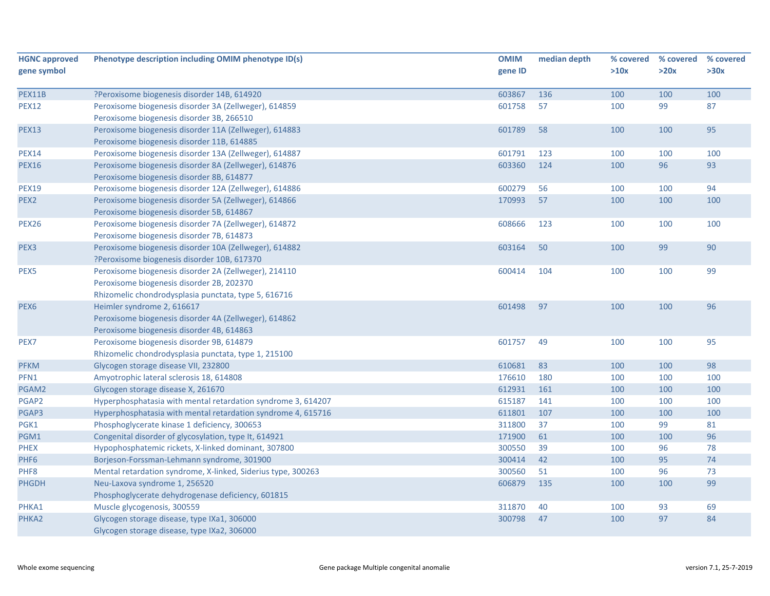| HGNC approved gene symbol | Phenotype description including OMIM phenotype ID(s) | OMIM gene ID | median depth | % covered >10x | % covered >20x | % covered >30x |
|---|---|---|---|---|---|---|
| PEX11B | ?Peroxisome biogenesis disorder 14B, 614920 | 603867 | 136 | 100 | 100 | 100 |
| PEX12 | Peroxisome biogenesis disorder 3A (Zellweger), 614859<br>Peroxisome biogenesis disorder 3B, 266510 | 601758 | 57 | 100 | 99 | 87 |
| PEX13 | Peroxisome biogenesis disorder 11A (Zellweger), 614883<br>Peroxisome biogenesis disorder 11B, 614885 | 601789 | 58 | 100 | 100 | 95 |
| PEX14 | Peroxisome biogenesis disorder 13A (Zellweger), 614887 | 601791 | 123 | 100 | 100 | 100 |
| PEX16 | Peroxisome biogenesis disorder 8A (Zellweger), 614876<br>Peroxisome biogenesis disorder 8B, 614877 | 603360 | 124 | 100 | 96 | 93 |
| PEX19 | Peroxisome biogenesis disorder 12A (Zellweger), 614886 | 600279 | 56 | 100 | 100 | 94 |
| PEX2 | Peroxisome biogenesis disorder 5A (Zellweger), 614866<br>Peroxisome biogenesis disorder 5B, 614867 | 170993 | 57 | 100 | 100 | 100 |
| PEX26 | Peroxisome biogenesis disorder 7A (Zellweger), 614872<br>Peroxisome biogenesis disorder 7B, 614873 | 608666 | 123 | 100 | 100 | 100 |
| PEX3 | Peroxisome biogenesis disorder 10A (Zellweger), 614882<br>?Peroxisome biogenesis disorder 10B, 617370 | 603164 | 50 | 100 | 99 | 90 |
| PEX5 | Peroxisome biogenesis disorder 2A (Zellweger), 214110<br>Peroxisome biogenesis disorder 2B, 202370<br>Rhizomelic chondrodysplasia punctata, type 5, 616716 | 600414 | 104 | 100 | 100 | 99 |
| PEX6 | Heimler syndrome 2, 616617<br>Peroxisome biogenesis disorder 4A (Zellweger), 614862<br>Peroxisome biogenesis disorder 4B, 614863 | 601498 | 97 | 100 | 100 | 96 |
| PEX7 | Peroxisome biogenesis disorder 9B, 614879<br>Rhizomelic chondrodysplasia punctata, type 1, 215100 | 601757 | 49 | 100 | 100 | 95 |
| PFKM | Glycogen storage disease VII, 232800 | 610681 | 83 | 100 | 100 | 98 |
| PFN1 | Amyotrophic lateral sclerosis 18, 614808 | 176610 | 180 | 100 | 100 | 100 |
| PGAM2 | Glycogen storage disease X, 261670 | 612931 | 161 | 100 | 100 | 100 |
| PGAP2 | Hyperphosphatasia with mental retardation syndrome 3, 614207 | 615187 | 141 | 100 | 100 | 100 |
| PGAP3 | Hyperphosphatasia with mental retardation syndrome 4, 615716 | 611801 | 107 | 100 | 100 | 100 |
| PGK1 | Phosphoglycerate kinase 1 deficiency, 300653 | 311800 | 37 | 100 | 99 | 81 |
| PGM1 | Congenital disorder of glycosylation, type It, 614921 | 171900 | 61 | 100 | 100 | 96 |
| PHEX | Hypophosphatemic rickets, X-linked dominant, 307800 | 300550 | 39 | 100 | 96 | 78 |
| PHF6 | Borjeson-Forssman-Lehmann syndrome, 301900 | 300414 | 42 | 100 | 95 | 74 |
| PHF8 | Mental retardation syndrome, X-linked, Siderius type, 300263 | 300560 | 51 | 100 | 96 | 73 |
| PHGDH | Neu-Laxova syndrome 1, 256520<br>Phosphoglycerate dehydrogenase deficiency, 601815 | 606879 | 135 | 100 | 100 | 99 |
| PHKA1 | Muscle glycogenosis, 300559 | 311870 | 40 | 100 | 93 | 69 |
| PHKA2 | Glycogen storage disease, type IXa1, 306000<br>Glycogen storage disease, type IXa2, 306000 | 300798 | 47 | 100 | 97 | 84 |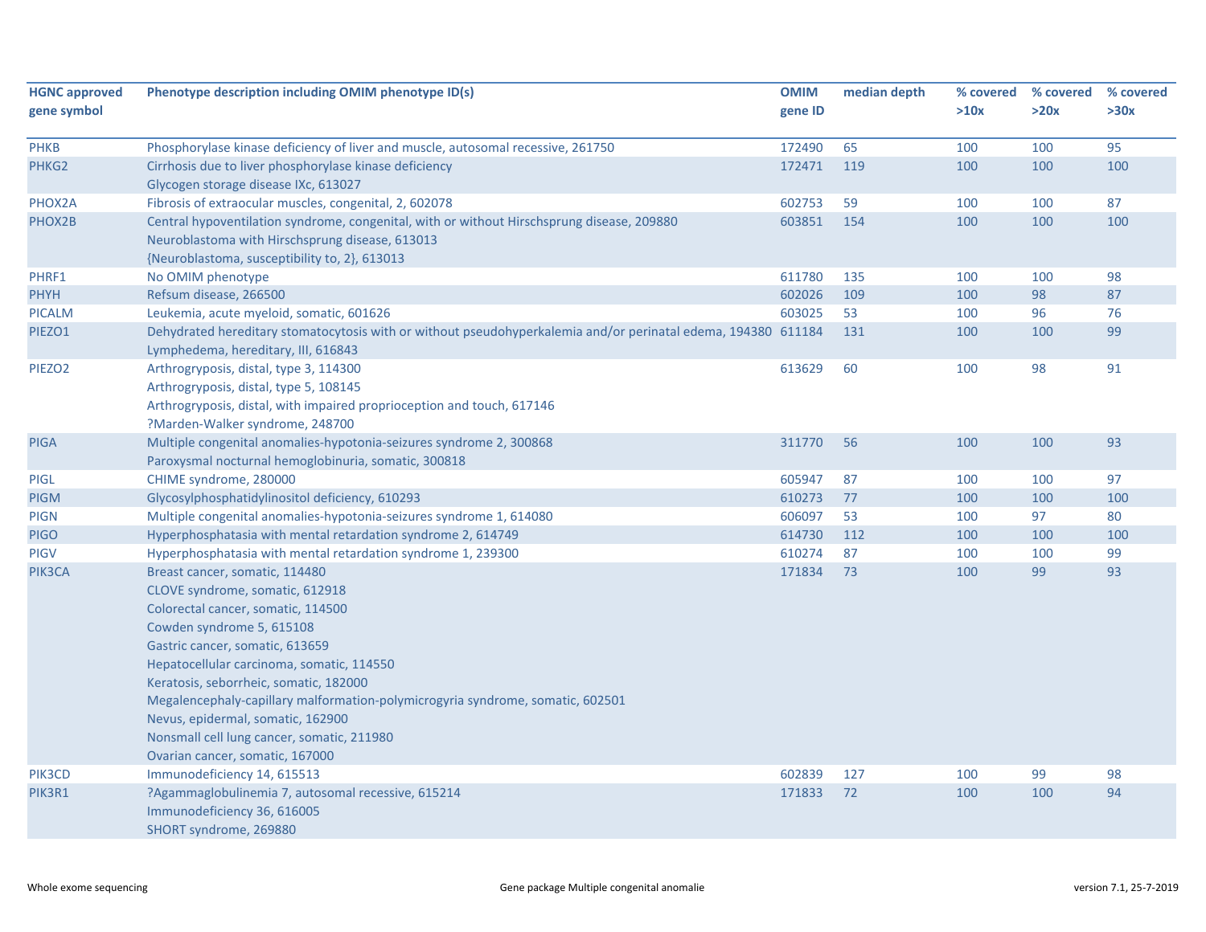| HGNC approved gene symbol | Phenotype description including OMIM phenotype ID(s) | OMIM gene ID | median depth | % covered >10x | % covered >20x | % covered >30x |
|---|---|---|---|---|---|---|
| PHKB | Phosphorylase kinase deficiency of liver and muscle, autosomal recessive, 261750 | 172490 | 65 | 100 | 100 | 95 |
| PHKG2 | Cirrhosis due to liver phosphorylase kinase deficiency<br>Glycogen storage disease IXc, 613027 | 172471 | 119 | 100 | 100 | 100 |
| PHOX2A | Fibrosis of extraocular muscles, congenital, 2, 602078 | 602753 | 59 | 100 | 100 | 87 |
| PHOX2B | Central hypoventilation syndrome, congenital, with or without Hirschsprung disease, 209880<br>Neuroblastoma with Hirschsprung disease, 613013<br>{Neuroblastoma, susceptibility to, 2}, 613013 | 603851 | 154 | 100 | 100 | 100 |
| PHRF1 | No OMIM phenotype | 611780 | 135 | 100 | 100 | 98 |
| PHYH | Refsum disease, 266500 | 602026 | 109 | 100 | 98 | 87 |
| PICALM | Leukemia, acute myeloid, somatic, 601626 | 603025 | 53 | 100 | 96 | 76 |
| PIEZO1 | Dehydrated hereditary stomatocytosis with or without pseudohyperkalemia and/or perinatal edema, 194380<br>Lymphedema, hereditary, III, 616843 | 611184 | 131 | 100 | 100 | 99 |
| PIEZO2 | Arthrogryposis, distal, type 3, 114300<br>Arthrogryposis, distal, type 5, 108145<br>Arthrogryposis, distal, with impaired proprioception and touch, 617146<br>?Marden-Walker syndrome, 248700 | 613629 | 60 | 100 | 98 | 91 |
| PIGA | Multiple congenital anomalies-hypotonia-seizures syndrome 2, 300868<br>Paroxysmal nocturnal hemoglobinuria, somatic, 300818 | 311770 | 56 | 100 | 100 | 93 |
| PIGL | CHIME syndrome, 280000 | 605947 | 87 | 100 | 100 | 97 |
| PIGM | Glycosylphosphatidylinositol deficiency, 610293 | 610273 | 77 | 100 | 100 | 100 |
| PIGN | Multiple congenital anomalies-hypotonia-seizures syndrome 1, 614080 | 606097 | 53 | 100 | 97 | 80 |
| PIGO | Hyperphosphatasia with mental retardation syndrome 2, 614749 | 614730 | 112 | 100 | 100 | 100 |
| PIGV | Hyperphosphatasia with mental retardation syndrome 1, 239300 | 610274 | 87 | 100 | 100 | 99 |
| PIK3CA | Breast cancer, somatic, 114480<br>CLOVE syndrome, somatic, 612918<br>Colorectal cancer, somatic, 114500<br>Cowden syndrome 5, 615108<br>Gastric cancer, somatic, 613659<br>Hepatocellular carcinoma, somatic, 114550<br>Keratosis, seborrheic, somatic, 182000<br>Megalencephaly-capillary malformation-polymicrogyria syndrome, somatic, 602501<br>Nevus, epidermal, somatic, 162900<br>Nonsmall cell lung cancer, somatic, 211980<br>Ovarian cancer, somatic, 167000 | 171834 | 73 | 100 | 99 | 93 |
| PIK3CD | Immunodeficiency 14, 615513 | 602839 | 127 | 100 | 99 | 98 |
| PIK3R1 | ?Agammaglobulinemia 7, autosomal recessive, 615214<br>Immunodeficiency 36, 616005<br>SHORT syndrome, 269880 | 171833 | 72 | 100 | 100 | 94 |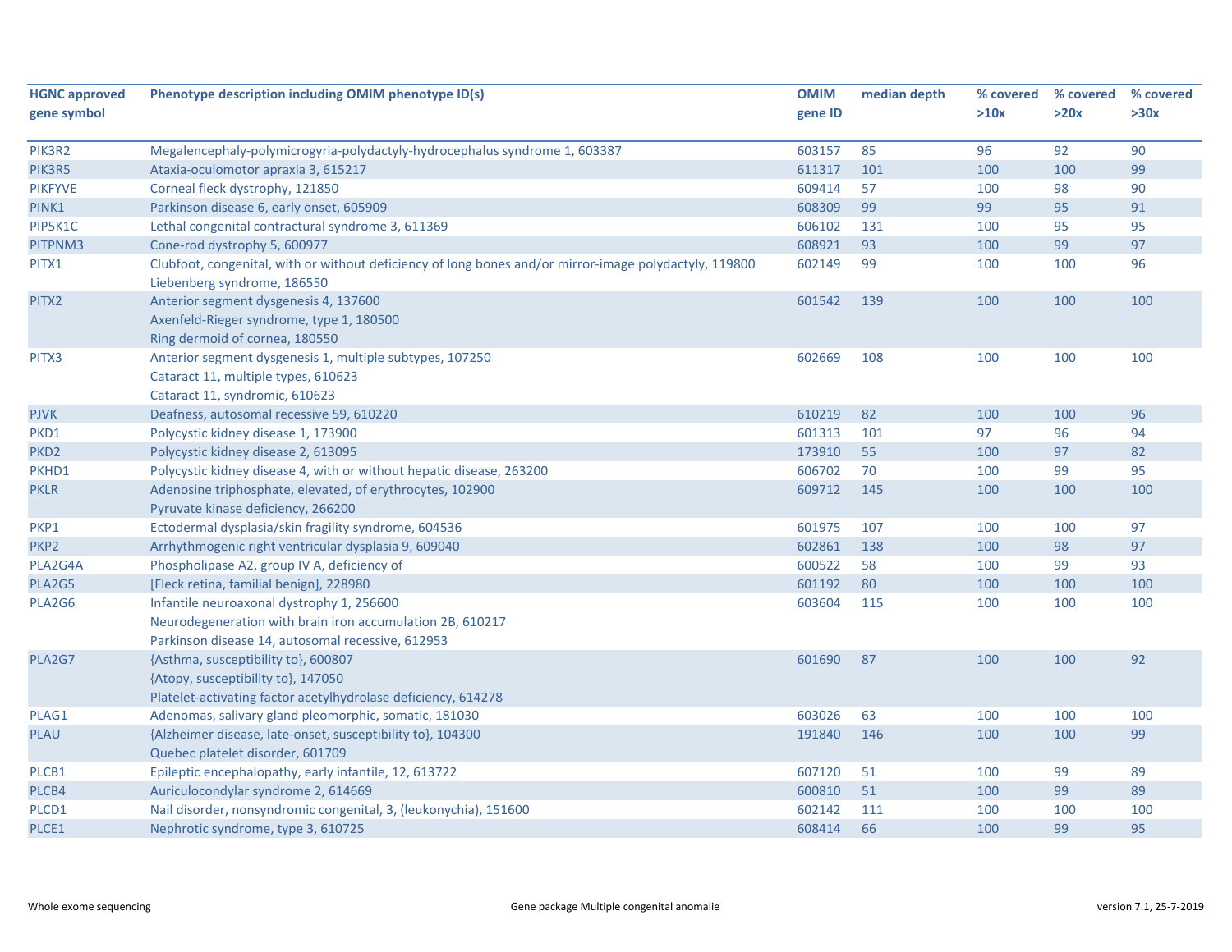| HGNC approved gene symbol | Phenotype description including OMIM phenotype ID(s) | OMIM gene ID | median depth | % covered >10x | % covered >20x | % covered >30x |
|---|---|---|---|---|---|---|
| PIK3R2 | Megalencephaly-polymicrogyria-polydactyly-hydrocephalus syndrome 1, 603387 | 603157 | 85 | 96 | 92 | 90 |
| PIK3R5 | Ataxia-oculomotor apraxia 3, 615217 | 611317 | 101 | 100 | 100 | 99 |
| PIKFYVE | Corneal fleck dystrophy, 121850 | 609414 | 57 | 100 | 98 | 90 |
| PINK1 | Parkinson disease 6, early onset, 605909 | 608309 | 99 | 99 | 95 | 91 |
| PIP5K1C | Lethal congenital contractural syndrome 3, 611369 | 606102 | 131 | 100 | 95 | 95 |
| PITPNM3 | Cone-rod dystrophy 5, 600977 | 608921 | 93 | 100 | 99 | 97 |
| PITX1 | Clubfoot, congenital, with or without deficiency of long bones and/or mirror-image polydactyly, 119800<br>Liebenberg syndrome, 186550 | 602149 | 99 | 100 | 100 | 96 |
| PITX2 | Anterior segment dysgenesis 4, 137600<br>Axenfeld-Rieger syndrome, type 1, 180500<br>Ring dermoid of cornea, 180550 | 601542 | 139 | 100 | 100 | 100 |
| PITX3 | Anterior segment dysgenesis 1, multiple subtypes, 107250<br>Cataract 11, multiple types, 610623<br>Cataract 11, syndromic, 610623 | 602669 | 108 | 100 | 100 | 100 |
| PJVK | Deafness, autosomal recessive 59, 610220 | 610219 | 82 | 100 | 100 | 96 |
| PKD1 | Polycystic kidney disease 1, 173900 | 601313 | 101 | 97 | 96 | 94 |
| PKD2 | Polycystic kidney disease 2, 613095 | 173910 | 55 | 100 | 97 | 82 |
| PKHD1 | Polycystic kidney disease 4, with or without hepatic disease, 263200 | 606702 | 70 | 100 | 99 | 95 |
| PKLR | Adenosine triphosphate, elevated, of erythrocytes, 102900<br>Pyruvate kinase deficiency, 266200 | 609712 | 145 | 100 | 100 | 100 |
| PKP1 | Ectodermal dysplasia/skin fragility syndrome, 604536 | 601975 | 107 | 100 | 100 | 97 |
| PKP2 | Arrhythmogenic right ventricular dysplasia 9, 609040 | 602861 | 138 | 100 | 98 | 97 |
| PLA2G4A | Phospholipase A2, group IV A, deficiency of | 600522 | 58 | 100 | 99 | 93 |
| PLA2G5 | [Fleck retina, familial benign], 228980 | 601192 | 80 | 100 | 100 | 100 |
| PLA2G6 | Infantile neuroaxonal dystrophy 1, 256600<br>Neurodegeneration with brain iron accumulation 2B, 610217<br>Parkinson disease 14, autosomal recessive, 612953 | 603604 | 115 | 100 | 100 | 100 |
| PLA2G7 | {Asthma, susceptibility to}, 600807<br>{Atopy, susceptibility to}, 147050<br>Platelet-activating factor acetylhydrolase deficiency, 614278 | 601690 | 87 | 100 | 100 | 92 |
| PLAG1 | Adenomas, salivary gland pleomorphic, somatic, 181030 | 603026 | 63 | 100 | 100 | 100 |
| PLAU | {Alzheimer disease, late-onset, susceptibility to}, 104300<br>Quebec platelet disorder, 601709 | 191840 | 146 | 100 | 100 | 99 |
| PLCB1 | Epileptic encephalopathy, early infantile, 12, 613722 | 607120 | 51 | 100 | 99 | 89 |
| PLCB4 | Auriculocondylar syndrome 2, 614669 | 600810 | 51 | 100 | 99 | 89 |
| PLCD1 | Nail disorder, nonsyndromic congenital, 3, (leukonychia), 151600 | 602142 | 111 | 100 | 100 | 100 |
| PLCE1 | Nephrotic syndrome, type 3, 610725 | 608414 | 66 | 100 | 99 | 95 |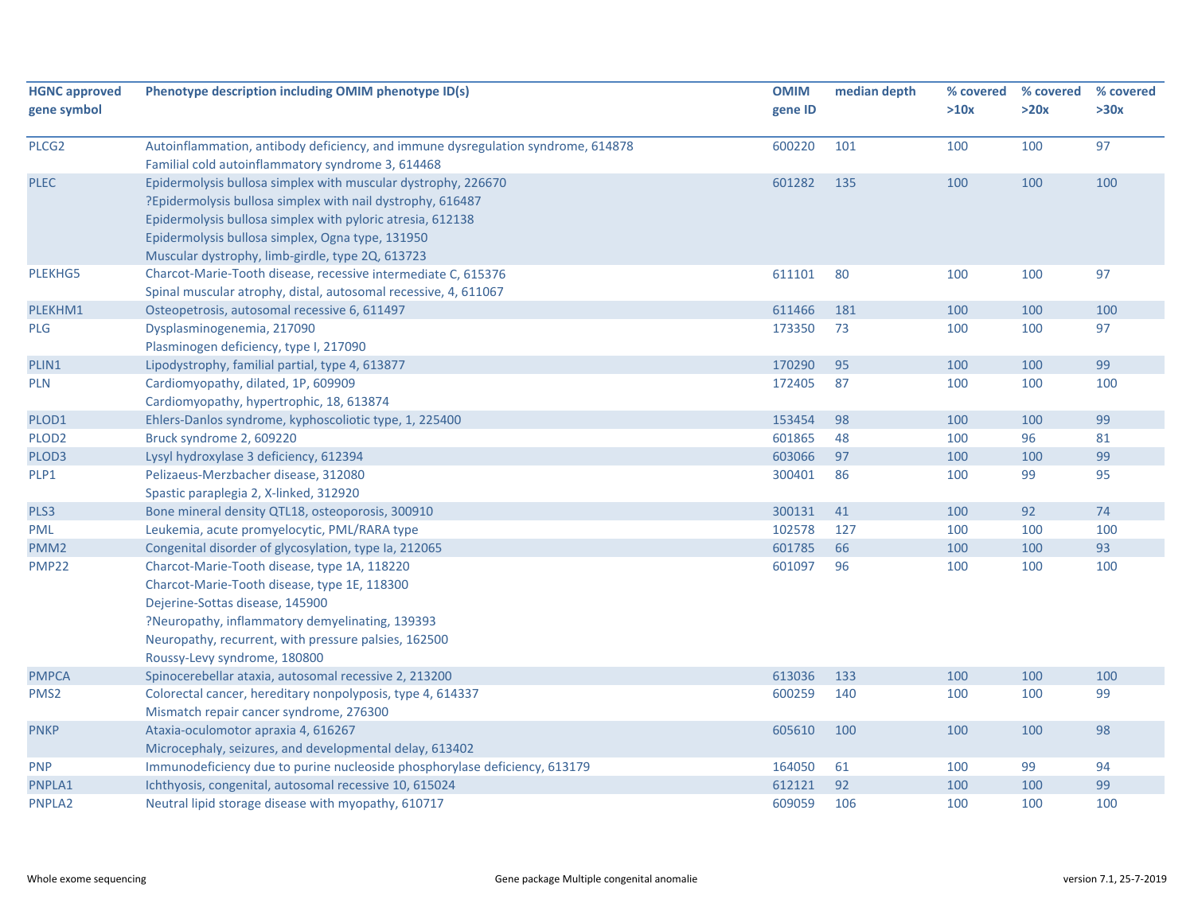| HGNC approved gene symbol | Phenotype description including OMIM phenotype ID(s) | OMIM gene ID | median depth | % covered >10x | % covered >20x | % covered >30x |
|---|---|---|---|---|---|---|
| PLCG2 | Autoinflammation, antibody deficiency, and immune dysregulation syndrome, 614878<br>Familial cold autoinflammatory syndrome 3, 614468 | 600220 | 101 | 100 | 100 | 97 |
| PLEC | Epidermolysis bullosa simplex with muscular dystrophy, 226670<br>?Epidermolysis bullosa simplex with nail dystrophy, 616487<br>Epidermolysis bullosa simplex with pyloric atresia, 612138<br>Epidermolysis bullosa simplex, Ogna type, 131950<br>Muscular dystrophy, limb-girdle, type 2Q, 613723 | 601282 | 135 | 100 | 100 | 100 |
| PLEKHG5 | Charcot-Marie-Tooth disease, recessive intermediate C, 615376<br>Spinal muscular atrophy, distal, autosomal recessive, 4, 611067 | 611101 | 80 | 100 | 100 | 97 |
| PLEKHM1 | Osteopetrosis, autosomal recessive 6, 611497 | 611466 | 181 | 100 | 100 | 100 |
| PLG | Dysplasminogenemia, 217090<br>Plasminogen deficiency, type I, 217090 | 173350 | 73 | 100 | 100 | 97 |
| PLIN1 | Lipodystrophy, familial partial, type 4, 613877 | 170290 | 95 | 100 | 100 | 99 |
| PLN | Cardiomyopathy, dilated, 1P, 609909<br>Cardiomyopathy, hypertrophic, 18, 613874 | 172405 | 87 | 100 | 100 | 100 |
| PLOD1 | Ehlers-Danlos syndrome, kyphoscoliotic type, 1, 225400 | 153454 | 98 | 100 | 100 | 99 |
| PLOD2 | Bruck syndrome 2, 609220 | 601865 | 48 | 100 | 96 | 81 |
| PLOD3 | Lysyl hydroxylase 3 deficiency, 612394 | 603066 | 97 | 100 | 100 | 99 |
| PLP1 | Pelizaeus-Merzbacher disease, 312080<br>Spastic paraplegia 2, X-linked, 312920 | 300401 | 86 | 100 | 99 | 95 |
| PLS3 | Bone mineral density QTL18, osteoporosis, 300910 | 300131 | 41 | 100 | 92 | 74 |
| PML | Leukemia, acute promyelocytic, PML/RARA type | 102578 | 127 | 100 | 100 | 100 |
| PMM2 | Congenital disorder of glycosylation, type Ia, 212065 | 601785 | 66 | 100 | 100 | 93 |
| PMP22 | Charcot-Marie-Tooth disease, type 1A, 118220<br>Charcot-Marie-Tooth disease, type 1E, 118300<br>Dejerine-Sottas disease, 145900<br>?Neuropathy, inflammatory demyelinating, 139393<br>Neuropathy, recurrent, with pressure palsies, 162500<br>Roussy-Levy syndrome, 180800 | 601097 | 96 | 100 | 100 | 100 |
| PMPCA | Spinocerebellar ataxia, autosomal recessive 2, 213200 | 613036 | 133 | 100 | 100 | 100 |
| PMS2 | Colorectal cancer, hereditary nonpolyposis, type 4, 614337<br>Mismatch repair cancer syndrome, 276300 | 600259 | 140 | 100 | 100 | 99 |
| PNKP | Ataxia-oculomotor apraxia 4, 616267<br>Microcephaly, seizures, and developmental delay, 613402 | 605610 | 100 | 100 | 100 | 98 |
| PNP | Immunodeficiency due to purine nucleoside phosphorylase deficiency, 613179 | 164050 | 61 | 100 | 99 | 94 |
| PNPLA1 | Ichthyosis, congenital, autosomal recessive 10, 615024 | 612121 | 92 | 100 | 100 | 99 |
| PNPLA2 | Neutral lipid storage disease with myopathy, 610717 | 609059 | 106 | 100 | 100 | 100 |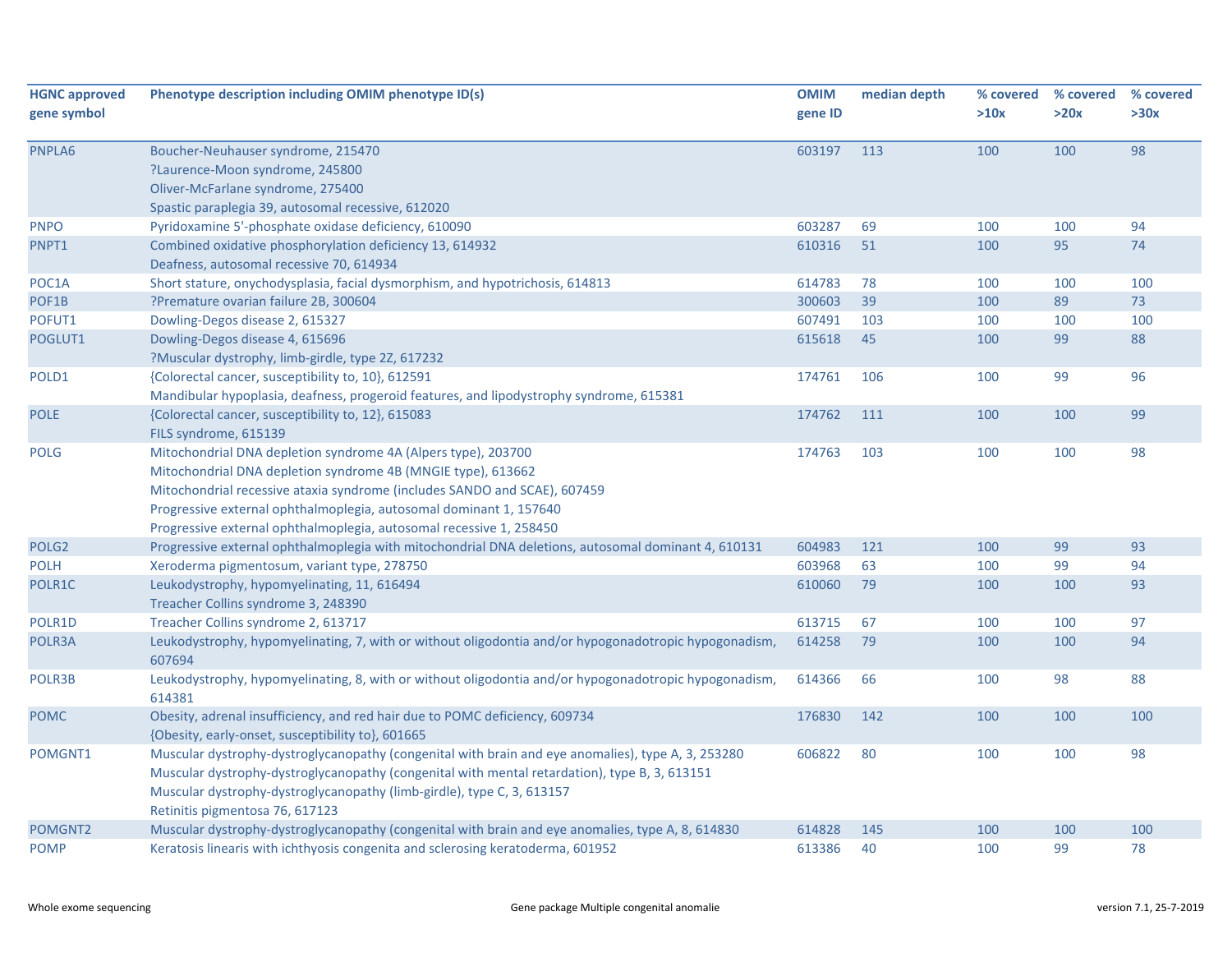| HGNC approved gene symbol | Phenotype description including OMIM phenotype ID(s) | OMIM gene ID | median depth | % covered >10x | % covered >20x | % covered >30x |
|---|---|---|---|---|---|---|
| PNPLA6 | Boucher-Neuhauser syndrome, 215470<br>?Laurence-Moon syndrome, 245800<br>Oliver-McFarlane syndrome, 275400<br>Spastic paraplegia 39, autosomal recessive, 612020 | 603197 | 113 | 100 | 100 | 98 |
| PNPO | Pyridoxamine 5'-phosphate oxidase deficiency, 610090 | 603287 | 69 | 100 | 100 | 94 |
| PNPT1 | Combined oxidative phosphorylation deficiency 13, 614932<br>Deafness, autosomal recessive 70, 614934 | 610316 | 51 | 100 | 95 | 74 |
| POC1A | Short stature, onychodysplasia, facial dysmorphism, and hypotrichosis, 614813 | 614783 | 78 | 100 | 100 | 100 |
| POF1B | ?Premature ovarian failure 2B, 300604 | 300603 | 39 | 100 | 89 | 73 |
| POFUT1 | Dowling-Degos disease 2, 615327 | 607491 | 103 | 100 | 100 | 100 |
| POGLUT1 | Dowling-Degos disease 4, 615696<br>?Muscular dystrophy, limb-girdle, type 2Z, 617232 | 615618 | 45 | 100 | 99 | 88 |
| POLD1 | {Colorectal cancer, susceptibility to, 10}, 612591<br>Mandibular hypoplasia, deafness, progeroid features, and lipodystrophy syndrome, 615381 | 174761 | 106 | 100 | 99 | 96 |
| POLE | {Colorectal cancer, susceptibility to, 12}, 615083<br>FILS syndrome, 615139 | 174762 | 111 | 100 | 100 | 99 |
| POLG | Mitochondrial DNA depletion syndrome 4A (Alpers type), 203700<br>Mitochondrial DNA depletion syndrome 4B (MNGIE type), 613662<br>Mitochondrial recessive ataxia syndrome (includes SANDO and SCAE), 607459<br>Progressive external ophthalmoplegia, autosomal dominant 1, 157640<br>Progressive external ophthalmoplegia, autosomal recessive 1, 258450 | 174763 | 103 | 100 | 100 | 98 |
| POLG2 | Progressive external ophthalmoplegia with mitochondrial DNA deletions, autosomal dominant 4, 610131 | 604983 | 121 | 100 | 99 | 93 |
| POLH | Xeroderma pigmentosum, variant type, 278750 | 603968 | 63 | 100 | 99 | 94 |
| POLR1C | Leukodystrophy, hypomyelinating, 11, 616494<br>Treacher Collins syndrome 3, 248390 | 610060 | 79 | 100 | 100 | 93 |
| POLR1D | Treacher Collins syndrome 2, 613717 | 613715 | 67 | 100 | 100 | 97 |
| POLR3A | Leukodystrophy, hypomyelinating, 7, with or without oligodontia and/or hypogonadotropic hypogonadism, 607694 | 614258 | 79 | 100 | 100 | 94 |
| POLR3B | Leukodystrophy, hypomyelinating, 8, with or without oligodontia and/or hypogonadotropic hypogonadism, 614381 | 614366 | 66 | 100 | 98 | 88 |
| POMC | Obesity, adrenal insufficiency, and red hair due to POMC deficiency, 609734<br>{Obesity, early-onset, susceptibility to}, 601665 | 176830 | 142 | 100 | 100 | 100 |
| POMGNT1 | Muscular dystrophy-dystroglycanopathy (congenital with brain and eye anomalies), type A, 3, 253280<br>Muscular dystrophy-dystroglycanopathy (congenital with mental retardation), type B, 3, 613151<br>Muscular dystrophy-dystroglycanopathy (limb-girdle), type C, 3, 613157<br>Retinitis pigmentosa 76, 617123 | 606822 | 80 | 100 | 100 | 98 |
| POMGNT2 | Muscular dystrophy-dystroglycanopathy (congenital with brain and eye anomalies, type A, 8, 614830 | 614828 | 145 | 100 | 100 | 100 |
| POMP | Keratosis linearis with ichthyosis congenita and sclerosing keratoderma, 601952 | 613386 | 40 | 100 | 99 | 78 |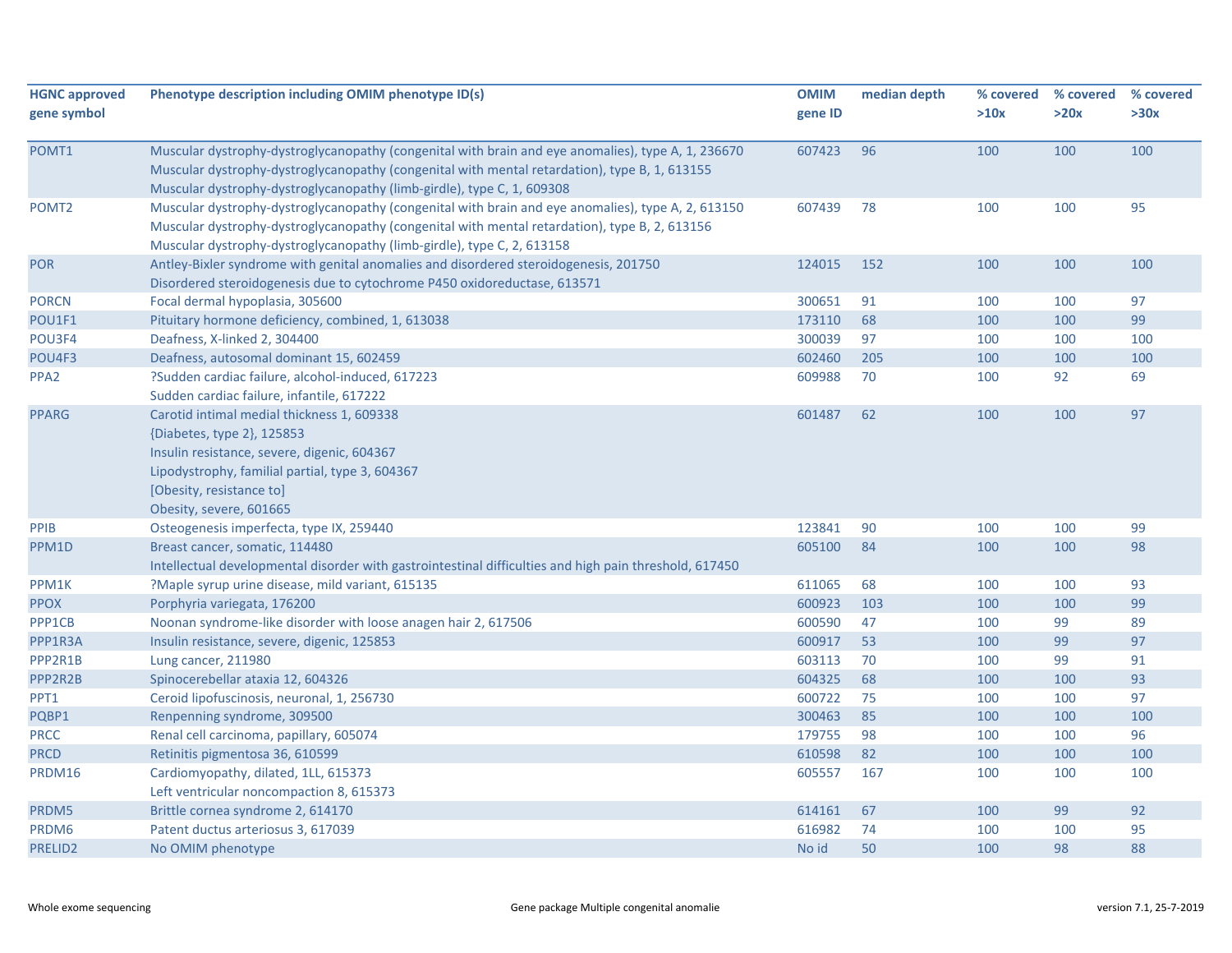| HGNC approved gene symbol | Phenotype description including OMIM phenotype ID(s) | OMIM gene ID | median depth | % covered >10x | % covered >20x | % covered >30x |
|---|---|---|---|---|---|---|
| POMT1 | Muscular dystrophy-dystroglycanopathy (congenital with brain and eye anomalies), type A, 1, 236670<br>Muscular dystrophy-dystroglycanopathy (congenital with mental retardation), type B, 1, 613155<br>Muscular dystrophy-dystroglycanopathy (limb-girdle), type C, 1, 609308 | 607423 | 96 | 100 | 100 | 100 |
| POMT2 | Muscular dystrophy-dystroglycanopathy (congenital with brain and eye anomalies), type A, 2, 613150<br>Muscular dystrophy-dystroglycanopathy (congenital with mental retardation), type B, 2, 613156<br>Muscular dystrophy-dystroglycanopathy (limb-girdle), type C, 2, 613158 | 607439 | 78 | 100 | 100 | 95 |
| POR | Antley-Bixler syndrome with genital anomalies and disordered steroidogenesis, 201750<br>Disordered steroidogenesis due to cytochrome P450 oxidoreductase, 613571 | 124015 | 152 | 100 | 100 | 100 |
| PORCN | Focal dermal hypoplasia, 305600 | 300651 | 91 | 100 | 100 | 97 |
| POU1F1 | Pituitary hormone deficiency, combined, 1, 613038 | 173110 | 68 | 100 | 100 | 99 |
| POU3F4 | Deafness, X-linked 2, 304400 | 300039 | 97 | 100 | 100 | 100 |
| POU4F3 | Deafness, autosomal dominant 15, 602459 | 602460 | 205 | 100 | 100 | 100 |
| PPA2 | ?Sudden cardiac failure, alcohol-induced, 617223<br>Sudden cardiac failure, infantile, 617222 | 609988 | 70 | 100 | 92 | 69 |
| PPARG | Carotid intimal medial thickness 1, 609338<br>{Diabetes, type 2}, 125853<br>Insulin resistance, severe, digenic, 604367<br>Lipodystrophy, familial partial, type 3, 604367<br>[Obesity, resistance to]<br>Obesity, severe, 601665 | 601487 | 62 | 100 | 100 | 97 |
| PPIB | Osteogenesis imperfecta, type IX, 259440 | 123841 | 90 | 100 | 100 | 99 |
| PPM1D | Breast cancer, somatic, 114480<br>Intellectual developmental disorder with gastrointestinal difficulties and high pain threshold, 617450 | 605100 | 84 | 100 | 100 | 98 |
| PPM1K | ?Maple syrup urine disease, mild variant, 615135 | 611065 | 68 | 100 | 100 | 93 |
| PPOX | Porphyria variegata, 176200 | 600923 | 103 | 100 | 100 | 99 |
| PPP1CB | Noonan syndrome-like disorder with loose anagen hair 2, 617506 | 600590 | 47 | 100 | 99 | 89 |
| PPP1R3A | Insulin resistance, severe, digenic, 125853 | 600917 | 53 | 100 | 99 | 97 |
| PPP2R1B | Lung cancer, 211980 | 603113 | 70 | 100 | 99 | 91 |
| PPP2R2B | Spinocerebellar ataxia 12, 604326 | 604325 | 68 | 100 | 100 | 93 |
| PPT1 | Ceroid lipofuscinosis, neuronal, 1, 256730 | 600722 | 75 | 100 | 100 | 97 |
| PQBP1 | Renpenning syndrome, 309500 | 300463 | 85 | 100 | 100 | 100 |
| PRCC | Renal cell carcinoma, papillary, 605074 | 179755 | 98 | 100 | 100 | 96 |
| PRCD | Retinitis pigmentosa 36, 610599 | 610598 | 82 | 100 | 100 | 100 |
| PRDM16 | Cardiomyopathy, dilated, 1LL, 615373<br>Left ventricular noncompaction 8, 615373 | 605557 | 167 | 100 | 100 | 100 |
| PRDM5 | Brittle cornea syndrome 2, 614170 | 614161 | 67 | 100 | 99 | 92 |
| PRDM6 | Patent ductus arteriosus 3, 617039 | 616982 | 74 | 100 | 100 | 95 |
| PRELID2 | No OMIM phenotype | No id | 50 | 100 | 98 | 88 |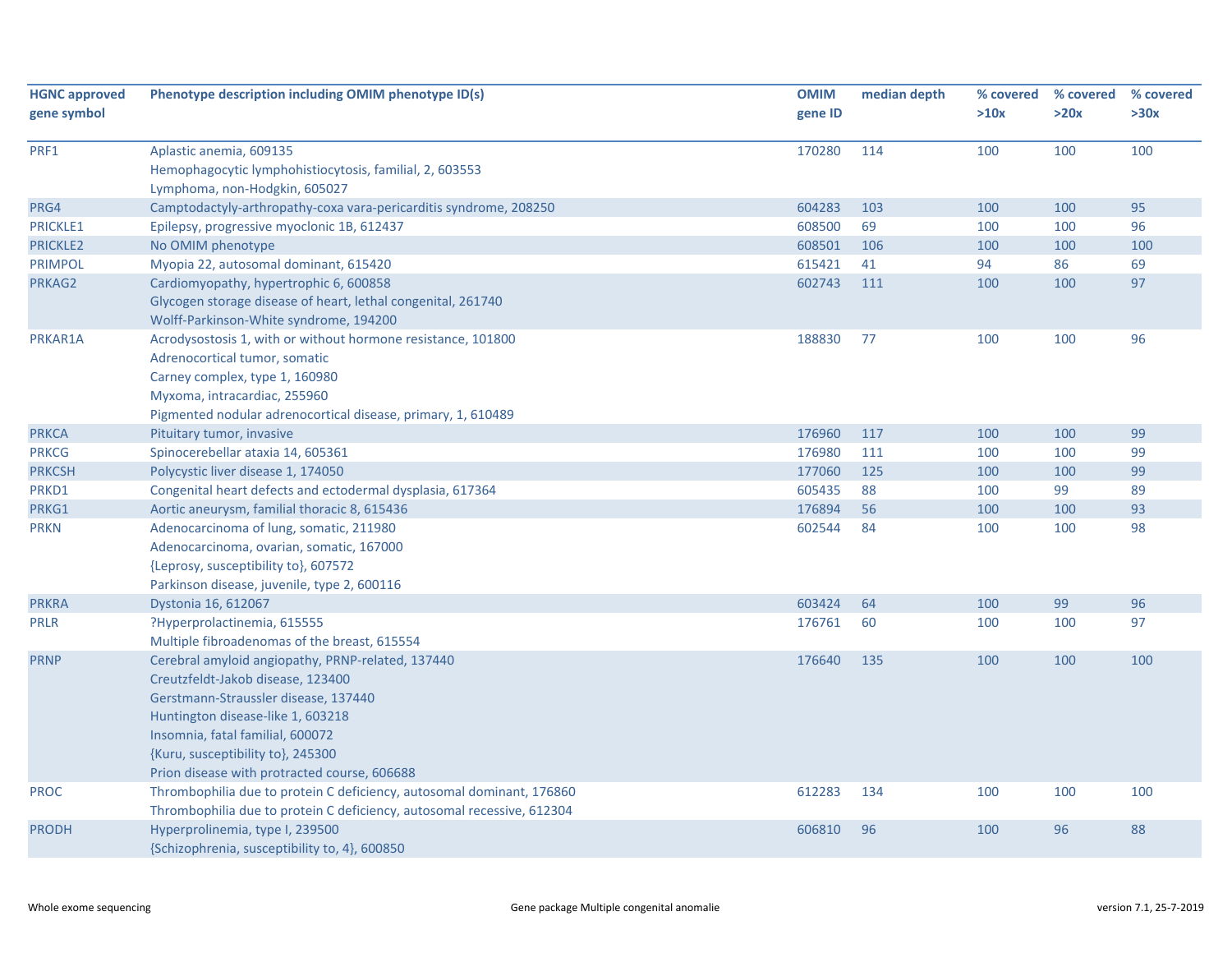| HGNC approved gene symbol | Phenotype description including OMIM phenotype ID(s) | OMIM gene ID | median depth | % covered >10x | % covered >20x | % covered >30x |
|---|---|---|---|---|---|---|
| PRF1 | Aplastic anemia, 609135<br>Hemophagocytic lymphohistiocytosis, familial, 2, 603553<br>Lymphoma, non-Hodgkin, 605027 | 170280 | 114 | 100 | 100 | 100 |
| PRG4 | Camptodactyly-arthropathy-coxa vara-pericarditis syndrome, 208250 | 604283 | 103 | 100 | 100 | 95 |
| PRICKLE1 | Epilepsy, progressive myoclonic 1B, 612437 | 608500 | 69 | 100 | 100 | 96 |
| PRICKLE2 | No OMIM phenotype | 608501 | 106 | 100 | 100 | 100 |
| PRIMPOL | Myopia 22, autosomal dominant, 615420 | 615421 | 41 | 94 | 86 | 69 |
| PRKAG2 | Cardiomyopathy, hypertrophic 6, 600858<br>Glycogen storage disease of heart, lethal congenital, 261740<br>Wolff-Parkinson-White syndrome, 194200 | 602743 | 111 | 100 | 100 | 97 |
| PRKAR1A | Acrodysostosis 1, with or without hormone resistance, 101800<br>Adrenocortical tumor, somatic<br>Carney complex, type 1, 160980<br>Myxoma, intracardiac, 255960<br>Pigmented nodular adrenocortical disease, primary, 1, 610489 | 188830 | 77 | 100 | 100 | 96 |
| PRKCA | Pituitary tumor, invasive | 176960 | 117 | 100 | 100 | 99 |
| PRKCG | Spinocerebellar ataxia 14, 605361 | 176980 | 111 | 100 | 100 | 99 |
| PRKCSH | Polycystic liver disease 1, 174050 | 177060 | 125 | 100 | 100 | 99 |
| PRKD1 | Congenital heart defects and ectodermal dysplasia, 617364 | 605435 | 88 | 100 | 99 | 89 |
| PRKG1 | Aortic aneurysm, familial thoracic 8, 615436 | 176894 | 56 | 100 | 100 | 93 |
| PRKN | Adenocarcinoma of lung, somatic, 211980<br>Adenocarcinoma, ovarian, somatic, 167000<br>{Leprosy, susceptibility to}, 607572<br>Parkinson disease, juvenile, type 2, 600116 | 602544 | 84 | 100 | 100 | 98 |
| PRKRA | Dystonia 16, 612067 | 603424 | 64 | 100 | 99 | 96 |
| PRLR | ?Hyperprolactinemia, 615555<br>Multiple fibroadenomas of the breast, 615554 | 176761 | 60 | 100 | 100 | 97 |
| PRNP | Cerebral amyloid angiopathy, PRNP-related, 137440<br>Creutzfeldt-Jakob disease, 123400<br>Gerstmann-Straussler disease, 137440<br>Huntington disease-like 1, 603218<br>Insomnia, fatal familial, 600072<br>{Kuru, susceptibility to}, 245300<br>Prion disease with protracted course, 606688 | 176640 | 135 | 100 | 100 | 100 |
| PROC | Thrombophilia due to protein C deficiency, autosomal dominant, 176860<br>Thrombophilia due to protein C deficiency, autosomal recessive, 612304 | 612283 | 134 | 100 | 100 | 100 |
| PRODH | Hyperprolinemia, type I, 239500<br>{Schizophrenia, susceptibility to, 4}, 600850 | 606810 | 96 | 100 | 96 | 88 |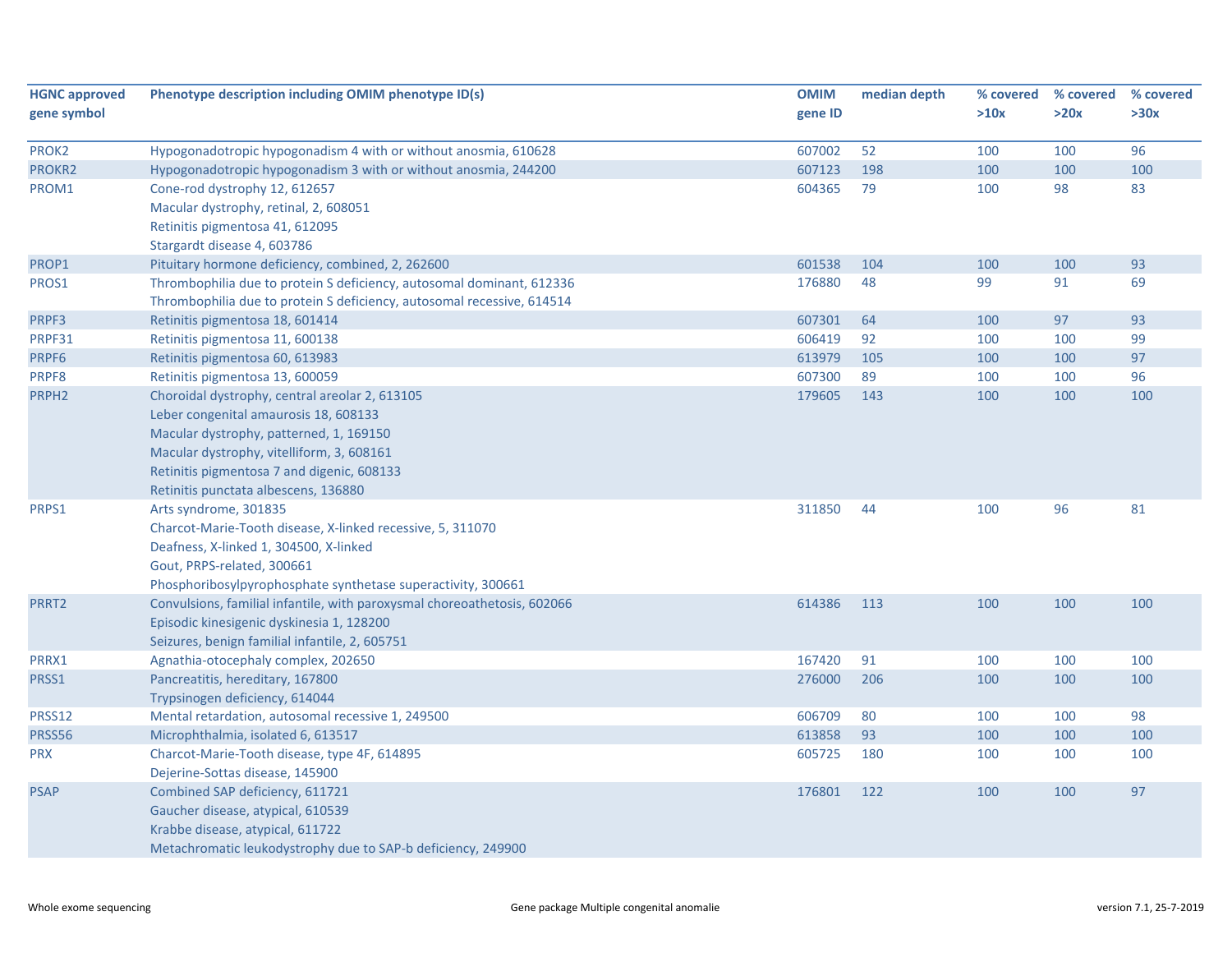| HGNC approved gene symbol | Phenotype description including OMIM phenotype ID(s) | OMIM gene ID | median depth | % covered >10x | % covered >20x | % covered >30x |
|---|---|---|---|---|---|---|
| PROK2 | Hypogonadotropic hypogonadism 4 with or without anosmia, 610628 | 607002 | 52 | 100 | 100 | 96 |
| PROKR2 | Hypogonadotropic hypogonadism 3 with or without anosmia, 244200 | 607123 | 198 | 100 | 100 | 100 |
| PROM1 | Cone-rod dystrophy 12, 612657<br>Macular dystrophy, retinal, 2, 608051<br>Retinitis pigmentosa 41, 612095<br>Stargardt disease 4, 603786 | 604365 | 79 | 100 | 98 | 83 |
| PROP1 | Pituitary hormone deficiency, combined, 2, 262600 | 601538 | 104 | 100 | 100 | 93 |
| PROS1 | Thrombophilia due to protein S deficiency, autosomal dominant, 612336<br>Thrombophilia due to protein S deficiency, autosomal recessive, 614514 | 176880 | 48 | 99 | 91 | 69 |
| PRPF3 | Retinitis pigmentosa 18, 601414 | 607301 | 64 | 100 | 97 | 93 |
| PRPF31 | Retinitis pigmentosa 11, 600138 | 606419 | 92 | 100 | 100 | 99 |
| PRPF6 | Retinitis pigmentosa 60, 613983 | 613979 | 105 | 100 | 100 | 97 |
| PRPF8 | Retinitis pigmentosa 13, 600059 | 607300 | 89 | 100 | 100 | 96 |
| PRPH2 | Choroidal dystrophy, central areolar 2, 613105<br>Leber congenital amaurosis 18, 608133<br>Macular dystrophy, patterned, 1, 169150<br>Macular dystrophy, vitelliform, 3, 608161<br>Retinitis pigmentosa 7 and digenic, 608133<br>Retinitis punctata albescens, 136880 | 179605 | 143 | 100 | 100 | 100 |
| PRPS1 | Arts syndrome, 301835<br>Charcot-Marie-Tooth disease, X-linked recessive, 5, 311070<br>Deafness, X-linked 1, 304500, X-linked<br>Gout, PRPS-related, 300661<br>Phosphoribosylpyrophosphate synthetase superactivity, 300661 | 311850 | 44 | 100 | 96 | 81 |
| PRRT2 | Convulsions, familial infantile, with paroxysmal choreoathetosis, 602066<br>Episodic kinesigenic dyskinesia 1, 128200<br>Seizures, benign familial infantile, 2, 605751 | 614386 | 113 | 100 | 100 | 100 |
| PRRX1 | Agnathia-otocephaly complex, 202650 | 167420 | 91 | 100 | 100 | 100 |
| PRSS1 | Pancreatitis, hereditary, 167800<br>Trypsinogen deficiency, 614044 | 276000 | 206 | 100 | 100 | 100 |
| PRSS12 | Mental retardation, autosomal recessive 1, 249500 | 606709 | 80 | 100 | 100 | 98 |
| PRSS56 | Microphthalmia, isolated 6, 613517 | 613858 | 93 | 100 | 100 | 100 |
| PRX | Charcot-Marie-Tooth disease, type 4F, 614895<br>Dejerine-Sottas disease, 145900 | 605725 | 180 | 100 | 100 | 100 |
| PSAP | Combined SAP deficiency, 611721<br>Gaucher disease, atypical, 610539<br>Krabbe disease, atypical, 611722<br>Metachromatic leukodystrophy due to SAP-b deficiency, 249900 | 176801 | 122 | 100 | 100 | 97 |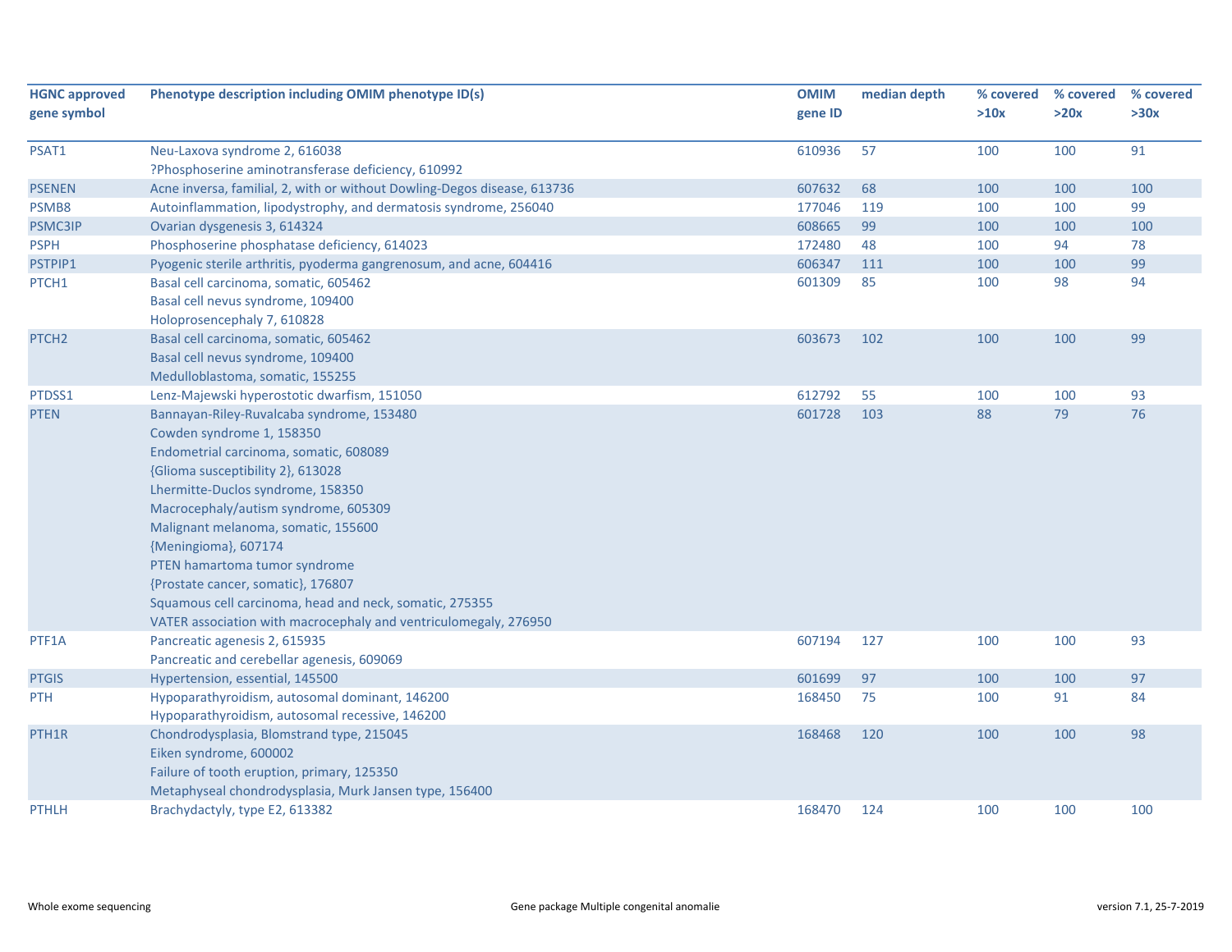| HGNC approved gene symbol | Phenotype description including OMIM phenotype ID(s) | OMIM gene ID | median depth | % covered >10x | % covered >20x | % covered >30x |
|---|---|---|---|---|---|---|
| PSAT1 | Neu-Laxova syndrome 2, 616038<br>?Phosphoserine aminotransferase deficiency, 610992 | 610936 | 57 | 100 | 100 | 91 |
| PSENEN | Acne inversa, familial, 2, with or without Dowling-Degos disease, 613736 | 607632 | 68 | 100 | 100 | 100 |
| PSMB8 | Autoinflammation, lipodystrophy, and dermatosis syndrome, 256040 | 177046 | 119 | 100 | 100 | 99 |
| PSMC3IP | Ovarian dysgenesis 3, 614324 | 608665 | 99 | 100 | 100 | 100 |
| PSPH | Phosphoserine phosphatase deficiency, 614023 | 172480 | 48 | 100 | 94 | 78 |
| PSTPIP1 | Pyogenic sterile arthritis, pyoderma gangrenosum, and acne, 604416 | 606347 | 111 | 100 | 100 | 99 |
| PTCH1 | Basal cell carcinoma, somatic, 605462<br>Basal cell nevus syndrome, 109400<br>Holoprosencephaly 7, 610828 | 601309 | 85 | 100 | 98 | 94 |
| PTCH2 | Basal cell carcinoma, somatic, 605462<br>Basal cell nevus syndrome, 109400<br>Medulloblastoma, somatic, 155255 | 603673 | 102 | 100 | 100 | 99 |
| PTDSS1 | Lenz-Majewski hyperostotic dwarfism, 151050 | 612792 | 55 | 100 | 100 | 93 |
| PTEN | Bannayan-Riley-Ruvalcaba syndrome, 153480<br>Cowden syndrome 1, 158350<br>Endometrial carcinoma, somatic, 608089<br>{Glioma susceptibility 2}, 613028<br>Lhermitte-Duclos syndrome, 158350<br>Macrocephaly/autism syndrome, 605309<br>Malignant melanoma, somatic, 155600<br>{Meningioma}, 607174<br>PTEN hamartoma tumor syndrome<br>{Prostate cancer, somatic}, 176807<br>Squamous cell carcinoma, head and neck, somatic, 275355<br>VATER association with macrocephaly and ventriculomegaly, 276950 | 601728 | 103 | 88 | 79 | 76 |
| PTF1A | Pancreatic agenesis 2, 615935<br>Pancreatic and cerebellar agenesis, 609069 | 607194 | 127 | 100 | 100 | 93 |
| PTGIS | Hypertension, essential, 145500 | 601699 | 97 | 100 | 100 | 97 |
| PTH | Hypoparathyroidism, autosomal dominant, 146200<br>Hypoparathyroidism, autosomal recessive, 146200 | 168450 | 75 | 100 | 91 | 84 |
| PTH1R | Chondrodysplasia, Blomstrand type, 215045<br>Eiken syndrome, 600002<br>Failure of tooth eruption, primary, 125350<br>Metaphyseal chondrodysplasia, Murk Jansen type, 156400 | 168468 | 120 | 100 | 100 | 98 |
| PTHLH | Brachydactyly, type E2, 613382 | 168470 | 124 | 100 | 100 | 100 |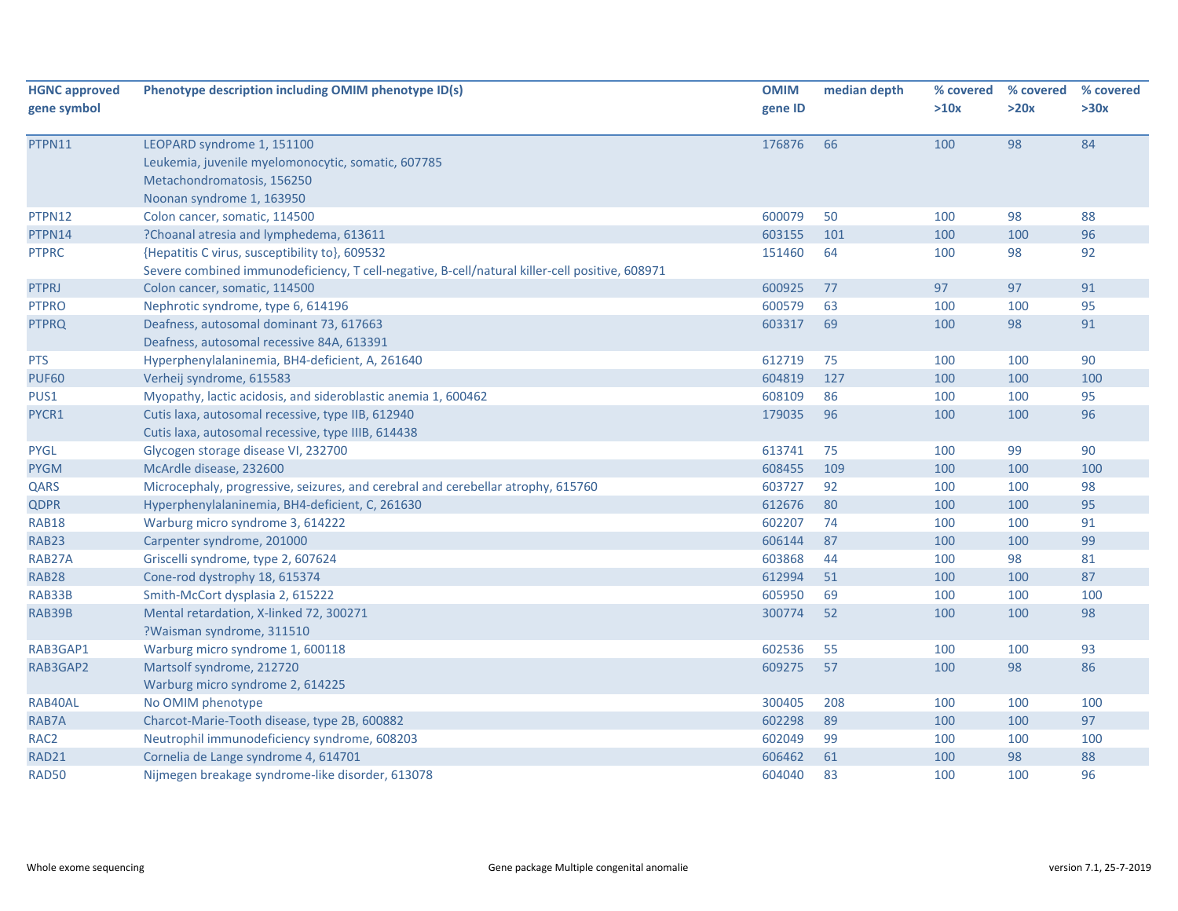| HGNC approved gene symbol | Phenotype description including OMIM phenotype ID(s) | OMIM gene ID | median depth | % covered >10x | % covered >20x | % covered >30x |
|---|---|---|---|---|---|---|
| PTPN11 | LEOPARD syndrome 1, 151100<br>Leukemia, juvenile myelomonocytic, somatic, 607785<br>Metachondromatosis, 156250<br>Noonan syndrome 1, 163950 | 176876 | 66 | 100 | 98 | 84 |
| PTPN12 | Colon cancer, somatic, 114500 | 600079 | 50 | 100 | 98 | 88 |
| PTPN14 | ?Choanal atresia and lymphedema, 613611 | 603155 | 101 | 100 | 100 | 96 |
| PTPRC | {Hepatitis C virus, susceptibility to}, 609532<br>Severe combined immunodeficiency, T cell-negative, B-cell/natural killer-cell positive, 608971 | 151460 | 64 | 100 | 98 | 92 |
| PTPRJ | Colon cancer, somatic, 114500 | 600925 | 77 | 97 | 97 | 91 |
| PTPRO | Nephrotic syndrome, type 6, 614196 | 600579 | 63 | 100 | 100 | 95 |
| PTPRQ | Deafness, autosomal dominant 73, 617663<br>Deafness, autosomal recessive 84A, 613391 | 603317 | 69 | 100 | 98 | 91 |
| PTS | Hyperphenylalaninemia, BH4-deficient, A, 261640 | 612719 | 75 | 100 | 100 | 90 |
| PUF60 | Verheij syndrome, 615583 | 604819 | 127 | 100 | 100 | 100 |
| PUS1 | Myopathy, lactic acidosis, and sideroblastic anemia 1, 600462 | 608109 | 86 | 100 | 100 | 95 |
| PYCR1 | Cutis laxa, autosomal recessive, type IIB, 612940<br>Cutis laxa, autosomal recessive, type IIIB, 614438 | 179035 | 96 | 100 | 100 | 96 |
| PYGL | Glycogen storage disease VI, 232700 | 613741 | 75 | 100 | 99 | 90 |
| PYGM | McArdle disease, 232600 | 608455 | 109 | 100 | 100 | 100 |
| QARS | Microcephaly, progressive, seizures, and cerebral and cerebellar atrophy, 615760 | 603727 | 92 | 100 | 100 | 98 |
| QDPR | Hyperphenylalaninemia, BH4-deficient, C, 261630 | 612676 | 80 | 100 | 100 | 95 |
| RAB18 | Warburg micro syndrome 3, 614222 | 602207 | 74 | 100 | 100 | 91 |
| RAB23 | Carpenter syndrome, 201000 | 606144 | 87 | 100 | 100 | 99 |
| RAB27A | Griscelli syndrome, type 2, 607624 | 603868 | 44 | 100 | 98 | 81 |
| RAB28 | Cone-rod dystrophy 18, 615374 | 612994 | 51 | 100 | 100 | 87 |
| RAB33B | Smith-McCort dysplasia 2, 615222 | 605950 | 69 | 100 | 100 | 100 |
| RAB39B | Mental retardation, X-linked 72, 300271<br>?Waisman syndrome, 311510 | 300774 | 52 | 100 | 100 | 98 |
| RAB3GAP1 | Warburg micro syndrome 1, 600118 | 602536 | 55 | 100 | 100 | 93 |
| RAB3GAP2 | Martsolf syndrome, 212720<br>Warburg micro syndrome 2, 614225 | 609275 | 57 | 100 | 98 | 86 |
| RAB40AL | No OMIM phenotype | 300405 | 208 | 100 | 100 | 100 |
| RAB7A | Charcot-Marie-Tooth disease, type 2B, 600882 | 602298 | 89 | 100 | 100 | 97 |
| RAC2 | Neutrophil immunodeficiency syndrome, 608203 | 602049 | 99 | 100 | 100 | 100 |
| RAD21 | Cornelia de Lange syndrome 4, 614701 | 606462 | 61 | 100 | 98 | 88 |
| RAD50 | Nijmegen breakage syndrome-like disorder, 613078 | 604040 | 83 | 100 | 100 | 96 |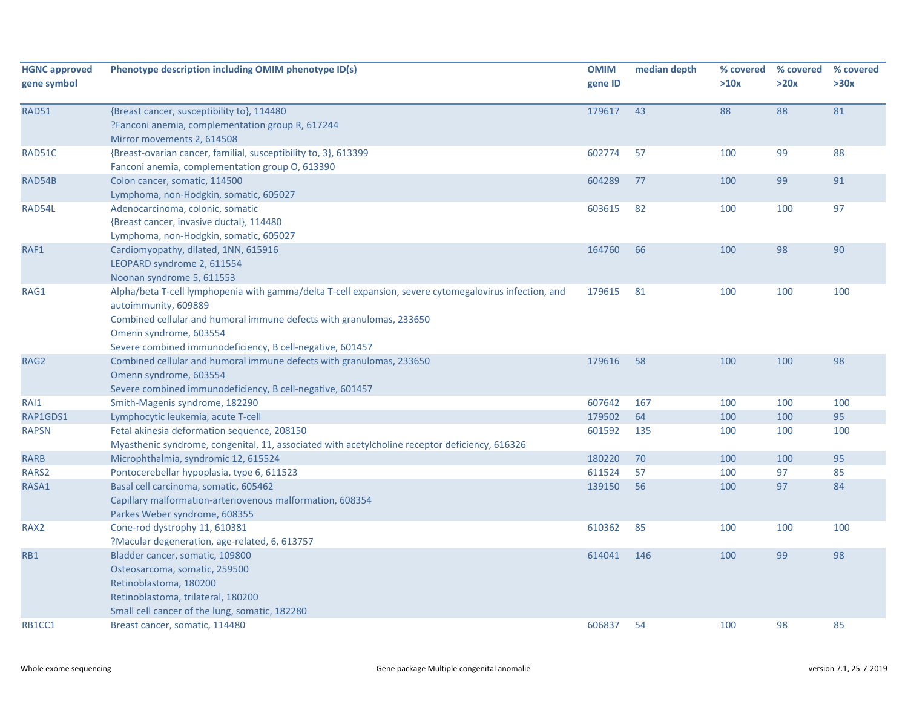| HGNC approved gene symbol | Phenotype description including OMIM phenotype ID(s) | OMIM gene ID | median depth | % covered >10x | % covered >20x | % covered >30x |
|---|---|---|---|---|---|---|
| RAD51 | {Breast cancer, susceptibility to}, 114480<br>?Fanconi anemia, complementation group R, 617244<br>Mirror movements 2, 614508 | 179617 | 43 | 88 | 88 | 81 |
| RAD51C | {Breast-ovarian cancer, familial, susceptibility to, 3}, 613399<br>Fanconi anemia, complementation group O, 613390 | 602774 | 57 | 100 | 99 | 88 |
| RAD54B | Colon cancer, somatic, 114500<br>Lymphoma, non-Hodgkin, somatic, 605027 | 604289 | 77 | 100 | 99 | 91 |
| RAD54L | Adenocarcinoma, colonic, somatic<br>{Breast cancer, invasive ductal}, 114480<br>Lymphoma, non-Hodgkin, somatic, 605027 | 603615 | 82 | 100 | 100 | 97 |
| RAF1 | Cardiomyopathy, dilated, 1NN, 615916<br>LEOPARD syndrome 2, 611554<br>Noonan syndrome 5, 611553 | 164760 | 66 | 100 | 98 | 90 |
| RAG1 | Alpha/beta T-cell lymphopenia with gamma/delta T-cell expansion, severe cytomegalovirus infection, and autoimmunity, 609889<br>Combined cellular and humoral immune defects with granulomas, 233650<br>Omenn syndrome, 603554<br>Severe combined immunodeficiency, B cell-negative, 601457 | 179615 | 81 | 100 | 100 | 100 |
| RAG2 | Combined cellular and humoral immune defects with granulomas, 233650<br>Omenn syndrome, 603554<br>Severe combined immunodeficiency, B cell-negative, 601457 | 179616 | 58 | 100 | 100 | 98 |
| RAI1 | Smith-Magenis syndrome, 182290 | 607642 | 167 | 100 | 100 | 100 |
| RAP1GDS1 | Lymphocytic leukemia, acute T-cell | 179502 | 64 | 100 | 100 | 95 |
| RAPSN | Fetal akinesia deformation sequence, 208150<br>Myasthenic syndrome, congenital, 11, associated with acetylcholine receptor deficiency, 616326 | 601592 | 135 | 100 | 100 | 100 |
| RARB | Microphthalmia, syndromic 12, 615524 | 180220 | 70 | 100 | 100 | 95 |
| RARS2 | Pontocerebellar hypoplasia, type 6, 611523 | 611524 | 57 | 100 | 97 | 85 |
| RASA1 | Basal cell carcinoma, somatic, 605462<br>Capillary malformation-arteriovenous malformation, 608354<br>Parkes Weber syndrome, 608355 | 139150 | 56 | 100 | 97 | 84 |
| RAX2 | Cone-rod dystrophy 11, 610381<br>?Macular degeneration, age-related, 6, 613757 | 610362 | 85 | 100 | 100 | 100 |
| RB1 | Bladder cancer, somatic, 109800<br>Osteosarcoma, somatic, 259500<br>Retinoblastoma, 180200<br>Retinoblastoma, trilateral, 180200<br>Small cell cancer of the lung, somatic, 182280 | 614041 | 146 | 100 | 99 | 98 |
| RB1CC1 | Breast cancer, somatic, 114480 | 606837 | 54 | 100 | 98 | 85 |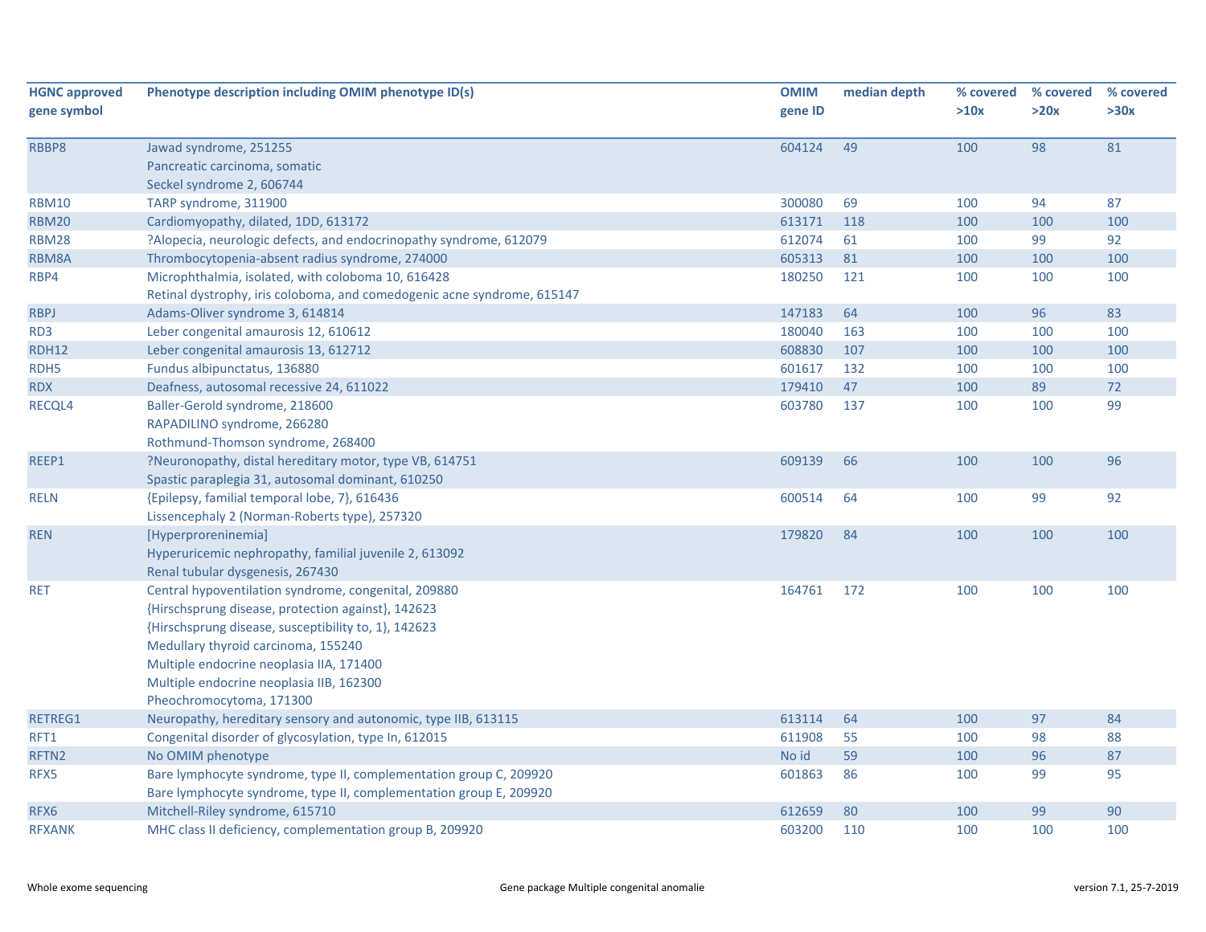| HGNC approved gene symbol | Phenotype description including OMIM phenotype ID(s) | OMIM gene ID | median depth | % covered >10x | % covered >20x | % covered >30x |
|---|---|---|---|---|---|---|
| RBBP8 | Jawad syndrome, 251255<br>Pancreatic carcinoma, somatic<br>Seckel syndrome 2, 606744 | 604124 | 49 | 100 | 98 | 81 |
| RBM10 | TARP syndrome, 311900 | 300080 | 69 | 100 | 94 | 87 |
| RBM20 | Cardiomyopathy, dilated, 1DD, 613172 | 613171 | 118 | 100 | 100 | 100 |
| RBM28 | ?Alopecia, neurologic defects, and endocrinopathy syndrome, 612079 | 612074 | 61 | 100 | 99 | 92 |
| RBM8A | Thrombocytopenia-absent radius syndrome, 274000 | 605313 | 81 | 100 | 100 | 100 |
| RBP4 | Microphthalmia, isolated, with coloboma 10, 616428<br>Retinal dystrophy, iris coloboma, and comedogenic acne syndrome, 615147 | 180250 | 121 | 100 | 100 | 100 |
| RBPJ | Adams-Oliver syndrome 3, 614814 | 147183 | 64 | 100 | 96 | 83 |
| RD3 | Leber congenital amaurosis 12, 610612 | 180040 | 163 | 100 | 100 | 100 |
| RDH12 | Leber congenital amaurosis 13, 612712 | 608830 | 107 | 100 | 100 | 100 |
| RDH5 | Fundus albipunctatus, 136880 | 601617 | 132 | 100 | 100 | 100 |
| RDX | Deafness, autosomal recessive 24, 611022 | 179410 | 47 | 100 | 89 | 72 |
| RECQL4 | Baller-Gerold syndrome, 218600<br>RAPADILINO syndrome, 266280<br>Rothmund-Thomson syndrome, 268400 | 603780 | 137 | 100 | 100 | 99 |
| REEP1 | ?Neuronopathy, distal hereditary motor, type VB, 614751<br>Spastic paraplegia 31, autosomal dominant, 610250 | 609139 | 66 | 100 | 100 | 96 |
| RELN | {Epilepsy, familial temporal lobe, 7}, 616436<br>Lissencephaly 2 (Norman-Roberts type), 257320 | 600514 | 64 | 100 | 99 | 92 |
| REN | [Hyperproreninemia]<br>Hyperuricemic nephropathy, familial juvenile 2, 613092<br>Renal tubular dysgenesis, 267430 | 179820 | 84 | 100 | 100 | 100 |
| RET | Central hypoventilation syndrome, congenital, 209880<br>{Hirschsprung disease, protection against}, 142623<br>{Hirschsprung disease, susceptibility to, 1}, 142623<br>Medullary thyroid carcinoma, 155240<br>Multiple endocrine neoplasia IIA, 171400<br>Multiple endocrine neoplasia IIB, 162300<br>Pheochromocytoma, 171300 | 164761 | 172 | 100 | 100 | 100 |
| RETREG1 | Neuropathy, hereditary sensory and autonomic, type IIB, 613115 | 613114 | 64 | 100 | 97 | 84 |
| RFT1 | Congenital disorder of glycosylation, type In, 612015 | 611908 | 55 | 100 | 98 | 88 |
| RFTN2 | No OMIM phenotype | No id | 59 | 100 | 96 | 87 |
| RFX5 | Bare lymphocyte syndrome, type II, complementation group C, 209920<br>Bare lymphocyte syndrome, type II, complementation group E, 209920 | 601863 | 86 | 100 | 99 | 95 |
| RFX6 | Mitchell-Riley syndrome, 615710 | 612659 | 80 | 100 | 99 | 90 |
| RFXANK | MHC class II deficiency, complementation group B, 209920 | 603200 | 110 | 100 | 100 | 100 |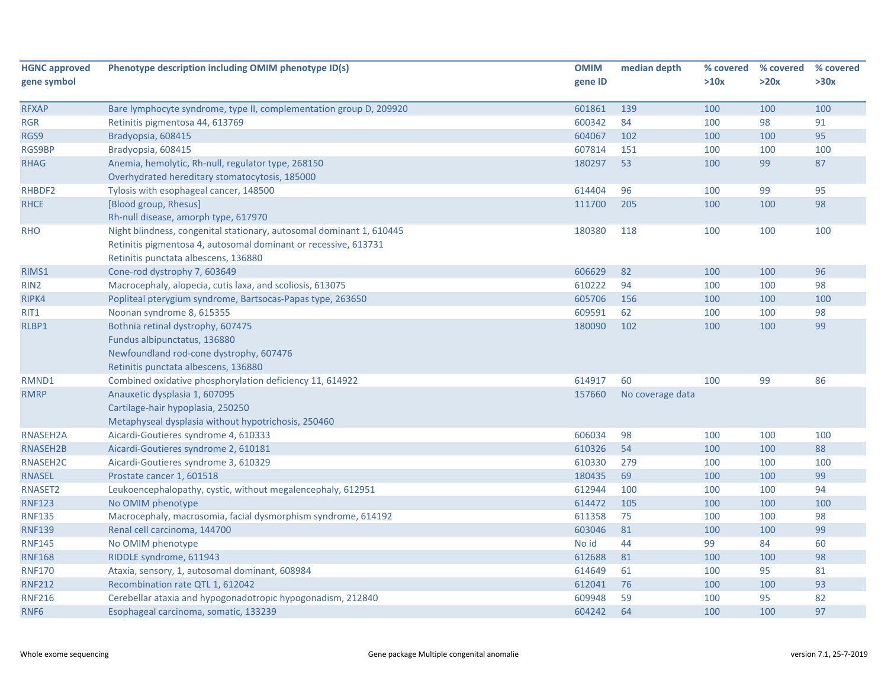| HGNC approved gene symbol | Phenotype description including OMIM phenotype ID(s) | OMIM gene ID | median depth | % covered >10x | % covered >20x | % covered >30x |
|---|---|---|---|---|---|---|
| RFXAP | Bare lymphocyte syndrome, type II, complementation group D, 209920 | 601861 | 139 | 100 | 100 | 100 |
| RGR | Retinitis pigmentosa 44, 613769 | 600342 | 84 | 100 | 98 | 91 |
| RGS9 | Bradyopsia, 608415 | 604067 | 102 | 100 | 100 | 95 |
| RGS9BP | Bradyopsia, 608415 | 607814 | 151 | 100 | 100 | 100 |
| RHAG | Anemia, hemolytic, Rh-null, regulator type, 268150<br>Overhydrated hereditary stomatocytosis, 185000 | 180297 | 53 | 100 | 99 | 87 |
| RHBDF2 | Tylosis with esophageal cancer, 148500 | 614404 | 96 | 100 | 99 | 95 |
| RHCE | [Blood group, Rhesus]<br>Rh-null disease, amorph type, 617970 | 111700 | 205 | 100 | 100 | 98 |
| RHO | Night blindness, congenital stationary, autosomal dominant 1, 610445<br>Retinitis pigmentosa 4, autosomal dominant or recessive, 613731<br>Retinitis punctata albescens, 136880 | 180380 | 118 | 100 | 100 | 100 |
| RIMS1 | Cone-rod dystrophy 7, 603649 | 606629 | 82 | 100 | 100 | 96 |
| RIN2 | Macrocephaly, alopecia, cutis laxa, and scoliosis, 613075 | 610222 | 94 | 100 | 100 | 98 |
| RIPK4 | Popliteal pterygium syndrome, Bartsocas-Papas type, 263650 | 605706 | 156 | 100 | 100 | 100 |
| RIT1 | Noonan syndrome 8, 615355 | 609591 | 62 | 100 | 100 | 98 |
| RLBP1 | Bothnia retinal dystrophy, 607475<br>Fundus albipunctatus, 136880<br>Newfoundland rod-cone dystrophy, 607476<br>Retinitis punctata albescens, 136880 | 180090 | 102 | 100 | 100 | 99 |
| RMND1 | Combined oxidative phosphorylation deficiency 11, 614922 | 614917 | 60 | 100 | 99 | 86 |
| RMRP | Anauxetic dysplasia 1, 607095<br>Cartilage-hair hypoplasia, 250250<br>Metaphyseal dysplasia without hypotrichosis, 250460 | 157660 | No coverage data | | | |
| RNASEH2A | Aicardi-Goutieres syndrome 4, 610333 | 606034 | 98 | 100 | 100 | 100 |
| RNASEH2B | Aicardi-Goutieres syndrome 2, 610181 | 610326 | 54 | 100 | 100 | 88 |
| RNASEH2C | Aicardi-Goutieres syndrome 3, 610329 | 610330 | 279 | 100 | 100 | 100 |
| RNASEL | Prostate cancer 1, 601518 | 180435 | 69 | 100 | 100 | 99 |
| RNASET2 | Leukoencephalopathy, cystic, without megalencephaly, 612951 | 612944 | 100 | 100 | 100 | 94 |
| RNF123 | No OMIM phenotype | 614472 | 105 | 100 | 100 | 100 |
| RNF135 | Macrocephaly, macrosomia, facial dysmorphism syndrome, 614192 | 611358 | 75 | 100 | 100 | 98 |
| RNF139 | Renal cell carcinoma, 144700 | 603046 | 81 | 100 | 100 | 99 |
| RNF145 | No OMIM phenotype | No id | 44 | 99 | 84 | 60 |
| RNF168 | RIDDLE syndrome, 611943 | 612688 | 81 | 100 | 100 | 98 |
| RNF170 | Ataxia, sensory, 1, autosomal dominant, 608984 | 614649 | 61 | 100 | 95 | 81 |
| RNF212 | Recombination rate QTL 1, 612042 | 612041 | 76 | 100 | 100 | 93 |
| RNF216 | Cerebellar ataxia and hypogonadotropic hypogonadism, 212840 | 609948 | 59 | 100 | 95 | 82 |
| RNF6 | Esophageal carcinoma, somatic, 133239 | 604242 | 64 | 100 | 100 | 97 |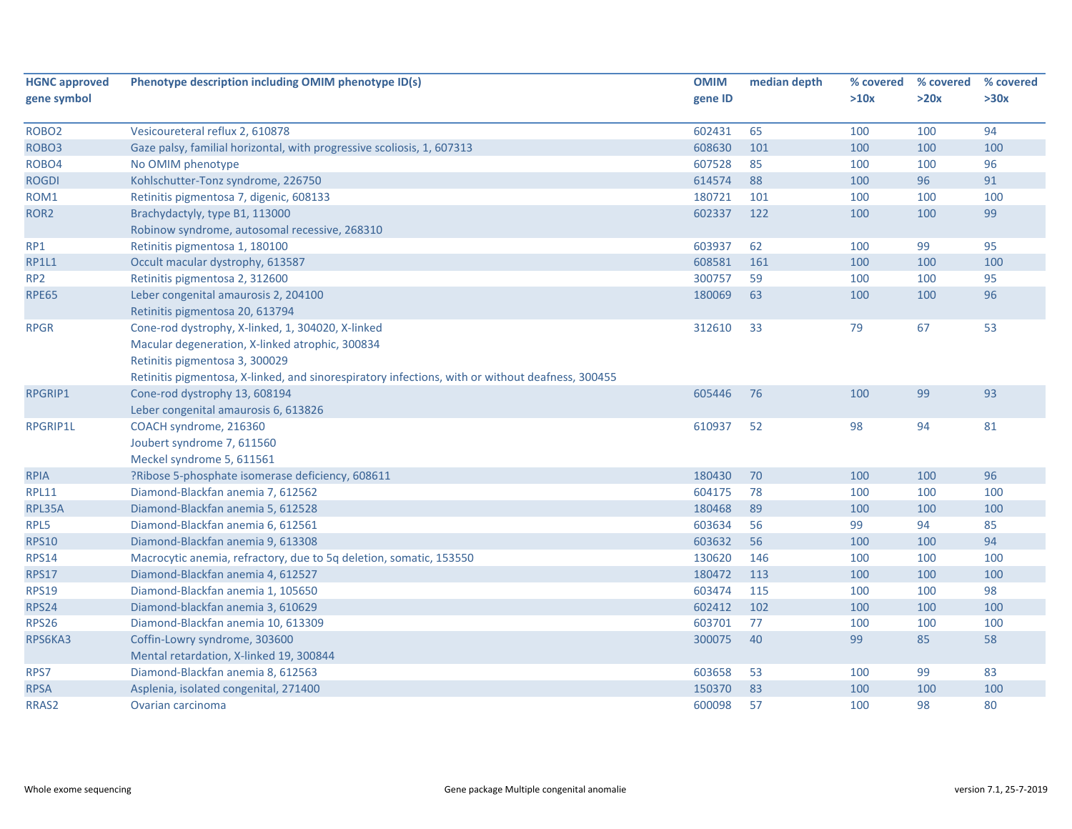| HGNC approved gene symbol | Phenotype description including OMIM phenotype ID(s) | OMIM gene ID | median depth | % covered >10x | % covered >20x | % covered >30x |
|---|---|---|---|---|---|---|
| ROBO2 | Vesicoureteral reflux 2, 610878 | 602431 | 65 | 100 | 100 | 94 |
| ROBO3 | Gaze palsy, familial horizontal, with progressive scoliosis, 1, 607313 | 608630 | 101 | 100 | 100 | 100 |
| ROBO4 | No OMIM phenotype | 607528 | 85 | 100 | 100 | 96 |
| ROGDI | Kohlschutter-Tonz syndrome, 226750 | 614574 | 88 | 100 | 96 | 91 |
| ROM1 | Retinitis pigmentosa 7, digenic, 608133 | 180721 | 101 | 100 | 100 | 100 |
| ROR2 | Brachydactyly, type B1, 113000<br>Robinow syndrome, autosomal recessive, 268310 | 602337 | 122 | 100 | 100 | 99 |
| RP1 | Retinitis pigmentosa 1, 180100 | 603937 | 62 | 100 | 99 | 95 |
| RP1L1 | Occult macular dystrophy, 613587 | 608581 | 161 | 100 | 100 | 100 |
| RP2 | Retinitis pigmentosa 2, 312600 | 300757 | 59 | 100 | 100 | 95 |
| RPE65 | Leber congenital amaurosis 2, 204100<br>Retinitis pigmentosa 20, 613794 | 180069 | 63 | 100 | 100 | 96 |
| RPGR | Cone-rod dystrophy, X-linked, 1, 304020, X-linked<br>Macular degeneration, X-linked atrophic, 300834<br>Retinitis pigmentosa 3, 300029<br>Retinitis pigmentosa, X-linked, and sinorespiratory infections, with or without deafness, 300455 | 312610 | 33 | 79 | 67 | 53 |
| RPGRIP1 | Cone-rod dystrophy 13, 608194<br>Leber congenital amaurosis 6, 613826 | 605446 | 76 | 100 | 99 | 93 |
| RPGRIP1L | COACH syndrome, 216360<br>Joubert syndrome 7, 611560<br>Meckel syndrome 5, 611561 | 610937 | 52 | 98 | 94 | 81 |
| RPIA | ?Ribose 5-phosphate isomerase deficiency, 608611 | 180430 | 70 | 100 | 100 | 96 |
| RPL11 | Diamond-Blackfan anemia 7, 612562 | 604175 | 78 | 100 | 100 | 100 |
| RPL35A | Diamond-Blackfan anemia 5, 612528 | 180468 | 89 | 100 | 100 | 100 |
| RPL5 | Diamond-Blackfan anemia 6, 612561 | 603634 | 56 | 99 | 94 | 85 |
| RPS10 | Diamond-Blackfan anemia 9, 613308 | 603632 | 56 | 100 | 100 | 94 |
| RPS14 | Macrocytic anemia, refractory, due to 5q deletion, somatic, 153550 | 130620 | 146 | 100 | 100 | 100 |
| RPS17 | Diamond-Blackfan anemia 4, 612527 | 180472 | 113 | 100 | 100 | 100 |
| RPS19 | Diamond-Blackfan anemia 1, 105650 | 603474 | 115 | 100 | 100 | 98 |
| RPS24 | Diamond-blackfan anemia 3, 610629 | 602412 | 102 | 100 | 100 | 100 |
| RPS26 | Diamond-Blackfan anemia 10, 613309 | 603701 | 77 | 100 | 100 | 100 |
| RPS6KA3 | Coffin-Lowry syndrome, 303600<br>Mental retardation, X-linked 19, 300844 | 300075 | 40 | 99 | 85 | 58 |
| RPS7 | Diamond-Blackfan anemia 8, 612563 | 603658 | 53 | 100 | 99 | 83 |
| RPSA | Asplenia, isolated congenital, 271400 | 150370 | 83 | 100 | 100 | 100 |
| RRAS2 | Ovarian carcinoma | 600098 | 57 | 100 | 98 | 80 |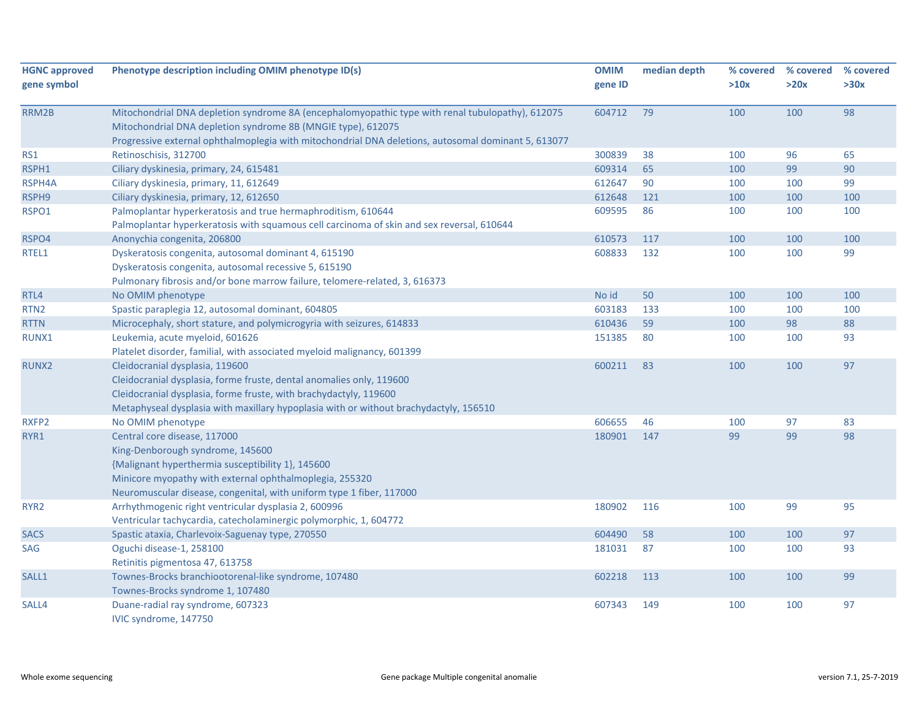| HGNC approved gene symbol | Phenotype description including OMIM phenotype ID(s) | OMIM gene ID | median depth | % covered >10x | % covered >20x | % covered >30x |
|---|---|---|---|---|---|---|
| RRM2B | Mitochondrial DNA depletion syndrome 8A (encephalomyopathic type with renal tubulopathy), 612075<br>Mitochondrial DNA depletion syndrome 8B (MNGIE type), 612075<br>Progressive external ophthalmoplegia with mitochondrial DNA deletions, autosomal dominant 5, 613077 | 604712 | 79 | 100 | 100 | 98 |
| RS1 | Retinoschisis, 312700 | 300839 | 38 | 100 | 96 | 65 |
| RSPH1 | Ciliary dyskinesia, primary, 24, 615481 | 609314 | 65 | 100 | 99 | 90 |
| RSPH4A | Ciliary dyskinesia, primary, 11, 612649 | 612647 | 90 | 100 | 100 | 99 |
| RSPH9 | Ciliary dyskinesia, primary, 12, 612650 | 612648 | 121 | 100 | 100 | 100 |
| RSPO1 | Palmoplantar hyperkeratosis and true hermaphroditism, 610644<br>Palmoplantar hyperkeratosis with squamous cell carcinoma of skin and sex reversal, 610644 | 609595 | 86 | 100 | 100 | 100 |
| RSPO4 | Anonychia congenita, 206800 | 610573 | 117 | 100 | 100 | 100 |
| RTEL1 | Dyskeratosis congenita, autosomal dominant 4, 615190<br>Dyskeratosis congenita, autosomal recessive 5, 615190<br>Pulmonary fibrosis and/or bone marrow failure, telomere-related, 3, 616373 | 608833 | 132 | 100 | 100 | 99 |
| RTL4 | No OMIM phenotype | No id | 50 | 100 | 100 | 100 |
| RTN2 | Spastic paraplegia 12, autosomal dominant, 604805 | 603183 | 133 | 100 | 100 | 100 |
| RTTN | Microcephaly, short stature, and polymicrogyria with seizures, 614833 | 610436 | 59 | 100 | 98 | 88 |
| RUNX1 | Leukemia, acute myeloid, 601626<br>Platelet disorder, familial, with associated myeloid malignancy, 601399 | 151385 | 80 | 100 | 100 | 93 |
| RUNX2 | Cleidocranial dysplasia, 119600<br>Cleidocranial dysplasia, forme fruste, dental anomalies only, 119600<br>Cleidocranial dysplasia, forme fruste, with brachydactyly, 119600<br>Metaphyseal dysplasia with maxillary hypoplasia with or without brachydactyly, 156510 | 600211 | 83 | 100 | 100 | 97 |
| RXFP2 | No OMIM phenotype | 606655 | 46 | 100 | 97 | 83 |
| RYR1 | Central core disease, 117000<br>King-Denborough syndrome, 145600<br>{Malignant hyperthermia susceptibility 1}, 145600<br>Minicore myopathy with external ophthalmoplegia, 255320<br>Neuromuscular disease, congenital, with uniform type 1 fiber, 117000 | 180901 | 147 | 99 | 99 | 98 |
| RYR2 | Arrhythmogenic right ventricular dysplasia 2, 600996<br>Ventricular tachycardia, catecholaminergic polymorphic, 1, 604772 | 180902 | 116 | 100 | 99 | 95 |
| SACS | Spastic ataxia, Charlevoix-Saguenay type, 270550 | 604490 | 58 | 100 | 100 | 97 |
| SAG | Oguchi disease-1, 258100<br>Retinitis pigmentosa 47, 613758 | 181031 | 87 | 100 | 100 | 93 |
| SALL1 | Townes-Brocks branchiootorenal-like syndrome, 107480<br>Townes-Brocks syndrome 1, 107480 | 602218 | 113 | 100 | 100 | 99 |
| SALL4 | Duane-radial ray syndrome, 607323<br>IVIC syndrome, 147750 | 607343 | 149 | 100 | 100 | 97 |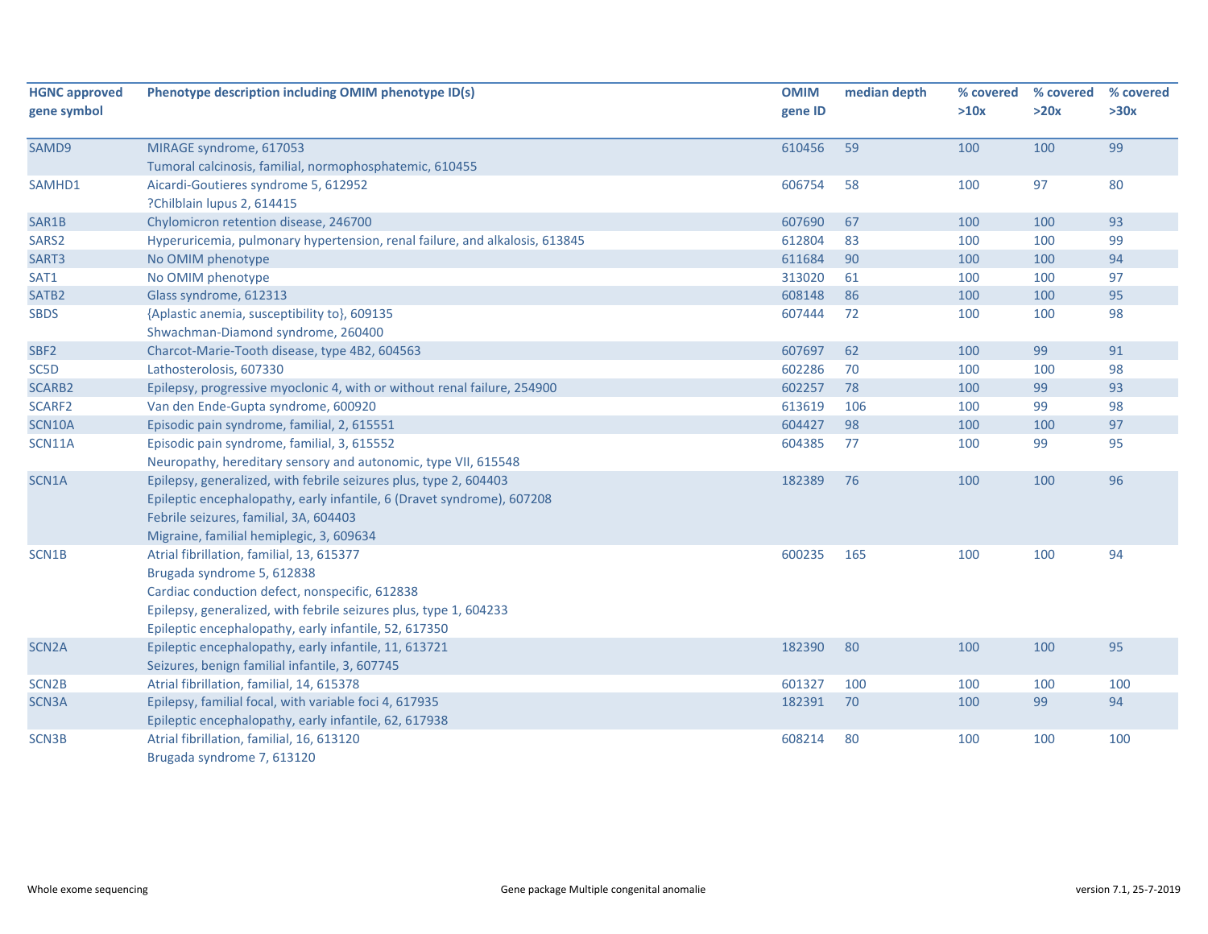| HGNC approved gene symbol | Phenotype description including OMIM phenotype ID(s) | OMIM gene ID | median depth | % covered >10x | % covered >20x | % covered >30x |
|---|---|---|---|---|---|---|
| SAMD9 | MIRAGE syndrome, 617053<br>Tumoral calcinosis, familial, normophosphatemic, 610455 | 610456 | 59 | 100 | 100 | 99 |
| SAMHD1 | Aicardi-Goutieres syndrome 5, 612952<br>?Chilblain lupus 2, 614415 | 606754 | 58 | 100 | 97 | 80 |
| SAR1B | Chylomicron retention disease, 246700 | 607690 | 67 | 100 | 100 | 93 |
| SARS2 | Hyperuricemia, pulmonary hypertension, renal failure, and alkalosis, 613845 | 612804 | 83 | 100 | 100 | 99 |
| SART3 | No OMIM phenotype | 611684 | 90 | 100 | 100 | 94 |
| SAT1 | No OMIM phenotype | 313020 | 61 | 100 | 100 | 97 |
| SATB2 | Glass syndrome, 612313 | 608148 | 86 | 100 | 100 | 95 |
| SBDS | {Aplastic anemia, susceptibility to}, 609135<br>Shwachman-Diamond syndrome, 260400 | 607444 | 72 | 100 | 100 | 98 |
| SBF2 | Charcot-Marie-Tooth disease, type 4B2, 604563 | 607697 | 62 | 100 | 99 | 91 |
| SC5D | Lathosterolosis, 607330 | 602286 | 70 | 100 | 100 | 98 |
| SCARB2 | Epilepsy, progressive myoclonic 4, with or without renal failure, 254900 | 602257 | 78 | 100 | 99 | 93 |
| SCARF2 | Van den Ende-Gupta syndrome, 600920 | 613619 | 106 | 100 | 99 | 98 |
| SCN10A | Episodic pain syndrome, familial, 2, 615551 | 604427 | 98 | 100 | 100 | 97 |
| SCN11A | Episodic pain syndrome, familial, 3, 615552<br>Neuropathy, hereditary sensory and autonomic, type VII, 615548 | 604385 | 77 | 100 | 99 | 95 |
| SCN1A | Epilepsy, generalized, with febrile seizures plus, type 2, 604403<br>Epileptic encephalopathy, early infantile, 6 (Dravet syndrome), 607208<br>Febrile seizures, familial, 3A, 604403<br>Migraine, familial hemiplegic, 3, 609634 | 182389 | 76 | 100 | 100 | 96 |
| SCN1B | Atrial fibrillation, familial, 13, 615377<br>Brugada syndrome 5, 612838<br>Cardiac conduction defect, nonspecific, 612838<br>Epilepsy, generalized, with febrile seizures plus, type 1, 604233<br>Epileptic encephalopathy, early infantile, 52, 617350 | 600235 | 165 | 100 | 100 | 94 |
| SCN2A | Epileptic encephalopathy, early infantile, 11, 613721<br>Seizures, benign familial infantile, 3, 607745 | 182390 | 80 | 100 | 100 | 95 |
| SCN2B | Atrial fibrillation, familial, 14, 615378 | 601327 | 100 | 100 | 100 | 100 |
| SCN3A | Epilepsy, familial focal, with variable foci 4, 617935<br>Epileptic encephalopathy, early infantile, 62, 617938 | 182391 | 70 | 100 | 99 | 94 |
| SCN3B | Atrial fibrillation, familial, 16, 613120<br>Brugada syndrome 7, 613120 | 608214 | 80 | 100 | 100 | 100 |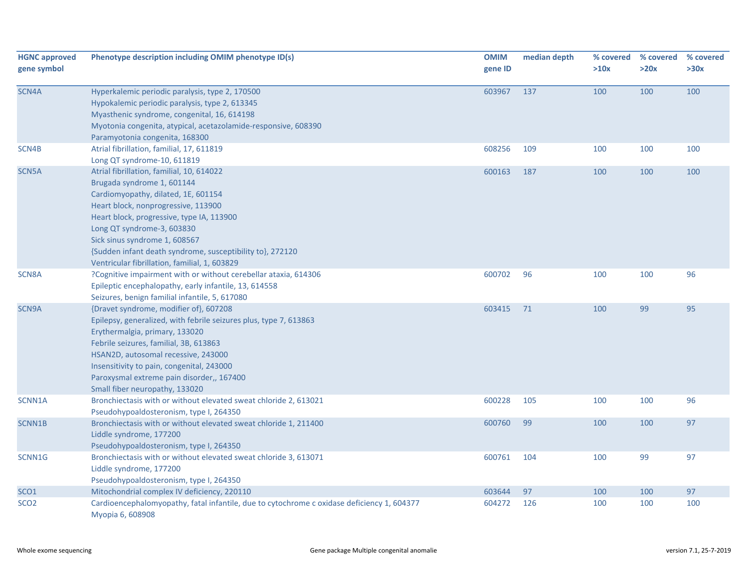| HGNC approved gene symbol | Phenotype description including OMIM phenotype ID(s) | OMIM gene ID | median depth | % covered >10x | % covered >20x | % covered >30x |
|---|---|---|---|---|---|---|
| SCN4A | Hyperkalemic periodic paralysis, type 2, 170500<br>Hypokalemic periodic paralysis, type 2, 613345<br>Myasthenic syndrome, congenital, 16, 614198<br>Myotonia congenita, atypical, acetazolamide-responsive, 608390<br>Paramyotonia congenita, 168300 | 603967 | 137 | 100 | 100 | 100 |
| SCN4B | Atrial fibrillation, familial, 17, 611819<br>Long QT syndrome-10, 611819 | 608256 | 109 | 100 | 100 | 100 |
| SCN5A | Atrial fibrillation, familial, 10, 614022<br>Brugada syndrome 1, 601144<br>Cardiomyopathy, dilated, 1E, 601154<br>Heart block, nonprogressive, 113900<br>Heart block, progressive, type IA, 113900<br>Long QT syndrome-3, 603830<br>Sick sinus syndrome 1, 608567<br>{Sudden infant death syndrome, susceptibility to}, 272120<br>Ventricular fibrillation, familial, 1, 603829 | 600163 | 187 | 100 | 100 | 100 |
| SCN8A | ?Cognitive impairment with or without cerebellar ataxia, 614306<br>Epileptic encephalopathy, early infantile, 13, 614558<br>Seizures, benign familial infantile, 5, 617080 | 600702 | 96 | 100 | 100 | 96 |
| SCN9A | {Dravet syndrome, modifier of}, 607208<br>Epilepsy, generalized, with febrile seizures plus, type 7, 613863<br>Erythermalgia, primary, 133020<br>Febrile seizures, familial, 3B, 613863<br>HSAN2D, autosomal recessive, 243000<br>Insensitivity to pain, congenital, 243000<br>Paroxysmal extreme pain disorder,, 167400<br>Small fiber neuropathy, 133020 | 603415 | 71 | 100 | 99 | 95 |
| SCNN1A | Bronchiectasis with or without elevated sweat chloride 2, 613021<br>Pseudohypoaldosteronism, type I, 264350 | 600228 | 105 | 100 | 100 | 96 |
| SCNN1B | Bronchiectasis with or without elevated sweat chloride 1, 211400<br>Liddle syndrome, 177200<br>Pseudohypoaldosteronism, type I, 264350 | 600760 | 99 | 100 | 100 | 97 |
| SCNN1G | Bronchiectasis with or without elevated sweat chloride 3, 613071<br>Liddle syndrome, 177200<br>Pseudohypoaldosteronism, type I, 264350 | 600761 | 104 | 100 | 99 | 97 |
| SCO1 | Mitochondrial complex IV deficiency, 220110 | 603644 | 97 | 100 | 100 | 97 |
| SCO2 | Cardioencephalomyopathy, fatal infantile, due to cytochrome c oxidase deficiency 1, 604377<br>Myopia 6, 608908 | 604272 | 126 | 100 | 100 | 100 |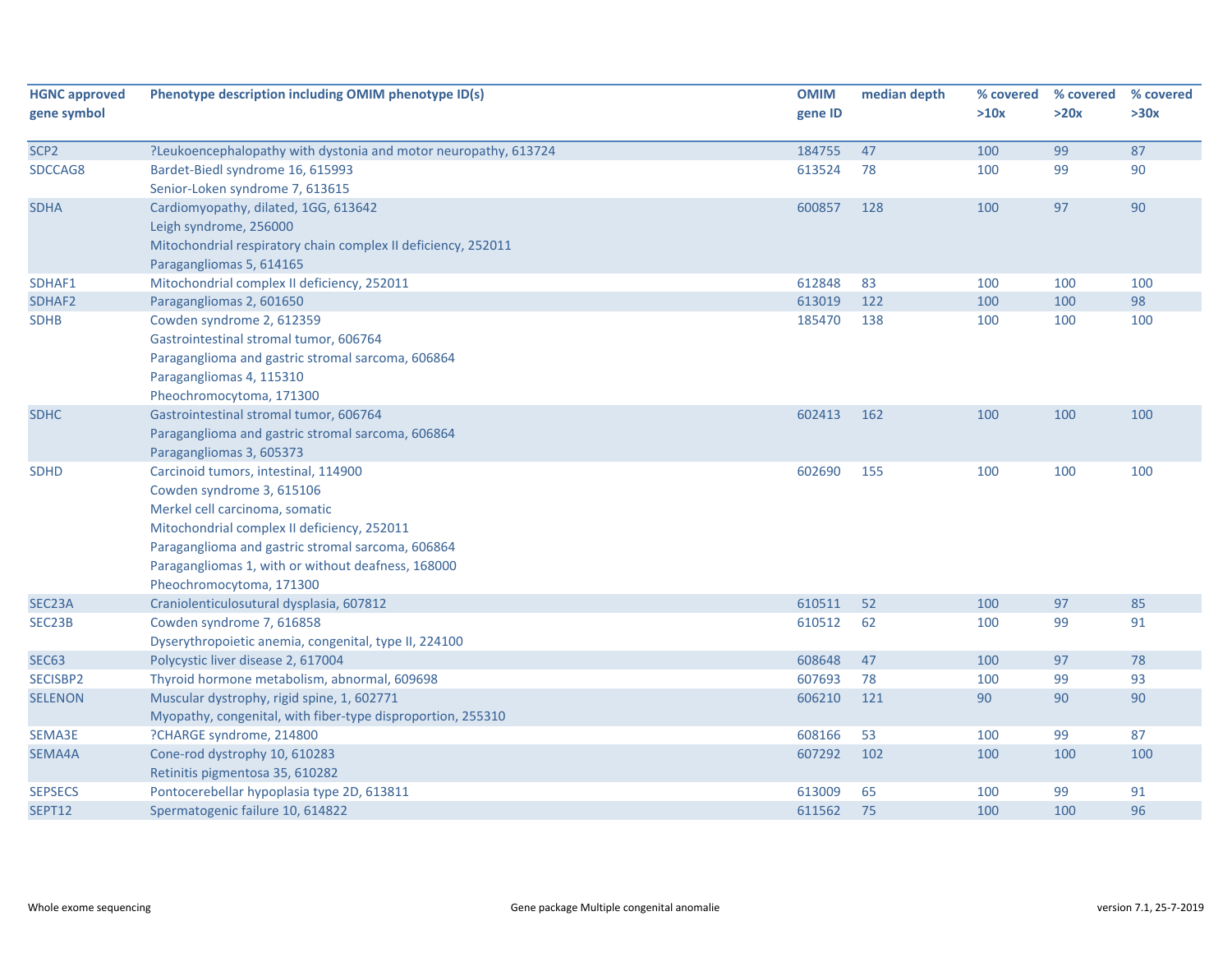| HGNC approved gene symbol | Phenotype description including OMIM phenotype ID(s) | OMIM gene ID | median depth | % covered >10x | % covered >20x | % covered >30x |
|---|---|---|---|---|---|---|
| SCP2 | ?Leukoencephalopathy with dystonia and motor neuropathy, 613724 | 184755 | 47 | 100 | 99 | 87 |
| SDCCAG8 | Bardet-Biedl syndrome 16, 615993<br>Senior-Loken syndrome 7, 613615 | 613524 | 78 | 100 | 99 | 90 |
| SDHA | Cardiomyopathy, dilated, 1GG, 613642<br>Leigh syndrome, 256000<br>Mitochondrial respiratory chain complex II deficiency, 252011<br>Paragangliomas 5, 614165 | 600857 | 128 | 100 | 97 | 90 |
| SDHAF1 | Mitochondrial complex II deficiency, 252011 | 612848 | 83 | 100 | 100 | 100 |
| SDHAF2 | Paragangliomas 2, 601650 | 613019 | 122 | 100 | 100 | 98 |
| SDHB | Cowden syndrome 2, 612359<br>Gastrointestinal stromal tumor, 606764<br>Paraganglioma and gastric stromal sarcoma, 606864<br>Paragangliomas 4, 115310<br>Pheochromocytoma, 171300 | 185470 | 138 | 100 | 100 | 100 |
| SDHC | Gastrointestinal stromal tumor, 606764<br>Paraganglioma and gastric stromal sarcoma, 606864<br>Paragangliomas 3, 605373 | 602413 | 162 | 100 | 100 | 100 |
| SDHD | Carcinoid tumors, intestinal, 114900<br>Cowden syndrome 3, 615106<br>Merkel cell carcinoma, somatic<br>Mitochondrial complex II deficiency, 252011<br>Paraganglioma and gastric stromal sarcoma, 606864<br>Paragangliomas 1, with or without deafness, 168000<br>Pheochromocytoma, 171300 | 602690 | 155 | 100 | 100 | 100 |
| SEC23A | Craniolenticulosutural dysplasia, 607812 | 610511 | 52 | 100 | 97 | 85 |
| SEC23B | Cowden syndrome 7, 616858<br>Dyserythropoietic anemia, congenital, type II, 224100 | 610512 | 62 | 100 | 99 | 91 |
| SEC63 | Polycystic liver disease 2, 617004 | 608648 | 47 | 100 | 97 | 78 |
| SECISBP2 | Thyroid hormone metabolism, abnormal, 609698 | 607693 | 78 | 100 | 99 | 93 |
| SELENON | Muscular dystrophy, rigid spine, 1, 602771<br>Myopathy, congenital, with fiber-type disproportion, 255310 | 606210 | 121 | 90 | 90 | 90 |
| SEMA3E | ?CHARGE syndrome, 214800 | 608166 | 53 | 100 | 99 | 87 |
| SEMA4A | Cone-rod dystrophy 10, 610283<br>Retinitis pigmentosa 35, 610282 | 607292 | 102 | 100 | 100 | 100 |
| SEPSECS | Pontocerebellar hypoplasia type 2D, 613811 | 613009 | 65 | 100 | 99 | 91 |
| SEPT12 | Spermatogenic failure 10, 614822 | 611562 | 75 | 100 | 100 | 96 |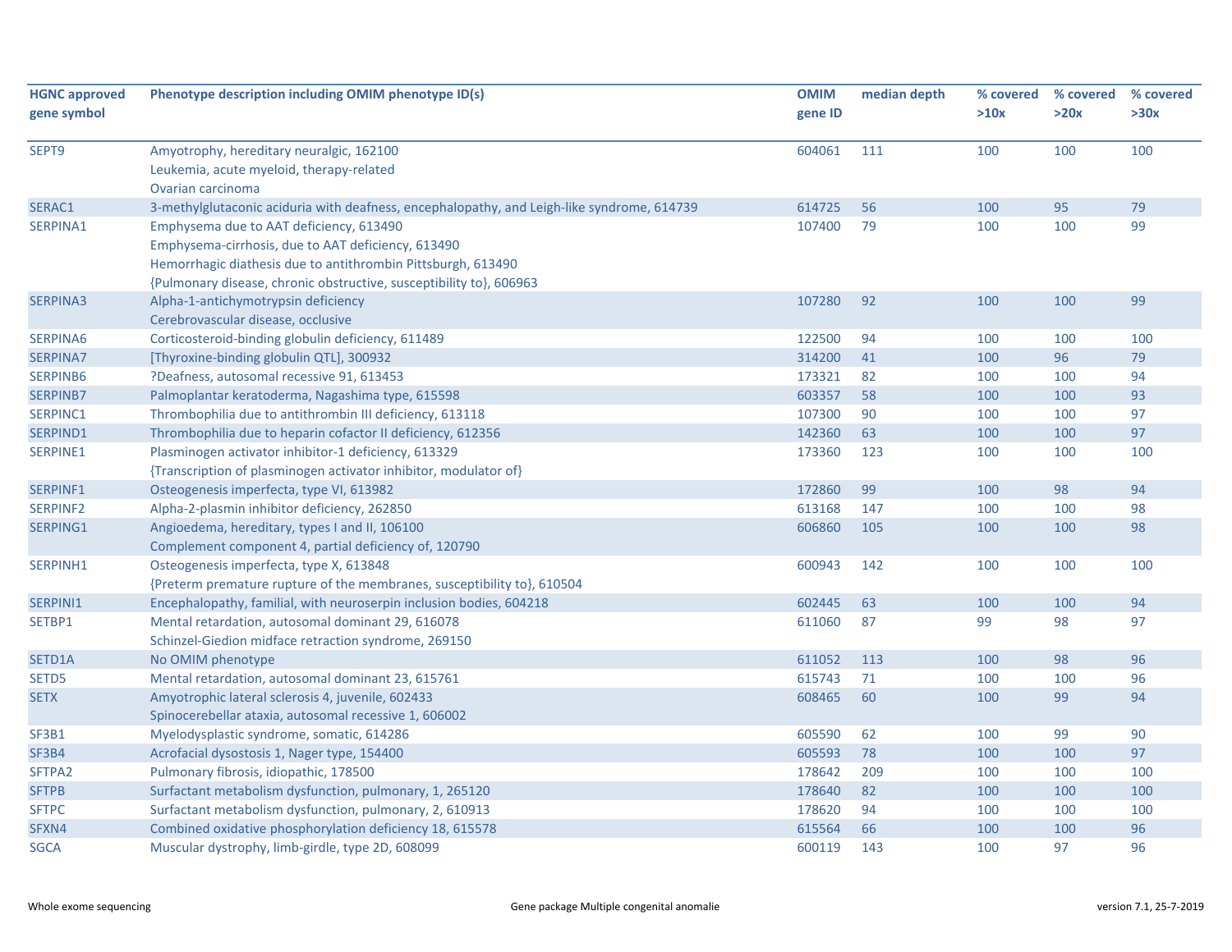| HGNC approved gene symbol | Phenotype description including OMIM phenotype ID(s) | OMIM gene ID | median depth | % covered >10x | % covered >20x | % covered >30x |
|---|---|---|---|---|---|---|
| SEPT9 | Amyotrophy, hereditary neuralgic, 162100<br>Leukemia, acute myeloid, therapy-related<br>Ovarian carcinoma | 604061 | 111 | 100 | 100 | 100 |
| SERAC1 | 3-methylglutaconic aciduria with deafness, encephalopathy, and Leigh-like syndrome, 614739 | 614725 | 56 | 100 | 95 | 79 |
| SERPINA1 | Emphysema due to AAT deficiency, 613490<br>Emphysema-cirrhosis, due to AAT deficiency, 613490<br>Hemorrhagic diathesis due to antithrombin Pittsburgh, 613490<br>{Pulmonary disease, chronic obstructive, susceptibility to}, 606963 | 107400 | 79 | 100 | 100 | 99 |
| SERPINA3 | Alpha-1-antichymotrypsin deficiency<br>Cerebrovascular disease, occlusive | 107280 | 92 | 100 | 100 | 99 |
| SERPINA6 | Corticosteroid-binding globulin deficiency, 611489 | 122500 | 94 | 100 | 100 | 100 |
| SERPINA7 | [Thyroxine-binding globulin QTL], 300932 | 314200 | 41 | 100 | 96 | 79 |
| SERPINB6 | ?Deafness, autosomal recessive 91, 613453 | 173321 | 82 | 100 | 100 | 94 |
| SERPINB7 | Palmoplantar keratoderma, Nagashima type, 615598 | 603357 | 58 | 100 | 100 | 93 |
| SERPINC1 | Thrombophilia due to antithrombin III deficiency, 613118 | 107300 | 90 | 100 | 100 | 97 |
| SERPIND1 | Thrombophilia due to heparin cofactor II deficiency, 612356 | 142360 | 63 | 100 | 100 | 97 |
| SERPINE1 | Plasminogen activator inhibitor-1 deficiency, 613329<br>{Transcription of plasminogen activator inhibitor, modulator of} | 173360 | 123 | 100 | 100 | 100 |
| SERPINF1 | Osteogenesis imperfecta, type VI, 613982 | 172860 | 99 | 100 | 98 | 94 |
| SERPINF2 | Alpha-2-plasmin inhibitor deficiency, 262850 | 613168 | 147 | 100 | 100 | 98 |
| SERPING1 | Angioedema, hereditary, types I and II, 106100<br>Complement component 4, partial deficiency of, 120790 | 606860 | 105 | 100 | 100 | 98 |
| SERPINH1 | Osteogenesis imperfecta, type X, 613848<br>{Preterm premature rupture of the membranes, susceptibility to}, 610504 | 600943 | 142 | 100 | 100 | 100 |
| SERPINI1 | Encephalopathy, familial, with neuroserpin inclusion bodies, 604218 | 602445 | 63 | 100 | 100 | 94 |
| SETBP1 | Mental retardation, autosomal dominant 29, 616078<br>Schinzel-Giedion midface retraction syndrome, 269150 | 611060 | 87 | 99 | 98 | 97 |
| SETD1A | No OMIM phenotype | 611052 | 113 | 100 | 98 | 96 |
| SETD5 | Mental retardation, autosomal dominant 23, 615761 | 615743 | 71 | 100 | 100 | 96 |
| SETX | Amyotrophic lateral sclerosis 4, juvenile, 602433<br>Spinocerebellar ataxia, autosomal recessive 1, 606002 | 608465 | 60 | 100 | 99 | 94 |
| SF3B1 | Myelodysplastic syndrome, somatic, 614286 | 605590 | 62 | 100 | 99 | 90 |
| SF3B4 | Acrofacial dysostosis 1, Nager type, 154400 | 605593 | 78 | 100 | 100 | 97 |
| SFTPA2 | Pulmonary fibrosis, idiopathic, 178500 | 178642 | 209 | 100 | 100 | 100 |
| SFTPB | Surfactant metabolism dysfunction, pulmonary, 1, 265120 | 178640 | 82 | 100 | 100 | 100 |
| SFTPC | Surfactant metabolism dysfunction, pulmonary, 2, 610913 | 178620 | 94 | 100 | 100 | 100 |
| SFXN4 | Combined oxidative phosphorylation deficiency 18, 615578 | 615564 | 66 | 100 | 100 | 96 |
| SGCA | Muscular dystrophy, limb-girdle, type 2D, 608099 | 600119 | 143 | 100 | 97 | 96 |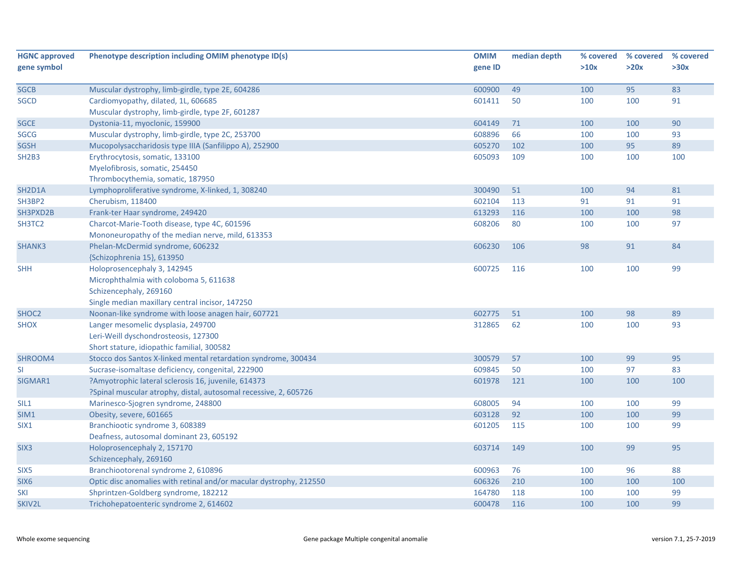| HGNC approved gene symbol | Phenotype description including OMIM phenotype ID(s) | OMIM gene ID | median depth | % covered >10x | % covered >20x | % covered >30x |
|---|---|---|---|---|---|---|
| SGCB | Muscular dystrophy, limb-girdle, type 2E, 604286 | 600900 | 49 | 100 | 95 | 83 |
| SGCD | Cardiomyopathy, dilated, 1L, 606685<br>Muscular dystrophy, limb-girdle, type 2F, 601287 | 601411 | 50 | 100 | 100 | 91 |
| SGCE | Dystonia-11, myoclonic, 159900 | 604149 | 71 | 100 | 100 | 90 |
| SGCG | Muscular dystrophy, limb-girdle, type 2C, 253700 | 608896 | 66 | 100 | 100 | 93 |
| SGSH | Mucopolysaccharidosis type IIIA (Sanfilippo A), 252900 | 605270 | 102 | 100 | 95 | 89 |
| SH2B3 | Erythrocytosis, somatic, 133100<br>Myelofibrosis, somatic, 254450<br>Thrombocythemia, somatic, 187950 | 605093 | 109 | 100 | 100 | 100 |
| SH2D1A | Lymphoproliferative syndrome, X-linked, 1, 308240 | 300490 | 51 | 100 | 94 | 81 |
| SH3BP2 | Cherubism, 118400 | 602104 | 113 | 91 | 91 | 91 |
| SH3PXD2B | Frank-ter Haar syndrome, 249420 | 613293 | 116 | 100 | 100 | 98 |
| SH3TC2 | Charcot-Marie-Tooth disease, type 4C, 601596<br>Mononeuropathy of the median nerve, mild, 613353 | 608206 | 80 | 100 | 100 | 97 |
| SHANK3 | Phelan-McDermid syndrome, 606232<br>{Schizophrenia 15}, 613950 | 606230 | 106 | 98 | 91 | 84 |
| SHH | Holoprosencephaly 3, 142945<br>Microphthalmia with coloboma 5, 611638<br>Schizencephaly, 269160<br>Single median maxillary central incisor, 147250 | 600725 | 116 | 100 | 100 | 99 |
| SHOC2 | Noonan-like syndrome with loose anagen hair, 607721 | 602775 | 51 | 100 | 98 | 89 |
| SHOX | Langer mesomelic dysplasia, 249700<br>Leri-Weill dyschondrosteosis, 127300<br>Short stature, idiopathic familial, 300582 | 312865 | 62 | 100 | 100 | 93 |
| SHROOM4 | Stocco dos Santos X-linked mental retardation syndrome, 300434 | 300579 | 57 | 100 | 99 | 95 |
| SI | Sucrase-isomaltase deficiency, congenital, 222900 | 609845 | 50 | 100 | 97 | 83 |
| SIGMAR1 | ?Amyotrophic lateral sclerosis 16, juvenile, 614373<br>?Spinal muscular atrophy, distal, autosomal recessive, 2, 605726 | 601978 | 121 | 100 | 100 | 100 |
| SIL1 | Marinesco-Sjogren syndrome, 248800 | 608005 | 94 | 100 | 100 | 99 |
| SIM1 | Obesity, severe, 601665 | 603128 | 92 | 100 | 100 | 99 |
| SIX1 | Branchiootic syndrome 3, 608389<br>Deafness, autosomal dominant 23, 605192 | 601205 | 115 | 100 | 100 | 99 |
| SIX3 | Holoprosencephaly 2, 157170<br>Schizencephaly, 269160 | 603714 | 149 | 100 | 99 | 95 |
| SIX5 | Branchiootorenal syndrome 2, 610896 | 600963 | 76 | 100 | 96 | 88 |
| SIX6 | Optic disc anomalies with retinal and/or macular dystrophy, 212550 | 606326 | 210 | 100 | 100 | 100 |
| SKI | Shprintzen-Goldberg syndrome, 182212 | 164780 | 118 | 100 | 100 | 99 |
| SKIV2L | Trichohepatoenteric syndrome 2, 614602 | 600478 | 116 | 100 | 100 | 99 |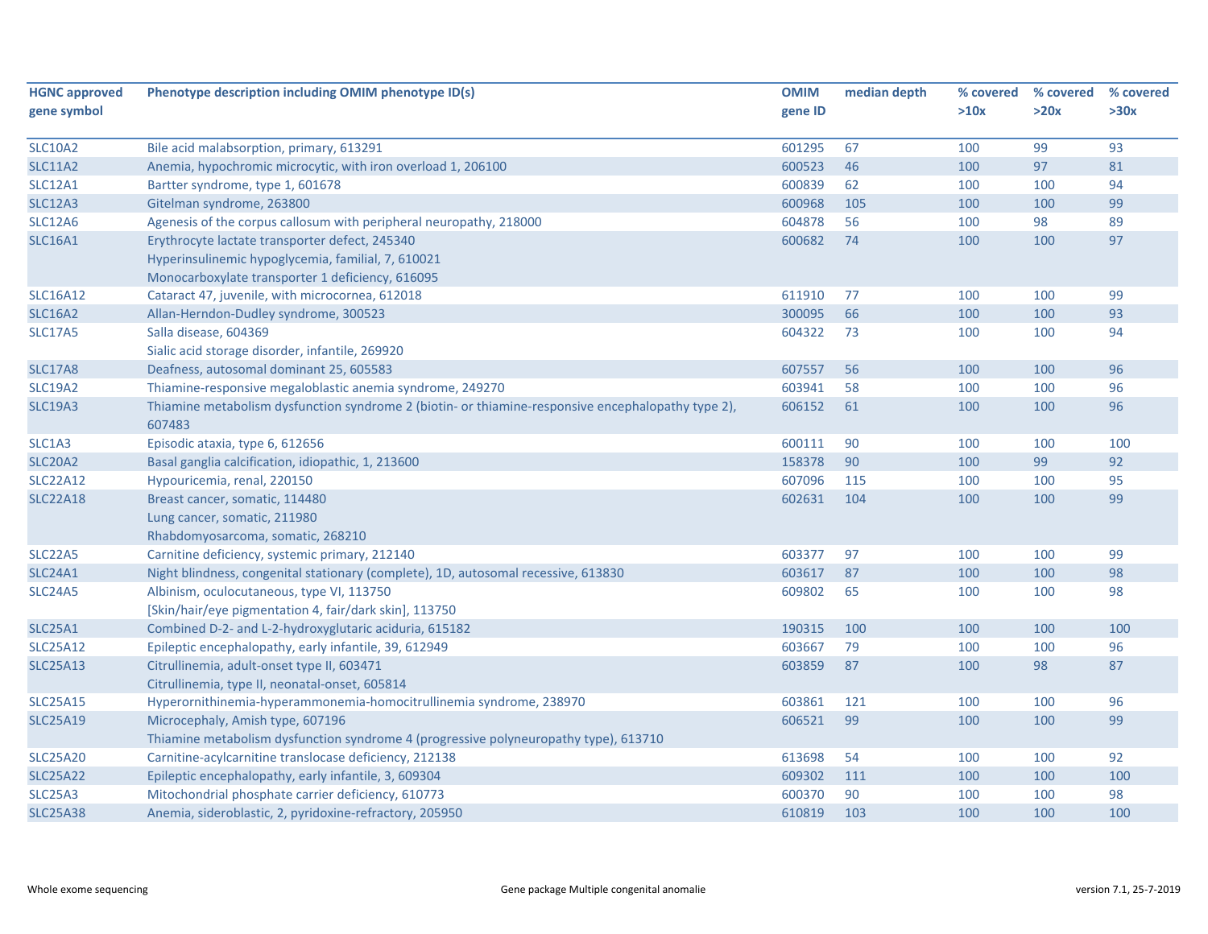| HGNC approved gene symbol | Phenotype description including OMIM phenotype ID(s) | OMIM gene ID | median depth | % covered >10x | % covered >20x | % covered >30x |
|---|---|---|---|---|---|---|
| SLC10A2 | Bile acid malabsorption, primary, 613291 | 601295 | 67 | 100 | 99 | 93 |
| SLC11A2 | Anemia, hypochromic microcytic, with iron overload 1, 206100 | 600523 | 46 | 100 | 97 | 81 |
| SLC12A1 | Bartter syndrome, type 1, 601678 | 600839 | 62 | 100 | 100 | 94 |
| SLC12A3 | Gitelman syndrome, 263800 | 600968 | 105 | 100 | 100 | 99 |
| SLC12A6 | Agenesis of the corpus callosum with peripheral neuropathy, 218000 | 604878 | 56 | 100 | 98 | 89 |
| SLC16A1 | Erythrocyte lactate transporter defect, 245340<br>Hyperinsulinemic hypoglycemia, familial, 7, 610021<br>Monocarboxylate transporter 1 deficiency, 616095 | 600682 | 74 | 100 | 100 | 97 |
| SLC16A12 | Cataract 47, juvenile, with microcornea, 612018 | 611910 | 77 | 100 | 100 | 99 |
| SLC16A2 | Allan-Herndon-Dudley syndrome, 300523 | 300095 | 66 | 100 | 100 | 93 |
| SLC17A5 | Salla disease, 604369<br>Sialic acid storage disorder, infantile, 269920 | 604322 | 73 | 100 | 100 | 94 |
| SLC17A8 | Deafness, autosomal dominant 25, 605583 | 607557 | 56 | 100 | 100 | 96 |
| SLC19A2 | Thiamine-responsive megaloblastic anemia syndrome, 249270 | 603941 | 58 | 100 | 100 | 96 |
| SLC19A3 | Thiamine metabolism dysfunction syndrome 2 (biotin- or thiamine-responsive encephalopathy type 2), 607483 | 606152 | 61 | 100 | 100 | 96 |
| SLC1A3 | Episodic ataxia, type 6, 612656 | 600111 | 90 | 100 | 100 | 100 |
| SLC20A2 | Basal ganglia calcification, idiopathic, 1, 213600 | 158378 | 90 | 100 | 99 | 92 |
| SLC22A12 | Hypouricemia, renal, 220150 | 607096 | 115 | 100 | 100 | 95 |
| SLC22A18 | Breast cancer, somatic, 114480<br>Lung cancer, somatic, 211980<br>Rhabdomyosarcoma, somatic, 268210 | 602631 | 104 | 100 | 100 | 99 |
| SLC22A5 | Carnitine deficiency, systemic primary, 212140 | 603377 | 97 | 100 | 100 | 99 |
| SLC24A1 | Night blindness, congenital stationary (complete), 1D, autosomal recessive, 613830 | 603617 | 87 | 100 | 100 | 98 |
| SLC24A5 | Albinism, oculocutaneous, type VI, 113750<br>[Skin/hair/eye pigmentation 4, fair/dark skin], 113750 | 609802 | 65 | 100 | 100 | 98 |
| SLC25A1 | Combined D-2- and L-2-hydroxyglutaric aciduria, 615182 | 190315 | 100 | 100 | 100 | 100 |
| SLC25A12 | Epileptic encephalopathy, early infantile, 39, 612949 | 603667 | 79 | 100 | 100 | 96 |
| SLC25A13 | Citrullinemia, adult-onset type II, 603471<br>Citrullinemia, type II, neonatal-onset, 605814 | 603859 | 87 | 100 | 98 | 87 |
| SLC25A15 | Hyperornithinemia-hyperammonemia-homocitrullinemia syndrome, 238970 | 603861 | 121 | 100 | 100 | 96 |
| SLC25A19 | Microcephaly, Amish type, 607196<br>Thiamine metabolism dysfunction syndrome 4 (progressive polyneuropathy type), 613710 | 606521 | 99 | 100 | 100 | 99 |
| SLC25A20 | Carnitine-acylcarnitine translocase deficiency, 212138 | 613698 | 54 | 100 | 100 | 92 |
| SLC25A22 | Epileptic encephalopathy, early infantile, 3, 609304 | 609302 | 111 | 100 | 100 | 100 |
| SLC25A3 | Mitochondrial phosphate carrier deficiency, 610773 | 600370 | 90 | 100 | 100 | 98 |
| SLC25A38 | Anemia, sideroblastic, 2, pyridoxine-refractory, 205950 | 610819 | 103 | 100 | 100 | 100 |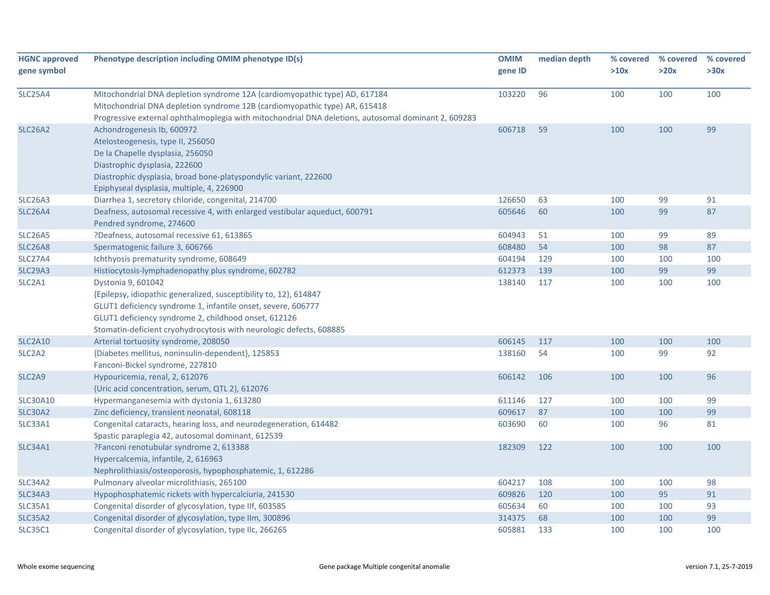| HGNC approved gene symbol | Phenotype description including OMIM phenotype ID(s) | OMIM gene ID | median depth | % covered >10x | % covered >20x | % covered >30x |
|---|---|---|---|---|---|---|
| SLC25A4 | Mitochondrial DNA depletion syndrome 12A (cardiomyopathic type) AD, 617184<br>Mitochondrial DNA depletion syndrome 12B (cardiomyopathic type) AR, 615418<br>Progressive external ophthalmoplegia with mitochondrial DNA deletions, autosomal dominant 2, 609283 | 103220 | 96 | 100 | 100 | 100 |
| SLC26A2 | Achondrogenesis Ib, 600972<br>Atelosteogenesis, type II, 256050<br>De la Chapelle dysplasia, 256050<br>Diastrophic dysplasia, 222600<br>Diastrophic dysplasia, broad bone-platyspondylic variant, 222600<br>Epiphyseal dysplasia, multiple, 4, 226900 | 606718 | 59 | 100 | 100 | 99 |
| SLC26A3 | Diarrhea 1, secretory chloride, congenital, 214700 | 126650 | 63 | 100 | 99 | 91 |
| SLC26A4 | Deafness, autosomal recessive 4, with enlarged vestibular aqueduct, 600791<br>Pendred syndrome, 274600 | 605646 | 60 | 100 | 99 | 87 |
| SLC26A5 | ?Deafness, autosomal recessive 61, 613865 | 604943 | 51 | 100 | 99 | 89 |
| SLC26A8 | Spermatogenic failure 3, 606766 | 608480 | 54 | 100 | 98 | 87 |
| SLC27A4 | Ichthyosis prematurity syndrome, 608649 | 604194 | 129 | 100 | 100 | 100 |
| SLC29A3 | Histiocytosis-lymphadenopathy plus syndrome, 602782 | 612373 | 139 | 100 | 99 | 99 |
| SLC2A1 | Dystonia 9, 601042<br>{Epilepsy, idiopathic generalized, susceptibility to, 12}, 614847<br>GLUT1 deficiency syndrome 1, infantile onset, severe, 606777<br>GLUT1 deficiency syndrome 2, childhood onset, 612126<br>Stomatin-deficient cryohydrocytosis with neurologic defects, 608885 | 138140 | 117 | 100 | 100 | 100 |
| SLC2A10 | Arterial tortuosity syndrome, 208050 | 606145 | 117 | 100 | 100 | 100 |
| SLC2A2 | {Diabetes mellitus, noninsulin-dependent}, 125853<br>Fanconi-Bickel syndrome, 227810 | 138160 | 54 | 100 | 99 | 92 |
| SLC2A9 | Hypouricemia, renal, 2, 612076<br>{Uric acid concentration, serum, QTL 2}, 612076 | 606142 | 106 | 100 | 100 | 96 |
| SLC30A10 | Hypermanganesemia with dystonia 1, 613280 | 611146 | 127 | 100 | 100 | 99 |
| SLC30A2 | Zinc deficiency, transient neonatal, 608118 | 609617 | 87 | 100 | 100 | 99 |
| SLC33A1 | Congenital cataracts, hearing loss, and neurodegeneration, 614482<br>Spastic paraplegia 42, autosomal dominant, 612539 | 603690 | 60 | 100 | 96 | 81 |
| SLC34A1 | ?Fanconi renotubular syndrome 2, 613388<br>Hypercalcemia, infantile, 2, 616963<br>Nephrolithiasis/osteoporosis, hypophosphatemic, 1, 612286 | 182309 | 122 | 100 | 100 | 100 |
| SLC34A2 | Pulmonary alveolar microlithiasis, 265100 | 604217 | 108 | 100 | 100 | 98 |
| SLC34A3 | Hypophosphatemic rickets with hypercalciuria, 241530 | 609826 | 120 | 100 | 95 | 91 |
| SLC35A1 | Congenital disorder of glycosylation, type IIf, 603585 | 605634 | 60 | 100 | 100 | 93 |
| SLC35A2 | Congenital disorder of glycosylation, type IIm, 300896 | 314375 | 68 | 100 | 100 | 99 |
| SLC35C1 | Congenital disorder of glycosylation, type IIc, 266265 | 605881 | 133 | 100 | 100 | 100 |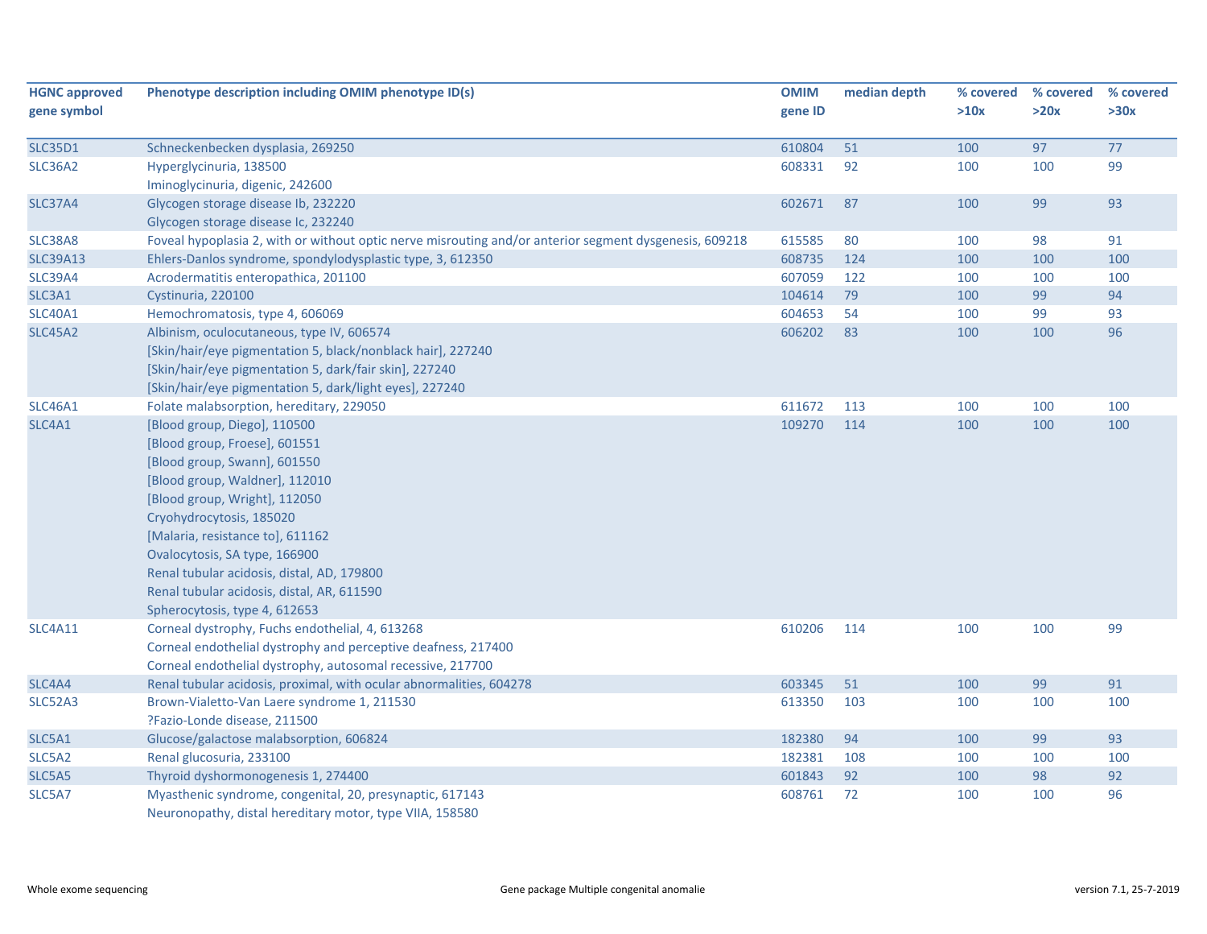| HGNC approved gene symbol | Phenotype description including OMIM phenotype ID(s) | OMIM gene ID | median depth | % covered >10x | % covered >20x | % covered >30x |
|---|---|---|---|---|---|---|
| SLC35D1 | Schneckenbecken dysplasia, 269250 | 610804 | 51 | 100 | 97 | 77 |
| SLC36A2 | Hyperglycinuria, 138500<br>Iminoglycinuria, digenic, 242600 | 608331 | 92 | 100 | 100 | 99 |
| SLC37A4 | Glycogen storage disease Ib, 232220<br>Glycogen storage disease Ic, 232240 | 602671 | 87 | 100 | 99 | 93 |
| SLC38A8 | Foveal hypoplasia 2, with or without optic nerve misrouting and/or anterior segment dysgenesis, 609218 | 615585 | 80 | 100 | 98 | 91 |
| SLC39A13 | Ehlers-Danlos syndrome, spondylodysplastic type, 3, 612350 | 608735 | 124 | 100 | 100 | 100 |
| SLC39A4 | Acrodermatitis enteropathica, 201100 | 607059 | 122 | 100 | 100 | 100 |
| SLC3A1 | Cystinuria, 220100 | 104614 | 79 | 100 | 99 | 94 |
| SLC40A1 | Hemochromatosis, type 4, 606069 | 604653 | 54 | 100 | 99 | 93 |
| SLC45A2 | Albinism, oculocutaneous, type IV, 606574<br>[Skin/hair/eye pigmentation 5, black/nonblack hair], 227240<br>[Skin/hair/eye pigmentation 5, dark/fair skin], 227240<br>[Skin/hair/eye pigmentation 5, dark/light eyes], 227240 | 606202 | 83 | 100 | 100 | 96 |
| SLC46A1 | Folate malabsorption, hereditary, 229050 | 611672 | 113 | 100 | 100 | 100 |
| SLC4A1 | [Blood group, Diego], 110500<br>[Blood group, Froese], 601551<br>[Blood group, Swann], 601550<br>[Blood group, Waldner], 112010<br>[Blood group, Wright], 112050<br>Cryohydrocytosis, 185020<br>[Malaria, resistance to], 611162<br>Ovalocytosis, SA type, 166900<br>Renal tubular acidosis, distal, AD, 179800<br>Renal tubular acidosis, distal, AR, 611590<br>Spherocytosis, type 4, 612653 | 109270 | 114 | 100 | 100 | 100 |
| SLC4A11 | Corneal dystrophy, Fuchs endothelial, 4, 613268<br>Corneal endothelial dystrophy and perceptive deafness, 217400<br>Corneal endothelial dystrophy, autosomal recessive, 217700 | 610206 | 114 | 100 | 100 | 99 |
| SLC4A4 | Renal tubular acidosis, proximal, with ocular abnormalities, 604278 | 603345 | 51 | 100 | 99 | 91 |
| SLC52A3 | Brown-Vialetto-Van Laere syndrome 1, 211530<br>?Fazio-Londe disease, 211500 | 613350 | 103 | 100 | 100 | 100 |
| SLC5A1 | Glucose/galactose malabsorption, 606824 | 182380 | 94 | 100 | 99 | 93 |
| SLC5A2 | Renal glucosuria, 233100 | 182381 | 108 | 100 | 100 | 100 |
| SLC5A5 | Thyroid dyshormonogenesis 1, 274400 | 601843 | 92 | 100 | 98 | 92 |
| SLC5A7 | Myasthenic syndrome, congenital, 20, presynaptic, 617143<br>Neuronopathy, distal hereditary motor, type VIIA, 158580 | 608761 | 72 | 100 | 100 | 96 |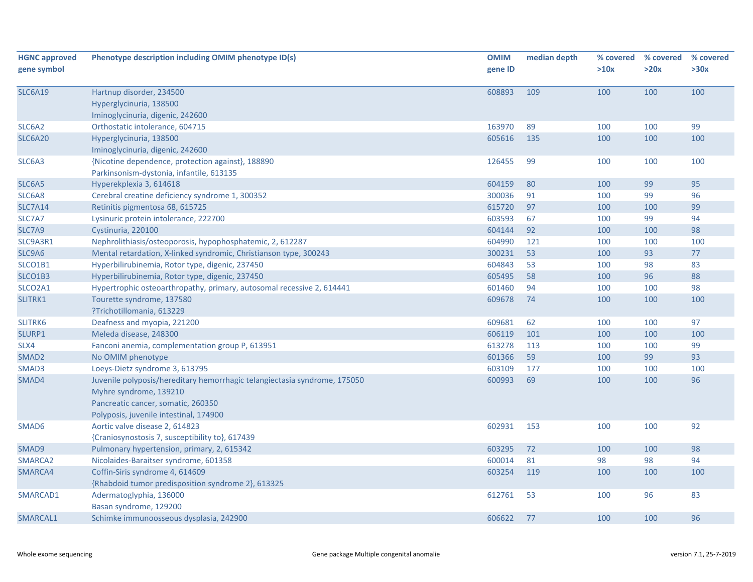| HGNC approved gene symbol | Phenotype description including OMIM phenotype ID(s) | OMIM gene ID | median depth | % covered >10x | % covered >20x | % covered >30x |
|---|---|---|---|---|---|---|
| SLC6A19 | Hartnup disorder, 234500<br>Hyperglycinuria, 138500<br>Iminoglycinuria, digenic, 242600 | 608893 | 109 | 100 | 100 | 100 |
| SLC6A2 | Orthostatic intolerance, 604715 | 163970 | 89 | 100 | 100 | 99 |
| SLC6A20 | Hyperglycinuria, 138500<br>Iminoglycinuria, digenic, 242600 | 605616 | 135 | 100 | 100 | 100 |
| SLC6A3 | {Nicotine dependence, protection against}, 188890<br>Parkinsonism-dystonia, infantile, 613135 | 126455 | 99 | 100 | 100 | 100 |
| SLC6A5 | Hyperekplexia 3, 614618 | 604159 | 80 | 100 | 99 | 95 |
| SLC6A8 | Cerebral creatine deficiency syndrome 1, 300352 | 300036 | 91 | 100 | 99 | 96 |
| SLC7A14 | Retinitis pigmentosa 68, 615725 | 615720 | 97 | 100 | 100 | 99 |
| SLC7A7 | Lysinuric protein intolerance, 222700 | 603593 | 67 | 100 | 99 | 94 |
| SLC7A9 | Cystinuria, 220100 | 604144 | 92 | 100 | 100 | 98 |
| SLC9A3R1 | Nephrolithiasis/osteoporosis, hypophosphatemic, 2, 612287 | 604990 | 121 | 100 | 100 | 100 |
| SLC9A6 | Mental retardation, X-linked syndromic, Christianson type, 300243 | 300231 | 53 | 100 | 93 | 77 |
| SLCO1B1 | Hyperbilirubinemia, Rotor type, digenic, 237450 | 604843 | 53 | 100 | 98 | 83 |
| SLCO1B3 | Hyperbilirubinemia, Rotor type, digenic, 237450 | 605495 | 58 | 100 | 96 | 88 |
| SLCO2A1 | Hypertrophic osteoarthropathy, primary, autosomal recessive 2, 614441 | 601460 | 94 | 100 | 100 | 98 |
| SLITRK1 | Tourette syndrome, 137580<br>?Trichotillomania, 613229 | 609678 | 74 | 100 | 100 | 100 |
| SLITRK6 | Deafness and myopia, 221200 | 609681 | 62 | 100 | 100 | 97 |
| SLURP1 | Meleda disease, 248300 | 606119 | 101 | 100 | 100 | 100 |
| SLX4 | Fanconi anemia, complementation group P, 613951 | 613278 | 113 | 100 | 100 | 99 |
| SMAD2 | No OMIM phenotype | 601366 | 59 | 100 | 99 | 93 |
| SMAD3 | Loeys-Dietz syndrome 3, 613795 | 603109 | 177 | 100 | 100 | 100 |
| SMAD4 | Juvenile polyposis/hereditary hemorrhagic telangiectasia syndrome, 175050<br>Myhre syndrome, 139210<br>Pancreatic cancer, somatic, 260350<br>Polyposis, juvenile intestinal, 174900 | 600993 | 69 | 100 | 100 | 96 |
| SMAD6 | Aortic valve disease 2, 614823<br>{Craniosynostosis 7, susceptibility to}, 617439 | 602931 | 153 | 100 | 100 | 92 |
| SMAD9 | Pulmonary hypertension, primary, 2, 615342 | 603295 | 72 | 100 | 100 | 98 |
| SMARCA2 | Nicolaides-Baraitser syndrome, 601358 | 600014 | 81 | 98 | 98 | 94 |
| SMARCA4 | Coffin-Siris syndrome 4, 614609<br>{Rhabdoid tumor predisposition syndrome 2}, 613325 | 603254 | 119 | 100 | 100 | 100 |
| SMARCAD1 | Adermatoglyphia, 136000<br>Basan syndrome, 129200 | 612761 | 53 | 100 | 96 | 83 |
| SMARCAL1 | Schimke immunoosseous dysplasia, 242900 | 606622 | 77 | 100 | 100 | 96 |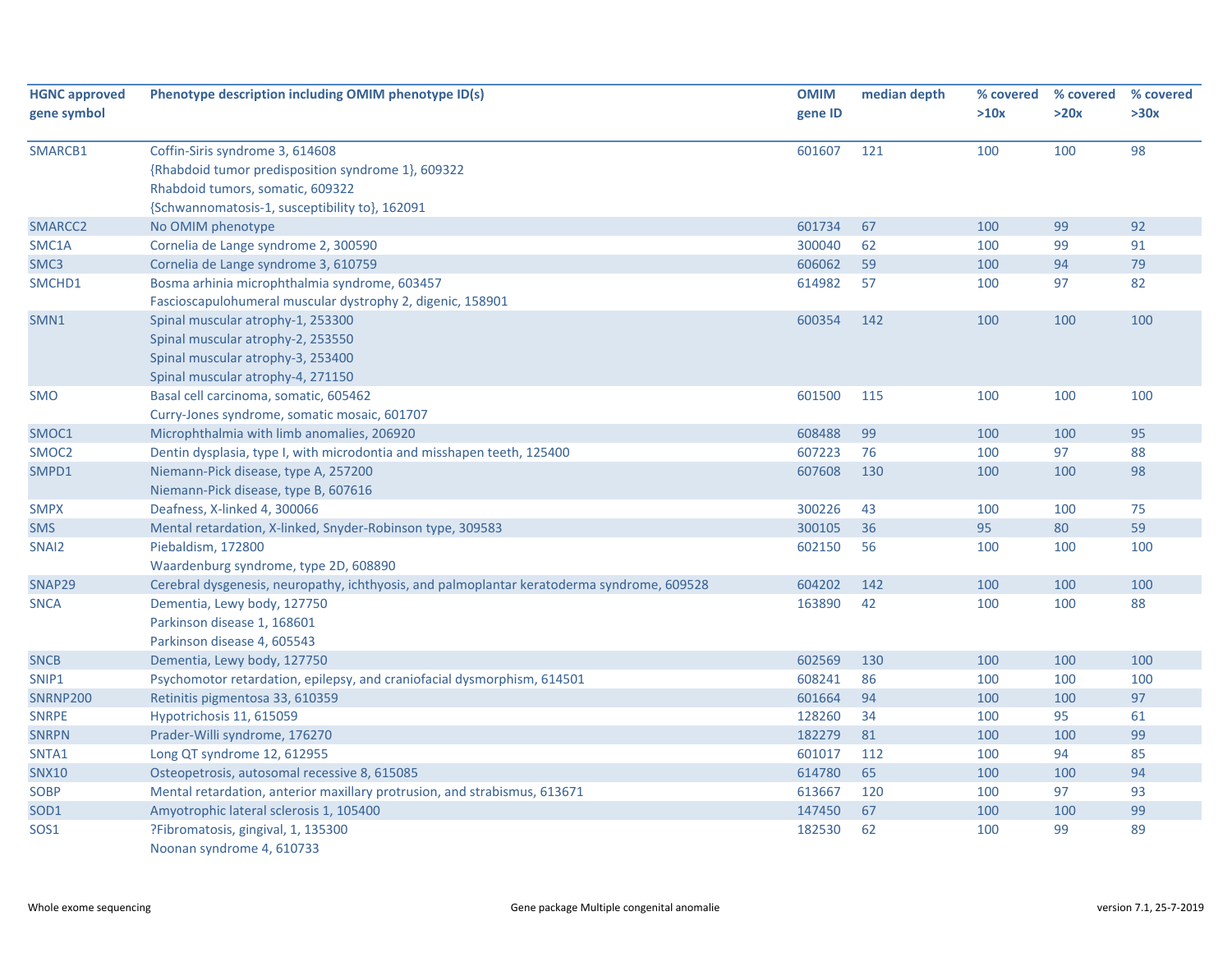| HGNC approved gene symbol | Phenotype description including OMIM phenotype ID(s) | OMIM gene ID | median depth | % covered >10x | % covered >20x | % covered >30x |
|---|---|---|---|---|---|---|
| SMARCB1 | Coffin-Siris syndrome 3, 614608<br>{Rhabdoid tumor predisposition syndrome 1}, 609322<br>Rhabdoid tumors, somatic, 609322<br>{Schwannomatosis-1, susceptibility to}, 162091 | 601607 | 121 | 100 | 100 | 98 |
| SMARCC2 | No OMIM phenotype | 601734 | 67 | 100 | 99 | 92 |
| SMC1A | Cornelia de Lange syndrome 2, 300590 | 300040 | 62 | 100 | 99 | 91 |
| SMC3 | Cornelia de Lange syndrome 3, 610759 | 606062 | 59 | 100 | 94 | 79 |
| SMCHD1 | Bosma arhinia microphthalmia syndrome, 603457<br>Fascioscapulohumeral muscular dystrophy 2, digenic, 158901 | 614982 | 57 | 100 | 97 | 82 |
| SMN1 | Spinal muscular atrophy-1, 253300<br>Spinal muscular atrophy-2, 253550<br>Spinal muscular atrophy-3, 253400<br>Spinal muscular atrophy-4, 271150 | 600354 | 142 | 100 | 100 | 100 |
| SMO | Basal cell carcinoma, somatic, 605462<br>Curry-Jones syndrome, somatic mosaic, 601707 | 601500 | 115 | 100 | 100 | 100 |
| SMOC1 | Microphthalmia with limb anomalies, 206920 | 608488 | 99 | 100 | 100 | 95 |
| SMOC2 | Dentin dysplasia, type I, with microdontia and misshapen teeth, 125400 | 607223 | 76 | 100 | 97 | 88 |
| SMPD1 | Niemann-Pick disease, type A, 257200<br>Niemann-Pick disease, type B, 607616 | 607608 | 130 | 100 | 100 | 98 |
| SMPX | Deafness, X-linked 4, 300066 | 300226 | 43 | 100 | 100 | 75 |
| SMS | Mental retardation, X-linked, Snyder-Robinson type, 309583 | 300105 | 36 | 95 | 80 | 59 |
| SNAI2 | Piebaldism, 172800<br>Waardenburg syndrome, type 2D, 608890 | 602150 | 56 | 100 | 100 | 100 |
| SNAP29 | Cerebral dysgenesis, neuropathy, ichthyosis, and palmoplantar keratoderma syndrome, 609528 | 604202 | 142 | 100 | 100 | 100 |
| SNCA | Dementia, Lewy body, 127750<br>Parkinson disease 1, 168601<br>Parkinson disease 4, 605543 | 163890 | 42 | 100 | 100 | 88 |
| SNCB | Dementia, Lewy body, 127750 | 602569 | 130 | 100 | 100 | 100 |
| SNIP1 | Psychomotor retardation, epilepsy, and craniofacial dysmorphism, 614501 | 608241 | 86 | 100 | 100 | 100 |
| SNRNP200 | Retinitis pigmentosa 33, 610359 | 601664 | 94 | 100 | 100 | 97 |
| SNRPE | Hypotrichosis 11, 615059 | 128260 | 34 | 100 | 95 | 61 |
| SNRPN | Prader-Willi syndrome, 176270 | 182279 | 81 | 100 | 100 | 99 |
| SNTA1 | Long QT syndrome 12, 612955 | 601017 | 112 | 100 | 94 | 85 |
| SNX10 | Osteopetrosis, autosomal recessive 8, 615085 | 614780 | 65 | 100 | 100 | 94 |
| SOBP | Mental retardation, anterior maxillary protrusion, and strabismus, 613671 | 613667 | 120 | 100 | 97 | 93 |
| SOD1 | Amyotrophic lateral sclerosis 1, 105400 | 147450 | 67 | 100 | 100 | 99 |
| SOS1 | ?Fibromatosis, gingival, 1, 135300<br>Noonan syndrome 4, 610733 | 182530 | 62 | 100 | 99 | 89 |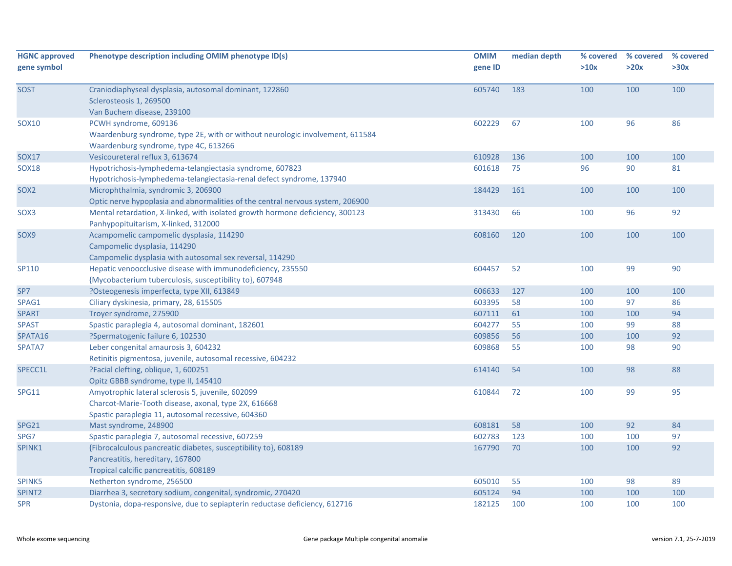| HGNC approved gene symbol | Phenotype description including OMIM phenotype ID(s) | OMIM gene ID | median depth | % covered >10x | % covered >20x | % covered >30x |
|---|---|---|---|---|---|---|
| SOST | Craniodiaphyseal dysplasia, autosomal dominant, 122860<br>Sclerosteosis 1, 269500<br>Van Buchem disease, 239100 | 605740 | 183 | 100 | 100 | 100 |
| SOX10 | PCWH syndrome, 609136<br>Waardenburg syndrome, type 2E, with or without neurologic involvement, 611584<br>Waardenburg syndrome, type 4C, 613266 | 602229 | 67 | 100 | 96 | 86 |
| SOX17 | Vesicoureteral reflux 3, 613674 | 610928 | 136 | 100 | 100 | 100 |
| SOX18 | Hypotrichosis-lymphedema-telangiectasia syndrome, 607823<br>Hypotrichosis-lymphedema-telangiectasia-renal defect syndrome, 137940 | 601618 | 75 | 96 | 90 | 81 |
| SOX2 | Microphthalmia, syndromic 3, 206900<br>Optic nerve hypoplasia and abnormalities of the central nervous system, 206900 | 184429 | 161 | 100 | 100 | 100 |
| SOX3 | Mental retardation, X-linked, with isolated growth hormone deficiency, 300123<br>Panhypopituitarism, X-linked, 312000 | 313430 | 66 | 100 | 96 | 92 |
| SOX9 | Acampomelic campomelic dysplasia, 114290<br>Campomelic dysplasia, 114290<br>Campomelic dysplasia with autosomal sex reversal, 114290 | 608160 | 120 | 100 | 100 | 100 |
| SP110 | Hepatic venoocclusive disease with immunodeficiency, 235550<br>{Mycobacterium tuberculosis, susceptibility to}, 607948 | 604457 | 52 | 100 | 99 | 90 |
| SP7 | ?Osteogenesis imperfecta, type XII, 613849 | 606633 | 127 | 100 | 100 | 100 |
| SPAG1 | Ciliary dyskinesia, primary, 28, 615505 | 603395 | 58 | 100 | 97 | 86 |
| SPART | Troyer syndrome, 275900 | 607111 | 61 | 100 | 100 | 94 |
| SPAST | Spastic paraplegia 4, autosomal dominant, 182601 | 604277 | 55 | 100 | 99 | 88 |
| SPATA16 | ?Spermatogenic failure 6, 102530 | 609856 | 56 | 100 | 100 | 92 |
| SPATA7 | Leber congenital amaurosis 3, 604232<br>Retinitis pigmentosa, juvenile, autosomal recessive, 604232 | 609868 | 55 | 100 | 98 | 90 |
| SPECC1L | ?Facial clefting, oblique, 1, 600251<br>Opitz GBBB syndrome, type II, 145410 | 614140 | 54 | 100 | 98 | 88 |
| SPG11 | Amyotrophic lateral sclerosis 5, juvenile, 602099<br>Charcot-Marie-Tooth disease, axonal, type 2X, 616668<br>Spastic paraplegia 11, autosomal recessive, 604360 | 610844 | 72 | 100 | 99 | 95 |
| SPG21 | Mast syndrome, 248900 | 608181 | 58 | 100 | 92 | 84 |
| SPG7 | Spastic paraplegia 7, autosomal recessive, 607259 | 602783 | 123 | 100 | 100 | 97 |
| SPINK1 | {Fibrocalculous pancreatic diabetes, susceptibility to}, 608189<br>Pancreatitis, hereditary, 167800<br>Tropical calcific pancreatitis, 608189 | 167790 | 70 | 100 | 100 | 92 |
| SPINK5 | Netherton syndrome, 256500 | 605010 | 55 | 100 | 98 | 89 |
| SPINT2 | Diarrhea 3, secretory sodium, congenital, syndromic, 270420 | 605124 | 94 | 100 | 100 | 100 |
| SPR | Dystonia, dopa-responsive, due to sepiapterin reductase deficiency, 612716 | 182125 | 100 | 100 | 100 | 100 |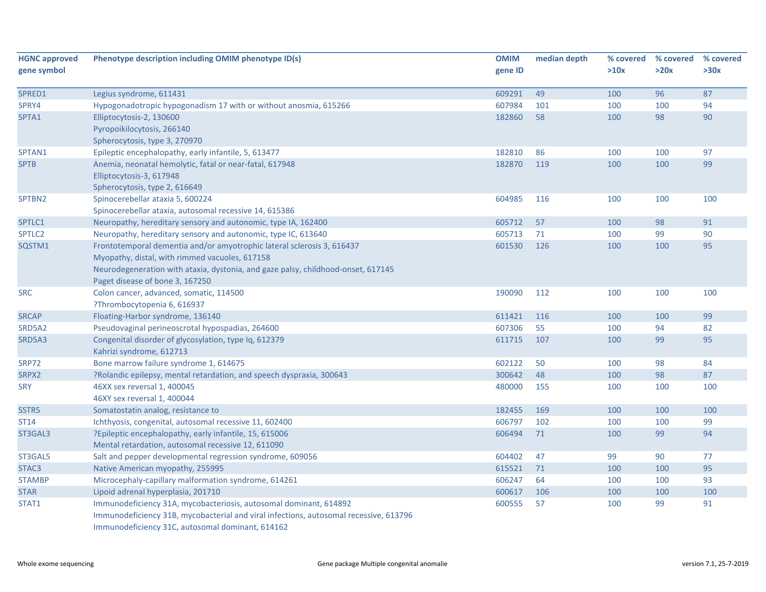| HGNC approved gene symbol | Phenotype description including OMIM phenotype ID(s) | OMIM gene ID | median depth | % covered >10x | % covered >20x | % covered >30x |
|---|---|---|---|---|---|---|
| SPRED1 | Legius syndrome, 611431 | 609291 | 49 | 100 | 96 | 87 |
| SPRY4 | Hypogonadotropic hypogonadism 17 with or without anosmia, 615266 | 607984 | 101 | 100 | 100 | 94 |
| SPTA1 | Elliptocytosis-2, 130600<br>Pyropoikilocytosis, 266140<br>Spherocytosis, type 3, 270970 | 182860 | 58 | 100 | 98 | 90 |
| SPTAN1 | Epileptic encephalopathy, early infantile, 5, 613477 | 182810 | 86 | 100 | 100 | 97 |
| SPTB | Anemia, neonatal hemolytic, fatal or near-fatal, 617948<br>Elliptocytosis-3, 617948<br>Spherocytosis, type 2, 616649 | 182870 | 119 | 100 | 100 | 99 |
| SPTBN2 | Spinocerebellar ataxia 5, 600224<br>Spinocerebellar ataxia, autosomal recessive 14, 615386 | 604985 | 116 | 100 | 100 | 100 |
| SPTLC1 | Neuropathy, hereditary sensory and autonomic, type IA, 162400 | 605712 | 57 | 100 | 98 | 91 |
| SPTLC2 | Neuropathy, hereditary sensory and autonomic, type IC, 613640 | 605713 | 71 | 100 | 99 | 90 |
| SQSTM1 | Frontotemporal dementia and/or amyotrophic lateral sclerosis 3, 616437<br>Myopathy, distal, with rimmed vacuoles, 617158<br>Neurodegeneration with ataxia, dystonia, and gaze palsy, childhood-onset, 617145<br>Paget disease of bone 3, 167250 | 601530 | 126 | 100 | 100 | 95 |
| SRC | Colon cancer, advanced, somatic, 114500<br>?Thrombocytopenia 6, 616937 | 190090 | 112 | 100 | 100 | 100 |
| SRCAP | Floating-Harbor syndrome, 136140 | 611421 | 116 | 100 | 100 | 99 |
| SRD5A2 | Pseudovaginal perineoscrotal hypospadias, 264600 | 607306 | 55 | 100 | 94 | 82 |
| SRD5A3 | Congenital disorder of glycosylation, type Iq, 612379<br>Kahrizi syndrome, 612713 | 611715 | 107 | 100 | 99 | 95 |
| SRP72 | Bone marrow failure syndrome 1, 614675 | 602122 | 50 | 100 | 98 | 84 |
| SRPX2 | ?Rolandic epilepsy, mental retardation, and speech dyspraxia, 300643 | 300642 | 48 | 100 | 98 | 87 |
| SRY | 46XX sex reversal 1, 400045<br>46XY sex reversal 1, 400044 | 480000 | 155 | 100 | 100 | 100 |
| SSTR5 | Somatostatin analog, resistance to | 182455 | 169 | 100 | 100 | 100 |
| ST14 | Ichthyosis, congenital, autosomal recessive 11, 602400 | 606797 | 102 | 100 | 100 | 99 |
| ST3GAL3 | ?Epileptic encephalopathy, early infantile, 15, 615006<br>Mental retardation, autosomal recessive 12, 611090 | 606494 | 71 | 100 | 99 | 94 |
| ST3GAL5 | Salt and pepper developmental regression syndrome, 609056 | 604402 | 47 | 99 | 90 | 77 |
| STAC3 | Native American myopathy, 255995 | 615521 | 71 | 100 | 100 | 95 |
| STAMBP | Microcephaly-capillary malformation syndrome, 614261 | 606247 | 64 | 100 | 100 | 93 |
| STAR | Lipoid adrenal hyperplasia, 201710 | 600617 | 106 | 100 | 100 | 100 |
| STAT1 | Immunodeficiency 31A, mycobacteriosis, autosomal dominant, 614892<br>Immunodeficiency 31B, mycobacterial and viral infections, autosomal recessive, 613796<br>Immunodeficiency 31C, autosomal dominant, 614162 | 600555 | 57 | 100 | 99 | 91 |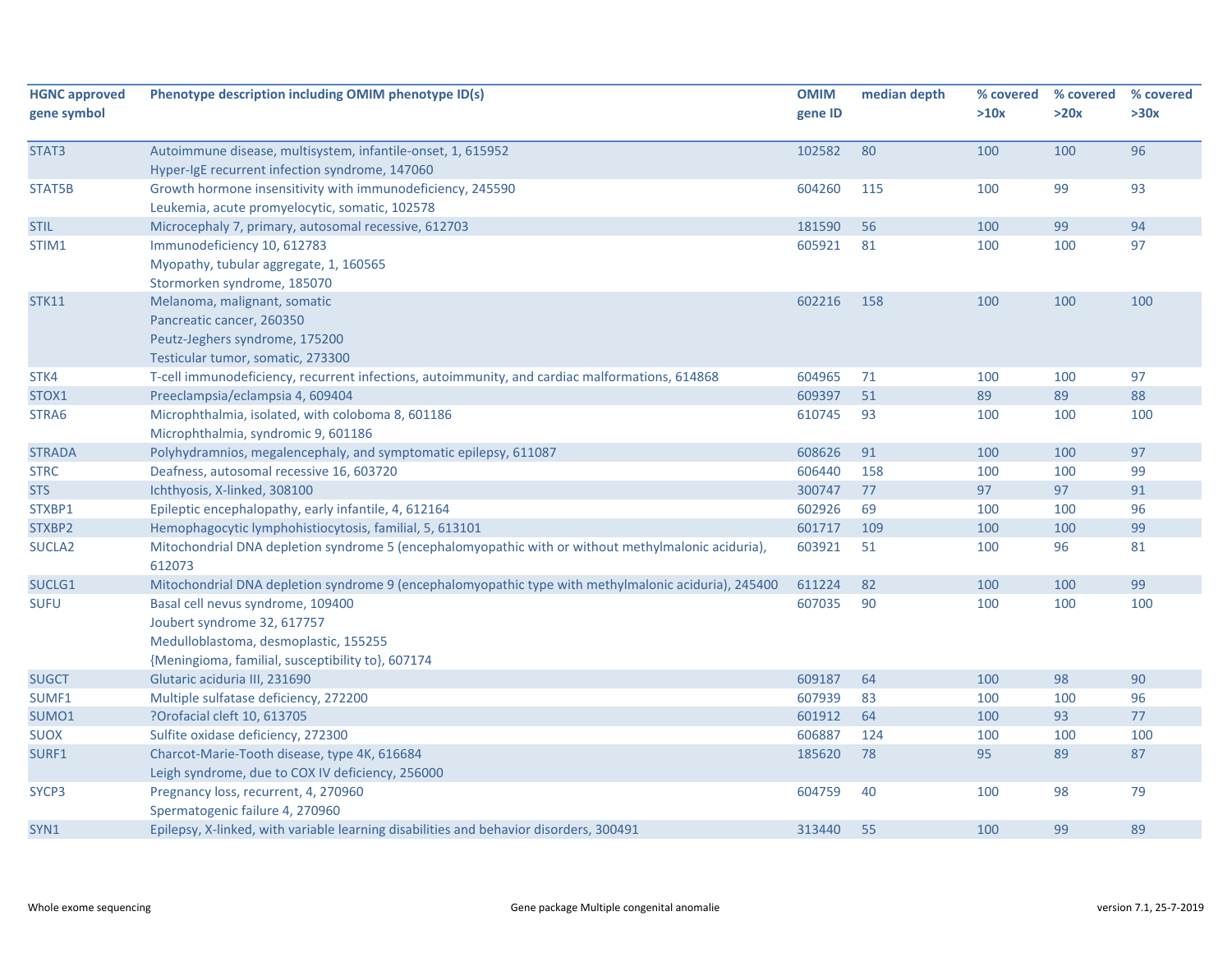| HGNC approved gene symbol | Phenotype description including OMIM phenotype ID(s) | OMIM gene ID | median depth | % covered >10x | % covered >20x | % covered >30x |
|---|---|---|---|---|---|---|
| STAT3 | Autoimmune disease, multisystem, infantile-onset, 1, 615952<br>Hyper-IgE recurrent infection syndrome, 147060 | 102582 | 80 | 100 | 100 | 96 |
| STAT5B | Growth hormone insensitivity with immunodeficiency, 245590<br>Leukemia, acute promyelocytic, somatic, 102578 | 604260 | 115 | 100 | 99 | 93 |
| STIL | Microcephaly 7, primary, autosomal recessive, 612703 | 181590 | 56 | 100 | 99 | 94 |
| STIM1 | Immunodeficiency 10, 612783<br>Myopathy, tubular aggregate, 1, 160565<br>Stormorken syndrome, 185070 | 605921 | 81 | 100 | 100 | 97 |
| STK11 | Melanoma, malignant, somatic<br>Pancreatic cancer, 260350<br>Peutz-Jeghers syndrome, 175200<br>Testicular tumor, somatic, 273300 | 602216 | 158 | 100 | 100 | 100 |
| STK4 | T-cell immunodeficiency, recurrent infections, autoimmunity, and cardiac malformations, 614868 | 604965 | 71 | 100 | 100 | 97 |
| STOX1 | Preeclampsia/eclampsia 4, 609404 | 609397 | 51 | 89 | 89 | 88 |
| STRA6 | Microphthalmia, isolated, with coloboma 8, 601186<br>Microphthalmia, syndromic 9, 601186 | 610745 | 93 | 100 | 100 | 100 |
| STRADA | Polyhydramnios, megalencephaly, and symptomatic epilepsy, 611087 | 608626 | 91 | 100 | 100 | 97 |
| STRC | Deafness, autosomal recessive 16, 603720 | 606440 | 158 | 100 | 100 | 99 |
| STS | Ichthyosis, X-linked, 308100 | 300747 | 77 | 97 | 97 | 91 |
| STXBP1 | Epileptic encephalopathy, early infantile, 4, 612164 | 602926 | 69 | 100 | 100 | 96 |
| STXBP2 | Hemophagocytic lymphohistiocytosis, familial, 5, 613101 | 601717 | 109 | 100 | 100 | 99 |
| SUCLA2 | Mitochondrial DNA depletion syndrome 5 (encephalomyopathic with or without methylmalonic aciduria), 612073 | 603921 | 51 | 100 | 96 | 81 |
| SUCLG1 | Mitochondrial DNA depletion syndrome 9 (encephalomyopathic type with methylmalonic aciduria), 245400 | 611224 | 82 | 100 | 100 | 99 |
| SUFU | Basal cell nevus syndrome, 109400<br>Joubert syndrome 32, 617757<br>Medulloblastoma, desmoplastic, 155255<br>{Meningioma, familial, susceptibility to}, 607174 | 607035 | 90 | 100 | 100 | 100 |
| SUGCT | Glutaric aciduria III, 231690 | 609187 | 64 | 100 | 98 | 90 |
| SUMF1 | Multiple sulfatase deficiency, 272200 | 607939 | 83 | 100 | 100 | 96 |
| SUMO1 | ?Orofacial cleft 10, 613705 | 601912 | 64 | 100 | 93 | 77 |
| SUOX | Sulfite oxidase deficiency, 272300 | 606887 | 124 | 100 | 100 | 100 |
| SURF1 | Charcot-Marie-Tooth disease, type 4K, 616684<br>Leigh syndrome, due to COX IV deficiency, 256000 | 185620 | 78 | 95 | 89 | 87 |
| SYCP3 | Pregnancy loss, recurrent, 4, 270960<br>Spermatogenic failure 4, 270960 | 604759 | 40 | 100 | 98 | 79 |
| SYN1 | Epilepsy, X-linked, with variable learning disabilities and behavior disorders, 300491 | 313440 | 55 | 100 | 99 | 89 |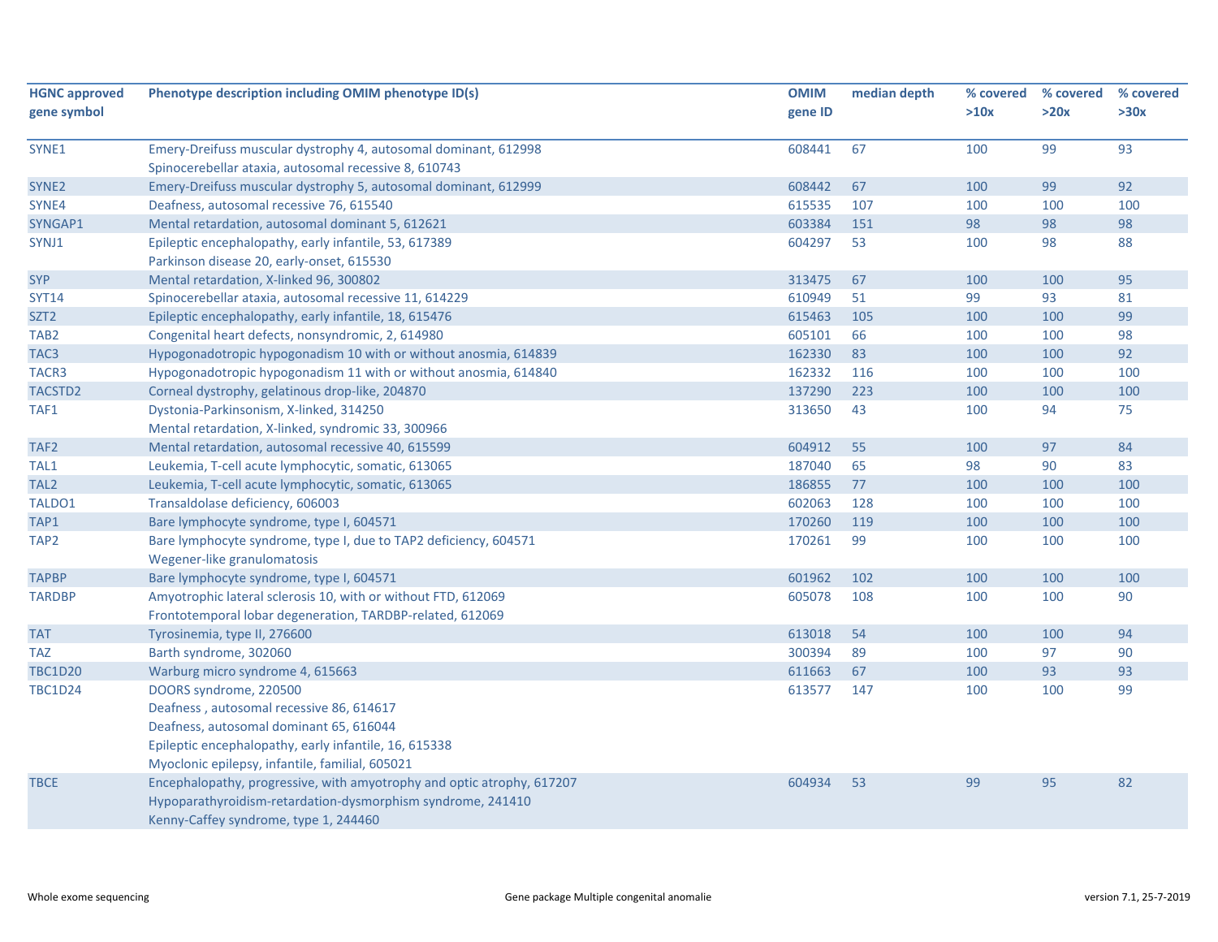| HGNC approved gene symbol | Phenotype description including OMIM phenotype ID(s) | OMIM gene ID | median depth | % covered >10x | % covered >20x | % covered >30x |
|---|---|---|---|---|---|---|
| SYNE1 | Emery-Dreifuss muscular dystrophy 4, autosomal dominant, 612998<br>Spinocerebellar ataxia, autosomal recessive 8, 610743 | 608441 | 67 | 100 | 99 | 93 |
| SYNE2 | Emery-Dreifuss muscular dystrophy 5, autosomal dominant, 612999 | 608442 | 67 | 100 | 99 | 92 |
| SYNE4 | Deafness, autosomal recessive 76, 615540 | 615535 | 107 | 100 | 100 | 100 |
| SYNGAP1 | Mental retardation, autosomal dominant 5, 612621 | 603384 | 151 | 98 | 98 | 98 |
| SYNJ1 | Epileptic encephalopathy, early infantile, 53, 617389<br>Parkinson disease 20, early-onset, 615530 | 604297 | 53 | 100 | 98 | 88 |
| SYP | Mental retardation, X-linked 96, 300802 | 313475 | 67 | 100 | 100 | 95 |
| SYT14 | Spinocerebellar ataxia, autosomal recessive 11, 614229 | 610949 | 51 | 99 | 93 | 81 |
| SZT2 | Epileptic encephalopathy, early infantile, 18, 615476 | 615463 | 105 | 100 | 100 | 99 |
| TAB2 | Congenital heart defects, nonsyndromic, 2, 614980 | 605101 | 66 | 100 | 100 | 98 |
| TAC3 | Hypogonadotropic hypogonadism 10 with or without anosmia, 614839 | 162330 | 83 | 100 | 100 | 92 |
| TACR3 | Hypogonadotropic hypogonadism 11 with or without anosmia, 614840 | 162332 | 116 | 100 | 100 | 100 |
| TACSTD2 | Corneal dystrophy, gelatinous drop-like, 204870 | 137290 | 223 | 100 | 100 | 100 |
| TAF1 | Dystonia-Parkinsonism, X-linked, 314250<br>Mental retardation, X-linked, syndromic 33, 300966 | 313650 | 43 | 100 | 94 | 75 |
| TAF2 | Mental retardation, autosomal recessive 40, 615599 | 604912 | 55 | 100 | 97 | 84 |
| TAL1 | Leukemia, T-cell acute lymphocytic, somatic, 613065 | 187040 | 65 | 98 | 90 | 83 |
| TAL2 | Leukemia, T-cell acute lymphocytic, somatic, 613065 | 186855 | 77 | 100 | 100 | 100 |
| TALDO1 | Transaldolase deficiency, 606003 | 602063 | 128 | 100 | 100 | 100 |
| TAP1 | Bare lymphocyte syndrome, type I, 604571 | 170260 | 119 | 100 | 100 | 100 |
| TAP2 | Bare lymphocyte syndrome, type I, due to TAP2 deficiency, 604571<br>Wegener-like granulomatosis | 170261 | 99 | 100 | 100 | 100 |
| TAPBP | Bare lymphocyte syndrome, type I, 604571 | 601962 | 102 | 100 | 100 | 100 |
| TARDBP | Amyotrophic lateral sclerosis 10, with or without FTD, 612069<br>Frontotemporal lobar degeneration, TARDBP-related, 612069 | 605078 | 108 | 100 | 100 | 90 |
| TAT | Tyrosinemia, type II, 276600 | 613018 | 54 | 100 | 100 | 94 |
| TAZ | Barth syndrome, 302060 | 300394 | 89 | 100 | 97 | 90 |
| TBC1D20 | Warburg micro syndrome 4, 615663 | 611663 | 67 | 100 | 93 | 93 |
| TBC1D24 | DOORS syndrome, 220500<br>Deafness , autosomal recessive 86, 614617<br>Deafness, autosomal dominant 65, 616044<br>Epileptic encephalopathy, early infantile, 16, 615338<br>Myoclonic epilepsy, infantile, familial, 605021 | 613577 | 147 | 100 | 100 | 99 |
| TBCE | Encephalopathy, progressive, with amyotrophy and optic atrophy, 617207<br>Hypoparathyroidism-retardation-dysmorphism syndrome, 241410<br>Kenny-Caffey syndrome, type 1, 244460 | 604934 | 53 | 99 | 95 | 82 |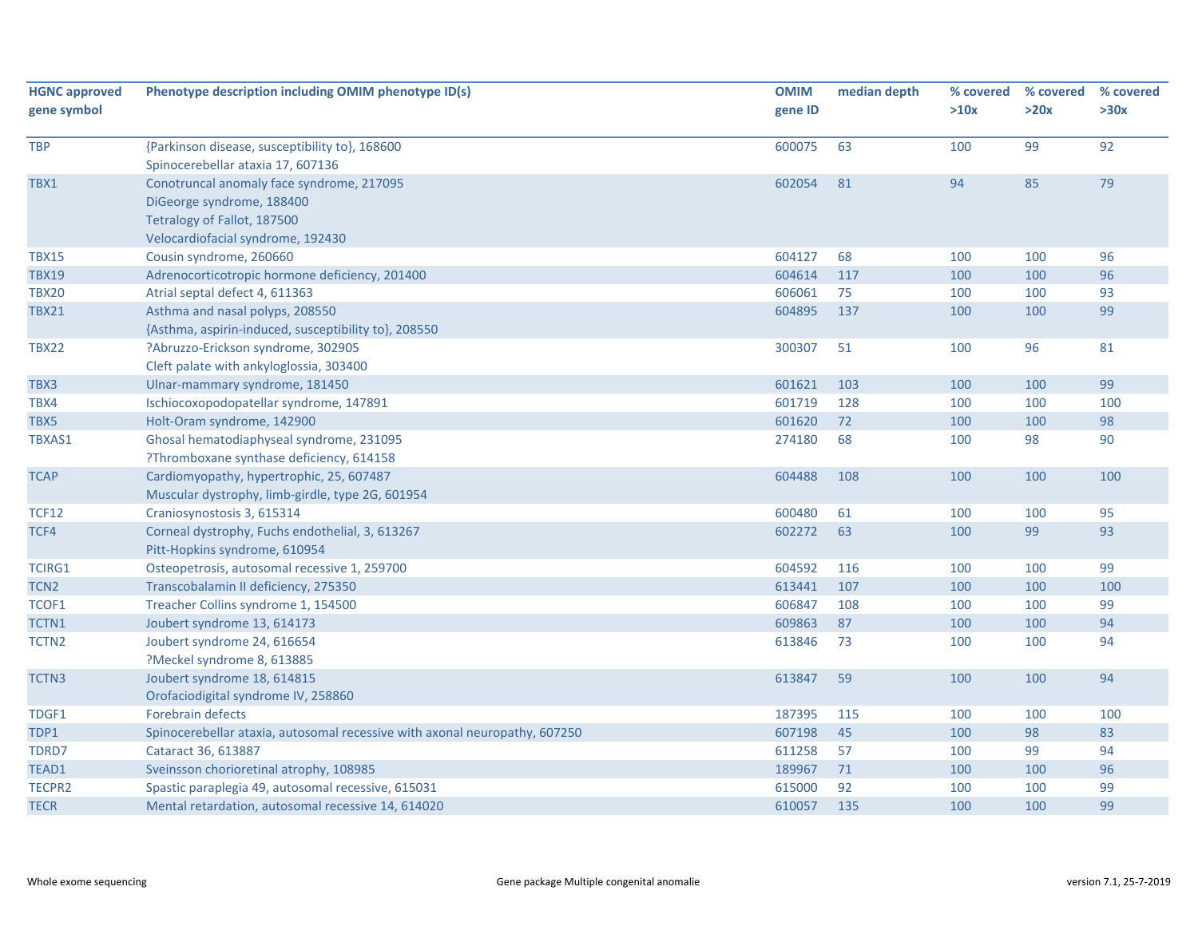| HGNC approved gene symbol | Phenotype description including OMIM phenotype ID(s) | OMIM gene ID | median depth | % covered >10x | % covered >20x | % covered >30x |
|---|---|---|---|---|---|---|
| TBP | {Parkinson disease, susceptibility to}, 168600<br>Spinocerebellar ataxia 17, 607136 | 600075 | 63 | 100 | 99 | 92 |
| TBX1 | Conotruncal anomaly face syndrome, 217095<br>DiGeorge syndrome, 188400<br>Tetralogy of Fallot, 187500<br>Velocardiofacial syndrome, 192430 | 602054 | 81 | 94 | 85 | 79 |
| TBX15 | Cousin syndrome, 260660 | 604127 | 68 | 100 | 100 | 96 |
| TBX19 | Adrenocorticotropic hormone deficiency, 201400 | 604614 | 117 | 100 | 100 | 96 |
| TBX20 | Atrial septal defect 4, 611363 | 606061 | 75 | 100 | 100 | 93 |
| TBX21 | Asthma and nasal polyps, 208550<br>{Asthma, aspirin-induced, susceptibility to}, 208550 | 604895 | 137 | 100 | 100 | 99 |
| TBX22 | ?Abruzzo-Erickson syndrome, 302905<br>Cleft palate with ankyloglossia, 303400 | 300307 | 51 | 100 | 96 | 81 |
| TBX3 | Ulnar-mammary syndrome, 181450 | 601621 | 103 | 100 | 100 | 99 |
| TBX4 | Ischiocoxopodopatellar syndrome, 147891 | 601719 | 128 | 100 | 100 | 100 |
| TBX5 | Holt-Oram syndrome, 142900 | 601620 | 72 | 100 | 100 | 98 |
| TBXAS1 | Ghosal hematodiaphyseal syndrome, 231095<br>?Thromboxane synthase deficiency, 614158 | 274180 | 68 | 100 | 98 | 90 |
| TCAP | Cardiomyopathy, hypertrophic, 25, 607487<br>Muscular dystrophy, limb-girdle, type 2G, 601954 | 604488 | 108 | 100 | 100 | 100 |
| TCF12 | Craniosynostosis 3, 615314 | 600480 | 61 | 100 | 100 | 95 |
| TCF4 | Corneal dystrophy, Fuchs endothelial, 3, 613267<br>Pitt-Hopkins syndrome, 610954 | 602272 | 63 | 100 | 99 | 93 |
| TCIRG1 | Osteopetrosis, autosomal recessive 1, 259700 | 604592 | 116 | 100 | 100 | 99 |
| TCN2 | Transcobalamin II deficiency, 275350 | 613441 | 107 | 100 | 100 | 100 |
| TCOF1 | Treacher Collins syndrome 1, 154500 | 606847 | 108 | 100 | 100 | 99 |
| TCTN1 | Joubert syndrome 13, 614173 | 609863 | 87 | 100 | 100 | 94 |
| TCTN2 | Joubert syndrome 24, 616654<br>?Meckel syndrome 8, 613885 | 613846 | 73 | 100 | 100 | 94 |
| TCTN3 | Joubert syndrome 18, 614815<br>Orofaciodigital syndrome IV, 258860 | 613847 | 59 | 100 | 100 | 94 |
| TDGF1 | Forebrain defects | 187395 | 115 | 100 | 100 | 100 |
| TDP1 | Spinocerebellar ataxia, autosomal recessive with axonal neuropathy, 607250 | 607198 | 45 | 100 | 98 | 83 |
| TDRD7 | Cataract 36, 613887 | 611258 | 57 | 100 | 99 | 94 |
| TEAD1 | Sveinsson chorioretinal atrophy, 108985 | 189967 | 71 | 100 | 100 | 96 |
| TECPR2 | Spastic paraplegia 49, autosomal recessive, 615031 | 615000 | 92 | 100 | 100 | 99 |
| TECR | Mental retardation, autosomal recessive 14, 614020 | 610057 | 135 | 100 | 100 | 99 |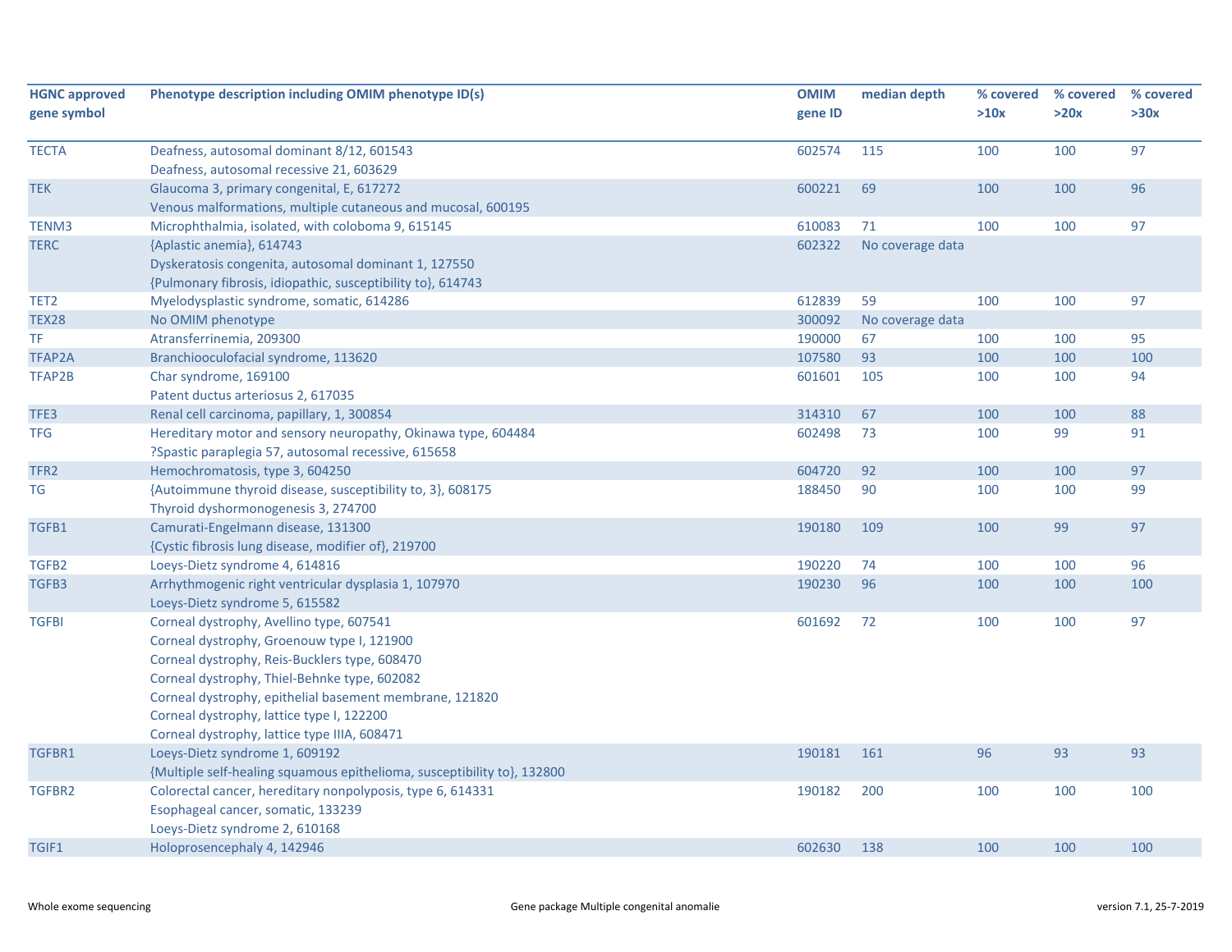| HGNC approved gene symbol | Phenotype description including OMIM phenotype ID(s) | OMIM gene ID | median depth | % covered >10x | % covered >20x | % covered >30x |
|---|---|---|---|---|---|---|
| TECTA | Deafness, autosomal dominant 8/12, 601543<br>Deafness, autosomal recessive 21, 603629 | 602574 | 115 | 100 | 100 | 97 |
| TEK | Glaucoma 3, primary congenital, E, 617272<br>Venous malformations, multiple cutaneous and mucosal, 600195 | 600221 | 69 | 100 | 100 | 96 |
| TENM3 | Microphthalmia, isolated, with coloboma 9, 615145 | 610083 | 71 | 100 | 100 | 97 |
| TERC | {Aplastic anemia}, 614743<br>Dyskeratosis congenita, autosomal dominant 1, 127550<br>{Pulmonary fibrosis, idiopathic, susceptibility to}, 614743 | 602322 | No coverage data | | | |
| TET2 | Myelodysplastic syndrome, somatic, 614286 | 612839 | 59 | 100 | 100 | 97 |
| TEX28 | No OMIM phenotype | 300092 | No coverage data | | | |
| TF | Atransferrinemia, 209300 | 190000 | 67 | 100 | 100 | 95 |
| TFAP2A | Branchiooculofacial syndrome, 113620 | 107580 | 93 | 100 | 100 | 100 |
| TFAP2B | Char syndrome, 169100<br>Patent ductus arteriosus 2, 617035 | 601601 | 105 | 100 | 100 | 94 |
| TFE3 | Renal cell carcinoma, papillary, 1, 300854 | 314310 | 67 | 100 | 100 | 88 |
| TFG | Hereditary motor and sensory neuropathy, Okinawa type, 604484<br>?Spastic paraplegia 57, autosomal recessive, 615658 | 602498 | 73 | 100 | 99 | 91 |
| TFR2 | Hemochromatosis, type 3, 604250 | 604720 | 92 | 100 | 100 | 97 |
| TG | {Autoimmune thyroid disease, susceptibility to, 3}, 608175<br>Thyroid dyshormonogenesis 3, 274700 | 188450 | 90 | 100 | 100 | 99 |
| TGFB1 | Camurati-Engelmann disease, 131300<br>{Cystic fibrosis lung disease, modifier of}, 219700 | 190180 | 109 | 100 | 99 | 97 |
| TGFB2 | Loeys-Dietz syndrome 4, 614816 | 190220 | 74 | 100 | 100 | 96 |
| TGFB3 | Arrhythmogenic right ventricular dysplasia 1, 107970<br>Loeys-Dietz syndrome 5, 615582 | 190230 | 96 | 100 | 100 | 100 |
| TGFBI | Corneal dystrophy, Avellino type, 607541<br>Corneal dystrophy, Groenouw type I, 121900<br>Corneal dystrophy, Reis-Bucklers type, 608470<br>Corneal dystrophy, Thiel-Behnke type, 602082<br>Corneal dystrophy, epithelial basement membrane, 121820<br>Corneal dystrophy, lattice type I, 122200<br>Corneal dystrophy, lattice type IIIA, 608471 | 601692 | 72 | 100 | 100 | 97 |
| TGFBR1 | Loeys-Dietz syndrome 1, 609192<br>{Multiple self-healing squamous epithelioma, susceptibility to}, 132800 | 190181 | 161 | 96 | 93 | 93 |
| TGFBR2 | Colorectal cancer, hereditary nonpolyposis, type 6, 614331<br>Esophageal cancer, somatic, 133239<br>Loeys-Dietz syndrome 2, 610168 | 190182 | 200 | 100 | 100 | 100 |
| TGIF1 | Holoprosencephaly 4, 142946 | 602630 | 138 | 100 | 100 | 100 |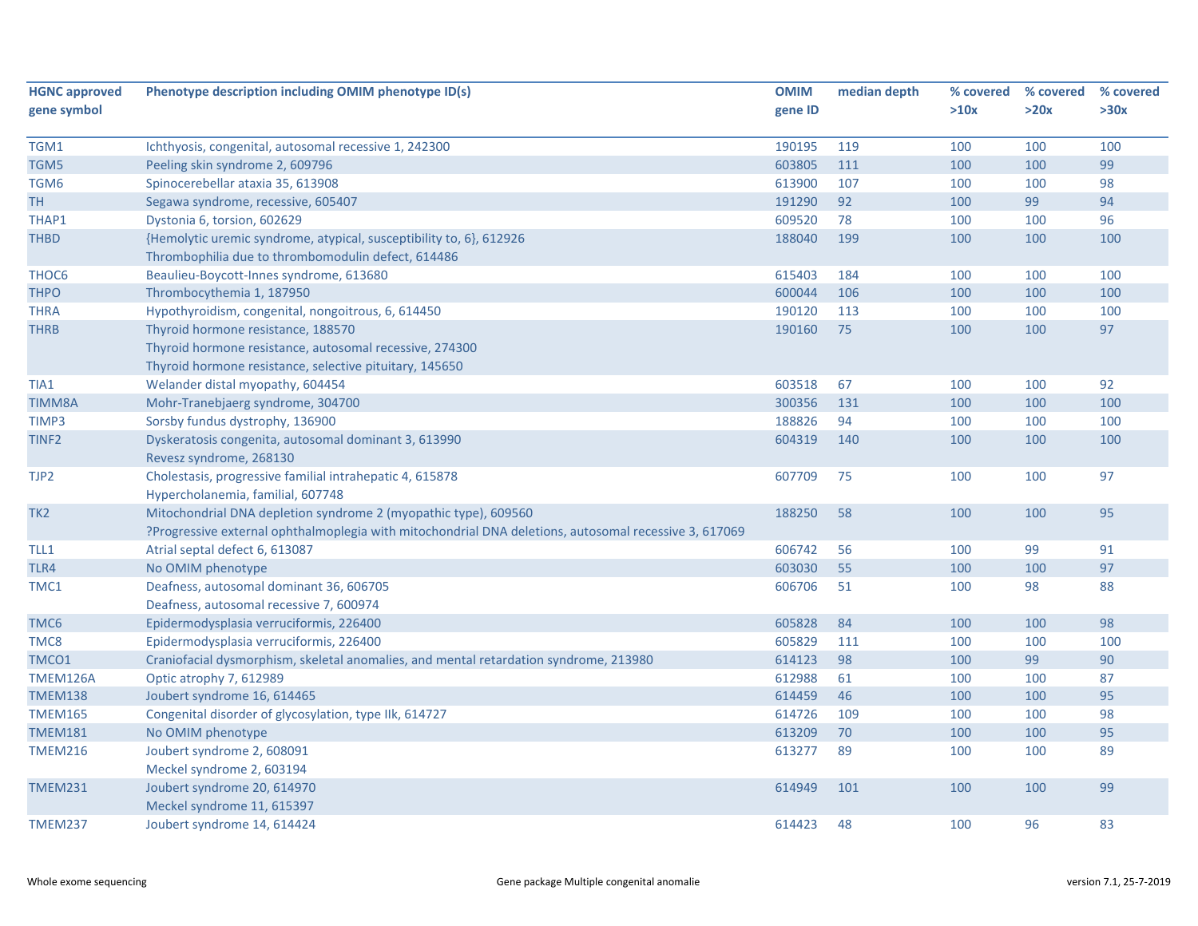| HGNC approved gene symbol | Phenotype description including OMIM phenotype ID(s) | OMIM gene ID | median depth | % covered >10x | % covered >20x | % covered >30x |
|---|---|---|---|---|---|---|
| TGM1 | Ichthyosis, congenital, autosomal recessive 1, 242300 | 190195 | 119 | 100 | 100 | 100 |
| TGM5 | Peeling skin syndrome 2, 609796 | 603805 | 111 | 100 | 100 | 99 |
| TGM6 | Spinocerebellar ataxia 35, 613908 | 613900 | 107 | 100 | 100 | 98 |
| TH | Segawa syndrome, recessive, 605407 | 191290 | 92 | 100 | 99 | 94 |
| THAP1 | Dystonia 6, torsion, 602629 | 609520 | 78 | 100 | 100 | 96 |
| THBD | {Hemolytic uremic syndrome, atypical, susceptibility to, 6}, 612926<br>Thrombophilia due to thrombomodulin defect, 614486 | 188040 | 199 | 100 | 100 | 100 |
| THOC6 | Beaulieu-Boycott-Innes syndrome, 613680 | 615403 | 184 | 100 | 100 | 100 |
| THPO | Thrombocythemia 1, 187950 | 600044 | 106 | 100 | 100 | 100 |
| THRA | Hypothyroidism, congenital, nongoitrous, 6, 614450 | 190120 | 113 | 100 | 100 | 100 |
| THRB | Thyroid hormone resistance, 188570<br>Thyroid hormone resistance, autosomal recessive, 274300<br>Thyroid hormone resistance, selective pituitary, 145650 | 190160 | 75 | 100 | 100 | 97 |
| TIA1 | Welander distal myopathy, 604454 | 603518 | 67 | 100 | 100 | 92 |
| TIMM8A | Mohr-Tranebjaerg syndrome, 304700 | 300356 | 131 | 100 | 100 | 100 |
| TIMP3 | Sorsby fundus dystrophy, 136900 | 188826 | 94 | 100 | 100 | 100 |
| TINF2 | Dyskeratosis congenita, autosomal dominant 3, 613990<br>Revesz syndrome, 268130 | 604319 | 140 | 100 | 100 | 100 |
| TJP2 | Cholestasis, progressive familial intrahepatic 4, 615878<br>Hypercholanemia, familial, 607748 | 607709 | 75 | 100 | 100 | 97 |
| TK2 | Mitochondrial DNA depletion syndrome 2 (myopathic type), 609560<br>?Progressive external ophthalmoplegia with mitochondrial DNA deletions, autosomal recessive 3, 617069 | 188250 | 58 | 100 | 100 | 95 |
| TLL1 | Atrial septal defect 6, 613087 | 606742 | 56 | 100 | 99 | 91 |
| TLR4 | No OMIM phenotype | 603030 | 55 | 100 | 100 | 97 |
| TMC1 | Deafness, autosomal dominant 36, 606705<br>Deafness, autosomal recessive 7, 600974 | 606706 | 51 | 100 | 98 | 88 |
| TMC6 | Epidermodysplasia verruciformis, 226400 | 605828 | 84 | 100 | 100 | 98 |
| TMC8 | Epidermodysplasia verruciformis, 226400 | 605829 | 111 | 100 | 100 | 100 |
| TMCO1 | Craniofacial dysmorphism, skeletal anomalies, and mental retardation syndrome, 213980 | 614123 | 98 | 100 | 99 | 90 |
| TMEM126A | Optic atrophy 7, 612989 | 612988 | 61 | 100 | 100 | 87 |
| TMEM138 | Joubert syndrome 16, 614465 | 614459 | 46 | 100 | 100 | 95 |
| TMEM165 | Congenital disorder of glycosylation, type IIk, 614727 | 614726 | 109 | 100 | 100 | 98 |
| TMEM181 | No OMIM phenotype | 613209 | 70 | 100 | 100 | 95 |
| TMEM216 | Joubert syndrome 2, 608091<br>Meckel syndrome 2, 603194 | 613277 | 89 | 100 | 100 | 89 |
| TMEM231 | Joubert syndrome 20, 614970<br>Meckel syndrome 11, 615397 | 614949 | 101 | 100 | 100 | 99 |
| TMEM237 | Joubert syndrome 14, 614424 | 614423 | 48 | 100 | 96 | 83 |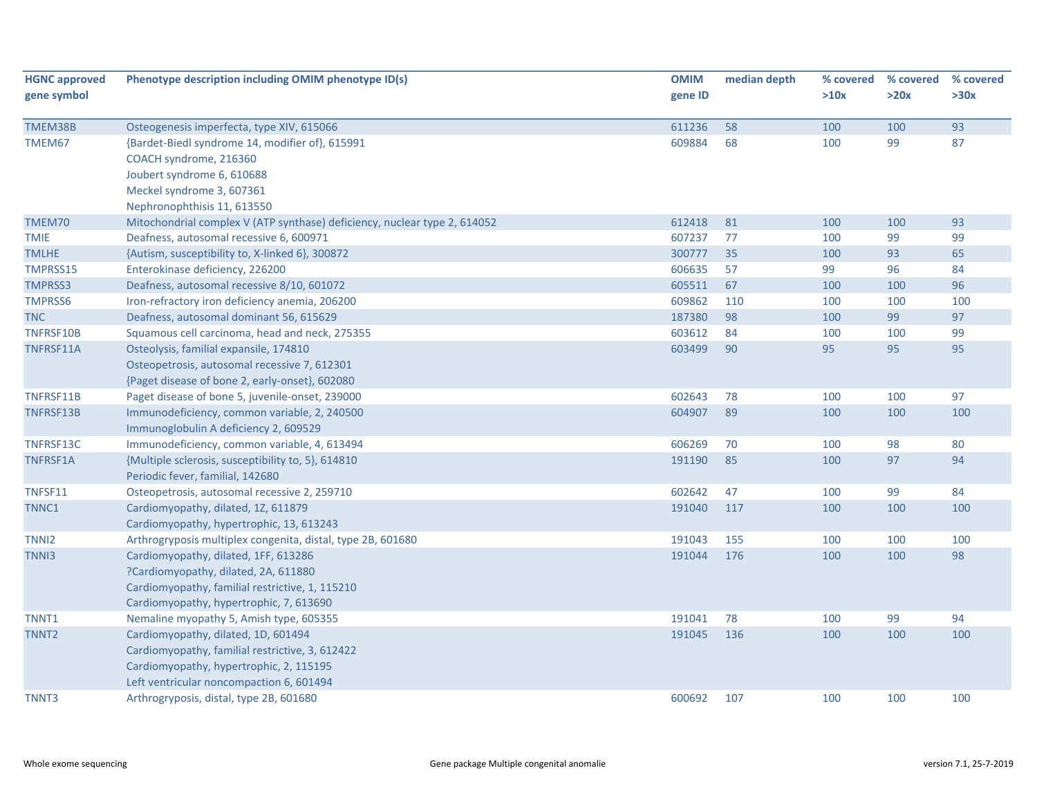| HGNC approved gene symbol | Phenotype description including OMIM phenotype ID(s) | OMIM gene ID | median depth | % covered >10x | % covered >20x | % covered >30x |
|---|---|---|---|---|---|---|
| TMEM38B | Osteogenesis imperfecta, type XIV, 615066 | 611236 | 58 | 100 | 100 | 93 |
| TMEM67 | {Bardet-Biedl syndrome 14, modifier of}, 615991<br>COACH syndrome, 216360<br>Joubert syndrome 6, 610688<br>Meckel syndrome 3, 607361<br>Nephronophthisis 11, 613550 | 609884 | 68 | 100 | 99 | 87 |
| TMEM70 | Mitochondrial complex V (ATP synthase) deficiency, nuclear type 2, 614052 | 612418 | 81 | 100 | 100 | 93 |
| TMIE | Deafness, autosomal recessive 6, 600971 | 607237 | 77 | 100 | 99 | 99 |
| TMLHE | {Autism, susceptibility to, X-linked 6}, 300872 | 300777 | 35 | 100 | 93 | 65 |
| TMPRSS15 | Enterokinase deficiency, 226200 | 606635 | 57 | 99 | 96 | 84 |
| TMPRSS3 | Deafness, autosomal recessive 8/10, 601072 | 605511 | 67 | 100 | 100 | 96 |
| TMPRSS6 | Iron-refractory iron deficiency anemia, 206200 | 609862 | 110 | 100 | 100 | 100 |
| TNC | Deafness, autosomal dominant 56, 615629 | 187380 | 98 | 100 | 99 | 97 |
| TNFRSF10B | Squamous cell carcinoma, head and neck, 275355 | 603612 | 84 | 100 | 100 | 99 |
| TNFRSF11A | Osteolysis, familial expansile, 174810<br>Osteopetrosis, autosomal recessive 7, 612301<br>{Paget disease of bone 2, early-onset}, 602080 | 603499 | 90 | 95 | 95 | 95 |
| TNFRSF11B | Paget disease of bone 5, juvenile-onset, 239000 | 602643 | 78 | 100 | 100 | 97 |
| TNFRSF13B | Immunodeficiency, common variable, 2, 240500<br>Immunoglobulin A deficiency 2, 609529 | 604907 | 89 | 100 | 100 | 100 |
| TNFRSF13C | Immunodeficiency, common variable, 4, 613494 | 606269 | 70 | 100 | 98 | 80 |
| TNFRSF1A | {Multiple sclerosis, susceptibility to, 5}, 614810<br>Periodic fever, familial, 142680 | 191190 | 85 | 100 | 97 | 94 |
| TNFSF11 | Osteopetrosis, autosomal recessive 2, 259710 | 602642 | 47 | 100 | 99 | 84 |
| TNNC1 | Cardiomyopathy, dilated, 1Z, 611879<br>Cardiomyopathy, hypertrophic, 13, 613243 | 191040 | 117 | 100 | 100 | 100 |
| TNNI2 | Arthrogryposis multiplex congenita, distal, type 2B, 601680 | 191043 | 155 | 100 | 100 | 100 |
| TNNI3 | Cardiomyopathy, dilated, 1FF, 613286<br>?Cardiomyopathy, dilated, 2A, 611880<br>Cardiomyopathy, familial restrictive, 1, 115210<br>Cardiomyopathy, hypertrophic, 7, 613690 | 191044 | 176 | 100 | 100 | 98 |
| TNNT1 | Nemaline myopathy 5, Amish type, 605355 | 191041 | 78 | 100 | 99 | 94 |
| TNNT2 | Cardiomyopathy, dilated, 1D, 601494<br>Cardiomyopathy, familial restrictive, 3, 612422<br>Cardiomyopathy, hypertrophic, 2, 115195<br>Left ventricular noncompaction 6, 601494 | 191045 | 136 | 100 | 100 | 100 |
| TNNT3 | Arthrogryposis, distal, type 2B, 601680 | 600692 | 107 | 100 | 100 | 100 |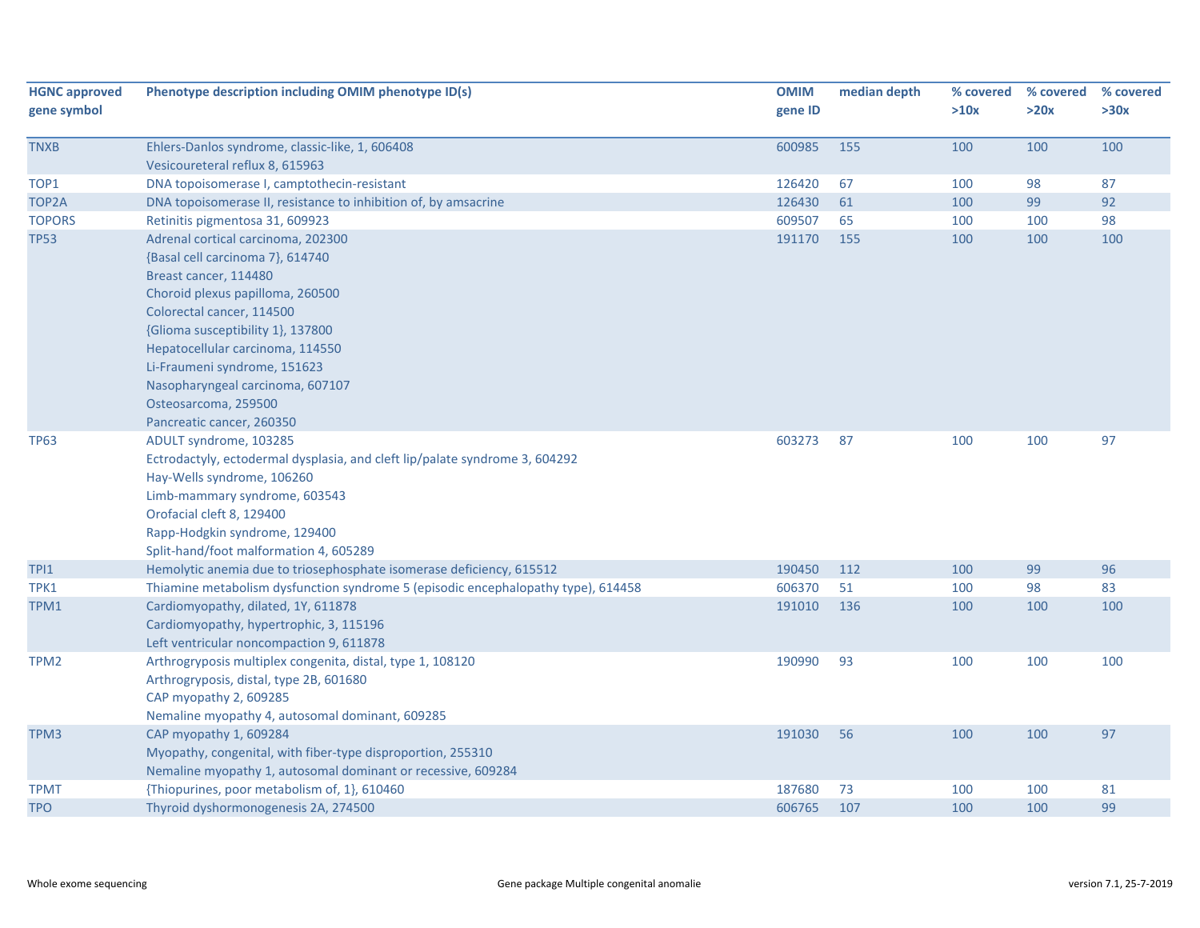| HGNC approved gene symbol | Phenotype description including OMIM phenotype ID(s) | OMIM gene ID | median depth | % covered >10x | % covered >20x | % covered >30x |
|---|---|---|---|---|---|---|
| TNXB | Ehlers-Danlos syndrome, classic-like, 1, 606408<br>Vesicoureteral reflux 8, 615963 | 600985 | 155 | 100 | 100 | 100 |
| TOP1 | DNA topoisomerase I, camptothecin-resistant | 126420 | 67 | 100 | 98 | 87 |
| TOP2A | DNA topoisomerase II, resistance to inhibition of, by amsacrine | 126430 | 61 | 100 | 99 | 92 |
| TOPORS | Retinitis pigmentosa 31, 609923 | 609507 | 65 | 100 | 100 | 98 |
| TP53 | Adrenal cortical carcinoma, 202300<br>{Basal cell carcinoma 7}, 614740<br>Breast cancer, 114480<br>Choroid plexus papilloma, 260500<br>Colorectal cancer, 114500<br>{Glioma susceptibility 1}, 137800<br>Hepatocellular carcinoma, 114550<br>Li-Fraumeni syndrome, 151623<br>Nasopharyngeal carcinoma, 607107<br>Osteosarcoma, 259500<br>Pancreatic cancer, 260350 | 191170 | 155 | 100 | 100 | 100 |
| TP63 | ADULT syndrome, 103285<br>Ectrodactyly, ectodermal dysplasia, and cleft lip/palate syndrome 3, 604292<br>Hay-Wells syndrome, 106260<br>Limb-mammary syndrome, 603543<br>Orofacial cleft 8, 129400<br>Rapp-Hodgkin syndrome, 129400<br>Split-hand/foot malformation 4, 605289 | 603273 | 87 | 100 | 100 | 97 |
| TPI1 | Hemolytic anemia due to triosephosphate isomerase deficiency, 615512 | 190450 | 112 | 100 | 99 | 96 |
| TPK1 | Thiamine metabolism dysfunction syndrome 5 (episodic encephalopathy type), 614458 | 606370 | 51 | 100 | 98 | 83 |
| TPM1 | Cardiomyopathy, dilated, 1Y, 611878<br>Cardiomyopathy, hypertrophic, 3, 115196<br>Left ventricular noncompaction 9, 611878 | 191010 | 136 | 100 | 100 | 100 |
| TPM2 | Arthrogryposis multiplex congenita, distal, type 1, 108120<br>Arthrogryposis, distal, type 2B, 601680<br>CAP myopathy 2, 609285<br>Nemaline myopathy 4, autosomal dominant, 609285 | 190990 | 93 | 100 | 100 | 100 |
| TPM3 | CAP myopathy 1, 609284<br>Myopathy, congenital, with fiber-type disproportion, 255310<br>Nemaline myopathy 1, autosomal dominant or recessive, 609284 | 191030 | 56 | 100 | 100 | 97 |
| TPMT | {Thiopurines, poor metabolism of, 1}, 610460 | 187680 | 73 | 100 | 100 | 81 |
| TPO | Thyroid dyshormonogenesis 2A, 274500 | 606765 | 107 | 100 | 100 | 99 |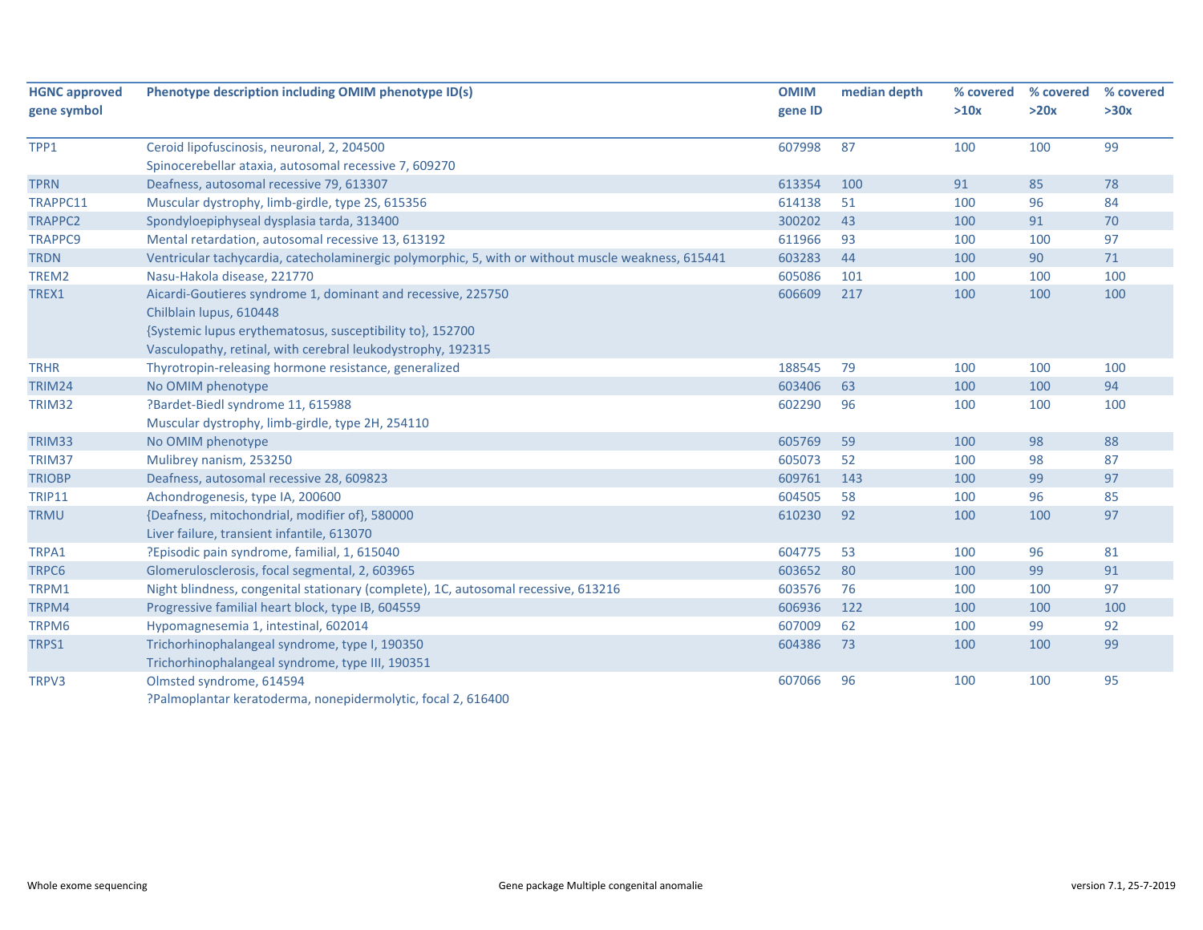| HGNC approved gene symbol | Phenotype description including OMIM phenotype ID(s) | OMIM gene ID | median depth | % covered >10x | % covered >20x | % covered >30x |
|---|---|---|---|---|---|---|
| TPP1 | Ceroid lipofuscinosis, neuronal, 2, 204500<br>Spinocerebellar ataxia, autosomal recessive 7, 609270 | 607998 | 87 | 100 | 100 | 99 |
| TPRN | Deafness, autosomal recessive 79, 613307 | 613354 | 100 | 91 | 85 | 78 |
| TRAPPC11 | Muscular dystrophy, limb-girdle, type 2S, 615356 | 614138 | 51 | 100 | 96 | 84 |
| TRAPPC2 | Spondyloepiphyseal dysplasia tarda, 313400 | 300202 | 43 | 100 | 91 | 70 |
| TRAPPC9 | Mental retardation, autosomal recessive 13, 613192 | 611966 | 93 | 100 | 100 | 97 |
| TRDN | Ventricular tachycardia, catecholaminergic polymorphic, 5, with or without muscle weakness, 615441 | 603283 | 44 | 100 | 90 | 71 |
| TREM2 | Nasu-Hakola disease, 221770 | 605086 | 101 | 100 | 100 | 100 |
| TREX1 | Aicardi-Goutieres syndrome 1, dominant and recessive, 225750<br>Chilblain lupus, 610448<br>{Systemic lupus erythematosus, susceptibility to}, 152700<br>Vasculopathy, retinal, with cerebral leukodystrophy, 192315 | 606609 | 217 | 100 | 100 | 100 |
| TRHR | Thyrotropin-releasing hormone resistance, generalized | 188545 | 79 | 100 | 100 | 100 |
| TRIM24 | No OMIM phenotype | 603406 | 63 | 100 | 100 | 94 |
| TRIM32 | ?Bardet-Biedl syndrome 11, 615988<br>Muscular dystrophy, limb-girdle, type 2H, 254110 | 602290 | 96 | 100 | 100 | 100 |
| TRIM33 | No OMIM phenotype | 605769 | 59 | 100 | 98 | 88 |
| TRIM37 | Mulibrey nanism, 253250 | 605073 | 52 | 100 | 98 | 87 |
| TRIOBP | Deafness, autosomal recessive 28, 609823 | 609761 | 143 | 100 | 99 | 97 |
| TRIP11 | Achondrogenesis, type IA, 200600 | 604505 | 58 | 100 | 96 | 85 |
| TRMU | {Deafness, mitochondrial, modifier of}, 580000<br>Liver failure, transient infantile, 613070 | 610230 | 92 | 100 | 100 | 97 |
| TRPA1 | ?Episodic pain syndrome, familial, 1, 615040 | 604775 | 53 | 100 | 96 | 81 |
| TRPC6 | Glomerulosclerosis, focal segmental, 2, 603965 | 603652 | 80 | 100 | 99 | 91 |
| TRPM1 | Night blindness, congenital stationary (complete), 1C, autosomal recessive, 613216 | 603576 | 76 | 100 | 100 | 97 |
| TRPM4 | Progressive familial heart block, type IB, 604559 | 606936 | 122 | 100 | 100 | 100 |
| TRPM6 | Hypomagnesemia 1, intestinal, 602014 | 607009 | 62 | 100 | 99 | 92 |
| TRPS1 | Trichorhinophalangeal syndrome, type I, 190350<br>Trichorhinophalangeal syndrome, type III, 190351 | 604386 | 73 | 100 | 100 | 99 |
| TRPV3 | Olmsted syndrome, 614594<br>?Palmoplantar keratoderma, nonepidermolytic, focal 2, 616400 | 607066 | 96 | 100 | 100 | 95 |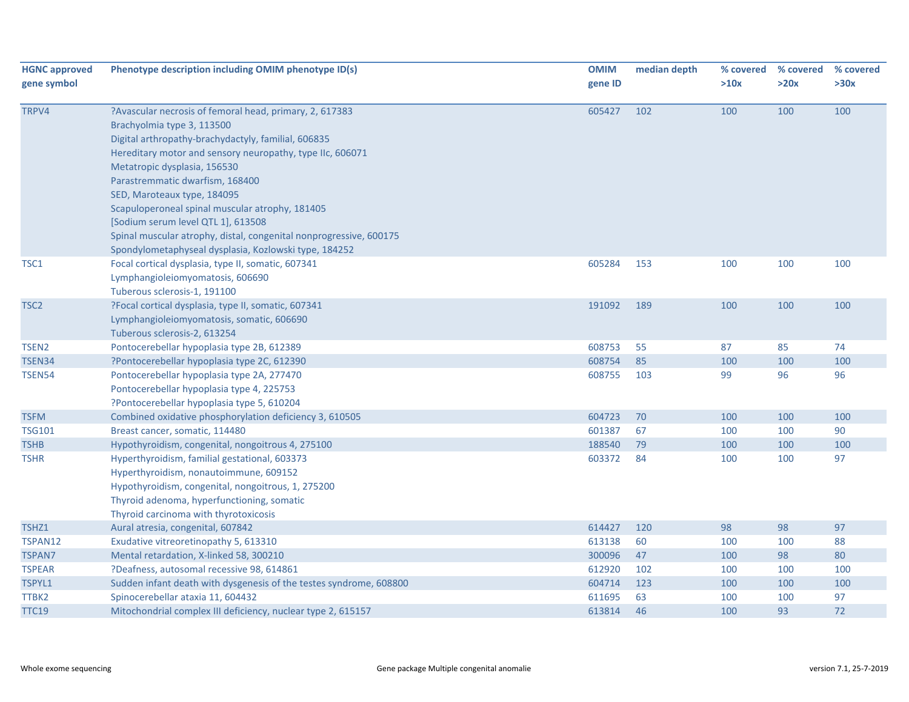| HGNC approved gene symbol | Phenotype description including OMIM phenotype ID(s) | OMIM gene ID | median depth | % covered >10x | % covered >20x | % covered >30x |
|---|---|---|---|---|---|---|
| TRPV4 | ?Avascular necrosis of femoral head, primary, 2, 617383<br>Brachyolmia type 3, 113500<br>Digital arthropathy-brachydactyly, familial, 606835<br>Hereditary motor and sensory neuropathy, type IIc, 606071<br>Metatropic dysplasia, 156530<br>Parastremmatic dwarfism, 168400<br>SED, Maroteaux type, 184095<br>Scapuloperoneal spinal muscular atrophy, 181405<br>[Sodium serum level QTL 1], 613508<br>Spinal muscular atrophy, distal, congenital nonprogressive, 600175<br>Spondylometaphyseal dysplasia, Kozlowski type, 184252 | 605427 | 102 | 100 | 100 | 100 |
| TSC1 | Focal cortical dysplasia, type II, somatic, 607341<br>Lymphangioleiomyomatosis, 606690<br>Tuberous sclerosis-1, 191100 | 605284 | 153 | 100 | 100 | 100 |
| TSC2 | ?Focal cortical dysplasia, type II, somatic, 607341<br>Lymphangioleiomyomatosis, somatic, 606690<br>Tuberous sclerosis-2, 613254 | 191092 | 189 | 100 | 100 | 100 |
| TSEN2 | Pontocerebellar hypoplasia type 2B, 612389 | 608753 | 55 | 87 | 85 | 74 |
| TSEN34 | ?Pontocerebellar hypoplasia type 2C, 612390 | 608754 | 85 | 100 | 100 | 100 |
| TSEN54 | Pontocerebellar hypoplasia type 2A, 277470<br>Pontocerebellar hypoplasia type 4, 225753<br>?Pontocerebellar hypoplasia type 5, 610204 | 608755 | 103 | 99 | 96 | 96 |
| TSFM | Combined oxidative phosphorylation deficiency 3, 610505 | 604723 | 70 | 100 | 100 | 100 |
| TSG101 | Breast cancer, somatic, 114480 | 601387 | 67 | 100 | 100 | 90 |
| TSHB | Hypothyroidism, congenital, nongoitrous 4, 275100 | 188540 | 79 | 100 | 100 | 100 |
| TSHR | Hyperthyroidism, familial gestational, 603373<br>Hyperthyroidism, nonautoimmune, 609152<br>Hypothyroidism, congenital, nongoitrous, 1, 275200<br>Thyroid adenoma, hyperfunctioning, somatic<br>Thyroid carcinoma with thyrotoxicosis | 603372 | 84 | 100 | 100 | 97 |
| TSHZ1 | Aural atresia, congenital, 607842 | 614427 | 120 | 98 | 98 | 97 |
| TSPAN12 | Exudative vitreoretinopathy 5, 613310 | 613138 | 60 | 100 | 100 | 88 |
| TSPAN7 | Mental retardation, X-linked 58, 300210 | 300096 | 47 | 100 | 98 | 80 |
| TSPEAR | ?Deafness, autosomal recessive 98, 614861 | 612920 | 102 | 100 | 100 | 100 |
| TSPYL1 | Sudden infant death with dysgenesis of the testes syndrome, 608800 | 604714 | 123 | 100 | 100 | 100 |
| TTBK2 | Spinocerebellar ataxia 11, 604432 | 611695 | 63 | 100 | 100 | 97 |
| TTC19 | Mitochondrial complex III deficiency, nuclear type 2, 615157 | 613814 | 46 | 100 | 93 | 72 |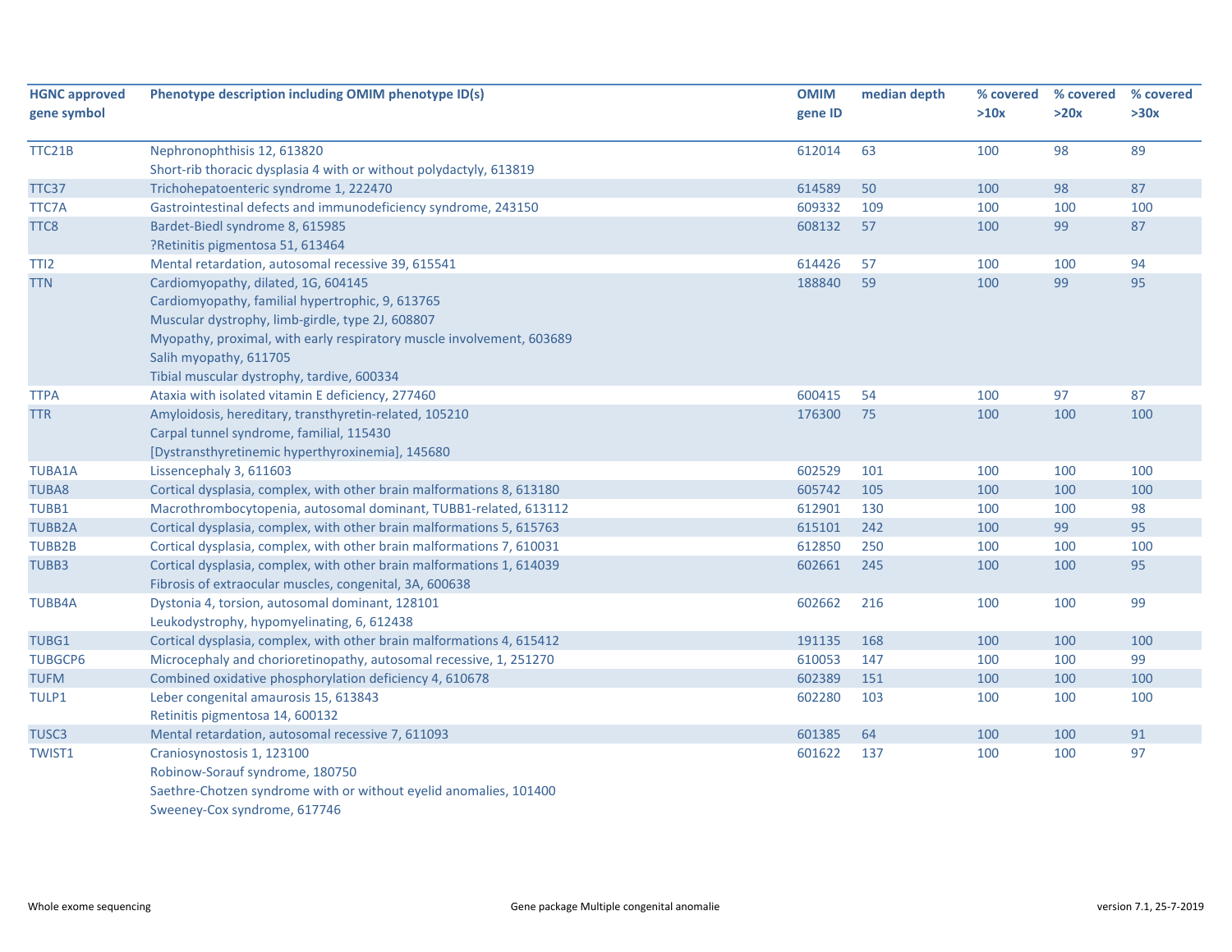| HGNC approved gene symbol | Phenotype description including OMIM phenotype ID(s) | OMIM gene ID | median depth | % covered >10x | % covered >20x | % covered >30x |
|---|---|---|---|---|---|---|
| TTC21B | Nephronophthisis 12, 613820<br>Short-rib thoracic dysplasia 4 with or without polydactyly, 613819 | 612014 | 63 | 100 | 98 | 89 |
| TTC37 | Trichohepatoenteric syndrome 1, 222470 | 614589 | 50 | 100 | 98 | 87 |
| TTC7A | Gastrointestinal defects and immunodeficiency syndrome, 243150 | 609332 | 109 | 100 | 100 | 100 |
| TTC8 | Bardet-Biedl syndrome 8, 615985<br>?Retinitis pigmentosa 51, 613464 | 608132 | 57 | 100 | 99 | 87 |
| TTI2 | Mental retardation, autosomal recessive 39, 615541 | 614426 | 57 | 100 | 100 | 94 |
| TTN | Cardiomyopathy, dilated, 1G, 604145<br>Cardiomyopathy, familial hypertrophic, 9, 613765<br>Muscular dystrophy, limb-girdle, type 2J, 608807<br>Myopathy, proximal, with early respiratory muscle involvement, 603689<br>Salih myopathy, 611705<br>Tibial muscular dystrophy, tardive, 600334 | 188840 | 59 | 100 | 99 | 95 |
| TTPA | Ataxia with isolated vitamin E deficiency, 277460 | 600415 | 54 | 100 | 97 | 87 |
| TTR | Amyloidosis, hereditary, transthyretin-related, 105210<br>Carpal tunnel syndrome, familial, 115430<br>[Dystransthyretinemic hyperthyroxinemia], 145680 | 176300 | 75 | 100 | 100 | 100 |
| TUBA1A | Lissencephaly 3, 611603 | 602529 | 101 | 100 | 100 | 100 |
| TUBA8 | Cortical dysplasia, complex, with other brain malformations 8, 613180 | 605742 | 105 | 100 | 100 | 100 |
| TUBB1 | Macrothrombocytopenia, autosomal dominant, TUBB1-related, 613112 | 612901 | 130 | 100 | 100 | 98 |
| TUBB2A | Cortical dysplasia, complex, with other brain malformations 5, 615763 | 615101 | 242 | 100 | 99 | 95 |
| TUBB2B | Cortical dysplasia, complex, with other brain malformations 7, 610031 | 612850 | 250 | 100 | 100 | 100 |
| TUBB3 | Cortical dysplasia, complex, with other brain malformations 1, 614039<br>Fibrosis of extraocular muscles, congenital, 3A, 600638 | 602661 | 245 | 100 | 100 | 95 |
| TUBB4A | Dystonia 4, torsion, autosomal dominant, 128101<br>Leukodystrophy, hypomyelinating, 6, 612438 | 602662 | 216 | 100 | 100 | 99 |
| TUBG1 | Cortical dysplasia, complex, with other brain malformations 4, 615412 | 191135 | 168 | 100 | 100 | 100 |
| TUBGCP6 | Microcephaly and chorioretinopathy, autosomal recessive, 1, 251270 | 610053 | 147 | 100 | 100 | 99 |
| TUFM | Combined oxidative phosphorylation deficiency 4, 610678 | 602389 | 151 | 100 | 100 | 100 |
| TULP1 | Leber congenital amaurosis 15, 613843<br>Retinitis pigmentosa 14, 600132 | 602280 | 103 | 100 | 100 | 100 |
| TUSC3 | Mental retardation, autosomal recessive 7, 611093 | 601385 | 64 | 100 | 100 | 91 |
| TWIST1 | Craniosynostosis 1, 123100<br>Robinow-Sorauf syndrome, 180750<br>Saethre-Chotzen syndrome with or without eyelid anomalies, 101400<br>Sweeney-Cox syndrome, 617746 | 601622 | 137 | 100 | 100 | 97 |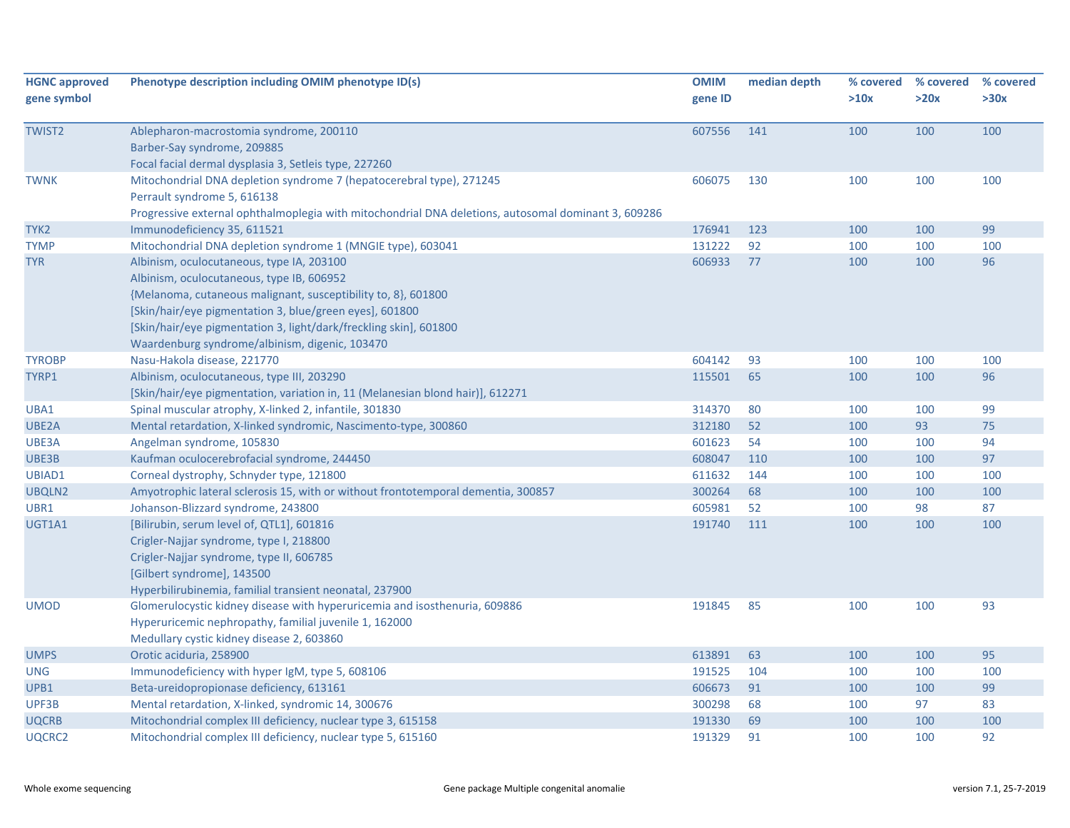| HGNC approved gene symbol | Phenotype description including OMIM phenotype ID(s) | OMIM gene ID | median depth | % covered >10x | % covered >20x | % covered >30x |
|---|---|---|---|---|---|---|
| TWIST2 | Ablepharon-macrostomia syndrome, 200110<br>Barber-Say syndrome, 209885<br>Focal facial dermal dysplasia 3, Setleis type, 227260 | 607556 | 141 | 100 | 100 | 100 |
| TWNK | Mitochondrial DNA depletion syndrome 7 (hepatocerebral type), 271245<br>Perrault syndrome 5, 616138<br>Progressive external ophthalmoplegia with mitochondrial DNA deletions, autosomal dominant 3, 609286 | 606075 | 130 | 100 | 100 | 100 |
| TYK2 | Immunodeficiency 35, 611521 | 176941 | 123 | 100 | 100 | 99 |
| TYMP | Mitochondrial DNA depletion syndrome 1 (MNGIE type), 603041 | 131222 | 92 | 100 | 100 | 100 |
| TYR | Albinism, oculocutaneous, type IA, 203100<br>Albinism, oculocutaneous, type IB, 606952<br>{Melanoma, cutaneous malignant, susceptibility to, 8}, 601800<br>[Skin/hair/eye pigmentation 3, blue/green eyes], 601800<br>[Skin/hair/eye pigmentation 3, light/dark/freckling skin], 601800<br>Waardenburg syndrome/albinism, digenic, 103470 | 606933 | 77 | 100 | 100 | 96 |
| TYROBP | Nasu-Hakola disease, 221770 | 604142 | 93 | 100 | 100 | 100 |
| TYRP1 | Albinism, oculocutaneous, type III, 203290<br>[Skin/hair/eye pigmentation, variation in, 11 (Melanesian blond hair)], 612271 | 115501 | 65 | 100 | 100 | 96 |
| UBA1 | Spinal muscular atrophy, X-linked 2, infantile, 301830 | 314370 | 80 | 100 | 100 | 99 |
| UBE2A | Mental retardation, X-linked syndromic, Nascimento-type, 300860 | 312180 | 52 | 100 | 93 | 75 |
| UBE3A | Angelman syndrome, 105830 | 601623 | 54 | 100 | 100 | 94 |
| UBE3B | Kaufman oculocerebrofacial syndrome, 244450 | 608047 | 110 | 100 | 100 | 97 |
| UBIAD1 | Corneal dystrophy, Schnyder type, 121800 | 611632 | 144 | 100 | 100 | 100 |
| UBQLN2 | Amyotrophic lateral sclerosis 15, with or without frontotemporal dementia, 300857 | 300264 | 68 | 100 | 100 | 100 |
| UBR1 | Johanson-Blizzard syndrome, 243800 | 605981 | 52 | 100 | 98 | 87 |
| UGT1A1 | [Bilirubin, serum level of, QTL1], 601816<br>Crigler-Najjar syndrome, type I, 218800<br>Crigler-Najjar syndrome, type II, 606785<br>[Gilbert syndrome], 143500<br>Hyperbilirubinemia, familial transient neonatal, 237900 | 191740 | 111 | 100 | 100 | 100 |
| UMOD | Glomerulocystic kidney disease with hyperuricemia and isosthenuria, 609886<br>Hyperuricemic nephropathy, familial juvenile 1, 162000<br>Medullary cystic kidney disease 2, 603860 | 191845 | 85 | 100 | 100 | 93 |
| UMPS | Orotic aciduria, 258900 | 613891 | 63 | 100 | 100 | 95 |
| UNG | Immunodeficiency with hyper IgM, type 5, 608106 | 191525 | 104 | 100 | 100 | 100 |
| UPB1 | Beta-ureidopropionase deficiency, 613161 | 606673 | 91 | 100 | 100 | 99 |
| UPF3B | Mental retardation, X-linked, syndromic 14, 300676 | 300298 | 68 | 100 | 97 | 83 |
| UQCRB | Mitochondrial complex III deficiency, nuclear type 3, 615158 | 191330 | 69 | 100 | 100 | 100 |
| UQCRC2 | Mitochondrial complex III deficiency, nuclear type 5, 615160 | 191329 | 91 | 100 | 100 | 92 |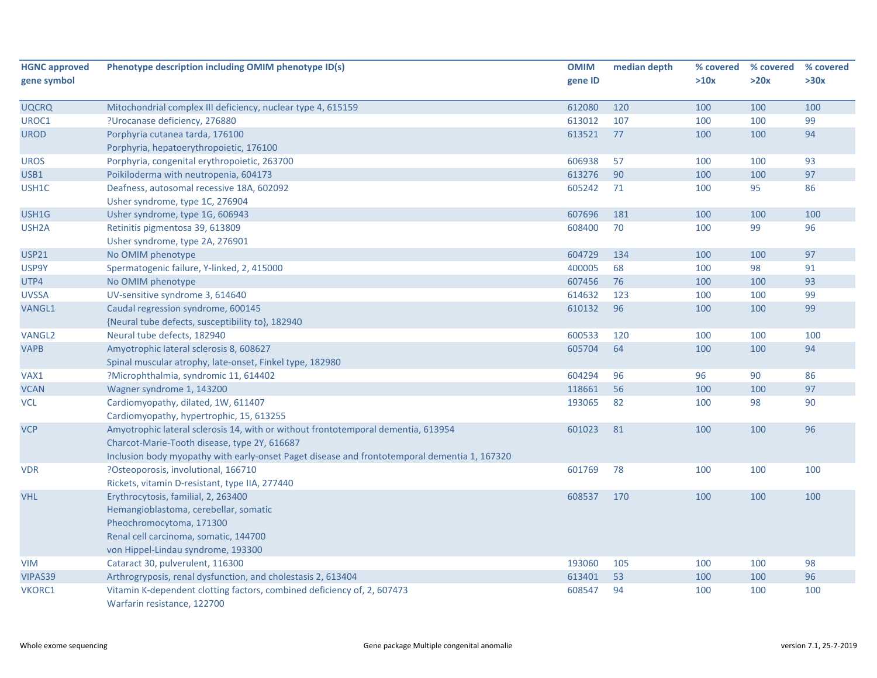| HGNC approved gene symbol | Phenotype description including OMIM phenotype ID(s) | OMIM gene ID | median depth | % covered >10x | % covered >20x | % covered >30x |
|---|---|---|---|---|---|---|
| UQCRQ | Mitochondrial complex III deficiency, nuclear type 4, 615159 | 612080 | 120 | 100 | 100 | 100 |
| UROC1 | ?Urocanase deficiency, 276880 | 613012 | 107 | 100 | 100 | 99 |
| UROD | Porphyria cutanea tarda, 176100<br>Porphyria, hepatoerythropoietic, 176100 | 613521 | 77 | 100 | 100 | 94 |
| UROS | Porphyria, congenital erythropoietic, 263700 | 606938 | 57 | 100 | 100 | 93 |
| USB1 | Poikiloderma with neutropenia, 604173 | 613276 | 90 | 100 | 100 | 97 |
| USH1C | Deafness, autosomal recessive 18A, 602092<br>Usher syndrome, type 1C, 276904 | 605242 | 71 | 100 | 95 | 86 |
| USH1G | Usher syndrome, type 1G, 606943 | 607696 | 181 | 100 | 100 | 100 |
| USH2A | Retinitis pigmentosa 39, 613809<br>Usher syndrome, type 2A, 276901 | 608400 | 70 | 100 | 99 | 96 |
| USP21 | No OMIM phenotype | 604729 | 134 | 100 | 100 | 97 |
| USP9Y | Spermatogenic failure, Y-linked, 2, 415000 | 400005 | 68 | 100 | 98 | 91 |
| UTP4 | No OMIM phenotype | 607456 | 76 | 100 | 100 | 93 |
| UVSSA | UV-sensitive syndrome 3, 614640 | 614632 | 123 | 100 | 100 | 99 |
| VANGL1 | Caudal regression syndrome, 600145<br>{Neural tube defects, susceptibility to}, 182940 | 610132 | 96 | 100 | 100 | 99 |
| VANGL2 | Neural tube defects, 182940 | 600533 | 120 | 100 | 100 | 100 |
| VAPB | Amyotrophic lateral sclerosis 8, 608627<br>Spinal muscular atrophy, late-onset, Finkel type, 182980 | 605704 | 64 | 100 | 100 | 94 |
| VAX1 | ?Microphthalmia, syndromic 11, 614402 | 604294 | 96 | 96 | 90 | 86 |
| VCAN | Wagner syndrome 1, 143200 | 118661 | 56 | 100 | 100 | 97 |
| VCL | Cardiomyopathy, dilated, 1W, 611407<br>Cardiomyopathy, hypertrophic, 15, 613255 | 193065 | 82 | 100 | 98 | 90 |
| VCP | Amyotrophic lateral sclerosis 14, with or without frontotemporal dementia, 613954<br>Charcot-Marie-Tooth disease, type 2Y, 616687<br>Inclusion body myopathy with early-onset Paget disease and frontotemporal dementia 1, 167320 | 601023 | 81 | 100 | 100 | 96 |
| VDR | ?Osteoporosis, involutional, 166710<br>Rickets, vitamin D-resistant, type IIA, 277440 | 601769 | 78 | 100 | 100 | 100 |
| VHL | Erythrocytosis, familial, 2, 263400<br>Hemangioblastoma, cerebellar, somatic<br>Pheochromocytoma, 171300<br>Renal cell carcinoma, somatic, 144700<br>von Hippel-Lindau syndrome, 193300 | 608537 | 170 | 100 | 100 | 100 |
| VIM | Cataract 30, pulverulent, 116300 | 193060 | 105 | 100 | 100 | 98 |
| VIPAS39 | Arthrogryposis, renal dysfunction, and cholestasis 2, 613404 | 613401 | 53 | 100 | 100 | 96 |
| VKORC1 | Vitamin K-dependent clotting factors, combined deficiency of, 2, 607473<br>Warfarin resistance, 122700 | 608547 | 94 | 100 | 100 | 100 |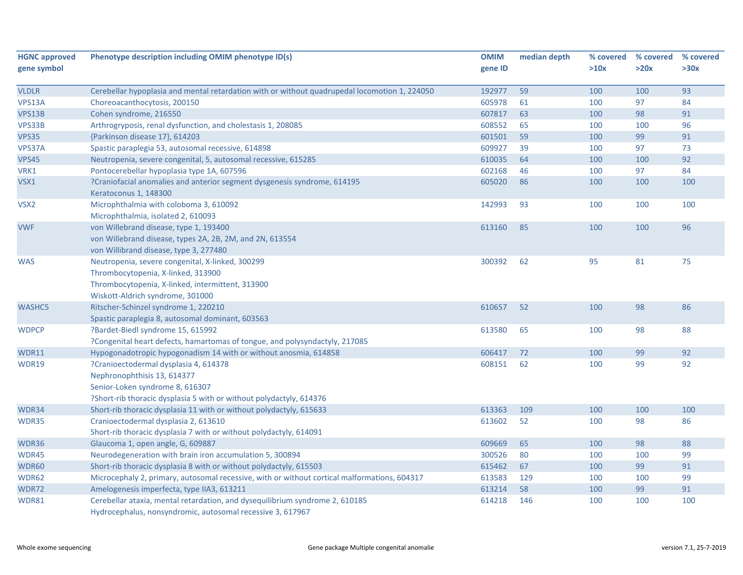| HGNC approved gene symbol | Phenotype description including OMIM phenotype ID(s) | OMIM gene ID | median depth | % covered >10x | % covered >20x | % covered >30x |
|---|---|---|---|---|---|---|
| VLDLR | Cerebellar hypoplasia and mental retardation with or without quadrupedal locomotion 1, 224050 | 192977 | 59 | 100 | 100 | 93 |
| VPS13A | Choreoacanthocytosis, 200150 | 605978 | 61 | 100 | 97 | 84 |
| VPS13B | Cohen syndrome, 216550 | 607817 | 63 | 100 | 98 | 91 |
| VPS33B | Arthrogryposis, renal dysfunction, and cholestasis 1, 208085 | 608552 | 65 | 100 | 100 | 96 |
| VPS35 | {Parkinson disease 17}, 614203 | 601501 | 59 | 100 | 99 | 91 |
| VPS37A | Spastic paraplegia 53, autosomal recessive, 614898 | 609927 | 39 | 100 | 97 | 73 |
| VPS45 | Neutropenia, severe congenital, 5, autosomal recessive, 615285 | 610035 | 64 | 100 | 100 | 92 |
| VRK1 | Pontocerebellar hypoplasia type 1A, 607596 | 602168 | 46 | 100 | 97 | 84 |
| VSX1 | ?Craniofacial anomalies and anterior segment dysgenesis syndrome, 614195<br>Keratoconus 1, 148300 | 605020 | 86 | 100 | 100 | 100 |
| VSX2 | Microphthalmia with coloboma 3, 610092<br>Microphthalmia, isolated 2, 610093 | 142993 | 93 | 100 | 100 | 100 |
| VWF | von Willebrand disease, type 1, 193400<br>von Willebrand disease, types 2A, 2B, 2M, and 2N, 613554<br>von Willibrand disease, type 3, 277480 | 613160 | 85 | 100 | 100 | 96 |
| WAS | Neutropenia, severe congenital, X-linked, 300299<br>Thrombocytopenia, X-linked, 313900<br>Thrombocytopenia, X-linked, intermittent, 313900<br>Wiskott-Aldrich syndrome, 301000 | 300392 | 62 | 95 | 81 | 75 |
| WASHC5 | Ritscher-Schinzel syndrome 1, 220210<br>Spastic paraplegia 8, autosomal dominant, 603563 | 610657 | 52 | 100 | 98 | 86 |
| WDPCP | ?Bardet-Biedl syndrome 15, 615992<br>?Congenital heart defects, hamartomas of tongue, and polysyndactyly, 217085 | 613580 | 65 | 100 | 98 | 88 |
| WDR11 | Hypogonadotropic hypogonadism 14 with or without anosmia, 614858 | 606417 | 72 | 100 | 99 | 92 |
| WDR19 | ?Cranioectodermal dysplasia 4, 614378<br>Nephronophthisis 13, 614377<br>Senior-Loken syndrome 8, 616307<br>?Short-rib thoracic dysplasia 5 with or without polydactyly, 614376 | 608151 | 62 | 100 | 99 | 92 |
| WDR34 | Short-rib thoracic dysplasia 11 with or without polydactyly, 615633 | 613363 | 109 | 100 | 100 | 100 |
| WDR35 | Cranioectodermal dysplasia 2, 613610<br>Short-rib thoracic dysplasia 7 with or without polydactyly, 614091 | 613602 | 52 | 100 | 98 | 86 |
| WDR36 | Glaucoma 1, open angle, G, 609887 | 609669 | 65 | 100 | 98 | 88 |
| WDR45 | Neurodegeneration with brain iron accumulation 5, 300894 | 300526 | 80 | 100 | 100 | 99 |
| WDR60 | Short-rib thoracic dysplasia 8 with or without polydactyly, 615503 | 615462 | 67 | 100 | 99 | 91 |
| WDR62 | Microcephaly 2, primary, autosomal recessive, with or without cortical malformations, 604317 | 613583 | 129 | 100 | 100 | 99 |
| WDR72 | Amelogenesis imperfecta, type IIA3, 613211 | 613214 | 58 | 100 | 99 | 91 |
| WDR81 | Cerebellar ataxia, mental retardation, and dysequilibrium syndrome 2, 610185<br>Hydrocephalus, nonsyndromic, autosomal recessive 3, 617967 | 614218 | 146 | 100 | 100 | 100 |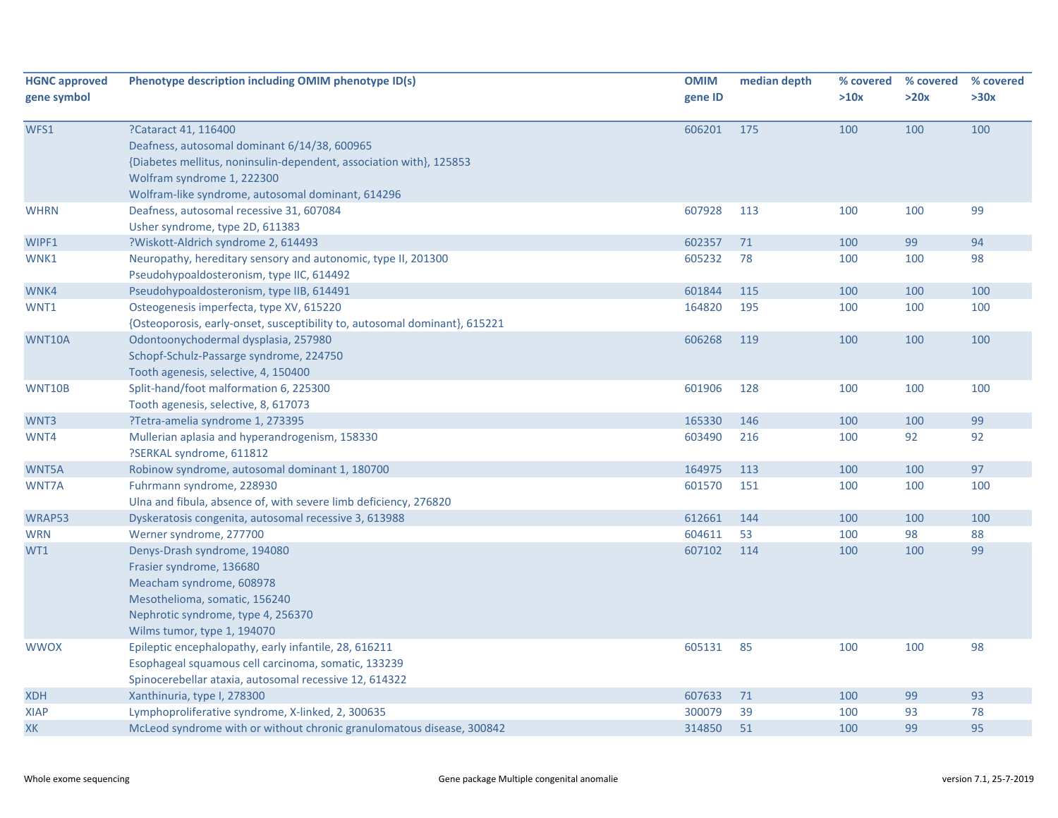| HGNC approved gene symbol | Phenotype description including OMIM phenotype ID(s) | OMIM gene ID | median depth | % covered >10x | % covered >20x | % covered >30x |
|---|---|---|---|---|---|---|
| WFS1 | ?Cataract 41, 116400<br>Deafness, autosomal dominant 6/14/38, 600965<br>{Diabetes mellitus, noninsulin-dependent, association with}, 125853<br>Wolfram syndrome 1, 222300<br>Wolfram-like syndrome, autosomal dominant, 614296 | 606201 | 175 | 100 | 100 | 100 |
| WHRN | Deafness, autosomal recessive 31, 607084<br>Usher syndrome, type 2D, 611383 | 607928 | 113 | 100 | 100 | 99 |
| WIPF1 | ?Wiskott-Aldrich syndrome 2, 614493 | 602357 | 71 | 100 | 99 | 94 |
| WNK1 | Neuropathy, hereditary sensory and autonomic, type II, 201300<br>Pseudohypoaldosteronism, type IIC, 614492 | 605232 | 78 | 100 | 100 | 98 |
| WNK4 | Pseudohypoaldosteronism, type IIB, 614491 | 601844 | 115 | 100 | 100 | 100 |
| WNT1 | Osteogenesis imperfecta, type XV, 615220<br>{Osteoporosis, early-onset, susceptibility to, autosomal dominant}, 615221 | 164820 | 195 | 100 | 100 | 100 |
| WNT10A | Odontoonychodermal dysplasia, 257980<br>Schopf-Schulz-Passarge syndrome, 224750<br>Tooth agenesis, selective, 4, 150400 | 606268 | 119 | 100 | 100 | 100 |
| WNT10B | Split-hand/foot malformation 6, 225300<br>Tooth agenesis, selective, 8, 617073 | 601906 | 128 | 100 | 100 | 100 |
| WNT3 | ?Tetra-amelia syndrome 1, 273395 | 165330 | 146 | 100 | 100 | 99 |
| WNT4 | Mullerian aplasia and hyperandrogenism, 158330<br>?SERKAL syndrome, 611812 | 603490 | 216 | 100 | 92 | 92 |
| WNT5A | Robinow syndrome, autosomal dominant 1, 180700 | 164975 | 113 | 100 | 100 | 97 |
| WNT7A | Fuhrmann syndrome, 228930<br>Ulna and fibula, absence of, with severe limb deficiency, 276820 | 601570 | 151 | 100 | 100 | 100 |
| WRAP53 | Dyskeratosis congenita, autosomal recessive 3, 613988 | 612661 | 144 | 100 | 100 | 100 |
| WRN | Werner syndrome, 277700 | 604611 | 53 | 100 | 98 | 88 |
| WT1 | Denys-Drash syndrome, 194080<br>Frasier syndrome, 136680<br>Meacham syndrome, 608978<br>Mesothelioma, somatic, 156240<br>Nephrotic syndrome, type 4, 256370<br>Wilms tumor, type 1, 194070 | 607102 | 114 | 100 | 100 | 99 |
| WWOX | Epileptic encephalopathy, early infantile, 28, 616211<br>Esophageal squamous cell carcinoma, somatic, 133239<br>Spinocerebellar ataxia, autosomal recessive 12, 614322 | 605131 | 85 | 100 | 100 | 98 |
| XDH | Xanthinuria, type I, 278300 | 607633 | 71 | 100 | 99 | 93 |
| XIAP | Lymphoproliferative syndrome, X-linked, 2, 300635 | 300079 | 39 | 100 | 93 | 78 |
| XK | McLeod syndrome with or without chronic granulomatous disease, 300842 | 314850 | 51 | 100 | 99 | 95 |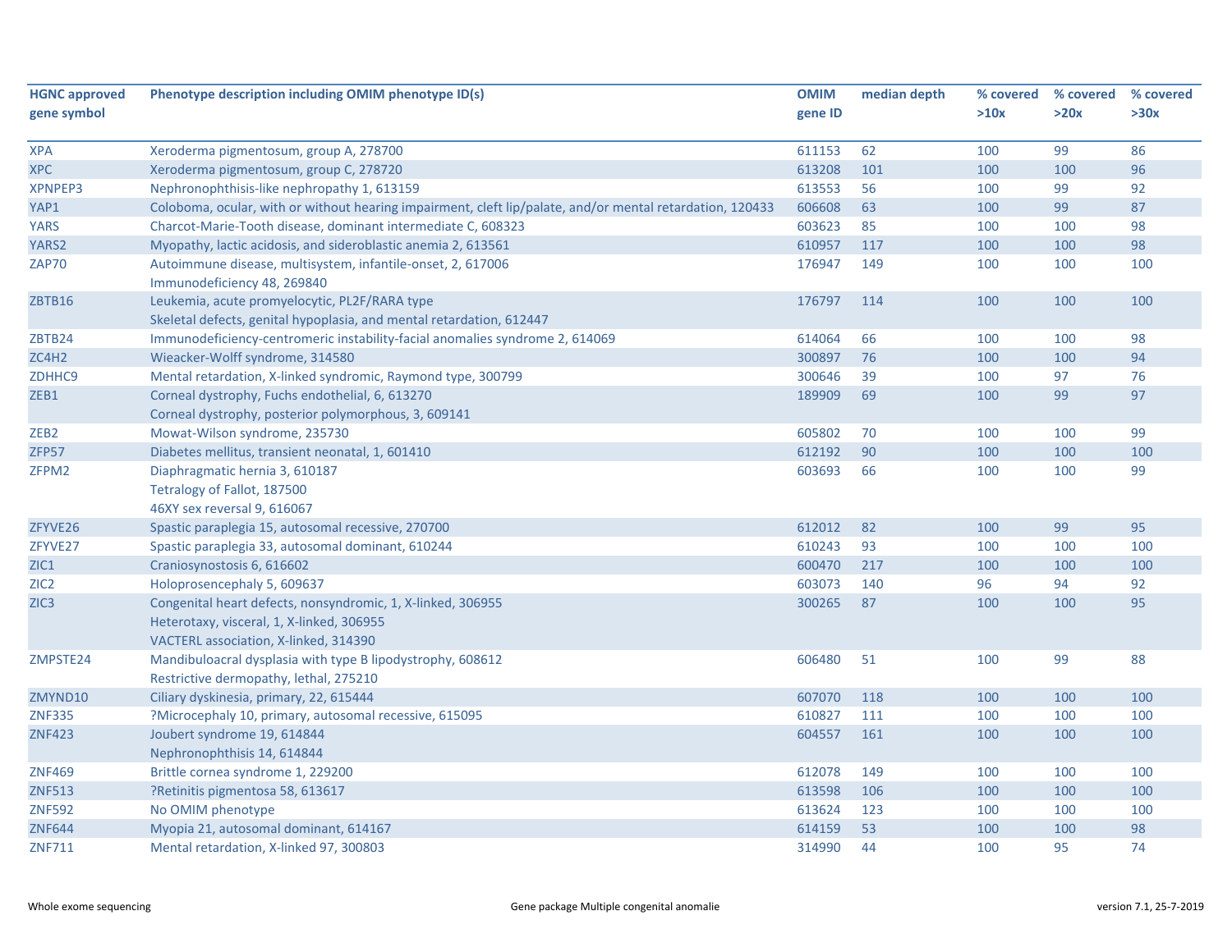| HGNC approved gene symbol | Phenotype description including OMIM phenotype ID(s) | OMIM gene ID | median depth | % covered >10x | % covered >20x | % covered >30x |
|---|---|---|---|---|---|---|
| XPA | Xeroderma pigmentosum, group A, 278700 | 611153 | 62 | 100 | 99 | 86 |
| XPC | Xeroderma pigmentosum, group C, 278720 | 613208 | 101 | 100 | 100 | 96 |
| XPNPEP3 | Nephronophthisis-like nephropathy 1, 613159 | 613553 | 56 | 100 | 99 | 92 |
| YAP1 | Coloboma, ocular, with or without hearing impairment, cleft lip/palate, and/or mental retardation, 120433 | 606608 | 63 | 100 | 99 | 87 |
| YARS | Charcot-Marie-Tooth disease, dominant intermediate C, 608323 | 603623 | 85 | 100 | 100 | 98 |
| YARS2 | Myopathy, lactic acidosis, and sideroblastic anemia 2, 613561 | 610957 | 117 | 100 | 100 | 98 |
| ZAP70 | Autoimmune disease, multisystem, infantile-onset, 2, 617006<br>Immunodeficiency 48, 269840 | 176947 | 149 | 100 | 100 | 100 |
| ZBTB16 | Leukemia, acute promyelocytic, PL2F/RARA type<br>Skeletal defects, genital hypoplasia, and mental retardation, 612447 | 176797 | 114 | 100 | 100 | 100 |
| ZBTB24 | Immunodeficiency-centromeric instability-facial anomalies syndrome 2, 614069 | 614064 | 66 | 100 | 100 | 98 |
| ZC4H2 | Wieacker-Wolff syndrome, 314580 | 300897 | 76 | 100 | 100 | 94 |
| ZDHHC9 | Mental retardation, X-linked syndromic, Raymond type, 300799 | 300646 | 39 | 100 | 97 | 76 |
| ZEB1 | Corneal dystrophy, Fuchs endothelial, 6, 613270<br>Corneal dystrophy, posterior polymorphous, 3, 609141 | 189909 | 69 | 100 | 99 | 97 |
| ZEB2 | Mowat-Wilson syndrome, 235730 | 605802 | 70 | 100 | 100 | 99 |
| ZFP57 | Diabetes mellitus, transient neonatal, 1, 601410 | 612192 | 90 | 100 | 100 | 100 |
| ZFPM2 | Diaphragmatic hernia 3, 610187<br>Tetralogy of Fallot, 187500<br>46XY sex reversal 9, 616067 | 603693 | 66 | 100 | 100 | 99 |
| ZFYVE26 | Spastic paraplegia 15, autosomal recessive, 270700 | 612012 | 82 | 100 | 99 | 95 |
| ZFYVE27 | Spastic paraplegia 33, autosomal dominant, 610244 | 610243 | 93 | 100 | 100 | 100 |
| ZIC1 | Craniosynostosis 6, 616602 | 600470 | 217 | 100 | 100 | 100 |
| ZIC2 | Holoprosencephaly 5, 609637 | 603073 | 140 | 96 | 94 | 92 |
| ZIC3 | Congenital heart defects, nonsyndromic, 1, X-linked, 306955<br>Heterotaxy, visceral, 1, X-linked, 306955<br>VACTERL association, X-linked, 314390 | 300265 | 87 | 100 | 100 | 95 |
| ZMPSTE24 | Mandibuloacral dysplasia with type B lipodystrophy, 608612<br>Restrictive dermopathy, lethal, 275210 | 606480 | 51 | 100 | 99 | 88 |
| ZMYND10 | Ciliary dyskinesia, primary, 22, 615444 | 607070 | 118 | 100 | 100 | 100 |
| ZNF335 | ?Microcephaly 10, primary, autosomal recessive, 615095 | 610827 | 111 | 100 | 100 | 100 |
| ZNF423 | Joubert syndrome 19, 614844<br>Nephronophthisis 14, 614844 | 604557 | 161 | 100 | 100 | 100 |
| ZNF469 | Brittle cornea syndrome 1, 229200 | 612078 | 149 | 100 | 100 | 100 |
| ZNF513 | ?Retinitis pigmentosa 58, 613617 | 613598 | 106 | 100 | 100 | 100 |
| ZNF592 | No OMIM phenotype | 613624 | 123 | 100 | 100 | 100 |
| ZNF644 | Myopia 21, autosomal dominant, 614167 | 614159 | 53 | 100 | 100 | 98 |
| ZNF711 | Mental retardation, X-linked 97, 300803 | 314990 | 44 | 100 | 95 | 74 |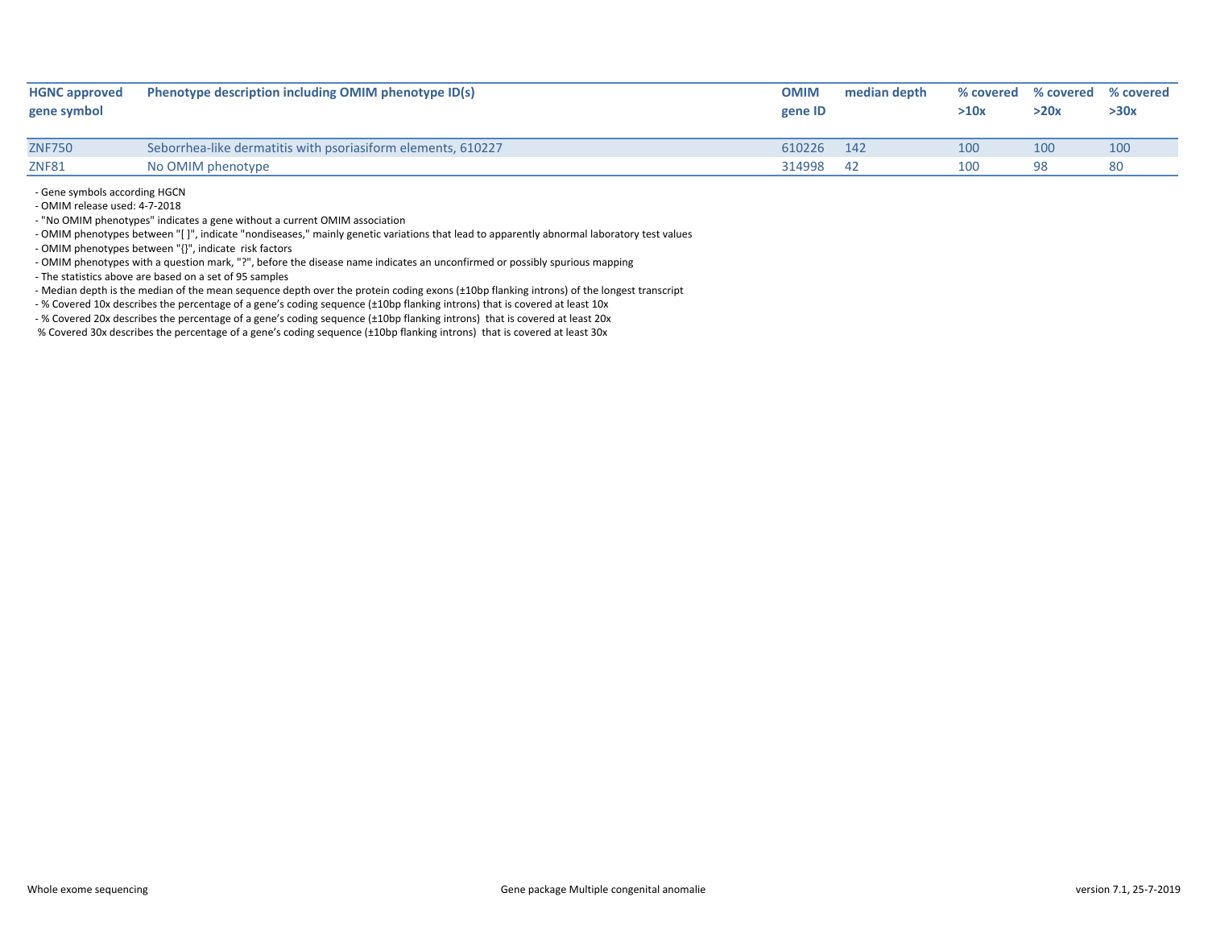| HGNC approved gene symbol | Phenotype description including OMIM phenotype ID(s) | OMIM gene ID | median depth | % covered >10x | % covered >20x | % covered >30x |
|---|---|---|---|---|---|---|
| ZNF750 | Seborrhea-like dermatitis with psoriasiform elements, 610227 | 610226 | 142 | 100 | 100 | 100 |
| ZNF81 | No OMIM phenotype | 314998 | 42 | 100 | 98 | 80 |

- Gene symbols according HGCN
- OMIM release used: 4-7-2018
- "No OMIM phenotypes" indicates a gene without a current OMIM association
- OMIM phenotypes between "[ ]", indicate "nondiseases," mainly genetic variations that lead to apparently abnormal laboratory test values
- OMIM phenotypes between "{}", indicate risk factors
- OMIM phenotypes with a question mark, "?", before the disease name indicates an unconfirmed or possibly spurious mapping
- The statistics above are based on a set of 95 samples
- Median depth is the median of the mean sequence depth over the protein coding exons (±10bp flanking introns) of the longest transcript
- % Covered 10x describes the percentage of a gene's coding sequence (±10bp flanking introns) that is covered at least 10x
- % Covered 20x describes the percentage of a gene's coding sequence (±10bp flanking introns) that is covered at least 20x

% Covered 30x describes the percentage of a gene's coding sequence (±10bp flanking introns) that is covered at least 30x